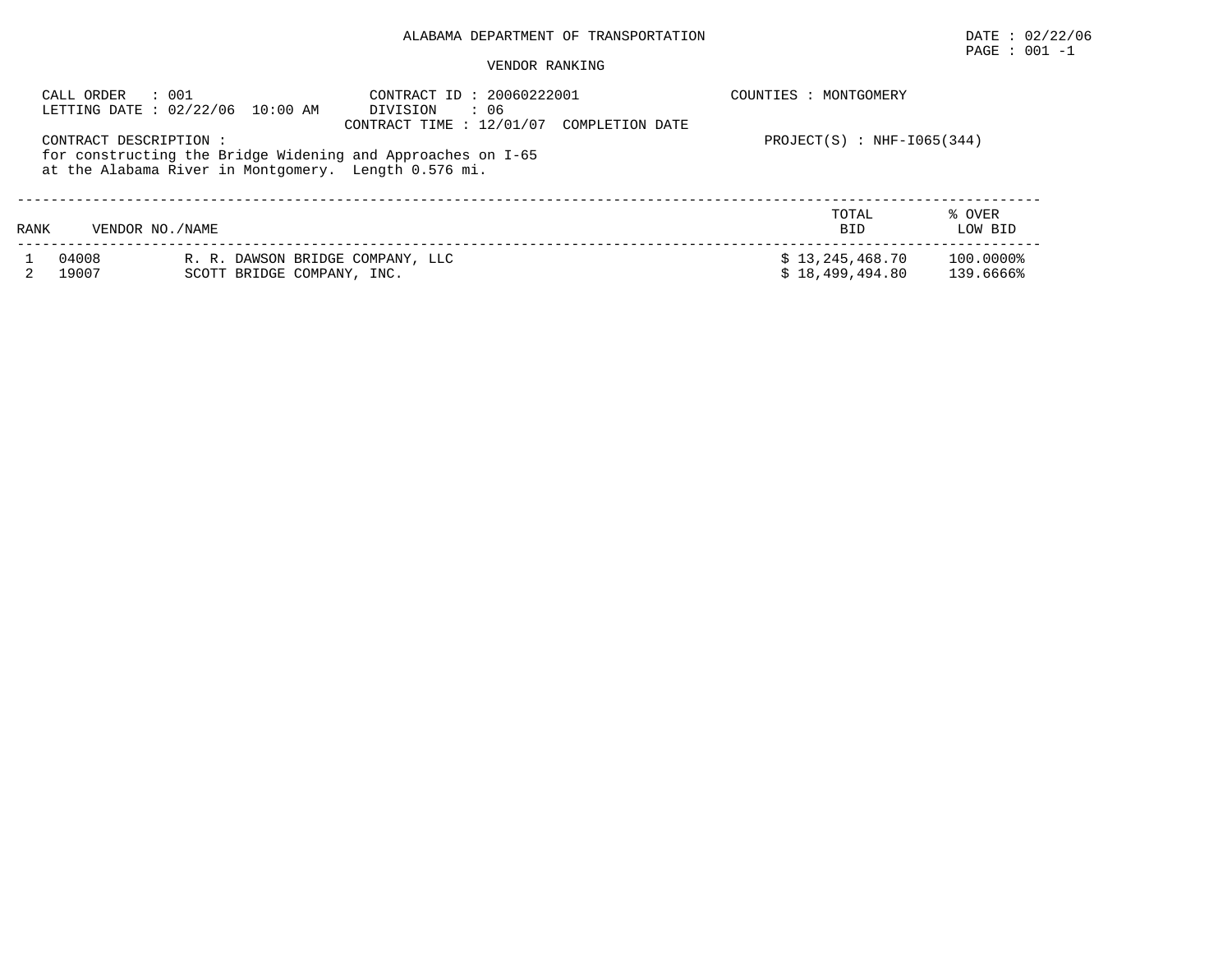ALABAMA DEPARTMENT OF TRANSPORTATION

DATE : 02/22/06

PAGE : 001 -1

VENDOR RANKING

CALL ORDER : 001
LETTING DATE : 02/22/06 10:00 AM

CONTRACT ID : 20060222001
DIVISION : 06
CONTRACT TIME : 12/01/07 COMPLETION DATE

COUNTIES : MONTGOMERY

CONTRACT DESCRIPTION :
for constructing the Bridge Widening and Approaches on I-65
at the Alabama River in Montgomery. Length 0.576 mi.

PROJECT(S) : NHF-I065(344)

| RANK | VENDOR NO./NAME | | TOTAL BID | % OVER LOW BID |
|---|---|---|---|---|
| 1 | 04008 | R. R. DAWSON BRIDGE COMPANY, LLC | $ 13,245,468.70 | 100.0000% |
| 2 | 19007 | SCOTT BRIDGE COMPANY, INC. | $ 18,499,494.80 | 139.6666% |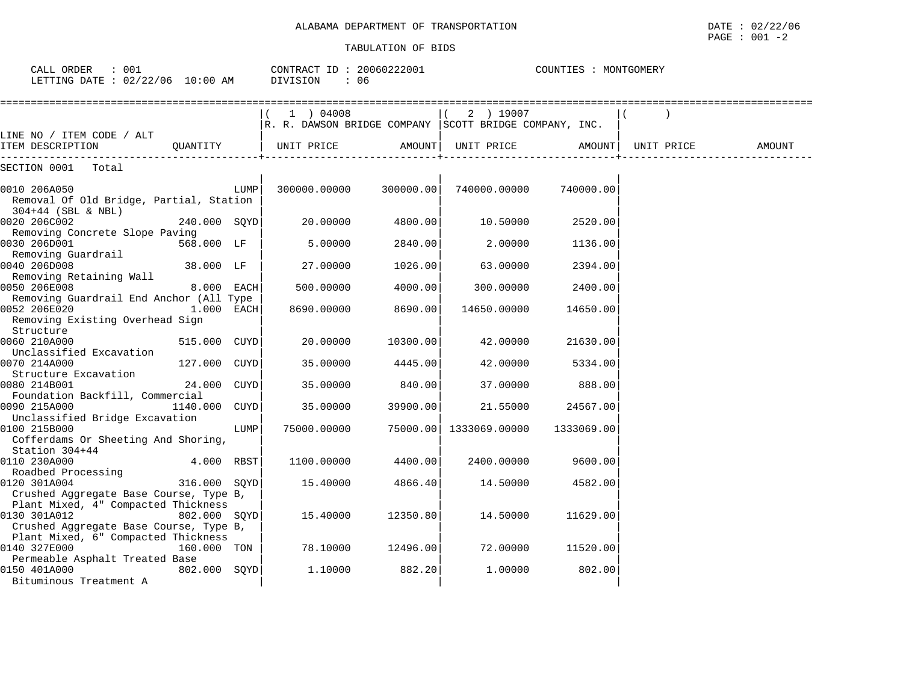ALABAMA DEPARTMENT OF TRANSPORTATION

TABULATION OF BIDS

DATE : 02/22/06

CALL ORDER : 001    CONTRACT ID : 20060222001    COUNTIES : MONTGOMERY
LETTING DATE : 02/22/06 10:00 AM    DIVISION : 06

| LINE NO / ITEM CODE / ALT ITEM DESCRIPTION | QUANTITY | (1) 04008 R. R. DAWSON BRIDGE COMPANY UNIT PRICE | AMOUNT | (2) 19007 SCOTT BRIDGE COMPANY, INC. UNIT PRICE | AMOUNT | ( ) UNIT PRICE | AMOUNT |
|---|---|---|---|---|---|---|---|
| SECTION 0001 Total | | | | | | | |
| 0010 206A050 Removal Of Old Bridge, Partial, Station 304+44 (SBL & NBL) | LUMP | 300000.00000 | 300000.00 | 740000.00000 | 740000.00 | | |
| 0020 206C002 Removing Concrete Slope Paving | 240.000 SQYD | 20.00000 | 4800.00 | 10.50000 | 2520.00 | | |
| 0030 206D001 Removing Guardrail | 568.000 LF | 5.00000 | 2840.00 | 2.00000 | 1136.00 | | |
| 0040 206D008 Removing Retaining Wall | 38.000 LF | 27.00000 | 1026.00 | 63.00000 | 2394.00 | | |
| 0050 206E008 Removing Guardrail End Anchor (All Type | 8.000 EACH | 500.00000 | 4000.00 | 300.00000 | 2400.00 | | |
| 0052 206E020 Removing Existing Overhead Sign Structure | 1.000 EACH | 8690.00000 | 8690.00 | 14650.00000 | 14650.00 | | |
| 0060 210A000 Unclassified Excavation | 515.000 CUYD | 20.00000 | 10300.00 | 42.00000 | 21630.00 | | |
| 0070 214A000 Structure Excavation | 127.000 CUYD | 35.00000 | 4445.00 | 42.00000 | 5334.00 | | |
| 0080 214B001 Foundation Backfill, Commercial | 24.000 CUYD | 35.00000 | 840.00 | 37.00000 | 888.00 | | |
| 0090 215A000 Unclassified Bridge Excavation | 1140.000 CUYD | 35.00000 | 39900.00 | 21.55000 | 24567.00 | | |
| 0100 215B000 Cofferdams Or Sheeting And Shoring, Station 304+44 | LUMP | 75000.00000 | 75000.00 | 1333069.00000 | 1333069.00 | | |
| 0110 230A000 Roadbed Processing | 4.000 RBST | 1100.00000 | 4400.00 | 2400.00000 | 9600.00 | | |
| 0120 301A004 Crushed Aggregate Base Course, Type B, Plant Mixed, 4" Compacted Thickness | 316.000 SQYD | 15.40000 | 4866.40 | 14.50000 | 4582.00 | | |
| 0130 301A012 Crushed Aggregate Base Course, Type B, Plant Mixed, 6" Compacted Thickness | 802.000 SQYD | 15.40000 | 12350.80 | 14.50000 | 11629.00 | | |
| 0140 327E000 Permeable Asphalt Treated Base | 160.000 TON | 78.10000 | 12496.00 | 72.00000 | 11520.00 | | |
| 0150 401A000 Bituminous Treatment A | 802.000 SQYD | 1.10000 | 882.20 | 1.00000 | 802.00 | | |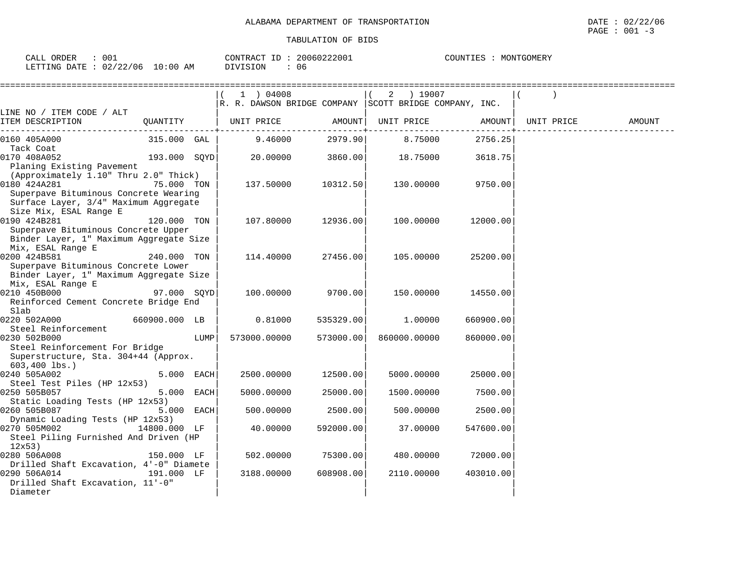ALABAMA DEPARTMENT OF TRANSPORTATION

TABULATION OF BIDS

DATE : 02/22/06

CALL ORDER : 001 CONTRACT ID : 20060222001 COUNTIES : MONTGOMERY
LETTING DATE : 02/22/06 10:00 AM DIVISION : 06

| LINE NO / ITEM CODE / ALT ITEM DESCRIPTION | QUANTITY | ( 1 ) 04008 R. R. DAWSON BRIDGE COMPANY UNIT PRICE | AMOUNT | ( 2 ) 19007 SCOTT BRIDGE COMPANY, INC. UNIT PRICE | AMOUNT | ( ) UNIT PRICE | AMOUNT |
|---|---|---|---|---|---|---|---|
| 0160 405A000 Tack Coat | 315.000 GAL | 9.46000 | 2979.90 | 8.75000 | 2756.25 | | |
| 0170 408A052 Planing Existing Pavement (Approximately 1.10" Thru 2.0" Thick) | 193.000 SQYD | 20.00000 | 3860.00 | 18.75000 | 3618.75 | | |
| 0180 424A281 Superpave Bituminous Concrete Wearing Surface Layer, 3/4" Maximum Aggregate Size Mix, ESAL Range E | 75.000 TON | 137.50000 | 10312.50 | 130.00000 | 9750.00 | | |
| 0190 424B281 Superpave Bituminous Concrete Upper Binder Layer, 1" Maximum Aggregate Size Mix, ESAL Range E | 120.000 TON | 107.80000 | 12936.00 | 100.00000 | 12000.00 | | |
| 0200 424B581 Superpave Bituminous Concrete Lower Binder Layer, 1" Maximum Aggregate Size Mix, ESAL Range E | 240.000 TON | 114.40000 | 27456.00 | 105.00000 | 25200.00 | | |
| 0210 450B000 Reinforced Cement Concrete Bridge End Slab | 97.000 SQYD | 100.00000 | 9700.00 | 150.00000 | 14550.00 | | |
| 0220 502A000 Steel Reinforcement | 660900.000 LB | 0.81000 | 535329.00 | 1.00000 | 660900.00 | | |
| 0230 502B000 Steel Reinforcement For Bridge Superstructure, Sta. 304+44 (Approx. 603,400 lbs.) | LUMP | 573000.00000 | 573000.00 | 860000.00000 | 860000.00 | | |
| 0240 505A002 Steel Test Piles (HP 12x53) | 5.000 EACH | 2500.00000 | 12500.00 | 5000.00000 | 25000.00 | | |
| 0250 505B057 Static Loading Tests (HP 12x53) | 5.000 EACH | 5000.00000 | 25000.00 | 1500.00000 | 7500.00 | | |
| 0260 505B087 Dynamic Loading Tests (HP 12x53) | 5.000 EACH | 500.00000 | 2500.00 | 500.00000 | 2500.00 | | |
| 0270 505M002 Steel Piling Furnished And Driven (HP 12x53) | 14800.000 LF | 40.00000 | 592000.00 | 37.00000 | 547600.00 | | |
| 0280 506A008 Drilled Shaft Excavation, 4'-0" Diamete | 150.000 LF | 502.00000 | 75300.00 | 480.00000 | 72000.00 | | |
| 0290 506A014 Drilled Shaft Excavation, 11'-0" Diameter | 191.000 LF | 3188.00000 | 608908.00 | 2110.00000 | 403010.00 | | |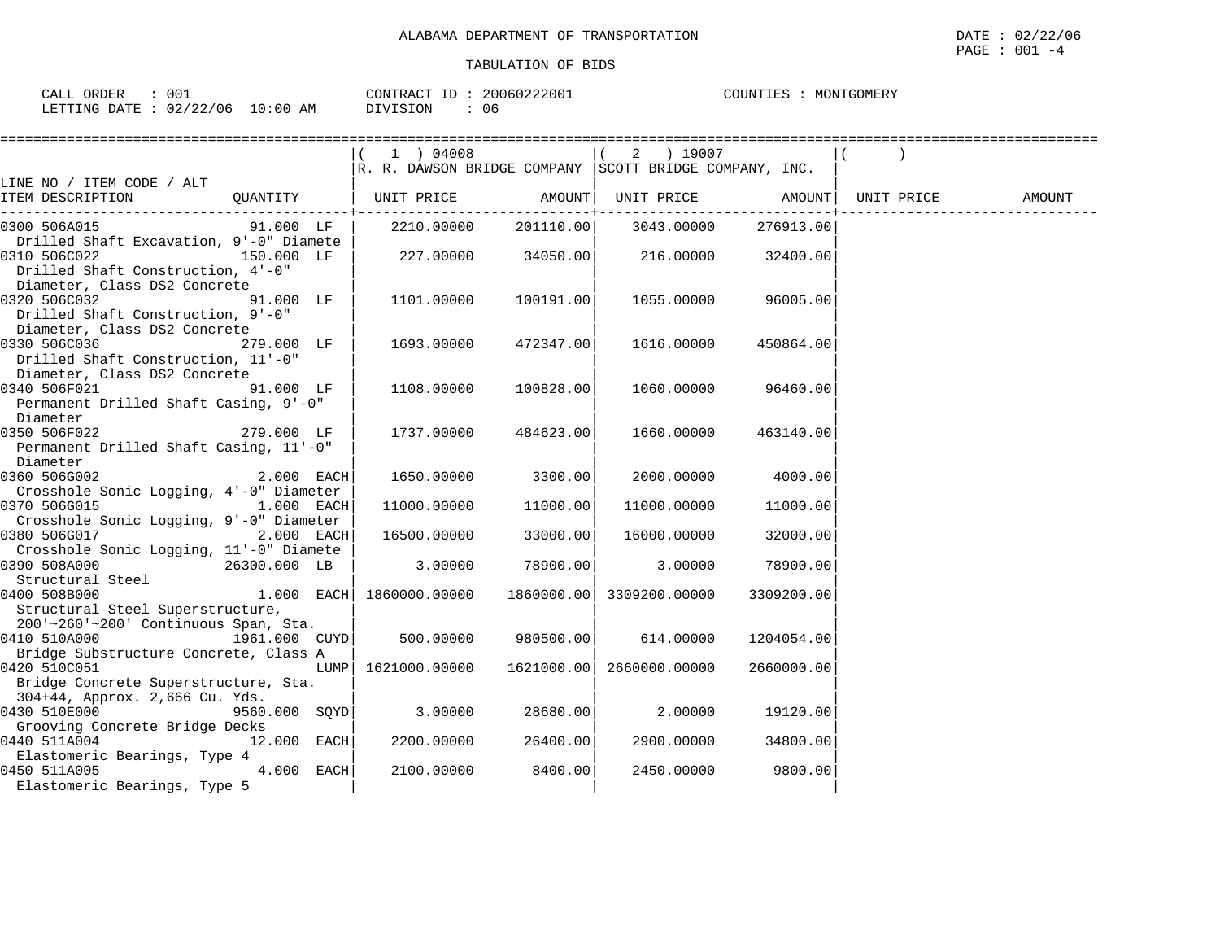ALABAMA DEPARTMENT OF TRANSPORTATION

TABULATION OF BIDS

DATE : 02/22/06

CALL ORDER : 001 &nbsp;&nbsp;&nbsp; CONTRACT ID : 20060222001 &nbsp;&nbsp;&nbsp; COUNTIES : MONTGOMERY

LETTING DATE : 02/22/06 10:00 AM &nbsp;&nbsp;&nbsp; DIVISION : 06

| LINE NO / ITEM CODE / ALT ITEM DESCRIPTION | QUANTITY | ( 1 ) 04008 R. R. DAWSON BRIDGE COMPANY UNIT PRICE | AMOUNT | ( 2 ) 19007 SCOTT BRIDGE COMPANY, INC. UNIT PRICE | AMOUNT | ( ) UNIT PRICE | AMOUNT |
|---|---|---|---|---|---|---|---|
| 0300 506A015 Drilled Shaft Excavation, 9'-0" Diamete | 91.000 LF | 2210.00000 | 201110.00 | 3043.00000 | 276913.00 | | |
| 0310 506C022 Drilled Shaft Construction, 4'-0" Diameter, Class DS2 Concrete | 150.000 LF | 227.00000 | 34050.00 | 216.00000 | 32400.00 | | |
| 0320 506C032 Drilled Shaft Construction, 9'-0" Diameter, Class DS2 Concrete | 91.000 LF | 1101.00000 | 100191.00 | 1055.00000 | 96005.00 | | |
| 0330 506C036 Drilled Shaft Construction, 11'-0" Diameter, Class DS2 Concrete | 279.000 LF | 1693.00000 | 472347.00 | 1616.00000 | 450864.00 | | |
| 0340 506F021 Permanent Drilled Shaft Casing, 9'-0" Diameter | 91.000 LF | 1108.00000 | 100828.00 | 1060.00000 | 96460.00 | | |
| 0350 506F022 Permanent Drilled Shaft Casing, 11'-0" Diameter | 279.000 LF | 1737.00000 | 484623.00 | 1660.00000 | 463140.00 | | |
| 0360 506G002 Crosshole Sonic Logging, 4'-0" Diameter | 2.000 EACH | 1650.00000 | 3300.00 | 2000.00000 | 4000.00 | | |
| 0370 506G015 Crosshole Sonic Logging, 9'-0" Diameter | 1.000 EACH | 11000.00000 | 11000.00 | 11000.00000 | 11000.00 | | |
| 0380 506G017 Crosshole Sonic Logging, 11'-0" Diamete | 2.000 EACH | 16500.00000 | 33000.00 | 16000.00000 | 32000.00 | | |
| 0390 508A000 Structural Steel | 26300.000 LB | 3.00000 | 78900.00 | 3.00000 | 78900.00 | | |
| 0400 508B000 Structural Steel Superstructure, 200'~260'~200' Continuous Span, Sta. | 1.000 EACH | 1860000.00000 | 1860000.00 | 3309200.00000 | 3309200.00 | | |
| 0410 510A000 Bridge Substructure Concrete, Class A | 1961.000 CUYD | 500.00000 | 980500.00 | 614.00000 | 1204054.00 | | |
| 0420 510C051 Bridge Concrete Superstructure, Sta. 304+44, Approx. 2,666 Cu. Yds. | LUMP | 1621000.00000 | 1621000.00 | 2660000.00000 | 2660000.00 | | |
| 0430 510E000 Grooving Concrete Bridge Decks | 9560.000 SQYD | 3.00000 | 28680.00 | 2.00000 | 19120.00 | | |
| 0440 511A004 Elastomeric Bearings, Type 4 | 12.000 EACH | 2200.00000 | 26400.00 | 2900.00000 | 34800.00 | | |
| 0450 511A005 Elastomeric Bearings, Type 5 | 4.000 EACH | 2100.00000 | 8400.00 | 2450.00000 | 9800.00 | | |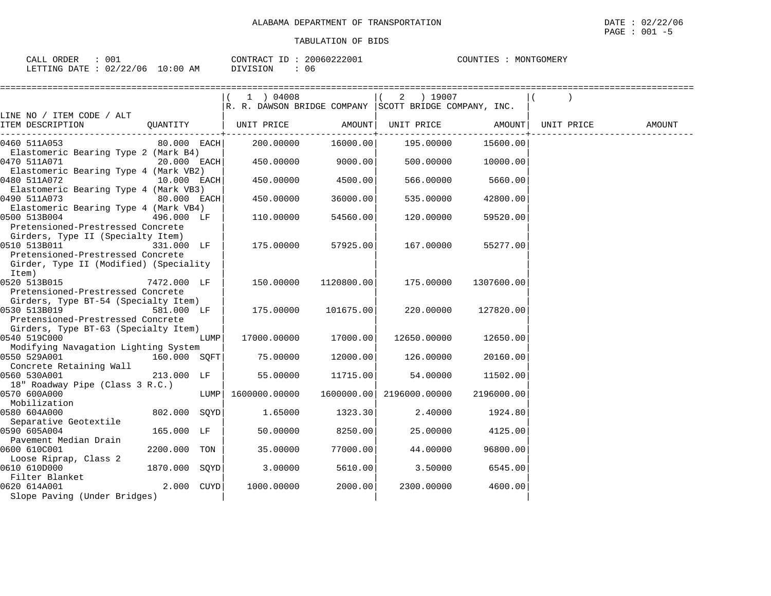ALABAMA DEPARTMENT OF TRANSPORTATION

TABULATION OF BIDS

DATE : 02/22/06
PAGE : 001 -5

CALL ORDER : 001
LETTING DATE : 02/22/06 10:00 AM

CONTRACT ID : 20060222001
DIVISION : 06

COUNTIES : MONTGOMERY

| LINE NO / ITEM CODE / ALT ITEM DESCRIPTION | QUANTITY | ( 1 ) 04008 R. R. DAWSON BRIDGE COMPANY UNIT PRICE | AMOUNT | ( 2 ) 19007 SCOTT BRIDGE COMPANY, INC. UNIT PRICE | AMOUNT | ( ) UNIT PRICE | AMOUNT |
|---|---|---|---|---|---|---|---|
| 0460 511A053 Elastomeric Bearing Type 2 (Mark B4) | 80.000 EACH | 200.00000 | 16000.00 | 195.00000 | 15600.00 | | |
| 0470 511A071 Elastomeric Bearing Type 4 (Mark VB2) | 20.000 EACH | 450.00000 | 9000.00 | 500.00000 | 10000.00 | | |
| 0480 511A072 Elastomeric Bearing Type 4 (Mark VB3) | 10.000 EACH | 450.00000 | 4500.00 | 566.00000 | 5660.00 | | |
| 0490 511A073 Elastomeric Bearing Type 4 (Mark VB4) | 80.000 EACH | 450.00000 | 36000.00 | 535.00000 | 42800.00 | | |
| 0500 513B004 Pretensioned-Prestressed Concrete Girders, Type II (Specialty Item) | 496.000 LF | 110.00000 | 54560.00 | 120.00000 | 59520.00 | | |
| 0510 513B011 Pretensioned-Prestressed Concrete Girder, Type II (Modified) (Speciality Item) | 331.000 LF | 175.00000 | 57925.00 | 167.00000 | 55277.00 | | |
| 0520 513B015 Pretensioned-Prestressed Concrete Girders, Type BT-54 (Specialty Item) | 7472.000 LF | 150.00000 | 1120800.00 | 175.00000 | 1307600.00 | | |
| 0530 513B019 Pretensioned-Prestressed Concrete Girders, Type BT-63 (Specialty Item) | 581.000 LF | 175.00000 | 101675.00 | 220.00000 | 127820.00 | | |
| 0540 519C000 Modifying Navagation Lighting System | LUMP | 17000.00000 | 17000.00 | 12650.00000 | 12650.00 | | |
| 0550 529A001 Concrete Retaining Wall | 160.000 SQFT | 75.00000 | 12000.00 | 126.00000 | 20160.00 | | |
| 0560 530A001 18" Roadway Pipe (Class 3 R.C.) | 213.000 LF | 55.00000 | 11715.00 | 54.00000 | 11502.00 | | |
| 0570 600A000 Mobilization | LUMP | 1600000.00000 | 1600000.00 | 2196000.00000 | 2196000.00 | | |
| 0580 604A000 Separative Geotextile | 802.000 SQYD | 1.65000 | 1323.30 | 2.40000 | 1924.80 | | |
| 0590 605A004 Pavement Median Drain | 165.000 LF | 50.00000 | 8250.00 | 25.00000 | 4125.00 | | |
| 0600 610C001 Loose Riprap, Class 2 | 2200.000 TON | 35.00000 | 77000.00 | 44.00000 | 96800.00 | | |
| 0610 610D000 Filter Blanket | 1870.000 SQYD | 3.00000 | 5610.00 | 3.50000 | 6545.00 | | |
| 0620 614A001 Slope Paving (Under Bridges) | 2.000 CUYD | 1000.00000 | 2000.00 | 2300.00000 | 4600.00 | | |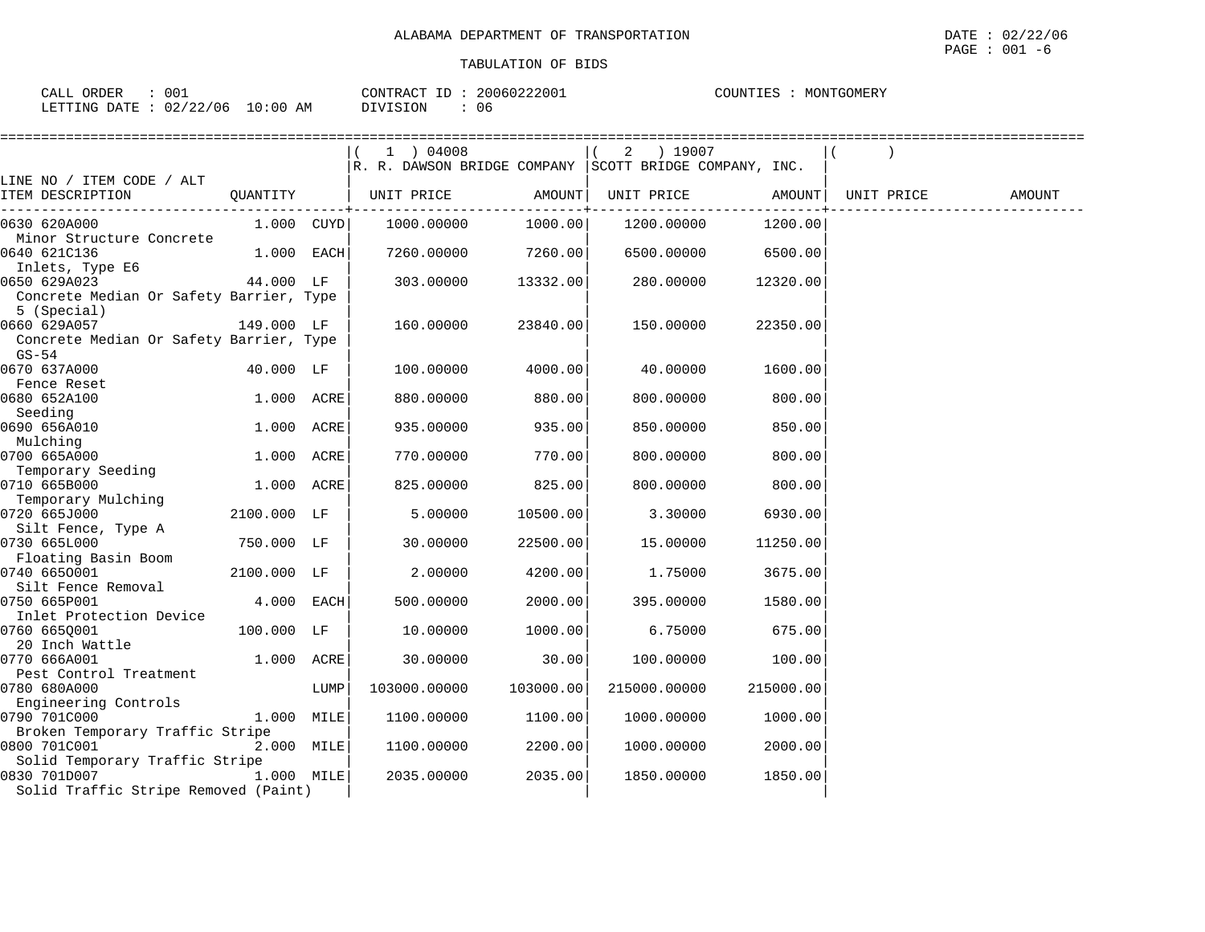ALABAMA DEPARTMENT OF TRANSPORTATION

TABULATION OF BIDS

DATE : 02/22/06

CALL ORDER : 001 | CONTRACT ID : 20060222001 | COUNTIES : MONTGOMERY
LETTING DATE : 02/22/06 10:00 AM | DIVISION : 06

| LINE NO / ITEM CODE / ALT ITEM DESCRIPTION | QUANTITY | (1) 04008 R. R. DAWSON BRIDGE COMPANY UNIT PRICE | AMOUNT | (2) 19007 SCOTT BRIDGE COMPANY, INC. UNIT PRICE | AMOUNT | ( ) UNIT PRICE | AMOUNT |
|---|---|---|---|---|---|---|---|
| 0630 620A000 Minor Structure Concrete | 1.000 CUYD | 1000.00000 | 1000.00 | 1200.00000 | 1200.00 | | |
| 0640 621C136 Inlets, Type E6 | 1.000 EACH | 7260.00000 | 7260.00 | 6500.00000 | 6500.00 | | |
| 0650 629A023 Concrete Median Or Safety Barrier, Type 5 (Special) | 44.000 LF | 303.00000 | 13332.00 | 280.00000 | 12320.00 | | |
| 0660 629A057 Concrete Median Or Safety Barrier, Type GS-54 | 149.000 LF | 160.00000 | 23840.00 | 150.00000 | 22350.00 | | |
| 0670 637A000 Fence Reset | 40.000 LF | 100.00000 | 4000.00 | 40.00000 | 1600.00 | | |
| 0680 652A100 Seeding | 1.000 ACRE | 880.00000 | 880.00 | 800.00000 | 800.00 | | |
| 0690 656A010 Mulching | 1.000 ACRE | 935.00000 | 935.00 | 850.00000 | 850.00 | | |
| 0700 665A000 Temporary Seeding | 1.000 ACRE | 770.00000 | 770.00 | 800.00000 | 800.00 | | |
| 0710 665B000 Temporary Mulching | 1.000 ACRE | 825.00000 | 825.00 | 800.00000 | 800.00 | | |
| 0720 665J000 Silt Fence, Type A | 2100.000 LF | 5.00000 | 10500.00 | 3.30000 | 6930.00 | | |
| 0730 665L000 Floating Basin Boom | 750.000 LF | 30.00000 | 22500.00 | 15.00000 | 11250.00 | | |
| 0740 665O001 Silt Fence Removal | 2100.000 LF | 2.00000 | 4200.00 | 1.75000 | 3675.00 | | |
| 0750 665P001 Inlet Protection Device | 4.000 EACH | 500.00000 | 2000.00 | 395.00000 | 1580.00 | | |
| 0760 665Q001 20 Inch Wattle | 100.000 LF | 10.00000 | 1000.00 | 6.75000 | 675.00 | | |
| 0770 666A001 Pest Control Treatment | 1.000 ACRE | 30.00000 | 30.00 | 100.00000 | 100.00 | | |
| 0780 680A000 Engineering Controls | LUMP | 103000.00000 | 103000.00 | 215000.00000 | 215000.00 | | |
| 0790 701C000 Broken Temporary Traffic Stripe | 1.000 MILE | 1100.00000 | 1100.00 | 1000.00000 | 1000.00 | | |
| 0800 701C001 Solid Temporary Traffic Stripe | 2.000 MILE | 1100.00000 | 2200.00 | 1000.00000 | 2000.00 | | |
| 0830 701D007 Solid Traffic Stripe Removed (Paint) | 1.000 MILE | 2035.00000 | 2035.00 | 1850.00000 | 1850.00 | | |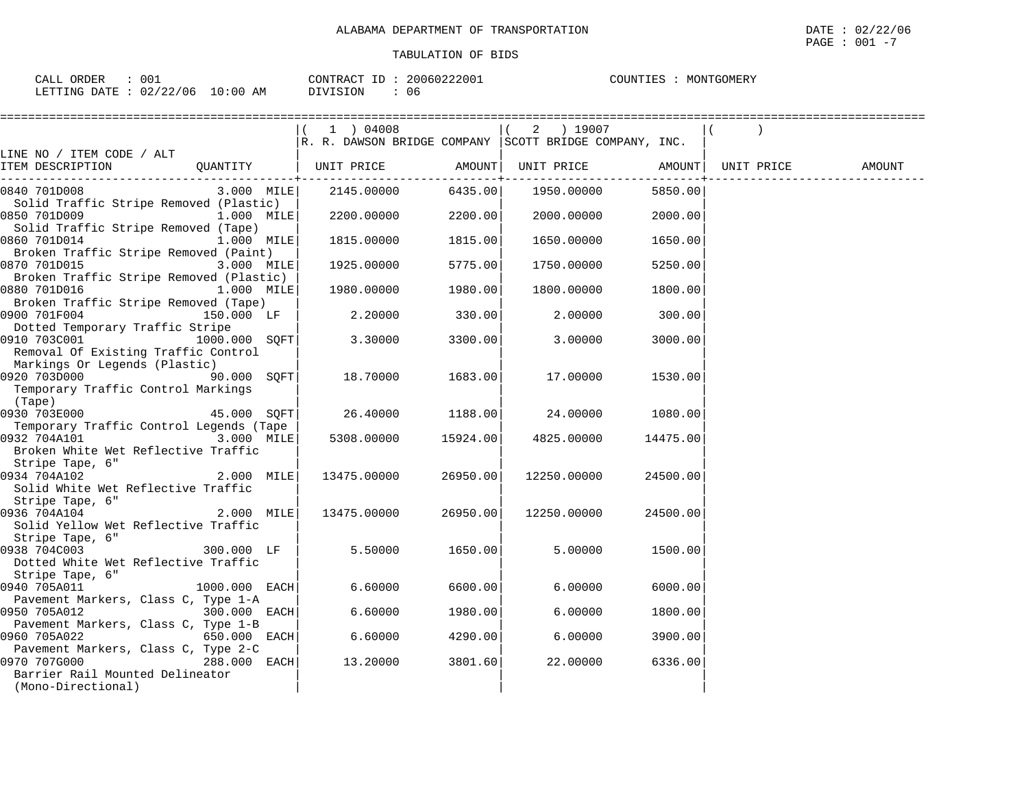ALABAMA DEPARTMENT OF TRANSPORTATION

TABULATION OF BIDS

DATE : 02/22/06

CALL ORDER : 001 CONTRACT ID : 20060222001 COUNTIES : MONTGOMERY
LETTING DATE : 02/22/06 10:00 AM DIVISION : 06

| LINE NO / ITEM CODE / ALT<br>ITEM DESCRIPTION | QUANTITY | ( 1 ) 04008<br>R. R. DAWSON BRIDGE COMPANY<br>UNIT PRICE | AMOUNT | ( 2 ) 19007<br>SCOTT BRIDGE COMPANY, INC.<br>UNIT PRICE | AMOUNT | ( )<br>UNIT PRICE | AMOUNT |
|---|---|---|---|---|---|---|---|
| 0840 701D008<br>Solid Traffic Stripe Removed (Plastic) | 3.000 MILE | 2145.00000 | 6435.00 | 1950.00000 | 5850.00 | | |
| 0850 701D009<br>Solid Traffic Stripe Removed (Tape) | 1.000 MILE | 2200.00000 | 2200.00 | 2000.00000 | 2000.00 | | |
| 0860 701D014<br>Broken Traffic Stripe Removed (Paint) | 1.000 MILE | 1815.00000 | 1815.00 | 1650.00000 | 1650.00 | | |
| 0870 701D015<br>Broken Traffic Stripe Removed (Plastic) | 3.000 MILE | 1925.00000 | 5775.00 | 1750.00000 | 5250.00 | | |
| 0880 701D016<br>Broken Traffic Stripe Removed (Tape) | 1.000 MILE | 1980.00000 | 1980.00 | 1800.00000 | 1800.00 | | |
| 0900 701F004<br>Dotted Temporary Traffic Stripe | 150.000 LF | 2.20000 | 330.00 | 2.00000 | 300.00 | | |
| 0910 703C001<br>Removal Of Existing Traffic Control Markings Or Legends (Plastic) | 1000.000 SQFT | 3.30000 | 3300.00 | 3.00000 | 3000.00 | | |
| 0920 703D000<br>Temporary Traffic Control Markings (Tape) | 90.000 SQFT | 18.70000 | 1683.00 | 17.00000 | 1530.00 | | |
| 0930 703E000<br>Temporary Traffic Control Legends (Tape | 45.000 SQFT | 26.40000 | 1188.00 | 24.00000 | 1080.00 | | |
| 0932 704A101<br>Broken White Wet Reflective Traffic Stripe Tape, 6" | 3.000 MILE | 5308.00000 | 15924.00 | 4825.00000 | 14475.00 | | |
| 0934 704A102<br>Solid White Wet Reflective Traffic Stripe Tape, 6" | 2.000 MILE | 13475.00000 | 26950.00 | 12250.00000 | 24500.00 | | |
| 0936 704A104<br>Solid Yellow Wet Reflective Traffic Stripe Tape, 6" | 2.000 MILE | 13475.00000 | 26950.00 | 12250.00000 | 24500.00 | | |
| 0938 704C003<br>Dotted White Wet Reflective Traffic Stripe Tape, 6" | 300.000 LF | 5.50000 | 1650.00 | 5.00000 | 1500.00 | | |
| 0940 705A011<br>Pavement Markers, Class C, Type 1-A | 1000.000 EACH | 6.60000 | 6600.00 | 6.00000 | 6000.00 | | |
| 0950 705A012<br>Pavement Markers, Class C, Type 1-B | 300.000 EACH | 6.60000 | 1980.00 | 6.00000 | 1800.00 | | |
| 0960 705A022<br>Pavement Markers, Class C, Type 2-C | 650.000 EACH | 6.60000 | 4290.00 | 6.00000 | 3900.00 | | |
| 0970 707G000<br>Barrier Rail Mounted Delineator (Mono-Directional) | 288.000 EACH | 13.20000 | 3801.60 | 22.00000 | 6336.00 | | |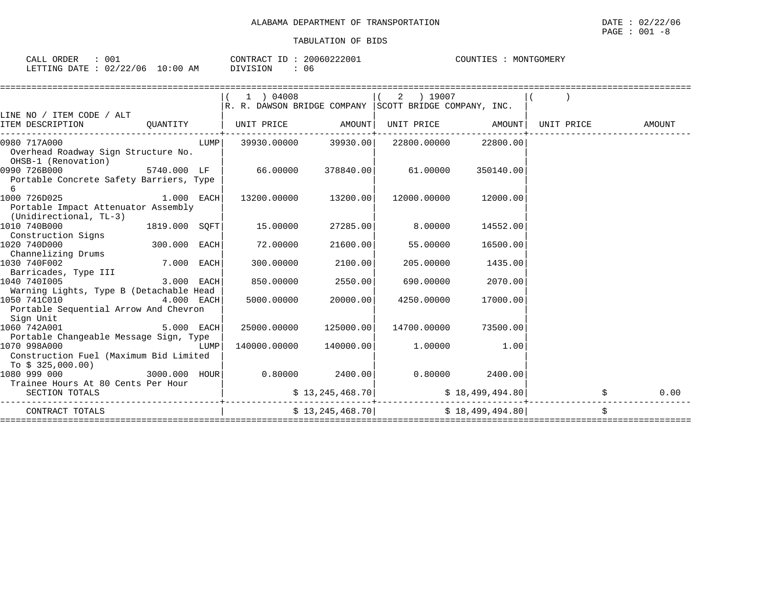ALABAMA DEPARTMENT OF TRANSPORTATION

TABULATION OF BIDS

CALL ORDER : 001 | CONTRACT ID : 20060222001 | COUNTIES : MONTGOMERY
LETTING DATE : 02/22/06 10:00 AM | DIVISION : 06

| LINE NO / ITEM CODE / ALT ITEM DESCRIPTION | QUANTITY | ( 1 ) 04008 R. R. DAWSON BRIDGE COMPANY UNIT PRICE | AMOUNT | ( 2 ) 19007 SCOTT BRIDGE COMPANY, INC. UNIT PRICE | AMOUNT | ( ) UNIT PRICE | AMOUNT |
|---|---|---|---|---|---|---|---|
| 0980 717A000 Overhead Roadway Sign Structure No. OHSB-1 (Renovation) | LUMP | 39930.00000 | 39930.00 | 22800.00000 | 22800.00 | | |
| 0990 726B000 Portable Concrete Safety Barriers, Type 6 | 5740.000 LF | 66.00000 | 378840.00 | 61.00000 | 350140.00 | | |
| 1000 726D025 Portable Impact Attenuator Assembly (Unidirectional, TL-3) | 1.000 EACH | 13200.00000 | 13200.00 | 12000.00000 | 12000.00 | | |
| 1010 740B000 Construction Signs | 1819.000 SQFT | 15.00000 | 27285.00 | 8.00000 | 14552.00 | | |
| 1020 740D000 Channelizing Drums | 300.000 EACH | 72.00000 | 21600.00 | 55.00000 | 16500.00 | | |
| 1030 740F002 Barricades, Type III | 7.000 EACH | 300.00000 | 2100.00 | 205.00000 | 1435.00 | | |
| 1040 740I005 Warning Lights, Type B (Detachable Head | 3.000 EACH | 850.00000 | 2550.00 | 690.00000 | 2070.00 | | |
| 1050 741C010 Portable Sequential Arrow And Chevron Sign Unit | 4.000 EACH | 5000.00000 | 20000.00 | 4250.00000 | 17000.00 | | |
| 1060 742A001 Portable Changeable Message Sign, Type | 5.000 EACH | 25000.00000 | 125000.00 | 14700.00000 | 73500.00 | | |
| 1070 998A000 Construction Fuel (Maximum Bid Limited To $ 325,000.00) | LUMP | 140000.00000 | 140000.00 | 1.00000 | 1.00 | | |
| 1080 999 000 Trainee Hours At 80 Cents Per Hour | 3000.000 HOUR | 0.80000 | 2400.00 | 0.80000 | 2400.00 | | |
| SECTION TOTALS | | | $ 13,245,468.70 | | $ 18,499,494.80 | | $ 0.00 |
| CONTRACT TOTALS | | | $ 13,245,468.70 | | $ 18,499,494.80 | | $ |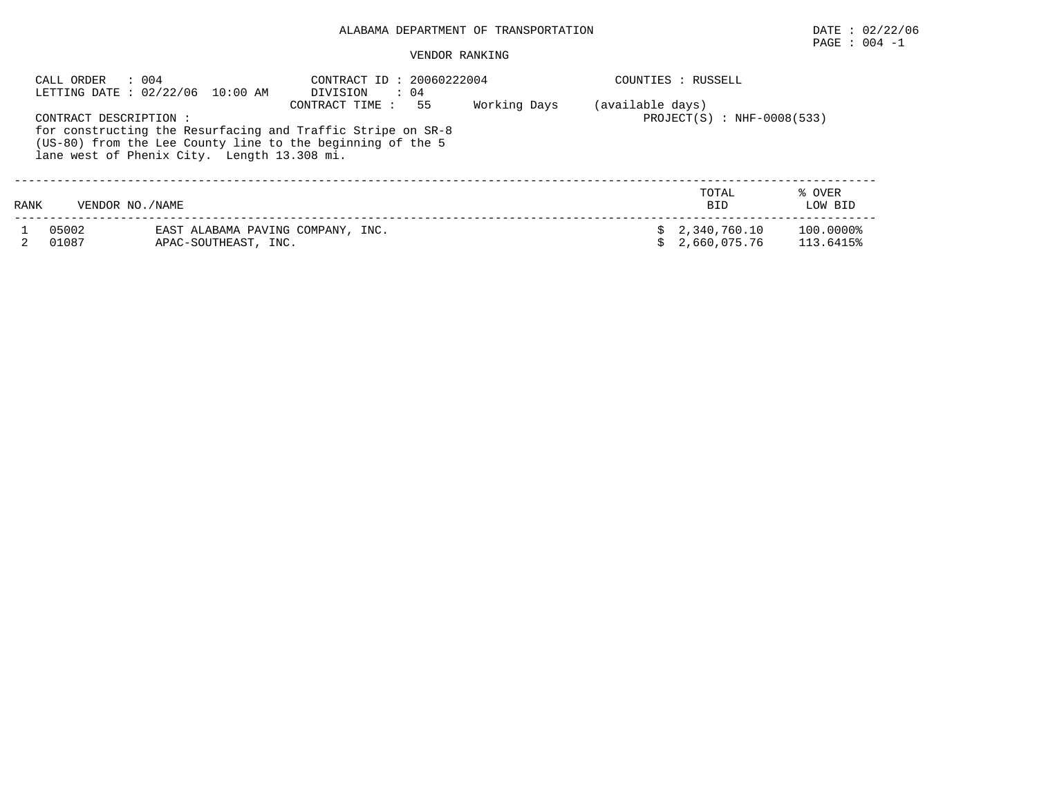# ALABAMA DEPARTMENT OF TRANSPORTATION

DATE : 02/22/06

## VENDOR RANKING

CALL ORDER : 004
LETTING DATE : 02/22/06 10:00 AM
CONTRACT ID : 20060222004
DIVISION : 04
CONTRACT TIME : 55 Working Days (available days)
COUNTIES : RUSSELL
PROJECT(S) : NHF-0008(533)

CONTRACT DESCRIPTION :
for constructing the Resurfacing and Traffic Stripe on SR-8 (US-80) from the Lee County line to the beginning of the 5 lane west of Phenix City. Length 13.308 mi.

| RANK | VENDOR NO./NAME | | TOTAL BID | % OVER LOW BID |
|---|---|---|---|---|
| 1 | 05002 | EAST ALABAMA PAVING COMPANY, INC. | $ 2,340,760.10 | 100.0000% |
| 2 | 01087 | APAC-SOUTHEAST, INC. | $ 2,660,075.76 | 113.6415% |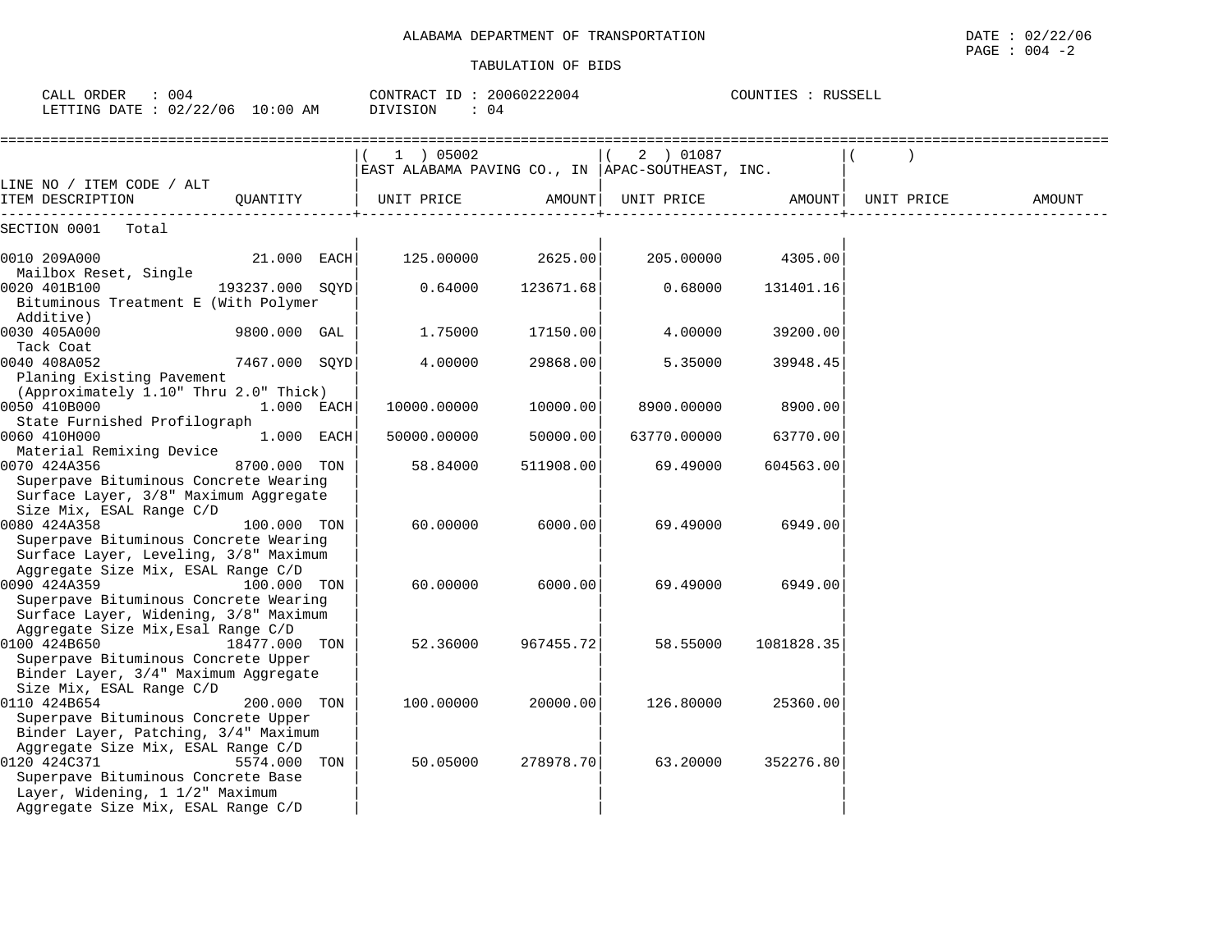ALABAMA DEPARTMENT OF TRANSPORTATION

DATE : 02/22/06

TABULATION OF BIDS

CALL ORDER : 004 CONTRACT ID : 20060222004 COUNTIES : RUSSELL
LETTING DATE : 02/22/06 10:00 AM DIVISION : 04

| LINE NO / ITEM CODE / ALT ITEM DESCRIPTION | QUANTITY | ( 1 ) 05002 EAST ALABAMA PAVING CO., IN UNIT PRICE | AMOUNT | ( 2 ) 01087 APAC-SOUTHEAST, INC. UNIT PRICE | AMOUNT | ( ) UNIT PRICE | AMOUNT |
|---|---|---|---|---|---|---|---|
| SECTION 0001 Total | | | | | | | |
| 0010 209A000 Mailbox Reset, Single | 21.000 EACH | 125.00000 | 2625.00 | 205.00000 | 4305.00 | | |
| 0020 401B100 Bituminous Treatment E (With Polymer Additive) | 193237.000 SQYD | 0.64000 | 123671.68 | 0.68000 | 131401.16 | | |
| 0030 405A000 Tack Coat | 9800.000 GAL | 1.75000 | 17150.00 | 4.00000 | 39200.00 | | |
| 0040 408A052 Planing Existing Pavement (Approximately 1.10" Thru 2.0" Thick) | 7467.000 SQYD | 4.00000 | 29868.00 | 5.35000 | 39948.45 | | |
| 0050 410B000 State Furnished Profilograph | 1.000 EACH | 10000.00000 | 10000.00 | 8900.00000 | 8900.00 | | |
| 0060 410H000 Material Remixing Device | 1.000 EACH | 50000.00000 | 50000.00 | 63770.00000 | 63770.00 | | |
| 0070 424A356 Superpave Bituminous Concrete Wearing Surface Layer, 3/8" Maximum Aggregate Size Mix, ESAL Range C/D | 8700.000 TON | 58.84000 | 511908.00 | 69.49000 | 604563.00 | | |
| 0080 424A358 Superpave Bituminous Concrete Wearing Surface Layer, Leveling, 3/8" Maximum Aggregate Size Mix, ESAL Range C/D | 100.000 TON | 60.00000 | 6000.00 | 69.49000 | 6949.00 | | |
| 0090 424A359 Superpave Bituminous Concrete Wearing Surface Layer, Widening, 3/8" Maximum Aggregate Size Mix,Esal Range C/D | 100.000 TON | 60.00000 | 6000.00 | 69.49000 | 6949.00 | | |
| 0100 424B650 Superpave Bituminous Concrete Upper Binder Layer, 3/4" Maximum Aggregate Size Mix, ESAL Range C/D | 18477.000 TON | 52.36000 | 967455.72 | 58.55000 | 1081828.35 | | |
| 0110 424B654 Superpave Bituminous Concrete Upper Binder Layer, Patching, 3/4" Maximum Aggregate Size Mix, ESAL Range C/D | 200.000 TON | 100.00000 | 20000.00 | 126.80000 | 25360.00 | | |
| 0120 424C371 Superpave Bituminous Concrete Base Layer, Widening, 1 1/2" Maximum Aggregate Size Mix, ESAL Range C/D | 5574.000 TON | 50.05000 | 278978.70 | 63.20000 | 352276.80 | | |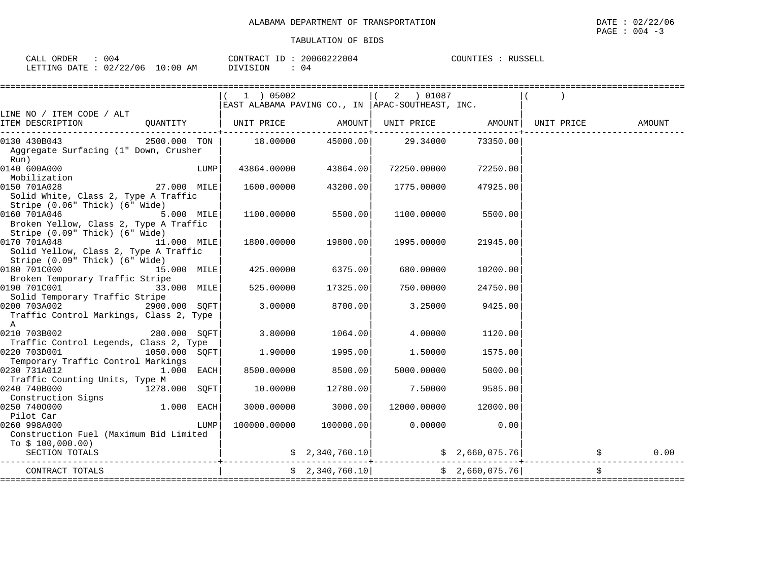ALABAMA DEPARTMENT OF TRANSPORTATION

DATE : 02/22/06

TABULATION OF BIDS

CALL ORDER : 004 CONTRACT ID : 20060222004 COUNTIES : RUSSELL
LETTING DATE : 02/22/06 10:00 AM DIVISION : 04

| LINE NO / ITEM CODE / ALT<br>ITEM DESCRIPTION | QUANTITY | ( 1 ) 05002<br>EAST ALABAMA PAVING CO., IN<br>UNIT PRICE | AMOUNT | ( 2 ) 01087<br>APAC-SOUTHEAST, INC.<br>UNIT PRICE | AMOUNT | ( )<br>UNIT PRICE | AMOUNT |
|---|---|---|---|---|---|---|---|
| 0130 430B043<br>Aggregate Surfacing (1" Down, Crusher Run) | 2500.000 TON | 18.00000 | 45000.00 | 29.34000 | 73350.00 | | |
| 0140 600A000<br>Mobilization | LUMP | 43864.00000 | 43864.00 | 72250.00000 | 72250.00 | | |
| 0150 701A028<br>Solid White, Class 2, Type A Traffic Stripe (0.06" Thick) (6" Wide) | 27.000 MILE | 1600.00000 | 43200.00 | 1775.00000 | 47925.00 | | |
| 0160 701A046<br>Broken Yellow, Class 2, Type A Traffic Stripe (0.09" Thick) (6" Wide) | 5.000 MILE | 1100.00000 | 5500.00 | 1100.00000 | 5500.00 | | |
| 0170 701A048<br>Solid Yellow, Class 2, Type A Traffic Stripe (0.09" Thick) (6" Wide) | 11.000 MILE | 1800.00000 | 19800.00 | 1995.00000 | 21945.00 | | |
| 0180 701C000<br>Broken Temporary Traffic Stripe | 15.000 MILE | 425.00000 | 6375.00 | 680.00000 | 10200.00 | | |
| 0190 701C001<br>Solid Temporary Traffic Stripe | 33.000 MILE | 525.00000 | 17325.00 | 750.00000 | 24750.00 | | |
| 0200 703A002<br>Traffic Control Markings, Class 2, Type A | 2900.000 SQFT | 3.00000 | 8700.00 | 3.25000 | 9425.00 | | |
| 0210 703B002<br>Traffic Control Legends, Class 2, Type | 280.000 SQFT | 3.80000 | 1064.00 | 4.00000 | 1120.00 | | |
| 0220 703D001<br>Temporary Traffic Control Markings | 1050.000 SQFT | 1.90000 | 1995.00 | 1.50000 | 1575.00 | | |
| 0230 731A012<br>Traffic Counting Units, Type M | 1.000 EACH | 8500.00000 | 8500.00 | 5000.00000 | 5000.00 | | |
| 0240 740B000<br>Construction Signs | 1278.000 SQFT | 10.00000 | 12780.00 | 7.50000 | 9585.00 | | |
| 0250 740O000<br>Pilot Car | 1.000 EACH | 3000.00000 | 3000.00 | 12000.00000 | 12000.00 | | |
| 0260 998A000<br>Construction Fuel (Maximum Bid Limited To $ 100,000.00) | LUMP | 100000.00000 | 100000.00 | 0.00000 | 0.00 | | |
| SECTION TOTALS | | | $ 2,340,760.10 | | $ 2,660,075.76 | | $ 0.00 |
| CONTRACT TOTALS | | | $ 2,340,760.10 | | $ 2,660,075.76 | | $ |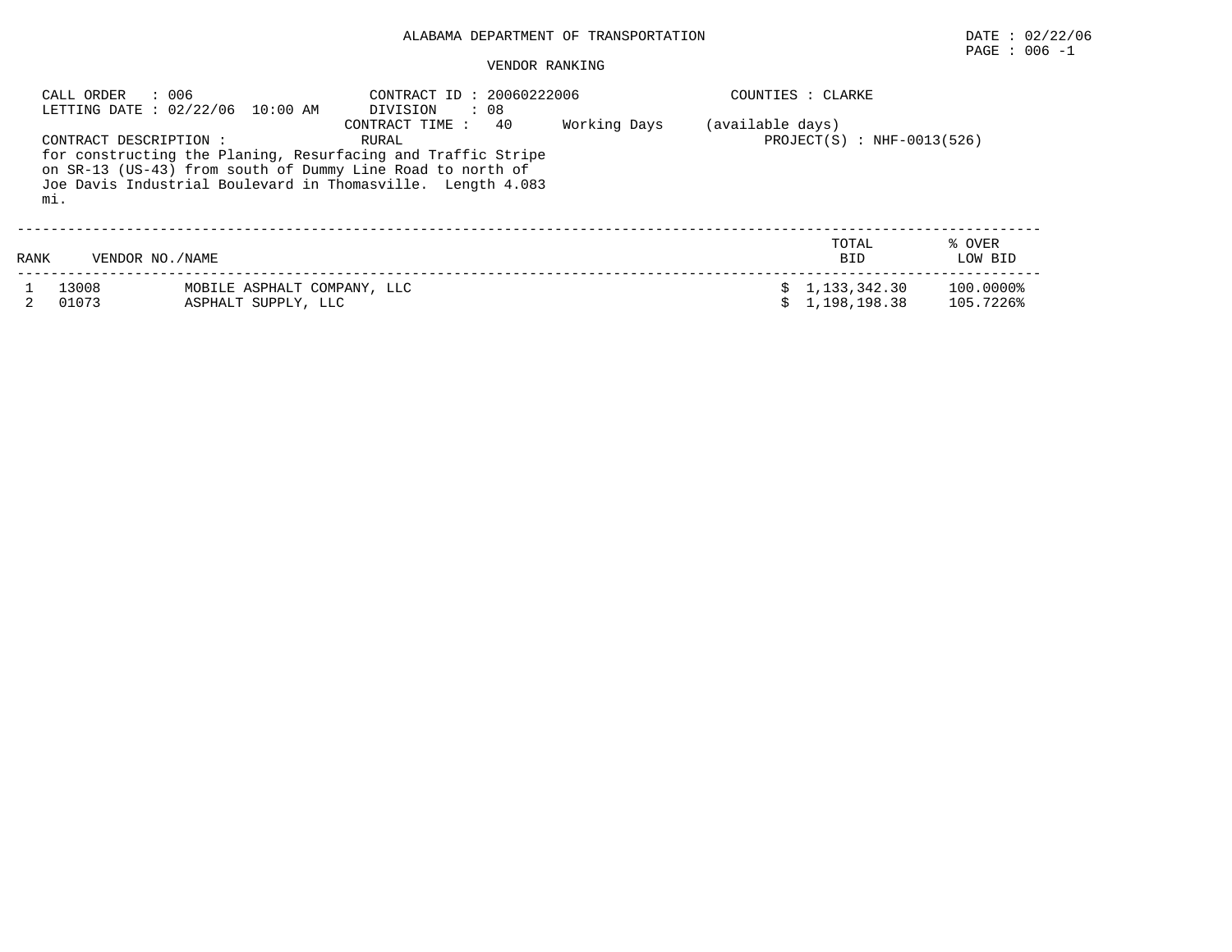ALABAMA DEPARTMENT OF TRANSPORTATION

DATE : 02/22/06

PAGE : 006 -1

VENDOR RANKING

CALL ORDER : 006
LETTING DATE : 02/22/06 10:00 AM

CONTRACT ID : 20060222006
DIVISION : 08
CONTRACT TIME : 40 Working Days (available days)

COUNTIES : CLARKE

CONTRACT DESCRIPTION : RURAL
for constructing the Planing, Resurfacing and Traffic Stripe on SR-13 (US-43) from south of Dummy Line Road to north of Joe Davis Industrial Boulevard in Thomasville. Length 4.083 mi.

PROJECT(S) : NHF-0013(526)

| RANK | VENDOR NO./NAME | | TOTAL BID | % OVER LOW BID |
|---|---|---|---|---|
| 1 | 13008 | MOBILE ASPHALT COMPANY, LLC | $ 1,133,342.30 | 100.0000% |
| 2 | 01073 | ASPHALT SUPPLY, LLC | $ 1,198,198.38 | 105.7226% |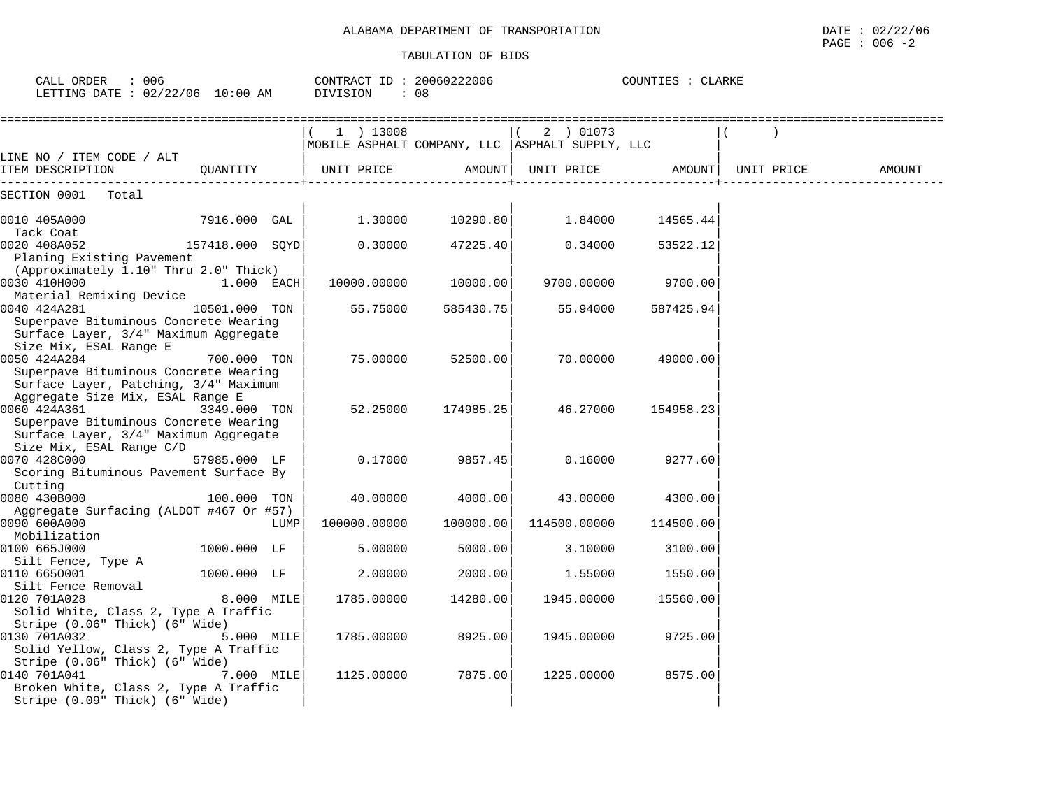ALABAMA DEPARTMENT OF TRANSPORTATION

TABULATION OF BIDS

DATE : 02/22/06
PAGE : 006 -2

CALL ORDER : 006
LETTING DATE : 02/22/06 10:00 AM

CONTRACT ID : 20060222006
DIVISION : 08

COUNTIES : CLARKE

| LINE NO / ITEM CODE / ALT<br>ITEM DESCRIPTION | QUANTITY | ( 1 ) 13008<br>MOBILE ASPHALT COMPANY, LLC<br>UNIT PRICE | <br><br>AMOUNT | ( 2 ) 01073<br>ASPHALT SUPPLY, LLC<br>UNIT PRICE | <br><br>AMOUNT | ( )<br><br>UNIT PRICE | <br><br>AMOUNT |
|---|---|---|---|---|---|---|---|
| SECTION 0001 Total | | | | | | | |
| 0010 405A000<br>Tack Coat | 7916.000 GAL | 1.30000 | 10290.80 | 1.84000 | 14565.44 | | |
| 0020 408A052<br>Planing Existing Pavement (Approximately 1.10" Thru 2.0" Thick) | 157418.000 SQYD | 0.30000 | 47225.40 | 0.34000 | 53522.12 | | |
| 0030 410H000<br>Material Remixing Device | 1.000 EACH | 10000.00000 | 10000.00 | 9700.00000 | 9700.00 | | |
| 0040 424A281<br>Superpave Bituminous Concrete Wearing Surface Layer, 3/4" Maximum Aggregate Size Mix, ESAL Range E | 10501.000 TON | 55.75000 | 585430.75 | 55.94000 | 587425.94 | | |
| 0050 424A284<br>Superpave Bituminous Concrete Wearing Surface Layer, Patching, 3/4" Maximum Aggregate Size Mix, ESAL Range E | 700.000 TON | 75.00000 | 52500.00 | 70.00000 | 49000.00 | | |
| 0060 424A361<br>Superpave Bituminous Concrete Wearing Surface Layer, 3/4" Maximum Aggregate Size Mix, ESAL Range C/D | 3349.000 TON | 52.25000 | 174985.25 | 46.27000 | 154958.23 | | |
| 0070 428C000<br>Scoring Bituminous Pavement Surface By Cutting | 57985.000 LF | 0.17000 | 9857.45 | 0.16000 | 9277.60 | | |
| 0080 430B000<br>Aggregate Surfacing (ALDOT #467 Or #57) | 100.000 TON | 40.00000 | 4000.00 | 43.00000 | 4300.00 | | |
| 0090 600A000<br>Mobilization | LUMP | 100000.00000 | 100000.00 | 114500.00000 | 114500.00 | | |
| 0100 665J000<br>Silt Fence, Type A | 1000.000 LF | 5.00000 | 5000.00 | 3.10000 | 3100.00 | | |
| 0110 665O001<br>Silt Fence Removal | 1000.000 LF | 2.00000 | 2000.00 | 1.55000 | 1550.00 | | |
| 0120 701A028<br>Solid White, Class 2, Type A Traffic Stripe (0.06" Thick) (6" Wide) | 8.000 MILE | 1785.00000 | 14280.00 | 1945.00000 | 15560.00 | | |
| 0130 701A032<br>Solid Yellow, Class 2, Type A Traffic Stripe (0.06" Thick) (6" Wide) | 5.000 MILE | 1785.00000 | 8925.00 | 1945.00000 | 9725.00 | | |
| 0140 701A041<br>Broken White, Class 2, Type A Traffic Stripe (0.09" Thick) (6" Wide) | 7.000 MILE | 1125.00000 | 7875.00 | 1225.00000 | 8575.00 | | |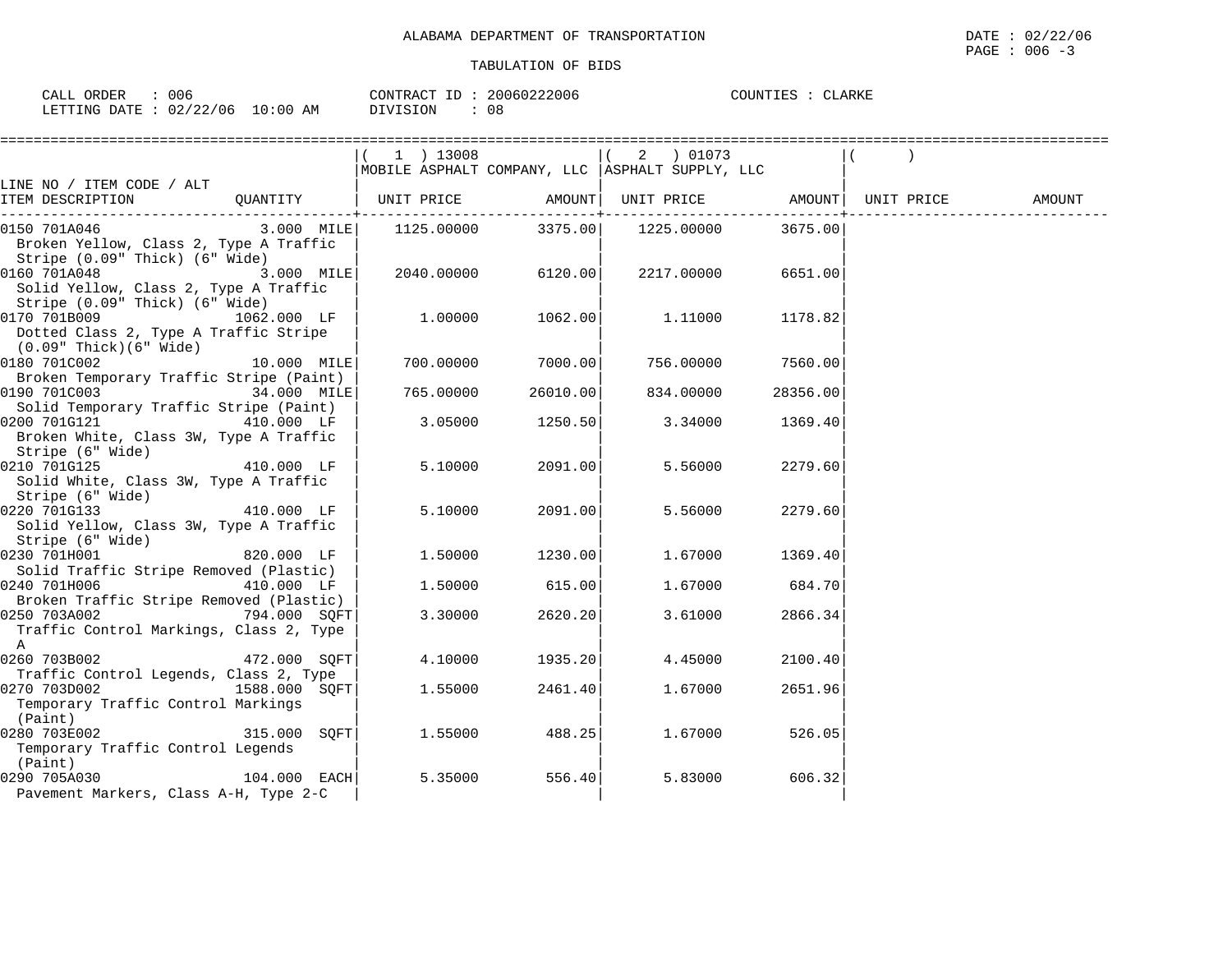ALABAMA DEPARTMENT OF TRANSPORTATION

TABULATION OF BIDS

DATE : 02/22/06
PAGE : 006 -3

CALL ORDER : 006
LETTING DATE : 02/22/06 10:00 AM

CONTRACT ID : 20060222006
DIVISION : 08

COUNTIES : CLARKE

| LINE NO / ITEM CODE / ALT<br>ITEM DESCRIPTION | QUANTITY | ( 1 ) 13008<br>MOBILE ASPHALT COMPANY, LLC<br>UNIT PRICE | AMOUNT | ( 2 ) 01073<br>ASPHALT SUPPLY, LLC<br>UNIT PRICE | AMOUNT | ( )<br>UNIT PRICE | AMOUNT |
|---|---|---|---|---|---|---|---|
| 0150 701A046<br>Broken Yellow, Class 2, Type A Traffic Stripe (0.09" Thick) (6" Wide) | 3.000 MILE | 1125.00000 | 3375.00 | 1225.00000 | 3675.00 | | |
| 0160 701A048<br>Solid Yellow, Class 2, Type A Traffic Stripe (0.09" Thick) (6" Wide) | 3.000 MILE | 2040.00000 | 6120.00 | 2217.00000 | 6651.00 | | |
| 0170 701B009<br>Dotted Class 2, Type A Traffic Stripe (0.09" Thick)(6" Wide) | 1062.000 LF | 1.00000 | 1062.00 | 1.11000 | 1178.82 | | |
| 0180 701C002<br>Broken Temporary Traffic Stripe (Paint) | 10.000 MILE | 700.00000 | 7000.00 | 756.00000 | 7560.00 | | |
| 0190 701C003<br>Solid Temporary Traffic Stripe (Paint) | 34.000 MILE | 765.00000 | 26010.00 | 834.00000 | 28356.00 | | |
| 0200 701G121<br>Broken White, Class 3W, Type A Traffic Stripe (6" Wide) | 410.000 LF | 3.05000 | 1250.50 | 3.34000 | 1369.40 | | |
| 0210 701G125<br>Solid White, Class 3W, Type A Traffic Stripe (6" Wide) | 410.000 LF | 5.10000 | 2091.00 | 5.56000 | 2279.60 | | |
| 0220 701G133<br>Solid Yellow, Class 3W, Type A Traffic Stripe (6" Wide) | 410.000 LF | 5.10000 | 2091.00 | 5.56000 | 2279.60 | | |
| 0230 701H001<br>Solid Traffic Stripe Removed (Plastic) | 820.000 LF | 1.50000 | 1230.00 | 1.67000 | 1369.40 | | |
| 0240 701H006<br>Broken Traffic Stripe Removed (Plastic) | 410.000 LF | 1.50000 | 615.00 | 1.67000 | 684.70 | | |
| 0250 703A002<br>Traffic Control Markings, Class 2, Type A | 794.000 SQFT | 3.30000 | 2620.20 | 3.61000 | 2866.34 | | |
| 0260 703B002<br>Traffic Control Legends, Class 2, Type | 472.000 SQFT | 4.10000 | 1935.20 | 4.45000 | 2100.40 | | |
| 0270 703D002<br>Temporary Traffic Control Markings (Paint) | 1588.000 SQFT | 1.55000 | 2461.40 | 1.67000 | 2651.96 | | |
| 0280 703E002<br>Temporary Traffic Control Legends (Paint) | 315.000 SQFT | 1.55000 | 488.25 | 1.67000 | 526.05 | | |
| 0290 705A030<br>Pavement Markers, Class A-H, Type 2-C | 104.000 EACH | 5.35000 | 556.40 | 5.83000 | 606.32 | | |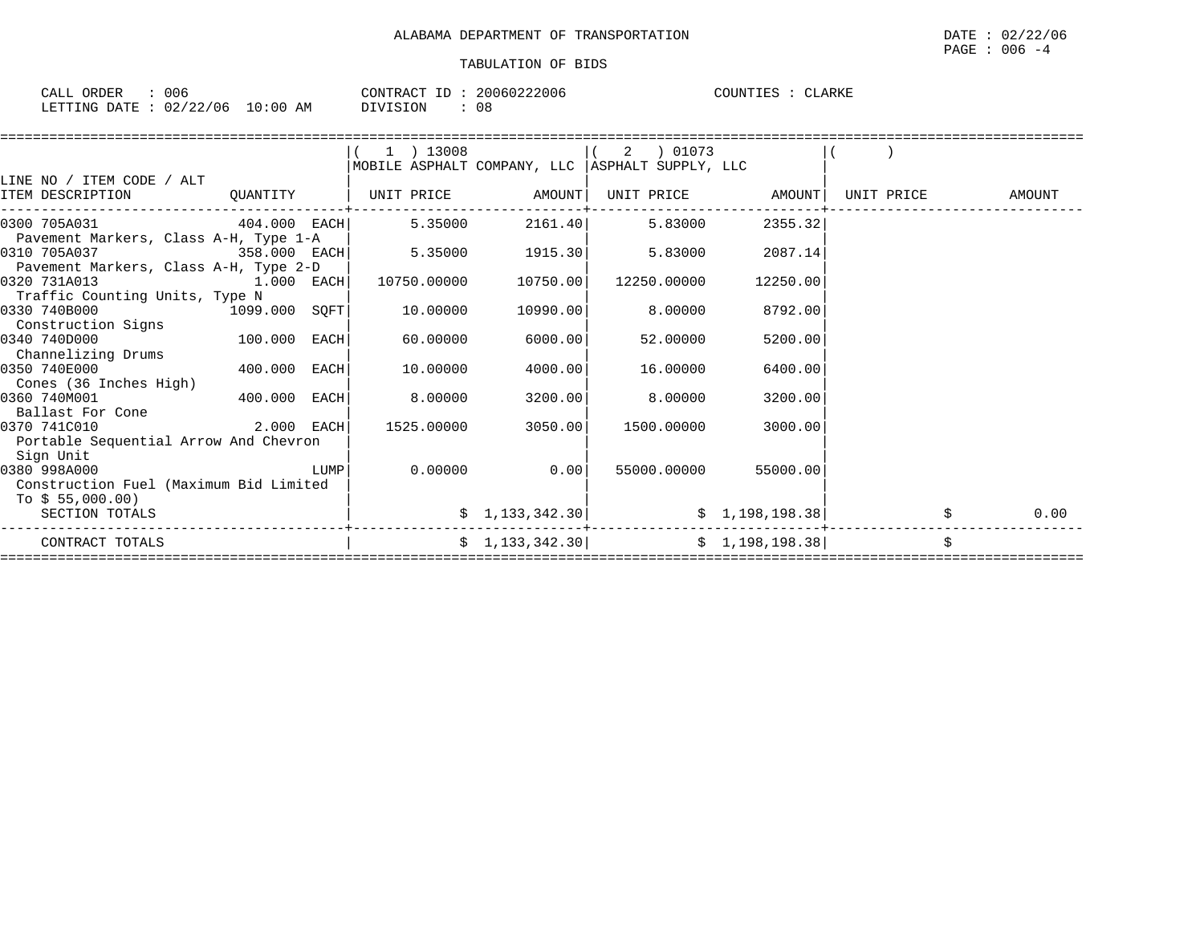ALABAMA DEPARTMENT OF TRANSPORTATION

TABULATION OF BIDS

CALL ORDER : 006 CONTRACT ID : 20060222006 COUNTIES : CLARKE
LETTING DATE : 02/22/06 10:00 AM DIVISION : 08

| LINE NO / ITEM CODE / ALT ITEM DESCRIPTION | QUANTITY | ( 1 ) 13008 MOBILE ASPHALT COMPANY, LLC UNIT PRICE | AMOUNT | ( 2 ) 01073 ASPHALT SUPPLY, LLC UNIT PRICE | AMOUNT | ( ) UNIT PRICE | AMOUNT |
|---|---|---|---|---|---|---|---|
| 0300 705A031 Pavement Markers, Class A-H, Type 1-A | 404.000 EACH | 5.35000 | 2161.40 | 5.83000 | 2355.32 | | |
| 0310 705A037 Pavement Markers, Class A-H, Type 2-D | 358.000 EACH | 5.35000 | 1915.30 | 5.83000 | 2087.14 | | |
| 0320 731A013 Traffic Counting Units, Type N | 1.000 EACH | 10750.00000 | 10750.00 | 12250.00000 | 12250.00 | | |
| 0330 740B000 Construction Signs | 1099.000 SQFT | 10.00000 | 10990.00 | 8.00000 | 8792.00 | | |
| 0340 740D000 Channelizing Drums | 100.000 EACH | 60.00000 | 6000.00 | 52.00000 | 5200.00 | | |
| 0350 740E000 Cones (36 Inches High) | 400.000 EACH | 10.00000 | 4000.00 | 16.00000 | 6400.00 | | |
| 0360 740M001 Ballast For Cone | 400.000 EACH | 8.00000 | 3200.00 | 8.00000 | 3200.00 | | |
| 0370 741C010 Portable Sequential Arrow And Chevron Sign Unit | 2.000 EACH | 1525.00000 | 3050.00 | 1500.00000 | 3000.00 | | |
| 0380 998A000 Construction Fuel (Maximum Bid Limited To $ 55,000.00) | LUMP | 0.00000 | 0.00 | 55000.00000 | 55000.00 | | |
| SECTION TOTALS | | | $ 1,133,342.30 | | $ 1,198,198.38 | | $ 0.00 |
| CONTRACT TOTALS | | | $ 1,133,342.30 | | $ 1,198,198.38 | | $ |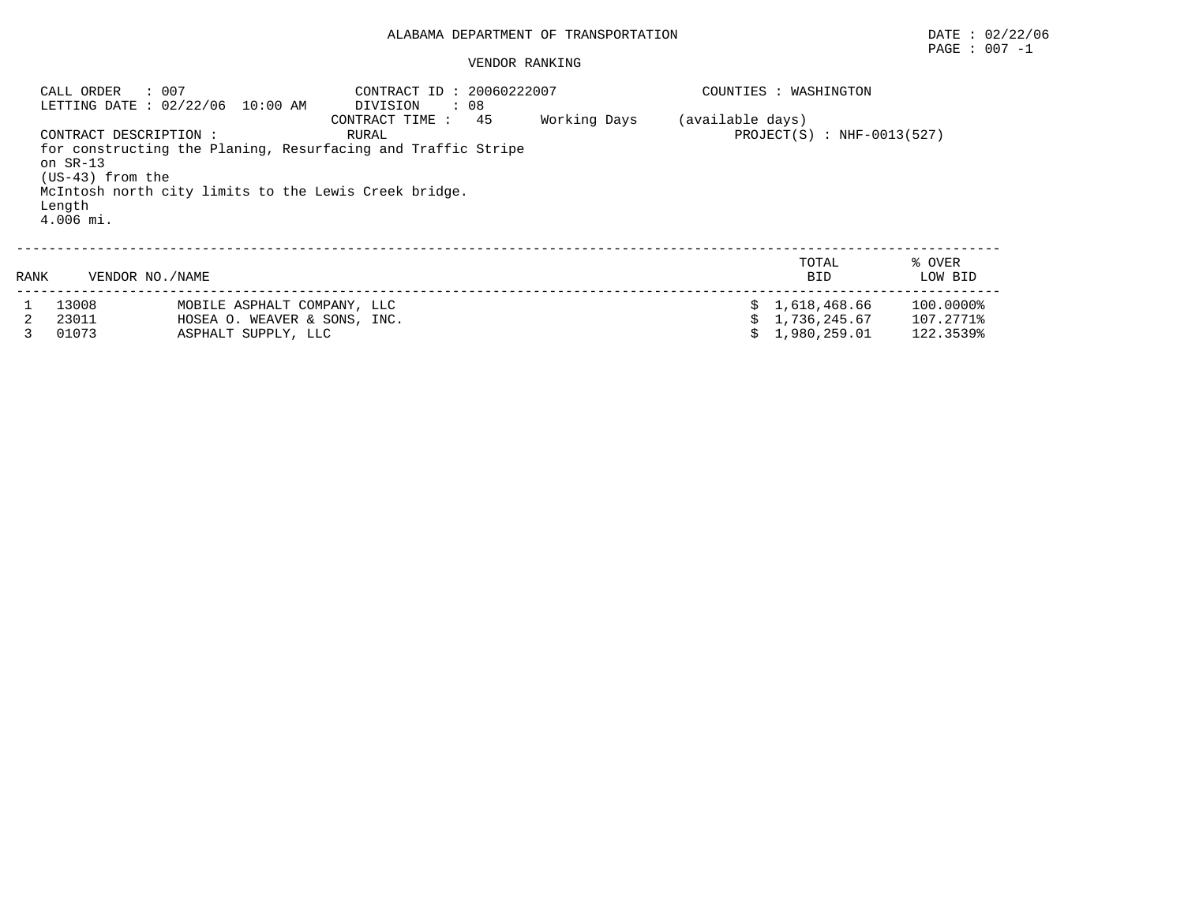# ALABAMA DEPARTMENT OF TRANSPORTATION

DATE : 02/22/06

## VENDOR RANKING

CALL ORDER : 007
LETTING DATE : 02/22/06 10:00 AM
CONTRACT ID : 20060222007
DIVISION : 08
CONTRACT TIME : 45 Working Days (available days)
COUNTIES : WASHINGTON
CONTRACT DESCRIPTION : RURAL
PROJECT(S) : NHF-0013(527)

for constructing the Planing, Resurfacing and Traffic Stripe on SR-13 (US-43) from the McIntosh north city limits to the Lewis Creek bridge. Length 4.006 mi.

| RANK | VENDOR NO. | NAME | TOTAL BID | % OVER LOW BID |
|---|---|---|---|---|
| 1 | 13008 | MOBILE ASPHALT COMPANY, LLC | $ 1,618,468.66 | 100.0000% |
| 2 | 23011 | HOSEA O. WEAVER & SONS, INC. | $ 1,736,245.67 | 107.2771% |
| 3 | 01073 | ASPHALT SUPPLY, LLC | $ 1,980,259.01 | 122.3539% |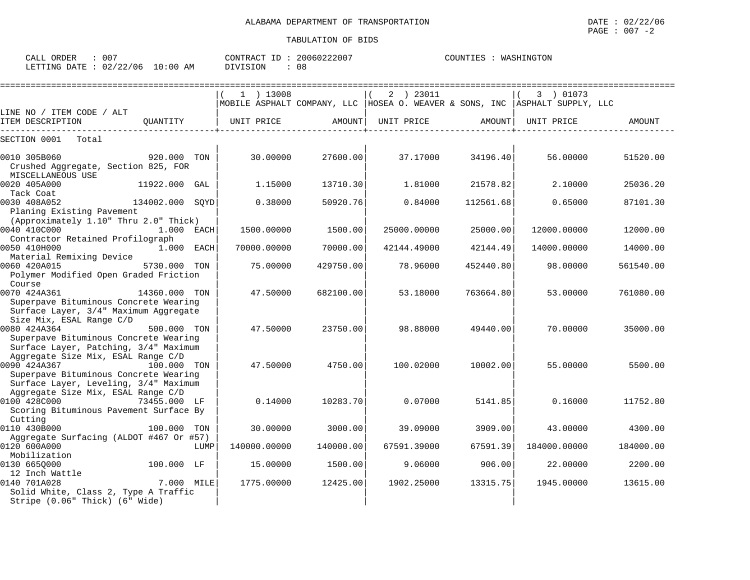ALABAMA DEPARTMENT OF TRANSPORTATION

DATE : 02/22/06

PAGE : 007 -2

TABULATION OF BIDS

CALL ORDER : 007 CONTRACT ID : 20060222007 COUNTIES : WASHINGTON

LETTING DATE : 02/22/06 10:00 AM DIVISION : 08

| LINE NO / ITEM CODE / ALT ITEM DESCRIPTION | QUANTITY | ( 1 ) 13008 MOBILE ASPHALT COMPANY, LLC UNIT PRICE | AMOUNT | ( 2 ) 23011 HOSEA O. WEAVER & SONS, INC UNIT PRICE | AMOUNT | ( 3 ) 01073 ASPHALT SUPPLY, LLC UNIT PRICE | AMOUNT |
|---|---|---|---|---|---|---|---|
| SECTION 0001 Total | | | | | | | |
| 0010 305B060 Crushed Aggregate, Section 825, FOR MISCELLANEOUS USE | 920.000 TON | 30.00000 | 27600.00 | 37.17000 | 34196.40 | 56.00000 | 51520.00 |
| 0020 405A000 Tack Coat | 11922.000 GAL | 1.15000 | 13710.30 | 1.81000 | 21578.82 | 2.10000 | 25036.20 |
| 0030 408A052 Planing Existing Pavement (Approximately 1.10" Thru 2.0" Thick) | 134002.000 SQYD | 0.38000 | 50920.76 | 0.84000 | 112561.68 | 0.65000 | 87101.30 |
| 0040 410C000 Contractor Retained Profilograph | 1.000 EACH | 1500.00000 | 1500.00 | 25000.00000 | 25000.00 | 12000.00000 | 12000.00 |
| 0050 410H000 Material Remixing Device | 1.000 EACH | 70000.00000 | 70000.00 | 42144.49000 | 42144.49 | 14000.00000 | 14000.00 |
| 0060 420A015 Polymer Modified Open Graded Friction Course | 5730.000 TON | 75.00000 | 429750.00 | 78.96000 | 452440.80 | 98.00000 | 561540.00 |
| 0070 424A361 Superpave Bituminous Concrete Wearing Surface Layer, 3/4" Maximum Aggregate Size Mix, ESAL Range C/D | 14360.000 TON | 47.50000 | 682100.00 | 53.18000 | 763664.80 | 53.00000 | 761080.00 |
| 0080 424A364 Superpave Bituminous Concrete Wearing Surface Layer, Patching, 3/4" Maximum Aggregate Size Mix, ESAL Range C/D | 500.000 TON | 47.50000 | 23750.00 | 98.88000 | 49440.00 | 70.00000 | 35000.00 |
| 0090 424A367 Superpave Bituminous Concrete Wearing Surface Layer, Leveling, 3/4" Maximum Aggregate Size Mix, ESAL Range C/D | 100.000 TON | 47.50000 | 4750.00 | 100.02000 | 10002.00 | 55.00000 | 5500.00 |
| 0100 428C000 Scoring Bituminous Pavement Surface By Cutting | 73455.000 LF | 0.14000 | 10283.70 | 0.07000 | 5141.85 | 0.16000 | 11752.80 |
| 0110 430B000 Aggregate Surfacing (ALDOT #467 Or #57) | 100.000 TON | 30.00000 | 3000.00 | 39.09000 | 3909.00 | 43.00000 | 4300.00 |
| 0120 600A000 Mobilization | LUMP | 140000.00000 | 140000.00 | 67591.39000 | 67591.39 | 184000.00000 | 184000.00 |
| 0130 665Q000 12 Inch Wattle | 100.000 LF | 15.00000 | 1500.00 | 9.06000 | 906.00 | 22.00000 | 2200.00 |
| 0140 701A028 Solid White, Class 2, Type A Traffic Stripe (0.06" Thick) (6" Wide) | 7.000 MILE | 1775.00000 | 12425.00 | 1902.25000 | 13315.75 | 1945.00000 | 13615.00 |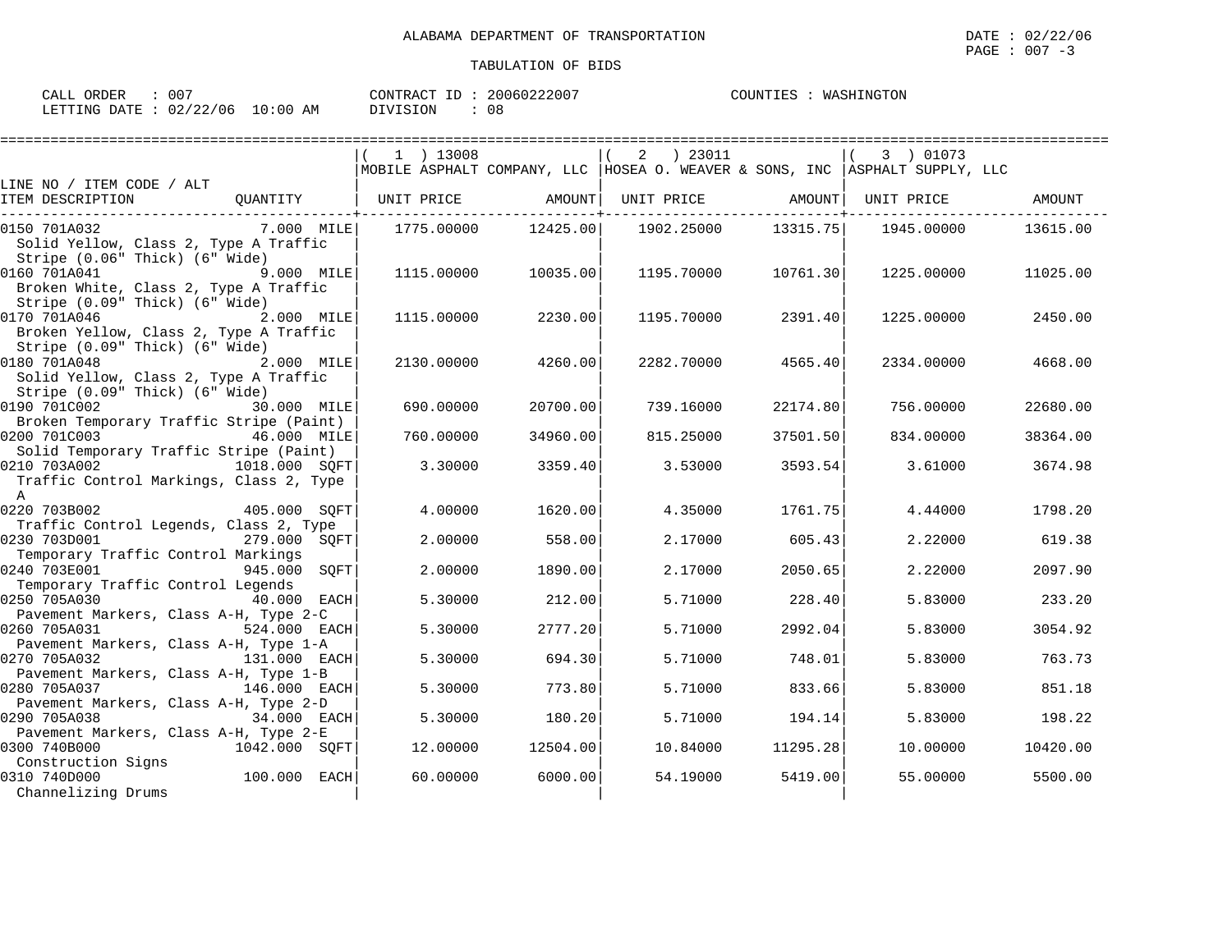ALABAMA DEPARTMENT OF TRANSPORTATION

DATE : 02/22/06

PAGE : 007 -3

TABULATION OF BIDS

CALL ORDER : 007    CONTRACT ID : 20060222007    COUNTIES : WASHINGTON

LETTING DATE : 02/22/06 10:00 AM    DIVISION : 08

| LINE NO / ITEM CODE / ALT ITEM DESCRIPTION | QUANTITY | (1) 13008 MOBILE ASPHALT COMPANY, LLC UNIT PRICE | AMOUNT | (2) 23011 HOSEA O. WEAVER & SONS, INC UNIT PRICE | AMOUNT | (3) 01073 ASPHALT SUPPLY, LLC UNIT PRICE | AMOUNT |
|---|---|---|---|---|---|---|---|
| 0150 701A032 Solid Yellow, Class 2, Type A Traffic Stripe (0.06" Thick) (6" Wide) | 7.000 MILE | 1775.00000 | 12425.00 | 1902.25000 | 13315.75 | 1945.00000 | 13615.00 |
| 0160 701A041 Broken White, Class 2, Type A Traffic Stripe (0.09" Thick) (6" Wide) | 9.000 MILE | 1115.00000 | 10035.00 | 1195.70000 | 10761.30 | 1225.00000 | 11025.00 |
| 0170 701A046 Broken Yellow, Class 2, Type A Traffic Stripe (0.09" Thick) (6" Wide) | 2.000 MILE | 1115.00000 | 2230.00 | 1195.70000 | 2391.40 | 1225.00000 | 2450.00 |
| 0180 701A048 Solid Yellow, Class 2, Type A Traffic Stripe (0.09" Thick) (6" Wide) | 2.000 MILE | 2130.00000 | 4260.00 | 2282.70000 | 4565.40 | 2334.00000 | 4668.00 |
| 0190 701C002 Broken Temporary Traffic Stripe (Paint) | 30.000 MILE | 690.00000 | 20700.00 | 739.16000 | 22174.80 | 756.00000 | 22680.00 |
| 0200 701C003 Solid Temporary Traffic Stripe (Paint) | 46.000 MILE | 760.00000 | 34960.00 | 815.25000 | 37501.50 | 834.00000 | 38364.00 |
| 0210 703A002 Traffic Control Markings, Class 2, Type A | 1018.000 SQFT | 3.30000 | 3359.40 | 3.53000 | 3593.54 | 3.61000 | 3674.98 |
| 0220 703B002 Traffic Control Legends, Class 2, Type | 405.000 SQFT | 4.00000 | 1620.00 | 4.35000 | 1761.75 | 4.44000 | 1798.20 |
| 0230 703D001 Temporary Traffic Control Markings | 279.000 SQFT | 2.00000 | 558.00 | 2.17000 | 605.43 | 2.22000 | 619.38 |
| 0240 703E001 Temporary Traffic Control Legends | 945.000 SQFT | 2.00000 | 1890.00 | 2.17000 | 2050.65 | 2.22000 | 2097.90 |
| 0250 705A030 Pavement Markers, Class A-H, Type 2-C | 40.000 EACH | 5.30000 | 212.00 | 5.71000 | 228.40 | 5.83000 | 233.20 |
| 0260 705A031 Pavement Markers, Class A-H, Type 1-A | 524.000 EACH | 5.30000 | 2777.20 | 5.71000 | 2992.04 | 5.83000 | 3054.92 |
| 0270 705A032 Pavement Markers, Class A-H, Type 1-B | 131.000 EACH | 5.30000 | 694.30 | 5.71000 | 748.01 | 5.83000 | 763.73 |
| 0280 705A037 Pavement Markers, Class A-H, Type 2-D | 146.000 EACH | 5.30000 | 773.80 | 5.71000 | 833.66 | 5.83000 | 851.18 |
| 0290 705A038 Pavement Markers, Class A-H, Type 2-E | 34.000 EACH | 5.30000 | 180.20 | 5.71000 | 194.14 | 5.83000 | 198.22 |
| 0300 740B000 Construction Signs | 1042.000 SQFT | 12.00000 | 12504.00 | 10.84000 | 11295.28 | 10.00000 | 10420.00 |
| 0310 740D000 Channelizing Drums | 100.000 EACH | 60.00000 | 6000.00 | 54.19000 | 5419.00 | 55.00000 | 5500.00 |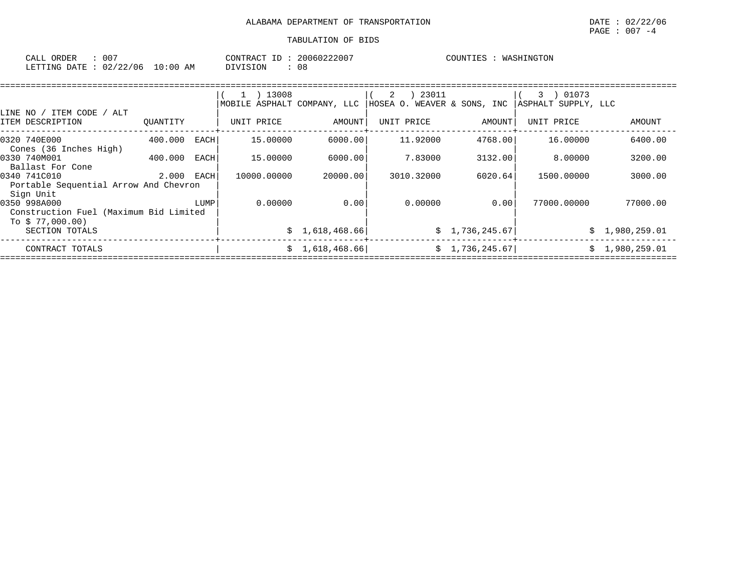ALABAMA DEPARTMENT OF TRANSPORTATION

TABULATION OF BIDS

CALL ORDER : 007
LETTING DATE : 02/22/06 10:00 AM

CONTRACT ID : 20060222007
DIVISION : 08

COUNTIES : WASHINGTON

| LINE NO / ITEM CODE / ALT ITEM DESCRIPTION | QUANTITY | | ( 1 ) 13008 MOBILE ASPHALT COMPANY, LLC UNIT PRICE | AMOUNT | ( 2 ) 23011 HOSEA O. WEAVER & SONS, INC UNIT PRICE | AMOUNT | ( 3 ) 01073 ASPHALT SUPPLY, LLC UNIT PRICE | AMOUNT |
|---|---|---|---|---|---|---|---|---|
| 0320 740E000 Cones (36 Inches High) | 400.000 | EACH | 15.00000 | 6000.00 | 11.92000 | 4768.00 | 16.00000 | 6400.00 |
| 0330 740M001 Ballast For Cone | 400.000 | EACH | 15.00000 | 6000.00 | 7.83000 | 3132.00 | 8.00000 | 3200.00 |
| 0340 741C010 Portable Sequential Arrow And Chevron Sign Unit | 2.000 | EACH | 10000.00000 | 20000.00 | 3010.32000 | 6020.64 | 1500.00000 | 3000.00 |
| 0350 998A000 Construction Fuel (Maximum Bid Limited To $ 77,000.00) | | LUMP | 0.00000 | 0.00 | 0.00000 | 0.00 | 77000.00000 | 77000.00 |
| SECTION TOTALS | | | | $ 1,618,468.66 | | $ 1,736,245.67 | | $ 1,980,259.01 |
| CONTRACT TOTALS | | | | $ 1,618,468.66 | | $ 1,736,245.67 | | $ 1,980,259.01 |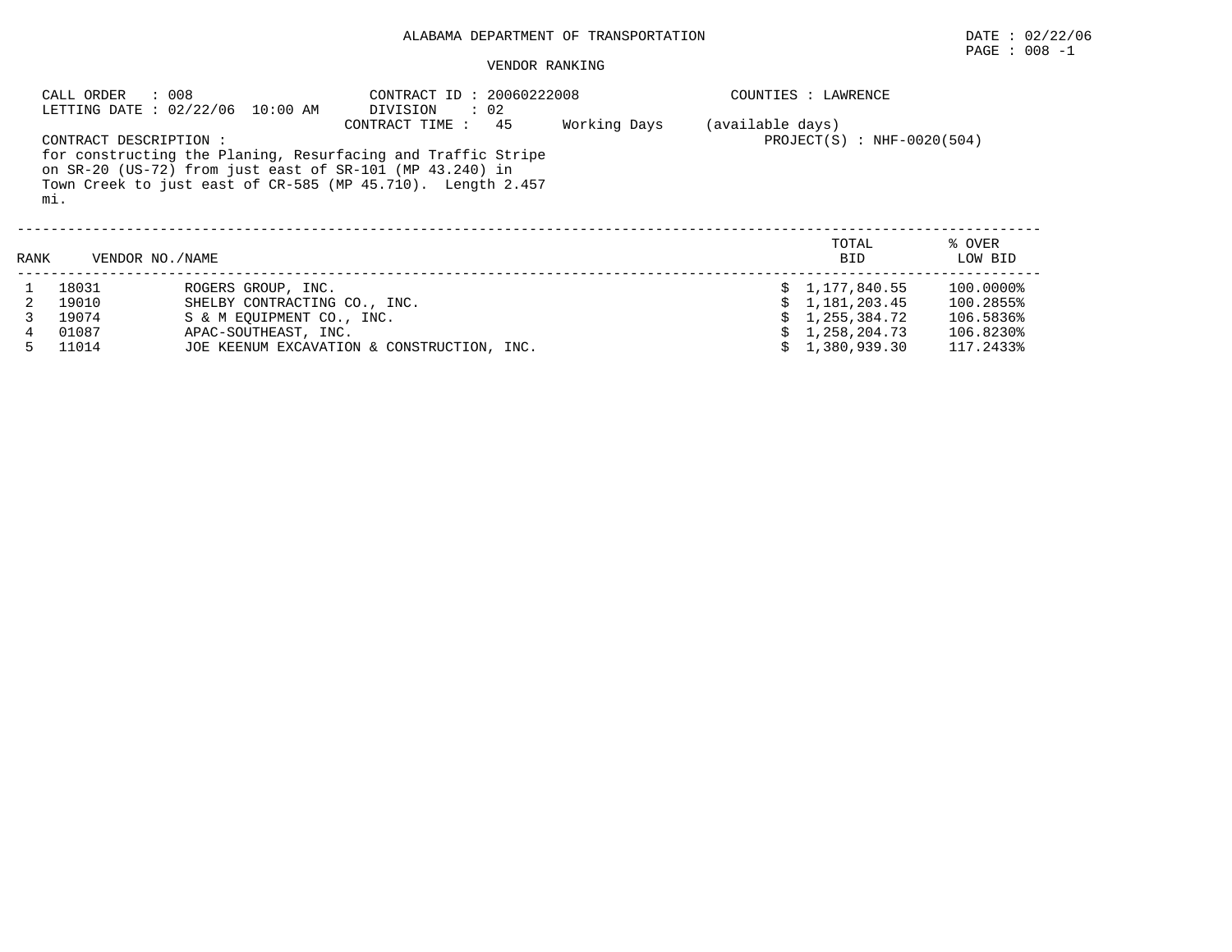ALABAMA DEPARTMENT OF TRANSPORTATION

DATE : 02/22/06

PAGE : 008 -1

VENDOR RANKING

CALL ORDER : 008
LETTING DATE : 02/22/06 10:00 AM

CONTRACT ID : 20060222008
DIVISION : 02
CONTRACT TIME : 45 Working Days (available days)

COUNTIES : LAWRENCE

PROJECT(S) : NHF-0020(504)

CONTRACT DESCRIPTION :
for constructing the Planing, Resurfacing and Traffic Stripe on SR-20 (US-72) from just east of SR-101 (MP 43.240) in Town Creek to just east of CR-585 (MP 45.710). Length 2.457 mi.

| RANK | VENDOR NO./NAME | | TOTAL BID | % OVER LOW BID |
|---|---|---|---|---|
| 1 | 18031 | ROGERS GROUP, INC. | $ 1,177,840.55 | 100.0000% |
| 2 | 19010 | SHELBY CONTRACTING CO., INC. | $ 1,181,203.45 | 100.2855% |
| 3 | 19074 | S & M EQUIPMENT CO., INC. | $ 1,255,384.72 | 106.5836% |
| 4 | 01087 | APAC-SOUTHEAST, INC. | $ 1,258,204.73 | 106.8230% |
| 5 | 11014 | JOE KEENUM EXCAVATION & CONSTRUCTION, INC. | $ 1,380,939.30 | 117.2433% |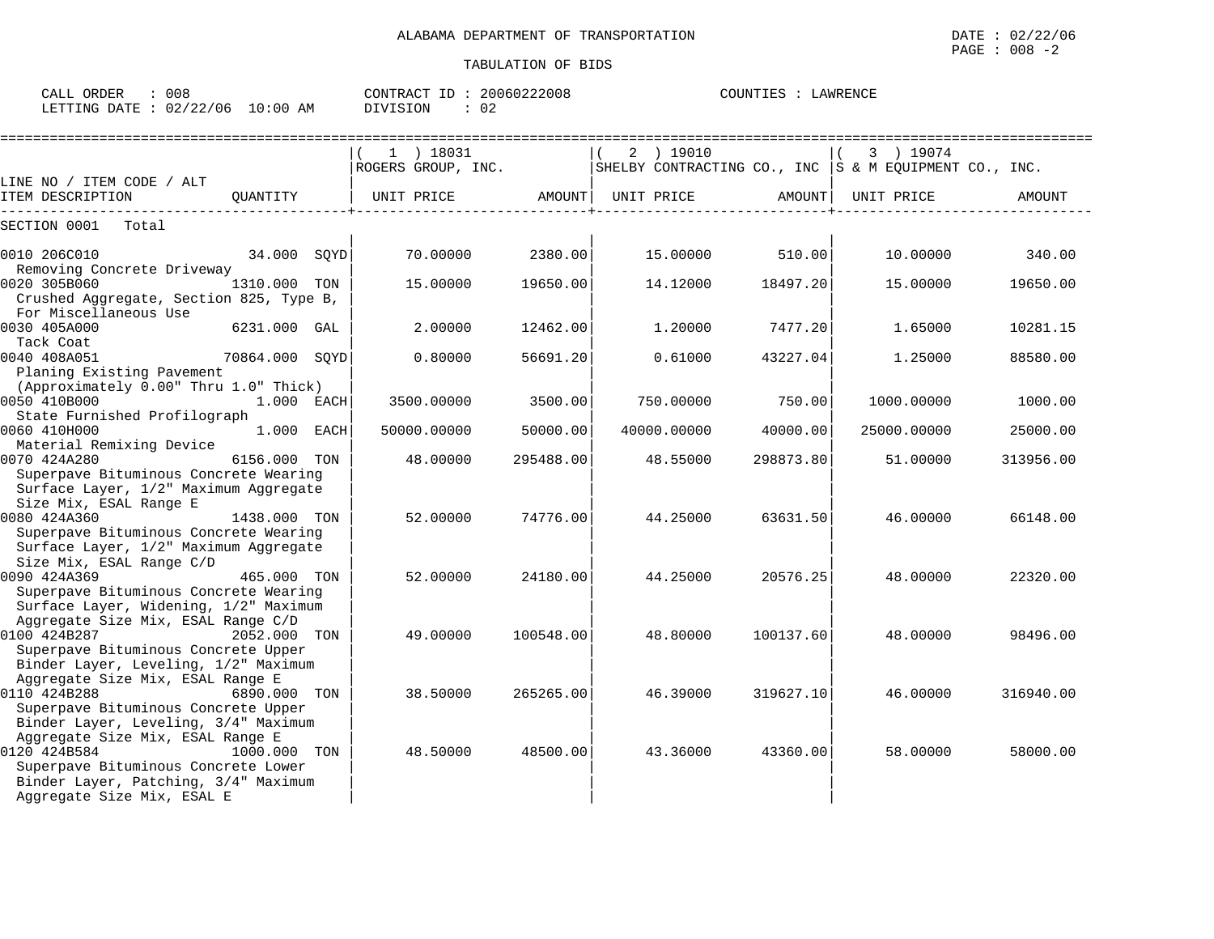ALABAMA DEPARTMENT OF TRANSPORTATION

TABULATION OF BIDS

CALL ORDER : 008 CONTRACT ID : 20060222008 COUNTIES : LAWRENCE
LETTING DATE : 02/22/06 10:00 AM DIVISION : 02

| LINE NO / ITEM CODE / ALT ITEM DESCRIPTION | QUANTITY | ( 1 ) 18031 ROGERS GROUP, INC. UNIT PRICE | AMOUNT | ( 2 ) 19010 SHELBY CONTRACTING CO., INC UNIT PRICE | AMOUNT | ( 3 ) 19074 S & M EQUIPMENT CO., INC. UNIT PRICE | AMOUNT |
|---|---|---|---|---|---|---|---|
| SECTION 0001 Total | | | | | | | |
| 0010 206C010 Removing Concrete Driveway | 34.000 SQYD | 70.00000 | 2380.00 | 15.00000 | 510.00 | 10.00000 | 340.00 |
| 0020 305B060 Crushed Aggregate, Section 825, Type B, For Miscellaneous Use | 1310.000 TON | 15.00000 | 19650.00 | 14.12000 | 18497.20 | 15.00000 | 19650.00 |
| 0030 405A000 Tack Coat | 6231.000 GAL | 2.00000 | 12462.00 | 1.20000 | 7477.20 | 1.65000 | 10281.15 |
| 0040 408A051 Planing Existing Pavement (Approximately 0.00" Thru 1.0" Thick) | 70864.000 SQYD | 0.80000 | 56691.20 | 0.61000 | 43227.04 | 1.25000 | 88580.00 |
| 0050 410B000 State Furnished Profilograph | 1.000 EACH | 3500.00000 | 3500.00 | 750.00000 | 750.00 | 1000.00000 | 1000.00 |
| 0060 410H000 Material Remixing Device | 1.000 EACH | 50000.00000 | 50000.00 | 40000.00000 | 40000.00 | 25000.00000 | 25000.00 |
| 0070 424A280 Superpave Bituminous Concrete Wearing Surface Layer, 1/2" Maximum Aggregate Size Mix, ESAL Range E | 6156.000 TON | 48.00000 | 295488.00 | 48.55000 | 298873.80 | 51.00000 | 313956.00 |
| 0080 424A360 Superpave Bituminous Concrete Wearing Surface Layer, 1/2" Maximum Aggregate Size Mix, ESAL Range C/D | 1438.000 TON | 52.00000 | 74776.00 | 44.25000 | 63631.50 | 46.00000 | 66148.00 |
| 0090 424A369 Superpave Bituminous Concrete Wearing Surface Layer, Widening, 1/2" Maximum Aggregate Size Mix, ESAL Range C/D | 465.000 TON | 52.00000 | 24180.00 | 44.25000 | 20576.25 | 48.00000 | 22320.00 |
| 0100 424B287 Superpave Bituminous Concrete Upper Binder Layer, Leveling, 1/2" Maximum Aggregate Size Mix, ESAL Range E | 2052.000 TON | 49.00000 | 100548.00 | 48.80000 | 100137.60 | 48.00000 | 98496.00 |
| 0110 424B288 Superpave Bituminous Concrete Upper Binder Layer, Leveling, 3/4" Maximum Aggregate Size Mix, ESAL Range E | 6890.000 TON | 38.50000 | 265265.00 | 46.39000 | 319627.10 | 46.00000 | 316940.00 |
| 0120 424B584 Superpave Bituminous Concrete Lower Binder Layer, Patching, 3/4" Maximum Aggregate Size Mix, ESAL E | 1000.000 TON | 48.50000 | 48500.00 | 43.36000 | 43360.00 | 58.00000 | 58000.00 |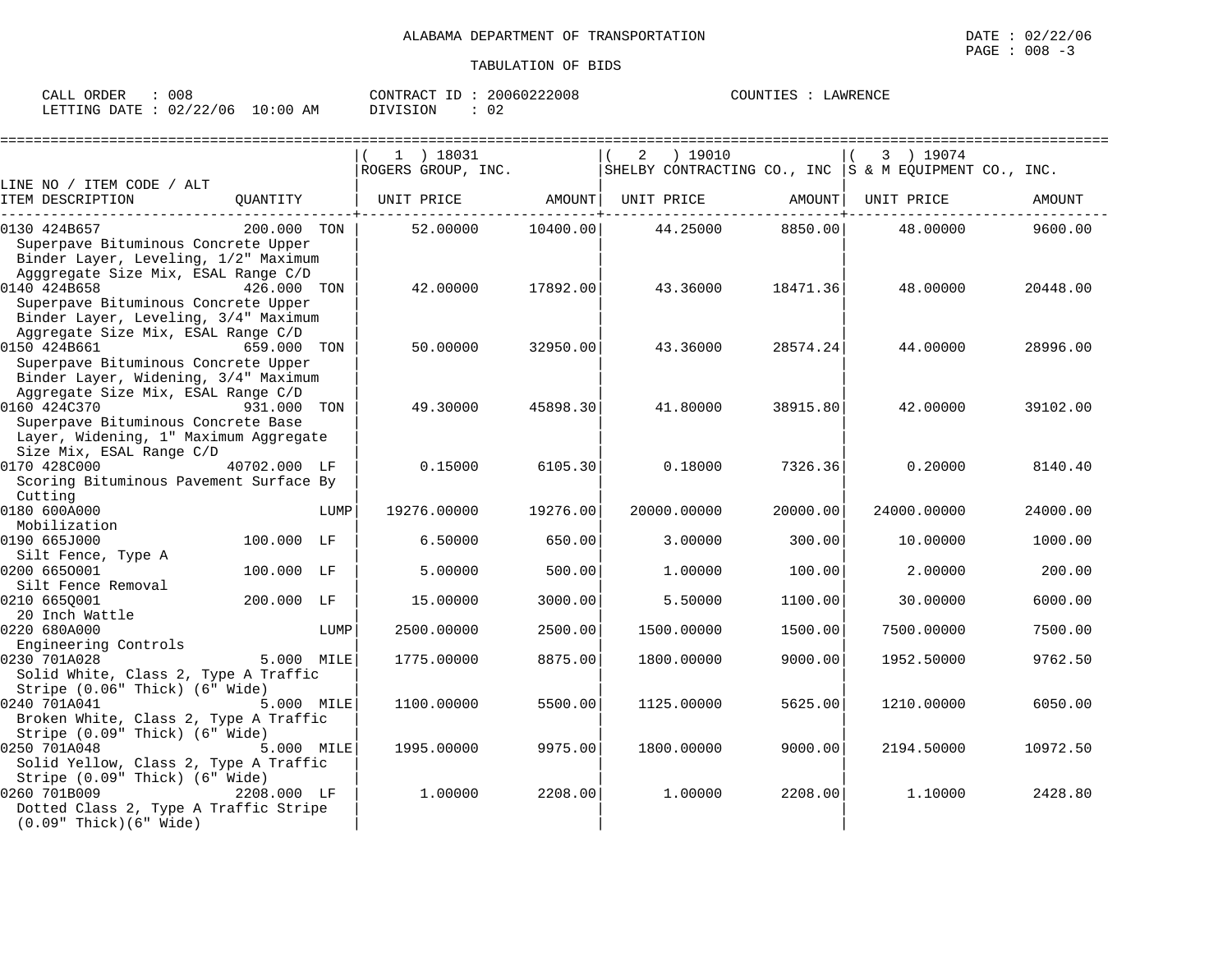ALABAMA DEPARTMENT OF TRANSPORTATION

TABULATION OF BIDS

CALL ORDER : 008 CONTRACT ID : 20060222008 COUNTIES : LAWRENCE
LETTING DATE : 02/22/06 10:00 AM DIVISION : 02

| LINE NO / ITEM CODE / ALT ITEM DESCRIPTION | QUANTITY | (1) 18031 ROGERS GROUP, INC. UNIT PRICE | AMOUNT | (2) 19010 SHELBY CONTRACTING CO., INC UNIT PRICE | AMOUNT | (3) 19074 S & M EQUIPMENT CO., INC. UNIT PRICE | AMOUNT |
|---|---|---|---|---|---|---|---|
| 0130 424B657 Superpave Bituminous Concrete Upper Binder Layer, Leveling, 1/2" Maximum Agggregate Size Mix, ESAL Range C/D | 200.000 TON | 52.00000 | 10400.00 | 44.25000 | 8850.00 | 48.00000 | 9600.00 |
| 0140 424B658 Superpave Bituminous Concrete Upper Binder Layer, Leveling, 3/4" Maximum Aggregate Size Mix, ESAL Range C/D | 426.000 TON | 42.00000 | 17892.00 | 43.36000 | 18471.36 | 48.00000 | 20448.00 |
| 0150 424B661 Superpave Bituminous Concrete Upper Binder Layer, Widening, 3/4" Maximum Aggregate Size Mix, ESAL Range C/D | 659.000 TON | 50.00000 | 32950.00 | 43.36000 | 28574.24 | 44.00000 | 28996.00 |
| 0160 424C370 Superpave Bituminous Concrete Base Layer, Widening, 1" Maximum Aggregate Size Mix, ESAL Range C/D | 931.000 TON | 49.30000 | 45898.30 | 41.80000 | 38915.80 | 42.00000 | 39102.00 |
| 0170 428C000 Scoring Bituminous Pavement Surface By Cutting | 40702.000 LF | 0.15000 | 6105.30 | 0.18000 | 7326.36 | 0.20000 | 8140.40 |
| 0180 600A000 Mobilization | LUMP | 19276.00000 | 19276.00 | 20000.00000 | 20000.00 | 24000.00000 | 24000.00 |
| 0190 665J000 Silt Fence, Type A | 100.000 LF | 6.50000 | 650.00 | 3.00000 | 300.00 | 10.00000 | 1000.00 |
| 0200 665O001 Silt Fence Removal | 100.000 LF | 5.00000 | 500.00 | 1.00000 | 100.00 | 2.00000 | 200.00 |
| 0210 665Q001 20 Inch Wattle | 200.000 LF | 15.00000 | 3000.00 | 5.50000 | 1100.00 | 30.00000 | 6000.00 |
| 0220 680A000 Engineering Controls | LUMP | 2500.00000 | 2500.00 | 1500.00000 | 1500.00 | 7500.00000 | 7500.00 |
| 0230 701A028 Solid White, Class 2, Type A Traffic Stripe (0.06" Thick) (6" Wide) | 5.000 MILE | 1775.00000 | 8875.00 | 1800.00000 | 9000.00 | 1952.50000 | 9762.50 |
| 0240 701A041 Broken White, Class 2, Type A Traffic Stripe (0.09" Thick) (6" Wide) | 5.000 MILE | 1100.00000 | 5500.00 | 1125.00000 | 5625.00 | 1210.00000 | 6050.00 |
| 0250 701A048 Solid Yellow, Class 2, Type A Traffic Stripe (0.09" Thick) (6" Wide) | 5.000 MILE | 1995.00000 | 9975.00 | 1800.00000 | 9000.00 | 2194.50000 | 10972.50 |
| 0260 701B009 Dotted Class 2, Type A Traffic Stripe (0.09" Thick)(6" Wide) | 2208.000 LF | 1.00000 | 2208.00 | 1.00000 | 2208.00 | 1.10000 | 2428.80 |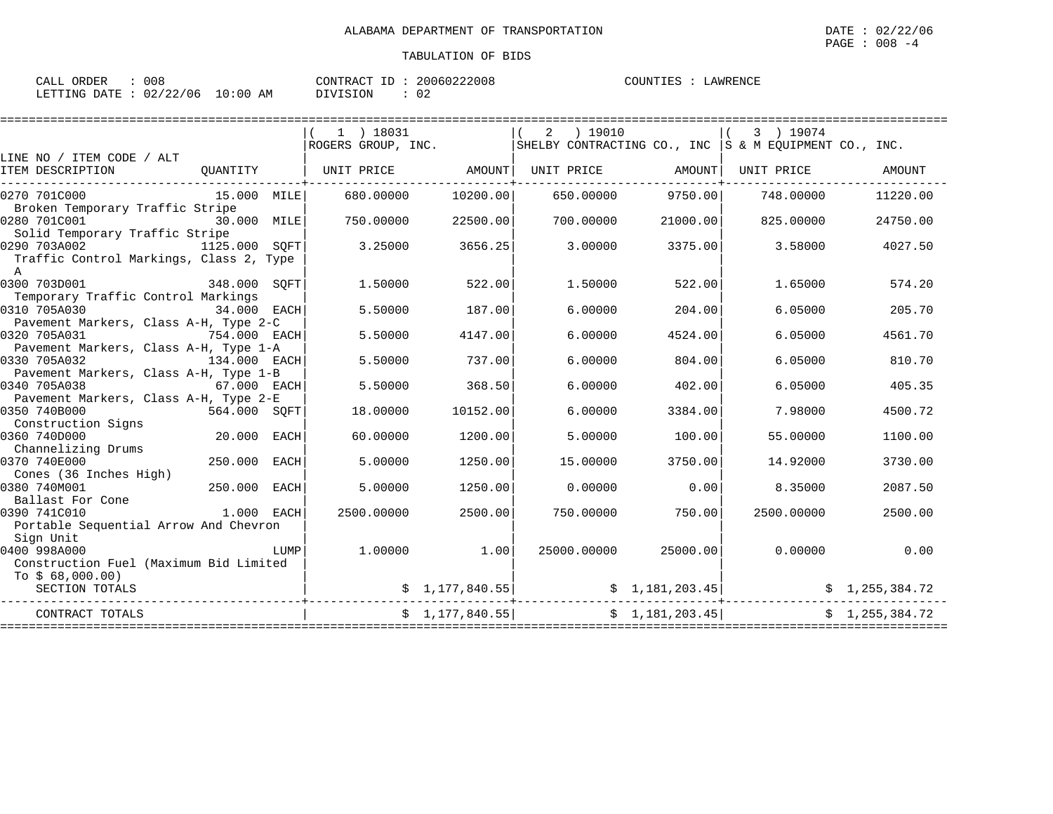ALABAMA DEPARTMENT OF TRANSPORTATION

DATE : 02/22/06
PAGE : 008 -4

TABULATION OF BIDS

CALL ORDER : 008 CONTRACT ID : 20060222008 COUNTIES : LAWRENCE
LETTING DATE : 02/22/06 10:00 AM DIVISION : 02

| LINE NO / ITEM CODE / ALT ITEM DESCRIPTION | QUANTITY | (1) 18031 ROGERS GROUP, INC. UNIT PRICE | AMOUNT | (2) 19010 SHELBY CONTRACTING CO., INC UNIT PRICE | AMOUNT | (3) 19074 S & M EQUIPMENT CO., INC. UNIT PRICE | AMOUNT |
|---|---|---|---|---|---|---|---|
| 0270 701C000 Broken Temporary Traffic Stripe | 15.000 MILE | 680.00000 | 10200.00 | 650.00000 | 9750.00 | 748.00000 | 11220.00 |
| 0280 701C001 Solid Temporary Traffic Stripe | 30.000 MILE | 750.00000 | 22500.00 | 700.00000 | 21000.00 | 825.00000 | 24750.00 |
| 0290 703A002 Traffic Control Markings, Class 2, Type A | 1125.000 SQFT | 3.25000 | 3656.25 | 3.00000 | 3375.00 | 3.58000 | 4027.50 |
| 0300 703D001 Temporary Traffic Control Markings | 348.000 SQFT | 1.50000 | 522.00 | 1.50000 | 522.00 | 1.65000 | 574.20 |
| 0310 705A030 Pavement Markers, Class A-H, Type 2-C | 34.000 EACH | 5.50000 | 187.00 | 6.00000 | 204.00 | 6.05000 | 205.70 |
| 0320 705A031 Pavement Markers, Class A-H, Type 1-A | 754.000 EACH | 5.50000 | 4147.00 | 6.00000 | 4524.00 | 6.05000 | 4561.70 |
| 0330 705A032 Pavement Markers, Class A-H, Type 1-B | 134.000 EACH | 5.50000 | 737.00 | 6.00000 | 804.00 | 6.05000 | 810.70 |
| 0340 705A038 Pavement Markers, Class A-H, Type 2-E | 67.000 EACH | 5.50000 | 368.50 | 6.00000 | 402.00 | 6.05000 | 405.35 |
| 0350 740B000 Construction Signs | 564.000 SQFT | 18.00000 | 10152.00 | 6.00000 | 3384.00 | 7.98000 | 4500.72 |
| 0360 740D000 Channelizing Drums | 20.000 EACH | 60.00000 | 1200.00 | 5.00000 | 100.00 | 55.00000 | 1100.00 |
| 0370 740E000 Cones (36 Inches High) | 250.000 EACH | 5.00000 | 1250.00 | 15.00000 | 3750.00 | 14.92000 | 3730.00 |
| 0380 740M001 Ballast For Cone | 250.000 EACH | 5.00000 | 1250.00 | 0.00000 | 0.00 | 8.35000 | 2087.50 |
| 0390 741C010 Portable Sequential Arrow And Chevron Sign Unit | 1.000 EACH | 2500.00000 | 2500.00 | 750.00000 | 750.00 | 2500.00000 | 2500.00 |
| 0400 998A000 Construction Fuel (Maximum Bid Limited To $ 68,000.00) | LUMP | 1.00000 | 1.00 | 25000.00000 | 25000.00 | 0.00000 | 0.00 |
| SECTION TOTALS | | | $ 1,177,840.55 | | $ 1,181,203.45 | | $ 1,255,384.72 |
| CONTRACT TOTALS | | | $ 1,177,840.55 | | $ 1,181,203.45 | | $ 1,255,384.72 |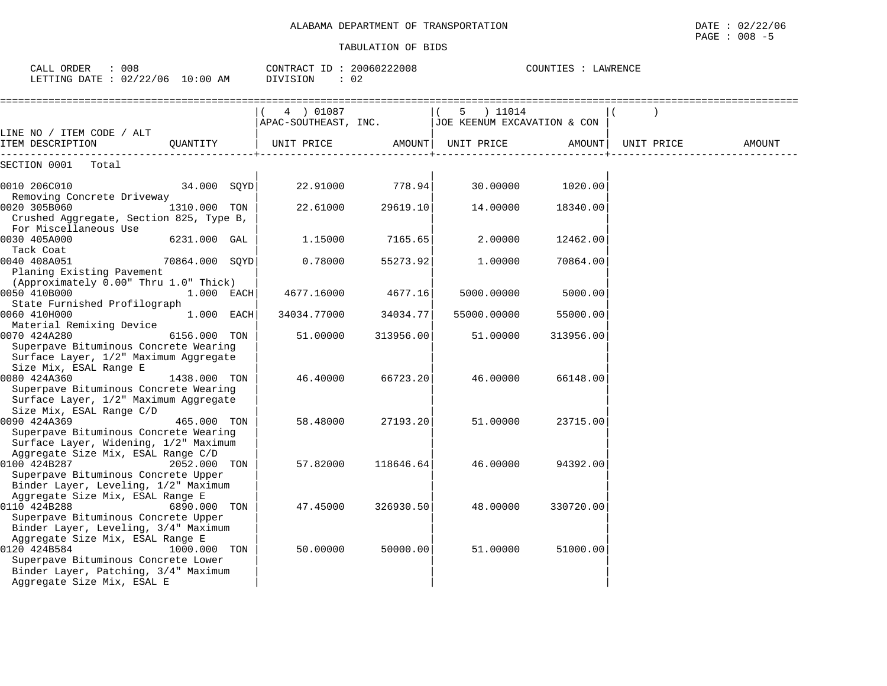ALABAMA DEPARTMENT OF TRANSPORTATION

TABULATION OF BIDS

CALL ORDER : 008 CONTRACT ID : 20060222008 COUNTIES : LAWRENCE
LETTING DATE : 02/22/06 10:00 AM DIVISION : 02

| LINE NO / ITEM CODE / ALT ITEM DESCRIPTION | QUANTITY | ( 4 ) 01087 APAC-SOUTHEAST, INC. UNIT PRICE | AMOUNT | ( 5 ) 11014 JOE KEENUM EXCAVATION & CON UNIT PRICE | AMOUNT | ( ) UNIT PRICE | AMOUNT |
|---|---|---|---|---|---|---|---|
| SECTION 0001 Total | | | | | | | |
| 0010 206C010 Removing Concrete Driveway | 34.000 SQYD | 22.91000 | 778.94 | 30.00000 | 1020.00 | | |
| 0020 305B060 Crushed Aggregate, Section 825, Type B, For Miscellaneous Use | 1310.000 TON | 22.61000 | 29619.10 | 14.00000 | 18340.00 | | |
| 0030 405A000 Tack Coat | 6231.000 GAL | 1.15000 | 7165.65 | 2.00000 | 12462.00 | | |
| 0040 408A051 Planing Existing Pavement (Approximately 0.00" Thru 1.0" Thick) | 70864.000 SQYD | 0.78000 | 55273.92 | 1.00000 | 70864.00 | | |
| 0050 410B000 State Furnished Profilograph | 1.000 EACH | 4677.16000 | 4677.16 | 5000.00000 | 5000.00 | | |
| 0060 410H000 Material Remixing Device | 1.000 EACH | 34034.77000 | 34034.77 | 55000.00000 | 55000.00 | | |
| 0070 424A280 Superpave Bituminous Concrete Wearing Surface Layer, 1/2" Maximum Aggregate Size Mix, ESAL Range E | 6156.000 TON | 51.00000 | 313956.00 | 51.00000 | 313956.00 | | |
| 0080 424A360 Superpave Bituminous Concrete Wearing Surface Layer, 1/2" Maximum Aggregate Size Mix, ESAL Range C/D | 1438.000 TON | 46.40000 | 66723.20 | 46.00000 | 66148.00 | | |
| 0090 424A369 Superpave Bituminous Concrete Wearing Surface Layer, Widening, 1/2" Maximum Aggregate Size Mix, ESAL Range C/D | 465.000 TON | 58.48000 | 27193.20 | 51.00000 | 23715.00 | | |
| 0100 424B287 Superpave Bituminous Concrete Upper Binder Layer, Leveling, 1/2" Maximum Aggregate Size Mix, ESAL Range E | 2052.000 TON | 57.82000 | 118646.64 | 46.00000 | 94392.00 | | |
| 0110 424B288 Superpave Bituminous Concrete Upper Binder Layer, Leveling, 3/4" Maximum Aggregate Size Mix, ESAL Range E | 6890.000 TON | 47.45000 | 326930.50 | 48.00000 | 330720.00 | | |
| 0120 424B584 Superpave Bituminous Concrete Lower Binder Layer, Patching, 3/4" Maximum Aggregate Size Mix, ESAL E | 1000.000 TON | 50.00000 | 50000.00 | 51.00000 | 51000.00 | | |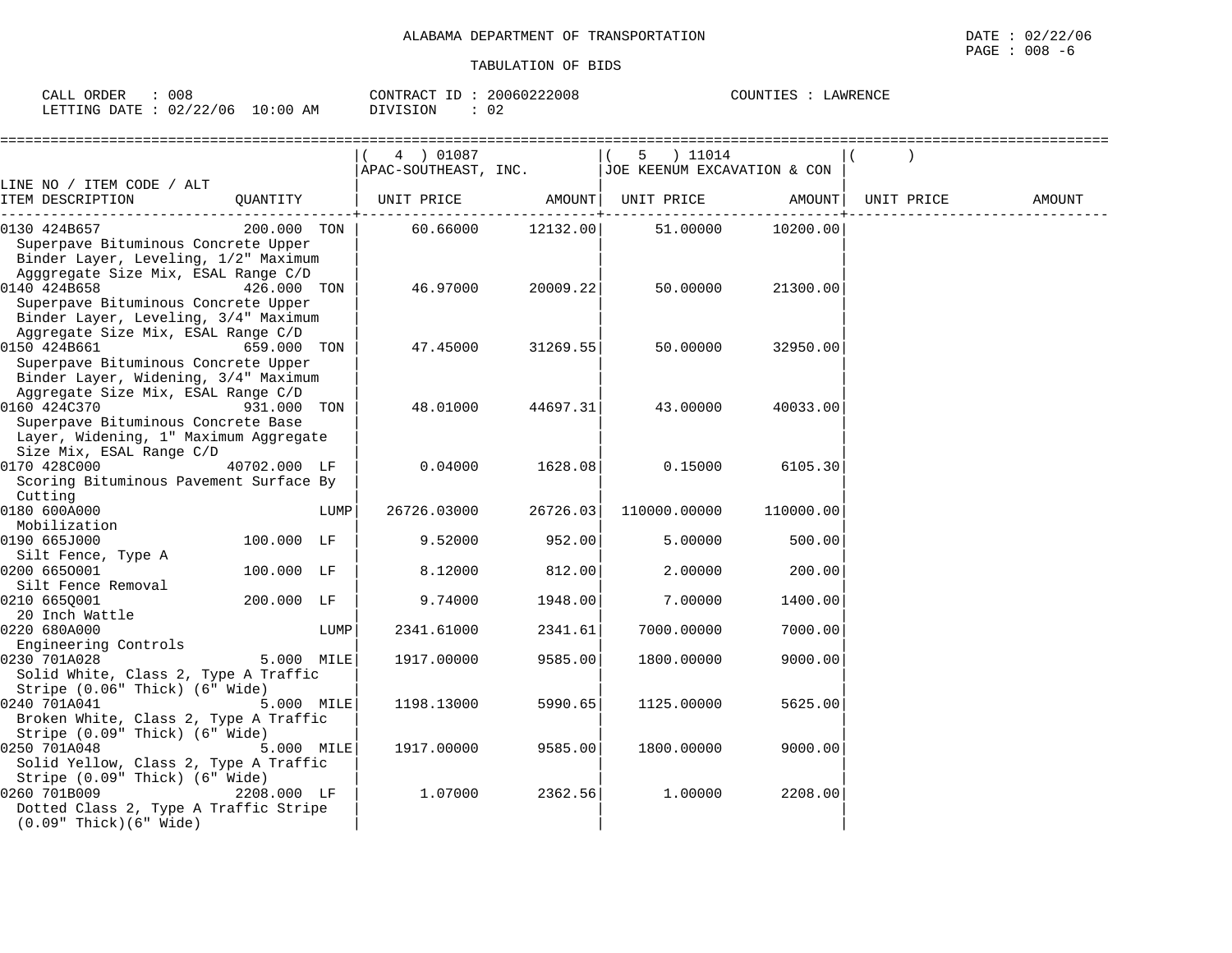ALABAMA DEPARTMENT OF TRANSPORTATION

TABULATION OF BIDS

CALL ORDER : 008 CONTRACT ID : 20060222008 COUNTIES : LAWRENCE
LETTING DATE : 02/22/06 10:00 AM DIVISION : 02

| LINE NO / ITEM CODE / ALT ITEM DESCRIPTION | QUANTITY | (4) 01087 APAC-SOUTHEAST, INC. UNIT PRICE | AMOUNT | (5) 11014 JOE KEENUM EXCAVATION & CON UNIT PRICE | AMOUNT | ( ) UNIT PRICE | AMOUNT |
|---|---|---|---|---|---|---|---|
| 0130 424B657 Superpave Bituminous Concrete Upper Binder Layer, Leveling, 1/2" Maximum Agggregate Size Mix, ESAL Range C/D | 200.000 TON | 60.66000 | 12132.00 | 51.00000 | 10200.00 | | |
| 0140 424B658 Superpave Bituminous Concrete Upper Binder Layer, Leveling, 3/4" Maximum Aggregate Size Mix, ESAL Range C/D | 426.000 TON | 46.97000 | 20009.22 | 50.00000 | 21300.00 | | |
| 0150 424B661 Superpave Bituminous Concrete Upper Binder Layer, Widening, 3/4" Maximum Aggregate Size Mix, ESAL Range C/D | 659.000 TON | 47.45000 | 31269.55 | 50.00000 | 32950.00 | | |
| 0160 424C370 Superpave Bituminous Concrete Base Layer, Widening, 1" Maximum Aggregate Size Mix, ESAL Range C/D | 931.000 TON | 48.01000 | 44697.31 | 43.00000 | 40033.00 | | |
| 0170 428C000 Scoring Bituminous Pavement Surface By Cutting | 40702.000 LF | 0.04000 | 1628.08 | 0.15000 | 6105.30 | | |
| 0180 600A000 Mobilization | LUMP | 26726.03000 | 26726.03 | 110000.00000 | 110000.00 | | |
| 0190 665J000 Silt Fence, Type A | 100.000 LF | 9.52000 | 952.00 | 5.00000 | 500.00 | | |
| 0200 665O001 Silt Fence Removal | 100.000 LF | 8.12000 | 812.00 | 2.00000 | 200.00 | | |
| 0210 665Q001 20 Inch Wattle | 200.000 LF | 9.74000 | 1948.00 | 7.00000 | 1400.00 | | |
| 0220 680A000 Engineering Controls | LUMP | 2341.61000 | 2341.61 | 7000.00000 | 7000.00 | | |
| 0230 701A028 Solid White, Class 2, Type A Traffic Stripe (0.06" Thick) (6" Wide) | 5.000 MILE | 1917.00000 | 9585.00 | 1800.00000 | 9000.00 | | |
| 0240 701A041 Broken White, Class 2, Type A Traffic Stripe (0.09" Thick) (6" Wide) | 5.000 MILE | 1198.13000 | 5990.65 | 1125.00000 | 5625.00 | | |
| 0250 701A048 Solid Yellow, Class 2, Type A Traffic Stripe (0.09" Thick) (6" Wide) | 5.000 MILE | 1917.00000 | 9585.00 | 1800.00000 | 9000.00 | | |
| 0260 701B009 Dotted Class 2, Type A Traffic Stripe (0.09" Thick)(6" Wide) | 2208.000 LF | 1.07000 | 2362.56 | 1.00000 | 2208.00 | | |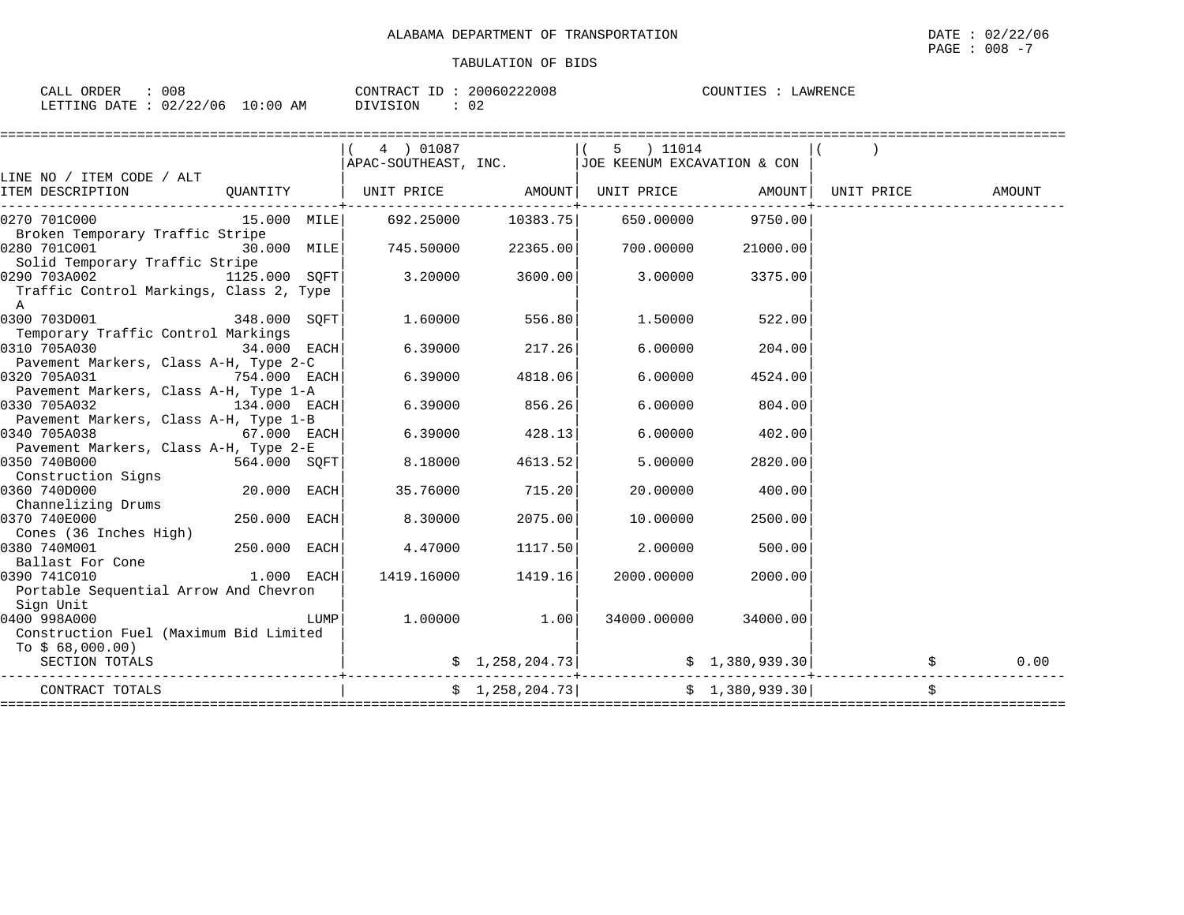ALABAMA DEPARTMENT OF TRANSPORTATION

DATE : 02/22/06

TABULATION OF BIDS

CALL ORDER : 008 CONTRACT ID : 20060222008 COUNTIES : LAWRENCE
LETTING DATE : 02/22/06 10:00 AM DIVISION : 02

| LINE NO / ITEM CODE / ALT ITEM DESCRIPTION | QUANTITY | ( 4 ) 01087 APAC-SOUTHEAST, INC. UNIT PRICE | AMOUNT | ( 5 ) 11014 JOE KEENUM EXCAVATION & CON UNIT PRICE | AMOUNT | ( ) UNIT PRICE | AMOUNT |
|---|---|---|---|---|---|---|---|
| 0270 701C000 Broken Temporary Traffic Stripe | 15.000 MILE | 692.25000 | 10383.75 | 650.00000 | 9750.00 | | |
| 0280 701C001 Solid Temporary Traffic Stripe | 30.000 MILE | 745.50000 | 22365.00 | 700.00000 | 21000.00 | | |
| 0290 703A002 Traffic Control Markings, Class 2, Type A | 1125.000 SQFT | 3.20000 | 3600.00 | 3.00000 | 3375.00 | | |
| 0300 703D001 Temporary Traffic Control Markings | 348.000 SQFT | 1.60000 | 556.80 | 1.50000 | 522.00 | | |
| 0310 705A030 Pavement Markers, Class A-H, Type 2-C | 34.000 EACH | 6.39000 | 217.26 | 6.00000 | 204.00 | | |
| 0320 705A031 Pavement Markers, Class A-H, Type 1-A | 754.000 EACH | 6.39000 | 4818.06 | 6.00000 | 4524.00 | | |
| 0330 705A032 Pavement Markers, Class A-H, Type 1-B | 134.000 EACH | 6.39000 | 856.26 | 6.00000 | 804.00 | | |
| 0340 705A038 Pavement Markers, Class A-H, Type 2-E | 67.000 EACH | 6.39000 | 428.13 | 6.00000 | 402.00 | | |
| 0350 740B000 Construction Signs | 564.000 SQFT | 8.18000 | 4613.52 | 5.00000 | 2820.00 | | |
| 0360 740D000 Channelizing Drums | 20.000 EACH | 35.76000 | 715.20 | 20.00000 | 400.00 | | |
| 0370 740E000 Cones (36 Inches High) | 250.000 EACH | 8.30000 | 2075.00 | 10.00000 | 2500.00 | | |
| 0380 740M001 Ballast For Cone | 250.000 EACH | 4.47000 | 1117.50 | 2.00000 | 500.00 | | |
| 0390 741C010 Portable Sequential Arrow And Chevron Sign Unit | 1.000 EACH | 1419.16000 | 1419.16 | 2000.00000 | 2000.00 | | |
| 0400 998A000 Construction Fuel (Maximum Bid Limited To $ 68,000.00) | LUMP | 1.00000 | 1.00 | 34000.00000 | 34000.00 | | |
| SECTION TOTALS | | | $ 1,258,204.73 | | $ 1,380,939.30 | | $ 0.00 |
| CONTRACT TOTALS | | | $ 1,258,204.73 | | $ 1,380,939.30 | | $ |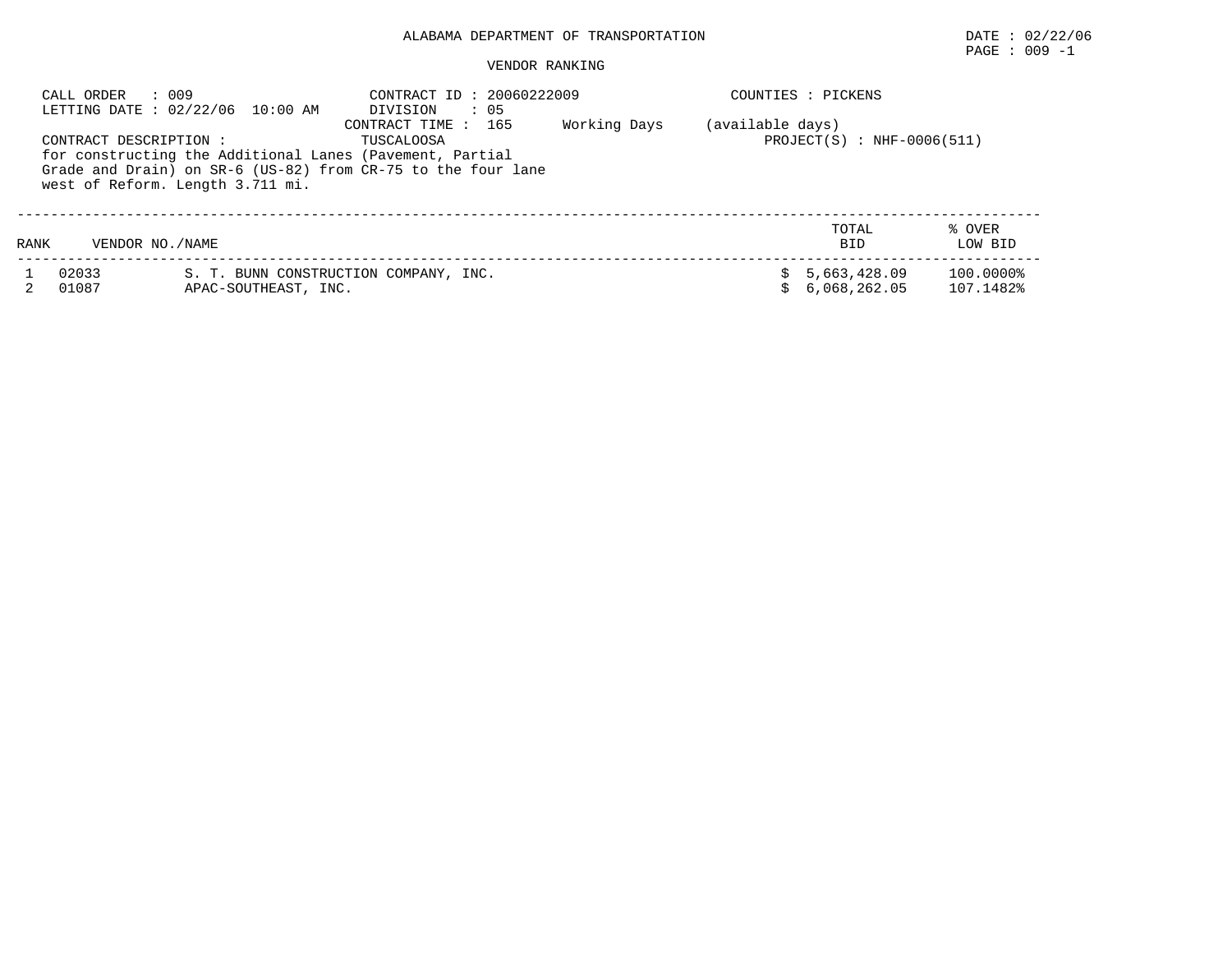ALABAMA DEPARTMENT OF TRANSPORTATION

DATE : 02/22/06
PAGE : 009 -1

VENDOR RANKING

CALL ORDER : 009
LETTING DATE : 02/22/06 10:00 AM

CONTRACT ID : 20060222009
DIVISION : 05
CONTRACT TIME : 165 Working Days (available days)

COUNTIES : PICKENS
TUSCALOOSA

PROJECT(S) : NHF-0006(511)

CONTRACT DESCRIPTION :
for constructing the Additional Lanes (Pavement, Partial Grade and Drain) on SR-6 (US-82) from CR-75 to the four lane west of Reform. Length 3.711 mi.

| RANK | VENDOR NO./NAME | | TOTAL BID | % OVER LOW BID |
|---|---|---|---|---|
| 1 | 02033 | S. T. BUNN CONSTRUCTION COMPANY, INC. | $ 5,663,428.09 | 100.0000% |
| 2 | 01087 | APAC-SOUTHEAST, INC. | $ 6,068,262.05 | 107.1482% |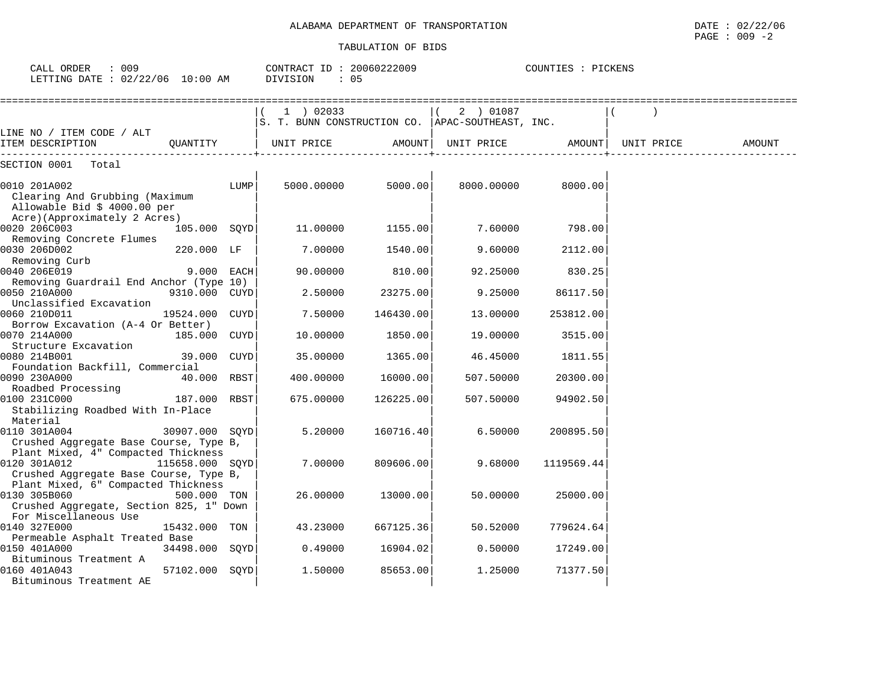ALABAMA DEPARTMENT OF TRANSPORTATION

TABULATION OF BIDS

CALL ORDER : 009 CONTRACT ID : 20060222009 COUNTIES : PICKENS
LETTING DATE : 02/22/06 10:00 AM DIVISION : 05

| LINE NO / ITEM CODE / ALT ITEM DESCRIPTION | QUANTITY | (1) 02033 S. T. BUNN CONSTRUCTION CO. UNIT PRICE | AMOUNT | (2) 01087 APAC-SOUTHEAST, INC. UNIT PRICE | AMOUNT | ( ) UNIT PRICE | AMOUNT |
|---|---|---|---|---|---|---|---|
| SECTION 0001 Total | | | | | | | |
| 0010 201A002 Clearing And Grubbing (Maximum Allowable Bid $ 4000.00 per Acre)(Approximately 2 Acres) | LUMP | 5000.00000 | 5000.00 | 8000.00000 | 8000.00 | | |
| 0020 206C003 Removing Concrete Flumes | 105.000 SQYD | 11.00000 | 1155.00 | 7.60000 | 798.00 | | |
| 0030 206D002 Removing Curb | 220.000 LF | 7.00000 | 1540.00 | 9.60000 | 2112.00 | | |
| 0040 206E019 Removing Guardrail End Anchor (Type 10) | 9.000 EACH | 90.00000 | 810.00 | 92.25000 | 830.25 | | |
| 0050 210A000 Unclassified Excavation | 9310.000 CUYD | 2.50000 | 23275.00 | 9.25000 | 86117.50 | | |
| 0060 210D011 Borrow Excavation (A-4 Or Better) | 19524.000 CUYD | 7.50000 | 146430.00 | 13.00000 | 253812.00 | | |
| 0070 214A000 Structure Excavation | 185.000 CUYD | 10.00000 | 1850.00 | 19.00000 | 3515.00 | | |
| 0080 214B001 Foundation Backfill, Commercial | 39.000 CUYD | 35.00000 | 1365.00 | 46.45000 | 1811.55 | | |
| 0090 230A000 Roadbed Processing | 40.000 RBST | 400.00000 | 16000.00 | 507.50000 | 20300.00 | | |
| 0100 231C000 Stabilizing Roadbed With In-Place Material | 187.000 RBST | 675.00000 | 126225.00 | 507.50000 | 94902.50 | | |
| 0110 301A004 Crushed Aggregate Base Course, Type B, Plant Mixed, 4" Compacted Thickness | 30907.000 SQYD | 5.20000 | 160716.40 | 6.50000 | 200895.50 | | |
| 0120 301A012 Crushed Aggregate Base Course, Type B, Plant Mixed, 6" Compacted Thickness | 115658.000 SQYD | 7.00000 | 809606.00 | 9.68000 | 1119569.44 | | |
| 0130 305B060 Crushed Aggregate, Section 825, 1" Down For Miscellaneous Use | 500.000 TON | 26.00000 | 13000.00 | 50.00000 | 25000.00 | | |
| 0140 327E000 Permeable Asphalt Treated Base | 15432.000 TON | 43.23000 | 667125.36 | 50.52000 | 779624.64 | | |
| 0150 401A000 Bituminous Treatment A | 34498.000 SQYD | 0.49000 | 16904.02 | 0.50000 | 17249.00 | | |
| 0160 401A043 Bituminous Treatment AE | 57102.000 SQYD | 1.50000 | 85653.00 | 1.25000 | 71377.50 | | |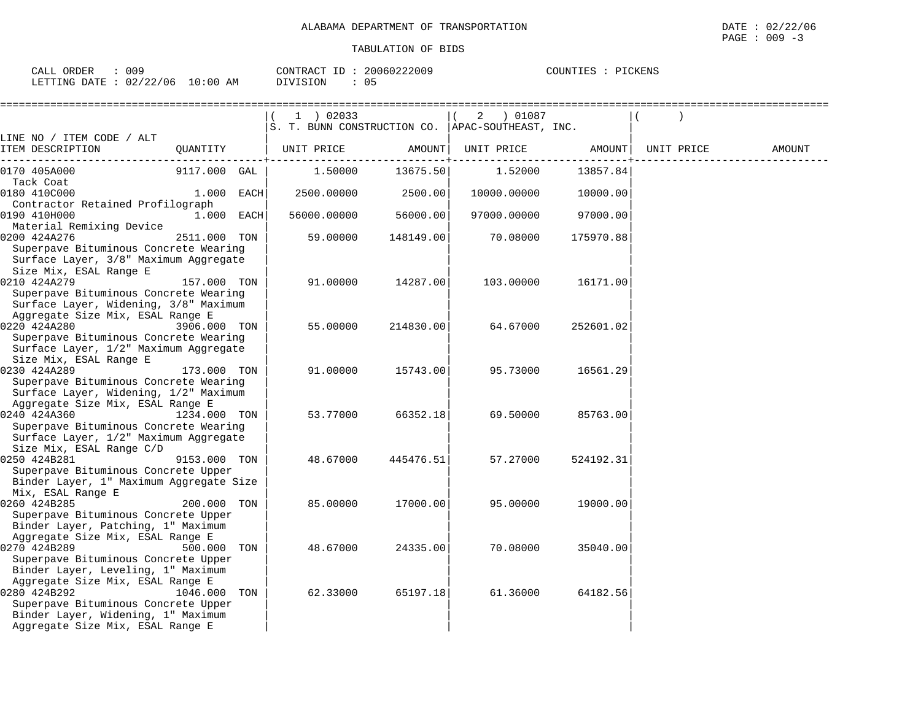ALABAMA DEPARTMENT OF TRANSPORTATION

TABULATION OF BIDS

DATE : 02/22/06
PAGE : 009 -3

CALL ORDER : 009
LETTING DATE : 02/22/06 10:00 AM

CONTRACT ID : 20060222009
DIVISION : 05

COUNTIES : PICKENS

| LINE NO / ITEM CODE / ALT ITEM DESCRIPTION | QUANTITY | ( 1 ) 02033 S. T. BUNN CONSTRUCTION CO. UNIT PRICE | AMOUNT | ( 2 ) 01087 APAC-SOUTHEAST, INC. UNIT PRICE | AMOUNT | ( ) UNIT PRICE | AMOUNT |
|---|---|---|---|---|---|---|---|
| 0170 405A000 Tack Coat | 9117.000 GAL | 1.50000 | 13675.50 | 1.52000 | 13857.84 | | |
| 0180 410C000 Contractor Retained Profilograph | 1.000 EACH | 2500.00000 | 2500.00 | 10000.00000 | 10000.00 | | |
| 0190 410H000 Material Remixing Device | 1.000 EACH | 56000.00000 | 56000.00 | 97000.00000 | 97000.00 | | |
| 0200 424A276 Superpave Bituminous Concrete Wearing Surface Layer, 3/8" Maximum Aggregate Size Mix, ESAL Range E | 2511.000 TON | 59.00000 | 148149.00 | 70.08000 | 175970.88 | | |
| 0210 424A279 Superpave Bituminous Concrete Wearing Surface Layer, Widening, 3/8" Maximum Aggregate Size Mix, ESAL Range E | 157.000 TON | 91.00000 | 14287.00 | 103.00000 | 16171.00 | | |
| 0220 424A280 Superpave Bituminous Concrete Wearing Surface Layer, 1/2" Maximum Aggregate Size Mix, ESAL Range E | 3906.000 TON | 55.00000 | 214830.00 | 64.67000 | 252601.02 | | |
| 0230 424A289 Superpave Bituminous Concrete Wearing Surface Layer, Widening, 1/2" Maximum Aggregate Size Mix, ESAL Range E | 173.000 TON | 91.00000 | 15743.00 | 95.73000 | 16561.29 | | |
| 0240 424A360 Superpave Bituminous Concrete Wearing Surface Layer, 1/2" Maximum Aggregate Size Mix, ESAL Range C/D | 1234.000 TON | 53.77000 | 66352.18 | 69.50000 | 85763.00 | | |
| 0250 424B281 Superpave Bituminous Concrete Upper Binder Layer, 1" Maximum Aggregate Size Mix, ESAL Range E | 9153.000 TON | 48.67000 | 445476.51 | 57.27000 | 524192.31 | | |
| 0260 424B285 Superpave Bituminous Concrete Upper Binder Layer, Patching, 1" Maximum Aggregate Size Mix, ESAL Range E | 200.000 TON | 85.00000 | 17000.00 | 95.00000 | 19000.00 | | |
| 0270 424B289 Superpave Bituminous Concrete Upper Binder Layer, Leveling, 1" Maximum Aggregate Size Mix, ESAL Range E | 500.000 TON | 48.67000 | 24335.00 | 70.08000 | 35040.00 | | |
| 0280 424B292 Superpave Bituminous Concrete Upper Binder Layer, Widening, 1" Maximum Aggregate Size Mix, ESAL Range E | 1046.000 TON | 62.33000 | 65197.18 | 61.36000 | 64182.56 | | |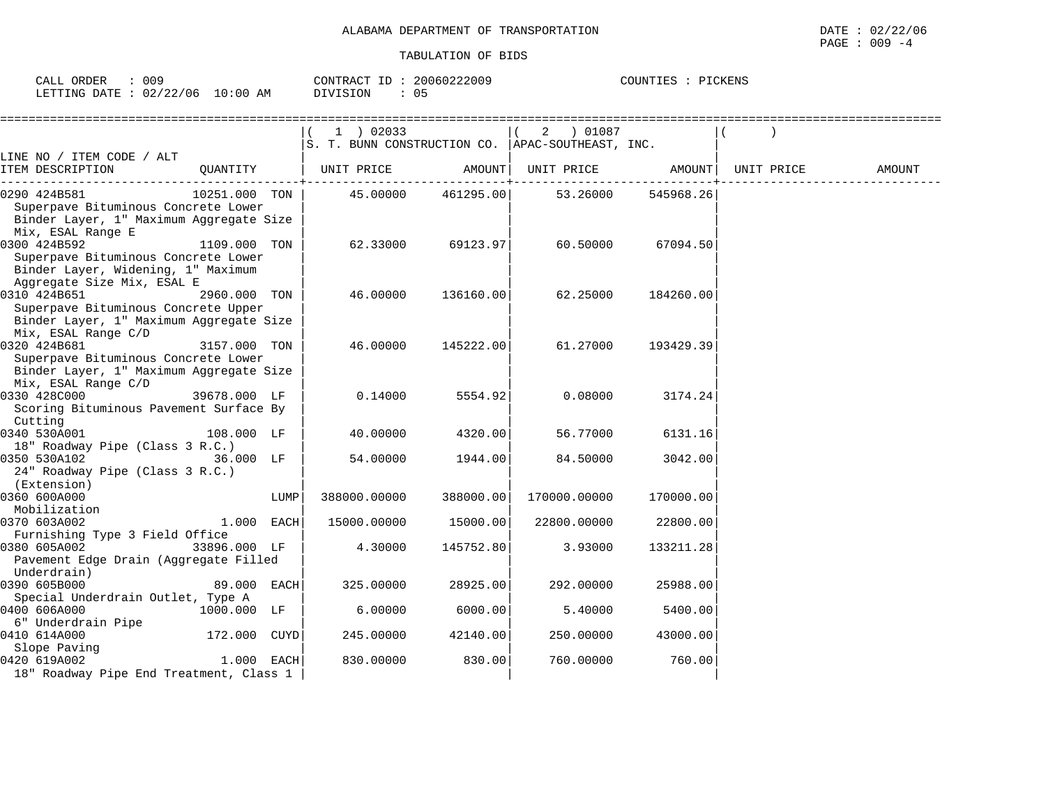ALABAMA DEPARTMENT OF TRANSPORTATION

TABULATION OF BIDS

DATE : 02/22/06

CALL ORDER : 009    CONTRACT ID : 20060222009    COUNTIES : PICKENS

LETTING DATE : 02/22/06 10:00 AM    DIVISION : 05

| LINE NO / ITEM CODE / ALT ITEM DESCRIPTION | QUANTITY | (1) 02033 S. T. BUNN CONSTRUCTION CO. UNIT PRICE | AMOUNT | (2) 01087 APAC-SOUTHEAST, INC. UNIT PRICE | AMOUNT | ( ) UNIT PRICE | AMOUNT |
|---|---|---|---|---|---|---|---|
| 0290 424B581 Superpave Bituminous Concrete Lower Binder Layer, 1" Maximum Aggregate Size Mix, ESAL Range E | 10251.000 TON | 45.00000 | 461295.00 | 53.26000 | 545968.26 | | |
| 0300 424B592 Superpave Bituminous Concrete Lower Binder Layer, Widening, 1" Maximum Aggregate Size Mix, ESAL E | 1109.000 TON | 62.33000 | 69123.97 | 60.50000 | 67094.50 | | |
| 0310 424B651 Superpave Bituminous Concrete Upper Binder Layer, 1" Maximum Aggregate Size Mix, ESAL Range C/D | 2960.000 TON | 46.00000 | 136160.00 | 62.25000 | 184260.00 | | |
| 0320 424B681 Superpave Bituminous Concrete Lower Binder Layer, 1" Maximum Aggregate Size Mix, ESAL Range C/D | 3157.000 TON | 46.00000 | 145222.00 | 61.27000 | 193429.39 | | |
| 0330 428C000 Scoring Bituminous Pavement Surface By Cutting | 39678.000 LF | 0.14000 | 5554.92 | 0.08000 | 3174.24 | | |
| 0340 530A001 18" Roadway Pipe (Class 3 R.C.) | 108.000 LF | 40.00000 | 4320.00 | 56.77000 | 6131.16 | | |
| 0350 530A102 24" Roadway Pipe (Class 3 R.C.) (Extension) | 36.000 LF | 54.00000 | 1944.00 | 84.50000 | 3042.00 | | |
| 0360 600A000 Mobilization | LUMP | 388000.00000 | 388000.00 | 170000.00000 | 170000.00 | | |
| 0370 603A002 Furnishing Type 3 Field Office | 1.000 EACH | 15000.00000 | 15000.00 | 22800.00000 | 22800.00 | | |
| 0380 605A002 Pavement Edge Drain (Aggregate Filled Underdrain) | 33896.000 LF | 4.30000 | 145752.80 | 3.93000 | 133211.28 | | |
| 0390 605B000 Special Underdrain Outlet, Type A | 89.000 EACH | 325.00000 | 28925.00 | 292.00000 | 25988.00 | | |
| 0400 606A000 6" Underdrain Pipe | 1000.000 LF | 6.00000 | 6000.00 | 5.40000 | 5400.00 | | |
| 0410 614A000 Slope Paving | 172.000 CUYD | 245.00000 | 42140.00 | 250.00000 | 43000.00 | | |
| 0420 619A002 18" Roadway Pipe End Treatment, Class 1 | 1.000 EACH | 830.00000 | 830.00 | 760.00000 | 760.00 | | |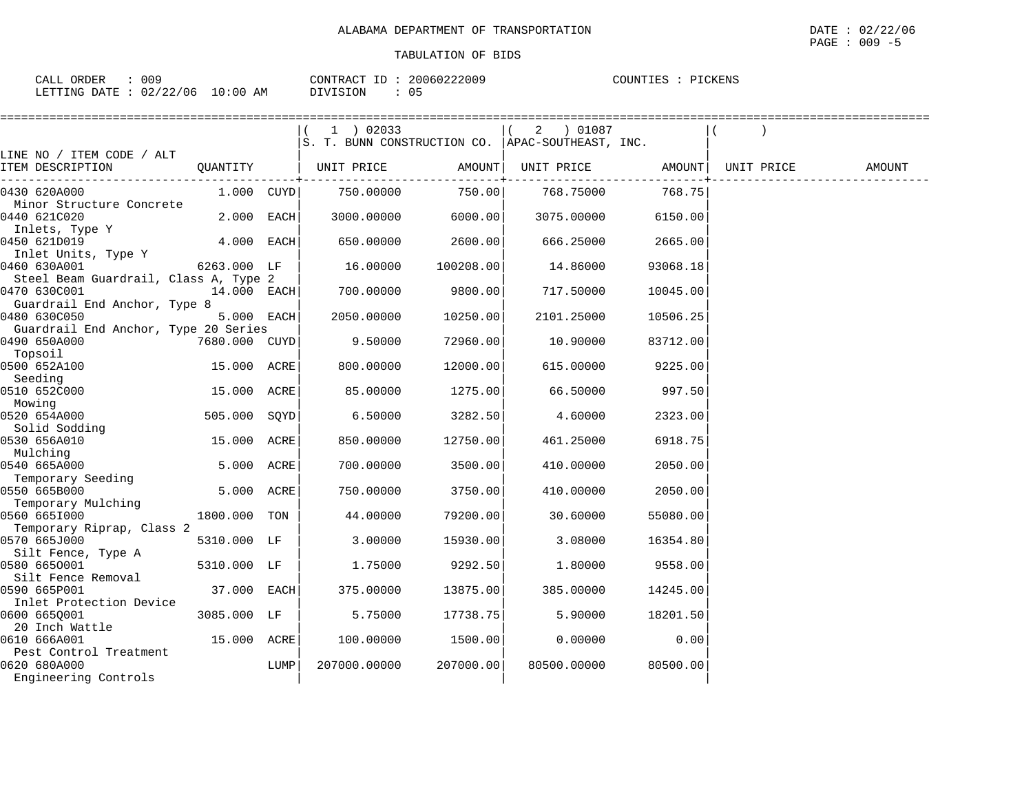ALABAMA DEPARTMENT OF TRANSPORTATION

DATE : 02/22/06

PAGE : 009 -5

TABULATION OF BIDS

CALL ORDER : 009    CONTRACT ID : 20060222009    COUNTIES : PICKENS

LETTING DATE : 02/22/06 10:00 AM    DIVISION : 05

| LINE NO / ITEM CODE / ALT ITEM DESCRIPTION | QUANTITY | | ( 1 ) 02033 S. T. BUNN CONSTRUCTION CO. UNIT PRICE | AMOUNT | ( 2 ) 01087 APAC-SOUTHEAST, INC. UNIT PRICE | AMOUNT | ( ) UNIT PRICE | AMOUNT |
|---|---|---|---|---|---|---|---|---|
| 0430 620A000 Minor Structure Concrete | 1.000 | CUYD | 750.00000 | 750.00 | 768.75000 | 768.75 | | |
| 0440 621C020 Inlets, Type Y | 2.000 | EACH | 3000.00000 | 6000.00 | 3075.00000 | 6150.00 | | |
| 0450 621D019 Inlet Units, Type Y | 4.000 | EACH | 650.00000 | 2600.00 | 666.25000 | 2665.00 | | |
| 0460 630A001 Steel Beam Guardrail, Class A, Type 2 | 6263.000 | LF | 16.00000 | 100208.00 | 14.86000 | 93068.18 | | |
| 0470 630C001 Guardrail End Anchor, Type 8 | 14.000 | EACH | 700.00000 | 9800.00 | 717.50000 | 10045.00 | | |
| 0480 630C050 Guardrail End Anchor, Type 20 Series | 5.000 | EACH | 2050.00000 | 10250.00 | 2101.25000 | 10506.25 | | |
| 0490 650A000 Topsoil | 7680.000 | CUYD | 9.50000 | 72960.00 | 10.90000 | 83712.00 | | |
| 0500 652A100 Seeding | 15.000 | ACRE | 800.00000 | 12000.00 | 615.00000 | 9225.00 | | |
| 0510 652C000 Mowing | 15.000 | ACRE | 85.00000 | 1275.00 | 66.50000 | 997.50 | | |
| 0520 654A000 Solid Sodding | 505.000 | SQYD | 6.50000 | 3282.50 | 4.60000 | 2323.00 | | |
| 0530 656A010 Mulching | 15.000 | ACRE | 850.00000 | 12750.00 | 461.25000 | 6918.75 | | |
| 0540 665A000 Temporary Seeding | 5.000 | ACRE | 700.00000 | 3500.00 | 410.00000 | 2050.00 | | |
| 0550 665B000 Temporary Mulching | 5.000 | ACRE | 750.00000 | 3750.00 | 410.00000 | 2050.00 | | |
| 0560 665I000 Temporary Riprap, Class 2 | 1800.000 | TON | 44.00000 | 79200.00 | 30.60000 | 55080.00 | | |
| 0570 665J000 Silt Fence, Type A | 5310.000 | LF | 3.00000 | 15930.00 | 3.08000 | 16354.80 | | |
| 0580 665O001 Silt Fence Removal | 5310.000 | LF | 1.75000 | 9292.50 | 1.80000 | 9558.00 | | |
| 0590 665P001 Inlet Protection Device | 37.000 | EACH | 375.00000 | 13875.00 | 385.00000 | 14245.00 | | |
| 0600 665Q001 20 Inch Wattle | 3085.000 | LF | 5.75000 | 17738.75 | 5.90000 | 18201.50 | | |
| 0610 666A001 Pest Control Treatment | 15.000 | ACRE | 100.00000 | 1500.00 | 0.00000 | 0.00 | | |
| 0620 680A000 Engineering Controls | | LUMP | 207000.00000 | 207000.00 | 80500.00000 | 80500.00 | | |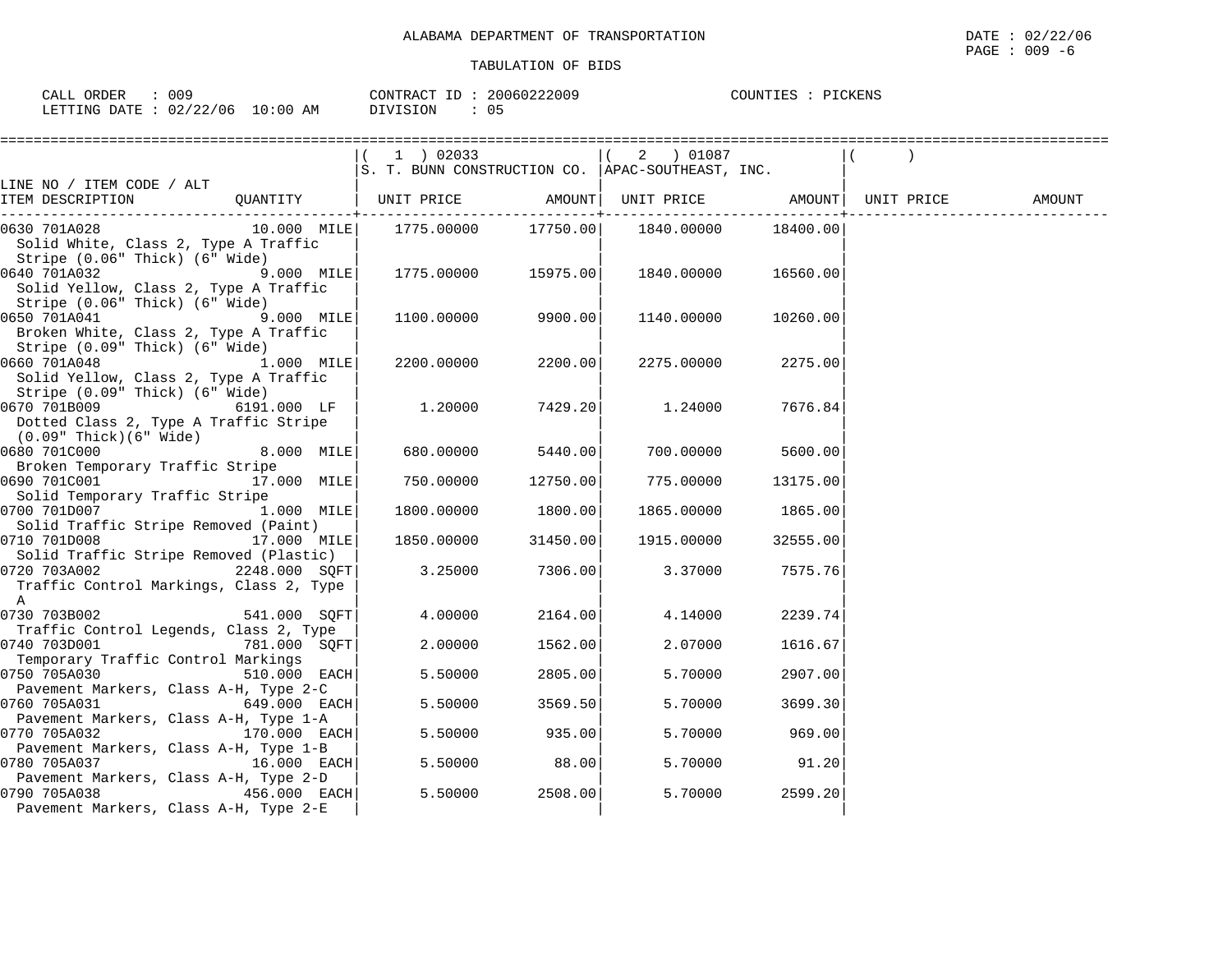ALABAMA DEPARTMENT OF TRANSPORTATION

TABULATION OF BIDS

CALL ORDER : 009 CONTRACT ID : 20060222009 COUNTIES : PICKENS
LETTING DATE : 02/22/06 10:00 AM DIVISION : 05

| LINE NO / ITEM CODE / ALT ITEM DESCRIPTION | QUANTITY | (1) 02033 S. T. BUNN CONSTRUCTION CO. UNIT PRICE | AMOUNT | (2) 01087 APAC-SOUTHEAST, INC. UNIT PRICE | AMOUNT | ( ) UNIT PRICE | AMOUNT |
|---|---|---|---|---|---|---|---|
| 0630 701A028 Solid White, Class 2, Type A Traffic Stripe (0.06" Thick) (6" Wide) | 10.000 MILE | 1775.00000 | 17750.00 | 1840.00000 | 18400.00 | | |
| 0640 701A032 Solid Yellow, Class 2, Type A Traffic Stripe (0.06" Thick) (6" Wide) | 9.000 MILE | 1775.00000 | 15975.00 | 1840.00000 | 16560.00 | | |
| 0650 701A041 Broken White, Class 2, Type A Traffic Stripe (0.09" Thick) (6" Wide) | 9.000 MILE | 1100.00000 | 9900.00 | 1140.00000 | 10260.00 | | |
| 0660 701A048 Solid Yellow, Class 2, Type A Traffic Stripe (0.09" Thick) (6" Wide) | 1.000 MILE | 2200.00000 | 2200.00 | 2275.00000 | 2275.00 | | |
| 0670 701B009 Dotted Class 2, Type A Traffic Stripe (0.09" Thick)(6" Wide) | 6191.000 LF | 1.20000 | 7429.20 | 1.24000 | 7676.84 | | |
| 0680 701C000 Broken Temporary Traffic Stripe | 8.000 MILE | 680.00000 | 5440.00 | 700.00000 | 5600.00 | | |
| 0690 701C001 Solid Temporary Traffic Stripe | 17.000 MILE | 750.00000 | 12750.00 | 775.00000 | 13175.00 | | |
| 0700 701D007 Solid Traffic Stripe Removed (Paint) | 1.000 MILE | 1800.00000 | 1800.00 | 1865.00000 | 1865.00 | | |
| 0710 701D008 Solid Traffic Stripe Removed (Plastic) | 17.000 MILE | 1850.00000 | 31450.00 | 1915.00000 | 32555.00 | | |
| 0720 703A002 Traffic Control Markings, Class 2, Type A | 2248.000 SQFT | 3.25000 | 7306.00 | 3.37000 | 7575.76 | | |
| 0730 703B002 Traffic Control Legends, Class 2, Type | 541.000 SQFT | 4.00000 | 2164.00 | 4.14000 | 2239.74 | | |
| 0740 703D001 Temporary Traffic Control Markings | 781.000 SQFT | 2.00000 | 1562.00 | 2.07000 | 1616.67 | | |
| 0750 705A030 Pavement Markers, Class A-H, Type 2-C | 510.000 EACH | 5.50000 | 2805.00 | 5.70000 | 2907.00 | | |
| 0760 705A031 Pavement Markers, Class A-H, Type 1-A | 649.000 EACH | 5.50000 | 3569.50 | 5.70000 | 3699.30 | | |
| 0770 705A032 Pavement Markers, Class A-H, Type 1-B | 170.000 EACH | 5.50000 | 935.00 | 5.70000 | 969.00 | | |
| 0780 705A037 Pavement Markers, Class A-H, Type 2-D | 16.000 EACH | 5.50000 | 88.00 | 5.70000 | 91.20 | | |
| 0790 705A038 Pavement Markers, Class A-H, Type 2-E | 456.000 EACH | 5.50000 | 2508.00 | 5.70000 | 2599.20 | | |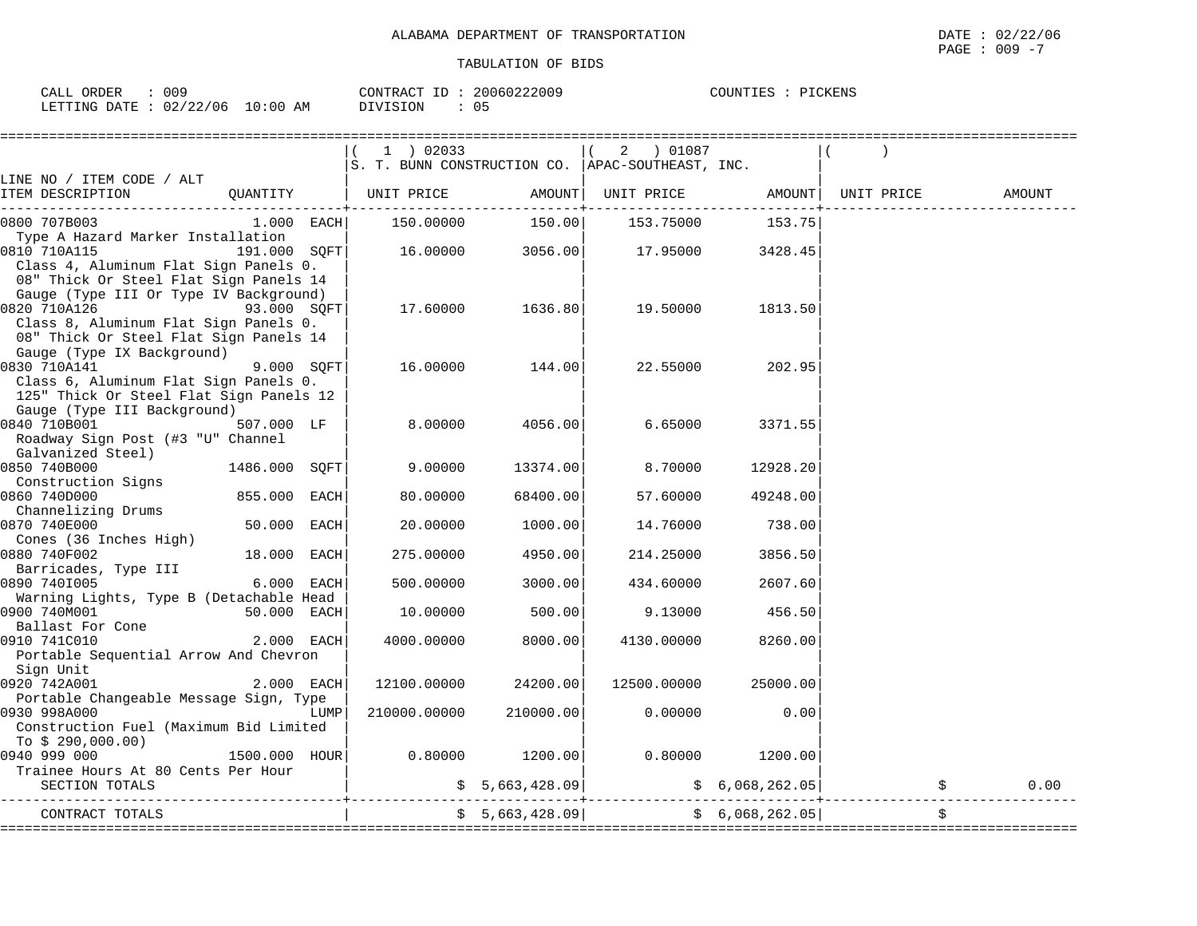ALABAMA DEPARTMENT OF TRANSPORTATION

TABULATION OF BIDS

DATE : 02/22/06
PAGE : 009 -7

CALL ORDER : 009
LETTING DATE : 02/22/06 10:00 AM

CONTRACT ID : 20060222009
DIVISION : 05

COUNTIES : PICKENS

| LINE NO / ITEM CODE / ALT<br>ITEM DESCRIPTION | QUANTITY | (1) 02033 S. T. BUNN CONSTRUCTION CO.<br>UNIT PRICE | AMOUNT | (2) 01087 APAC-SOUTHEAST, INC.<br>UNIT PRICE | AMOUNT | ( )<br>UNIT PRICE | AMOUNT |
|---|---|---|---|---|---|---|---|
| 0800 707B003<br>Type A Hazard Marker Installation | 1.000 EACH | 150.00000 | 150.00 | 153.75000 | 153.75 | | |
| 0810 710A115<br>Class 4, Aluminum Flat Sign Panels 0. 08" Thick Or Steel Flat Sign Panels 14 Gauge (Type III Or Type IV Background) | 191.000 SQFT | 16.00000 | 3056.00 | 17.95000 | 3428.45 | | |
| 0820 710A126<br>Class 8, Aluminum Flat Sign Panels 0. 08" Thick Or Steel Flat Sign Panels 14 Gauge (Type IX Background) | 93.000 SQFT | 17.60000 | 1636.80 | 19.50000 | 1813.50 | | |
| 0830 710A141<br>Class 6, Aluminum Flat Sign Panels 0. 125" Thick Or Steel Flat Sign Panels 12 Gauge (Type III Background) | 9.000 SQFT | 16.00000 | 144.00 | 22.55000 | 202.95 | | |
| 0840 710B001<br>Roadway Sign Post (#3 "U" Channel Galvanized Steel) | 507.000 LF | 8.00000 | 4056.00 | 6.65000 | 3371.55 | | |
| 0850 740B000<br>Construction Signs | 1486.000 SQFT | 9.00000 | 13374.00 | 8.70000 | 12928.20 | | |
| 0860 740D000<br>Channelizing Drums | 855.000 EACH | 80.00000 | 68400.00 | 57.60000 | 49248.00 | | |
| 0870 740E000<br>Cones (36 Inches High) | 50.000 EACH | 20.00000 | 1000.00 | 14.76000 | 738.00 | | |
| 0880 740F002<br>Barricades, Type III | 18.000 EACH | 275.00000 | 4950.00 | 214.25000 | 3856.50 | | |
| 0890 740I005<br>Warning Lights, Type B (Detachable Head | 6.000 EACH | 500.00000 | 3000.00 | 434.60000 | 2607.60 | | |
| 0900 740M001<br>Ballast For Cone | 50.000 EACH | 10.00000 | 500.00 | 9.13000 | 456.50 | | |
| 0910 741C010<br>Portable Sequential Arrow And Chevron Sign Unit | 2.000 EACH | 4000.00000 | 8000.00 | 4130.00000 | 8260.00 | | |
| 0920 742A001<br>Portable Changeable Message Sign, Type | 2.000 EACH | 12100.00000 | 24200.00 | 12500.00000 | 25000.00 | | |
| 0930 998A000<br>Construction Fuel (Maximum Bid Limited To $ 290,000.00) | LUMP | 210000.00000 | 210000.00 | 0.00000 | 0.00 | | |
| 0940 999 000<br>Trainee Hours At 80 Cents Per Hour | 1500.000 HOUR | 0.80000 | 1200.00 | 0.80000 | 1200.00 | | |
| SECTION TOTALS | | | $ 5,663,428.09 | | $ 6,068,262.05 | | $ 0.00 |
| CONTRACT TOTALS | | | $ 5,663,428.09 | | $ 6,068,262.05 | | $ |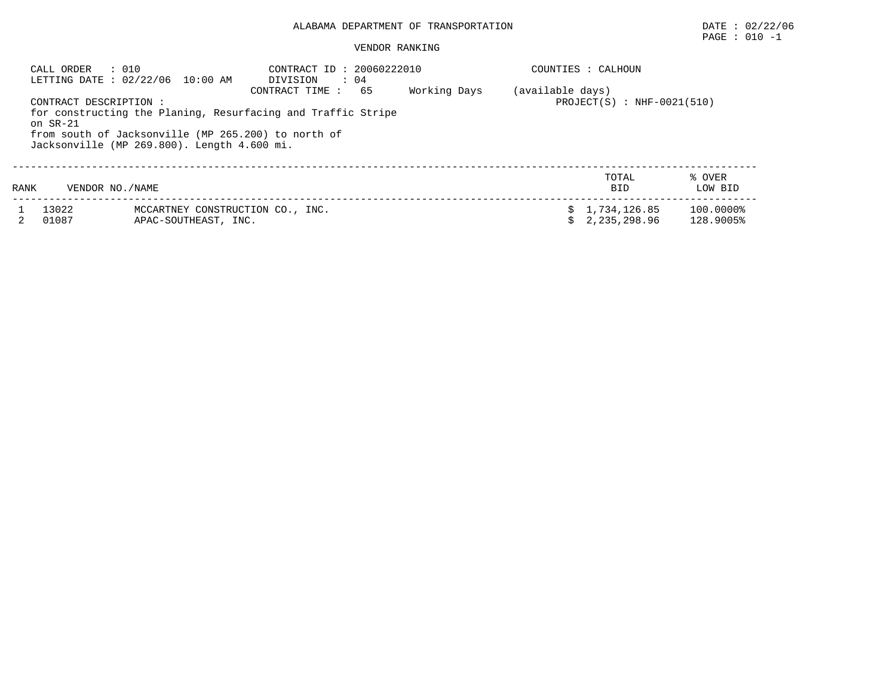ALABAMA DEPARTMENT OF TRANSPORTATION

DATE : 02/22/06

PAGE : 010 -1

VENDOR RANKING

CALL ORDER : 010
LETTING DATE : 02/22/06 10:00 AM

CONTRACT ID : 20060222010
DIVISION : 04
CONTRACT TIME : 65 Working Days (available days)

COUNTIES : CALHOUN

PROJECT(S) : NHF-0021(510)

CONTRACT DESCRIPTION :
for constructing the Planing, Resurfacing and Traffic Stripe on SR-21 from south of Jacksonville (MP 265.200) to north of Jacksonville (MP 269.800). Length 4.600 mi.

| RANK | VENDOR NO./NAME | | TOTAL BID | % OVER LOW BID |
|---|---|---|---|---|
| 1 | 13022 | MCCARTNEY CONSTRUCTION CO., INC. | $ 1,734,126.85 | 100.0000% |
| 2 | 01087 | APAC-SOUTHEAST, INC. | $ 2,235,298.96 | 128.9005% |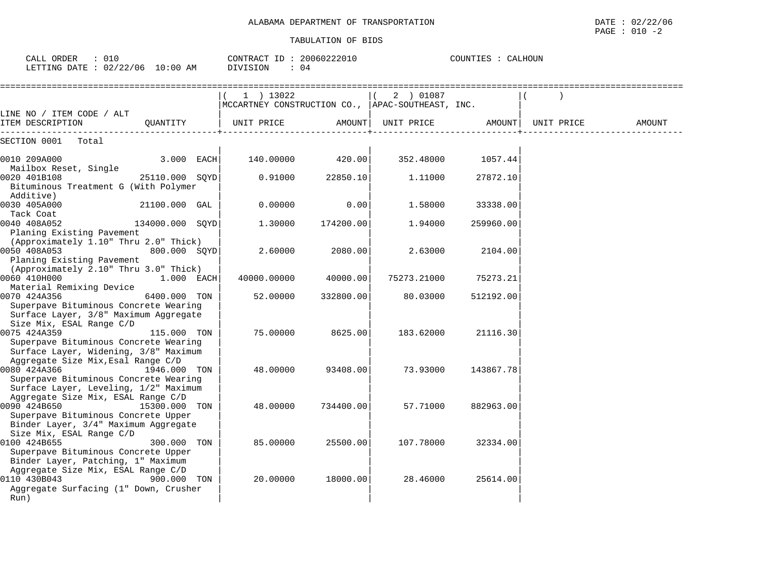ALABAMA DEPARTMENT OF TRANSPORTATION

DATE : 02/22/06

TABULATION OF BIDS

CALL ORDER : 010 CONTRACT ID : 20060222010 COUNTIES : CALHOUN
LETTING DATE : 02/22/06 10:00 AM DIVISION : 04

| LINE NO / ITEM CODE / ALT ITEM DESCRIPTION | QUANTITY | ( 1 ) 13022 MCCARTNEY CONSTRUCTION CO., UNIT PRICE | AMOUNT | ( 2 ) 01087 APAC-SOUTHEAST, INC. UNIT PRICE | AMOUNT | ( ) UNIT PRICE | AMOUNT |
|---|---|---|---|---|---|---|---|
| SECTION 0001 Total | | | | | | | |
| 0010 209A000 Mailbox Reset, Single | 3.000 EACH | 140.00000 | 420.00 | 352.48000 | 1057.44 | | |
| 0020 401B108 Bituminous Treatment G (With Polymer Additive) | 25110.000 SQYD | 0.91000 | 22850.10 | 1.11000 | 27872.10 | | |
| 0030 405A000 Tack Coat | 21100.000 GAL | 0.00000 | 0.00 | 1.58000 | 33338.00 | | |
| 0040 408A052 Planing Existing Pavement (Approximately 1.10" Thru 2.0" Thick) | 134000.000 SQYD | 1.30000 | 174200.00 | 1.94000 | 259960.00 | | |
| 0050 408A053 Planing Existing Pavement (Approximately 2.10" Thru 3.0" Thick) | 800.000 SQYD | 2.60000 | 2080.00 | 2.63000 | 2104.00 | | |
| 0060 410H000 Material Remixing Device | 1.000 EACH | 40000.00000 | 40000.00 | 75273.21000 | 75273.21 | | |
| 0070 424A356 Superpave Bituminous Concrete Wearing Surface Layer, 3/8" Maximum Aggregate Size Mix, ESAL Range C/D | 6400.000 TON | 52.00000 | 332800.00 | 80.03000 | 512192.00 | | |
| 0075 424A359 Superpave Bituminous Concrete Wearing Surface Layer, Widening, 3/8" Maximum Aggregate Size Mix,Esal Range C/D | 115.000 TON | 75.00000 | 8625.00 | 183.62000 | 21116.30 | | |
| 0080 424A366 Superpave Bituminous Concrete Wearing Surface Layer, Leveling, 1/2" Maximum Aggregate Size Mix, ESAL Range C/D | 1946.000 TON | 48.00000 | 93408.00 | 73.93000 | 143867.78 | | |
| 0090 424B650 Superpave Bituminous Concrete Upper Binder Layer, 3/4" Maximum Aggregate Size Mix, ESAL Range C/D | 15300.000 TON | 48.00000 | 734400.00 | 57.71000 | 882963.00 | | |
| 0100 424B655 Superpave Bituminous Concrete Upper Binder Layer, Patching, 1" Maximum Aggregate Size Mix, ESAL Range C/D | 300.000 TON | 85.00000 | 25500.00 | 107.78000 | 32334.00 | | |
| 0110 430B043 Aggregate Surfacing (1" Down, Crusher Run) | 900.000 TON | 20.00000 | 18000.00 | 28.46000 | 25614.00 | | |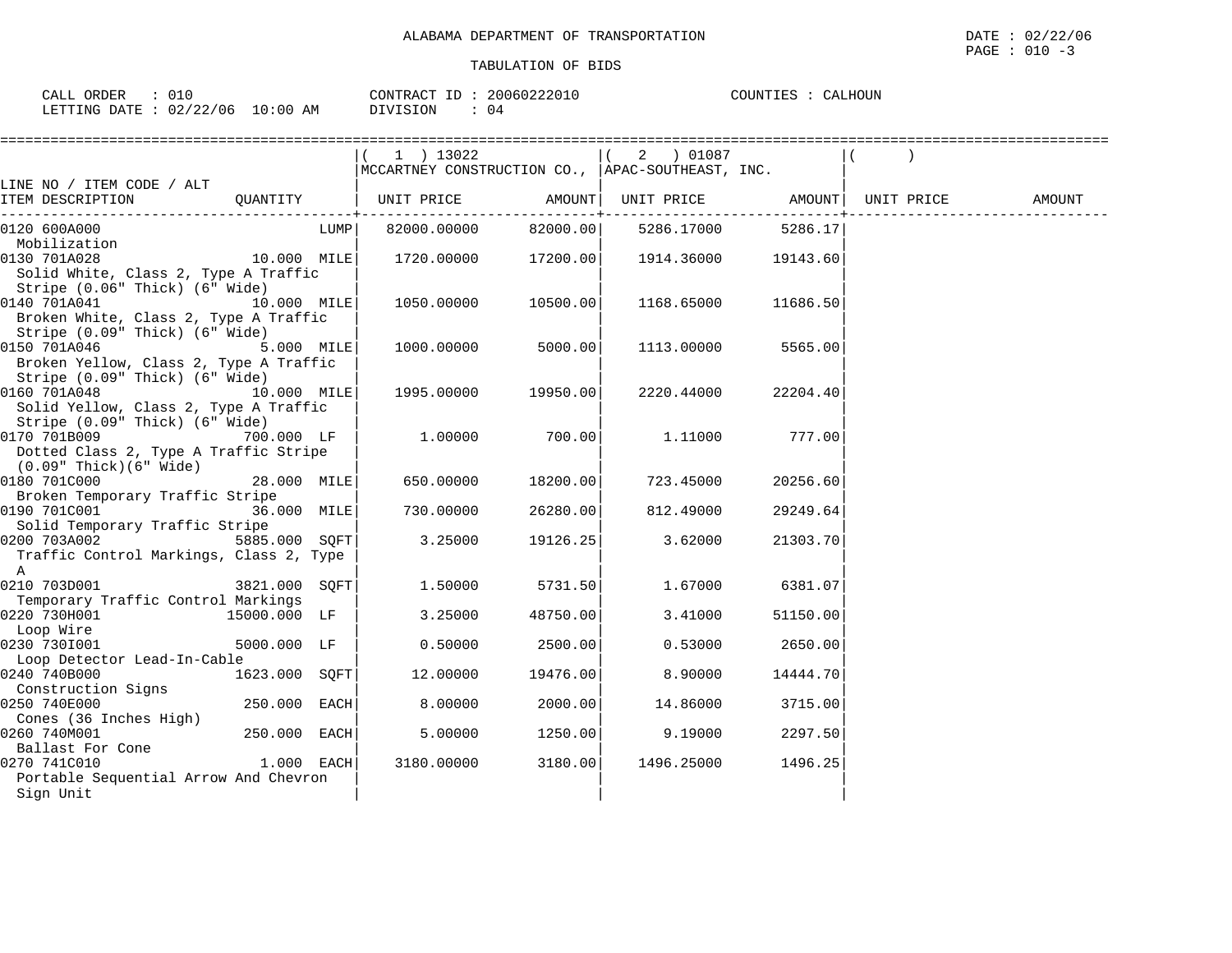ALABAMA DEPARTMENT OF TRANSPORTATION

TABULATION OF BIDS

DATE : 02/22/06
PAGE : 010 -3

CALL ORDER : 010
LETTING DATE : 02/22/06 10:00 AM

CONTRACT ID : 20060222010
DIVISION : 04

COUNTIES : CALHOUN

| LINE NO / ITEM CODE / ALT ITEM DESCRIPTION | QUANTITY | (1) 13022 MCCARTNEY CONSTRUCTION CO., UNIT PRICE | AMOUNT | (2) 01087 APAC-SOUTHEAST, INC. UNIT PRICE | AMOUNT | ( ) UNIT PRICE | AMOUNT |
|---|---|---|---|---|---|---|---|
| 0120 600A000 Mobilization | LUMP | 82000.00000 | 82000.00 | 5286.17000 | 5286.17 | | |
| 0130 701A028 Solid White, Class 2, Type A Traffic Stripe (0.06" Thick) (6" Wide) | 10.000 MILE | 1720.00000 | 17200.00 | 1914.36000 | 19143.60 | | |
| 0140 701A041 Broken White, Class 2, Type A Traffic Stripe (0.09" Thick) (6" Wide) | 10.000 MILE | 1050.00000 | 10500.00 | 1168.65000 | 11686.50 | | |
| 0150 701A046 Broken Yellow, Class 2, Type A Traffic Stripe (0.09" Thick) (6" Wide) | 5.000 MILE | 1000.00000 | 5000.00 | 1113.00000 | 5565.00 | | |
| 0160 701A048 Solid Yellow, Class 2, Type A Traffic Stripe (0.09" Thick) (6" Wide) | 10.000 MILE | 1995.00000 | 19950.00 | 2220.44000 | 22204.40 | | |
| 0170 701B009 Dotted Class 2, Type A Traffic Stripe (0.09" Thick)(6" Wide) | 700.000 LF | 1.00000 | 700.00 | 1.11000 | 777.00 | | |
| 0180 701C000 Broken Temporary Traffic Stripe | 28.000 MILE | 650.00000 | 18200.00 | 723.45000 | 20256.60 | | |
| 0190 701C001 Solid Temporary Traffic Stripe | 36.000 MILE | 730.00000 | 26280.00 | 812.49000 | 29249.64 | | |
| 0200 703A002 Traffic Control Markings, Class 2, Type A | 5885.000 SQFT | 3.25000 | 19126.25 | 3.62000 | 21303.70 | | |
| 0210 703D001 Temporary Traffic Control Markings | 3821.000 SQFT | 1.50000 | 5731.50 | 1.67000 | 6381.07 | | |
| 0220 730H001 Loop Wire | 15000.000 LF | 3.25000 | 48750.00 | 3.41000 | 51150.00 | | |
| 0230 730I001 Loop Detector Lead-In-Cable | 5000.000 LF | 0.50000 | 2500.00 | 0.53000 | 2650.00 | | |
| 0240 740B000 Construction Signs | 1623.000 SQFT | 12.00000 | 19476.00 | 8.90000 | 14444.70 | | |
| 0250 740E000 Cones (36 Inches High) | 250.000 EACH | 8.00000 | 2000.00 | 14.86000 | 3715.00 | | |
| 0260 740M001 Ballast For Cone | 250.000 EACH | 5.00000 | 1250.00 | 9.19000 | 2297.50 | | |
| 0270 741C010 Portable Sequential Arrow And Chevron Sign Unit | 1.000 EACH | 3180.00000 | 3180.00 | 1496.25000 | 1496.25 | | |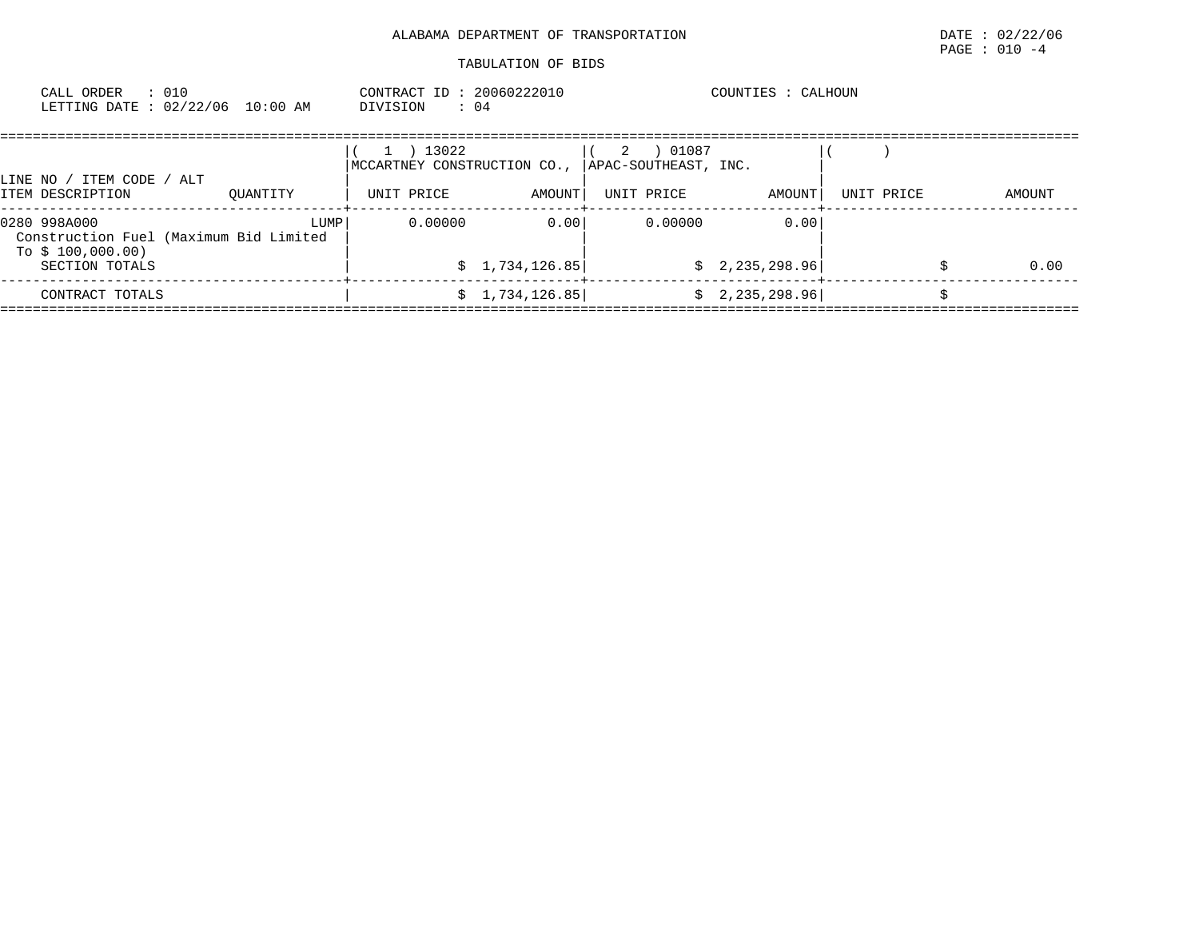ALABAMA DEPARTMENT OF TRANSPORTATION

TABULATION OF BIDS

CALL ORDER : 010
LETTING DATE : 02/22/06 10:00 AM

CONTRACT ID : 20060222010
DIVISION : 04

COUNTIES : CALHOUN

| LINE NO / ITEM CODE / ALT ITEM DESCRIPTION | QUANTITY | ( 1 ) 13022 MCCARTNEY CONSTRUCTION CO., UNIT PRICE | AMOUNT | ( 2 ) 01087 APAC-SOUTHEAST, INC. UNIT PRICE | AMOUNT | ( ) UNIT PRICE | AMOUNT |
|---|---|---|---|---|---|---|---|
| 0280 998A000 Construction Fuel (Maximum Bid Limited To $ 100,000.00) | LUMP | 0.00000 | 0.00 | 0.00000 | 0.00 | | |
| SECTION TOTALS | | | $ 1,734,126.85 | | $ 2,235,298.96 | | $ 0.00 |
| CONTRACT TOTALS | | | $ 1,734,126.85 | | $ 2,235,298.96 | | $ |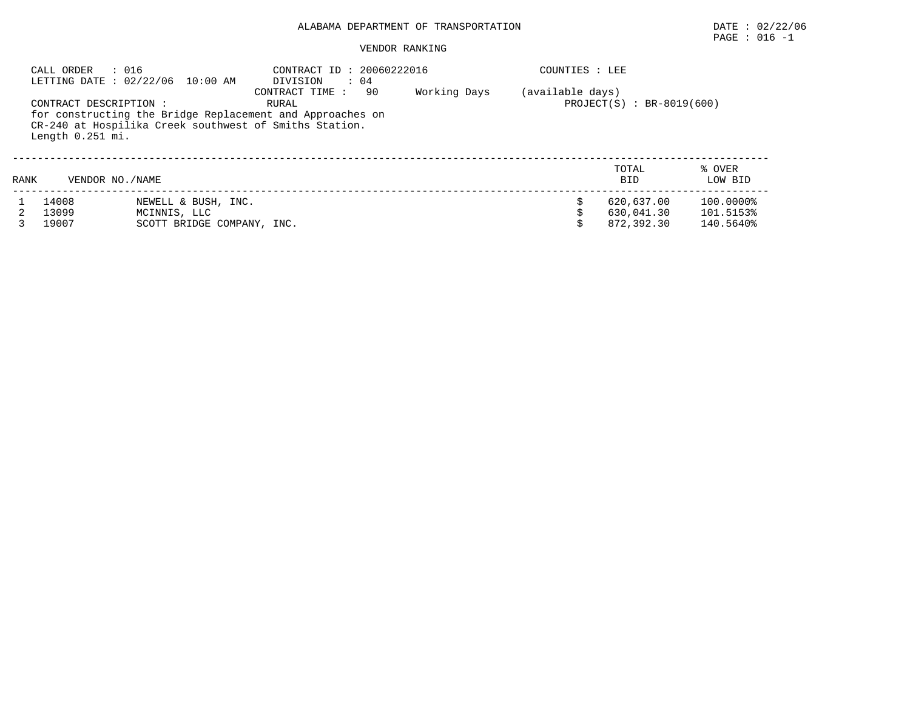ALABAMA DEPARTMENT OF TRANSPORTATION

DATE : 02/22/06

VENDOR RANKING

CALL ORDER : 016
LETTING DATE : 02/22/06 10:00 AM
CONTRACT ID : 20060222016
DIVISION : 04
CONTRACT TIME : 90 Working Days (available days)
COUNTIES : LEE
CONTRACT DESCRIPTION : RURAL
PROJECT(S) : BR-8019(600)

for constructing the Bridge Replacement and Approaches on CR-240 at Hospilika Creek southwest of Smiths Station. Length 0.251 mi.

| RANK | VENDOR NO. | NAME | TOTAL BID | % OVER LOW BID |
|---|---|---|---|---|
| 1 | 14008 | NEWELL & BUSH, INC. | $ 620,637.00 | 100.0000% |
| 2 | 13099 | MCINNIS, LLC | $ 630,041.30 | 101.5153% |
| 3 | 19007 | SCOTT BRIDGE COMPANY, INC. | $ 872,392.30 | 140.5640% |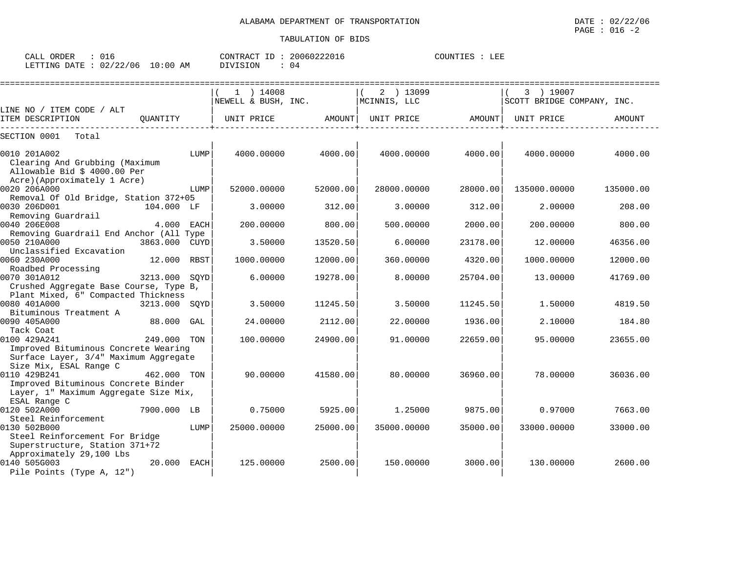ALABAMA DEPARTMENT OF TRANSPORTATION

TABULATION OF BIDS

DATE : 02/22/06

CALL ORDER : 016 CONTRACT ID : 20060222016 COUNTIES : LEE
LETTING DATE : 02/22/06 10:00 AM DIVISION : 04

| LINE NO / ITEM CODE / ALT ITEM DESCRIPTION | QUANTITY | ( 1 ) 14008 NEWELL & BUSH, INC. UNIT PRICE | AMOUNT | ( 2 ) 13099 MCINNIS, LLC UNIT PRICE | AMOUNT | ( 3 ) 19007 SCOTT BRIDGE COMPANY, INC. UNIT PRICE | AMOUNT |
|---|---|---|---|---|---|---|---|
| SECTION 0001 Total | | | | | | | |
| 0010 201A002 Clearing And Grubbing (Maximum Allowable Bid $ 4000.00 Per Acre)(Approximately 1 Acre) | LUMP | 4000.00000 | 4000.00 | 4000.00000 | 4000.00 | 4000.00000 | 4000.00 |
| 0020 206A000 Removal Of Old Bridge, Station 372+05 | LUMP | 52000.00000 | 52000.00 | 28000.00000 | 28000.00 | 135000.00000 | 135000.00 |
| 0030 206D001 Removing Guardrail | 104.000 LF | 3.00000 | 312.00 | 3.00000 | 312.00 | 2.00000 | 208.00 |
| 0040 206E008 Removing Guardrail End Anchor (All Type | 4.000 EACH | 200.00000 | 800.00 | 500.00000 | 2000.00 | 200.00000 | 800.00 |
| 0050 210A000 Unclassified Excavation | 3863.000 CUYD | 3.50000 | 13520.50 | 6.00000 | 23178.00 | 12.00000 | 46356.00 |
| 0060 230A000 Roadbed Processing | 12.000 RBST | 1000.00000 | 12000.00 | 360.00000 | 4320.00 | 1000.00000 | 12000.00 |
| 0070 301A012 Crushed Aggregate Base Course, Type B, Plant Mixed, 6" Compacted Thickness | 3213.000 SQYD | 6.00000 | 19278.00 | 8.00000 | 25704.00 | 13.00000 | 41769.00 |
| 0080 401A000 Bituminous Treatment A | 3213.000 SQYD | 3.50000 | 11245.50 | 3.50000 | 11245.50 | 1.50000 | 4819.50 |
| 0090 405A000 Tack Coat | 88.000 GAL | 24.00000 | 2112.00 | 22.00000 | 1936.00 | 2.10000 | 184.80 |
| 0100 429A241 Improved Bituminous Concrete Wearing Surface Layer, 3/4" Maximum Aggregate Size Mix, ESAL Range C | 249.000 TON | 100.00000 | 24900.00 | 91.00000 | 22659.00 | 95.00000 | 23655.00 |
| 0110 429B241 Improved Bituminous Concrete Binder Layer, 1" Maximum Aggregate Size Mix, ESAL Range C | 462.000 TON | 90.00000 | 41580.00 | 80.00000 | 36960.00 | 78.00000 | 36036.00 |
| 0120 502A000 Steel Reinforcement | 7900.000 LB | 0.75000 | 5925.00 | 1.25000 | 9875.00 | 0.97000 | 7663.00 |
| 0130 502B000 Steel Reinforcement For Bridge Superstructure, Station 371+72 Approximately 29,100 Lbs | LUMP | 25000.00000 | 25000.00 | 35000.00000 | 35000.00 | 33000.00000 | 33000.00 |
| 0140 505G003 Pile Points (Type A, 12") | 20.000 EACH | 125.00000 | 2500.00 | 150.00000 | 3000.00 | 130.00000 | 2600.00 |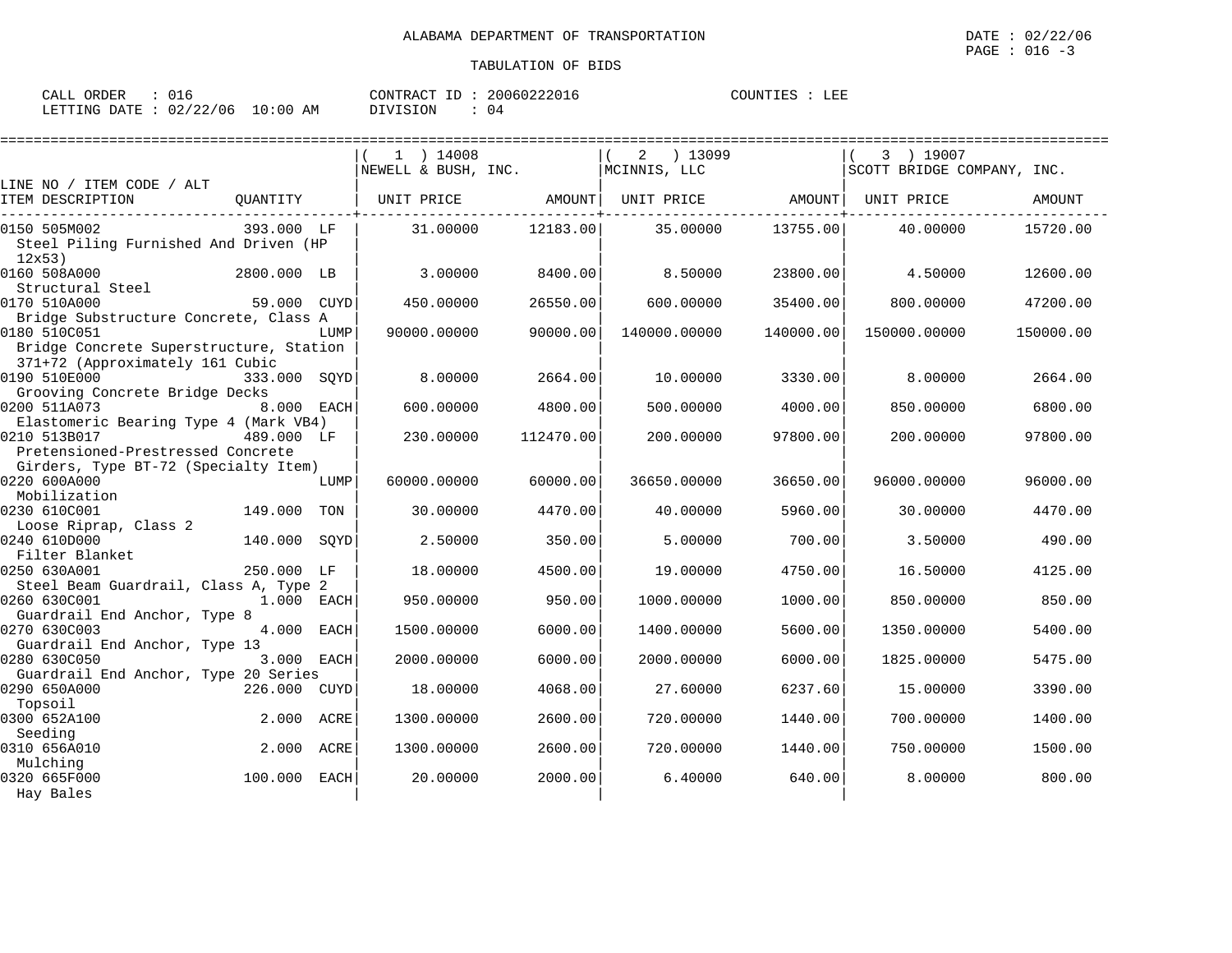ALABAMA DEPARTMENT OF TRANSPORTATION

TABULATION OF BIDS

DATE : 02/22/06
PAGE : 016 -3

CALL ORDER : 016
LETTING DATE : 02/22/06 10:00 AM

CONTRACT ID : 20060222016
DIVISION : 04

COUNTIES : LEE

| LINE NO / ITEM CODE / ALT / ITEM DESCRIPTION | QUANTITY | (1) 14008 NEWELL & BUSH, INC. UNIT PRICE | AMOUNT | (2) 13099 MCINNIS, LLC UNIT PRICE | AMOUNT | (3) 19007 SCOTT BRIDGE COMPANY, INC. UNIT PRICE | AMOUNT |
|---|---|---|---|---|---|---|---|
| 0150 505M002 Steel Piling Furnished And Driven (HP 12x53) | 393.000 LF | 31.00000 | 12183.00 | 35.00000 | 13755.00 | 40.00000 | 15720.00 |
| 0160 508A000 Structural Steel | 2800.000 LB | 3.00000 | 8400.00 | 8.50000 | 23800.00 | 4.50000 | 12600.00 |
| 0170 510A000 Bridge Substructure Concrete, Class A | 59.000 CUYD | 450.00000 | 26550.00 | 600.00000 | 35400.00 | 800.00000 | 47200.00 |
| 0180 510C051 Bridge Concrete Superstructure, Station 371+72 (Approximately 161 Cubic | LUMP | 90000.00000 | 90000.00 | 140000.00000 | 140000.00 | 150000.00000 | 150000.00 |
| 0190 510E000 Grooving Concrete Bridge Decks | 333.000 SQYD | 8.00000 | 2664.00 | 10.00000 | 3330.00 | 8.00000 | 2664.00 |
| 0200 511A073 Elastomeric Bearing Type 4 (Mark VB4) | 8.000 EACH | 600.00000 | 4800.00 | 500.00000 | 4000.00 | 850.00000 | 6800.00 |
| 0210 513B017 Pretensioned-Prestressed Concrete Girders, Type BT-72 (Specialty Item) | 489.000 LF | 230.00000 | 112470.00 | 200.00000 | 97800.00 | 200.00000 | 97800.00 |
| 0220 600A000 Mobilization | LUMP | 60000.00000 | 60000.00 | 36650.00000 | 36650.00 | 96000.00000 | 96000.00 |
| 0230 610C001 Loose Riprap, Class 2 | 149.000 TON | 30.00000 | 4470.00 | 40.00000 | 5960.00 | 30.00000 | 4470.00 |
| 0240 610D000 Filter Blanket | 140.000 SQYD | 2.50000 | 350.00 | 5.00000 | 700.00 | 3.50000 | 490.00 |
| 0250 630A001 Steel Beam Guardrail, Class A, Type 2 | 250.000 LF | 18.00000 | 4500.00 | 19.00000 | 4750.00 | 16.50000 | 4125.00 |
| 0260 630C001 Guardrail End Anchor, Type 8 | 1.000 EACH | 950.00000 | 950.00 | 1000.00000 | 1000.00 | 850.00000 | 850.00 |
| 0270 630C003 Guardrail End Anchor, Type 13 | 4.000 EACH | 1500.00000 | 6000.00 | 1400.00000 | 5600.00 | 1350.00000 | 5400.00 |
| 0280 630C050 Guardrail End Anchor, Type 20 Series | 3.000 EACH | 2000.00000 | 6000.00 | 2000.00000 | 6000.00 | 1825.00000 | 5475.00 |
| 0290 650A000 Topsoil | 226.000 CUYD | 18.00000 | 4068.00 | 27.60000 | 6237.60 | 15.00000 | 3390.00 |
| 0300 652A100 Seeding | 2.000 ACRE | 1300.00000 | 2600.00 | 720.00000 | 1440.00 | 700.00000 | 1400.00 |
| 0310 656A010 Mulching | 2.000 ACRE | 1300.00000 | 2600.00 | 720.00000 | 1440.00 | 750.00000 | 1500.00 |
| 0320 665F000 Hay Bales | 100.000 EACH | 20.00000 | 2000.00 | 6.40000 | 640.00 | 8.00000 | 800.00 |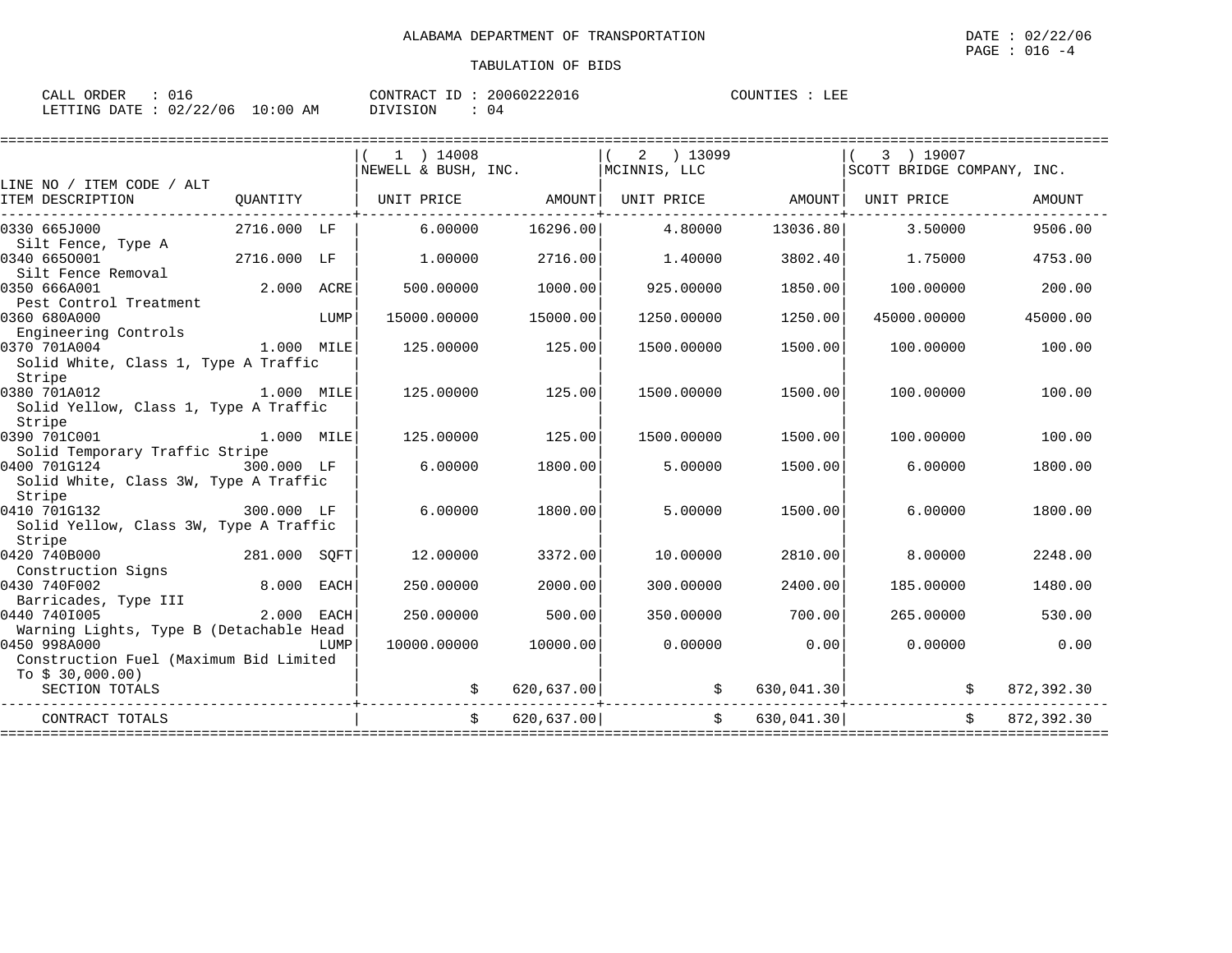ALABAMA DEPARTMENT OF TRANSPORTATION

DATE : 02/22/06

PAGE : 016 -4

TABULATION OF BIDS

CALL ORDER : 016 CONTRACT ID : 20060222016 COUNTIES : LEE

LETTING DATE : 02/22/06 10:00 AM DIVISION : 04

| LINE NO / ITEM CODE / ALT ITEM DESCRIPTION | QUANTITY | ( 1 ) 14008 NEWELL & BUSH, INC. UNIT PRICE | AMOUNT | ( 2 ) 13099 MCINNIS, LLC UNIT PRICE | AMOUNT | ( 3 ) 19007 SCOTT BRIDGE COMPANY, INC. UNIT PRICE | AMOUNT |
|---|---|---|---|---|---|---|---|
| 0330 665J000 Silt Fence, Type A | 2716.000 LF | 6.00000 | 16296.00 | 4.80000 | 13036.80 | 3.50000 | 9506.00 |
| 0340 665O001 Silt Fence Removal | 2716.000 LF | 1.00000 | 2716.00 | 1.40000 | 3802.40 | 1.75000 | 4753.00 |
| 0350 666A001 Pest Control Treatment | 2.000 ACRE | 500.00000 | 1000.00 | 925.00000 | 1850.00 | 100.00000 | 200.00 |
| 0360 680A000 Engineering Controls | LUMP | 15000.00000 | 15000.00 | 1250.00000 | 1250.00 | 45000.00000 | 45000.00 |
| 0370 701A004 Solid White, Class 1, Type A Traffic Stripe | 1.000 MILE | 125.00000 | 125.00 | 1500.00000 | 1500.00 | 100.00000 | 100.00 |
| 0380 701A012 Solid Yellow, Class 1, Type A Traffic Stripe | 1.000 MILE | 125.00000 | 125.00 | 1500.00000 | 1500.00 | 100.00000 | 100.00 |
| 0390 701C001 Solid Temporary Traffic Stripe | 1.000 MILE | 125.00000 | 125.00 | 1500.00000 | 1500.00 | 100.00000 | 100.00 |
| 0400 701G124 Solid White, Class 3W, Type A Traffic Stripe | 300.000 LF | 6.00000 | 1800.00 | 5.00000 | 1500.00 | 6.00000 | 1800.00 |
| 0410 701G132 Solid Yellow, Class 3W, Type A Traffic Stripe | 300.000 LF | 6.00000 | 1800.00 | 5.00000 | 1500.00 | 6.00000 | 1800.00 |
| 0420 740B000 Construction Signs | 281.000 SQFT | 12.00000 | 3372.00 | 10.00000 | 2810.00 | 8.00000 | 2248.00 |
| 0430 740F002 Barricades, Type III | 8.000 EACH | 250.00000 | 2000.00 | 300.00000 | 2400.00 | 185.00000 | 1480.00 |
| 0440 740I005 Warning Lights, Type B (Detachable Head | 2.000 EACH | 250.00000 | 500.00 | 350.00000 | 700.00 | 265.00000 | 530.00 |
| 0450 998A000 Construction Fuel (Maximum Bid Limited To $ 30,000.00) | LUMP | 10000.00000 | 10000.00 | 0.00000 | 0.00 | 0.00000 | 0.00 |
| SECTION TOTALS | | $ | 620,637.00 | $ | 630,041.30 | $ | 872,392.30 |
| CONTRACT TOTALS | | $ | 620,637.00 | $ | 630,041.30 | $ | 872,392.30 |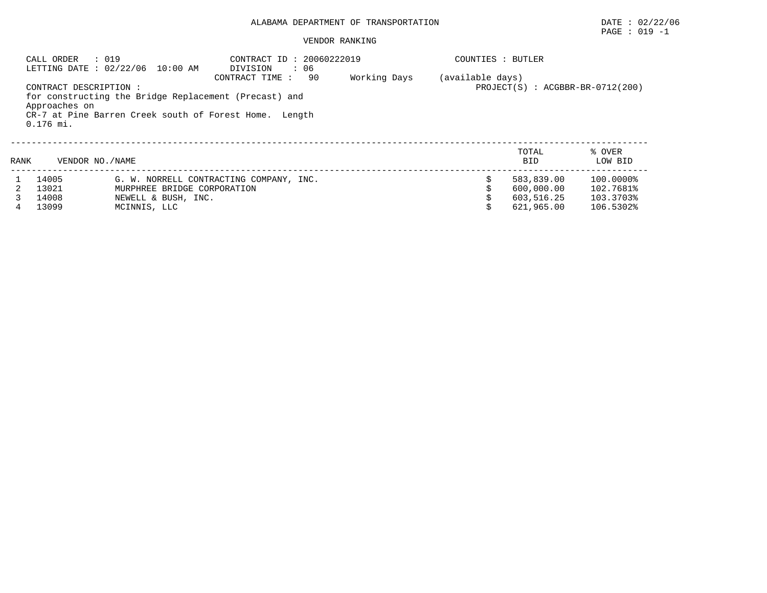# ALABAMA DEPARTMENT OF TRANSPORTATION

DATE : 02/22/06

## VENDOR RANKING

CALL ORDER : 019
LETTING DATE : 02/22/06 10:00 AM

CONTRACT ID : 20060222019
DIVISION : 06
CONTRACT TIME : 90 Working Days (available days)

COUNTIES : BUTLER

PROJECT(S) : ACGBBR-BR-0712(200)

CONTRACT DESCRIPTION :
for constructing the Bridge Replacement (Precast) and Approaches on CR-7 at Pine Barren Creek south of Forest Home. Length 0.176 mi.

| RANK | VENDOR NO. | NAME | TOTAL BID | % OVER LOW BID |
|---|---|---|---|---|
| 1 | 14005 | G. W. NORRELL CONTRACTING COMPANY, INC. | $ 583,839.00 | 100.0000% |
| 2 | 13021 | MURPHREE BRIDGE CORPORATION | $ 600,000.00 | 102.7681% |
| 3 | 14008 | NEWELL & BUSH, INC. | $ 603,516.25 | 103.3703% |
| 4 | 13099 | MCINNIS, LLC | $ 621,965.00 | 106.5302% |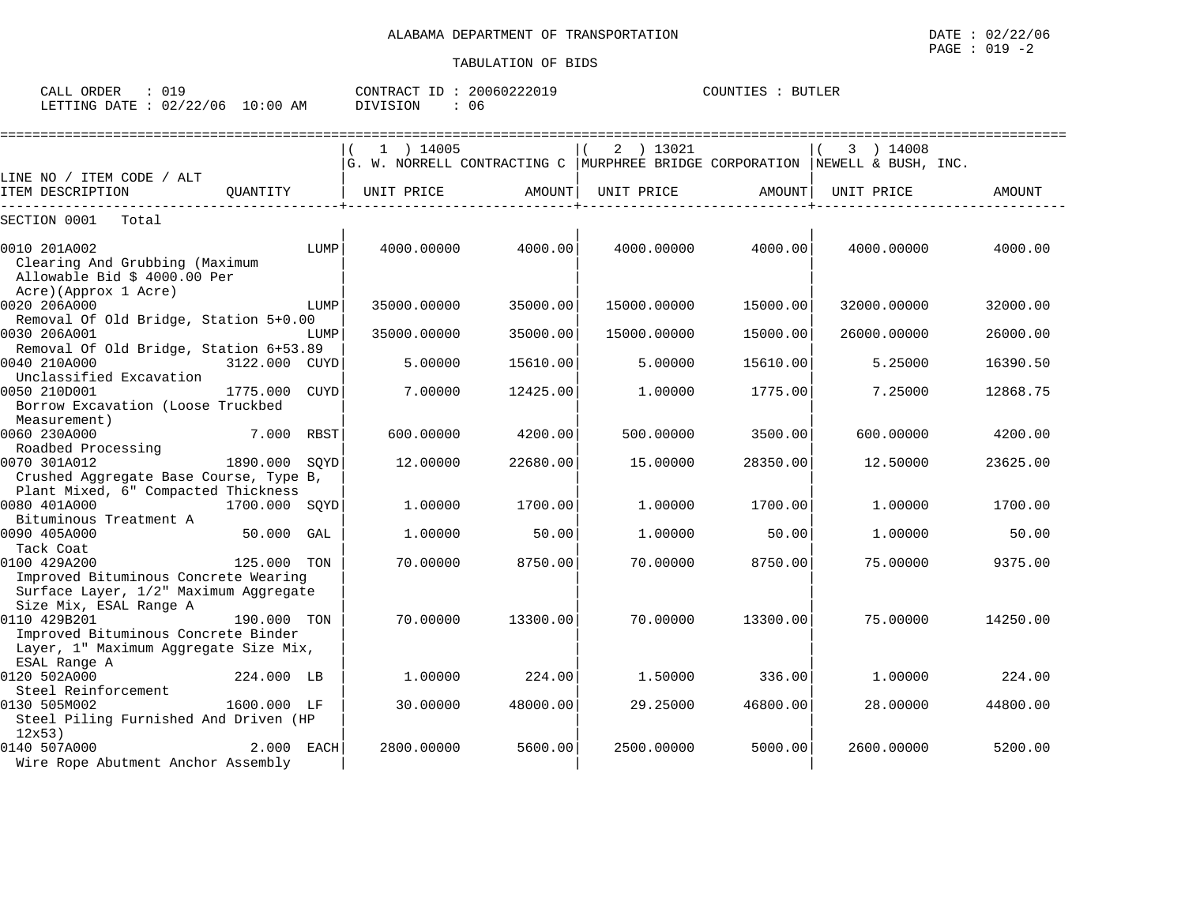ALABAMA DEPARTMENT OF TRANSPORTATION

DATE : 02/22/06

TABULATION OF BIDS

CALL ORDER : 019 &nbsp;&nbsp;&nbsp; CONTRACT ID : 20060222019 &nbsp;&nbsp;&nbsp; COUNTIES : BUTLER

LETTING DATE : 02/22/06 10:00 AM &nbsp;&nbsp;&nbsp; DIVISION : 06

| LINE NO / ITEM CODE / ALT ITEM DESCRIPTION | QUANTITY | ( 1 ) 14005 G. W. NORRELL CONTRACTING C UNIT PRICE | AMOUNT | ( 2 ) 13021 MURPHREE BRIDGE CORPORATION UNIT PRICE | AMOUNT | ( 3 ) 14008 NEWELL & BUSH, INC. UNIT PRICE | AMOUNT |
|---|---|---|---|---|---|---|---|
| SECTION 0001 Total | | | | | | | |
| 0010 201A002 Clearing And Grubbing (Maximum Allowable Bid $ 4000.00 Per Acre)(Approx 1 Acre) | LUMP | 4000.00000 | 4000.00 | 4000.00000 | 4000.00 | 4000.00000 | 4000.00 |
| 0020 206A000 Removal Of Old Bridge, Station 5+0.00 | LUMP | 35000.00000 | 35000.00 | 15000.00000 | 15000.00 | 32000.00000 | 32000.00 |
| 0030 206A001 Removal Of Old Bridge, Station 6+53.89 | LUMP | 35000.00000 | 35000.00 | 15000.00000 | 15000.00 | 26000.00000 | 26000.00 |
| 0040 210A000 Unclassified Excavation | 3122.000 CUYD | 5.00000 | 15610.00 | 5.00000 | 15610.00 | 5.25000 | 16390.50 |
| 0050 210D001 Borrow Excavation (Loose Truckbed Measurement) | 1775.000 CUYD | 7.00000 | 12425.00 | 1.00000 | 1775.00 | 7.25000 | 12868.75 |
| 0060 230A000 Roadbed Processing | 7.000 RBST | 600.00000 | 4200.00 | 500.00000 | 3500.00 | 600.00000 | 4200.00 |
| 0070 301A012 Crushed Aggregate Base Course, Type B, Plant Mixed, 6" Compacted Thickness | 1890.000 SQYD | 12.00000 | 22680.00 | 15.00000 | 28350.00 | 12.50000 | 23625.00 |
| 0080 401A000 Bituminous Treatment A | 1700.000 SQYD | 1.00000 | 1700.00 | 1.00000 | 1700.00 | 1.00000 | 1700.00 |
| 0090 405A000 Tack Coat | 50.000 GAL | 1.00000 | 50.00 | 1.00000 | 50.00 | 1.00000 | 50.00 |
| 0100 429A200 Improved Bituminous Concrete Wearing Surface Layer, 1/2" Maximum Aggregate Size Mix, ESAL Range A | 125.000 TON | 70.00000 | 8750.00 | 70.00000 | 8750.00 | 75.00000 | 9375.00 |
| 0110 429B201 Improved Bituminous Concrete Binder Layer, 1" Maximum Aggregate Size Mix, ESAL Range A | 190.000 TON | 70.00000 | 13300.00 | 70.00000 | 13300.00 | 75.00000 | 14250.00 |
| 0120 502A000 Steel Reinforcement | 224.000 LB | 1.00000 | 224.00 | 1.50000 | 336.00 | 1.00000 | 224.00 |
| 0130 505M002 Steel Piling Furnished And Driven (HP 12x53) | 1600.000 LF | 30.00000 | 48000.00 | 29.25000 | 46800.00 | 28.00000 | 44800.00 |
| 0140 507A000 Wire Rope Abutment Anchor Assembly | 2.000 EACH | 2800.00000 | 5600.00 | 2500.00000 | 5000.00 | 2600.00000 | 5200.00 |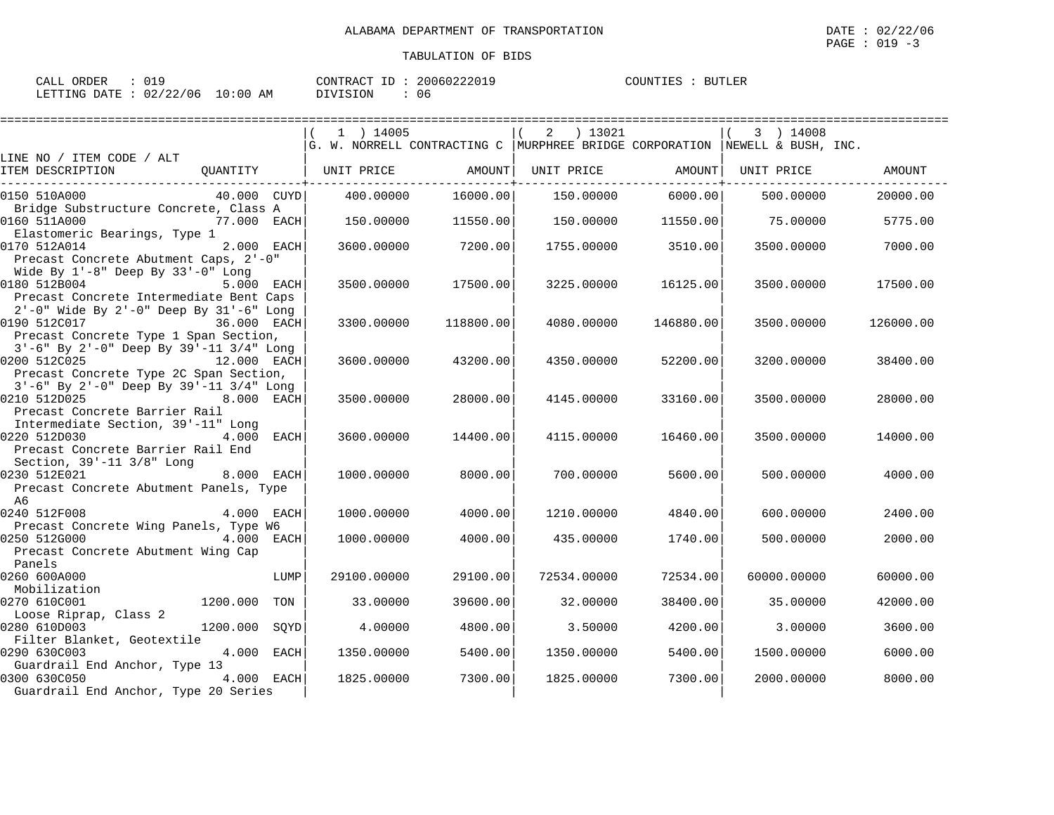ALABAMA DEPARTMENT OF TRANSPORTATION

DATE : 02/22/06

TABULATION OF BIDS

CALL ORDER : 019 CONTRACT ID : 20060222019 COUNTIES : BUTLER
LETTING DATE : 02/22/06 10:00 AM DIVISION : 06

| LINE NO / ITEM CODE / ALT ITEM DESCRIPTION | QUANTITY | ( 1 ) 14005 G. W. NORRELL CONTRACTING C UNIT PRICE | AMOUNT | ( 2 ) 13021 MURPHREE BRIDGE CORPORATION UNIT PRICE | AMOUNT | ( 3 ) 14008 NEWELL & BUSH, INC. UNIT PRICE | AMOUNT |
|---|---|---|---|---|---|---|---|
| 0150 510A000 Bridge Substructure Concrete, Class A | 40.000 CUYD | 400.00000 | 16000.00 | 150.00000 | 6000.00 | 500.00000 | 20000.00 |
| 0160 511A000 Elastomeric Bearings, Type 1 | 77.000 EACH | 150.00000 | 11550.00 | 150.00000 | 11550.00 | 75.00000 | 5775.00 |
| 0170 512A014 Precast Concrete Abutment Caps, 2'-0" Wide By 1'-8" Deep By 33'-0" Long | 2.000 EACH | 3600.00000 | 7200.00 | 1755.00000 | 3510.00 | 3500.00000 | 7000.00 |
| 0180 512B004 Precast Concrete Intermediate Bent Caps 2'-0" Wide By 2'-0" Deep By 31'-6" Long | 5.000 EACH | 3500.00000 | 17500.00 | 3225.00000 | 16125.00 | 3500.00000 | 17500.00 |
| 0190 512C017 Precast Concrete Type 1 Span Section, 3'-6" By 2'-0" Deep By 39'-11 3/4" Long | 36.000 EACH | 3300.00000 | 118800.00 | 4080.00000 | 146880.00 | 3500.00000 | 126000.00 |
| 0200 512C025 Precast Concrete Type 2C Span Section, 3'-6" By 2'-0" Deep By 39'-11 3/4" Long | 12.000 EACH | 3600.00000 | 43200.00 | 4350.00000 | 52200.00 | 3200.00000 | 38400.00 |
| 0210 512D025 Precast Concrete Barrier Rail Intermediate Section, 39'-11" Long | 8.000 EACH | 3500.00000 | 28000.00 | 4145.00000 | 33160.00 | 3500.00000 | 28000.00 |
| 0220 512D030 Precast Concrete Barrier Rail End Section, 39'-11 3/8" Long | 4.000 EACH | 3600.00000 | 14400.00 | 4115.00000 | 16460.00 | 3500.00000 | 14000.00 |
| 0230 512E021 Precast Concrete Abutment Panels, Type A6 | 8.000 EACH | 1000.00000 | 8000.00 | 700.00000 | 5600.00 | 500.00000 | 4000.00 |
| 0240 512F008 Precast Concrete Wing Panels, Type W6 | 4.000 EACH | 1000.00000 | 4000.00 | 1210.00000 | 4840.00 | 600.00000 | 2400.00 |
| 0250 512G000 Precast Concrete Abutment Wing Cap Panels | 4.000 EACH | 1000.00000 | 4000.00 | 435.00000 | 1740.00 | 500.00000 | 2000.00 |
| 0260 600A000 Mobilization | LUMP | 29100.00000 | 29100.00 | 72534.00000 | 72534.00 | 60000.00000 | 60000.00 |
| 0270 610C001 Loose Riprap, Class 2 | 1200.000 TON | 33.00000 | 39600.00 | 32.00000 | 38400.00 | 35.00000 | 42000.00 |
| 0280 610D003 Filter Blanket, Geotextile | 1200.000 SQYD | 4.00000 | 4800.00 | 3.50000 | 4200.00 | 3.00000 | 3600.00 |
| 0290 630C003 Guardrail End Anchor, Type 13 | 4.000 EACH | 1350.00000 | 5400.00 | 1350.00000 | 5400.00 | 1500.00000 | 6000.00 |
| 0300 630C050 Guardrail End Anchor, Type 20 Series | 4.000 EACH | 1825.00000 | 7300.00 | 1825.00000 | 7300.00 | 2000.00000 | 8000.00 |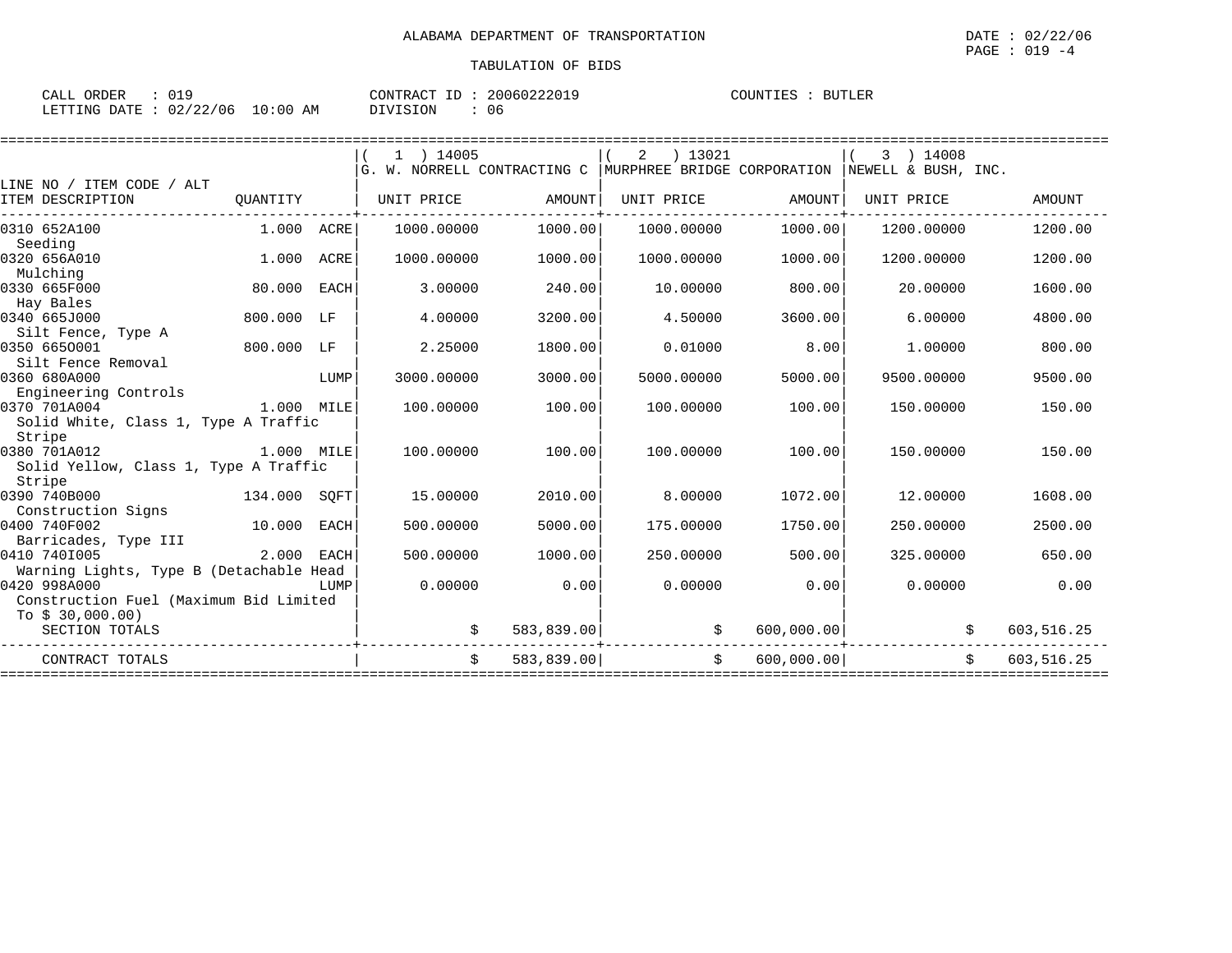ALABAMA DEPARTMENT OF TRANSPORTATION

TABULATION OF BIDS

DATE : 02/22/06
PAGE : 019 -4

CALL ORDER : 019
LETTING DATE : 02/22/06 10:00 AM

CONTRACT ID : 20060222019
DIVISION : 06

COUNTIES : BUTLER

| LINE NO / ITEM CODE / ALT ITEM DESCRIPTION | QUANTITY | | (1) 14005 G. W. NORRELL CONTRACTING C UNIT PRICE | AMOUNT | (2) 13021 MURPHREE BRIDGE CORPORATION UNIT PRICE | AMOUNT | (3) 14008 NEWELL & BUSH, INC. UNIT PRICE | AMOUNT |
|---|---|---|---|---|---|---|---|---|
| 0310 652A100 Seeding | 1.000 | ACRE | 1000.00000 | 1000.00 | 1000.00000 | 1000.00 | 1200.00000 | 1200.00 |
| 0320 656A010 Mulching | 1.000 | ACRE | 1000.00000 | 1000.00 | 1000.00000 | 1000.00 | 1200.00000 | 1200.00 |
| 0330 665F000 Hay Bales | 80.000 | EACH | 3.00000 | 240.00 | 10.00000 | 800.00 | 20.00000 | 1600.00 |
| 0340 665J000 Silt Fence, Type A | 800.000 | LF | 4.00000 | 3200.00 | 4.50000 | 3600.00 | 6.00000 | 4800.00 |
| 0350 665O001 Silt Fence Removal | 800.000 | LF | 2.25000 | 1800.00 | 0.01000 | 8.00 | 1.00000 | 800.00 |
| 0360 680A000 Engineering Controls | | LUMP | 3000.00000 | 3000.00 | 5000.00000 | 5000.00 | 9500.00000 | 9500.00 |
| 0370 701A004 Solid White, Class 1, Type A Traffic Stripe | 1.000 | MILE | 100.00000 | 100.00 | 100.00000 | 100.00 | 150.00000 | 150.00 |
| 0380 701A012 Solid Yellow, Class 1, Type A Traffic Stripe | 1.000 | MILE | 100.00000 | 100.00 | 100.00000 | 100.00 | 150.00000 | 150.00 |
| 0390 740B000 Construction Signs | 134.000 | SQFT | 15.00000 | 2010.00 | 8.00000 | 1072.00 | 12.00000 | 1608.00 |
| 0400 740F002 Barricades, Type III | 10.000 | EACH | 500.00000 | 5000.00 | 175.00000 | 1750.00 | 250.00000 | 2500.00 |
| 0410 740I005 Warning Lights, Type B (Detachable Head | 2.000 | EACH | 500.00000 | 1000.00 | 250.00000 | 500.00 | 325.00000 | 650.00 |
| 0420 998A000 Construction Fuel (Maximum Bid Limited To $ 30,000.00) | | LUMP | 0.00000 | 0.00 | 0.00000 | 0.00 | 0.00000 | 0.00 |
| SECTION TOTALS | | | | $ 583,839.00 | | $ 600,000.00 | | $ 603,516.25 |
| CONTRACT TOTALS | | | | $ 583,839.00 | | $ 600,000.00 | | $ 603,516.25 |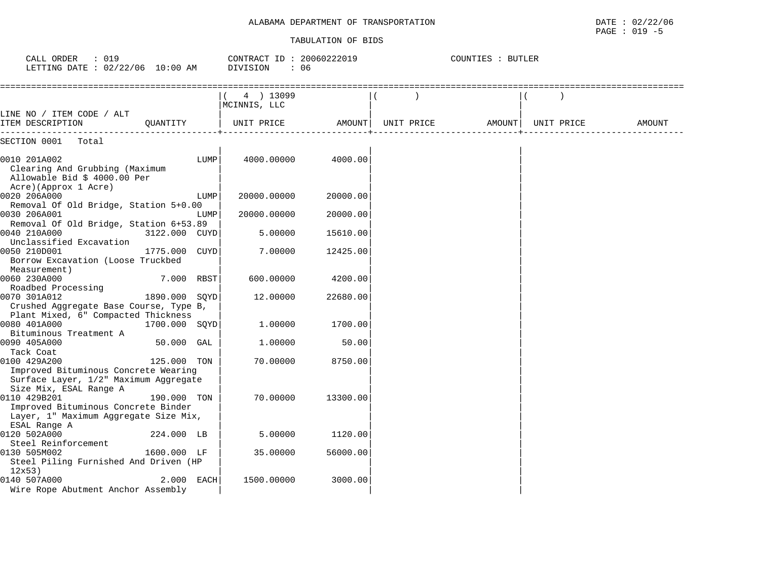ALABAMA DEPARTMENT OF TRANSPORTATION

DATE : 02/22/06
PAGE : 019 -5

TABULATION OF BIDS

CALL ORDER : 019
LETTING DATE : 02/22/06 10:00 AM

CONTRACT ID : 20060222019
DIVISION : 06

COUNTIES : BUTLER

| LINE NO / ITEM CODE / ALT ITEM DESCRIPTION | QUANTITY | ( 4 ) 13099 MCINNIS, LLC UNIT PRICE | AMOUNT | ( ) UNIT PRICE | AMOUNT | ( ) UNIT PRICE | AMOUNT |
|---|---|---|---|---|---|---|---|
| SECTION 0001 Total | | | | | | | |
| 0010 201A002 Clearing And Grubbing (Maximum Allowable Bid $ 4000.00 Per Acre)(Approx 1 Acre) | LUMP | 4000.00000 | 4000.00 | | | | |
| 0020 206A000 Removal Of Old Bridge, Station 5+0.00 | LUMP | 20000.00000 | 20000.00 | | | | |
| 0030 206A001 Removal Of Old Bridge, Station 6+53.89 | LUMP | 20000.00000 | 20000.00 | | | | |
| 0040 210A000 Unclassified Excavation | 3122.000 CUYD | 5.00000 | 15610.00 | | | | |
| 0050 210D001 Borrow Excavation (Loose Truckbed Measurement) | 1775.000 CUYD | 7.00000 | 12425.00 | | | | |
| 0060 230A000 Roadbed Processing | 7.000 RBST | 600.00000 | 4200.00 | | | | |
| 0070 301A012 Crushed Aggregate Base Course, Type B, Plant Mixed, 6" Compacted Thickness | 1890.000 SQYD | 12.00000 | 22680.00 | | | | |
| 0080 401A000 Bituminous Treatment A | 1700.000 SQYD | 1.00000 | 1700.00 | | | | |
| 0090 405A000 Tack Coat | 50.000 GAL | 1.00000 | 50.00 | | | | |
| 0100 429A200 Improved Bituminous Concrete Wearing Surface Layer, 1/2" Maximum Aggregate Size Mix, ESAL Range A | 125.000 TON | 70.00000 | 8750.00 | | | | |
| 0110 429B201 Improved Bituminous Concrete Binder Layer, 1" Maximum Aggregate Size Mix, ESAL Range A | 190.000 TON | 70.00000 | 13300.00 | | | | |
| 0120 502A000 Steel Reinforcement | 224.000 LB | 5.00000 | 1120.00 | | | | |
| 0130 505M002 Steel Piling Furnished And Driven (HP 12x53) | 1600.000 LF | 35.00000 | 56000.00 | | | | |
| 0140 507A000 Wire Rope Abutment Anchor Assembly | 2.000 EACH | 1500.00000 | 3000.00 | | | | |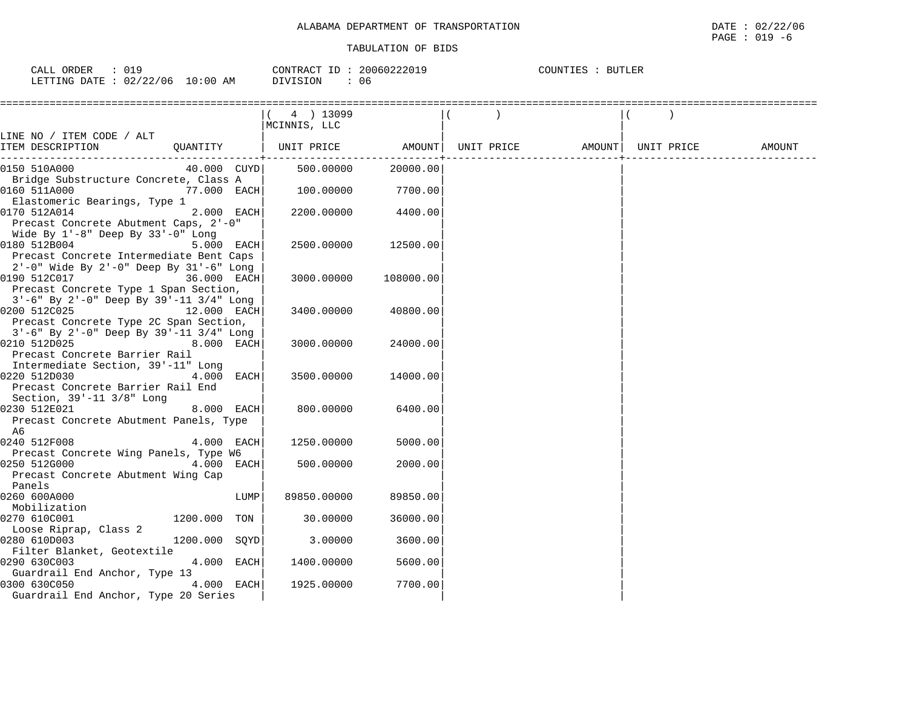ALABAMA DEPARTMENT OF TRANSPORTATION

TABULATION OF BIDS

DATE : 02/22/06
PAGE : 019 -6

CALL ORDER : 019
LETTING DATE : 02/22/06 10:00 AM

CONTRACT ID : 20060222019
DIVISION : 06

COUNTIES : BUTLER

| LINE NO / ITEM CODE / ALT ITEM DESCRIPTION | QUANTITY | ( 4 ) 13099 MCINNIS, LLC UNIT PRICE | AMOUNT | ( ) UNIT PRICE | AMOUNT | ( ) UNIT PRICE | AMOUNT |
|---|---|---|---|---|---|---|---|
| 0150 510A000 Bridge Substructure Concrete, Class A | 40.000 CUYD | 500.00000 | 20000.00 | | | | |
| 0160 511A000 Elastomeric Bearings, Type 1 | 77.000 EACH | 100.00000 | 7700.00 | | | | |
| 0170 512A014 Precast Concrete Abutment Caps, 2'-0" Wide By 1'-8" Deep By 33'-0" Long | 2.000 EACH | 2200.00000 | 4400.00 | | | | |
| 0180 512B004 Precast Concrete Intermediate Bent Caps 2'-0" Wide By 2'-0" Deep By 31'-6" Long | 5.000 EACH | 2500.00000 | 12500.00 | | | | |
| 0190 512C017 Precast Concrete Type 1 Span Section, 3'-6" By 2'-0" Deep By 39'-11 3/4" Long | 36.000 EACH | 3000.00000 | 108000.00 | | | | |
| 0200 512C025 Precast Concrete Type 2C Span Section, 3'-6" By 2'-0" Deep By 39'-11 3/4" Long | 12.000 EACH | 3400.00000 | 40800.00 | | | | |
| 0210 512D025 Precast Concrete Barrier Rail Intermediate Section, 39'-11" Long | 8.000 EACH | 3000.00000 | 24000.00 | | | | |
| 0220 512D030 Precast Concrete Barrier Rail End Section, 39'-11 3/8" Long | 4.000 EACH | 3500.00000 | 14000.00 | | | | |
| 0230 512E021 Precast Concrete Abutment Panels, Type A6 | 8.000 EACH | 800.00000 | 6400.00 | | | | |
| 0240 512F008 Precast Concrete Wing Panels, Type W6 | 4.000 EACH | 1250.00000 | 5000.00 | | | | |
| 0250 512G000 Precast Concrete Abutment Wing Cap Panels | 4.000 EACH | 500.00000 | 2000.00 | | | | |
| 0260 600A000 Mobilization | LUMP | 89850.00000 | 89850.00 | | | | |
| 0270 610C001 Loose Riprap, Class 2 | 1200.000 TON | 30.00000 | 36000.00 | | | | |
| 0280 610D003 Filter Blanket, Geotextile | 1200.000 SQYD | 3.00000 | 3600.00 | | | | |
| 0290 630C003 Guardrail End Anchor, Type 13 | 4.000 EACH | 1400.00000 | 5600.00 | | | | |
| 0300 630C050 Guardrail End Anchor, Type 20 Series | 4.000 EACH | 1925.00000 | 7700.00 | | | | |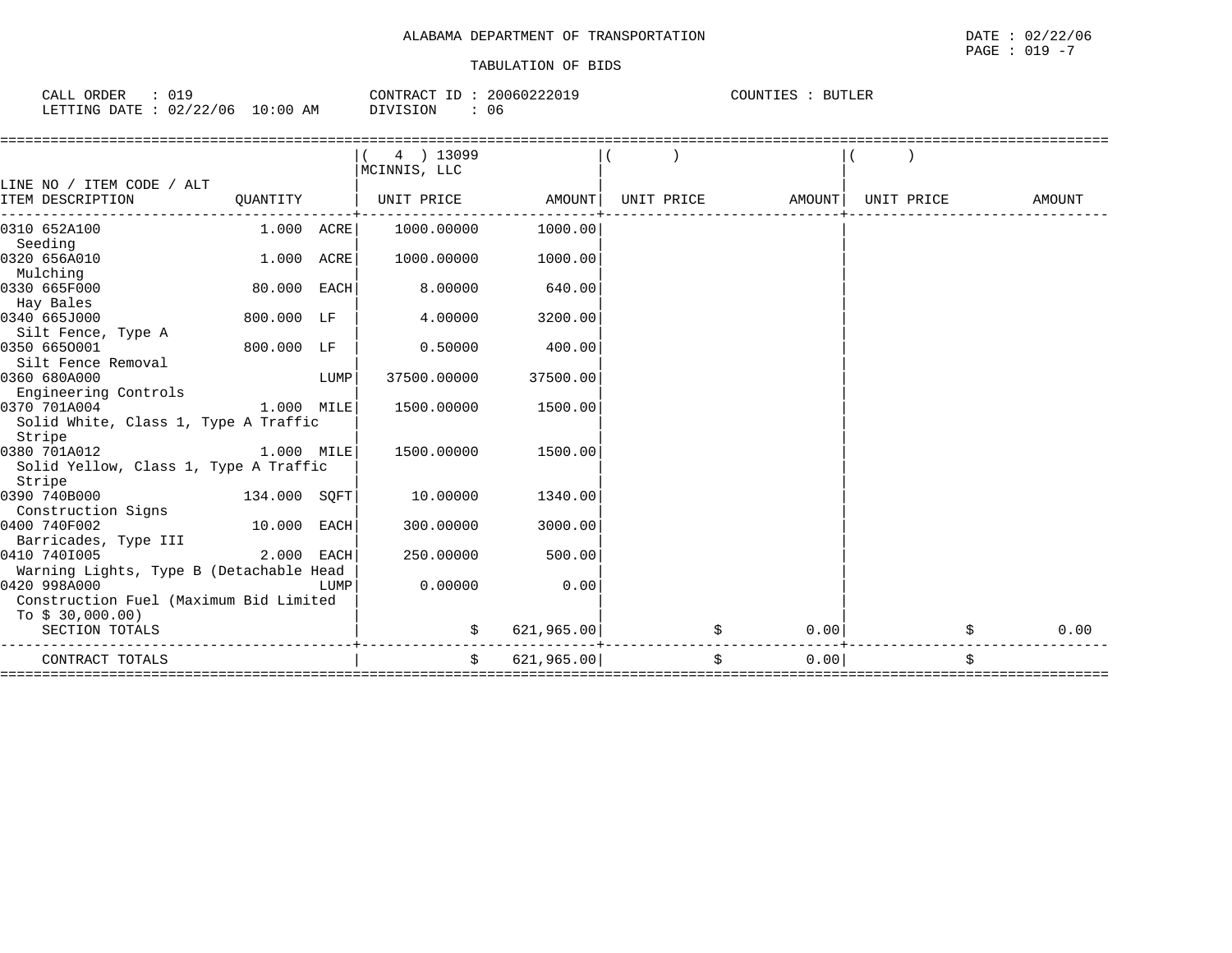ALABAMA DEPARTMENT OF TRANSPORTATION

TABULATION OF BIDS

DATE : 02/22/06
PAGE : 019 -7

CALL ORDER : 019
LETTING DATE : 02/22/06 10:00 AM

CONTRACT ID : 20060222019
DIVISION : 06

COUNTIES : BUTLER

| LINE NO / ITEM CODE / ALT ITEM DESCRIPTION | QUANTITY | | ( 4 ) 13099 MCINNIS, LLC UNIT PRICE | AMOUNT | ( ) UNIT PRICE | AMOUNT | ( ) UNIT PRICE | AMOUNT |
|---|---|---|---|---|---|---|---|---|
| 0310 652A100 Seeding | 1.000 | ACRE | 1000.00000 | 1000.00 | | | | |
| 0320 656A010 Mulching | 1.000 | ACRE | 1000.00000 | 1000.00 | | | | |
| 0330 665F000 Hay Bales | 80.000 | EACH | 8.00000 | 640.00 | | | | |
| 0340 665J000 Silt Fence, Type A | 800.000 | LF | 4.00000 | 3200.00 | | | | |
| 0350 665O001 Silt Fence Removal | 800.000 | LF | 0.50000 | 400.00 | | | | |
| 0360 680A000 Engineering Controls | | LUMP | 37500.00000 | 37500.00 | | | | |
| 0370 701A004 Solid White, Class 1, Type A Traffic Stripe | 1.000 | MILE | 1500.00000 | 1500.00 | | | | |
| 0380 701A012 Solid Yellow, Class 1, Type A Traffic Stripe | 1.000 | MILE | 1500.00000 | 1500.00 | | | | |
| 0390 740B000 Construction Signs | 134.000 | SQFT | 10.00000 | 1340.00 | | | | |
| 0400 740F002 Barricades, Type III | 10.000 | EACH | 300.00000 | 3000.00 | | | | |
| 0410 740I005 Warning Lights, Type B (Detachable Head | 2.000 | EACH | 250.00000 | 500.00 | | | | |
| 0420 998A000 Construction Fuel (Maximum Bid Limited To $ 30,000.00) | | LUMP | 0.00000 | 0.00 | | | | |
| SECTION TOTALS | | | $ | 621,965.00 | $ | 0.00 | $ | 0.00 |
| CONTRACT TOTALS | | | $ | 621,965.00 | $ | 0.00 | $ | |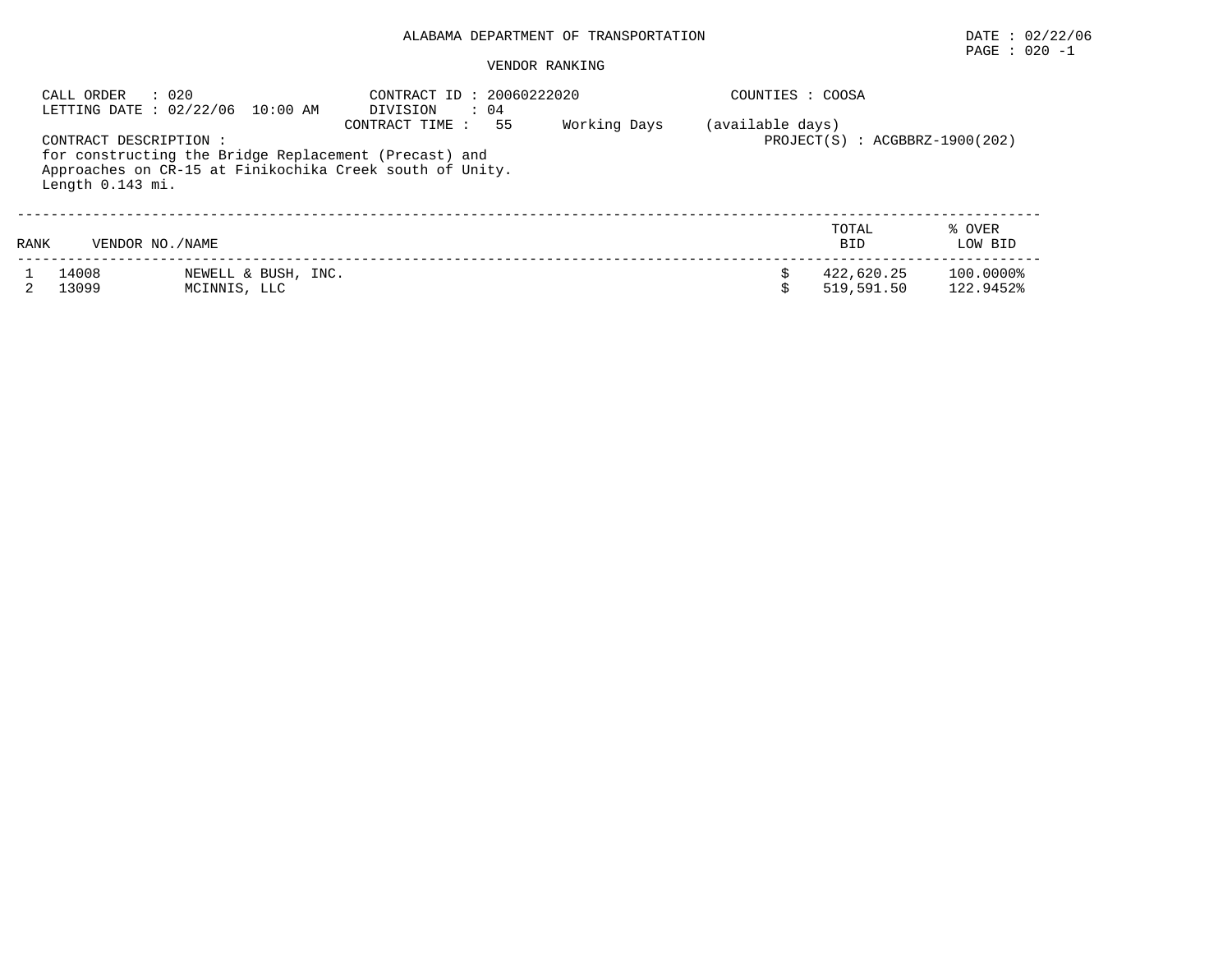ALABAMA DEPARTMENT OF TRANSPORTATION

DATE : 02/22/06

PAGE : 020 -1

VENDOR RANKING

CALL ORDER : 020
LETTING DATE : 02/22/06 10:00 AM

CONTRACT ID : 20060222020
DIVISION : 04
CONTRACT TIME : 55 Working Days (available days)

COUNTIES : COOSA

PROJECT(S) : ACGBBRZ-1900(202)

CONTRACT DESCRIPTION :
for constructing the Bridge Replacement (Precast) and Approaches on CR-15 at Finikochika Creek south of Unity. Length 0.143 mi.

| RANK | VENDOR NO. | NAME | TOTAL BID | % OVER LOW BID |
|---|---|---|---|---|
| 1 | 14008 | NEWELL & BUSH, INC. | $ 422,620.25 | 100.0000% |
| 2 | 13099 | MCINNIS, LLC | $ 519,591.50 | 122.9452% |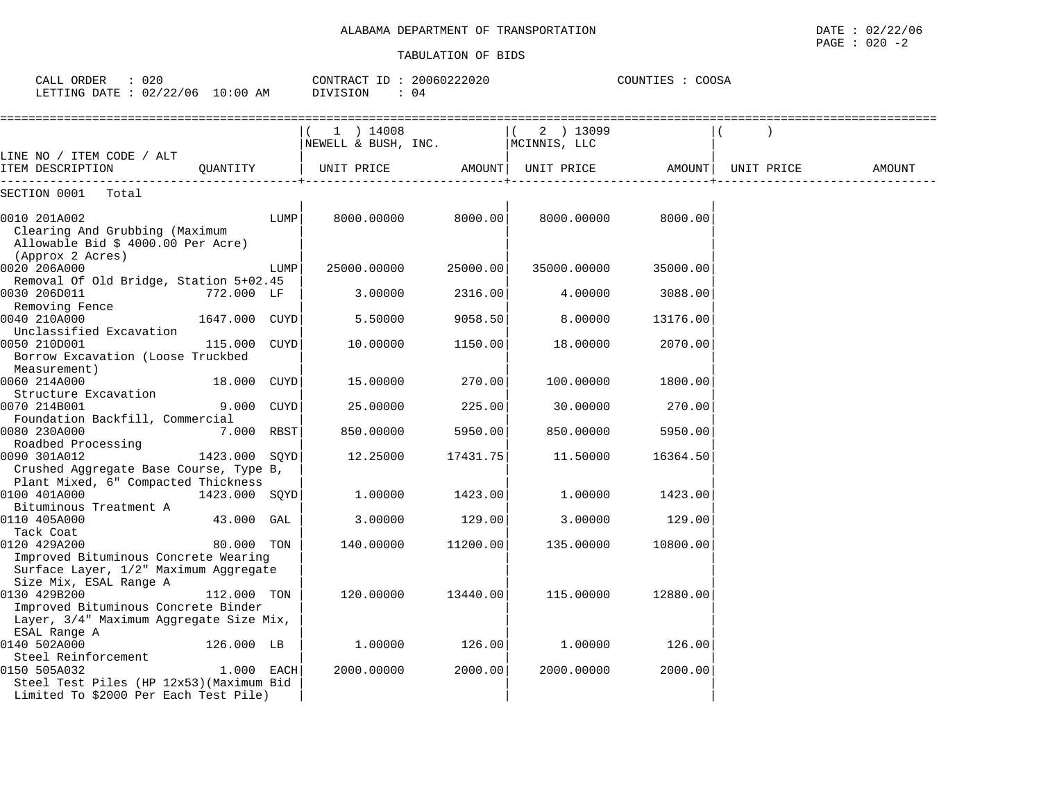ALABAMA DEPARTMENT OF TRANSPORTATION

TABULATION OF BIDS

CALL ORDER : 020　　CONTRACT ID : 20060222020　　COUNTIES : COOSA
LETTING DATE : 02/22/06 10:00 AM　　DIVISION : 04

| LINE NO / ITEM CODE / ALT ITEM DESCRIPTION | QUANTITY | (1) 14008 NEWELL & BUSH, INC. UNIT PRICE | AMOUNT | (2) 13099 MCINNIS, LLC UNIT PRICE | AMOUNT | ( ) UNIT PRICE | AMOUNT |
|---|---|---|---|---|---|---|---|
| SECTION 0001 Total | | | | | | | |
| 0010 201A002 Clearing And Grubbing (Maximum Allowable Bid $ 4000.00 Per Acre) (Approx 2 Acres) | LUMP | 8000.00000 | 8000.00 | 8000.00000 | 8000.00 | | |
| 0020 206A000 Removal Of Old Bridge, Station 5+02.45 | LUMP | 25000.00000 | 25000.00 | 35000.00000 | 35000.00 | | |
| 0030 206D011 Removing Fence | 772.000 LF | 3.00000 | 2316.00 | 4.00000 | 3088.00 | | |
| 0040 210A000 Unclassified Excavation | 1647.000 CUYD | 5.50000 | 9058.50 | 8.00000 | 13176.00 | | |
| 0050 210D001 Borrow Excavation (Loose Truckbed Measurement) | 115.000 CUYD | 10.00000 | 1150.00 | 18.00000 | 2070.00 | | |
| 0060 214A000 Structure Excavation | 18.000 CUYD | 15.00000 | 270.00 | 100.00000 | 1800.00 | | |
| 0070 214B001 Foundation Backfill, Commercial | 9.000 CUYD | 25.00000 | 225.00 | 30.00000 | 270.00 | | |
| 0080 230A000 Roadbed Processing | 7.000 RBST | 850.00000 | 5950.00 | 850.00000 | 5950.00 | | |
| 0090 301A012 Crushed Aggregate Base Course, Type B, Plant Mixed, 6" Compacted Thickness | 1423.000 SQYD | 12.25000 | 17431.75 | 11.50000 | 16364.50 | | |
| 0100 401A000 Bituminous Treatment A | 1423.000 SQYD | 1.00000 | 1423.00 | 1.00000 | 1423.00 | | |
| 0110 405A000 Tack Coat | 43.000 GAL | 3.00000 | 129.00 | 3.00000 | 129.00 | | |
| 0120 429A200 Improved Bituminous Concrete Wearing Surface Layer, 1/2" Maximum Aggregate Size Mix, ESAL Range A | 80.000 TON | 140.00000 | 11200.00 | 135.00000 | 10800.00 | | |
| 0130 429B200 Improved Bituminous Concrete Binder Layer, 3/4" Maximum Aggregate Size Mix, ESAL Range A | 112.000 TON | 120.00000 | 13440.00 | 115.00000 | 12880.00 | | |
| 0140 502A000 Steel Reinforcement | 126.000 LB | 1.00000 | 126.00 | 1.00000 | 126.00 | | |
| 0150 505A032 Steel Test Piles (HP 12x53)(Maximum Bid Limited To $2000 Per Each Test Pile) | 1.000 EACH | 2000.00000 | 2000.00 | 2000.00000 | 2000.00 | | |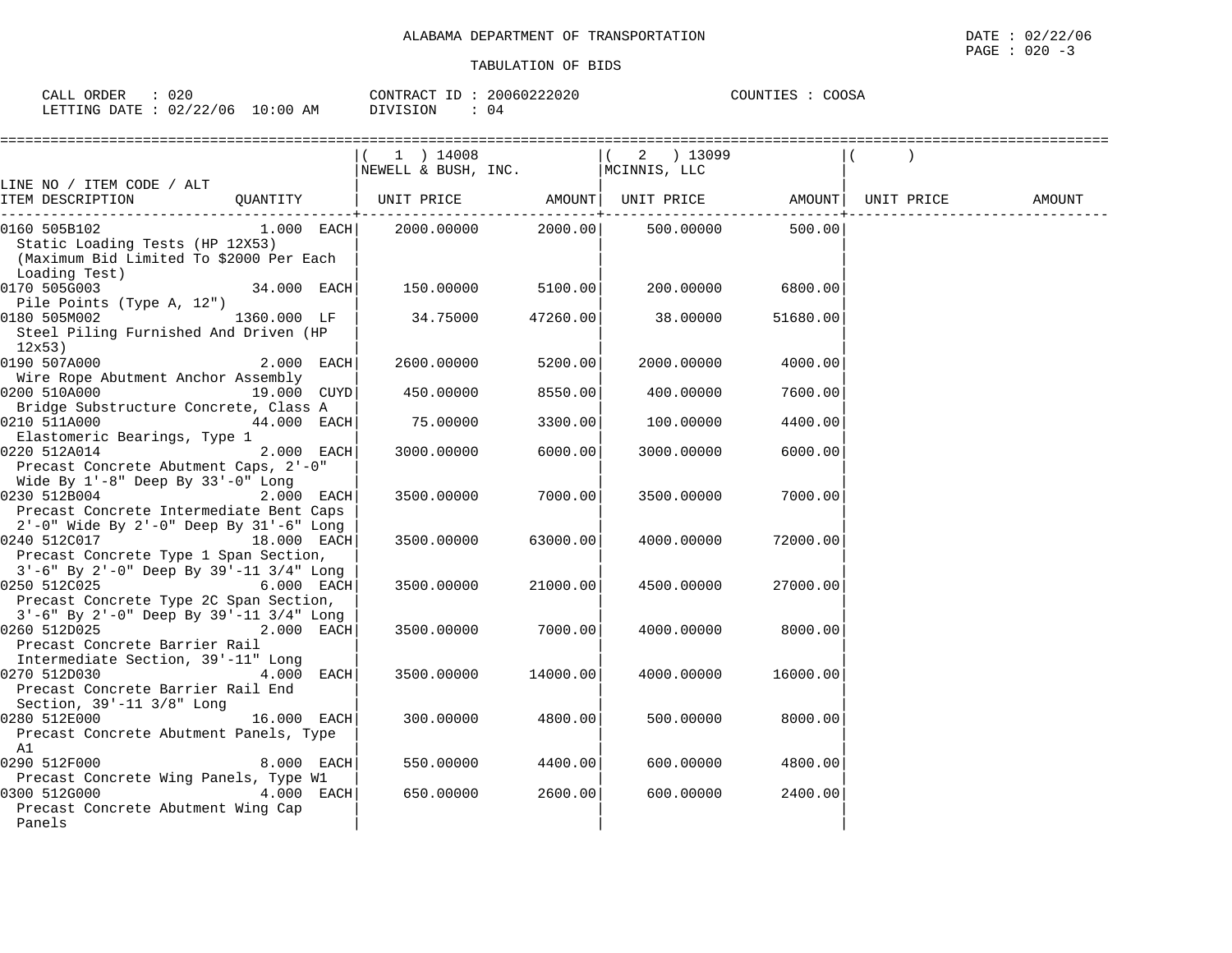ALABAMA DEPARTMENT OF TRANSPORTATION

DATE : 02/22/06

TABULATION OF BIDS

CALL ORDER : 020 | CONTRACT ID : 20060222020 | COUNTIES : COOSA
LETTING DATE : 02/22/06 10:00 AM | DIVISION : 04

| LINE NO / ITEM CODE / ALT ITEM DESCRIPTION | QUANTITY | ( 1 ) 14008 NEWELL & BUSH, INC. UNIT PRICE | AMOUNT | ( 2 ) 13099 MCINNIS, LLC UNIT PRICE | AMOUNT | ( ) UNIT PRICE | AMOUNT |
|---|---|---|---|---|---|---|---|
| 0160 505B102 Static Loading Tests (HP 12X53) (Maximum Bid Limited To $2000 Per Each Loading Test) | 1.000 EACH | 2000.00000 | 2000.00 | 500.00000 | 500.00 | | |
| 0170 505G003 Pile Points (Type A, 12") | 34.000 EACH | 150.00000 | 5100.00 | 200.00000 | 6800.00 | | |
| 0180 505M002 Steel Piling Furnished And Driven (HP 12x53) | 1360.000 LF | 34.75000 | 47260.00 | 38.00000 | 51680.00 | | |
| 0190 507A000 Wire Rope Abutment Anchor Assembly | 2.000 EACH | 2600.00000 | 5200.00 | 2000.00000 | 4000.00 | | |
| 0200 510A000 Bridge Substructure Concrete, Class A | 19.000 CUYD | 450.00000 | 8550.00 | 400.00000 | 7600.00 | | |
| 0210 511A000 Elastomeric Bearings, Type 1 | 44.000 EACH | 75.00000 | 3300.00 | 100.00000 | 4400.00 | | |
| 0220 512A014 Precast Concrete Abutment Caps, 2'-0" Wide By 1'-8" Deep By 33'-0" Long | 2.000 EACH | 3000.00000 | 6000.00 | 3000.00000 | 6000.00 | | |
| 0230 512B004 Precast Concrete Intermediate Bent Caps 2'-0" Wide By 2'-0" Deep By 31'-6" Long | 2.000 EACH | 3500.00000 | 7000.00 | 3500.00000 | 7000.00 | | |
| 0240 512C017 Precast Concrete Type 1 Span Section, 3'-6" By 2'-0" Deep By 39'-11 3/4" Long | 18.000 EACH | 3500.00000 | 63000.00 | 4000.00000 | 72000.00 | | |
| 0250 512C025 Precast Concrete Type 2C Span Section, 3'-6" By 2'-0" Deep By 39'-11 3/4" Long | 6.000 EACH | 3500.00000 | 21000.00 | 4500.00000 | 27000.00 | | |
| 0260 512D025 Precast Concrete Barrier Rail Intermediate Section, 39'-11" Long | 2.000 EACH | 3500.00000 | 7000.00 | 4000.00000 | 8000.00 | | |
| 0270 512D030 Precast Concrete Barrier Rail End Section, 39'-11 3/8" Long | 4.000 EACH | 3500.00000 | 14000.00 | 4000.00000 | 16000.00 | | |
| 0280 512E000 Precast Concrete Abutment Panels, Type A1 | 16.000 EACH | 300.00000 | 4800.00 | 500.00000 | 8000.00 | | |
| 0290 512F000 Precast Concrete Wing Panels, Type W1 | 8.000 EACH | 550.00000 | 4400.00 | 600.00000 | 4800.00 | | |
| 0300 512G000 Precast Concrete Abutment Wing Cap Panels | 4.000 EACH | 650.00000 | 2600.00 | 600.00000 | 2400.00 | | |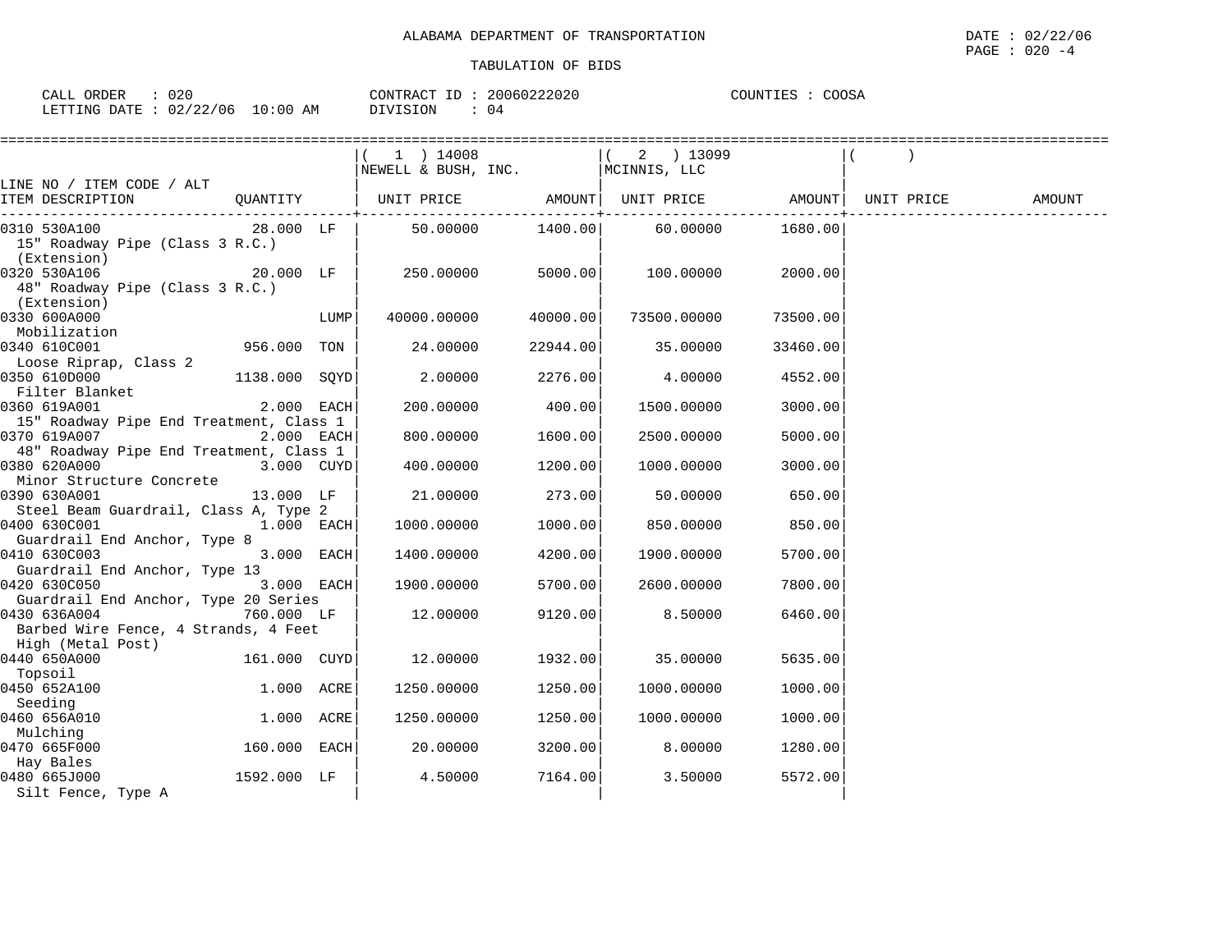ALABAMA DEPARTMENT OF TRANSPORTATION

TABULATION OF BIDS

DATE : 02/22/06

CALL ORDER : 020 &nbsp;&nbsp;&nbsp; CONTRACT ID : 20060222020 &nbsp;&nbsp;&nbsp; COUNTIES : COOSA

LETTING DATE : 02/22/06 10:00 AM &nbsp;&nbsp;&nbsp; DIVISION : 04

| LINE NO / ITEM CODE / ALT ITEM DESCRIPTION | QUANTITY | (1) 14008 NEWELL & BUSH, INC. UNIT PRICE | AMOUNT | (2) 13099 MCINNIS, LLC UNIT PRICE | AMOUNT | ( ) UNIT PRICE | AMOUNT |
|---|---|---|---|---|---|---|---|
| 0310 530A100 15" Roadway Pipe (Class 3 R.C.) (Extension) | 28.000 LF | 50.00000 | 1400.00 | 60.00000 | 1680.00 | | |
| 0320 530A106 48" Roadway Pipe (Class 3 R.C.) (Extension) | 20.000 LF | 250.00000 | 5000.00 | 100.00000 | 2000.00 | | |
| 0330 600A000 Mobilization | LUMP | 40000.00000 | 40000.00 | 73500.00000 | 73500.00 | | |
| 0340 610C001 Loose Riprap, Class 2 | 956.000 TON | 24.00000 | 22944.00 | 35.00000 | 33460.00 | | |
| 0350 610D000 Filter Blanket | 1138.000 SQYD | 2.00000 | 2276.00 | 4.00000 | 4552.00 | | |
| 0360 619A001 15" Roadway Pipe End Treatment, Class 1 | 2.000 EACH | 200.00000 | 400.00 | 1500.00000 | 3000.00 | | |
| 0370 619A007 48" Roadway Pipe End Treatment, Class 1 | 2.000 EACH | 800.00000 | 1600.00 | 2500.00000 | 5000.00 | | |
| 0380 620A000 Minor Structure Concrete | 3.000 CUYD | 400.00000 | 1200.00 | 1000.00000 | 3000.00 | | |
| 0390 630A001 Steel Beam Guardrail, Class A, Type 2 | 13.000 LF | 21.00000 | 273.00 | 50.00000 | 650.00 | | |
| 0400 630C001 Guardrail End Anchor, Type 8 | 1.000 EACH | 1000.00000 | 1000.00 | 850.00000 | 850.00 | | |
| 0410 630C003 Guardrail End Anchor, Type 13 | 3.000 EACH | 1400.00000 | 4200.00 | 1900.00000 | 5700.00 | | |
| 0420 630C050 Guardrail End Anchor, Type 20 Series | 3.000 EACH | 1900.00000 | 5700.00 | 2600.00000 | 7800.00 | | |
| 0430 636A004 Barbed Wire Fence, 4 Strands, 4 Feet High (Metal Post) | 760.000 LF | 12.00000 | 9120.00 | 8.50000 | 6460.00 | | |
| 0440 650A000 Topsoil | 161.000 CUYD | 12.00000 | 1932.00 | 35.00000 | 5635.00 | | |
| 0450 652A100 Seeding | 1.000 ACRE | 1250.00000 | 1250.00 | 1000.00000 | 1000.00 | | |
| 0460 656A010 Mulching | 1.000 ACRE | 1250.00000 | 1250.00 | 1000.00000 | 1000.00 | | |
| 0470 665F000 Hay Bales | 160.000 EACH | 20.00000 | 3200.00 | 8.00000 | 1280.00 | | |
| 0480 665J000 Silt Fence, Type A | 1592.000 LF | 4.50000 | 7164.00 | 3.50000 | 5572.00 | | |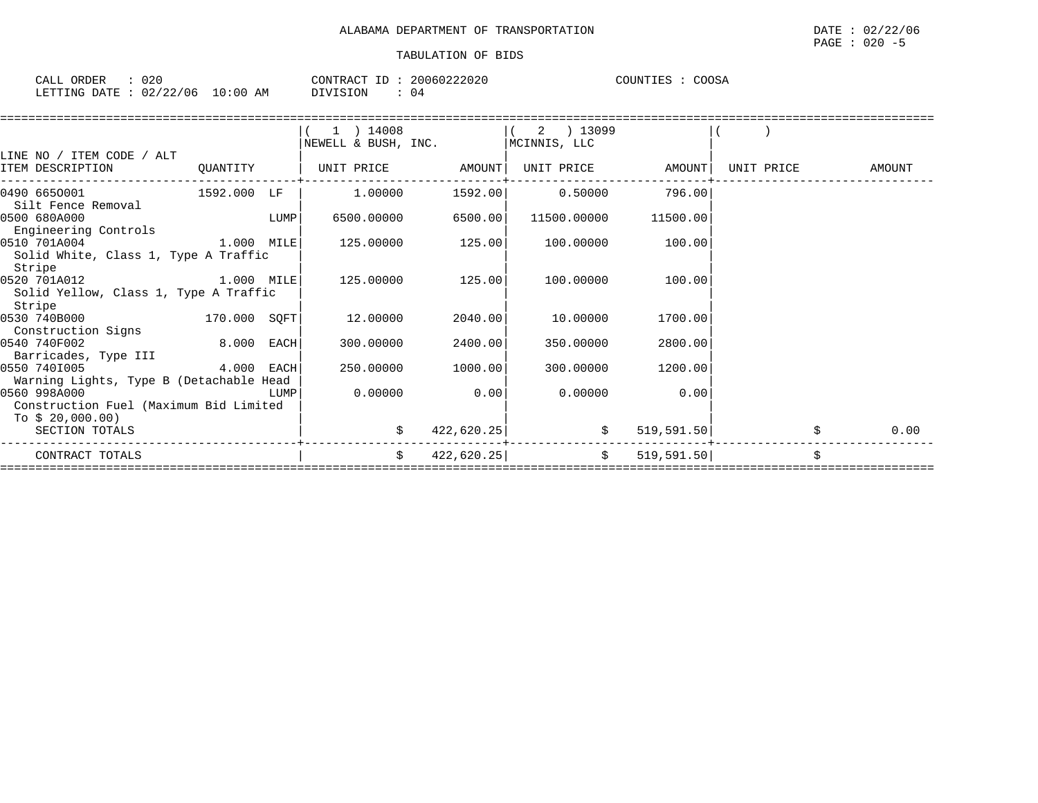ALABAMA DEPARTMENT OF TRANSPORTATION

DATE : 02/22/06

TABULATION OF BIDS

CALL ORDER : 020 CONTRACT ID : 20060222020 COUNTIES : COOSA
LETTING DATE : 02/22/06 10:00 AM DIVISION : 04

| LINE NO / ITEM CODE / ALT ITEM DESCRIPTION | QUANTITY | ( 1 ) 14008 NEWELL & BUSH, INC. UNIT PRICE | AMOUNT | ( 2 ) 13099 MCINNIS, LLC UNIT PRICE | AMOUNT | ( ) UNIT PRICE | AMOUNT |
|---|---|---|---|---|---|---|---|
| 0490 665O001 Silt Fence Removal | 1592.000 LF | 1.00000 | 1592.00 | 0.50000 | 796.00 | | |
| 0500 680A000 Engineering Controls | LUMP | 6500.00000 | 6500.00 | 11500.00000 | 11500.00 | | |
| 0510 701A004 Solid White, Class 1, Type A Traffic Stripe | 1.000 MILE | 125.00000 | 125.00 | 100.00000 | 100.00 | | |
| 0520 701A012 Solid Yellow, Class 1, Type A Traffic Stripe | 1.000 MILE | 125.00000 | 125.00 | 100.00000 | 100.00 | | |
| 0530 740B000 Construction Signs | 170.000 SQFT | 12.00000 | 2040.00 | 10.00000 | 1700.00 | | |
| 0540 740F002 Barricades, Type III | 8.000 EACH | 300.00000 | 2400.00 | 350.00000 | 2800.00 | | |
| 0550 740I005 Warning Lights, Type B (Detachable Head | 4.000 EACH | 250.00000 | 1000.00 | 300.00000 | 1200.00 | | |
| 0560 998A000 Construction Fuel (Maximum Bid Limited To $ 20,000.00) | LUMP | 0.00000 | 0.00 | 0.00000 | 0.00 | | |
| SECTION TOTALS | | | $ 422,620.25 | | $ 519,591.50 | | $ 0.00 |
| CONTRACT TOTALS | | | $ 422,620.25 | | $ 519,591.50 | | $ |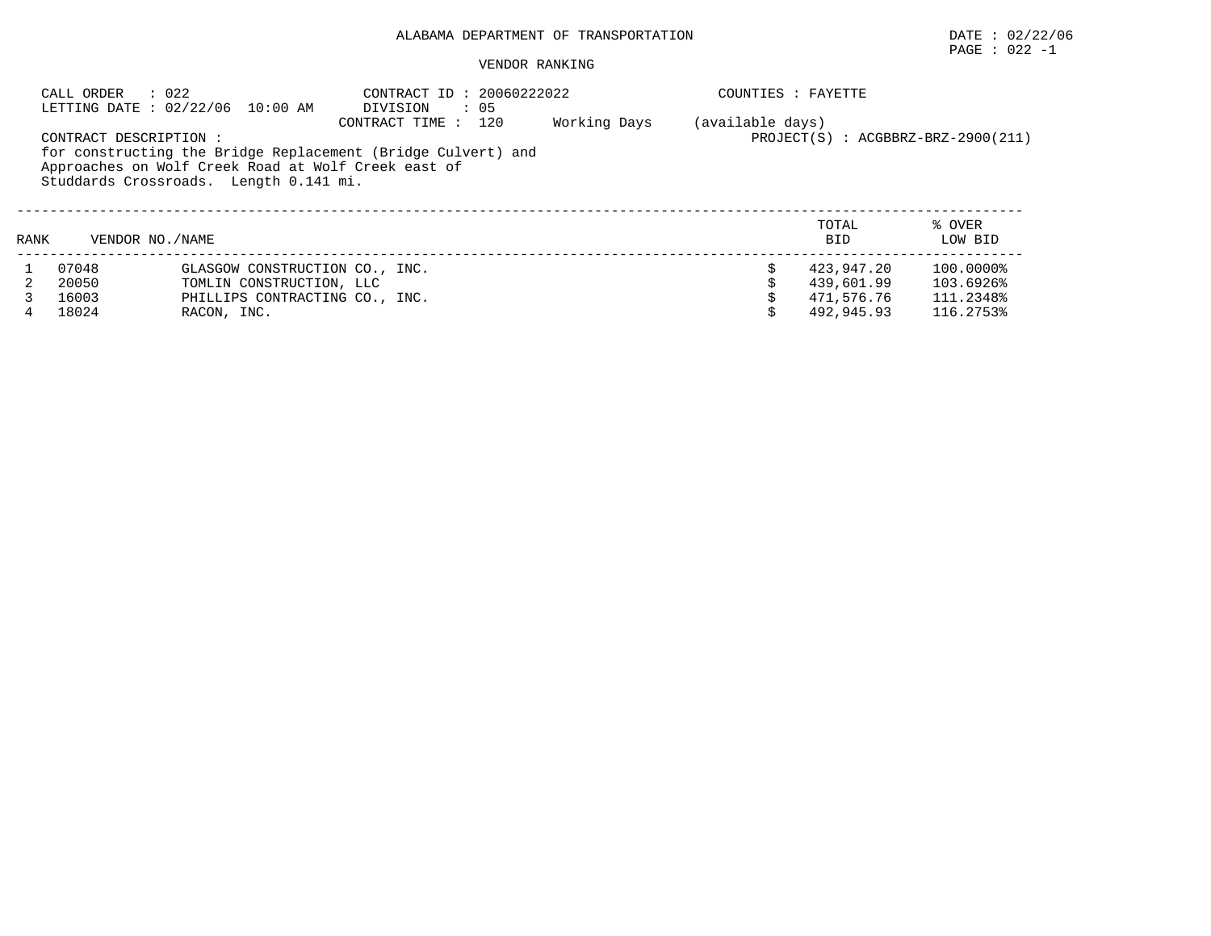ALABAMA DEPARTMENT OF TRANSPORTATION

DATE : 02/22/06

PAGE : 022 -1

VENDOR RANKING

CALL ORDER : 022
LETTING DATE : 02/22/06 10:00 AM

CONTRACT ID : 20060222022
DIVISION : 05
CONTRACT TIME : 120 Working Days (available days)

COUNTIES : FAYETTE

PROJECT(S) : ACGBBRZ-BRZ-2900(211)

CONTRACT DESCRIPTION :
for constructing the Bridge Replacement (Bridge Culvert) and Approaches on Wolf Creek Road at Wolf Creek east of Studdards Crossroads. Length 0.141 mi.

| RANK | VENDOR NO./NAME | | TOTAL BID | % OVER LOW BID |
|---|---|---|---|---|
| 1 | 07048 | GLASGOW CONSTRUCTION CO., INC. | $ 423,947.20 | 100.0000% |
| 2 | 20050 | TOMLIN CONSTRUCTION, LLC | $ 439,601.99 | 103.6926% |
| 3 | 16003 | PHILLIPS CONTRACTING CO., INC. | $ 471,576.76 | 111.2348% |
| 4 | 18024 | RACON, INC. | $ 492,945.93 | 116.2753% |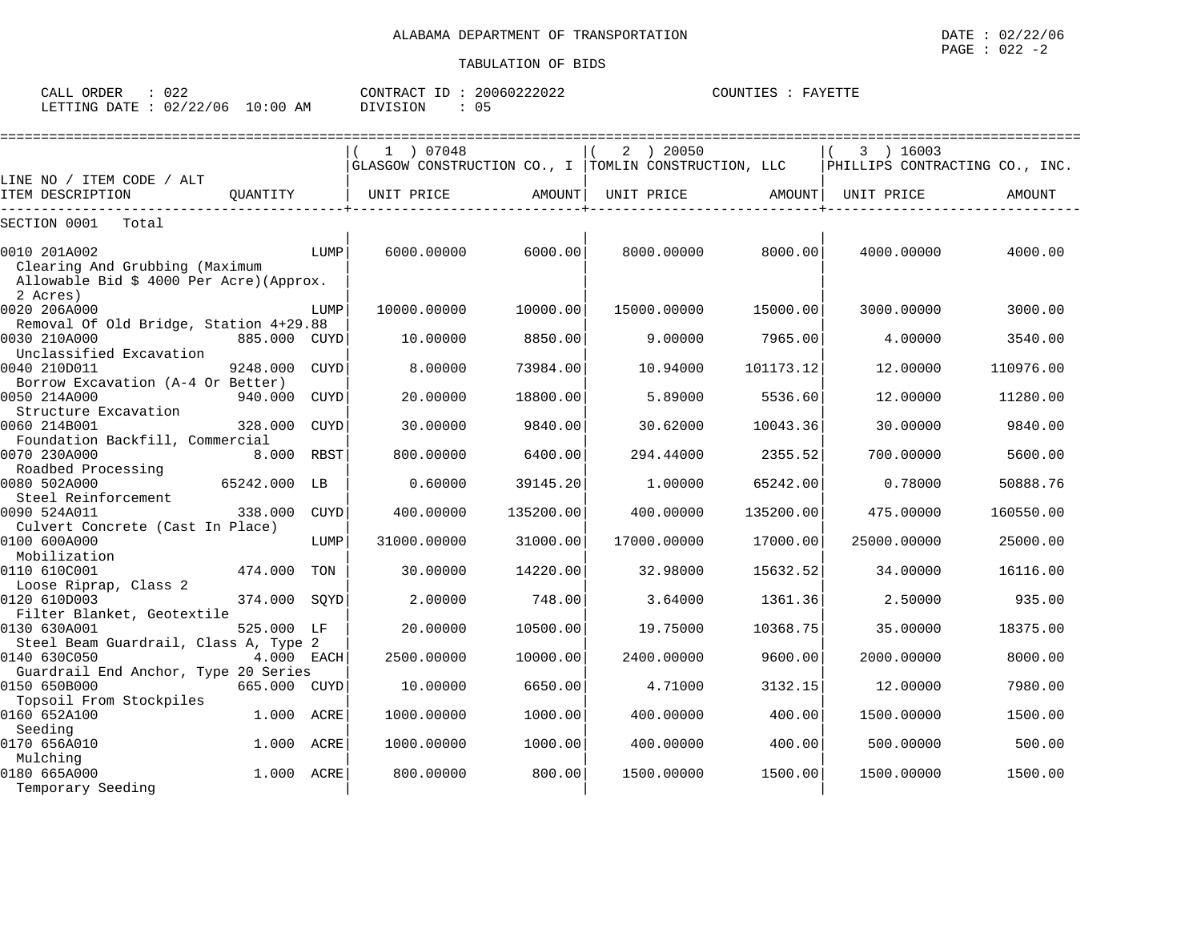ALABAMA DEPARTMENT OF TRANSPORTATION

TABULATION OF BIDS

DATE : 02/22/06

CALL ORDER : 022 CONTRACT ID : 20060222022 COUNTIES : FAYETTE
LETTING DATE : 02/22/06 10:00 AM DIVISION : 05

| LINE NO / ITEM CODE / ALT ITEM DESCRIPTION | QUANTITY | ( 1 ) 07048 GLASGOW CONSTRUCTION CO., I UNIT PRICE | AMOUNT | ( 2 ) 20050 TOMLIN CONSTRUCTION, LLC UNIT PRICE | AMOUNT | ( 3 ) 16003 PHILLIPS CONTRACTING CO., INC. UNIT PRICE | AMOUNT |
|---|---|---|---|---|---|---|---|
| SECTION 0001 Total | | | | | | | |
| 0010 201A002 Clearing And Grubbing (Maximum Allowable Bid $ 4000 Per Acre)(Approx. 2 Acres) | LUMP | 6000.00000 | 6000.00 | 8000.00000 | 8000.00 | 4000.00000 | 4000.00 |
| 0020 206A000 Removal Of Old Bridge, Station 4+29.88 | LUMP | 10000.00000 | 10000.00 | 15000.00000 | 15000.00 | 3000.00000 | 3000.00 |
| 0030 210A000 Unclassified Excavation | 885.000 CUYD | 10.00000 | 8850.00 | 9.00000 | 7965.00 | 4.00000 | 3540.00 |
| 0040 210D011 Borrow Excavation (A-4 Or Better) | 9248.000 CUYD | 8.00000 | 73984.00 | 10.94000 | 101173.12 | 12.00000 | 110976.00 |
| 0050 214A000 Structure Excavation | 940.000 CUYD | 20.00000 | 18800.00 | 5.89000 | 5536.60 | 12.00000 | 11280.00 |
| 0060 214B001 Foundation Backfill, Commercial | 328.000 CUYD | 30.00000 | 9840.00 | 30.62000 | 10043.36 | 30.00000 | 9840.00 |
| 0070 230A000 Roadbed Processing | 8.000 RBST | 800.00000 | 6400.00 | 294.44000 | 2355.52 | 700.00000 | 5600.00 |
| 0080 502A000 Steel Reinforcement | 65242.000 LB | 0.60000 | 39145.20 | 1.00000 | 65242.00 | 0.78000 | 50888.76 |
| 0090 524A011 Culvert Concrete (Cast In Place) | 338.000 CUYD | 400.00000 | 135200.00 | 400.00000 | 135200.00 | 475.00000 | 160550.00 |
| 0100 600A000 Mobilization | LUMP | 31000.00000 | 31000.00 | 17000.00000 | 17000.00 | 25000.00000 | 25000.00 |
| 0110 610C001 Loose Riprap, Class 2 | 474.000 TON | 30.00000 | 14220.00 | 32.98000 | 15632.52 | 34.00000 | 16116.00 |
| 0120 610D003 Filter Blanket, Geotextile | 374.000 SQYD | 2.00000 | 748.00 | 3.64000 | 1361.36 | 2.50000 | 935.00 |
| 0130 630A001 Steel Beam Guardrail, Class A, Type 2 | 525.000 LF | 20.00000 | 10500.00 | 19.75000 | 10368.75 | 35.00000 | 18375.00 |
| 0140 630C050 Guardrail End Anchor, Type 20 Series | 4.000 EACH | 2500.00000 | 10000.00 | 2400.00000 | 9600.00 | 2000.00000 | 8000.00 |
| 0150 650B000 Topsoil From Stockpiles | 665.000 CUYD | 10.00000 | 6650.00 | 4.71000 | 3132.15 | 12.00000 | 7980.00 |
| 0160 652A100 Seeding | 1.000 ACRE | 1000.00000 | 1000.00 | 400.00000 | 400.00 | 1500.00000 | 1500.00 |
| 0170 656A010 Mulching | 1.000 ACRE | 1000.00000 | 1000.00 | 400.00000 | 400.00 | 500.00000 | 500.00 |
| 0180 665A000 Temporary Seeding | 1.000 ACRE | 800.00000 | 800.00 | 1500.00000 | 1500.00 | 1500.00000 | 1500.00 |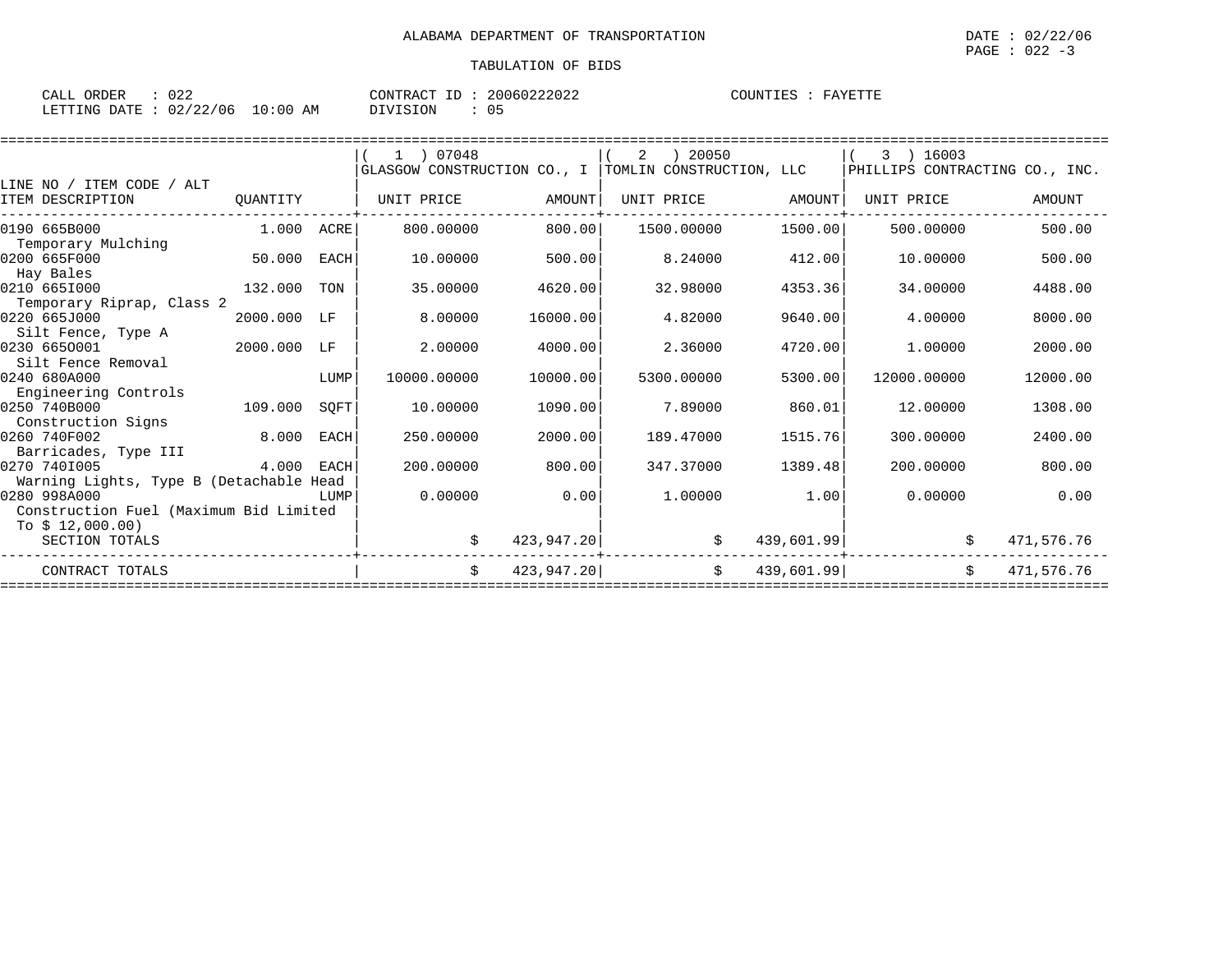ALABAMA DEPARTMENT OF TRANSPORTATION

TABULATION OF BIDS

CALL ORDER : 022 CONTRACT ID : 20060222022 COUNTIES : FAYETTE
LETTING DATE : 02/22/06 10:00 AM DIVISION : 05

| LINE NO / ITEM CODE / ALT ITEM DESCRIPTION | QUANTITY | | ( 1 ) 07048 GLASGOW CONSTRUCTION CO., I UNIT PRICE | AMOUNT | ( 2 ) 20050 TOMLIN CONSTRUCTION, LLC UNIT PRICE | AMOUNT | ( 3 ) 16003 PHILLIPS CONTRACTING CO., INC. UNIT PRICE | AMOUNT |
|---|---|---|---|---|---|---|---|---|
| 0190 665B000 Temporary Mulching | 1.000 | ACRE | 800.00000 | 800.00 | 1500.00000 | 1500.00 | 500.00000 | 500.00 |
| 0200 665F000 Hay Bales | 50.000 | EACH | 10.00000 | 500.00 | 8.24000 | 412.00 | 10.00000 | 500.00 |
| 0210 665I000 Temporary Riprap, Class 2 | 132.000 | TON | 35.00000 | 4620.00 | 32.98000 | 4353.36 | 34.00000 | 4488.00 |
| 0220 665J000 Silt Fence, Type A | 2000.000 | LF | 8.00000 | 16000.00 | 4.82000 | 9640.00 | 4.00000 | 8000.00 |
| 0230 665O001 Silt Fence Removal | 2000.000 | LF | 2.00000 | 4000.00 | 2.36000 | 4720.00 | 1.00000 | 2000.00 |
| 0240 680A000 Engineering Controls | | LUMP | 10000.00000 | 10000.00 | 5300.00000 | 5300.00 | 12000.00000 | 12000.00 |
| 0250 740B000 Construction Signs | 109.000 | SQFT | 10.00000 | 1090.00 | 7.89000 | 860.01 | 12.00000 | 1308.00 |
| 0260 740F002 Barricades, Type III | 8.000 | EACH | 250.00000 | 2000.00 | 189.47000 | 1515.76 | 300.00000 | 2400.00 |
| 0270 740I005 Warning Lights, Type B (Detachable Head | 4.000 | EACH | 200.00000 | 800.00 | 347.37000 | 1389.48 | 200.00000 | 800.00 |
| 0280 998A000 Construction Fuel (Maximum Bid Limited To $ 12,000.00) | | LUMP | 0.00000 | 0.00 | 1.00000 | 1.00 | 0.00000 | 0.00 |
| SECTION TOTALS | | | $ | 423,947.20 | $ | 439,601.99 | $ | 471,576.76 |
| CONTRACT TOTALS | | | $ | 423,947.20 | $ | 439,601.99 | $ | 471,576.76 |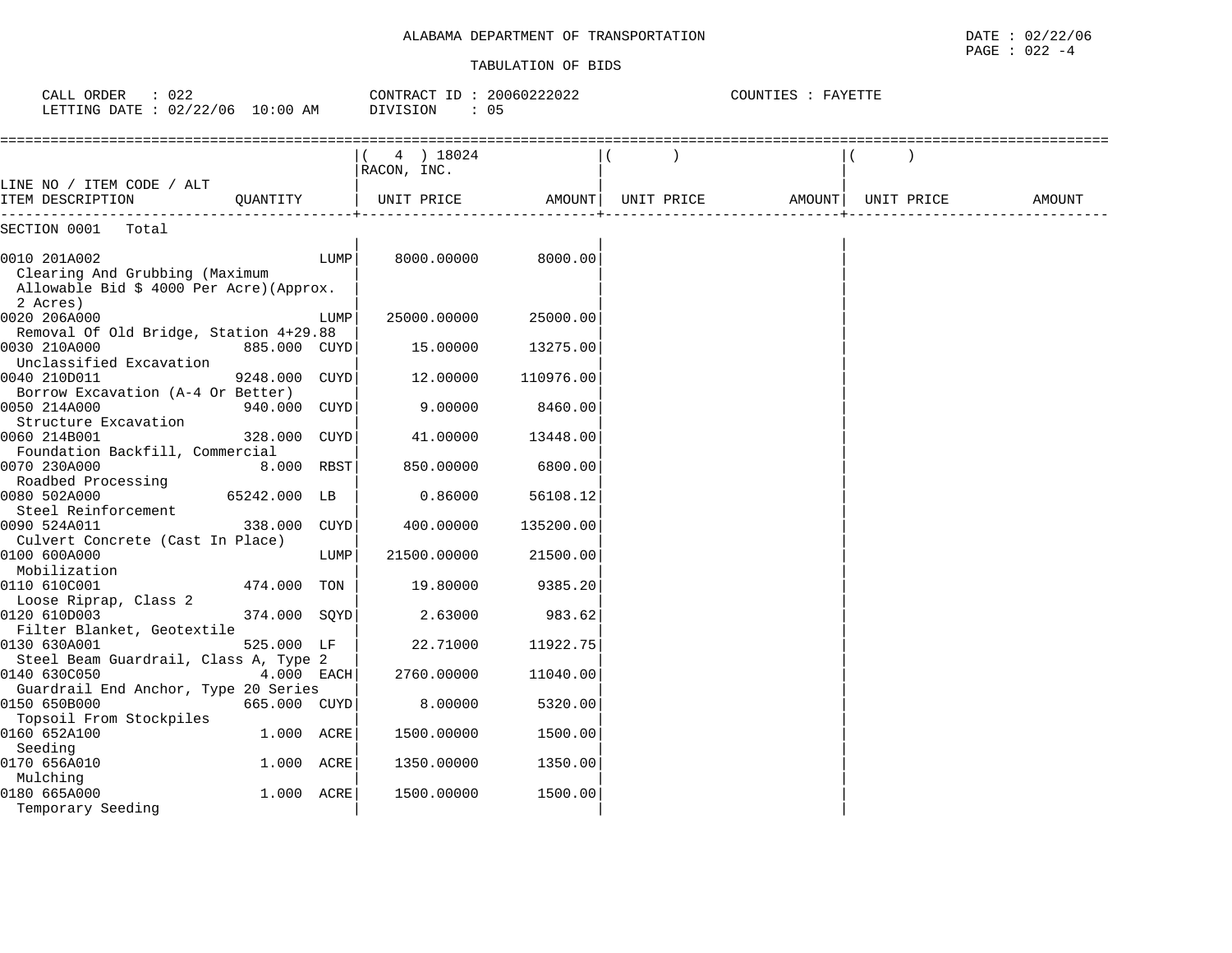ALABAMA DEPARTMENT OF TRANSPORTATION

TABULATION OF BIDS

DATE : 02/22/06
PAGE : 022 -4

CALL ORDER : 022
LETTING DATE : 02/22/06 10:00 AM

CONTRACT ID : 20060222022
DIVISION : 05

COUNTIES : FAYETTE

| LINE NO / ITEM CODE / ALT ITEM DESCRIPTION | QUANTITY | ( 4 ) 18024 RACON, INC. UNIT PRICE | AMOUNT | ( ) UNIT PRICE | AMOUNT | ( ) UNIT PRICE | AMOUNT |
|---|---|---|---|---|---|---|---|
| SECTION 0001 Total | | | | | | | |
| 0010 201A002 Clearing And Grubbing (Maximum Allowable Bid $ 4000 Per Acre)(Approx. 2 Acres) | LUMP | 8000.00000 | 8000.00 | | | | |
| 0020 206A000 Removal Of Old Bridge, Station 4+29.88 | LUMP | 25000.00000 | 25000.00 | | | | |
| 0030 210A000 Unclassified Excavation | 885.000 CUYD | 15.00000 | 13275.00 | | | | |
| 0040 210D011 Borrow Excavation (A-4 Or Better) | 9248.000 CUYD | 12.00000 | 110976.00 | | | | |
| 0050 214A000 Structure Excavation | 940.000 CUYD | 9.00000 | 8460.00 | | | | |
| 0060 214B001 Foundation Backfill, Commercial | 328.000 CUYD | 41.00000 | 13448.00 | | | | |
| 0070 230A000 Roadbed Processing | 8.000 RBST | 850.00000 | 6800.00 | | | | |
| 0080 502A000 Steel Reinforcement | 65242.000 LB | 0.86000 | 56108.12 | | | | |
| 0090 524A011 Culvert Concrete (Cast In Place) | 338.000 CUYD | 400.00000 | 135200.00 | | | | |
| 0100 600A000 Mobilization | LUMP | 21500.00000 | 21500.00 | | | | |
| 0110 610C001 Loose Riprap, Class 2 | 474.000 TON | 19.80000 | 9385.20 | | | | |
| 0120 610D003 Filter Blanket, Geotextile | 374.000 SQYD | 2.63000 | 983.62 | | | | |
| 0130 630A001 Steel Beam Guardrail, Class A, Type 2 | 525.000 LF | 22.71000 | 11922.75 | | | | |
| 0140 630C050 Guardrail End Anchor, Type 20 Series | 4.000 EACH | 2760.00000 | 11040.00 | | | | |
| 0150 650B000 Topsoil From Stockpiles | 665.000 CUYD | 8.00000 | 5320.00 | | | | |
| 0160 652A100 Seeding | 1.000 ACRE | 1500.00000 | 1500.00 | | | | |
| 0170 656A010 Mulching | 1.000 ACRE | 1350.00000 | 1350.00 | | | | |
| 0180 665A000 Temporary Seeding | 1.000 ACRE | 1500.00000 | 1500.00 | | | | |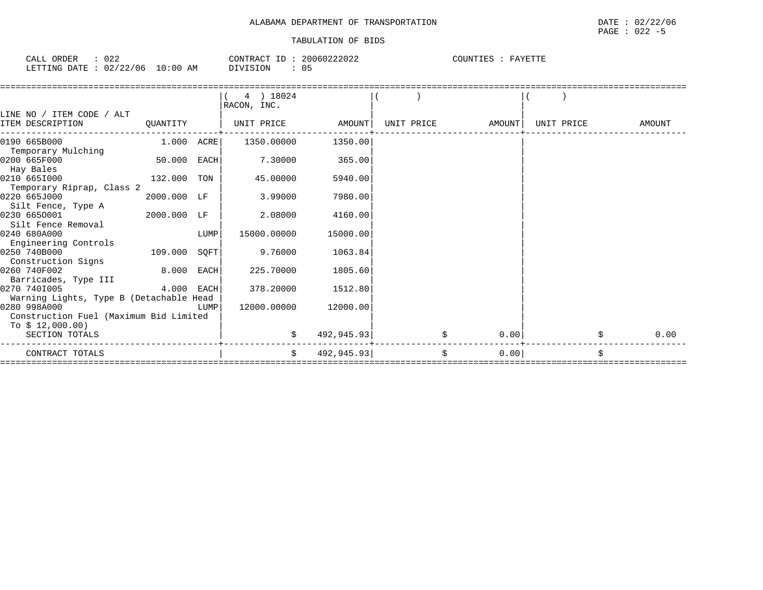ALABAMA DEPARTMENT OF TRANSPORTATION

DATE : 02/22/06
PAGE : 022 -5

TABULATION OF BIDS

CALL ORDER : 022 CONTRACT ID : 20060222022 COUNTIES : FAYETTE
LETTING DATE : 02/22/06 10:00 AM DIVISION : 05

| LINE NO / ITEM CODE / ALT ITEM DESCRIPTION | QUANTITY | | ( 4 ) 18024 RACON, INC. UNIT PRICE | AMOUNT | ( ) UNIT PRICE | AMOUNT | ( ) UNIT PRICE | AMOUNT |
|---|---|---|---|---|---|---|---|---|
| 0190 665B000 Temporary Mulching | 1.000 | ACRE | 1350.00000 | 1350.00 | | | | |
| 0200 665F000 Hay Bales | 50.000 | EACH | 7.30000 | 365.00 | | | | |
| 0210 665I000 Temporary Riprap, Class 2 | 132.000 | TON | 45.00000 | 5940.00 | | | | |
| 0220 665J000 Silt Fence, Type A | 2000.000 | LF | 3.99000 | 7980.00 | | | | |
| 0230 665O001 Silt Fence Removal | 2000.000 | LF | 2.08000 | 4160.00 | | | | |
| 0240 680A000 Engineering Controls | | LUMP | 15000.00000 | 15000.00 | | | | |
| 0250 740B000 Construction Signs | 109.000 | SQFT | 9.76000 | 1063.84 | | | | |
| 0260 740F002 Barricades, Type III | 8.000 | EACH | 225.70000 | 1805.60 | | | | |
| 0270 740I005 Warning Lights, Type B (Detachable Head | 4.000 | EACH | 378.20000 | 1512.80 | | | | |
| 0280 998A000 Construction Fuel (Maximum Bid Limited To $ 12,000.00) | | LUMP | 12000.00000 | 12000.00 | | | | |
| SECTION TOTALS | | | $ | 492,945.93 | $ | 0.00 | $ | 0.00 |
| CONTRACT TOTALS | | | $ | 492,945.93 | $ | 0.00 | $ | |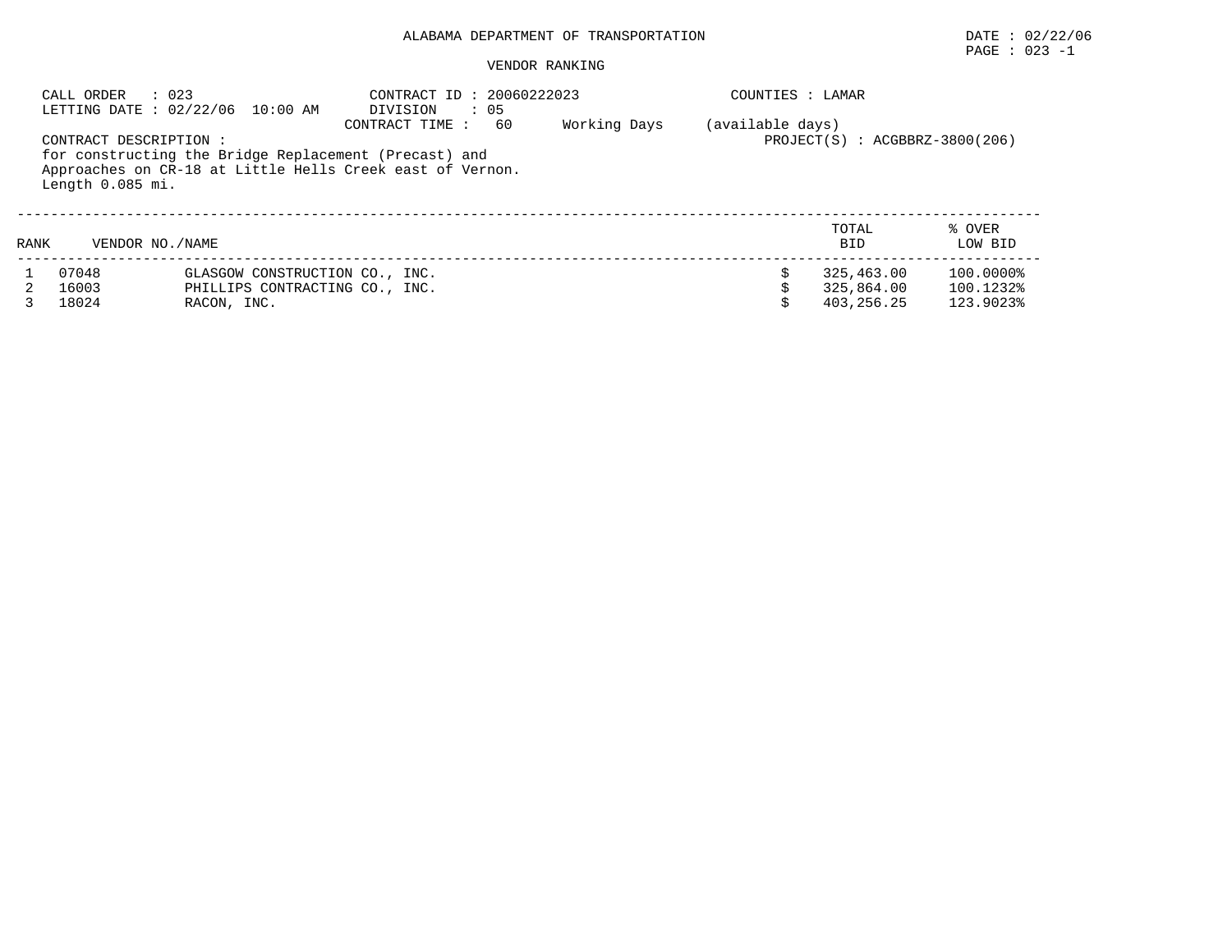# ALABAMA DEPARTMENT OF TRANSPORTATION

DATE : 02/22/06

## VENDOR RANKING

CALL ORDER : 023
LETTING DATE : 02/22/06 10:00 AM

CONTRACT ID : 20060222023
DIVISION : 05
CONTRACT TIME : 60 Working Days (available days)

COUNTIES : LAMAR

PROJECT(S) : ACGBBRZ-3800(206)

CONTRACT DESCRIPTION :
for constructing the Bridge Replacement (Precast) and Approaches on CR-18 at Little Hells Creek east of Vernon. Length 0.085 mi.

| RANK | VENDOR NO. | NAME | TOTAL BID | % OVER LOW BID |
|---|---|---|---|---|
| 1 | 07048 | GLASGOW CONSTRUCTION CO., INC. | $ 325,463.00 | 100.0000% |
| 2 | 16003 | PHILLIPS CONTRACTING CO., INC. | $ 325,864.00 | 100.1232% |
| 3 | 18024 | RACON, INC. | $ 403,256.25 | 123.9023% |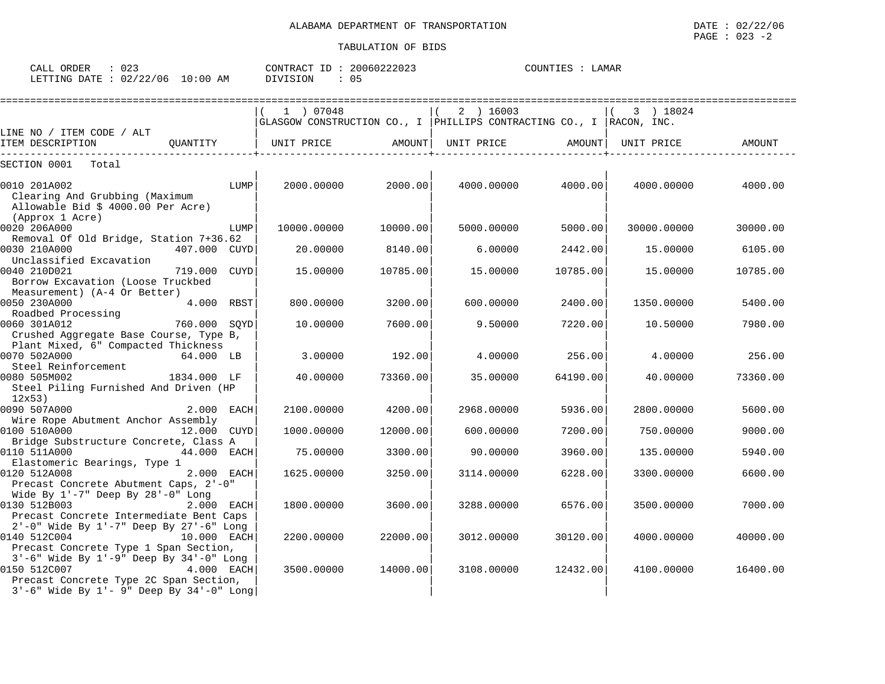ALABAMA DEPARTMENT OF TRANSPORTATION

TABULATION OF BIDS

DATE : 02/22/06

CALL ORDER : 023 CONTRACT ID : 20060222023 COUNTIES : LAMAR
LETTING DATE : 02/22/06 10:00 AM DIVISION : 05

| LINE NO / ITEM CODE / ALT ITEM DESCRIPTION | QUANTITY | ( 1 ) 07048 GLASGOW CONSTRUCTION CO., I UNIT PRICE | AMOUNT | ( 2 ) 16003 PHILLIPS CONTRACTING CO., I UNIT PRICE | AMOUNT | ( 3 ) 18024 RACON, INC. UNIT PRICE | AMOUNT |
|---|---|---|---|---|---|---|---|
| SECTION 0001 Total | | | | | | | |
| 0010 201A002 Clearing And Grubbing (Maximum Allowable Bid $ 4000.00 Per Acre) (Approx 1 Acre) | LUMP | 2000.00000 | 2000.00 | 4000.00000 | 4000.00 | 4000.00000 | 4000.00 |
| 0020 206A000 Removal Of Old Bridge, Station 7+36.62 | LUMP | 10000.00000 | 10000.00 | 5000.00000 | 5000.00 | 30000.00000 | 30000.00 |
| 0030 210A000 Unclassified Excavation | 407.000 CUYD | 20.00000 | 8140.00 | 6.00000 | 2442.00 | 15.00000 | 6105.00 |
| 0040 210D021 Borrow Excavation (Loose Truckbed Measurement) (A-4 Or Better) | 719.000 CUYD | 15.00000 | 10785.00 | 15.00000 | 10785.00 | 15.00000 | 10785.00 |
| 0050 230A000 Roadbed Processing | 4.000 RBST | 800.00000 | 3200.00 | 600.00000 | 2400.00 | 1350.00000 | 5400.00 |
| 0060 301A012 Crushed Aggregate Base Course, Type B, Plant Mixed, 6" Compacted Thickness | 760.000 SQYD | 10.00000 | 7600.00 | 9.50000 | 7220.00 | 10.50000 | 7980.00 |
| 0070 502A000 Steel Reinforcement | 64.000 LB | 3.00000 | 192.00 | 4.00000 | 256.00 | 4.00000 | 256.00 |
| 0080 505M002 Steel Piling Furnished And Driven (HP 12x53) | 1834.000 LF | 40.00000 | 73360.00 | 35.00000 | 64190.00 | 40.00000 | 73360.00 |
| 0090 507A000 Wire Rope Abutment Anchor Assembly | 2.000 EACH | 2100.00000 | 4200.00 | 2968.00000 | 5936.00 | 2800.00000 | 5600.00 |
| 0100 510A000 Bridge Substructure Concrete, Class A | 12.000 CUYD | 1000.00000 | 12000.00 | 600.00000 | 7200.00 | 750.00000 | 9000.00 |
| 0110 511A000 Elastomeric Bearings, Type 1 | 44.000 EACH | 75.00000 | 3300.00 | 90.00000 | 3960.00 | 135.00000 | 5940.00 |
| 0120 512A008 Precast Concrete Abutment Caps, 2'-0" Wide By 1'-7" Deep By 28'-0" Long | 2.000 EACH | 1625.00000 | 3250.00 | 3114.00000 | 6228.00 | 3300.00000 | 6600.00 |
| 0130 512B003 Precast Concrete Intermediate Bent Caps 2'-0" Wide By 1'-7" Deep By 27'-6" Long | 2.000 EACH | 1800.00000 | 3600.00 | 3288.00000 | 6576.00 | 3500.00000 | 7000.00 |
| 0140 512C004 Precast Concrete Type 1 Span Section, 3'-6" Wide By 1'-9" Deep By 34'-0" Long | 10.000 EACH | 2200.00000 | 22000.00 | 3012.00000 | 30120.00 | 4000.00000 | 40000.00 |
| 0150 512C007 Precast Concrete Type 2C Span Section, 3'-6" Wide By 1'- 9" Deep By 34'-0" Long | 4.000 EACH | 3500.00000 | 14000.00 | 3108.00000 | 12432.00 | 4100.00000 | 16400.00 |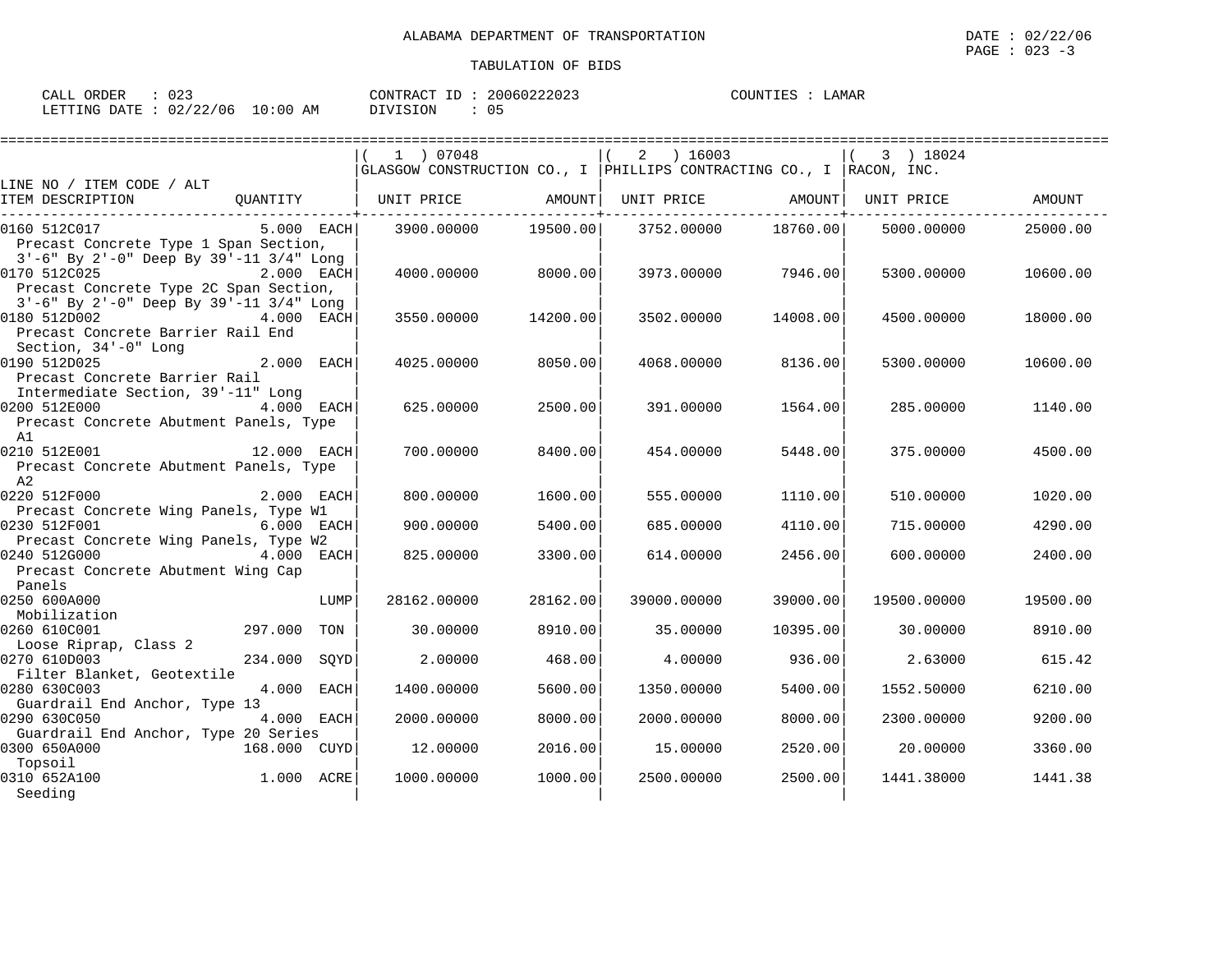ALABAMA DEPARTMENT OF TRANSPORTATION

TABULATION OF BIDS

DATE : 02/22/06

CALL ORDER : 023 CONTRACT ID : 20060222023 COUNTIES : LAMAR

LETTING DATE : 02/22/06 10:00 AM DIVISION : 05

| LINE NO / ITEM CODE / ALT / ITEM DESCRIPTION | QUANTITY | (1) 07048 GLASGOW CONSTRUCTION CO., I UNIT PRICE | AMOUNT | (2) 16003 PHILLIPS CONTRACTING CO., I UNIT PRICE | AMOUNT | (3) 18024 RACON, INC. UNIT PRICE | AMOUNT |
|---|---|---|---|---|---|---|---|
| 0160 512C017 Precast Concrete Type 1 Span Section, 3'-6" By 2'-0" Deep By 39'-11 3/4" Long | 5.000 EACH | 3900.00000 | 19500.00 | 3752.00000 | 18760.00 | 5000.00000 | 25000.00 |
| 0170 512C025 Precast Concrete Type 2C Span Section, 3'-6" By 2'-0" Deep By 39'-11 3/4" Long | 2.000 EACH | 4000.00000 | 8000.00 | 3973.00000 | 7946.00 | 5300.00000 | 10600.00 |
| 0180 512D002 Precast Concrete Barrier Rail End Section, 34'-0" Long | 4.000 EACH | 3550.00000 | 14200.00 | 3502.00000 | 14008.00 | 4500.00000 | 18000.00 |
| 0190 512D025 Precast Concrete Barrier Rail Intermediate Section, 39'-11" Long | 2.000 EACH | 4025.00000 | 8050.00 | 4068.00000 | 8136.00 | 5300.00000 | 10600.00 |
| 0200 512E000 Precast Concrete Abutment Panels, Type A1 | 4.000 EACH | 625.00000 | 2500.00 | 391.00000 | 1564.00 | 285.00000 | 1140.00 |
| 0210 512E001 Precast Concrete Abutment Panels, Type A2 | 12.000 EACH | 700.00000 | 8400.00 | 454.00000 | 5448.00 | 375.00000 | 4500.00 |
| 0220 512F000 Precast Concrete Wing Panels, Type W1 | 2.000 EACH | 800.00000 | 1600.00 | 555.00000 | 1110.00 | 510.00000 | 1020.00 |
| 0230 512F001 Precast Concrete Wing Panels, Type W2 | 6.000 EACH | 900.00000 | 5400.00 | 685.00000 | 4110.00 | 715.00000 | 4290.00 |
| 0240 512G000 Precast Concrete Abutment Wing Cap Panels | 4.000 EACH | 825.00000 | 3300.00 | 614.00000 | 2456.00 | 600.00000 | 2400.00 |
| 0250 600A000 Mobilization | LUMP | 28162.00000 | 28162.00 | 39000.00000 | 39000.00 | 19500.00000 | 19500.00 |
| 0260 610C001 Loose Riprap, Class 2 | 297.000 TON | 30.00000 | 8910.00 | 35.00000 | 10395.00 | 30.00000 | 8910.00 |
| 0270 610D003 Filter Blanket, Geotextile | 234.000 SQYD | 2.00000 | 468.00 | 4.00000 | 936.00 | 2.63000 | 615.42 |
| 0280 630C003 Guardrail End Anchor, Type 13 | 4.000 EACH | 1400.00000 | 5600.00 | 1350.00000 | 5400.00 | 1552.50000 | 6210.00 |
| 0290 630C050 Guardrail End Anchor, Type 20 Series | 4.000 EACH | 2000.00000 | 8000.00 | 2000.00000 | 8000.00 | 2300.00000 | 9200.00 |
| 0300 650A000 Topsoil | 168.000 CUYD | 12.00000 | 2016.00 | 15.00000 | 2520.00 | 20.00000 | 3360.00 |
| 0310 652A100 Seeding | 1.000 ACRE | 1000.00000 | 1000.00 | 2500.00000 | 2500.00 | 1441.38000 | 1441.38 |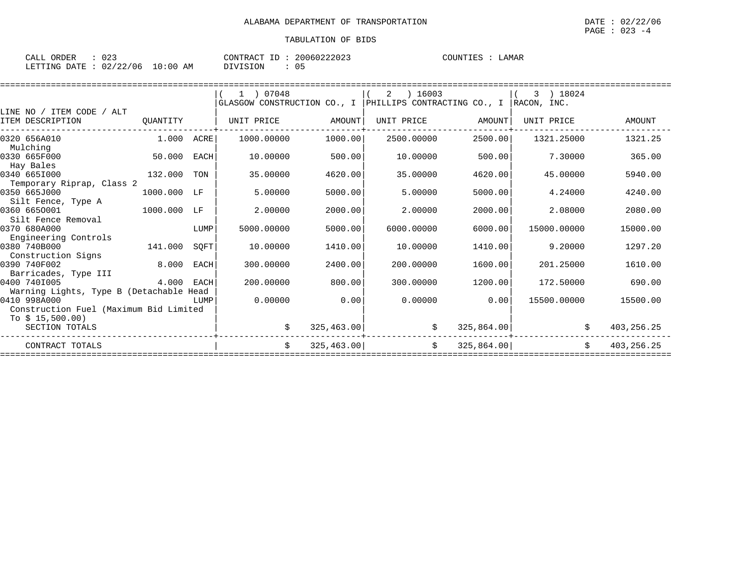ALABAMA DEPARTMENT OF TRANSPORTATION

DATE : 02/22/06

PAGE : 023 -4

TABULATION OF BIDS

CALL ORDER : 023 CONTRACT ID : 20060222023 COUNTIES : LAMAR
LETTING DATE : 02/22/06 10:00 AM DIVISION : 05

| LINE NO / ITEM CODE / ALT ITEM DESCRIPTION | QUANTITY | | ( 1 ) 07048 GLASGOW CONSTRUCTION CO., I UNIT PRICE | AMOUNT | ( 2 ) 16003 PHILLIPS CONTRACTING CO., I UNIT PRICE | AMOUNT | ( 3 ) 18024 RACON, INC. UNIT PRICE | AMOUNT |
|---|---|---|---|---|---|---|---|---|
| 0320 656A010 Mulching | 1.000 | ACRE | 1000.00000 | 1000.00 | 2500.00000 | 2500.00 | 1321.25000 | 1321.25 |
| 0330 665F000 Hay Bales | 50.000 | EACH | 10.00000 | 500.00 | 10.00000 | 500.00 | 7.30000 | 365.00 |
| 0340 665I000 Temporary Riprap, Class 2 | 132.000 | TON | 35.00000 | 4620.00 | 35.00000 | 4620.00 | 45.00000 | 5940.00 |
| 0350 665J000 Silt Fence, Type A | 1000.000 | LF | 5.00000 | 5000.00 | 5.00000 | 5000.00 | 4.24000 | 4240.00 |
| 0360 665O001 Silt Fence Removal | 1000.000 | LF | 2.00000 | 2000.00 | 2.00000 | 2000.00 | 2.08000 | 2080.00 |
| 0370 680A000 Engineering Controls | | LUMP | 5000.00000 | 5000.00 | 6000.00000 | 6000.00 | 15000.00000 | 15000.00 |
| 0380 740B000 Construction Signs | 141.000 | SQFT | 10.00000 | 1410.00 | 10.00000 | 1410.00 | 9.20000 | 1297.20 |
| 0390 740F002 Barricades, Type III | 8.000 | EACH | 300.00000 | 2400.00 | 200.00000 | 1600.00 | 201.25000 | 1610.00 |
| 0400 740I005 Warning Lights, Type B (Detachable Head | 4.000 | EACH | 200.00000 | 800.00 | 300.00000 | 1200.00 | 172.50000 | 690.00 |
| 0410 998A000 Construction Fuel (Maximum Bid Limited To $ 15,500.00) | | LUMP | 0.00000 | 0.00 | 0.00000 | 0.00 | 15500.00000 | 15500.00 |
| SECTION TOTALS | | | $ | 325,463.00 | $ | 325,864.00 | $ | 403,256.25 |
| CONTRACT TOTALS | | | $ | 325,463.00 | $ | 325,864.00 | $ | 403,256.25 |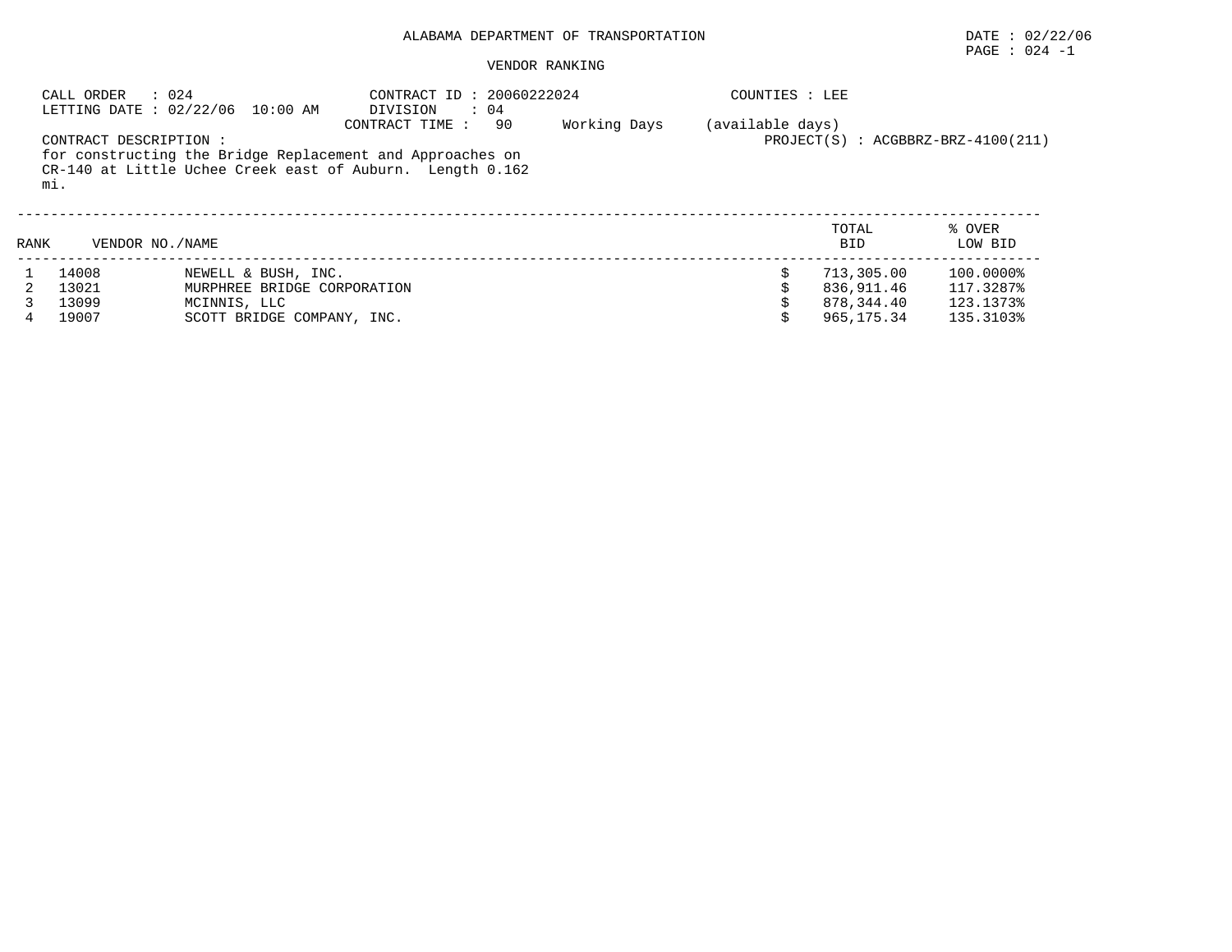# ALABAMA DEPARTMENT OF TRANSPORTATION

DATE : 02/22/06

PAGE : 024 -1

## VENDOR RANKING

CALL ORDER : 024
LETTING DATE : 02/22/06 10:00 AM

CONTRACT ID : 20060222024
DIVISION : 04
CONTRACT TIME : 90 Working Days (available days)

COUNTIES : LEE

PROJECT(S) : ACGBBRZ-BRZ-4100(211)

CONTRACT DESCRIPTION :
for constructing the Bridge Replacement and Approaches on CR-140 at Little Uchee Creek east of Auburn. Length 0.162 mi.

| RANK | VENDOR NO. | NAME | | TOTAL BID | % OVER LOW BID |
|---|---|---|---|---|---|
| 1 | 14008 | NEWELL & BUSH, INC. | $ | 713,305.00 | 100.0000% |
| 2 | 13021 | MURPHREE BRIDGE CORPORATION | $ | 836,911.46 | 117.3287% |
| 3 | 13099 | MCINNIS, LLC | $ | 878,344.40 | 123.1373% |
| 4 | 19007 | SCOTT BRIDGE COMPANY, INC. | $ | 965,175.34 | 135.3103% |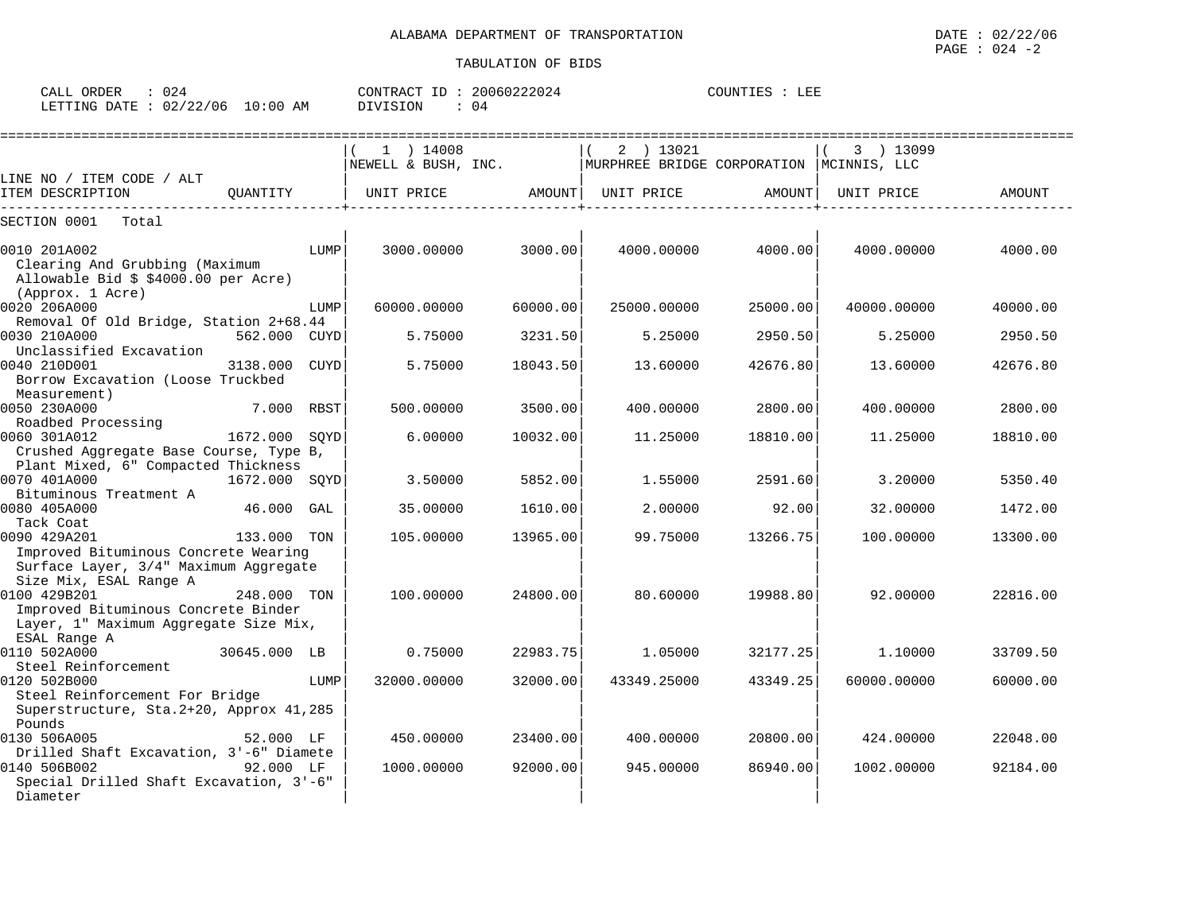ALABAMA DEPARTMENT OF TRANSPORTATION

DATE : 02/22/06

PAGE : 024 -2

TABULATION OF BIDS

CALL ORDER : 024
LETTING DATE : 02/22/06 10:00 AM

CONTRACT ID : 20060222024
DIVISION : 04

COUNTIES : LEE

| LINE NO / ITEM CODE / ALT ITEM DESCRIPTION | QUANTITY | ( 1 ) 14008 NEWELL & BUSH, INC. UNIT PRICE | AMOUNT | ( 2 ) 13021 MURPHREE BRIDGE CORPORATION UNIT PRICE | AMOUNT | ( 3 ) 13099 MCINNIS, LLC UNIT PRICE | AMOUNT |
|---|---|---|---|---|---|---|---|
| SECTION 0001 Total | | | | | | | |
| 0010 201A002 Clearing And Grubbing (Maximum Allowable Bid $ $4000.00 per Acre) (Approx. 1 Acre) | LUMP | 3000.00000 | 3000.00 | 4000.00000 | 4000.00 | 4000.00000 | 4000.00 |
| 0020 206A000 Removal Of Old Bridge, Station 2+68.44 | LUMP | 60000.00000 | 60000.00 | 25000.00000 | 25000.00 | 40000.00000 | 40000.00 |
| 0030 210A000 Unclassified Excavation | 562.000 CUYD | 5.75000 | 3231.50 | 5.25000 | 2950.50 | 5.25000 | 2950.50 |
| 0040 210D001 Borrow Excavation (Loose Truckbed Measurement) | 3138.000 CUYD | 5.75000 | 18043.50 | 13.60000 | 42676.80 | 13.60000 | 42676.80 |
| 0050 230A000 Roadbed Processing | 7.000 RBST | 500.00000 | 3500.00 | 400.00000 | 2800.00 | 400.00000 | 2800.00 |
| 0060 301A012 Crushed Aggregate Base Course, Type B, Plant Mixed, 6" Compacted Thickness | 1672.000 SQYD | 6.00000 | 10032.00 | 11.25000 | 18810.00 | 11.25000 | 18810.00 |
| 0070 401A000 Bituminous Treatment A | 1672.000 SQYD | 3.50000 | 5852.00 | 1.55000 | 2591.60 | 3.20000 | 5350.40 |
| 0080 405A000 Tack Coat | 46.000 GAL | 35.00000 | 1610.00 | 2.00000 | 92.00 | 32.00000 | 1472.00 |
| 0090 429A201 Improved Bituminous Concrete Wearing Surface Layer, 3/4" Maximum Aggregate Size Mix, ESAL Range A | 133.000 TON | 105.00000 | 13965.00 | 99.75000 | 13266.75 | 100.00000 | 13300.00 |
| 0100 429B201 Improved Bituminous Concrete Binder Layer, 1" Maximum Aggregate Size Mix, ESAL Range A | 248.000 TON | 100.00000 | 24800.00 | 80.60000 | 19988.80 | 92.00000 | 22816.00 |
| 0110 502A000 Steel Reinforcement | 30645.000 LB | 0.75000 | 22983.75 | 1.05000 | 32177.25 | 1.10000 | 33709.50 |
| 0120 502B000 Steel Reinforcement For Bridge Superstructure, Sta.2+20, Approx 41,285 Pounds | LUMP | 32000.00000 | 32000.00 | 43349.25000 | 43349.25 | 60000.00000 | 60000.00 |
| 0130 506A005 Drilled Shaft Excavation, 3'-6" Diamete | 52.000 LF | 450.00000 | 23400.00 | 400.00000 | 20800.00 | 424.00000 | 22048.00 |
| 0140 506B002 Special Drilled Shaft Excavation, 3'-6" Diameter | 92.000 LF | 1000.00000 | 92000.00 | 945.00000 | 86940.00 | 1002.00000 | 92184.00 |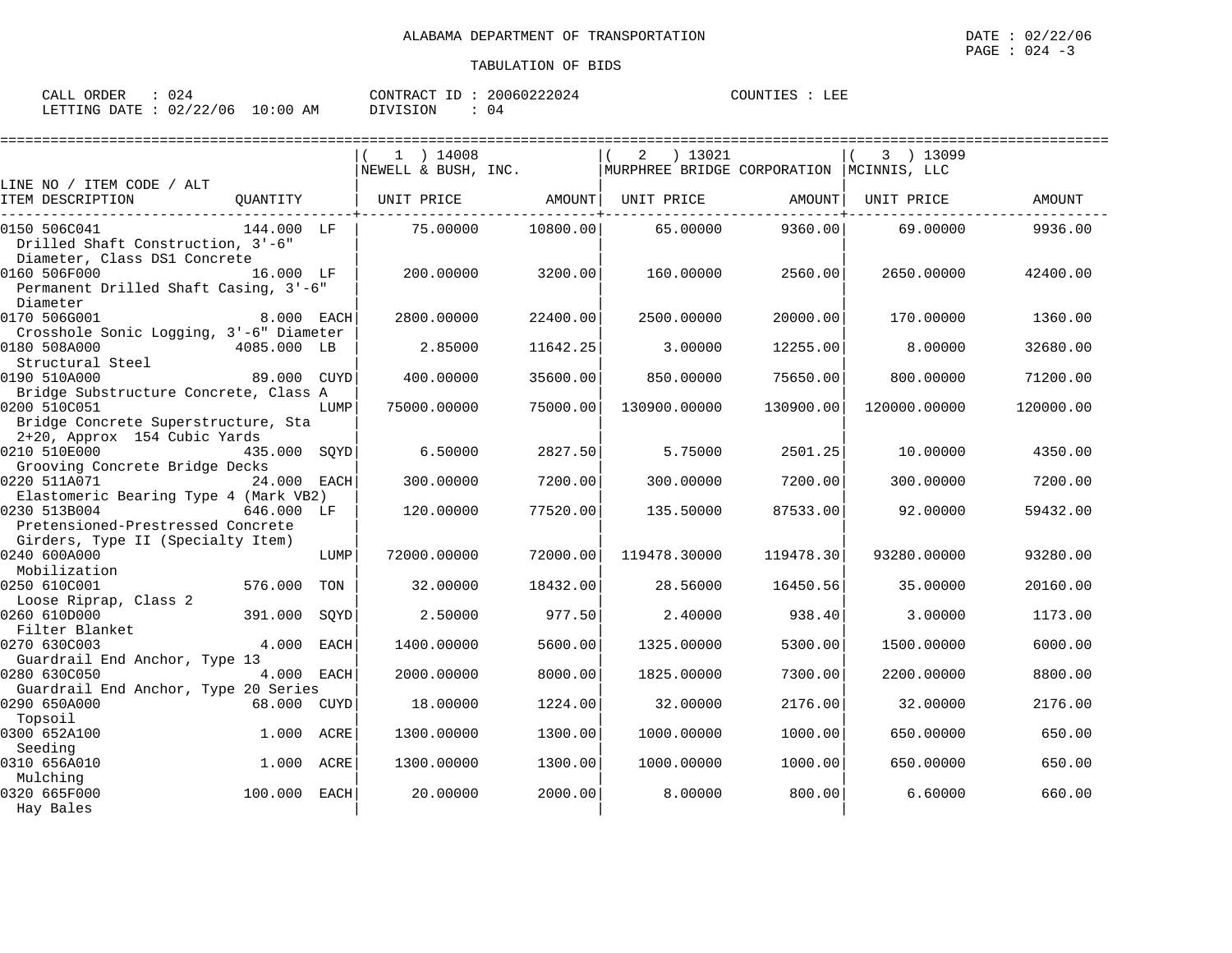ALABAMA DEPARTMENT OF TRANSPORTATION

TABULATION OF BIDS

DATE : 02/22/06
PAGE : 024 -3

CALL ORDER : 024 CONTRACT ID : 20060222024 COUNTIES : LEE
LETTING DATE : 02/22/06 10:00 AM DIVISION : 04

| LINE NO / ITEM CODE / ALT | | ( 1 ) 14008 NEWELL & BUSH, INC. | | ( 2 ) 13021 MURPHREE BRIDGE CORPORATION | | ( 3 ) 13099 MCINNIS, LLC | |
|---|---|---|---|---|---|---|---|
| ITEM DESCRIPTION | QUANTITY | UNIT PRICE | AMOUNT | UNIT PRICE | AMOUNT | UNIT PRICE | AMOUNT |
| 0150 506C041 Drilled Shaft Construction, 3'-6" Diameter, Class DS1 Concrete | 144.000 LF | 75.00000 | 10800.00 | 65.00000 | 9360.00 | 69.00000 | 9936.00 |
| 0160 506F000 Permanent Drilled Shaft Casing, 3'-6" Diameter | 16.000 LF | 200.00000 | 3200.00 | 160.00000 | 2560.00 | 2650.00000 | 42400.00 |
| 0170 506G001 Crosshole Sonic Logging, 3'-6" Diameter | 8.000 EACH | 2800.00000 | 22400.00 | 2500.00000 | 20000.00 | 170.00000 | 1360.00 |
| 0180 508A000 Structural Steel | 4085.000 LB | 2.85000 | 11642.25 | 3.00000 | 12255.00 | 8.00000 | 32680.00 |
| 0190 510A000 Bridge Substructure Concrete, Class A | 89.000 CUYD | 400.00000 | 35600.00 | 850.00000 | 75650.00 | 800.00000 | 71200.00 |
| 0200 510C051 Bridge Concrete Superstructure, Sta 2+20, Approx 154 Cubic Yards | LUMP | 75000.00000 | 75000.00 | 130900.00000 | 130900.00 | 120000.00000 | 120000.00 |
| 0210 510E000 Grooving Concrete Bridge Decks | 435.000 SQYD | 6.50000 | 2827.50 | 5.75000 | 2501.25 | 10.00000 | 4350.00 |
| 0220 511A071 Elastomeric Bearing Type 4 (Mark VB2) | 24.000 EACH | 300.00000 | 7200.00 | 300.00000 | 7200.00 | 300.00000 | 7200.00 |
| 0230 513B004 Pretensioned-Prestressed Concrete Girders, Type II (Specialty Item) | 646.000 LF | 120.00000 | 77520.00 | 135.50000 | 87533.00 | 92.00000 | 59432.00 |
| 0240 600A000 Mobilization | LUMP | 72000.00000 | 72000.00 | 119478.30000 | 119478.30 | 93280.00000 | 93280.00 |
| 0250 610C001 Loose Riprap, Class 2 | 576.000 TON | 32.00000 | 18432.00 | 28.56000 | 16450.56 | 35.00000 | 20160.00 |
| 0260 610D000 Filter Blanket | 391.000 SQYD | 2.50000 | 977.50 | 2.40000 | 938.40 | 3.00000 | 1173.00 |
| 0270 630C003 Guardrail End Anchor, Type 13 | 4.000 EACH | 1400.00000 | 5600.00 | 1325.00000 | 5300.00 | 1500.00000 | 6000.00 |
| 0280 630C050 Guardrail End Anchor, Type 20 Series | 4.000 EACH | 2000.00000 | 8000.00 | 1825.00000 | 7300.00 | 2200.00000 | 8800.00 |
| 0290 650A000 Topsoil | 68.000 CUYD | 18.00000 | 1224.00 | 32.00000 | 2176.00 | 32.00000 | 2176.00 |
| 0300 652A100 Seeding | 1.000 ACRE | 1300.00000 | 1300.00 | 1000.00000 | 1000.00 | 650.00000 | 650.00 |
| 0310 656A010 Mulching | 1.000 ACRE | 1300.00000 | 1300.00 | 1000.00000 | 1000.00 | 650.00000 | 650.00 |
| 0320 665F000 Hay Bales | 100.000 EACH | 20.00000 | 2000.00 | 8.00000 | 800.00 | 6.60000 | 660.00 |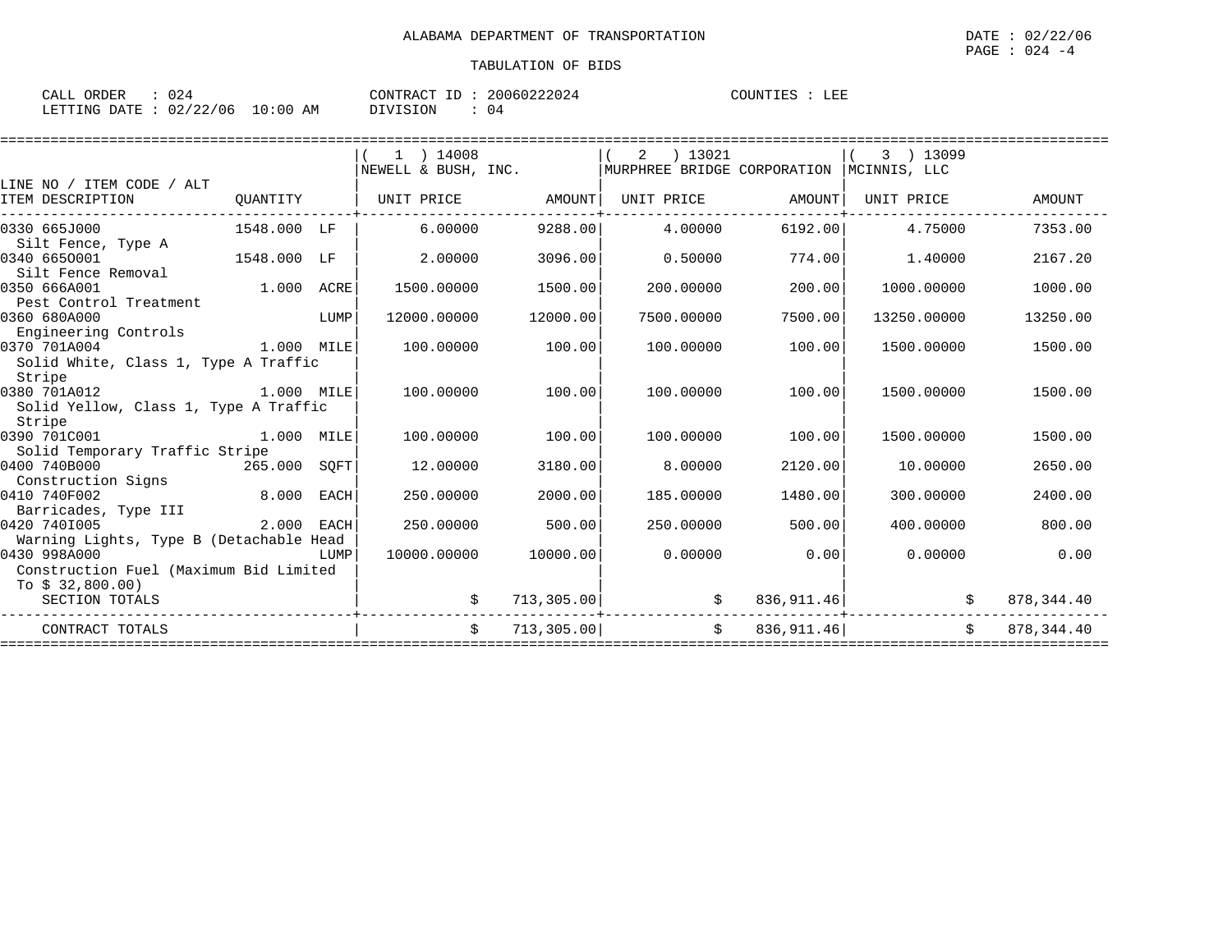ALABAMA DEPARTMENT OF TRANSPORTATION

DATE : 02/22/06

TABULATION OF BIDS

CALL ORDER : 024 &nbsp;&nbsp;&nbsp; CONTRACT ID : 20060222024 &nbsp;&nbsp;&nbsp; COUNTIES : LEE

LETTING DATE : 02/22/06 10:00 AM &nbsp;&nbsp;&nbsp; DIVISION : 04

| LINE NO / ITEM CODE / ALT ITEM DESCRIPTION | QUANTITY | (1) 14008 NEWELL & BUSH, INC. UNIT PRICE | AMOUNT | (2) 13021 MURPHREE BRIDGE CORPORATION UNIT PRICE | AMOUNT | (3) 13099 MCINNIS, LLC UNIT PRICE | AMOUNT |
|---|---|---|---|---|---|---|---|
| 0330 665J000 Silt Fence, Type A | 1548.000 LF | 6.00000 | 9288.00 | 4.00000 | 6192.00 | 4.75000 | 7353.00 |
| 0340 665O001 Silt Fence Removal | 1548.000 LF | 2.00000 | 3096.00 | 0.50000 | 774.00 | 1.40000 | 2167.20 |
| 0350 666A001 Pest Control Treatment | 1.000 ACRE | 1500.00000 | 1500.00 | 200.00000 | 200.00 | 1000.00000 | 1000.00 |
| 0360 680A000 Engineering Controls | LUMP | 12000.00000 | 12000.00 | 7500.00000 | 7500.00 | 13250.00000 | 13250.00 |
| 0370 701A004 Solid White, Class 1, Type A Traffic Stripe | 1.000 MILE | 100.00000 | 100.00 | 100.00000 | 100.00 | 1500.00000 | 1500.00 |
| 0380 701A012 Solid Yellow, Class 1, Type A Traffic Stripe | 1.000 MILE | 100.00000 | 100.00 | 100.00000 | 100.00 | 1500.00000 | 1500.00 |
| 0390 701C001 Solid Temporary Traffic Stripe | 1.000 MILE | 100.00000 | 100.00 | 100.00000 | 100.00 | 1500.00000 | 1500.00 |
| 0400 740B000 Construction Signs | 265.000 SQFT | 12.00000 | 3180.00 | 8.00000 | 2120.00 | 10.00000 | 2650.00 |
| 0410 740F002 Barricades, Type III | 8.000 EACH | 250.00000 | 2000.00 | 185.00000 | 1480.00 | 300.00000 | 2400.00 |
| 0420 740I005 Warning Lights, Type B (Detachable Head | 2.000 EACH | 250.00000 | 500.00 | 250.00000 | 500.00 | 400.00000 | 800.00 |
| 0430 998A000 Construction Fuel (Maximum Bid Limited To $ 32,800.00) | LUMP | 10000.00000 | 10000.00 | 0.00000 | 0.00 | 0.00000 | 0.00 |
| SECTION TOTALS | | | $ 713,305.00 | | $ 836,911.46 | | $ 878,344.40 |
| CONTRACT TOTALS | | | $ 713,305.00 | | $ 836,911.46 | | $ 878,344.40 |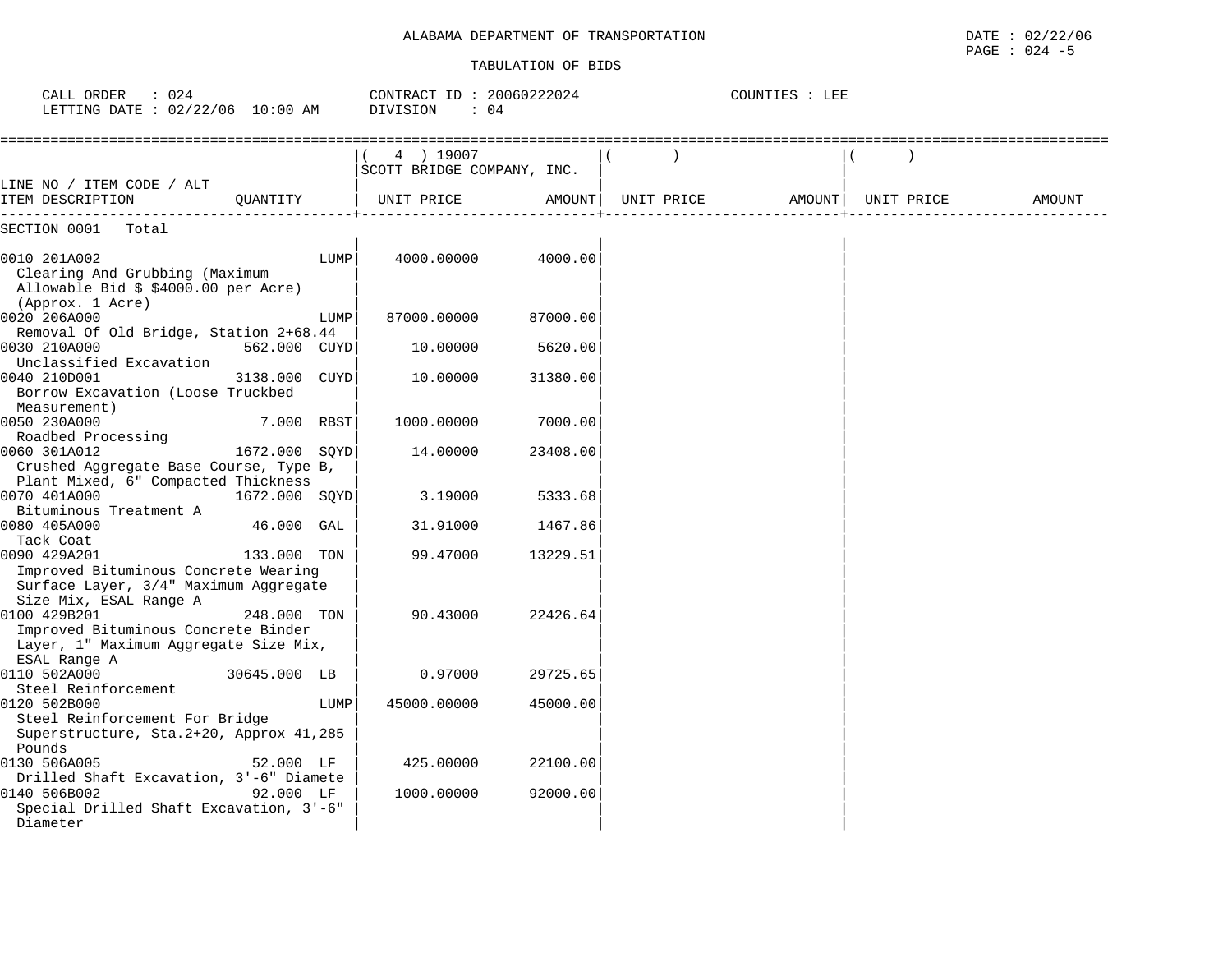ALABAMA DEPARTMENT OF TRANSPORTATION

DATE : 02/22/06

PAGE : 024 -5

TABULATION OF BIDS

CALL ORDER : 024 CONTRACT ID : 20060222024 COUNTIES : LEE

LETTING DATE : 02/22/06 10:00 AM DIVISION : 04

| LINE NO / ITEM CODE / ALT ITEM DESCRIPTION | QUANTITY | ( 4 ) 19007 SCOTT BRIDGE COMPANY, INC. UNIT PRICE | AMOUNT | ( ) UNIT PRICE | AMOUNT | ( ) UNIT PRICE | AMOUNT |
|---|---|---|---|---|---|---|---|
| SECTION 0001 Total | | | | | | | |
| 0010 201A002 Clearing And Grubbing (Maximum Allowable Bid $ $4000.00 per Acre) (Approx. 1 Acre) | LUMP | 4000.00000 | 4000.00 | | | | |
| 0020 206A000 Removal Of Old Bridge, Station 2+68.44 | LUMP | 87000.00000 | 87000.00 | | | | |
| 0030 210A000 Unclassified Excavation | 562.000 CUYD | 10.00000 | 5620.00 | | | | |
| 0040 210D001 Borrow Excavation (Loose Truckbed Measurement) | 3138.000 CUYD | 10.00000 | 31380.00 | | | | |
| 0050 230A000 Roadbed Processing | 7.000 RBST | 1000.00000 | 7000.00 | | | | |
| 0060 301A012 Crushed Aggregate Base Course, Type B, Plant Mixed, 6" Compacted Thickness | 1672.000 SQYD | 14.00000 | 23408.00 | | | | |
| 0070 401A000 Bituminous Treatment A | 1672.000 SQYD | 3.19000 | 5333.68 | | | | |
| 0080 405A000 Tack Coat | 46.000 GAL | 31.91000 | 1467.86 | | | | |
| 0090 429A201 Improved Bituminous Concrete Wearing Surface Layer, 3/4" Maximum Aggregate Size Mix, ESAL Range A | 133.000 TON | 99.47000 | 13229.51 | | | | |
| 0100 429B201 Improved Bituminous Concrete Binder Layer, 1" Maximum Aggregate Size Mix, ESAL Range A | 248.000 TON | 90.43000 | 22426.64 | | | | |
| 0110 502A000 Steel Reinforcement | 30645.000 LB | 0.97000 | 29725.65 | | | | |
| 0120 502B000 Steel Reinforcement For Bridge Superstructure, Sta.2+20, Approx 41,285 Pounds | LUMP | 45000.00000 | 45000.00 | | | | |
| 0130 506A005 Drilled Shaft Excavation, 3'-6" Diamete | 52.000 LF | 425.00000 | 22100.00 | | | | |
| 0140 506B002 Special Drilled Shaft Excavation, 3'-6" Diameter | 92.000 LF | 1000.00000 | 92000.00 | | | | |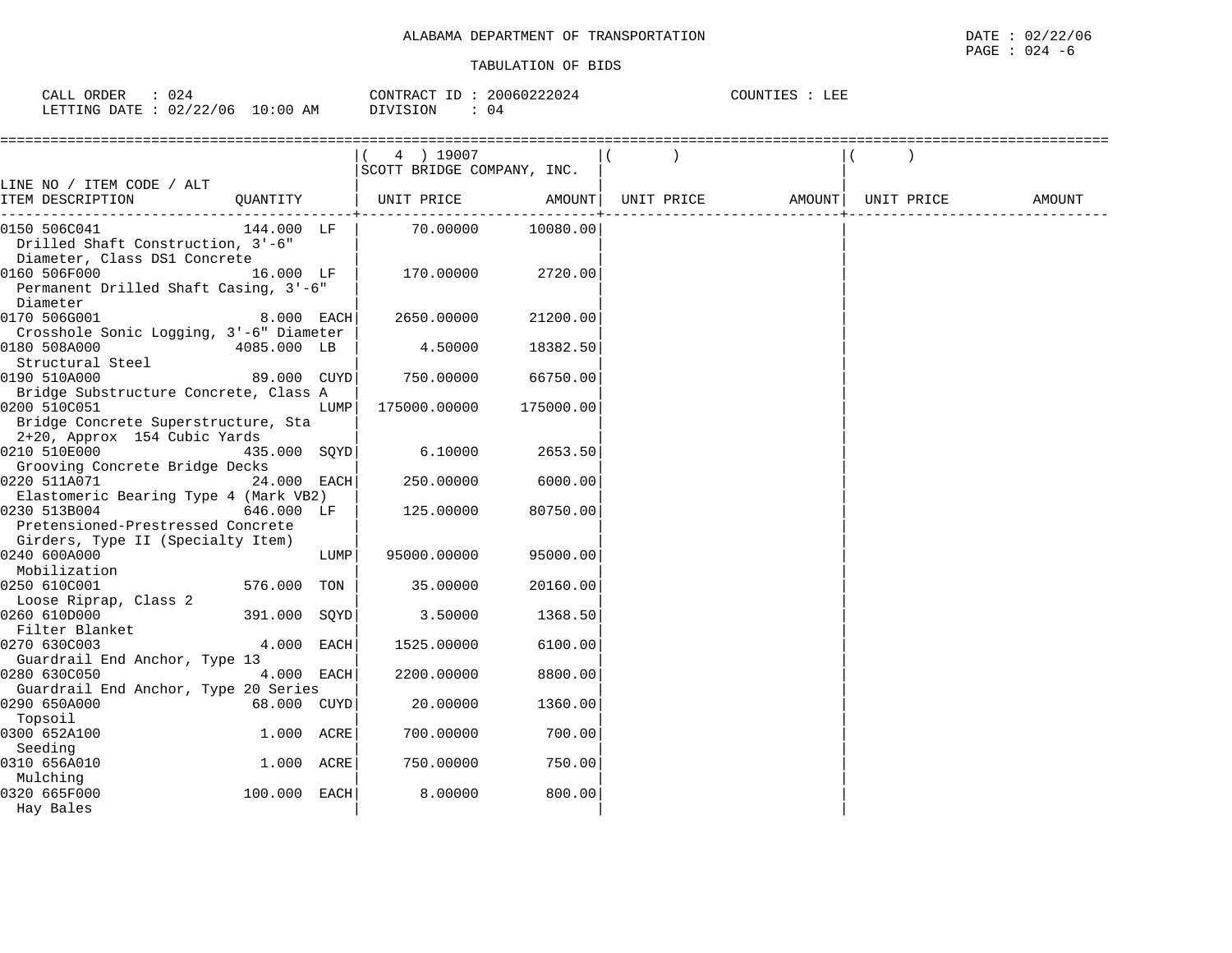ALABAMA DEPARTMENT OF TRANSPORTATION

TABULATION OF BIDS

DATE : 02/22/06

CALL ORDER : 024 &nbsp;&nbsp;&nbsp;&nbsp; CONTRACT ID : 20060222024 &nbsp;&nbsp;&nbsp;&nbsp; COUNTIES : LEE

LETTING DATE : 02/22/06 10:00 AM &nbsp;&nbsp;&nbsp;&nbsp; DIVISION : 04

| LINE NO / ITEM CODE / ALT ITEM DESCRIPTION | QUANTITY | ( 4 ) 19007 SCOTT BRIDGE COMPANY, INC. UNIT PRICE | AMOUNT | ( ) UNIT PRICE | AMOUNT | ( ) UNIT PRICE | AMOUNT |
|---|---|---|---|---|---|---|---|
| 0150 506C041 Drilled Shaft Construction, 3'-6" Diameter, Class DS1 Concrete | 144.000 LF | 70.00000 | 10080.00 | | | | |
| 0160 506F000 Permanent Drilled Shaft Casing, 3'-6" Diameter | 16.000 LF | 170.00000 | 2720.00 | | | | |
| 0170 506G001 Crosshole Sonic Logging, 3'-6" Diameter | 8.000 EACH | 2650.00000 | 21200.00 | | | | |
| 0180 508A000 Structural Steel | 4085.000 LB | 4.50000 | 18382.50 | | | | |
| 0190 510A000 Bridge Substructure Concrete, Class A | 89.000 CUYD | 750.00000 | 66750.00 | | | | |
| 0200 510C051 Bridge Concrete Superstructure, Sta 2+20, Approx 154 Cubic Yards | LUMP | 175000.00000 | 175000.00 | | | | |
| 0210 510E000 Grooving Concrete Bridge Decks | 435.000 SQYD | 6.10000 | 2653.50 | | | | |
| 0220 511A071 Elastomeric Bearing Type 4 (Mark VB2) | 24.000 EACH | 250.00000 | 6000.00 | | | | |
| 0230 513B004 Pretensioned-Prestressed Concrete Girders, Type II (Specialty Item) | 646.000 LF | 125.00000 | 80750.00 | | | | |
| 0240 600A000 Mobilization | LUMP | 95000.00000 | 95000.00 | | | | |
| 0250 610C001 Loose Riprap, Class 2 | 576.000 TON | 35.00000 | 20160.00 | | | | |
| 0260 610D000 Filter Blanket | 391.000 SQYD | 3.50000 | 1368.50 | | | | |
| 0270 630C003 Guardrail End Anchor, Type 13 | 4.000 EACH | 1525.00000 | 6100.00 | | | | |
| 0280 630C050 Guardrail End Anchor, Type 20 Series | 4.000 EACH | 2200.00000 | 8800.00 | | | | |
| 0290 650A000 Topsoil | 68.000 CUYD | 20.00000 | 1360.00 | | | | |
| 0300 652A100 Seeding | 1.000 ACRE | 700.00000 | 700.00 | | | | |
| 0310 656A010 Mulching | 1.000 ACRE | 750.00000 | 750.00 | | | | |
| 0320 665F000 Hay Bales | 100.000 EACH | 8.00000 | 800.00 | | | | |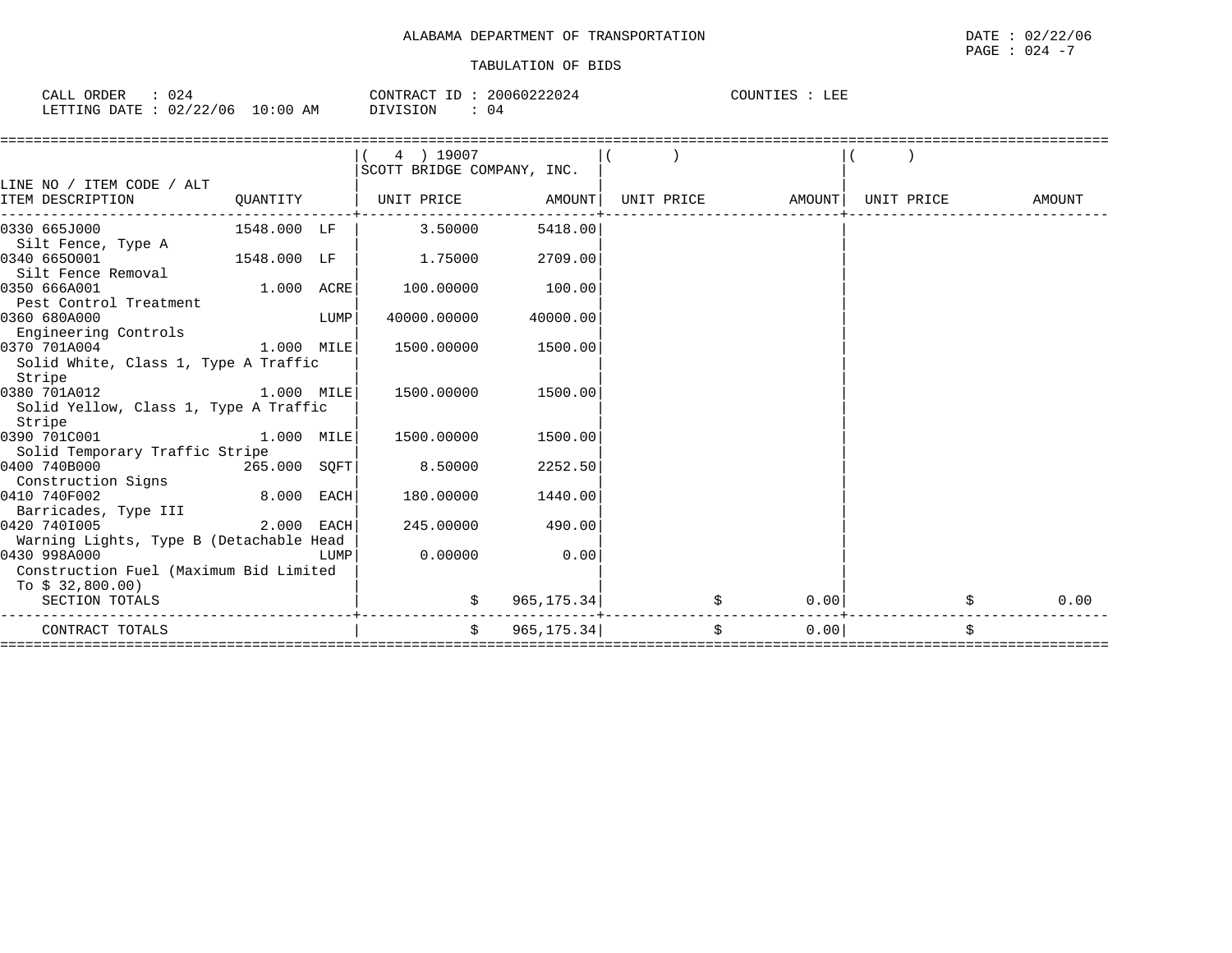ALABAMA DEPARTMENT OF TRANSPORTATION

DATE : 02/22/06

TABULATION OF BIDS

CALL ORDER : 024 &nbsp;&nbsp;&nbsp; CONTRACT ID : 20060222024 &nbsp;&nbsp;&nbsp; COUNTIES : LEE

LETTING DATE : 02/22/06 10:00 AM &nbsp;&nbsp;&nbsp; DIVISION : 04

| LINE NO / ITEM CODE / ALT ITEM DESCRIPTION | QUANTITY | ( 4 ) 19007 SCOTT BRIDGE COMPANY, INC. UNIT PRICE | AMOUNT | ( ) UNIT PRICE | AMOUNT | ( ) UNIT PRICE | AMOUNT |
|---|---|---|---|---|---|---|---|
| 0330 665J000 Silt Fence, Type A | 1548.000 LF | 3.50000 | 5418.00 | | | | |
| 0340 665O001 Silt Fence Removal | 1548.000 LF | 1.75000 | 2709.00 | | | | |
| 0350 666A001 Pest Control Treatment | 1.000 ACRE | 100.00000 | 100.00 | | | | |
| 0360 680A000 Engineering Controls | LUMP | 40000.00000 | 40000.00 | | | | |
| 0370 701A004 Solid White, Class 1, Type A Traffic Stripe | 1.000 MILE | 1500.00000 | 1500.00 | | | | |
| 0380 701A012 Solid Yellow, Class 1, Type A Traffic Stripe | 1.000 MILE | 1500.00000 | 1500.00 | | | | |
| 0390 701C001 Solid Temporary Traffic Stripe | 1.000 MILE | 1500.00000 | 1500.00 | | | | |
| 0400 740B000 Construction Signs | 265.000 SQFT | 8.50000 | 2252.50 | | | | |
| 0410 740F002 Barricades, Type III | 8.000 EACH | 180.00000 | 1440.00 | | | | |
| 0420 740I005 Warning Lights, Type B (Detachable Head | 2.000 EACH | 245.00000 | 490.00 | | | | |
| 0430 998A000 Construction Fuel (Maximum Bid Limited To $ 32,800.00) | LUMP | 0.00000 | 0.00 | | | | |
| SECTION TOTALS | | | $ 965,175.34 | | $ 0.00 | | $ 0.00 |
| CONTRACT TOTALS | | | $ 965,175.34 | | $ 0.00 | | $ |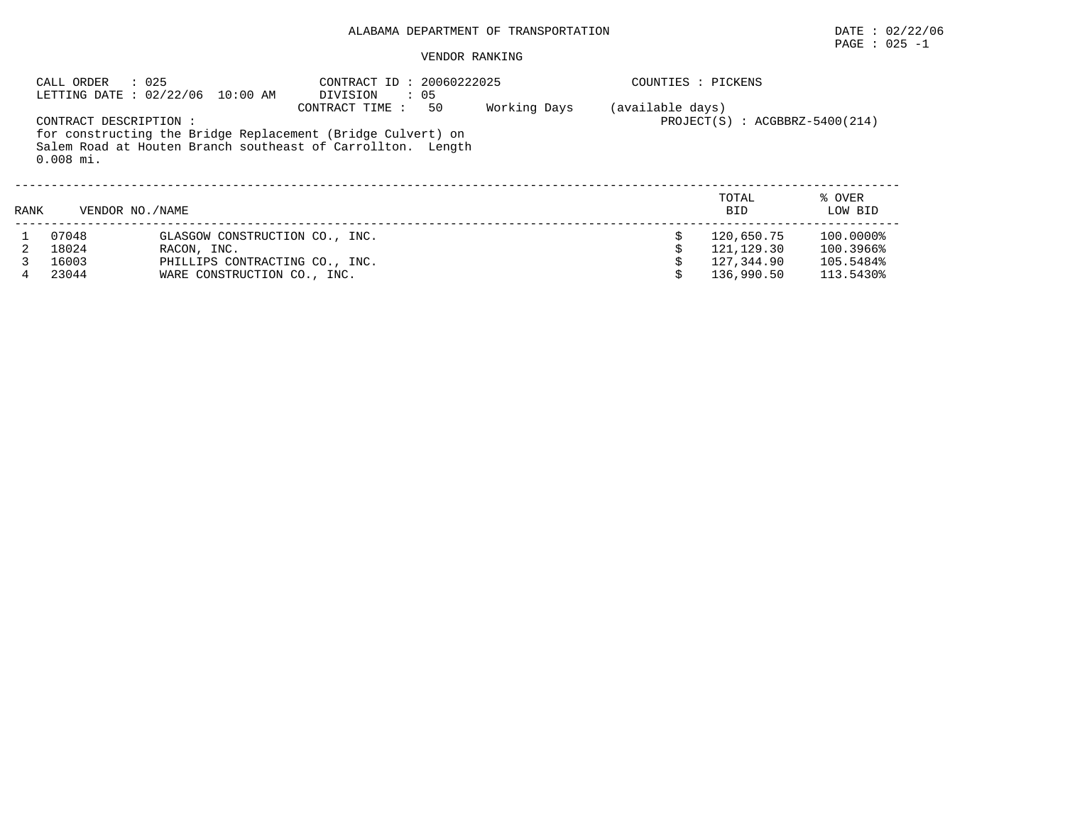# ALABAMA DEPARTMENT OF TRANSPORTATION

DATE : 02/22/06

PAGE : 025 -1

## VENDOR RANKING

CALL ORDER : 025
LETTING DATE : 02/22/06 10:00 AM

CONTRACT ID : 20060222025
DIVISION : 05
CONTRACT TIME : 50 Working Days (available days)

COUNTIES : PICKENS

PROJECT(S) : ACGBBRZ-5400(214)

CONTRACT DESCRIPTION :
for constructing the Bridge Replacement (Bridge Culvert) on Salem Road at Houten Branch southeast of Carrollton. Length 0.008 mi.

| RANK | VENDOR NO./NAME | | TOTAL BID | % OVER LOW BID |
|---|---|---|---|---|
| 1 | 07048 | GLASGOW CONSTRUCTION CO., INC. | $ 120,650.75 | 100.0000% |
| 2 | 18024 | RACON, INC. | $ 121,129.30 | 100.3966% |
| 3 | 16003 | PHILLIPS CONTRACTING CO., INC. | $ 127,344.90 | 105.5484% |
| 4 | 23044 | WARE CONSTRUCTION CO., INC. | $ 136,990.50 | 113.5430% |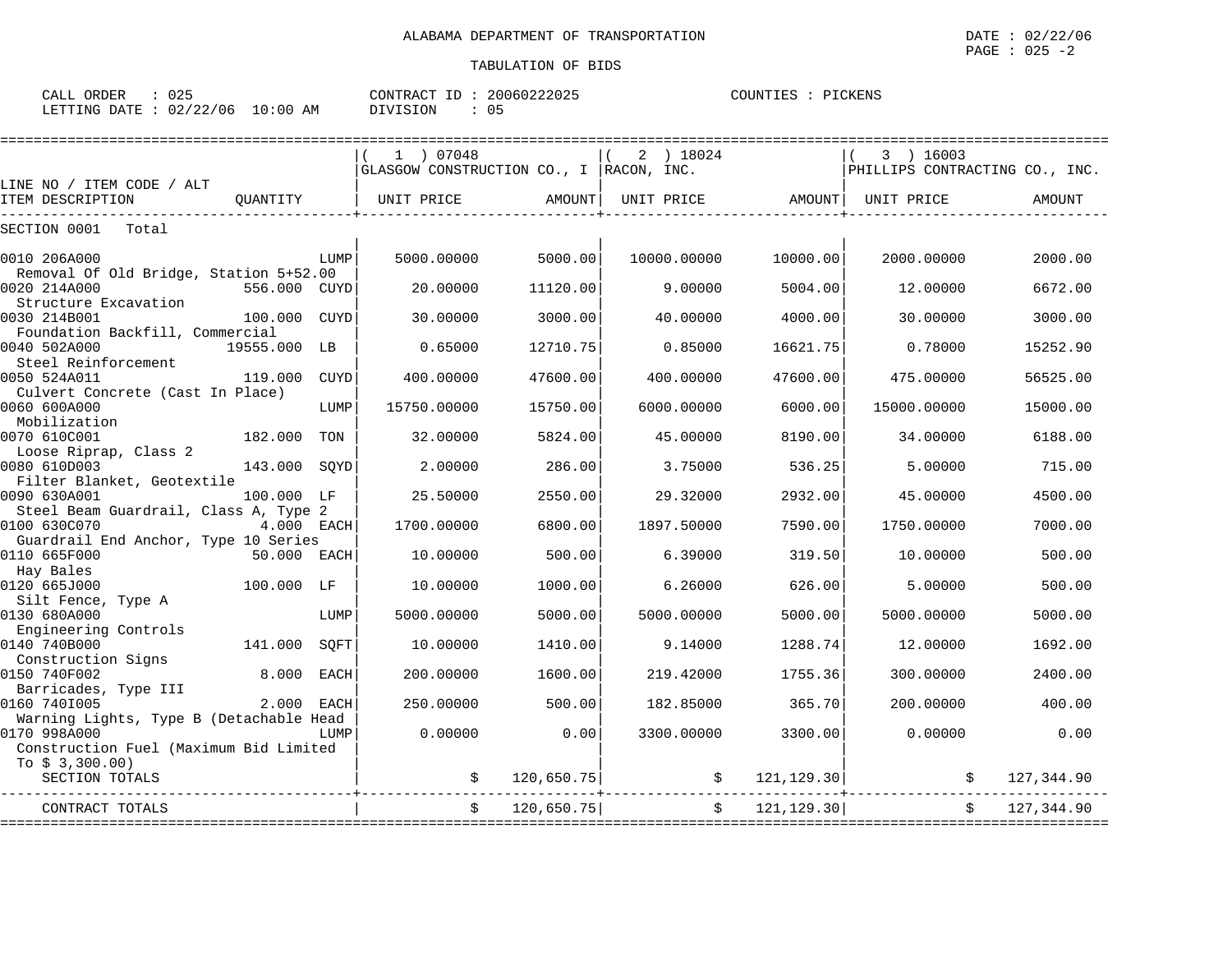ALABAMA DEPARTMENT OF TRANSPORTATION

TABULATION OF BIDS

DATE : 02/22/06
PAGE : 025 -2

CALL ORDER : 025
LETTING DATE : 02/22/06 10:00 AM

CONTRACT ID : 20060222025
DIVISION : 05

COUNTIES : PICKENS

| LINE NO / ITEM CODE / ALT ITEM DESCRIPTION | QUANTITY | (1) 07048 GLASGOW CONSTRUCTION CO., I UNIT PRICE | AMOUNT | (2) 18024 RACON, INC. UNIT PRICE | AMOUNT | (3) 16003 PHILLIPS CONTRACTING CO., INC. UNIT PRICE | AMOUNT |
|---|---|---|---|---|---|---|---|
| SECTION 0001 Total | | | | | | | |
| 0010 206A000 Removal Of Old Bridge, Station 5+52.00 | LUMP | 5000.00000 | 5000.00 | 10000.00000 | 10000.00 | 2000.00000 | 2000.00 |
| 0020 214A000 Structure Excavation | 556.000 CUYD | 20.00000 | 11120.00 | 9.00000 | 5004.00 | 12.00000 | 6672.00 |
| 0030 214B001 Foundation Backfill, Commercial | 100.000 CUYD | 30.00000 | 3000.00 | 40.00000 | 4000.00 | 30.00000 | 3000.00 |
| 0040 502A000 Steel Reinforcement | 19555.000 LB | 0.65000 | 12710.75 | 0.85000 | 16621.75 | 0.78000 | 15252.90 |
| 0050 524A011 Culvert Concrete (Cast In Place) | 119.000 CUYD | 400.00000 | 47600.00 | 400.00000 | 47600.00 | 475.00000 | 56525.00 |
| 0060 600A000 Mobilization | LUMP | 15750.00000 | 15750.00 | 6000.00000 | 6000.00 | 15000.00000 | 15000.00 |
| 0070 610C001 Loose Riprap, Class 2 | 182.000 TON | 32.00000 | 5824.00 | 45.00000 | 8190.00 | 34.00000 | 6188.00 |
| 0080 610D003 Filter Blanket, Geotextile | 143.000 SQYD | 2.00000 | 286.00 | 3.75000 | 536.25 | 5.00000 | 715.00 |
| 0090 630A001 Steel Beam Guardrail, Class A, Type 2 | 100.000 LF | 25.50000 | 2550.00 | 29.32000 | 2932.00 | 45.00000 | 4500.00 |
| 0100 630C070 Guardrail End Anchor, Type 10 Series | 4.000 EACH | 1700.00000 | 6800.00 | 1897.50000 | 7590.00 | 1750.00000 | 7000.00 |
| 0110 665F000 Hay Bales | 50.000 EACH | 10.00000 | 500.00 | 6.39000 | 319.50 | 10.00000 | 500.00 |
| 0120 665J000 Silt Fence, Type A | 100.000 LF | 10.00000 | 1000.00 | 6.26000 | 626.00 | 5.00000 | 500.00 |
| 0130 680A000 Engineering Controls | LUMP | 5000.00000 | 5000.00 | 5000.00000 | 5000.00 | 5000.00000 | 5000.00 |
| 0140 740B000 Construction Signs | 141.000 SQFT | 10.00000 | 1410.00 | 9.14000 | 1288.74 | 12.00000 | 1692.00 |
| 0150 740F002 Barricades, Type III | 8.000 EACH | 200.00000 | 1600.00 | 219.42000 | 1755.36 | 300.00000 | 2400.00 |
| 0160 740I005 Warning Lights, Type B (Detachable Head | 2.000 EACH | 250.00000 | 500.00 | 182.85000 | 365.70 | 200.00000 | 400.00 |
| 0170 998A000 Construction Fuel (Maximum Bid Limited To $ 3,300.00) | LUMP | 0.00000 | 0.00 | 3300.00000 | 3300.00 | 0.00000 | 0.00 |
| SECTION TOTALS | | | $ 120,650.75 | | $ 121,129.30 | | $ 127,344.90 |
| CONTRACT TOTALS | | | $ 120,650.75 | | $ 121,129.30 | | $ 127,344.90 |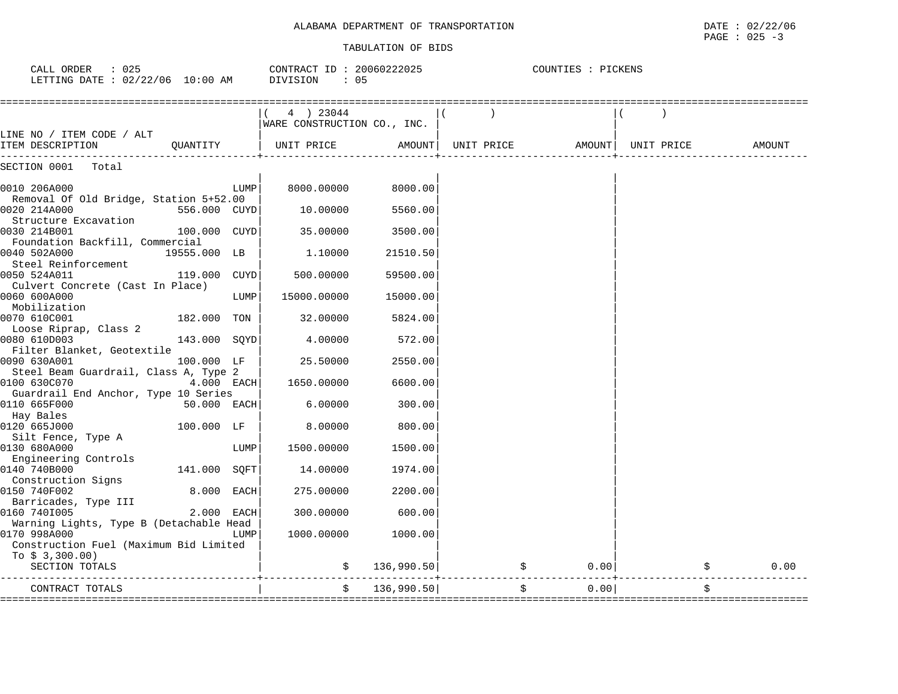ALABAMA DEPARTMENT OF TRANSPORTATION

TABULATION OF BIDS

DATE : 02/22/06
PAGE : 025 -3

CALL ORDER : 025
LETTING DATE : 02/22/06 10:00 AM

CONTRACT ID : 20060222025
DIVISION : 05

COUNTIES : PICKENS

| LINE NO / ITEM CODE / ALT<br>ITEM DESCRIPTION | QUANTITY | ( 4 ) 23044<br>WARE CONSTRUCTION CO., INC.<br>UNIT PRICE | AMOUNT | ( )<br>UNIT PRICE | AMOUNT | ( )<br>UNIT PRICE | AMOUNT |
|---|---|---|---|---|---|---|---|
| SECTION 0001 Total | | | | | | | |
| 0010 206A000<br>Removal Of Old Bridge, Station 5+52.00 | LUMP | 8000.00000 | 8000.00 | | | | |
| 0020 214A000<br>Structure Excavation | 556.000 CUYD | 10.00000 | 5560.00 | | | | |
| 0030 214B001<br>Foundation Backfill, Commercial | 100.000 CUYD | 35.00000 | 3500.00 | | | | |
| 0040 502A000<br>Steel Reinforcement | 19555.000 LB | 1.10000 | 21510.50 | | | | |
| 0050 524A011<br>Culvert Concrete (Cast In Place) | 119.000 CUYD | 500.00000 | 59500.00 | | | | |
| 0060 600A000<br>Mobilization | LUMP | 15000.00000 | 15000.00 | | | | |
| 0070 610C001<br>Loose Riprap, Class 2 | 182.000 TON | 32.00000 | 5824.00 | | | | |
| 0080 610D003<br>Filter Blanket, Geotextile | 143.000 SQYD | 4.00000 | 572.00 | | | | |
| 0090 630A001<br>Steel Beam Guardrail, Class A, Type 2 | 100.000 LF | 25.50000 | 2550.00 | | | | |
| 0100 630C070<br>Guardrail End Anchor, Type 10 Series | 4.000 EACH | 1650.00000 | 6600.00 | | | | |
| 0110 665F000<br>Hay Bales | 50.000 EACH | 6.00000 | 300.00 | | | | |
| 0120 665J000<br>Silt Fence, Type A | 100.000 LF | 8.00000 | 800.00 | | | | |
| 0130 680A000<br>Engineering Controls | LUMP | 1500.00000 | 1500.00 | | | | |
| 0140 740B000<br>Construction Signs | 141.000 SQFT | 14.00000 | 1974.00 | | | | |
| 0150 740F002<br>Barricades, Type III | 8.000 EACH | 275.00000 | 2200.00 | | | | |
| 0160 740I005<br>Warning Lights, Type B (Detachable Head | 2.000 EACH | 300.00000 | 600.00 | | | | |
| 0170 998A000<br>Construction Fuel (Maximum Bid Limited To $ 3,300.00) | LUMP | 1000.00000 | 1000.00 | | | | |
| SECTION TOTALS | | $ | 136,990.50 | $ | 0.00 | $ | 0.00 |
| CONTRACT TOTALS | | $ | 136,990.50 | $ | 0.00 | $ | |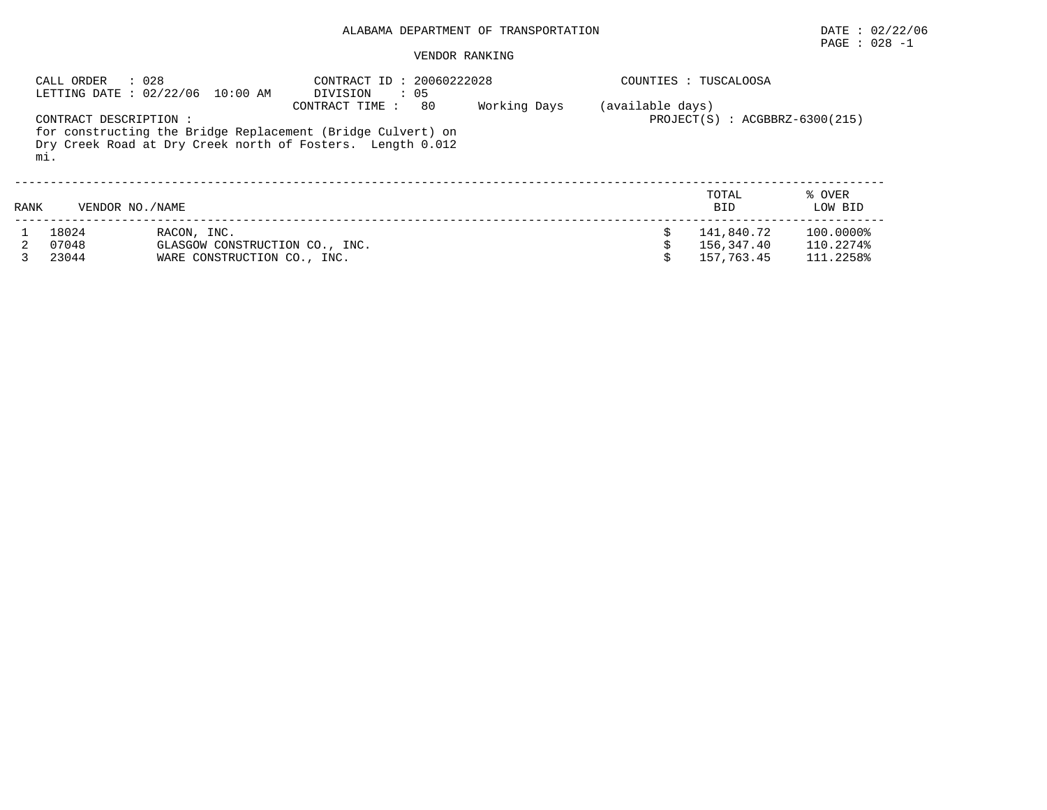# ALABAMA DEPARTMENT OF TRANSPORTATION

DATE : 02/22/06

PAGE : 028 -1

## VENDOR RANKING

CALL ORDER : 028
LETTING DATE : 02/22/06 10:00 AM

CONTRACT ID : 20060222028
DIVISION : 05
CONTRACT TIME : 80 Working Days (available days)

COUNTIES : TUSCALOOSA

PROJECT(S) : ACGBBRZ-6300(215)

CONTRACT DESCRIPTION :
for constructing the Bridge Replacement (Bridge Culvert) on Dry Creek Road at Dry Creek north of Fosters. Length 0.012 mi.

| RANK | VENDOR NO./NAME | | TOTAL BID | % OVER LOW BID |
|---|---|---|---|---|
| 1 | 18024 | RACON, INC. | $ 141,840.72 | 100.0000% |
| 2 | 07048 | GLASGOW CONSTRUCTION CO., INC. | $ 156,347.40 | 110.2274% |
| 3 | 23044 | WARE CONSTRUCTION CO., INC. | $ 157,763.45 | 111.2258% |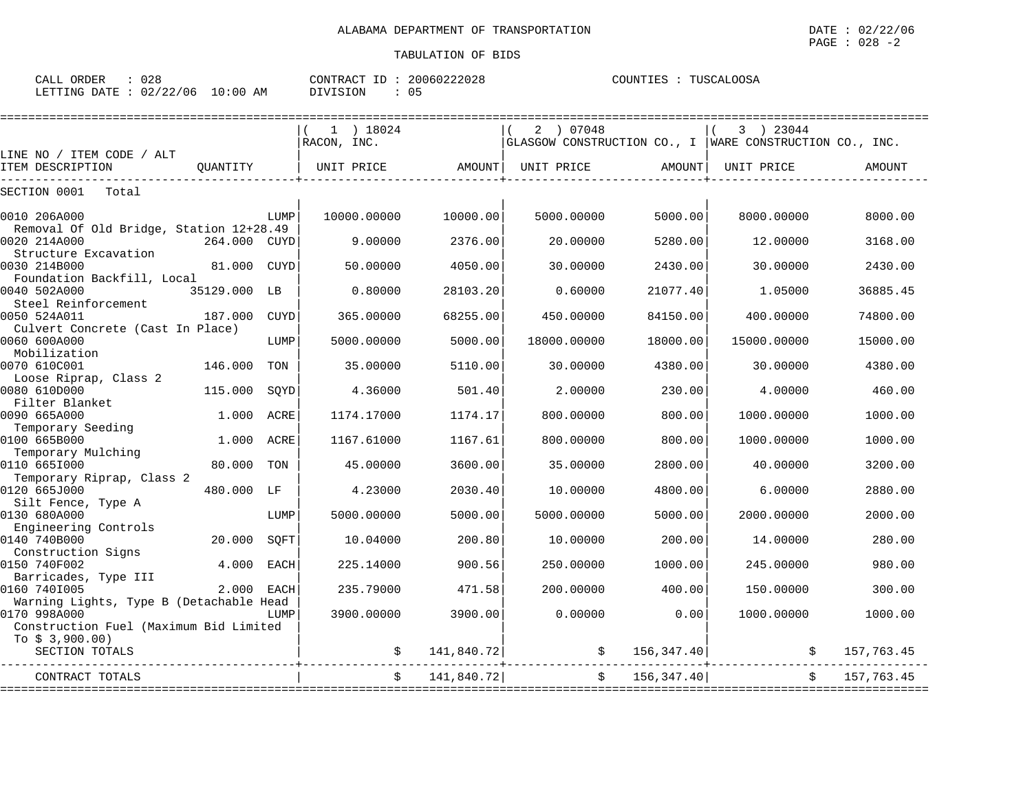ALABAMA DEPARTMENT OF TRANSPORTATION

TABULATION OF BIDS

DATE : 02/22/06
PAGE : 028 -2

CALL ORDER : 028
LETTING DATE : 02/22/06 10:00 AM

CONTRACT ID : 20060222028
DIVISION : 05

COUNTIES : TUSCALOOSA

| LINE NO / ITEM CODE / ALT ITEM DESCRIPTION | QUANTITY | ( 1 ) 18024 RACON, INC. UNIT PRICE | AMOUNT | ( 2 ) 07048 GLASGOW CONSTRUCTION CO., I UNIT PRICE | AMOUNT | ( 3 ) 23044 WARE CONSTRUCTION CO., INC. UNIT PRICE | AMOUNT |
|---|---|---|---|---|---|---|---|
| SECTION 0001 Total | | | | | | | |
| 0010 206A000 Removal Of Old Bridge, Station 12+28.49 | LUMP | 10000.00000 | 10000.00 | 5000.00000 | 5000.00 | 8000.00000 | 8000.00 |
| 0020 214A000 Structure Excavation | 264.000 CUYD | 9.00000 | 2376.00 | 20.00000 | 5280.00 | 12.00000 | 3168.00 |
| 0030 214B000 Foundation Backfill, Local | 81.000 CUYD | 50.00000 | 4050.00 | 30.00000 | 2430.00 | 30.00000 | 2430.00 |
| 0040 502A000 Steel Reinforcement | 35129.000 LB | 0.80000 | 28103.20 | 0.60000 | 21077.40 | 1.05000 | 36885.45 |
| 0050 524A011 Culvert Concrete (Cast In Place) | 187.000 CUYD | 365.00000 | 68255.00 | 450.00000 | 84150.00 | 400.00000 | 74800.00 |
| 0060 600A000 Mobilization | LUMP | 5000.00000 | 5000.00 | 18000.00000 | 18000.00 | 15000.00000 | 15000.00 |
| 0070 610C001 Loose Riprap, Class 2 | 146.000 TON | 35.00000 | 5110.00 | 30.00000 | 4380.00 | 30.00000 | 4380.00 |
| 0080 610D000 Filter Blanket | 115.000 SQYD | 4.36000 | 501.40 | 2.00000 | 230.00 | 4.00000 | 460.00 |
| 0090 665A000 Temporary Seeding | 1.000 ACRE | 1174.17000 | 1174.17 | 800.00000 | 800.00 | 1000.00000 | 1000.00 |
| 0100 665B000 Temporary Mulching | 1.000 ACRE | 1167.61000 | 1167.61 | 800.00000 | 800.00 | 1000.00000 | 1000.00 |
| 0110 665I000 Temporary Riprap, Class 2 | 80.000 TON | 45.00000 | 3600.00 | 35.00000 | 2800.00 | 40.00000 | 3200.00 |
| 0120 665J000 Silt Fence, Type A | 480.000 LF | 4.23000 | 2030.40 | 10.00000 | 4800.00 | 6.00000 | 2880.00 |
| 0130 680A000 Engineering Controls | LUMP | 5000.00000 | 5000.00 | 5000.00000 | 5000.00 | 2000.00000 | 2000.00 |
| 0140 740B000 Construction Signs | 20.000 SQFT | 10.04000 | 200.80 | 10.00000 | 200.00 | 14.00000 | 280.00 |
| 0150 740F002 Barricades, Type III | 4.000 EACH | 225.14000 | 900.56 | 250.00000 | 1000.00 | 245.00000 | 980.00 |
| 0160 740I005 Warning Lights, Type B (Detachable Head | 2.000 EACH | 235.79000 | 471.58 | 200.00000 | 400.00 | 150.00000 | 300.00 |
| 0170 998A000 Construction Fuel (Maximum Bid Limited To $ 3,900.00) | LUMP | 3900.00000 | 3900.00 | 0.00000 | 0.00 | 1000.00000 | 1000.00 |
| SECTION TOTALS | | | $ 141,840.72 | | $ 156,347.40 | | $ 157,763.45 |
| CONTRACT TOTALS | | | $ 141,840.72 | | $ 156,347.40 | | $ 157,763.45 |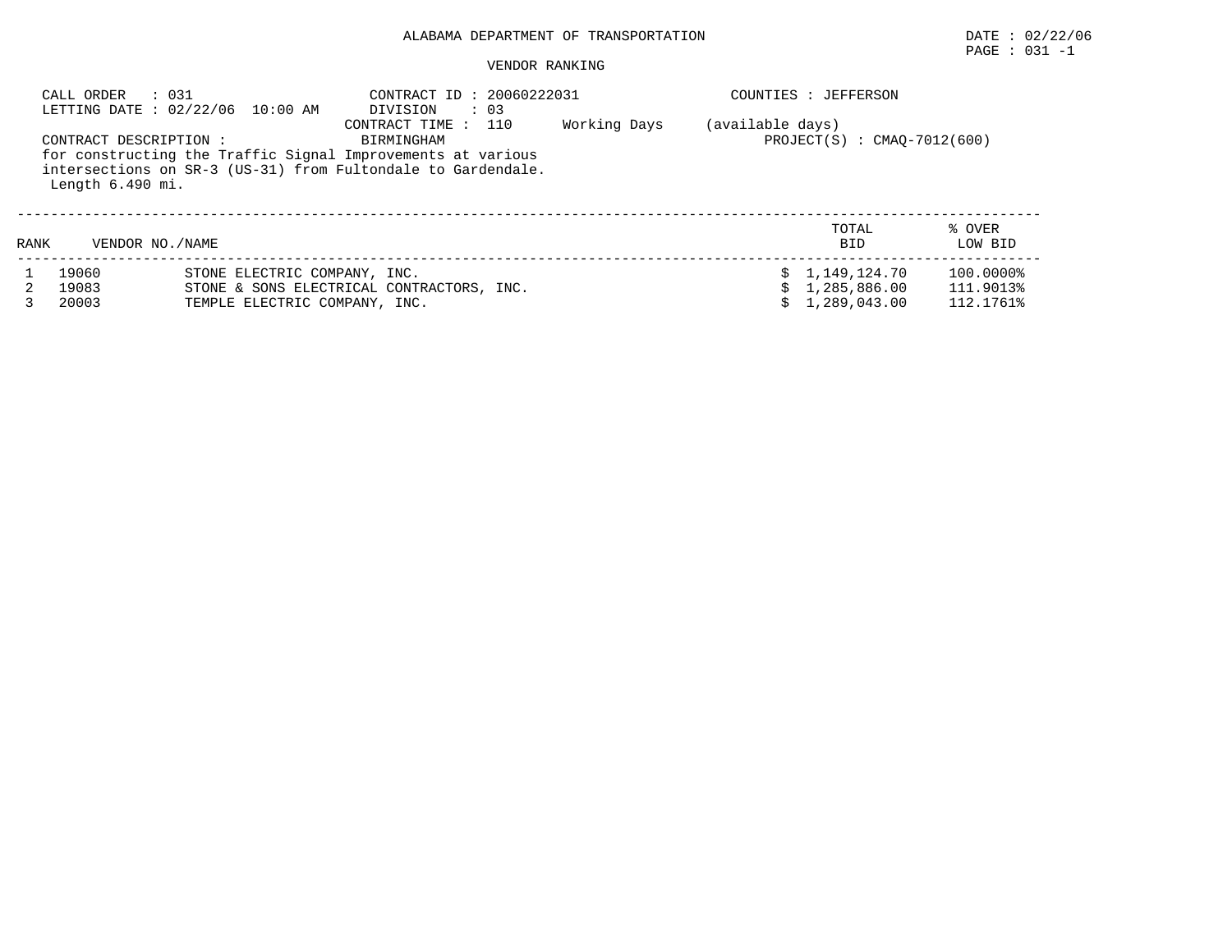ALABAMA DEPARTMENT OF TRANSPORTATION

DATE : 02/22/06

PAGE : 031 -1

VENDOR RANKING

CALL ORDER : 031
LETTING DATE : 02/22/06 10:00 AM

CONTRACT ID : 20060222031
DIVISION : 03
CONTRACT TIME : 110 Working Days (available days)

COUNTIES : JEFFERSON

CONTRACT DESCRIPTION : BIRMINGHAM

PROJECT(S) : CMAQ-7012(600)

for constructing the Traffic Signal Improvements at various intersections on SR-3 (US-31) from Fultondale to Gardendale. Length 6.490 mi.

| RANK | VENDOR NO./NAME | | TOTAL BID | % OVER LOW BID |
|---|---|---|---|---|
| 1 | 19060 | STONE ELECTRIC COMPANY, INC. | $ 1,149,124.70 | 100.0000% |
| 2 | 19083 | STONE & SONS ELECTRICAL CONTRACTORS, INC. | $ 1,285,886.00 | 111.9013% |
| 3 | 20003 | TEMPLE ELECTRIC COMPANY, INC. | $ 1,289,043.00 | 112.1761% |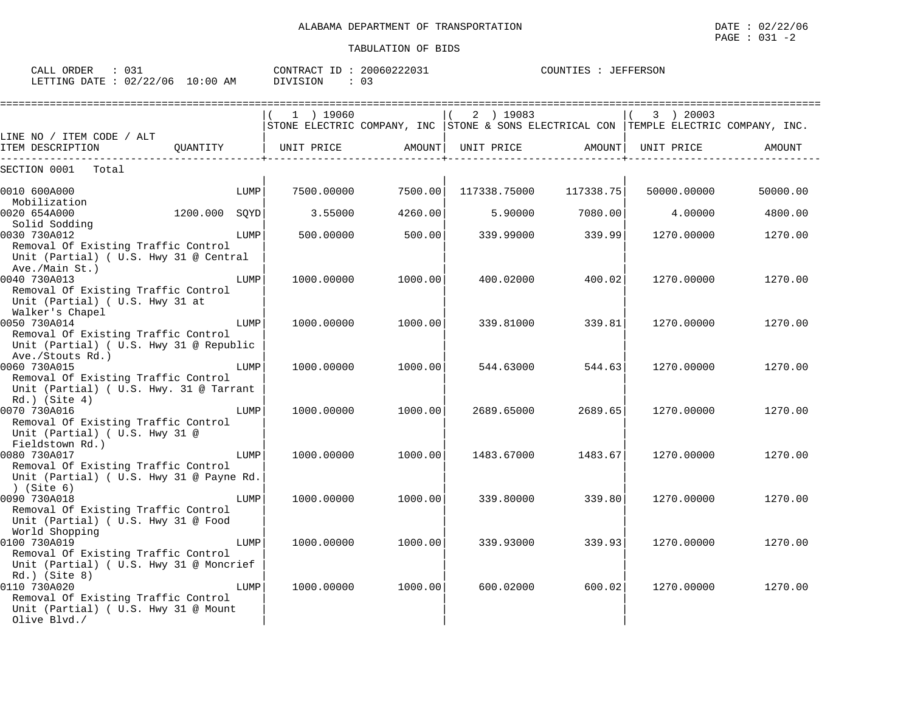ALABAMA DEPARTMENT OF TRANSPORTATION

DATE : 02/22/06

PAGE : 031 -2

TABULATION OF BIDS

CALL ORDER : 031 CONTRACT ID : 20060222031 COUNTIES : JEFFERSON

LETTING DATE : 02/22/06 10:00 AM DIVISION : 03

| LINE NO / ITEM CODE / ALT ITEM DESCRIPTION | QUANTITY | ( 1 ) 19060 STONE ELECTRIC COMPANY, INC UNIT PRICE | AMOUNT | ( 2 ) 19083 STONE & SONS ELECTRICAL CON UNIT PRICE | AMOUNT | ( 3 ) 20003 TEMPLE ELECTRIC COMPANY, INC. UNIT PRICE | AMOUNT |
|---|---|---|---|---|---|---|---|
| SECTION 0001 Total | | | | | | | |
| 0010 600A000 Mobilization | LUMP | 7500.00000 | 7500.00 | 117338.75000 | 117338.75 | 50000.00000 | 50000.00 |
| 0020 654A000 Solid Sodding | 1200.000 SQYD | 3.55000 | 4260.00 | 5.90000 | 7080.00 | 4.00000 | 4800.00 |
| 0030 730A012 Removal Of Existing Traffic Control Unit (Partial) ( U.S. Hwy 31 @ Central Ave./Main St.) | LUMP | 500.00000 | 500.00 | 339.99000 | 339.99 | 1270.00000 | 1270.00 |
| 0040 730A013 Removal Of Existing Traffic Control Unit (Partial) ( U.S. Hwy 31 at Walker's Chapel | LUMP | 1000.00000 | 1000.00 | 400.02000 | 400.02 | 1270.00000 | 1270.00 |
| 0050 730A014 Removal Of Existing Traffic Control Unit (Partial) ( U.S. Hwy 31 @ Republic Ave./Stouts Rd.) | LUMP | 1000.00000 | 1000.00 | 339.81000 | 339.81 | 1270.00000 | 1270.00 |
| 0060 730A015 Removal Of Existing Traffic Control Unit (Partial) ( U.S. Hwy. 31 @ Tarrant Rd.) (Site 4) | LUMP | 1000.00000 | 1000.00 | 544.63000 | 544.63 | 1270.00000 | 1270.00 |
| 0070 730A016 Removal Of Existing Traffic Control Unit (Partial) ( U.S. Hwy 31 @ Fieldstown Rd.) | LUMP | 1000.00000 | 1000.00 | 2689.65000 | 2689.65 | 1270.00000 | 1270.00 |
| 0080 730A017 Removal Of Existing Traffic Control Unit (Partial) ( U.S. Hwy 31 @ Payne Rd. ) (Site 6) | LUMP | 1000.00000 | 1000.00 | 1483.67000 | 1483.67 | 1270.00000 | 1270.00 |
| 0090 730A018 Removal Of Existing Traffic Control Unit (Partial) ( U.S. Hwy 31 @ Food World Shopping | LUMP | 1000.00000 | 1000.00 | 339.80000 | 339.80 | 1270.00000 | 1270.00 |
| 0100 730A019 Removal Of Existing Traffic Control Unit (Partial) ( U.S. Hwy 31 @ Moncrief Rd.) (Site 8) | LUMP | 1000.00000 | 1000.00 | 339.93000 | 339.93 | 1270.00000 | 1270.00 |
| 0110 730A020 Removal Of Existing Traffic Control Unit (Partial) ( U.S. Hwy 31 @ Mount Olive Blvd./ | LUMP | 1000.00000 | 1000.00 | 600.02000 | 600.02 | 1270.00000 | 1270.00 |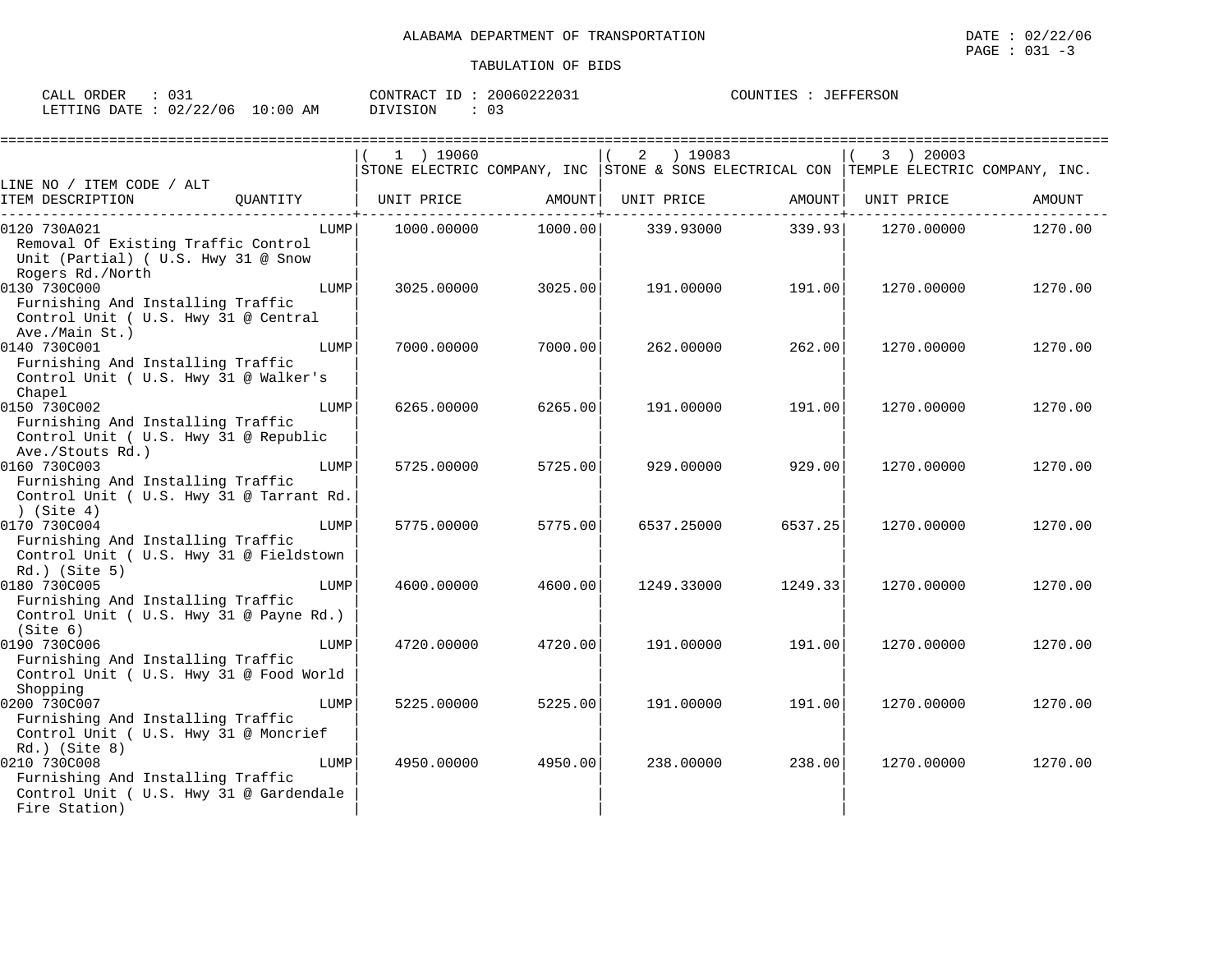ALABAMA DEPARTMENT OF TRANSPORTATION

DATE : 02/22/06

TABULATION OF BIDS

CALL ORDER : 031
LETTING DATE : 02/22/06 10:00 AM

CONTRACT ID : 20060222031
DIVISION : 03

COUNTIES : JEFFERSON

| LINE NO / ITEM CODE / ALT<br>ITEM DESCRIPTION | QUANTITY | ( 1 ) 19060<br>STONE ELECTRIC COMPANY, INC<br>UNIT PRICE | AMOUNT | ( 2 ) 19083<br>STONE & SONS ELECTRICAL CON<br>UNIT PRICE | AMOUNT | ( 3 ) 20003<br>TEMPLE ELECTRIC COMPANY, INC.<br>UNIT PRICE | AMOUNT |
|---|---|---|---|---|---|---|---|
| 0120 730A021<br>Removal Of Existing Traffic Control Unit (Partial) ( U.S. Hwy 31 @ Snow Rogers Rd./North | LUMP | 1000.00000 | 1000.00 | 339.93000 | 339.93 | 1270.00000 | 1270.00 |
| 0130 730C000<br>Furnishing And Installing Traffic Control Unit ( U.S. Hwy 31 @ Central Ave./Main St.) | LUMP | 3025.00000 | 3025.00 | 191.00000 | 191.00 | 1270.00000 | 1270.00 |
| 0140 730C001<br>Furnishing And Installing Traffic Control Unit ( U.S. Hwy 31 @ Walker's Chapel | LUMP | 7000.00000 | 7000.00 | 262.00000 | 262.00 | 1270.00000 | 1270.00 |
| 0150 730C002<br>Furnishing And Installing Traffic Control Unit ( U.S. Hwy 31 @ Republic Ave./Stouts Rd.) | LUMP | 6265.00000 | 6265.00 | 191.00000 | 191.00 | 1270.00000 | 1270.00 |
| 0160 730C003<br>Furnishing And Installing Traffic Control Unit ( U.S. Hwy 31 @ Tarrant Rd. ) (Site 4) | LUMP | 5725.00000 | 5725.00 | 929.00000 | 929.00 | 1270.00000 | 1270.00 |
| 0170 730C004<br>Furnishing And Installing Traffic Control Unit ( U.S. Hwy 31 @ Fieldstown Rd.) (Site 5) | LUMP | 5775.00000 | 5775.00 | 6537.25000 | 6537.25 | 1270.00000 | 1270.00 |
| 0180 730C005<br>Furnishing And Installing Traffic Control Unit ( U.S. Hwy 31 @ Payne Rd.) (Site 6) | LUMP | 4600.00000 | 4600.00 | 1249.33000 | 1249.33 | 1270.00000 | 1270.00 |
| 0190 730C006<br>Furnishing And Installing Traffic Control Unit ( U.S. Hwy 31 @ Food World Shopping | LUMP | 4720.00000 | 4720.00 | 191.00000 | 191.00 | 1270.00000 | 1270.00 |
| 0200 730C007<br>Furnishing And Installing Traffic Control Unit ( U.S. Hwy 31 @ Moncrief Rd.) (Site 8) | LUMP | 5225.00000 | 5225.00 | 191.00000 | 191.00 | 1270.00000 | 1270.00 |
| 0210 730C008<br>Furnishing And Installing Traffic Control Unit ( U.S. Hwy 31 @ Gardendale Fire Station) | LUMP | 4950.00000 | 4950.00 | 238.00000 | 238.00 | 1270.00000 | 1270.00 |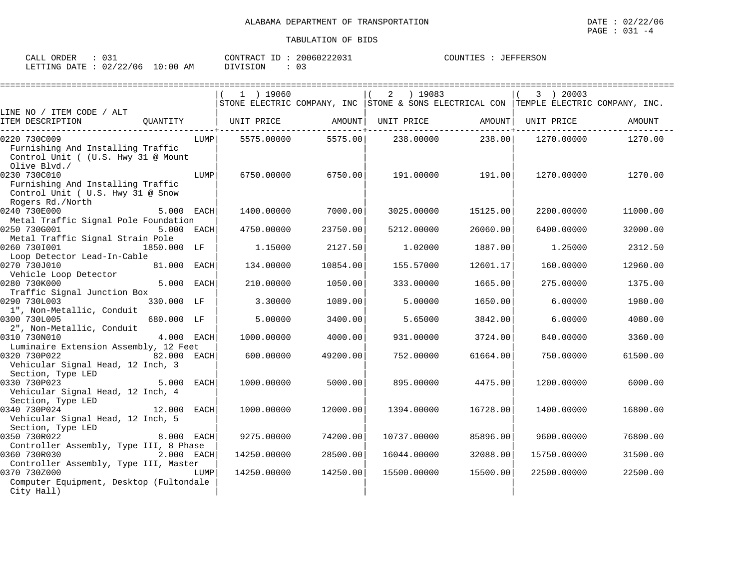ALABAMA DEPARTMENT OF TRANSPORTATION

DATE : 02/22/06

PAGE : 031 -4

TABULATION OF BIDS

CALL ORDER : 031 CONTRACT ID : 20060222031 COUNTIES : JEFFERSON

LETTING DATE : 02/22/06 10:00 AM DIVISION : 03

| LINE NO / ITEM CODE / ALT ITEM DESCRIPTION | QUANTITY | (1) 19060 STONE ELECTRIC COMPANY, INC UNIT PRICE | AMOUNT | (2) 19083 STONE & SONS ELECTRICAL CON UNIT PRICE | AMOUNT | (3) 20003 TEMPLE ELECTRIC COMPANY, INC. UNIT PRICE | AMOUNT |
|---|---|---|---|---|---|---|---|
| 0220 730C009 Furnishing And Installing Traffic Control Unit ( (U.S. Hwy 31 @ Mount Olive Blvd./ | LUMP | 5575.00000 | 5575.00 | 238.00000 | 238.00 | 1270.00000 | 1270.00 |
| 0230 730C010 Furnishing And Installing Traffic Control Unit ( U.S. Hwy 31 @ Snow Rogers Rd./North | LUMP | 6750.00000 | 6750.00 | 191.00000 | 191.00 | 1270.00000 | 1270.00 |
| 0240 730E000 Metal Traffic Signal Pole Foundation | 5.000 EACH | 1400.00000 | 7000.00 | 3025.00000 | 15125.00 | 2200.00000 | 11000.00 |
| 0250 730G001 Metal Traffic Signal Strain Pole | 5.000 EACH | 4750.00000 | 23750.00 | 5212.00000 | 26060.00 | 6400.00000 | 32000.00 |
| 0260 730I001 Loop Detector Lead-In-Cable | 1850.000 LF | 1.15000 | 2127.50 | 1.02000 | 1887.00 | 1.25000 | 2312.50 |
| 0270 730J010 Vehicle Loop Detector | 81.000 EACH | 134.00000 | 10854.00 | 155.57000 | 12601.17 | 160.00000 | 12960.00 |
| 0280 730K000 Traffic Signal Junction Box | 5.000 EACH | 210.00000 | 1050.00 | 333.00000 | 1665.00 | 275.00000 | 1375.00 |
| 0290 730L003 1", Non-Metallic, Conduit | 330.000 LF | 3.30000 | 1089.00 | 5.00000 | 1650.00 | 6.00000 | 1980.00 |
| 0300 730L005 2", Non-Metallic, Conduit | 680.000 LF | 5.00000 | 3400.00 | 5.65000 | 3842.00 | 6.00000 | 4080.00 |
| 0310 730N010 Luminaire Extension Assembly, 12 Feet | 4.000 EACH | 1000.00000 | 4000.00 | 931.00000 | 3724.00 | 840.00000 | 3360.00 |
| 0320 730P022 Vehicular Signal Head, 12 Inch, 3 Section, Type LED | 82.000 EACH | 600.00000 | 49200.00 | 752.00000 | 61664.00 | 750.00000 | 61500.00 |
| 0330 730P023 Vehicular Signal Head, 12 Inch, 4 Section, Type LED | 5.000 EACH | 1000.00000 | 5000.00 | 895.00000 | 4475.00 | 1200.00000 | 6000.00 |
| 0340 730P024 Vehicular Signal Head, 12 Inch, 5 Section, Type LED | 12.000 EACH | 1000.00000 | 12000.00 | 1394.00000 | 16728.00 | 1400.00000 | 16800.00 |
| 0350 730R022 Controller Assembly, Type III, 8 Phase | 8.000 EACH | 9275.00000 | 74200.00 | 10737.00000 | 85896.00 | 9600.00000 | 76800.00 |
| 0360 730R030 Controller Assembly, Type III, Master | 2.000 EACH | 14250.00000 | 28500.00 | 16044.00000 | 32088.00 | 15750.00000 | 31500.00 |
| 0370 730Z000 Computer Equipment, Desktop (Fultondale City Hall) | LUMP | 14250.00000 | 14250.00 | 15500.00000 | 15500.00 | 22500.00000 | 22500.00 |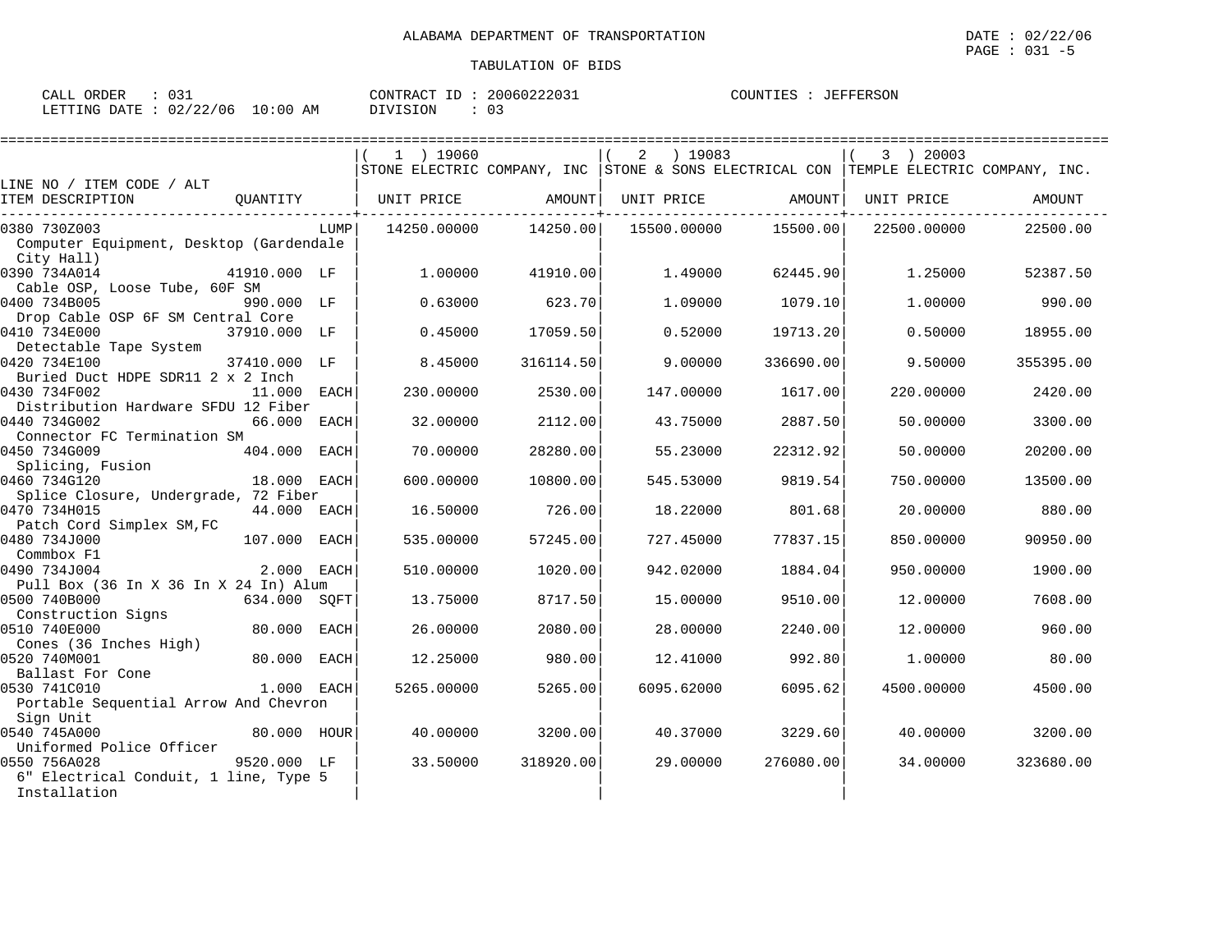ALABAMA DEPARTMENT OF TRANSPORTATION

DATE : 02/22/06

TABULATION OF BIDS

CALL ORDER : 031 CONTRACT ID : 20060222031 COUNTIES : JEFFERSON
LETTING DATE : 02/22/06 10:00 AM DIVISION : 03

| LINE NO / ITEM CODE / ALT ITEM DESCRIPTION | QUANTITY | (1) 19060 STONE ELECTRIC COMPANY, INC UNIT PRICE | AMOUNT | (2) 19083 STONE & SONS ELECTRICAL CON UNIT PRICE | AMOUNT | (3) 20003 TEMPLE ELECTRIC COMPANY, INC. UNIT PRICE | AMOUNT |
|---|---|---|---|---|---|---|---|
| 0380 730Z003 Computer Equipment, Desktop (Gardendale City Hall) | LUMP | 14250.00000 | 14250.00 | 15500.00000 | 15500.00 | 22500.00000 | 22500.00 |
| 0390 734A014 Cable OSP, Loose Tube, 60F SM | 41910.000 LF | 1.00000 | 41910.00 | 1.49000 | 62445.90 | 1.25000 | 52387.50 |
| 0400 734B005 Drop Cable OSP 6F SM Central Core | 990.000 LF | 0.63000 | 623.70 | 1.09000 | 1079.10 | 1.00000 | 990.00 |
| 0410 734E000 Detectable Tape System | 37910.000 LF | 0.45000 | 17059.50 | 0.52000 | 19713.20 | 0.50000 | 18955.00 |
| 0420 734E100 Buried Duct HDPE SDR11 2 x 2 Inch | 37410.000 LF | 8.45000 | 316114.50 | 9.00000 | 336690.00 | 9.50000 | 355395.00 |
| 0430 734F002 Distribution Hardware SFDU 12 Fiber | 11.000 EACH | 230.00000 | 2530.00 | 147.00000 | 1617.00 | 220.00000 | 2420.00 |
| 0440 734G002 Connector FC Termination SM | 66.000 EACH | 32.00000 | 2112.00 | 43.75000 | 2887.50 | 50.00000 | 3300.00 |
| 0450 734G009 Splicing, Fusion | 404.000 EACH | 70.00000 | 28280.00 | 55.23000 | 22312.92 | 50.00000 | 20200.00 |
| 0460 734G120 Splice Closure, Undergrade, 72 Fiber | 18.000 EACH | 600.00000 | 10800.00 | 545.53000 | 9819.54 | 750.00000 | 13500.00 |
| 0470 734H015 Patch Cord Simplex SM,FC | 44.000 EACH | 16.50000 | 726.00 | 18.22000 | 801.68 | 20.00000 | 880.00 |
| 0480 734J000 Commbox F1 | 107.000 EACH | 535.00000 | 57245.00 | 727.45000 | 77837.15 | 850.00000 | 90950.00 |
| 0490 734J004 Pull Box (36 In X 36 In X 24 In) Alum | 2.000 EACH | 510.00000 | 1020.00 | 942.02000 | 1884.04 | 950.00000 | 1900.00 |
| 0500 740B000 Construction Signs | 634.000 SQFT | 13.75000 | 8717.50 | 15.00000 | 9510.00 | 12.00000 | 7608.00 |
| 0510 740E000 Cones (36 Inches High) | 80.000 EACH | 26.00000 | 2080.00 | 28.00000 | 2240.00 | 12.00000 | 960.00 |
| 0520 740M001 Ballast For Cone | 80.000 EACH | 12.25000 | 980.00 | 12.41000 | 992.80 | 1.00000 | 80.00 |
| 0530 741C010 Portable Sequential Arrow And Chevron Sign Unit | 1.000 EACH | 5265.00000 | 5265.00 | 6095.62000 | 6095.62 | 4500.00000 | 4500.00 |
| 0540 745A000 Uniformed Police Officer | 80.000 HOUR | 40.00000 | 3200.00 | 40.37000 | 3229.60 | 40.00000 | 3200.00 |
| 0550 756A028 6" Electrical Conduit, 1 line, Type 5 Installation | 9520.000 LF | 33.50000 | 318920.00 | 29.00000 | 276080.00 | 34.00000 | 323680.00 |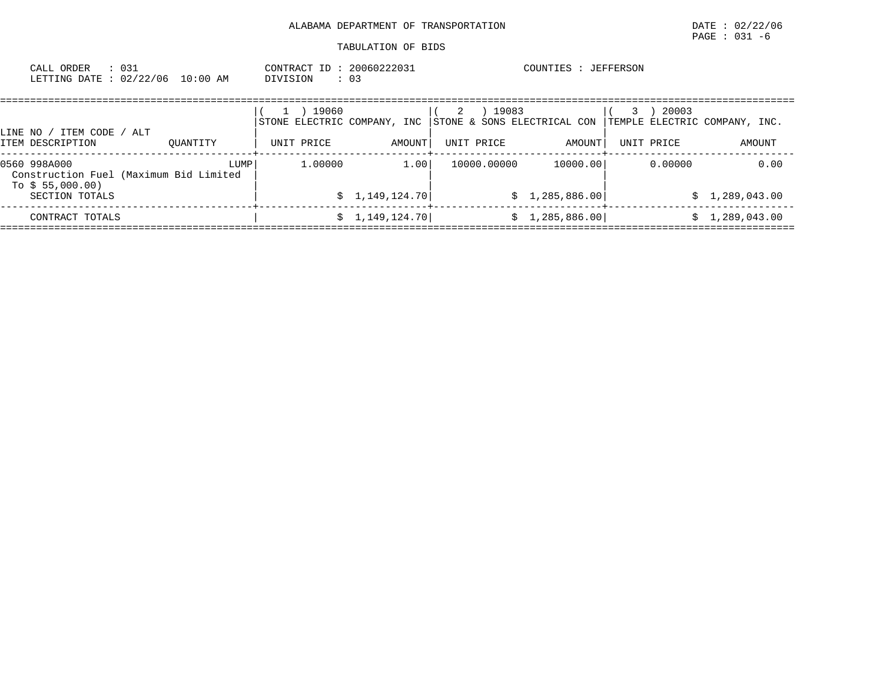ALABAMA DEPARTMENT OF TRANSPORTATION

TABULATION OF BIDS

CALL ORDER : 031
LETTING DATE : 02/22/06 10:00 AM

CONTRACT ID : 20060222031
DIVISION : 03

COUNTIES : JEFFERSON

| LINE NO / ITEM CODE / ALT<br>ITEM DESCRIPTION | QUANTITY | ( 1 ) 19060<br>STONE ELECTRIC COMPANY, INC<br>UNIT PRICE | AMOUNT | ( 2 ) 19083<br>STONE & SONS ELECTRICAL CON<br>UNIT PRICE | AMOUNT | ( 3 ) 20003<br>TEMPLE ELECTRIC COMPANY, INC.<br>UNIT PRICE | AMOUNT |
|---|---|---|---|---|---|---|---|
| 0560 998A000<br>Construction Fuel (Maximum Bid Limited To $ 55,000.00) | LUMP | 1.00000 | 1.00 | 10000.00000 | 10000.00 | 0.00000 | 0.00 |
| SECTION TOTALS | | | $ 1,149,124.70 | | $ 1,285,886.00 | | $ 1,289,043.00 |
| CONTRACT TOTALS | | | $ 1,149,124.70 | | $ 1,285,886.00 | | $ 1,289,043.00 |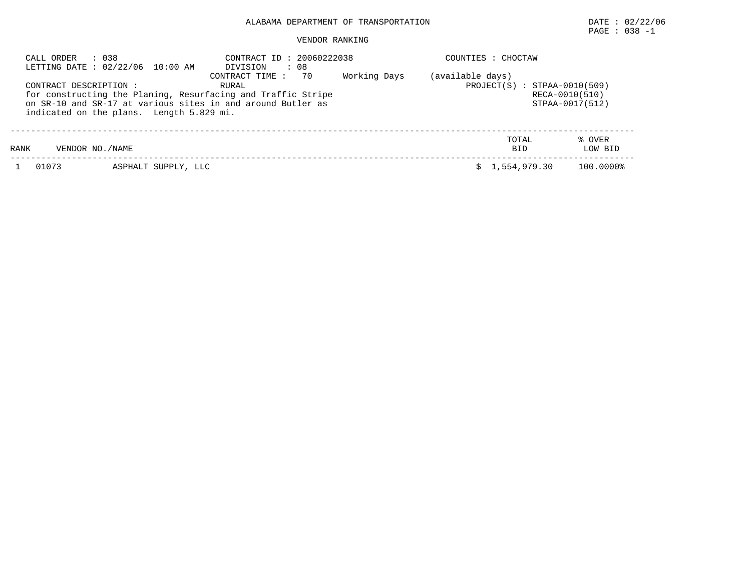ALABAMA DEPARTMENT OF TRANSPORTATION

DATE : 02/22/06

PAGE : 038 -1

VENDOR RANKING

CALL ORDER : 038
LETTING DATE : 02/22/06 10:00 AM

CONTRACT ID : 20060222038
DIVISION : 08
CONTRACT TIME : 70 Working Days (available days)

COUNTIES : CHOCTAW

CONTRACT DESCRIPTION : RURAL
for constructing the Planing, Resurfacing and Traffic Stripe on SR-10 and SR-17 at various sites in and around Butler as indicated on the plans. Length 5.829 mi.

PROJECT(S) : STPAA-0010(509)
RECA-0010(510)
STPAA-0017(512)

| RANK | VENDOR NO./NAME | | TOTAL BID | % OVER LOW BID |
|---|---|---|---|---|
| 1 | 01073 | ASPHALT SUPPLY, LLC | $ 1,554,979.30 | 100.0000% |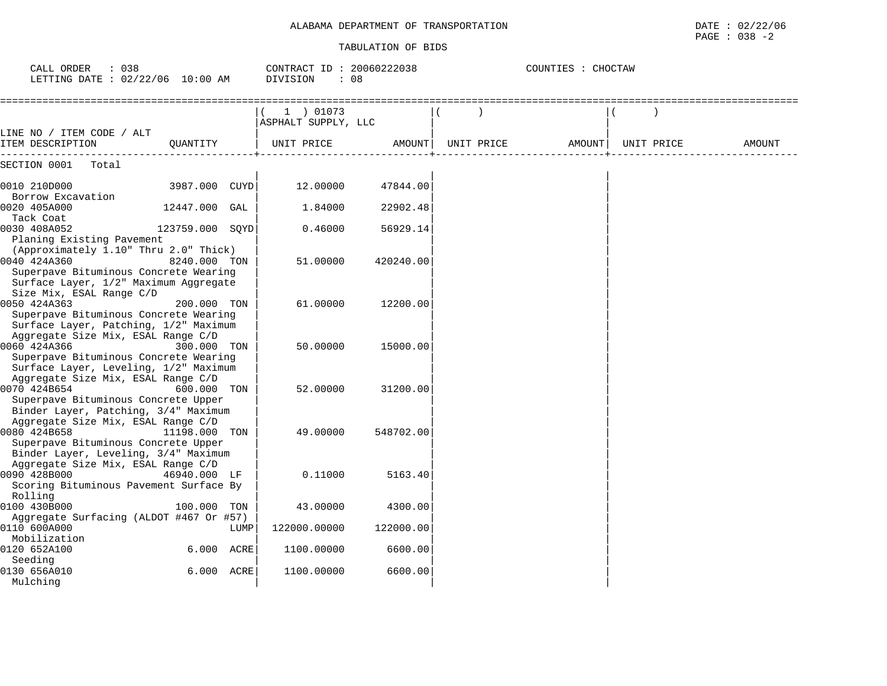ALABAMA DEPARTMENT OF TRANSPORTATION

TABULATION OF BIDS

DATE : 02/22/06
PAGE : 038 -2

CALL ORDER : 038
LETTING DATE : 02/22/06 10:00 AM

CONTRACT ID : 20060222038
DIVISION : 08

COUNTIES : CHOCTAW

| LINE NO / ITEM CODE / ALT ITEM DESCRIPTION | QUANTITY | ( 1 ) 01073 ASPHALT SUPPLY, LLC UNIT PRICE | AMOUNT | ( ) UNIT PRICE | AMOUNT | ( ) UNIT PRICE | AMOUNT |
|---|---|---|---|---|---|---|---|
| SECTION 0001 Total | | | | | | | |
| 0010 210D000 Borrow Excavation | 3987.000 CUYD | 12.00000 | 47844.00 | | | | |
| 0020 405A000 Tack Coat | 12447.000 GAL | 1.84000 | 22902.48 | | | | |
| 0030 408A052 Planing Existing Pavement (Approximately 1.10" Thru 2.0" Thick) | 123759.000 SQYD | 0.46000 | 56929.14 | | | | |
| 0040 424A360 Superpave Bituminous Concrete Wearing Surface Layer, 1/2" Maximum Aggregate Size Mix, ESAL Range C/D | 8240.000 TON | 51.00000 | 420240.00 | | | | |
| 0050 424A363 Superpave Bituminous Concrete Wearing Surface Layer, Patching, 1/2" Maximum Aggregate Size Mix, ESAL Range C/D | 200.000 TON | 61.00000 | 12200.00 | | | | |
| 0060 424A366 Superpave Bituminous Concrete Wearing Surface Layer, Leveling, 1/2" Maximum Aggregate Size Mix, ESAL Range C/D | 300.000 TON | 50.00000 | 15000.00 | | | | |
| 0070 424B654 Superpave Bituminous Concrete Upper Binder Layer, Patching, 3/4" Maximum Aggregate Size Mix, ESAL Range C/D | 600.000 TON | 52.00000 | 31200.00 | | | | |
| 0080 424B658 Superpave Bituminous Concrete Upper Binder Layer, Leveling, 3/4" Maximum Aggregate Size Mix, ESAL Range C/D | 11198.000 TON | 49.00000 | 548702.00 | | | | |
| 0090 428B000 Scoring Bituminous Pavement Surface By Rolling | 46940.000 LF | 0.11000 | 5163.40 | | | | |
| 0100 430B000 Aggregate Surfacing (ALDOT #467 Or #57) | 100.000 TON | 43.00000 | 4300.00 | | | | |
| 0110 600A000 Mobilization | LUMP | 122000.00000 | 122000.00 | | | | |
| 0120 652A100 Seeding | 6.000 ACRE | 1100.00000 | 6600.00 | | | | |
| 0130 656A010 Mulching | 6.000 ACRE | 1100.00000 | 6600.00 | | | | |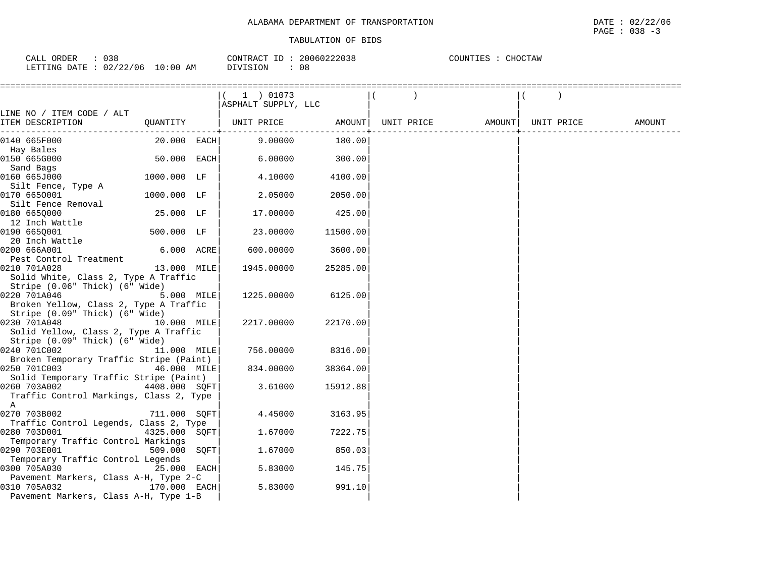ALABAMA DEPARTMENT OF TRANSPORTATION

TABULATION OF BIDS

DATE : 02/22/06
PAGE : 038 -3

CALL ORDER : 038
LETTING DATE : 02/22/06 10:00 AM

CONTRACT ID : 20060222038
DIVISION : 08

COUNTIES : CHOCTAW

| LINE NO / ITEM CODE / ALT ITEM DESCRIPTION | QUANTITY | ( 1 ) 01073 ASPHALT SUPPLY, LLC UNIT PRICE | AMOUNT | ( ) UNIT PRICE | AMOUNT | ( ) UNIT PRICE | AMOUNT |
|---|---|---|---|---|---|---|---|
| 0140 665F000 Hay Bales | 20.000 EACH | 9.00000 | 180.00 | | | | |
| 0150 665G000 Sand Bags | 50.000 EACH | 6.00000 | 300.00 | | | | |
| 0160 665J000 Silt Fence, Type A | 1000.000 LF | 4.10000 | 4100.00 | | | | |
| 0170 665O001 Silt Fence Removal | 1000.000 LF | 2.05000 | 2050.00 | | | | |
| 0180 665Q000 12 Inch Wattle | 25.000 LF | 17.00000 | 425.00 | | | | |
| 0190 665Q001 20 Inch Wattle | 500.000 LF | 23.00000 | 11500.00 | | | | |
| 0200 666A001 Pest Control Treatment | 6.000 ACRE | 600.00000 | 3600.00 | | | | |
| 0210 701A028 Solid White, Class 2, Type A Traffic Stripe (0.06" Thick) (6" Wide) | 13.000 MILE | 1945.00000 | 25285.00 | | | | |
| 0220 701A046 Broken Yellow, Class 2, Type A Traffic Stripe (0.09" Thick) (6" Wide) | 5.000 MILE | 1225.00000 | 6125.00 | | | | |
| 0230 701A048 Solid Yellow, Class 2, Type A Traffic Stripe (0.09" Thick) (6" Wide) | 10.000 MILE | 2217.00000 | 22170.00 | | | | |
| 0240 701C002 Broken Temporary Traffic Stripe (Paint) | 11.000 MILE | 756.00000 | 8316.00 | | | | |
| 0250 701C003 Solid Temporary Traffic Stripe (Paint) | 46.000 MILE | 834.00000 | 38364.00 | | | | |
| 0260 703A002 Traffic Control Markings, Class 2, Type A | 4408.000 SQFT | 3.61000 | 15912.88 | | | | |
| 0270 703B002 Traffic Control Legends, Class 2, Type | 711.000 SQFT | 4.45000 | 3163.95 | | | | |
| 0280 703D001 Temporary Traffic Control Markings | 4325.000 SQFT | 1.67000 | 7222.75 | | | | |
| 0290 703E001 Temporary Traffic Control Legends | 509.000 SQFT | 1.67000 | 850.03 | | | | |
| 0300 705A030 Pavement Markers, Class A-H, Type 2-C | 25.000 EACH | 5.83000 | 145.75 | | | | |
| 0310 705A032 Pavement Markers, Class A-H, Type 1-B | 170.000 EACH | 5.83000 | 991.10 | | | | |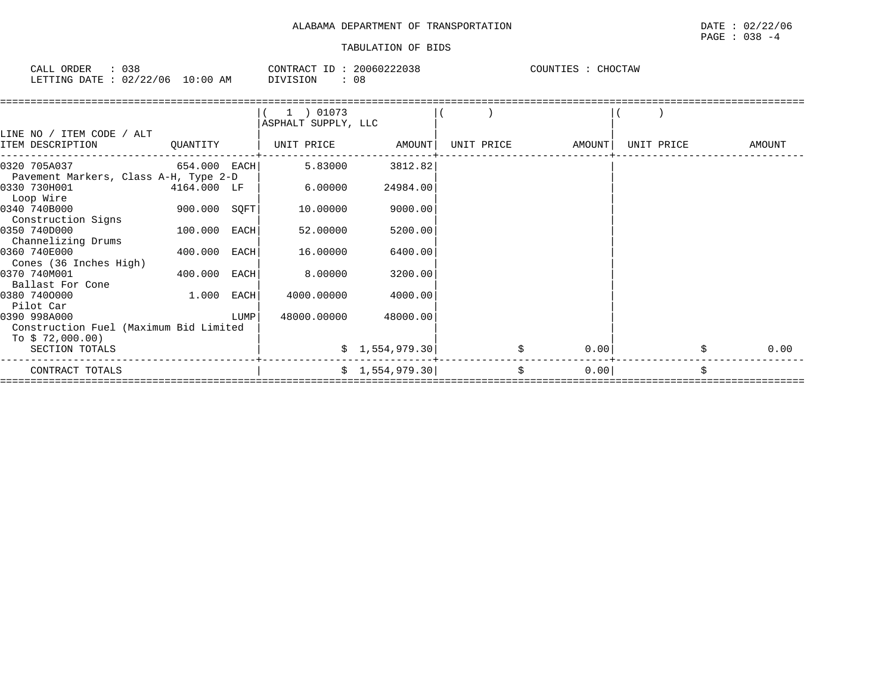ALABAMA DEPARTMENT OF TRANSPORTATION

TABULATION OF BIDS

DATE : 02/22/06
PAGE : 038 -4

CALL ORDER : 038
LETTING DATE : 02/22/06 10:00 AM

CONTRACT ID : 20060222038
DIVISION : 08

COUNTIES : CHOCTAW

| LINE NO / ITEM CODE / ALT ITEM DESCRIPTION | QUANTITY | ( 1 ) 01073 ASPHALT SUPPLY, LLC UNIT PRICE | AMOUNT | ( ) UNIT PRICE | AMOUNT | ( ) UNIT PRICE | AMOUNT |
|---|---|---|---|---|---|---|---|
| 0320 705A037 Pavement Markers, Class A-H, Type 2-D | 654.000 EACH | 5.83000 | 3812.82 | | | | |
| 0330 730H001 Loop Wire | 4164.000 LF | 6.00000 | 24984.00 | | | | |
| 0340 740B000 Construction Signs | 900.000 SQFT | 10.00000 | 9000.00 | | | | |
| 0350 740D000 Channelizing Drums | 100.000 EACH | 52.00000 | 5200.00 | | | | |
| 0360 740E000 Cones (36 Inches High) | 400.000 EACH | 16.00000 | 6400.00 | | | | |
| 0370 740M001 Ballast For Cone | 400.000 EACH | 8.00000 | 3200.00 | | | | |
| 0380 740O000 Pilot Car | 1.000 EACH | 4000.00000 | 4000.00 | | | | |
| 0390 998A000 Construction Fuel (Maximum Bid Limited To $ 72,000.00) | LUMP | 48000.00000 | 48000.00 | | | | |
| SECTION TOTALS | | | $ 1,554,979.30 | | $ 0.00 | | $ 0.00 |
| CONTRACT TOTALS | | | $ 1,554,979.30 | | $ 0.00 | | $ |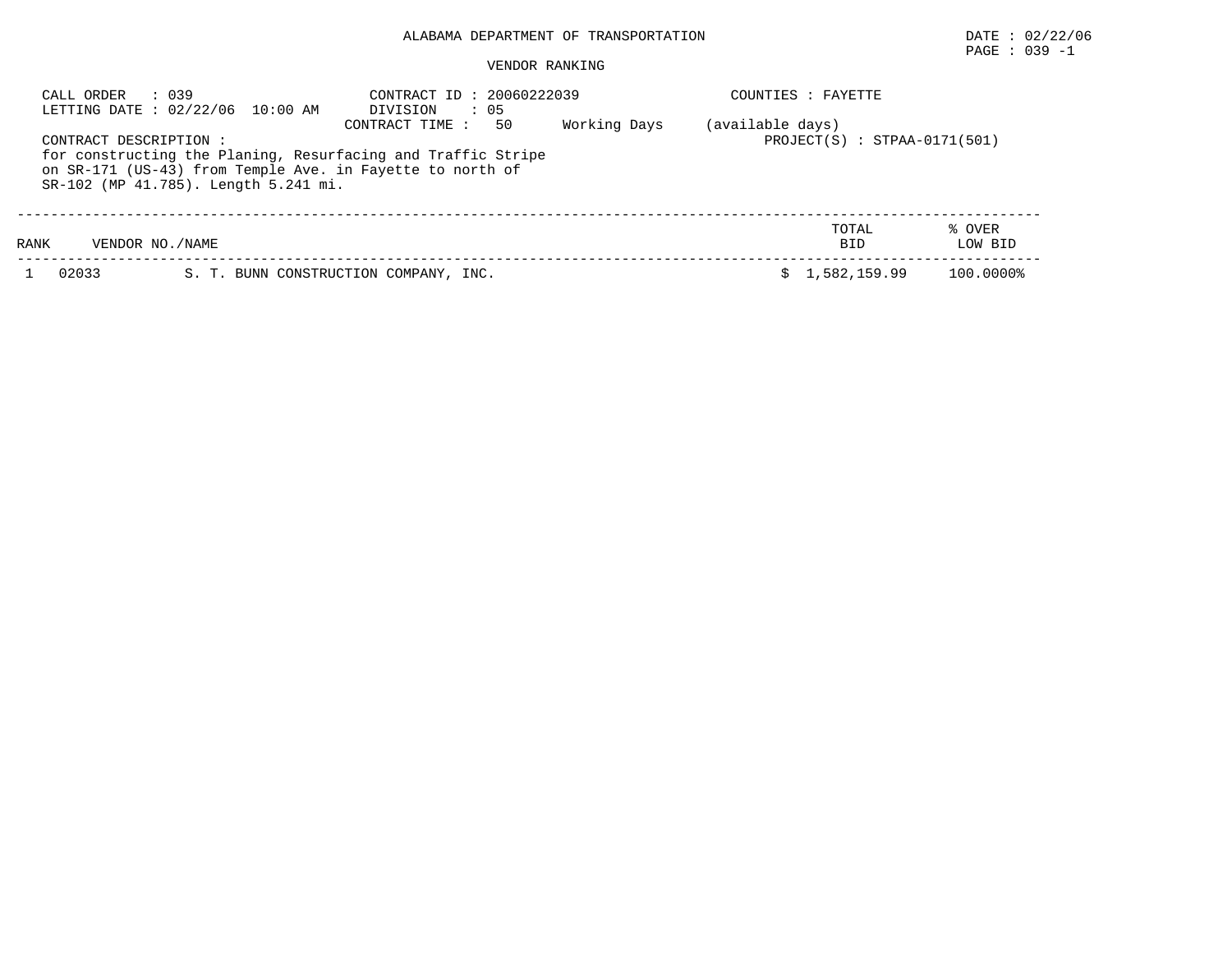ALABAMA DEPARTMENT OF TRANSPORTATION

DATE : 02/22/06

PAGE : 039 -1

VENDOR RANKING

CALL ORDER : 039
LETTING DATE : 02/22/06 10:00 AM

CONTRACT ID : 20060222039
DIVISION : 05
CONTRACT TIME : 50 Working Days (available days)

COUNTIES : FAYETTE

PROJECT(S) : STPAA-0171(501)

CONTRACT DESCRIPTION :
for constructing the Planing, Resurfacing and Traffic Stripe on SR-171 (US-43) from Temple Ave. in Fayette to north of SR-102 (MP 41.785). Length 5.241 mi.

| RANK | VENDOR NO./NAME | | TOTAL BID | % OVER LOW BID |
|---|---|---|---|---|
| 1 | 02033 | S. T. BUNN CONSTRUCTION COMPANY, INC. | $ 1,582,159.99 | 100.0000% |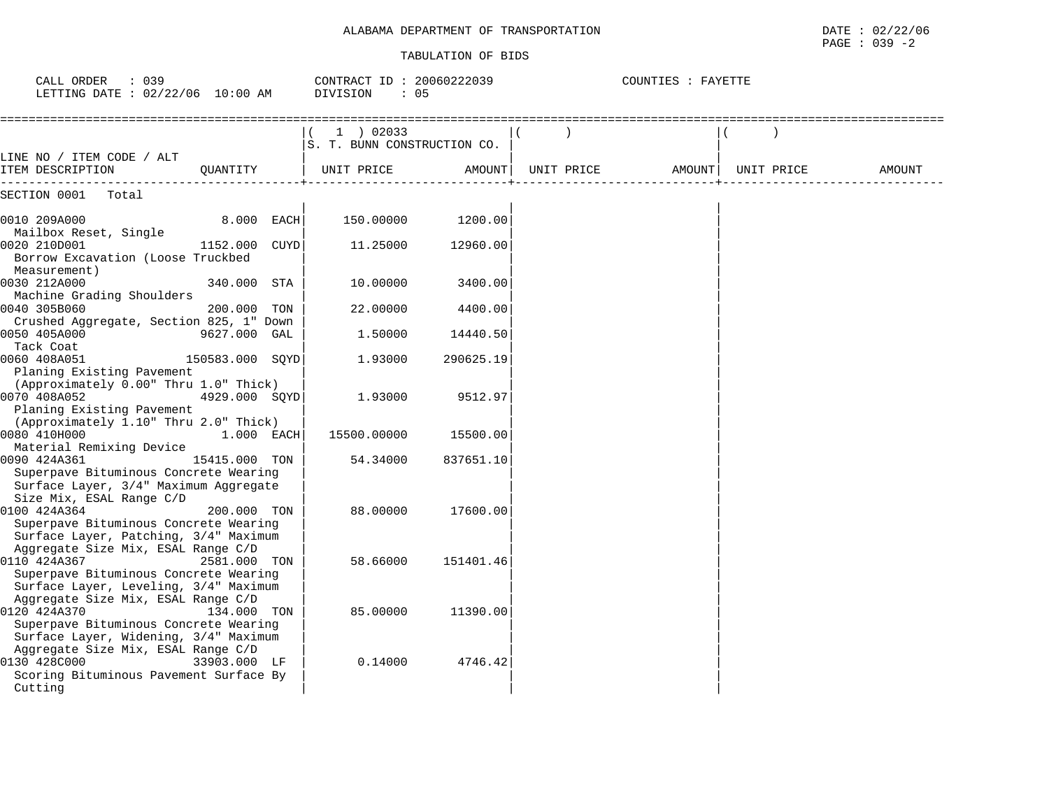ALABAMA DEPARTMENT OF TRANSPORTATION

DATE : 02/22/06

PAGE : 039 -2

TABULATION OF BIDS

CALL ORDER : 039 CONTRACT ID : 20060222039 COUNTIES : FAYETTE
LETTING DATE : 02/22/06 10:00 AM DIVISION : 05

| LINE NO / ITEM CODE / ALT ITEM DESCRIPTION | QUANTITY | ( 1 ) 02033 S. T. BUNN CONSTRUCTION CO. UNIT PRICE | AMOUNT | ( ) UNIT PRICE | AMOUNT | ( ) UNIT PRICE | AMOUNT |
|---|---|---|---|---|---|---|---|
| SECTION 0001 Total | | | | | | | |
| 0010 209A000 Mailbox Reset, Single | 8.000 EACH | 150.00000 | 1200.00 | | | | |
| 0020 210D001 Borrow Excavation (Loose Truckbed Measurement) | 1152.000 CUYD | 11.25000 | 12960.00 | | | | |
| 0030 212A000 Machine Grading Shoulders | 340.000 STA | 10.00000 | 3400.00 | | | | |
| 0040 305B060 Crushed Aggregate, Section 825, 1" Down | 200.000 TON | 22.00000 | 4400.00 | | | | |
| 0050 405A000 Tack Coat | 9627.000 GAL | 1.50000 | 14440.50 | | | | |
| 0060 408A051 Planing Existing Pavement (Approximately 0.00" Thru 1.0" Thick) | 150583.000 SQYD | 1.93000 | 290625.19 | | | | |
| 0070 408A052 Planing Existing Pavement (Approximately 1.10" Thru 2.0" Thick) | 4929.000 SQYD | 1.93000 | 9512.97 | | | | |
| 0080 410H000 Material Remixing Device | 1.000 EACH | 15500.00000 | 15500.00 | | | | |
| 0090 424A361 Superpave Bituminous Concrete Wearing Surface Layer, 3/4" Maximum Aggregate Size Mix, ESAL Range C/D | 15415.000 TON | 54.34000 | 837651.10 | | | | |
| 0100 424A364 Superpave Bituminous Concrete Wearing Surface Layer, Patching, 3/4" Maximum Aggregate Size Mix, ESAL Range C/D | 200.000 TON | 88.00000 | 17600.00 | | | | |
| 0110 424A367 Superpave Bituminous Concrete Wearing Surface Layer, Leveling, 3/4" Maximum Aggregate Size Mix, ESAL Range C/D | 2581.000 TON | 58.66000 | 151401.46 | | | | |
| 0120 424A370 Superpave Bituminous Concrete Wearing Surface Layer, Widening, 3/4" Maximum Aggregate Size Mix, ESAL Range C/D | 134.000 TON | 85.00000 | 11390.00 | | | | |
| 0130 428C000 Scoring Bituminous Pavement Surface By Cutting | 33903.000 LF | 0.14000 | 4746.42 | | | | |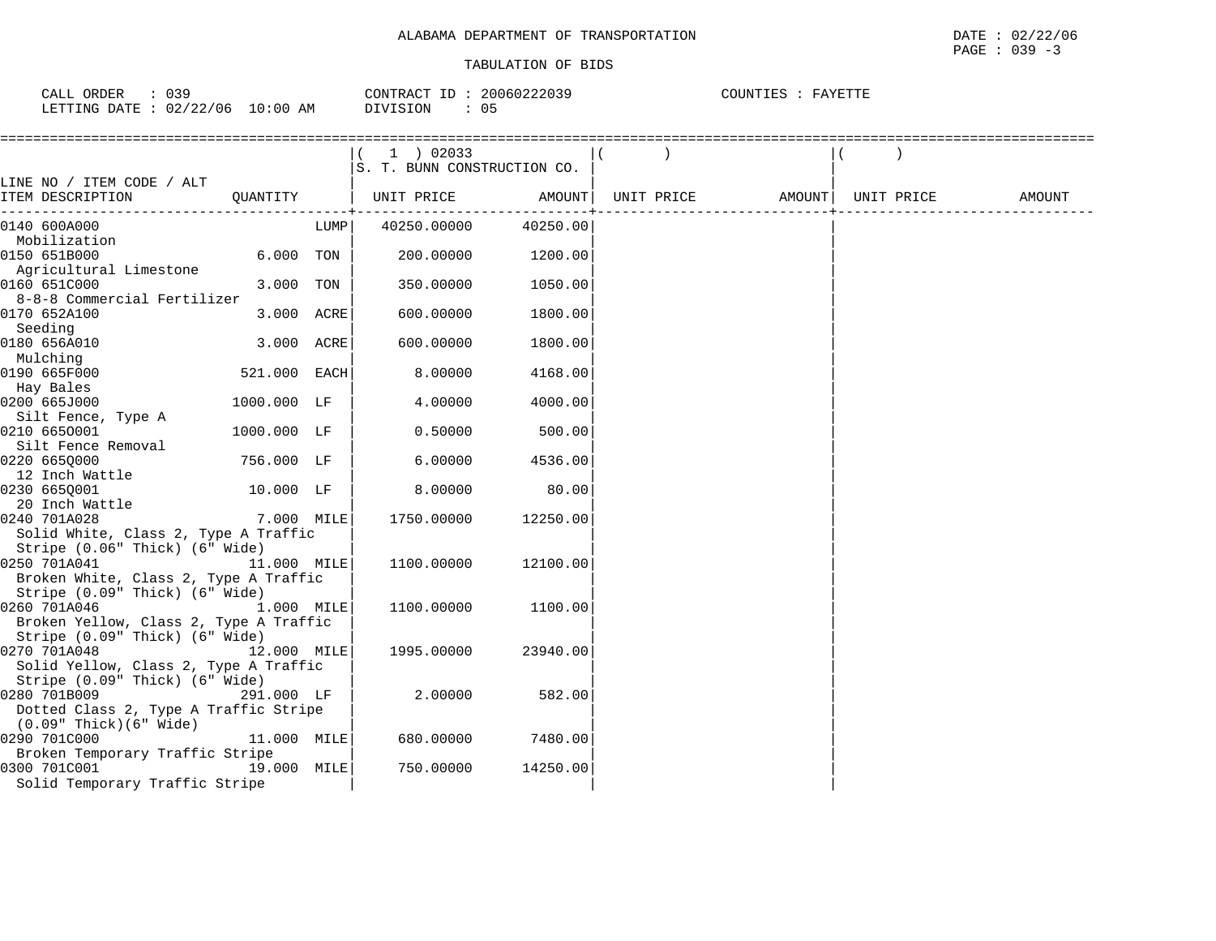ALABAMA DEPARTMENT OF TRANSPORTATION

TABULATION OF BIDS

CALL ORDER : 039　　CONTRACT ID : 20060222039　　COUNTIES : FAYETTE

LETTING DATE : 02/22/06 10:00 AM　　DIVISION : 05

| LINE NO / ITEM CODE / ALT ITEM DESCRIPTION | QUANTITY | (1) 02033 S. T. BUNN CONSTRUCTION CO. UNIT PRICE | AMOUNT | ( ) UNIT PRICE | AMOUNT | ( ) UNIT PRICE | AMOUNT |
|---|---|---|---|---|---|---|---|
| 0140 600A000 Mobilization | LUMP | 40250.00000 | 40250.00 | | | | |
| 0150 651B000 Agricultural Limestone | 6.000 TON | 200.00000 | 1200.00 | | | | |
| 0160 651C000 8-8-8 Commercial Fertilizer | 3.000 TON | 350.00000 | 1050.00 | | | | |
| 0170 652A100 Seeding | 3.000 ACRE | 600.00000 | 1800.00 | | | | |
| 0180 656A010 Mulching | 3.000 ACRE | 600.00000 | 1800.00 | | | | |
| 0190 665F000 Hay Bales | 521.000 EACH | 8.00000 | 4168.00 | | | | |
| 0200 665J000 Silt Fence, Type A | 1000.000 LF | 4.00000 | 4000.00 | | | | |
| 0210 665O001 Silt Fence Removal | 1000.000 LF | 0.50000 | 500.00 | | | | |
| 0220 665Q000 12 Inch Wattle | 756.000 LF | 6.00000 | 4536.00 | | | | |
| 0230 665Q001 20 Inch Wattle | 10.000 LF | 8.00000 | 80.00 | | | | |
| 0240 701A028 Solid White, Class 2, Type A Traffic Stripe (0.06" Thick) (6" Wide) | 7.000 MILE | 1750.00000 | 12250.00 | | | | |
| 0250 701A041 Broken White, Class 2, Type A Traffic Stripe (0.09" Thick) (6" Wide) | 11.000 MILE | 1100.00000 | 12100.00 | | | | |
| 0260 701A046 Broken Yellow, Class 2, Type A Traffic Stripe (0.09" Thick) (6" Wide) | 1.000 MILE | 1100.00000 | 1100.00 | | | | |
| 0270 701A048 Solid Yellow, Class 2, Type A Traffic Stripe (0.09" Thick) (6" Wide) | 12.000 MILE | 1995.00000 | 23940.00 | | | | |
| 0280 701B009 Dotted Class 2, Type A Traffic Stripe (0.09" Thick)(6" Wide) | 291.000 LF | 2.00000 | 582.00 | | | | |
| 0290 701C000 Broken Temporary Traffic Stripe | 11.000 MILE | 680.00000 | 7480.00 | | | | |
| 0300 701C001 Solid Temporary Traffic Stripe | 19.000 MILE | 750.00000 | 14250.00 | | | | |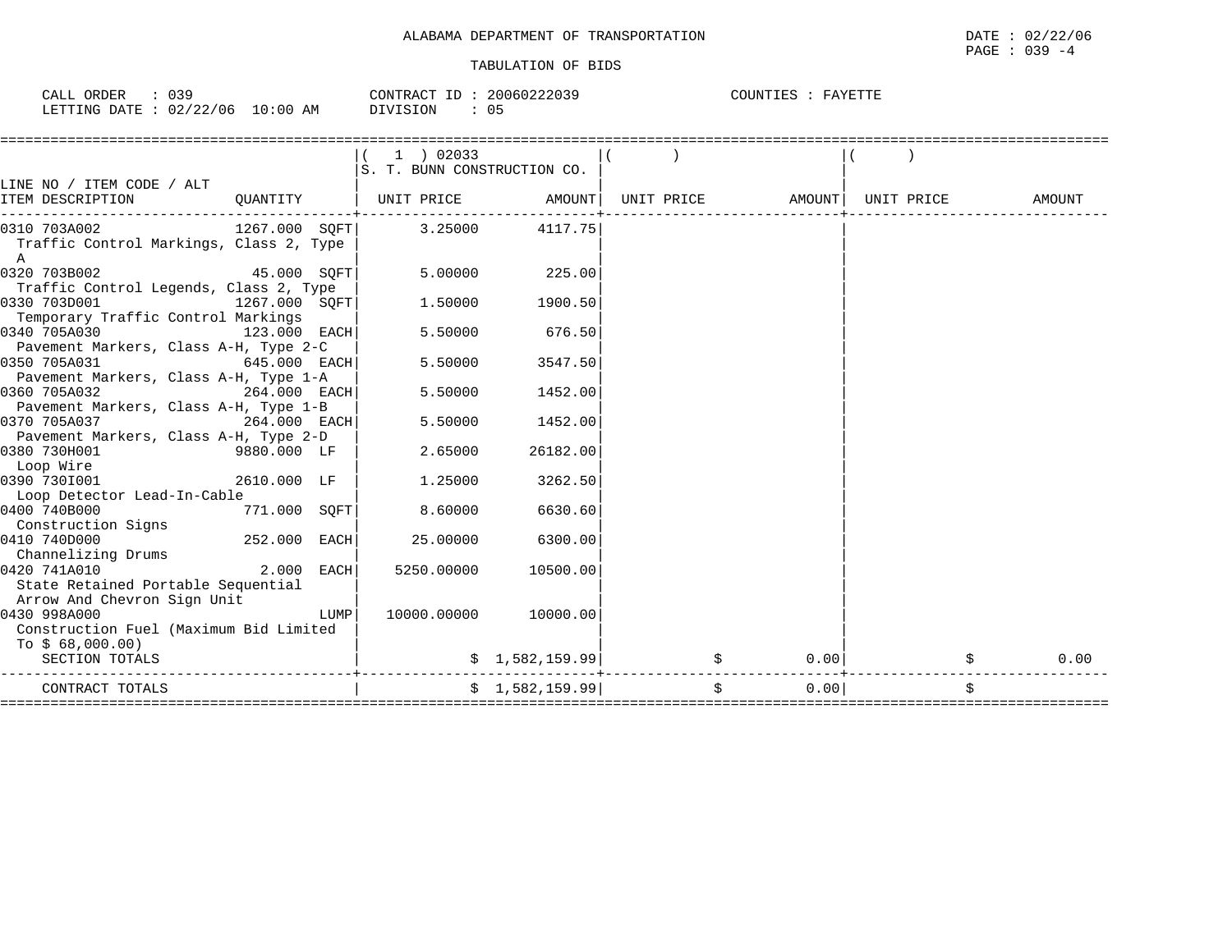ALABAMA DEPARTMENT OF TRANSPORTATION

TABULATION OF BIDS

DATE : 02/22/06
PAGE : 039 -4

CALL ORDER : 039 | CONTRACT ID : 20060222039 | COUNTIES : FAYETTE
LETTING DATE : 02/22/06 10:00 AM | DIVISION : 05

| LINE NO / ITEM CODE / ALT ITEM DESCRIPTION | QUANTITY | ( 1 ) 02033 S. T. BUNN CONSTRUCTION CO. UNIT PRICE | AMOUNT | ( ) UNIT PRICE | AMOUNT | ( ) UNIT PRICE | AMOUNT |
|---|---|---|---|---|---|---|---|
| 0310 703A002 Traffic Control Markings, Class 2, Type A | 1267.000 SQFT | 3.25000 | 4117.75 | | | | |
| 0320 703B002 Traffic Control Legends, Class 2, Type | 45.000 SQFT | 5.00000 | 225.00 | | | | |
| 0330 703D001 Temporary Traffic Control Markings | 1267.000 SQFT | 1.50000 | 1900.50 | | | | |
| 0340 705A030 Pavement Markers, Class A-H, Type 2-C | 123.000 EACH | 5.50000 | 676.50 | | | | |
| 0350 705A031 Pavement Markers, Class A-H, Type 1-A | 645.000 EACH | 5.50000 | 3547.50 | | | | |
| 0360 705A032 Pavement Markers, Class A-H, Type 1-B | 264.000 EACH | 5.50000 | 1452.00 | | | | |
| 0370 705A037 Pavement Markers, Class A-H, Type 2-D | 264.000 EACH | 5.50000 | 1452.00 | | | | |
| 0380 730H001 Loop Wire | 9880.000 LF | 2.65000 | 26182.00 | | | | |
| 0390 730I001 Loop Detector Lead-In-Cable | 2610.000 LF | 1.25000 | 3262.50 | | | | |
| 0400 740B000 Construction Signs | 771.000 SQFT | 8.60000 | 6630.60 | | | | |
| 0410 740D000 Channelizing Drums | 252.000 EACH | 25.00000 | 6300.00 | | | | |
| 0420 741A010 State Retained Portable Sequential Arrow And Chevron Sign Unit | 2.000 EACH | 5250.00000 | 10500.00 | | | | |
| 0430 998A000 Construction Fuel (Maximum Bid Limited To $ 68,000.00) | LUMP | 10000.00000 | 10000.00 | | | | |
| SECTION TOTALS | | | $ 1,582,159.99 | | $ 0.00 | | $ 0.00 |
| CONTRACT TOTALS | | | $ 1,582,159.99 | | $ 0.00 | | $ |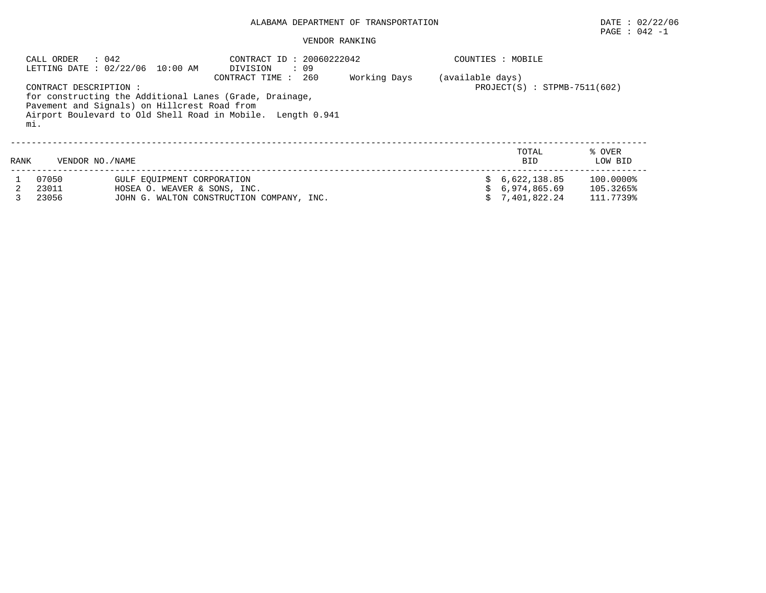ALABAMA DEPARTMENT OF TRANSPORTATION

DATE : 02/22/06

PAGE : 042 -1

VENDOR RANKING

CALL ORDER : 042
LETTING DATE : 02/22/06 10:00 AM

CONTRACT ID : 20060222042
DIVISION : 09
CONTRACT TIME : 260 Working Days (available days)

COUNTIES : MOBILE

PROJECT(S) : STPMB-7511(602)

CONTRACT DESCRIPTION :
for constructing the Additional Lanes (Grade, Drainage, Pavement and Signals) on Hillcrest Road from Airport Boulevard to Old Shell Road in Mobile. Length 0.941 mi.

| RANK | VENDOR NO./NAME | | TOTAL BID | % OVER LOW BID |
|---|---|---|---|---|
| 1 | 07050 | GULF EQUIPMENT CORPORATION | $ 6,622,138.85 | 100.0000% |
| 2 | 23011 | HOSEA O. WEAVER & SONS, INC. | $ 6,974,865.69 | 105.3265% |
| 3 | 23056 | JOHN G. WALTON CONSTRUCTION COMPANY, INC. | $ 7,401,822.24 | 111.7739% |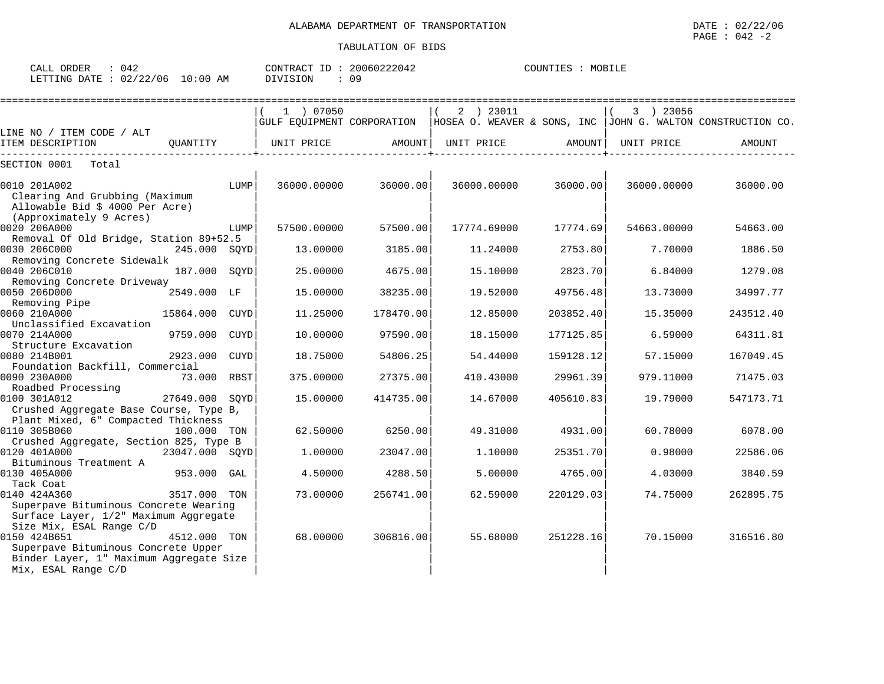ALABAMA DEPARTMENT OF TRANSPORTATION

TABULATION OF BIDS

DATE : 02/22/06

CALL ORDER : 042 | CONTRACT ID : 20060222042 | COUNTIES : MOBILE

LETTING DATE : 02/22/06 10:00 AM | DIVISION : 09

| LINE NO / ITEM CODE / ALT ITEM DESCRIPTION | QUANTITY | (1) 07050 GULF EQUIPMENT CORPORATION UNIT PRICE | AMOUNT | (2) 23011 HOSEA O. WEAVER & SONS, INC UNIT PRICE | AMOUNT | (3) 23056 JOHN G. WALTON CONSTRUCTION CO. UNIT PRICE | AMOUNT |
|---|---|---|---|---|---|---|---|
| SECTION 0001 Total | | | | | | | |
| 0010 201A002 Clearing And Grubbing (Maximum Allowable Bid $ 4000 Per Acre) (Approximately 9 Acres) | LUMP | 36000.00000 | 36000.00 | 36000.00000 | 36000.00 | 36000.00000 | 36000.00 |
| 0020 206A000 Removal Of Old Bridge, Station 89+52.5 | LUMP | 57500.00000 | 57500.00 | 17774.69000 | 17774.69 | 54663.00000 | 54663.00 |
| 0030 206C000 Removing Concrete Sidewalk | 245.000 SQYD | 13.00000 | 3185.00 | 11.24000 | 2753.80 | 7.70000 | 1886.50 |
| 0040 206C010 Removing Concrete Driveway | 187.000 SQYD | 25.00000 | 4675.00 | 15.10000 | 2823.70 | 6.84000 | 1279.08 |
| 0050 206D000 Removing Pipe | 2549.000 LF | 15.00000 | 38235.00 | 19.52000 | 49756.48 | 13.73000 | 34997.77 |
| 0060 210A000 Unclassified Excavation | 15864.000 CUYD | 11.25000 | 178470.00 | 12.85000 | 203852.40 | 15.35000 | 243512.40 |
| 0070 214A000 Structure Excavation | 9759.000 CUYD | 10.00000 | 97590.00 | 18.15000 | 177125.85 | 6.59000 | 64311.81 |
| 0080 214B001 Foundation Backfill, Commercial | 2923.000 CUYD | 18.75000 | 54806.25 | 54.44000 | 159128.12 | 57.15000 | 167049.45 |
| 0090 230A000 Roadbed Processing | 73.000 RBST | 375.00000 | 27375.00 | 410.43000 | 29961.39 | 979.11000 | 71475.03 |
| 0100 301A012 Crushed Aggregate Base Course, Type B, Plant Mixed, 6" Compacted Thickness | 27649.000 SQYD | 15.00000 | 414735.00 | 14.67000 | 405610.83 | 19.79000 | 547173.71 |
| 0110 305B060 Crushed Aggregate, Section 825, Type B | 100.000 TON | 62.50000 | 6250.00 | 49.31000 | 4931.00 | 60.78000 | 6078.00 |
| 0120 401A000 Bituminous Treatment A | 23047.000 SQYD | 1.00000 | 23047.00 | 1.10000 | 25351.70 | 0.98000 | 22586.06 |
| 0130 405A000 Tack Coat | 953.000 GAL | 4.50000 | 4288.50 | 5.00000 | 4765.00 | 4.03000 | 3840.59 |
| 0140 424A360 Superpave Bituminous Concrete Wearing Surface Layer, 1/2" Maximum Aggregate Size Mix, ESAL Range C/D | 3517.000 TON | 73.00000 | 256741.00 | 62.59000 | 220129.03 | 74.75000 | 262895.75 |
| 0150 424B651 Superpave Bituminous Concrete Upper Binder Layer, 1" Maximum Aggregate Size Mix, ESAL Range C/D | 4512.000 TON | 68.00000 | 306816.00 | 55.68000 | 251228.16 | 70.15000 | 316516.80 |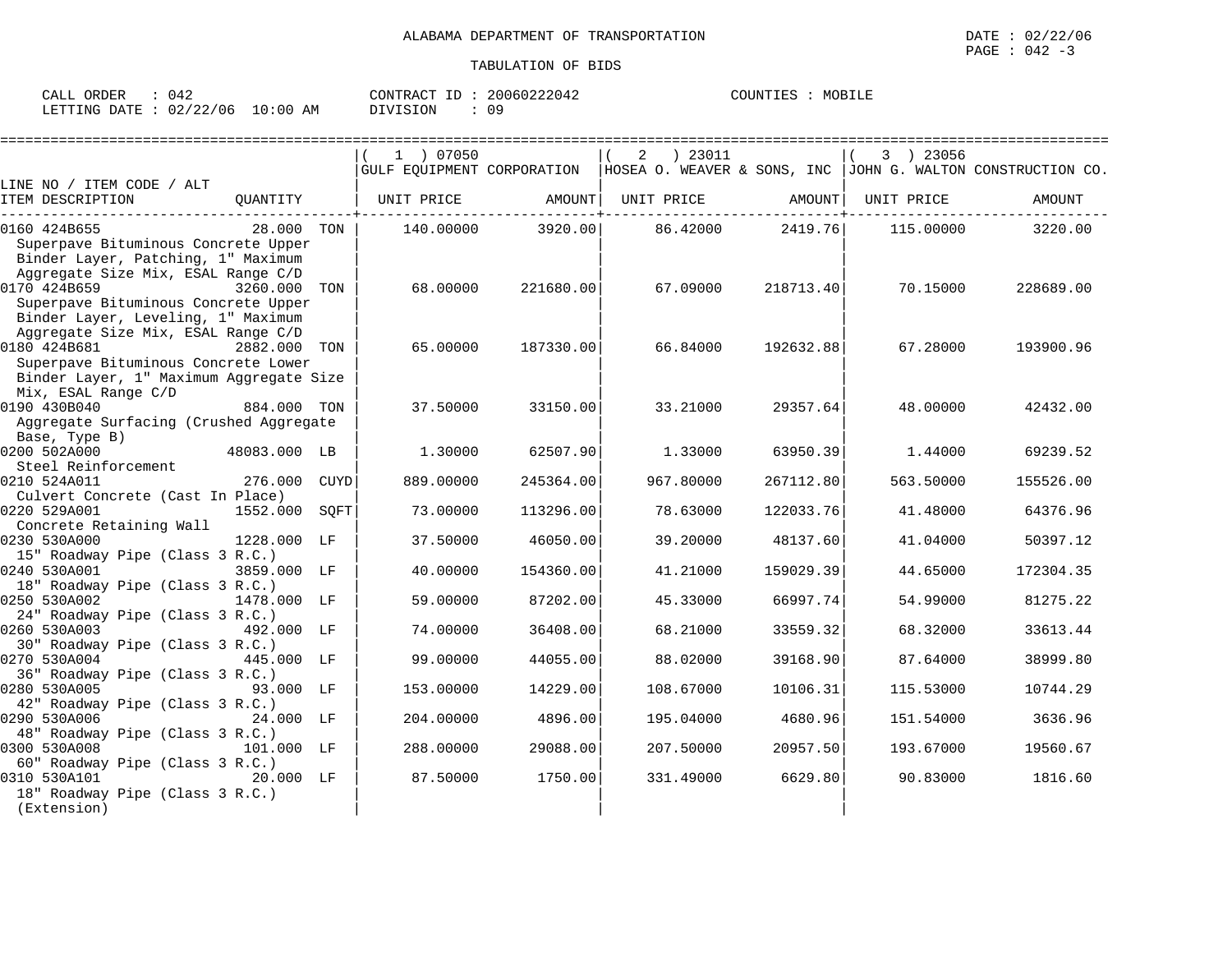ALABAMA DEPARTMENT OF TRANSPORTATION

TABULATION OF BIDS

DATE : 02/22/06
PAGE : 042 -3

CALL ORDER : 042
LETTING DATE : 02/22/06 10:00 AM

CONTRACT ID : 20060222042
DIVISION : 09

COUNTIES : MOBILE

| LINE NO / ITEM CODE / ALT ITEM DESCRIPTION | QUANTITY | (1) 07050 GULF EQUIPMENT CORPORATION UNIT PRICE | AMOUNT | (2) 23011 HOSEA O. WEAVER & SONS, INC UNIT PRICE | AMOUNT | (3) 23056 JOHN G. WALTON CONSTRUCTION CO. UNIT PRICE | AMOUNT |
|---|---|---|---|---|---|---|---|
| 0160 424B655 Superpave Bituminous Concrete Upper Binder Layer, Patching, 1" Maximum Aggregate Size Mix, ESAL Range C/D | 28.000 TON | 140.00000 | 3920.00 | 86.42000 | 2419.76 | 115.00000 | 3220.00 |
| 0170 424B659 Superpave Bituminous Concrete Upper Binder Layer, Leveling, 1" Maximum Aggregate Size Mix, ESAL Range C/D | 3260.000 TON | 68.00000 | 221680.00 | 67.09000 | 218713.40 | 70.15000 | 228689.00 |
| 0180 424B681 Superpave Bituminous Concrete Lower Binder Layer, 1" Maximum Aggregate Size Mix, ESAL Range C/D | 2882.000 TON | 65.00000 | 187330.00 | 66.84000 | 192632.88 | 67.28000 | 193900.96 |
| 0190 430B040 Aggregate Surfacing (Crushed Aggregate Base, Type B) | 884.000 TON | 37.50000 | 33150.00 | 33.21000 | 29357.64 | 48.00000 | 42432.00 |
| 0200 502A000 Steel Reinforcement | 48083.000 LB | 1.30000 | 62507.90 | 1.33000 | 63950.39 | 1.44000 | 69239.52 |
| 0210 524A011 Culvert Concrete (Cast In Place) | 276.000 CUYD | 889.00000 | 245364.00 | 967.80000 | 267112.80 | 563.50000 | 155526.00 |
| 0220 529A001 Concrete Retaining Wall | 1552.000 SQFT | 73.00000 | 113296.00 | 78.63000 | 122033.76 | 41.48000 | 64376.96 |
| 0230 530A000 15" Roadway Pipe (Class 3 R.C.) | 1228.000 LF | 37.50000 | 46050.00 | 39.20000 | 48137.60 | 41.04000 | 50397.12 |
| 0240 530A001 18" Roadway Pipe (Class 3 R.C.) | 3859.000 LF | 40.00000 | 154360.00 | 41.21000 | 159029.39 | 44.65000 | 172304.35 |
| 0250 530A002 24" Roadway Pipe (Class 3 R.C.) | 1478.000 LF | 59.00000 | 87202.00 | 45.33000 | 66997.74 | 54.99000 | 81275.22 |
| 0260 530A003 30" Roadway Pipe (Class 3 R.C.) | 492.000 LF | 74.00000 | 36408.00 | 68.21000 | 33559.32 | 68.32000 | 33613.44 |
| 0270 530A004 36" Roadway Pipe (Class 3 R.C.) | 445.000 LF | 99.00000 | 44055.00 | 88.02000 | 39168.90 | 87.64000 | 38999.80 |
| 0280 530A005 42" Roadway Pipe (Class 3 R.C.) | 93.000 LF | 153.00000 | 14229.00 | 108.67000 | 10106.31 | 115.53000 | 10744.29 |
| 0290 530A006 48" Roadway Pipe (Class 3 R.C.) | 24.000 LF | 204.00000 | 4896.00 | 195.04000 | 4680.96 | 151.54000 | 3636.96 |
| 0300 530A008 60" Roadway Pipe (Class 3 R.C.) | 101.000 LF | 288.00000 | 29088.00 | 207.50000 | 20957.50 | 193.67000 | 19560.67 |
| 0310 530A101 18" Roadway Pipe (Class 3 R.C.) (Extension) | 20.000 LF | 87.50000 | 1750.00 | 331.49000 | 6629.80 | 90.83000 | 1816.60 |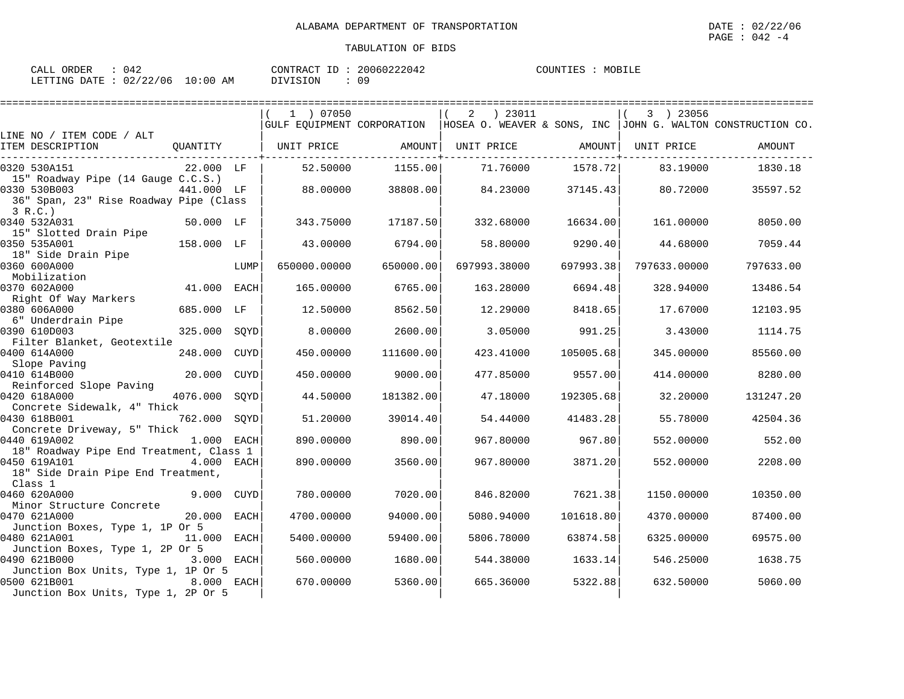ALABAMA DEPARTMENT OF TRANSPORTATION

DATE : 02/22/06

PAGE : 042 -4

TABULATION OF BIDS

CALL ORDER : 042 CONTRACT ID : 20060222042 COUNTIES : MOBILE

LETTING DATE : 02/22/06 10:00 AM DIVISION : 09

| LINE NO / ITEM CODE / ALT ITEM DESCRIPTION | QUANTITY | | ( 1 ) 07050 GULF EQUIPMENT CORPORATION UNIT PRICE | AMOUNT | ( 2 ) 23011 HOSEA O. WEAVER & SONS, INC UNIT PRICE | AMOUNT | ( 3 ) 23056 JOHN G. WALTON CONSTRUCTION CO. UNIT PRICE | AMOUNT |
|---|---|---|---|---|---|---|---|---|
| 0320 530A151 15" Roadway Pipe (14 Gauge C.C.S.) | 22.000 | LF | 52.50000 | 1155.00 | 71.76000 | 1578.72 | 83.19000 | 1830.18 |
| 0330 530B003 36" Span, 23" Rise Roadway Pipe (Class 3 R.C.) | 441.000 | LF | 88.00000 | 38808.00 | 84.23000 | 37145.43 | 80.72000 | 35597.52 |
| 0340 532A031 15" Slotted Drain Pipe | 50.000 | LF | 343.75000 | 17187.50 | 332.68000 | 16634.00 | 161.00000 | 8050.00 |
| 0350 535A001 18" Side Drain Pipe | 158.000 | LF | 43.00000 | 6794.00 | 58.80000 | 9290.40 | 44.68000 | 7059.44 |
| 0360 600A000 Mobilization | | LUMP | 650000.00000 | 650000.00 | 697993.38000 | 697993.38 | 797633.00000 | 797633.00 |
| 0370 602A000 Right Of Way Markers | 41.000 | EACH | 165.00000 | 6765.00 | 163.28000 | 6694.48 | 328.94000 | 13486.54 |
| 0380 606A000 6" Underdrain Pipe | 685.000 | LF | 12.50000 | 8562.50 | 12.29000 | 8418.65 | 17.67000 | 12103.95 |
| 0390 610D003 Filter Blanket, Geotextile | 325.000 | SQYD | 8.00000 | 2600.00 | 3.05000 | 991.25 | 3.43000 | 1114.75 |
| 0400 614A000 Slope Paving | 248.000 | CUYD | 450.00000 | 111600.00 | 423.41000 | 105005.68 | 345.00000 | 85560.00 |
| 0410 614B000 Reinforced Slope Paving | 20.000 | CUYD | 450.00000 | 9000.00 | 477.85000 | 9557.00 | 414.00000 | 8280.00 |
| 0420 618A000 Concrete Sidewalk, 4" Thick | 4076.000 | SQYD | 44.50000 | 181382.00 | 47.18000 | 192305.68 | 32.20000 | 131247.20 |
| 0430 618B001 Concrete Driveway, 5" Thick | 762.000 | SQYD | 51.20000 | 39014.40 | 54.44000 | 41483.28 | 55.78000 | 42504.36 |
| 0440 619A002 18" Roadway Pipe End Treatment, Class 1 | 1.000 | EACH | 890.00000 | 890.00 | 967.80000 | 967.80 | 552.00000 | 552.00 |
| 0450 619A101 18" Side Drain Pipe End Treatment, Class 1 | 4.000 | EACH | 890.00000 | 3560.00 | 967.80000 | 3871.20 | 552.00000 | 2208.00 |
| 0460 620A000 Minor Structure Concrete | 9.000 | CUYD | 780.00000 | 7020.00 | 846.82000 | 7621.38 | 1150.00000 | 10350.00 |
| 0470 621A000 Junction Boxes, Type 1, 1P Or 5 | 20.000 | EACH | 4700.00000 | 94000.00 | 5080.94000 | 101618.80 | 4370.00000 | 87400.00 |
| 0480 621A001 Junction Boxes, Type 1, 2P Or 5 | 11.000 | EACH | 5400.00000 | 59400.00 | 5806.78000 | 63874.58 | 6325.00000 | 69575.00 |
| 0490 621B000 Junction Box Units, Type 1, 1P Or 5 | 3.000 | EACH | 560.00000 | 1680.00 | 544.38000 | 1633.14 | 546.25000 | 1638.75 |
| 0500 621B001 Junction Box Units, Type 1, 2P Or 5 | 8.000 | EACH | 670.00000 | 5360.00 | 665.36000 | 5322.88 | 632.50000 | 5060.00 |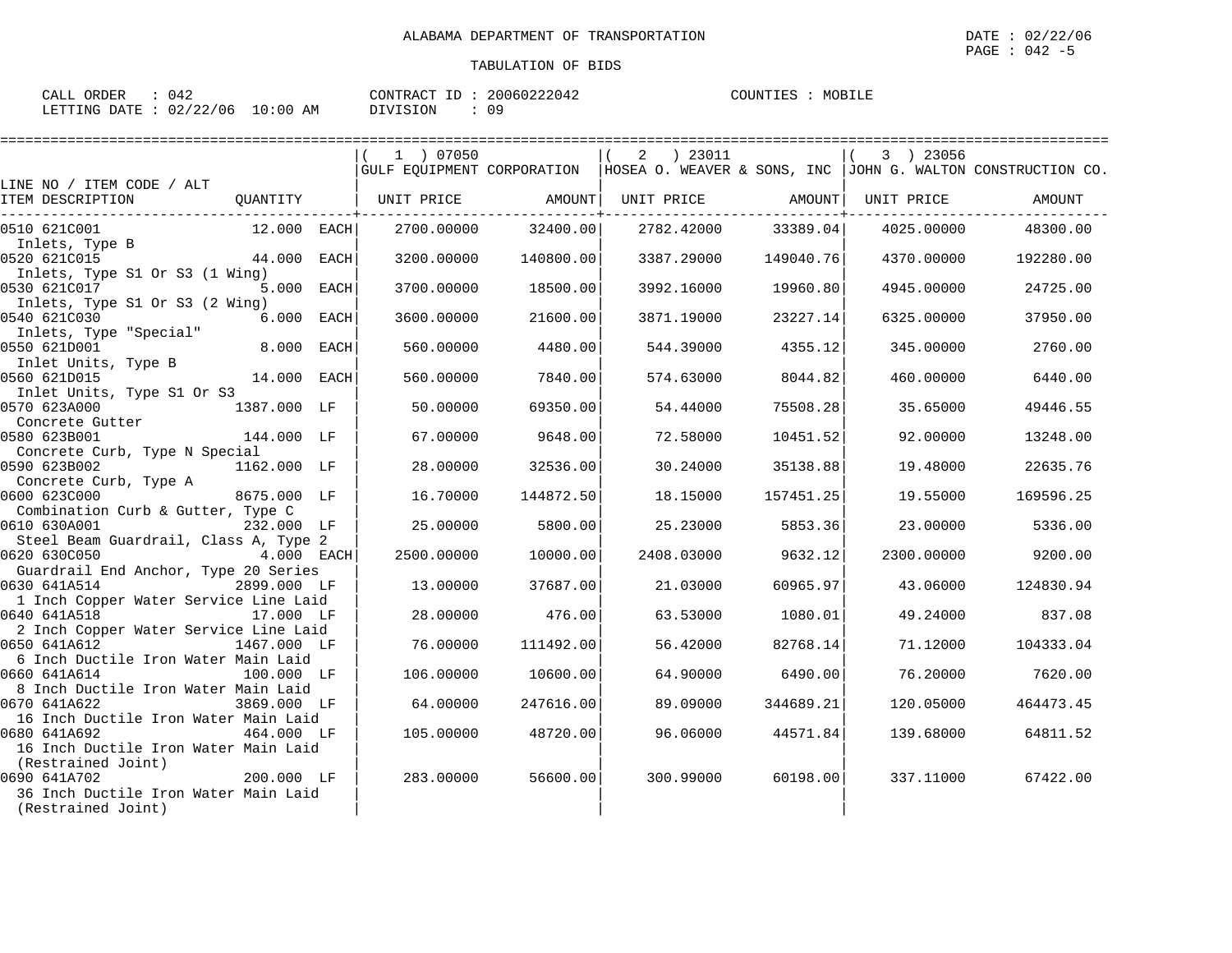ALABAMA DEPARTMENT OF TRANSPORTATION

TABULATION OF BIDS

DATE : 02/22/06
PAGE : 042 -5

CALL ORDER : 042
LETTING DATE : 02/22/06 10:00 AM
CONTRACT ID : 20060222042
DIVISION : 09
COUNTIES : MOBILE

| LINE NO / ITEM CODE / ALT ITEM DESCRIPTION | QUANTITY | (1) 07050 GULF EQUIPMENT CORPORATION UNIT PRICE | AMOUNT | (2) 23011 HOSEA O. WEAVER & SONS, INC UNIT PRICE | AMOUNT | (3) 23056 JOHN G. WALTON CONSTRUCTION CO. UNIT PRICE | AMOUNT |
|---|---|---|---|---|---|---|---|
| 0510 621C001 Inlets, Type B | 12.000 EACH | 2700.00000 | 32400.00 | 2782.42000 | 33389.04 | 4025.00000 | 48300.00 |
| 0520 621C015 Inlets, Type S1 Or S3 (1 Wing) | 44.000 EACH | 3200.00000 | 140800.00 | 3387.29000 | 149040.76 | 4370.00000 | 192280.00 |
| 0530 621C017 Inlets, Type S1 Or S3 (2 Wing) | 5.000 EACH | 3700.00000 | 18500.00 | 3992.16000 | 19960.80 | 4945.00000 | 24725.00 |
| 0540 621C030 Inlets, Type "Special" | 6.000 EACH | 3600.00000 | 21600.00 | 3871.19000 | 23227.14 | 6325.00000 | 37950.00 |
| 0550 621D001 Inlet Units, Type B | 8.000 EACH | 560.00000 | 4480.00 | 544.39000 | 4355.12 | 345.00000 | 2760.00 |
| 0560 621D015 Inlet Units, Type S1 Or S3 | 14.000 EACH | 560.00000 | 7840.00 | 574.63000 | 8044.82 | 460.00000 | 6440.00 |
| 0570 623A000 Concrete Gutter | 1387.000 LF | 50.00000 | 69350.00 | 54.44000 | 75508.28 | 35.65000 | 49446.55 |
| 0580 623B001 Concrete Curb, Type N Special | 144.000 LF | 67.00000 | 9648.00 | 72.58000 | 10451.52 | 92.00000 | 13248.00 |
| 0590 623B002 Concrete Curb, Type A | 1162.000 LF | 28.00000 | 32536.00 | 30.24000 | 35138.88 | 19.48000 | 22635.76 |
| 0600 623C000 Combination Curb & Gutter, Type C | 8675.000 LF | 16.70000 | 144872.50 | 18.15000 | 157451.25 | 19.55000 | 169596.25 |
| 0610 630A001 Steel Beam Guardrail, Class A, Type 2 | 232.000 LF | 25.00000 | 5800.00 | 25.23000 | 5853.36 | 23.00000 | 5336.00 |
| 0620 630C050 Guardrail End Anchor, Type 20 Series | 4.000 EACH | 2500.00000 | 10000.00 | 2408.03000 | 9632.12 | 2300.00000 | 9200.00 |
| 0630 641A514 1 Inch Copper Water Service Line Laid | 2899.000 LF | 13.00000 | 37687.00 | 21.03000 | 60965.97 | 43.06000 | 124830.94 |
| 0640 641A518 2 Inch Copper Water Service Line Laid | 17.000 LF | 28.00000 | 476.00 | 63.53000 | 1080.01 | 49.24000 | 837.08 |
| 0650 641A612 6 Inch Ductile Iron Water Main Laid | 1467.000 LF | 76.00000 | 111492.00 | 56.42000 | 82768.14 | 71.12000 | 104333.04 |
| 0660 641A614 8 Inch Ductile Iron Water Main Laid | 100.000 LF | 106.00000 | 10600.00 | 64.90000 | 6490.00 | 76.20000 | 7620.00 |
| 0670 641A622 16 Inch Ductile Iron Water Main Laid | 3869.000 LF | 64.00000 | 247616.00 | 89.09000 | 344689.21 | 120.05000 | 464473.45 |
| 0680 641A692 16 Inch Ductile Iron Water Main Laid (Restrained Joint) | 464.000 LF | 105.00000 | 48720.00 | 96.06000 | 44571.84 | 139.68000 | 64811.52 |
| 0690 641A702 36 Inch Ductile Iron Water Main Laid (Restrained Joint) | 200.000 LF | 283.00000 | 56600.00 | 300.99000 | 60198.00 | 337.11000 | 67422.00 |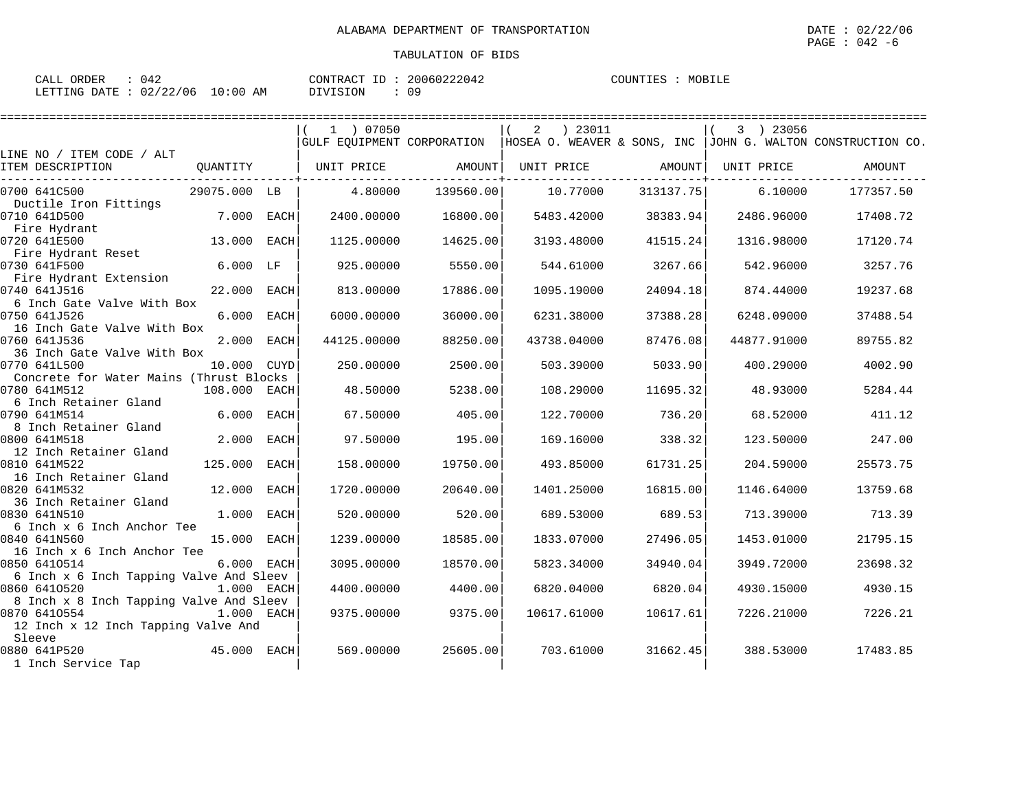ALABAMA DEPARTMENT OF TRANSPORTATION

TABULATION OF BIDS

DATE : 02/22/06
PAGE : 042 -6

CALL ORDER : 042 CONTRACT ID : 20060222042 COUNTIES : MOBILE
LETTING DATE : 02/22/06 10:00 AM DIVISION : 09

| LINE NO / ITEM CODE / ALT ITEM DESCRIPTION | QUANTITY | | ( 1 ) 07050 GULF EQUIPMENT CORPORATION UNIT PRICE | AMOUNT | ( 2 ) 23011 HOSEA O. WEAVER & SONS, INC UNIT PRICE | AMOUNT | ( 3 ) 23056 JOHN G. WALTON CONSTRUCTION CO. UNIT PRICE | AMOUNT |
|---|---|---|---|---|---|---|---|---|
| 0700 641C500 Ductile Iron Fittings | 29075.000 | LB | 4.80000 | 139560.00 | 10.77000 | 313137.75 | 6.10000 | 177357.50 |
| 0710 641D500 Fire Hydrant | 7.000 | EACH | 2400.00000 | 16800.00 | 5483.42000 | 38383.94 | 2486.96000 | 17408.72 |
| 0720 641E500 Fire Hydrant Reset | 13.000 | EACH | 1125.00000 | 14625.00 | 3193.48000 | 41515.24 | 1316.98000 | 17120.74 |
| 0730 641F500 Fire Hydrant Extension | 6.000 | LF | 925.00000 | 5550.00 | 544.61000 | 3267.66 | 542.96000 | 3257.76 |
| 0740 641J516 6 Inch Gate Valve With Box | 22.000 | EACH | 813.00000 | 17886.00 | 1095.19000 | 24094.18 | 874.44000 | 19237.68 |
| 0750 641J526 16 Inch Gate Valve With Box | 6.000 | EACH | 6000.00000 | 36000.00 | 6231.38000 | 37388.28 | 6248.09000 | 37488.54 |
| 0760 641J536 36 Inch Gate Valve With Box | 2.000 | EACH | 44125.00000 | 88250.00 | 43738.04000 | 87476.08 | 44877.91000 | 89755.82 |
| 0770 641L500 Concrete for Water Mains (Thrust Blocks | 10.000 | CUYD | 250.00000 | 2500.00 | 503.39000 | 5033.90 | 400.29000 | 4002.90 |
| 0780 641M512 6 Inch Retainer Gland | 108.000 | EACH | 48.50000 | 5238.00 | 108.29000 | 11695.32 | 48.93000 | 5284.44 |
| 0790 641M514 8 Inch Retainer Gland | 6.000 | EACH | 67.50000 | 405.00 | 122.70000 | 736.20 | 68.52000 | 411.12 |
| 0800 641M518 12 Inch Retainer Gland | 2.000 | EACH | 97.50000 | 195.00 | 169.16000 | 338.32 | 123.50000 | 247.00 |
| 0810 641M522 16 Inch Retainer Gland | 125.000 | EACH | 158.00000 | 19750.00 | 493.85000 | 61731.25 | 204.59000 | 25573.75 |
| 0820 641M532 36 Inch Retainer Gland | 12.000 | EACH | 1720.00000 | 20640.00 | 1401.25000 | 16815.00 | 1146.64000 | 13759.68 |
| 0830 641N510 6 Inch x 6 Inch Anchor Tee | 1.000 | EACH | 520.00000 | 520.00 | 689.53000 | 689.53 | 713.39000 | 713.39 |
| 0840 641N560 16 Inch x 6 Inch Anchor Tee | 15.000 | EACH | 1239.00000 | 18585.00 | 1833.07000 | 27496.05 | 1453.01000 | 21795.15 |
| 0850 641O514 6 Inch x 6 Inch Tapping Valve And Sleev | 6.000 | EACH | 3095.00000 | 18570.00 | 5823.34000 | 34940.04 | 3949.72000 | 23698.32 |
| 0860 641O520 8 Inch x 8 Inch Tapping Valve And Sleev | 1.000 | EACH | 4400.00000 | 4400.00 | 6820.04000 | 6820.04 | 4930.15000 | 4930.15 |
| 0870 641O554 12 Inch x 12 Inch Tapping Valve And Sleeve | 1.000 | EACH | 9375.00000 | 9375.00 | 10617.61000 | 10617.61 | 7226.21000 | 7226.21 |
| 0880 641P520 1 Inch Service Tap | 45.000 | EACH | 569.00000 | 25605.00 | 703.61000 | 31662.45 | 388.53000 | 17483.85 |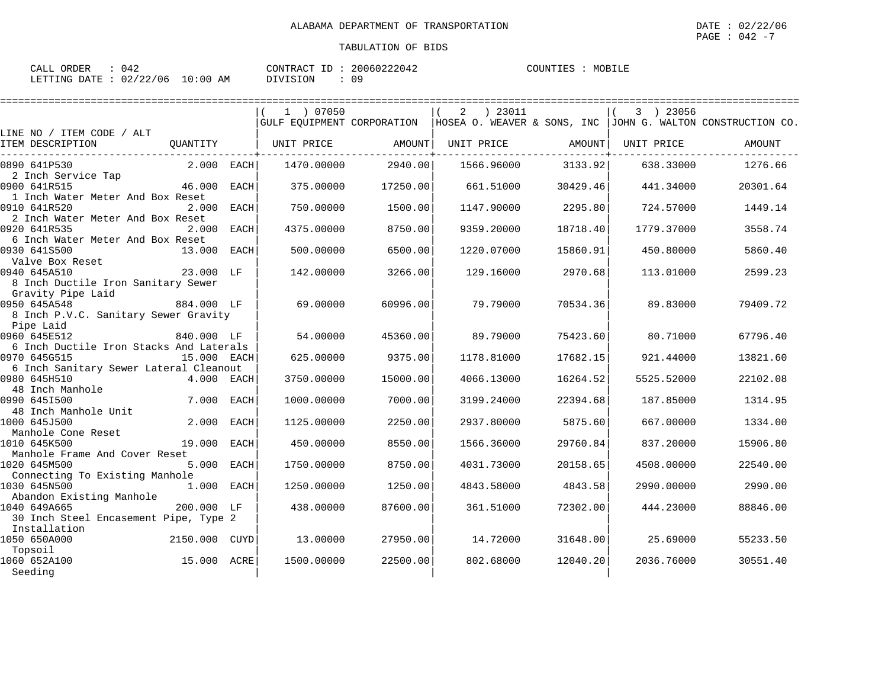ALABAMA DEPARTMENT OF TRANSPORTATION

DATE : 02/22/06

PAGE : 042 -7

TABULATION OF BIDS

CALL ORDER : 042 CONTRACT ID : 20060222042 COUNTIES : MOBILE

LETTING DATE : 02/22/06 10:00 AM DIVISION : 09

| LINE NO / ITEM CODE / ALT ITEM DESCRIPTION | QUANTITY | (1) 07050 GULF EQUIPMENT CORPORATION UNIT PRICE | AMOUNT | (2) 23011 HOSEA O. WEAVER & SONS, INC UNIT PRICE | AMOUNT | (3) 23056 JOHN G. WALTON CONSTRUCTION CO. UNIT PRICE | AMOUNT |
|---|---|---|---|---|---|---|---|
| 0890 641P530 2 Inch Service Tap | 2.000 EACH | 1470.00000 | 2940.00 | 1566.96000 | 3133.92 | 638.33000 | 1276.66 |
| 0900 641R515 1 Inch Water Meter And Box Reset | 46.000 EACH | 375.00000 | 17250.00 | 661.51000 | 30429.46 | 441.34000 | 20301.64 |
| 0910 641R520 2 Inch Water Meter And Box Reset | 2.000 EACH | 750.00000 | 1500.00 | 1147.90000 | 2295.80 | 724.57000 | 1449.14 |
| 0920 641R535 6 Inch Water Meter And Box Reset | 2.000 EACH | 4375.00000 | 8750.00 | 9359.20000 | 18718.40 | 1779.37000 | 3558.74 |
| 0930 641S500 Valve Box Reset | 13.000 EACH | 500.00000 | 6500.00 | 1220.07000 | 15860.91 | 450.80000 | 5860.40 |
| 0940 645A510 8 Inch Ductile Iron Sanitary Sewer Gravity Pipe Laid | 23.000 LF | 142.00000 | 3266.00 | 129.16000 | 2970.68 | 113.01000 | 2599.23 |
| 0950 645A548 8 Inch P.V.C. Sanitary Sewer Gravity Pipe Laid | 884.000 LF | 69.00000 | 60996.00 | 79.79000 | 70534.36 | 89.83000 | 79409.72 |
| 0960 645E512 6 Inch Ductile Iron Stacks And Laterals | 840.000 LF | 54.00000 | 45360.00 | 89.79000 | 75423.60 | 80.71000 | 67796.40 |
| 0970 645G515 6 Inch Sanitary Sewer Lateral Cleanout | 15.000 EACH | 625.00000 | 9375.00 | 1178.81000 | 17682.15 | 921.44000 | 13821.60 |
| 0980 645H510 48 Inch Manhole | 4.000 EACH | 3750.00000 | 15000.00 | 4066.13000 | 16264.52 | 5525.52000 | 22102.08 |
| 0990 645I500 48 Inch Manhole Unit | 7.000 EACH | 1000.00000 | 7000.00 | 3199.24000 | 22394.68 | 187.85000 | 1314.95 |
| 1000 645J500 Manhole Cone Reset | 2.000 EACH | 1125.00000 | 2250.00 | 2937.80000 | 5875.60 | 667.00000 | 1334.00 |
| 1010 645K500 Manhole Frame And Cover Reset | 19.000 EACH | 450.00000 | 8550.00 | 1566.36000 | 29760.84 | 837.20000 | 15906.80 |
| 1020 645M500 Connecting To Existing Manhole | 5.000 EACH | 1750.00000 | 8750.00 | 4031.73000 | 20158.65 | 4508.00000 | 22540.00 |
| 1030 645N500 Abandon Existing Manhole | 1.000 EACH | 1250.00000 | 1250.00 | 4843.58000 | 4843.58 | 2990.00000 | 2990.00 |
| 1040 649A665 30 Inch Steel Encasement Pipe, Type 2 Installation | 200.000 LF | 438.00000 | 87600.00 | 361.51000 | 72302.00 | 444.23000 | 88846.00 |
| 1050 650A000 Topsoil | 2150.000 CUYD | 13.00000 | 27950.00 | 14.72000 | 31648.00 | 25.69000 | 55233.50 |
| 1060 652A100 Seeding | 15.000 ACRE | 1500.00000 | 22500.00 | 802.68000 | 12040.20 | 2036.76000 | 30551.40 |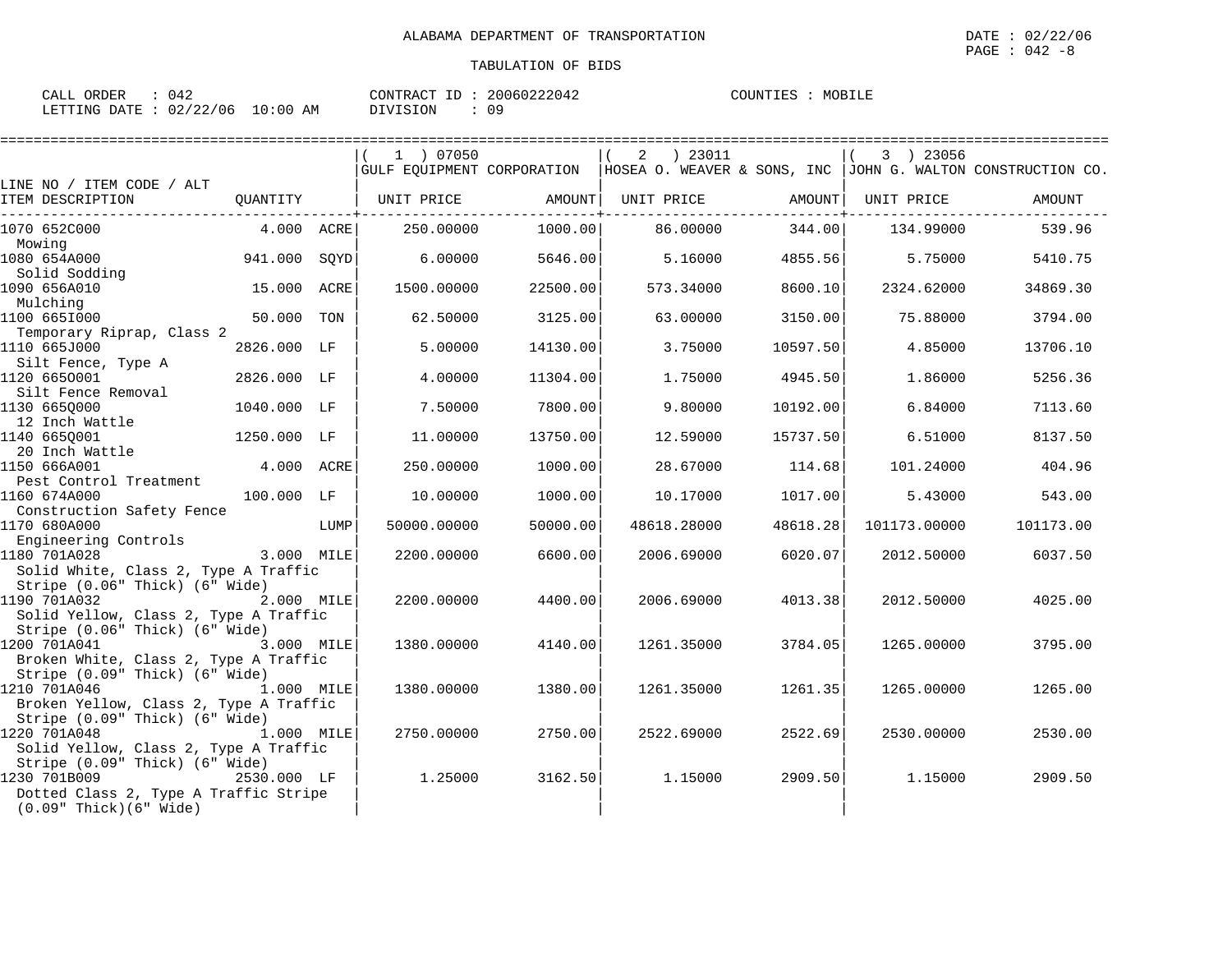ALABAMA DEPARTMENT OF TRANSPORTATION

DATE : 02/22/06

TABULATION OF BIDS

CALL ORDER : 042 CONTRACT ID : 20060222042 COUNTIES : MOBILE
LETTING DATE : 02/22/06 10:00 AM DIVISION : 09

| LINE NO / ITEM CODE / ALT ITEM DESCRIPTION | QUANTITY | | ( 1 ) 07050 GULF EQUIPMENT CORPORATION UNIT PRICE | AMOUNT | ( 2 ) 23011 HOSEA O. WEAVER & SONS, INC UNIT PRICE | AMOUNT | ( 3 ) 23056 JOHN G. WALTON CONSTRUCTION CO. UNIT PRICE | AMOUNT |
|---|---|---|---|---|---|---|---|---|
| 1070 652C000 Mowing | 4.000 | ACRE | 250.00000 | 1000.00 | 86.00000 | 344.00 | 134.99000 | 539.96 |
| 1080 654A000 Solid Sodding | 941.000 | SQYD | 6.00000 | 5646.00 | 5.16000 | 4855.56 | 5.75000 | 5410.75 |
| 1090 656A010 Mulching | 15.000 | ACRE | 1500.00000 | 22500.00 | 573.34000 | 8600.10 | 2324.62000 | 34869.30 |
| 1100 665I000 Temporary Riprap, Class 2 | 50.000 | TON | 62.50000 | 3125.00 | 63.00000 | 3150.00 | 75.88000 | 3794.00 |
| 1110 665J000 Silt Fence, Type A | 2826.000 | LF | 5.00000 | 14130.00 | 3.75000 | 10597.50 | 4.85000 | 13706.10 |
| 1120 665O001 Silt Fence Removal | 2826.000 | LF | 4.00000 | 11304.00 | 1.75000 | 4945.50 | 1.86000 | 5256.36 |
| 1130 665Q000 12 Inch Wattle | 1040.000 | LF | 7.50000 | 7800.00 | 9.80000 | 10192.00 | 6.84000 | 7113.60 |
| 1140 665Q001 20 Inch Wattle | 1250.000 | LF | 11.00000 | 13750.00 | 12.59000 | 15737.50 | 6.51000 | 8137.50 |
| 1150 666A001 Pest Control Treatment | 4.000 | ACRE | 250.00000 | 1000.00 | 28.67000 | 114.68 | 101.24000 | 404.96 |
| 1160 674A000 Construction Safety Fence | 100.000 | LF | 10.00000 | 1000.00 | 10.17000 | 1017.00 | 5.43000 | 543.00 |
| 1170 680A000 Engineering Controls | | LUMP | 50000.00000 | 50000.00 | 48618.28000 | 48618.28 | 101173.00000 | 101173.00 |
| 1180 701A028 Solid White, Class 2, Type A Traffic Stripe (0.06" Thick) (6" Wide) | 3.000 | MILE | 2200.00000 | 6600.00 | 2006.69000 | 6020.07 | 2012.50000 | 6037.50 |
| 1190 701A032 Solid Yellow, Class 2, Type A Traffic Stripe (0.06" Thick) (6" Wide) | 2.000 | MILE | 2200.00000 | 4400.00 | 2006.69000 | 4013.38 | 2012.50000 | 4025.00 |
| 1200 701A041 Broken White, Class 2, Type A Traffic Stripe (0.09" Thick) (6" Wide) | 3.000 | MILE | 1380.00000 | 4140.00 | 1261.35000 | 3784.05 | 1265.00000 | 3795.00 |
| 1210 701A046 Broken Yellow, Class 2, Type A Traffic Stripe (0.09" Thick) (6" Wide) | 1.000 | MILE | 1380.00000 | 1380.00 | 1261.35000 | 1261.35 | 1265.00000 | 1265.00 |
| 1220 701A048 Solid Yellow, Class 2, Type A Traffic Stripe (0.09" Thick) (6" Wide) | 1.000 | MILE | 2750.00000 | 2750.00 | 2522.69000 | 2522.69 | 2530.00000 | 2530.00 |
| 1230 701B009 Dotted Class 2, Type A Traffic Stripe (0.09" Thick)(6" Wide) | 2530.000 | LF | 1.25000 | 3162.50 | 1.15000 | 2909.50 | 1.15000 | 2909.50 |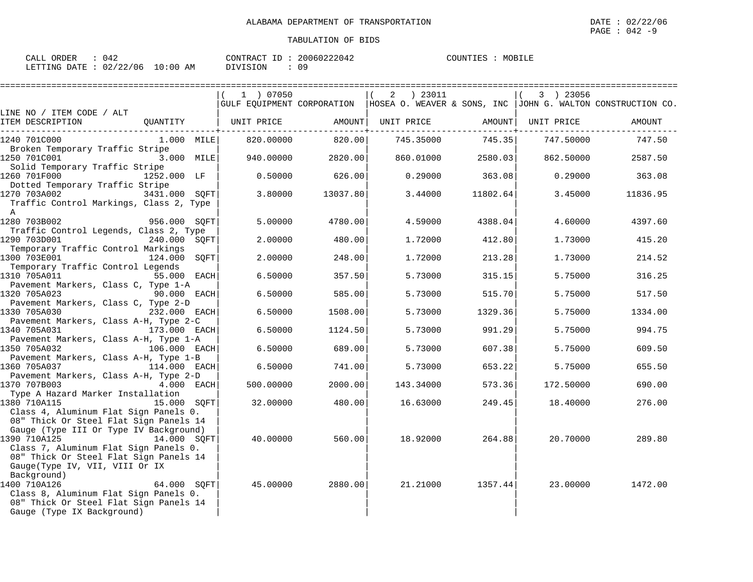ALABAMA DEPARTMENT OF TRANSPORTATION

TABULATION OF BIDS

CALL ORDER : 042 CONTRACT ID : 20060222042 COUNTIES : MOBILE
LETTING DATE : 02/22/06 10:00 AM DIVISION : 09

| LINE NO / ITEM CODE / ALT ITEM DESCRIPTION | QUANTITY | ( 1 ) 07050 GULF EQUIPMENT CORPORATION UNIT PRICE | AMOUNT | ( 2 ) 23011 HOSEA O. WEAVER & SONS, INC UNIT PRICE | AMOUNT | ( 3 ) 23056 JOHN G. WALTON CONSTRUCTION CO. UNIT PRICE | AMOUNT |
|---|---|---|---|---|---|---|---|
| 1240 701C000 Broken Temporary Traffic Stripe | 1.000 MILE | 820.00000 | 820.00 | 745.35000 | 745.35 | 747.50000 | 747.50 |
| 1250 701C001 Solid Temporary Traffic Stripe | 3.000 MILE | 940.00000 | 2820.00 | 860.01000 | 2580.03 | 862.50000 | 2587.50 |
| 1260 701F000 Dotted Temporary Traffic Stripe | 1252.000 LF | 0.50000 | 626.00 | 0.29000 | 363.08 | 0.29000 | 363.08 |
| 1270 703A002 Traffic Control Markings, Class 2, Type A | 3431.000 SQFT | 3.80000 | 13037.80 | 3.44000 | 11802.64 | 3.45000 | 11836.95 |
| 1280 703B002 Traffic Control Legends, Class 2, Type | 956.000 SQFT | 5.00000 | 4780.00 | 4.59000 | 4388.04 | 4.60000 | 4397.60 |
| 1290 703D001 Temporary Traffic Control Markings | 240.000 SQFT | 2.00000 | 480.00 | 1.72000 | 412.80 | 1.73000 | 415.20 |
| 1300 703E001 Temporary Traffic Control Legends | 124.000 SQFT | 2.00000 | 248.00 | 1.72000 | 213.28 | 1.73000 | 214.52 |
| 1310 705A011 Pavement Markers, Class C, Type 1-A | 55.000 EACH | 6.50000 | 357.50 | 5.73000 | 315.15 | 5.75000 | 316.25 |
| 1320 705A023 Pavement Markers, Class C, Type 2-D | 90.000 EACH | 6.50000 | 585.00 | 5.73000 | 515.70 | 5.75000 | 517.50 |
| 1330 705A030 Pavement Markers, Class A-H, Type 2-C | 232.000 EACH | 6.50000 | 1508.00 | 5.73000 | 1329.36 | 5.75000 | 1334.00 |
| 1340 705A031 Pavement Markers, Class A-H, Type 1-A | 173.000 EACH | 6.50000 | 1124.50 | 5.73000 | 991.29 | 5.75000 | 994.75 |
| 1350 705A032 Pavement Markers, Class A-H, Type 1-B | 106.000 EACH | 6.50000 | 689.00 | 5.73000 | 607.38 | 5.75000 | 609.50 |
| 1360 705A037 Pavement Markers, Class A-H, Type 2-D | 114.000 EACH | 6.50000 | 741.00 | 5.73000 | 653.22 | 5.75000 | 655.50 |
| 1370 707B003 Type A Hazard Marker Installation | 4.000 EACH | 500.00000 | 2000.00 | 143.34000 | 573.36 | 172.50000 | 690.00 |
| 1380 710A115 Class 4, Aluminum Flat Sign Panels 0. 08" Thick Or Steel Flat Sign Panels 14 Gauge (Type III Or Type IV Background) | 15.000 SQFT | 32.00000 | 480.00 | 16.63000 | 249.45 | 18.40000 | 276.00 |
| 1390 710A125 Class 7, Aluminum Flat Sign Panels 0. 08" Thick Or Steel Flat Sign Panels 14 Gauge(Type IV, VII, VIII Or IX Background) | 14.000 SQFT | 40.00000 | 560.00 | 18.92000 | 264.88 | 20.70000 | 289.80 |
| 1400 710A126 Class 8, Aluminum Flat Sign Panels 0. 08" Thick Or Steel Flat Sign Panels 14 Gauge (Type IX Background) | 64.000 SQFT | 45.00000 | 2880.00 | 21.21000 | 1357.44 | 23.00000 | 1472.00 |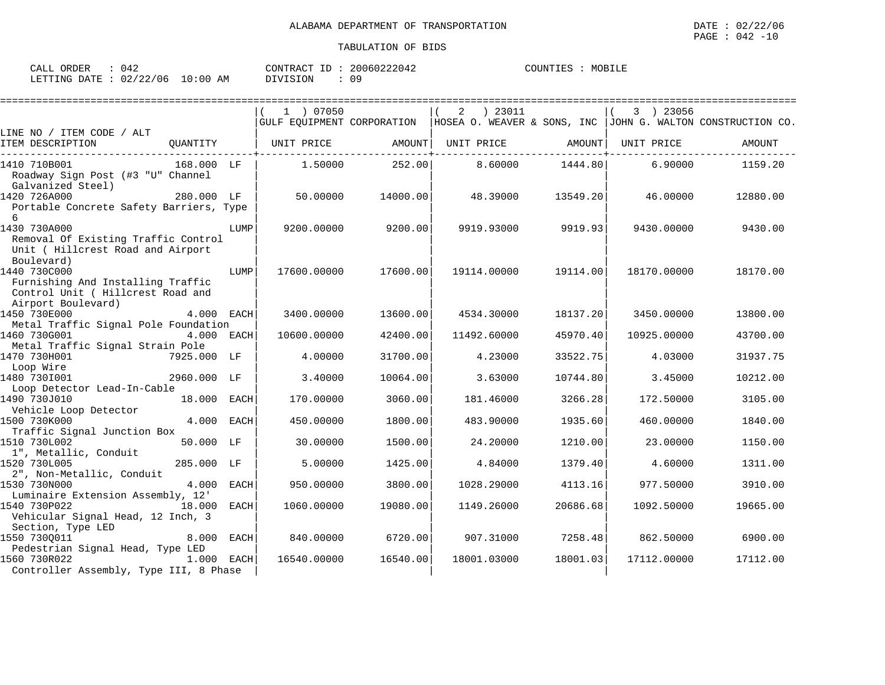ALABAMA DEPARTMENT OF TRANSPORTATION

TABULATION OF BIDS

DATE : 02/22/06
PAGE : 042 -10

CALL ORDER : 042
LETTING DATE : 02/22/06 10:00 AM

CONTRACT ID : 20060222042
DIVISION : 09

COUNTIES : MOBILE

| LINE NO / ITEM CODE / ALT<br>ITEM DESCRIPTION | QUANTITY | ( 1 ) 07050<br>GULF EQUIPMENT CORPORATION<br>UNIT PRICE | AMOUNT | ( 2 ) 23011<br>HOSEA O. WEAVER & SONS, INC<br>UNIT PRICE | AMOUNT | ( 3 ) 23056<br>JOHN G. WALTON CONSTRUCTION CO.<br>UNIT PRICE | AMOUNT |
|---|---|---|---|---|---|---|---|
| 1410 710B001<br>Roadway Sign Post (#3 "U" Channel Galvanized Steel) | 168.000 LF | 1.50000 | 252.00 | 8.60000 | 1444.80 | 6.90000 | 1159.20 |
| 1420 726A000<br>Portable Concrete Safety Barriers, Type 6 | 280.000 LF | 50.00000 | 14000.00 | 48.39000 | 13549.20 | 46.00000 | 12880.00 |
| 1430 730A000<br>Removal Of Existing Traffic Control Unit ( Hillcrest Road and Airport Boulevard) | LUMP | 9200.00000 | 9200.00 | 9919.93000 | 9919.93 | 9430.00000 | 9430.00 |
| 1440 730C000<br>Furnishing And Installing Traffic Control Unit ( Hillcrest Road and Airport Boulevard) | LUMP | 17600.00000 | 17600.00 | 19114.00000 | 19114.00 | 18170.00000 | 18170.00 |
| 1450 730E000<br>Metal Traffic Signal Pole Foundation | 4.000 EACH | 3400.00000 | 13600.00 | 4534.30000 | 18137.20 | 3450.00000 | 13800.00 |
| 1460 730G001<br>Metal Traffic Signal Strain Pole | 4.000 EACH | 10600.00000 | 42400.00 | 11492.60000 | 45970.40 | 10925.00000 | 43700.00 |
| 1470 730H001<br>Loop Wire | 7925.000 LF | 4.00000 | 31700.00 | 4.23000 | 33522.75 | 4.03000 | 31937.75 |
| 1480 730I001<br>Loop Detector Lead-In-Cable | 2960.000 LF | 3.40000 | 10064.00 | 3.63000 | 10744.80 | 3.45000 | 10212.00 |
| 1490 730J010<br>Vehicle Loop Detector | 18.000 EACH | 170.00000 | 3060.00 | 181.46000 | 3266.28 | 172.50000 | 3105.00 |
| 1500 730K000<br>Traffic Signal Junction Box | 4.000 EACH | 450.00000 | 1800.00 | 483.90000 | 1935.60 | 460.00000 | 1840.00 |
| 1510 730L002<br>1", Metallic, Conduit | 50.000 LF | 30.00000 | 1500.00 | 24.20000 | 1210.00 | 23.00000 | 1150.00 |
| 1520 730L005<br>2", Non-Metallic, Conduit | 285.000 LF | 5.00000 | 1425.00 | 4.84000 | 1379.40 | 4.60000 | 1311.00 |
| 1530 730N000<br>Luminaire Extension Assembly, 12' | 4.000 EACH | 950.00000 | 3800.00 | 1028.29000 | 4113.16 | 977.50000 | 3910.00 |
| 1540 730P022<br>Vehicular Signal Head, 12 Inch, 3 Section, Type LED | 18.000 EACH | 1060.00000 | 19080.00 | 1149.26000 | 20686.68 | 1092.50000 | 19665.00 |
| 1550 730Q011<br>Pedestrian Signal Head, Type LED | 8.000 EACH | 840.00000 | 6720.00 | 907.31000 | 7258.48 | 862.50000 | 6900.00 |
| 1560 730R022<br>Controller Assembly, Type III, 8 Phase | 1.000 EACH | 16540.00000 | 16540.00 | 18001.03000 | 18001.03 | 17112.00000 | 17112.00 |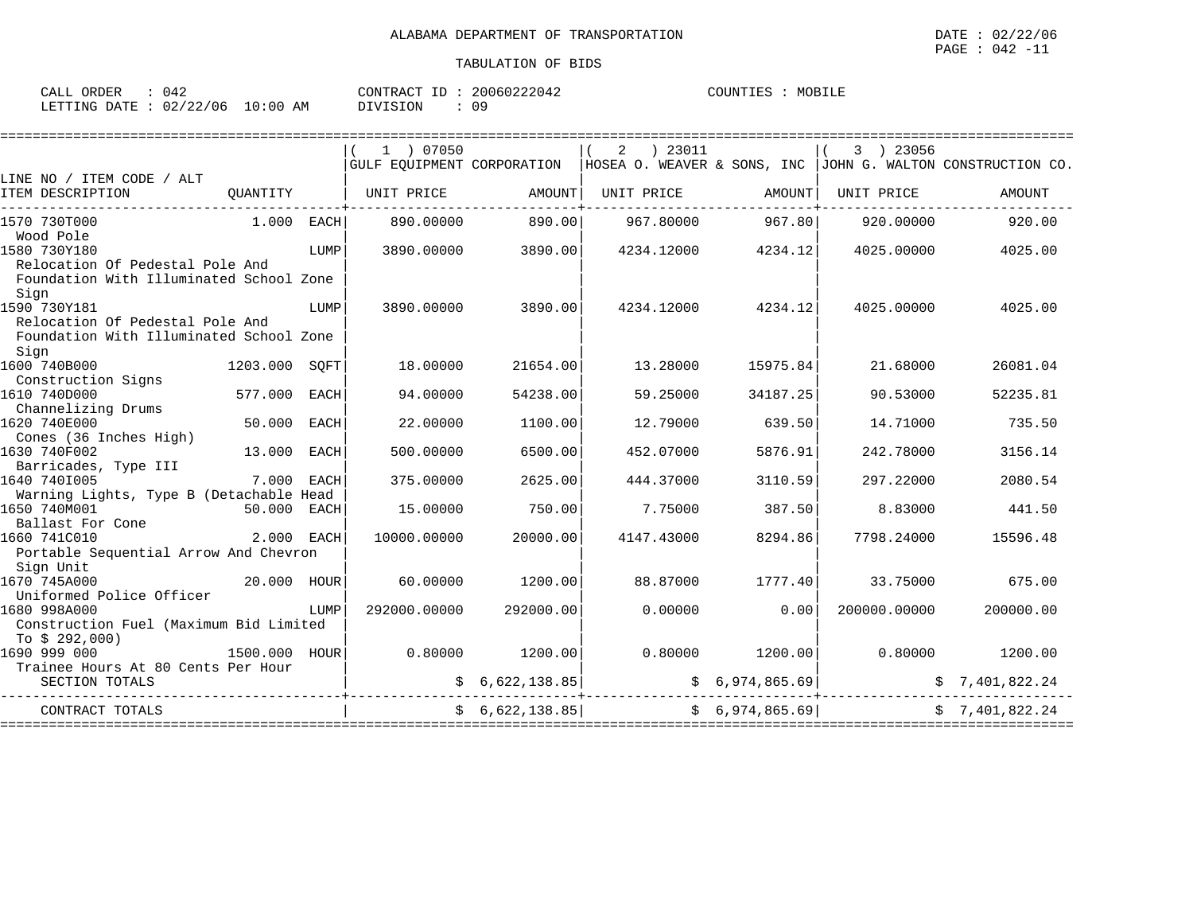ALABAMA DEPARTMENT OF TRANSPORTATION

TABULATION OF BIDS

CALL ORDER : 042 CONTRACT ID : 20060222042 COUNTIES : MOBILE
LETTING DATE : 02/22/06 10:00 AM DIVISION : 09

| LINE NO / ITEM CODE / ALT ITEM DESCRIPTION | QUANTITY | (1) 07050 GULF EQUIPMENT CORPORATION UNIT PRICE | AMOUNT | (2) 23011 HOSEA O. WEAVER & SONS, INC UNIT PRICE | AMOUNT | (3) 23056 JOHN G. WALTON CONSTRUCTION CO. UNIT PRICE | AMOUNT |
|---|---|---|---|---|---|---|---|
| 1570 730T000 Wood Pole | 1.000 EACH | 890.00000 | 890.00 | 967.80000 | 967.80 | 920.00000 | 920.00 |
| 1580 730Y180 Relocation Of Pedestal Pole And Foundation With Illuminated School Zone Sign | LUMP | 3890.00000 | 3890.00 | 4234.12000 | 4234.12 | 4025.00000 | 4025.00 |
| 1590 730Y181 Relocation Of Pedestal Pole And Foundation With Illuminated School Zone Sign | LUMP | 3890.00000 | 3890.00 | 4234.12000 | 4234.12 | 4025.00000 | 4025.00 |
| 1600 740B000 Construction Signs | 1203.000 SQFT | 18.00000 | 21654.00 | 13.28000 | 15975.84 | 21.68000 | 26081.04 |
| 1610 740D000 Channelizing Drums | 577.000 EACH | 94.00000 | 54238.00 | 59.25000 | 34187.25 | 90.53000 | 52235.81 |
| 1620 740E000 Cones (36 Inches High) | 50.000 EACH | 22.00000 | 1100.00 | 12.79000 | 639.50 | 14.71000 | 735.50 |
| 1630 740F002 Barricades, Type III | 13.000 EACH | 500.00000 | 6500.00 | 452.07000 | 5876.91 | 242.78000 | 3156.14 |
| 1640 740I005 Warning Lights, Type B (Detachable Head | 7.000 EACH | 375.00000 | 2625.00 | 444.37000 | 3110.59 | 297.22000 | 2080.54 |
| 1650 740M001 Ballast For Cone | 50.000 EACH | 15.00000 | 750.00 | 7.75000 | 387.50 | 8.83000 | 441.50 |
| 1660 741C010 Portable Sequential Arrow And Chevron Sign Unit | 2.000 EACH | 10000.00000 | 20000.00 | 4147.43000 | 8294.86 | 7798.24000 | 15596.48 |
| 1670 745A000 Uniformed Police Officer | 20.000 HOUR | 60.00000 | 1200.00 | 88.87000 | 1777.40 | 33.75000 | 675.00 |
| 1680 998A000 Construction Fuel (Maximum Bid Limited To $ 292,000) | LUMP | 292000.00000 | 292000.00 | 0.00000 | 0.00 | 200000.00000 | 200000.00 |
| 1690 999 000 Trainee Hours At 80 Cents Per Hour | 1500.000 HOUR | 0.80000 | 1200.00 | 0.80000 | 1200.00 | 0.80000 | 1200.00 |
| SECTION TOTALS | | | $ 6,622,138.85 | | $ 6,974,865.69 | | $ 7,401,822.24 |
| CONTRACT TOTALS | | | $ 6,622,138.85 | | $ 6,974,865.69 | | $ 7,401,822.24 |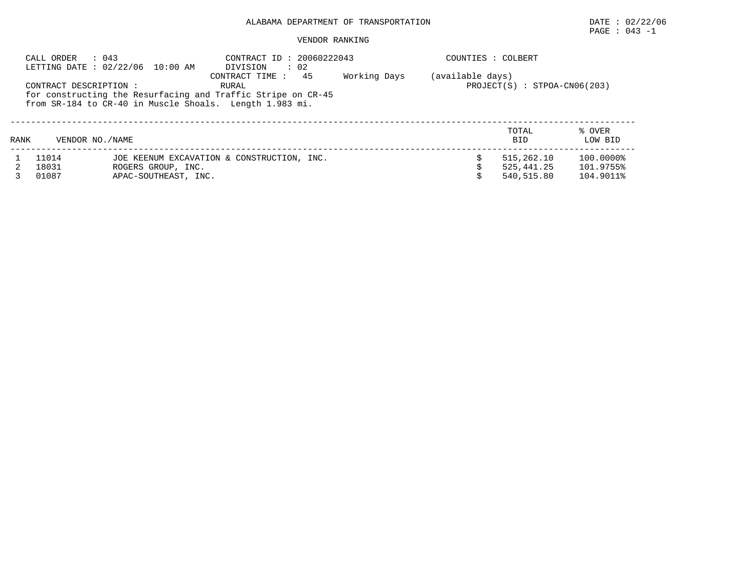ALABAMA DEPARTMENT OF TRANSPORTATION

DATE : 02/22/06

VENDOR RANKING

CALL ORDER : 043
LETTING DATE : 02/22/06 10:00 AM

CONTRACT ID : 20060222043
DIVISION : 02
CONTRACT TIME : 45 Working Days (available days)

COUNTIES : COLBERT

CONTRACT DESCRIPTION : RURAL
for constructing the Resurfacing and Traffic Stripe on CR-45
from SR-184 to CR-40 in Muscle Shoals. Length 1.983 mi.

PROJECT(S) : STPOA-CN06(203)

| RANK | VENDOR NO. | NAME | TOTAL BID | % OVER LOW BID |
|---|---|---|---|---|
| 1 | 11014 | JOE KEENUM EXCAVATION & CONSTRUCTION, INC. | $ 515,262.10 | 100.0000% |
| 2 | 18031 | ROGERS GROUP, INC. | $ 525,441.25 | 101.9755% |
| 3 | 01087 | APAC-SOUTHEAST, INC. | $ 540,515.80 | 104.9011% |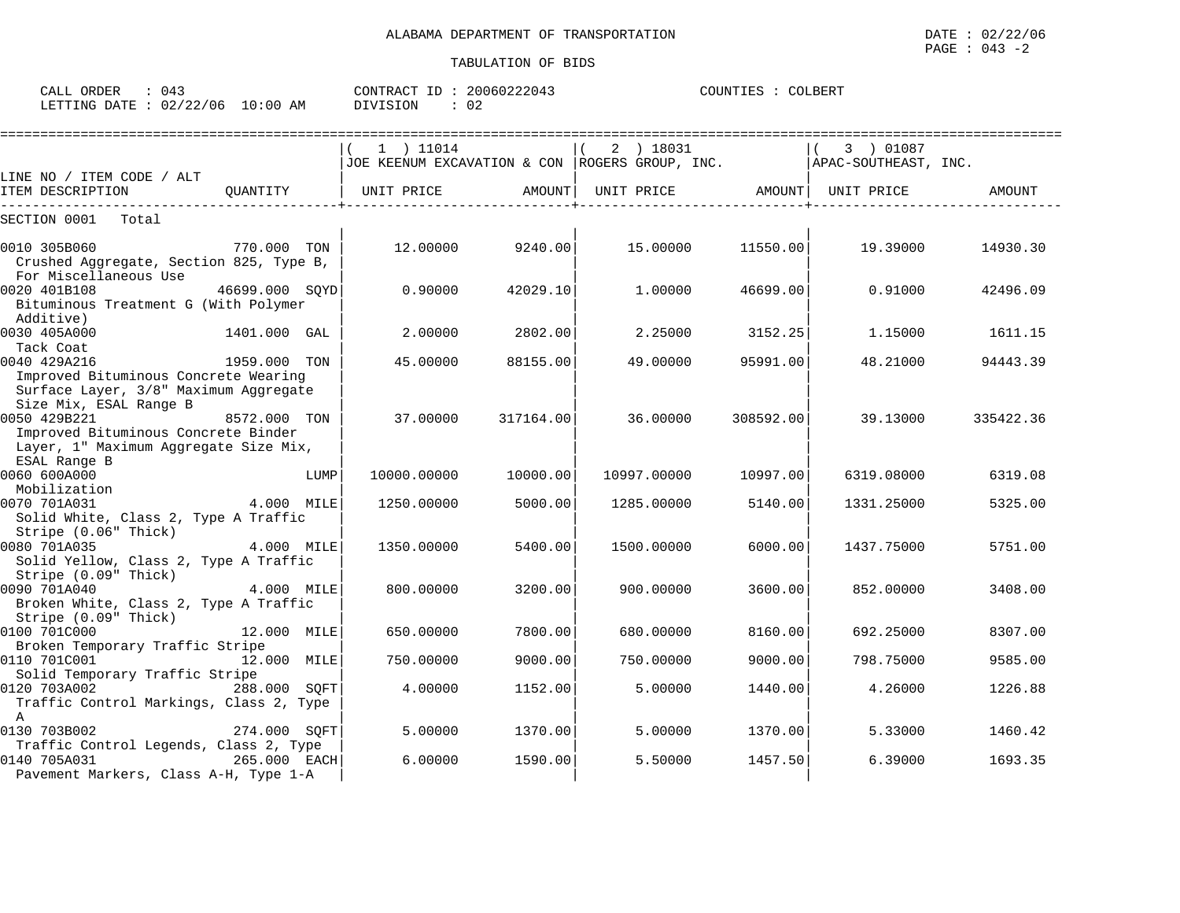ALABAMA DEPARTMENT OF TRANSPORTATION

DATE : 02/22/06

TABULATION OF BIDS

CALL ORDER : 043
LETTING DATE : 02/22/06 10:00 AM

CONTRACT ID : 20060222043
DIVISION : 02

COUNTIES : COLBERT

| LINE NO / ITEM CODE / ALT<br>ITEM DESCRIPTION | QUANTITY | ( 1 ) 11014<br>JOE KEENUM EXCAVATION & CON<br>UNIT PRICE | AMOUNT | ( 2 ) 18031<br>ROGERS GROUP, INC.<br>UNIT PRICE | AMOUNT | ( 3 ) 01087<br>APAC-SOUTHEAST, INC.<br>UNIT PRICE | AMOUNT |
|---|---|---|---|---|---|---|---|
| SECTION 0001 Total | | | | | | | |
| 0010 305B060<br>Crushed Aggregate, Section 825, Type B, For Miscellaneous Use | 770.000 TON | 12.00000 | 9240.00 | 15.00000 | 11550.00 | 19.39000 | 14930.30 |
| 0020 401B108<br>Bituminous Treatment G (With Polymer Additive) | 46699.000 SQYD | 0.90000 | 42029.10 | 1.00000 | 46699.00 | 0.91000 | 42496.09 |
| 0030 405A000<br>Tack Coat | 1401.000 GAL | 2.00000 | 2802.00 | 2.25000 | 3152.25 | 1.15000 | 1611.15 |
| 0040 429A216<br>Improved Bituminous Concrete Wearing Surface Layer, 3/8" Maximum Aggregate Size Mix, ESAL Range B | 1959.000 TON | 45.00000 | 88155.00 | 49.00000 | 95991.00 | 48.21000 | 94443.39 |
| 0050 429B221<br>Improved Bituminous Concrete Binder Layer, 1" Maximum Aggregate Size Mix, ESAL Range B | 8572.000 TON | 37.00000 | 317164.00 | 36.00000 | 308592.00 | 39.13000 | 335422.36 |
| 0060 600A000<br>Mobilization | LUMP | 10000.00000 | 10000.00 | 10997.00000 | 10997.00 | 6319.08000 | 6319.08 |
| 0070 701A031<br>Solid White, Class 2, Type A Traffic Stripe (0.06" Thick) | 4.000 MILE | 1250.00000 | 5000.00 | 1285.00000 | 5140.00 | 1331.25000 | 5325.00 |
| 0080 701A035<br>Solid Yellow, Class 2, Type A Traffic Stripe (0.09" Thick) | 4.000 MILE | 1350.00000 | 5400.00 | 1500.00000 | 6000.00 | 1437.75000 | 5751.00 |
| 0090 701A040<br>Broken White, Class 2, Type A Traffic Stripe (0.09" Thick) | 4.000 MILE | 800.00000 | 3200.00 | 900.00000 | 3600.00 | 852.00000 | 3408.00 |
| 0100 701C000<br>Broken Temporary Traffic Stripe | 12.000 MILE | 650.00000 | 7800.00 | 680.00000 | 8160.00 | 692.25000 | 8307.00 |
| 0110 701C001<br>Solid Temporary Traffic Stripe | 12.000 MILE | 750.00000 | 9000.00 | 750.00000 | 9000.00 | 798.75000 | 9585.00 |
| 0120 703A002<br>Traffic Control Markings, Class 2, Type A | 288.000 SQFT | 4.00000 | 1152.00 | 5.00000 | 1440.00 | 4.26000 | 1226.88 |
| 0130 703B002<br>Traffic Control Legends, Class 2, Type | 274.000 SQFT | 5.00000 | 1370.00 | 5.00000 | 1370.00 | 5.33000 | 1460.42 |
| 0140 705A031<br>Pavement Markers, Class A-H, Type 1-A | 265.000 EACH | 6.00000 | 1590.00 | 5.50000 | 1457.50 | 6.39000 | 1693.35 |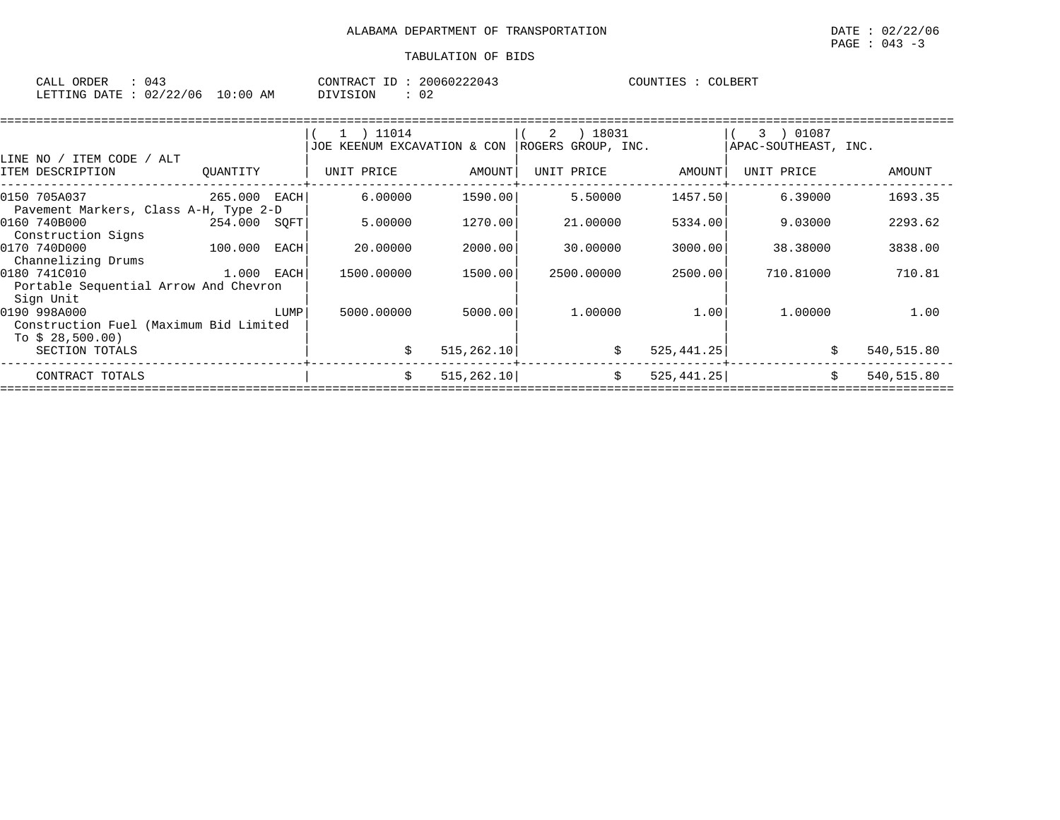ALABAMA DEPARTMENT OF TRANSPORTATION

DATE : 02/22/06

PAGE : 043 -3

TABULATION OF BIDS

CALL ORDER : 043
LETTING DATE : 02/22/06 10:00 AM

CONTRACT ID : 20060222043
DIVISION : 02

COUNTIES : COLBERT

| LINE NO / ITEM CODE / ALT ITEM DESCRIPTION | QUANTITY | ( 1 ) 11014 JOE KEENUM EXCAVATION & CON UNIT PRICE | AMOUNT | ( 2 ) 18031 ROGERS GROUP, INC. UNIT PRICE | AMOUNT | ( 3 ) 01087 APAC-SOUTHEAST, INC. UNIT PRICE | AMOUNT |
|---|---|---|---|---|---|---|---|
| 0150 705A037 Pavement Markers, Class A-H, Type 2-D | 265.000 EACH | 6.00000 | 1590.00 | 5.50000 | 1457.50 | 6.39000 | 1693.35 |
| 0160 740B000 Construction Signs | 254.000 SQFT | 5.00000 | 1270.00 | 21.00000 | 5334.00 | 9.03000 | 2293.62 |
| 0170 740D000 Channelizing Drums | 100.000 EACH | 20.00000 | 2000.00 | 30.00000 | 3000.00 | 38.38000 | 3838.00 |
| 0180 741C010 Portable Sequential Arrow And Chevron Sign Unit | 1.000 EACH | 1500.00000 | 1500.00 | 2500.00000 | 2500.00 | 710.81000 | 710.81 |
| 0190 998A000 Construction Fuel (Maximum Bid Limited To $ 28,500.00) | LUMP | 5000.00000 | 5000.00 | 1.00000 | 1.00 | 1.00000 | 1.00 |
| SECTION TOTALS | | $ | 515,262.10 | $ | 525,441.25 | $ | 540,515.80 |
| CONTRACT TOTALS | | $ | 515,262.10 | $ | 525,441.25 | $ | 540,515.80 |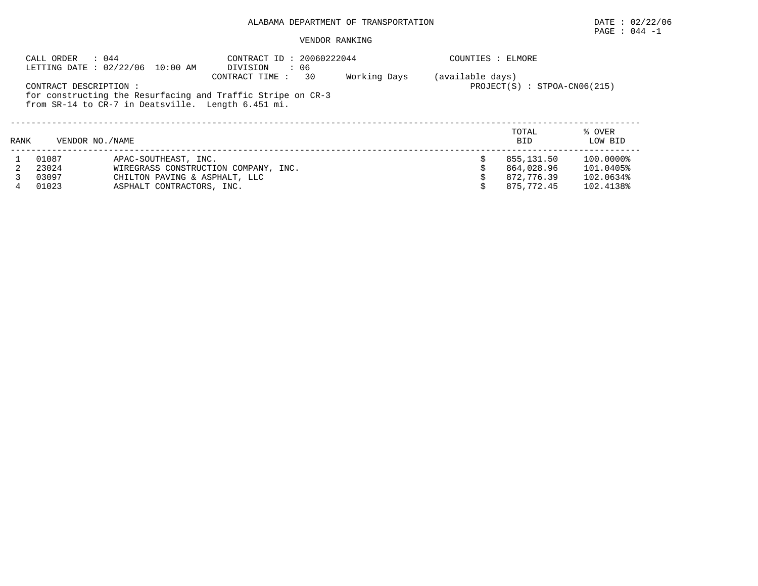ALABAMA DEPARTMENT OF TRANSPORTATION

DATE : 02/22/06

PAGE : 044 -1

VENDOR RANKING

CALL ORDER : 044
LETTING DATE : 02/22/06 10:00 AM

CONTRACT ID : 20060222044
DIVISION : 06
CONTRACT TIME : 30 Working Days (available days)

COUNTIES : ELMORE

PROJECT(S) : STPOA-CN06(215)

CONTRACT DESCRIPTION :
for constructing the Resurfacing and Traffic Stripe on CR-3 from SR-14 to CR-7 in Deatsville. Length 6.451 mi.

| RANK | VENDOR NO. | NAME | TOTAL BID | % OVER LOW BID |
|---|---|---|---|---|
| 1 | 01087 | APAC-SOUTHEAST, INC. | $ 855,131.50 | 100.0000% |
| 2 | 23024 | WIREGRASS CONSTRUCTION COMPANY, INC. | $ 864,028.96 | 101.0405% |
| 3 | 03097 | CHILTON PAVING & ASPHALT, LLC | $ 872,776.39 | 102.0634% |
| 4 | 01023 | ASPHALT CONTRACTORS, INC. | $ 875,772.45 | 102.4138% |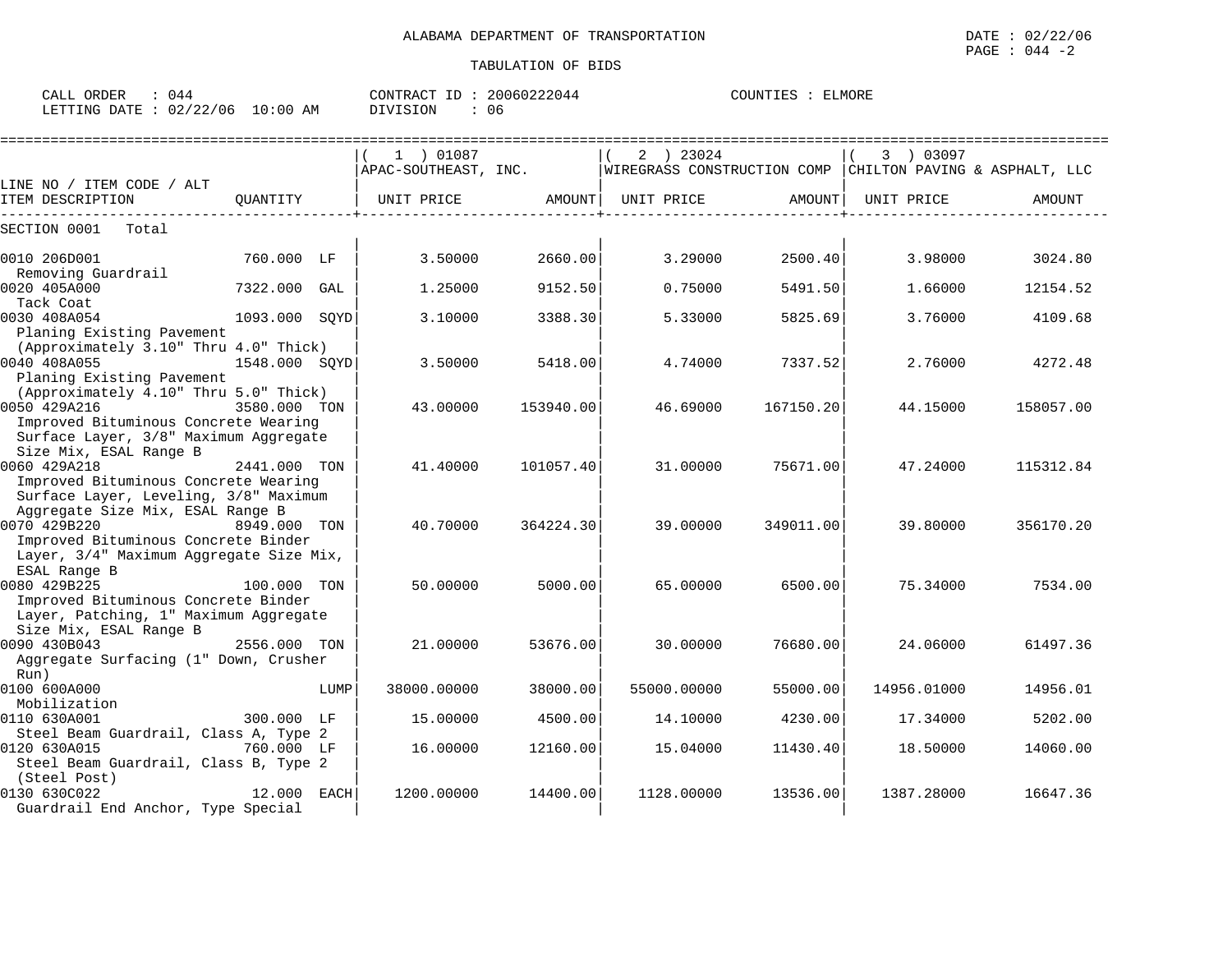ALABAMA DEPARTMENT OF TRANSPORTATION

DATE : 02/22/06

TABULATION OF BIDS

CALL ORDER : 044 CONTRACT ID : 20060222044 COUNTIES : ELMORE
LETTING DATE : 02/22/06 10:00 AM DIVISION : 06

| LINE NO / ITEM CODE / ALT ITEM DESCRIPTION | QUANTITY | ( 1 ) 01087 APAC-SOUTHEAST, INC. UNIT PRICE | AMOUNT | ( 2 ) 23024 WIREGRASS CONSTRUCTION COMP UNIT PRICE | AMOUNT | ( 3 ) 03097 CHILTON PAVING & ASPHALT, LLC UNIT PRICE | AMOUNT |
|---|---|---|---|---|---|---|---|
| SECTION 0001 Total | | | | | | | |
| 0010 206D001 Removing Guardrail | 760.000 LF | 3.50000 | 2660.00 | 3.29000 | 2500.40 | 3.98000 | 3024.80 |
| 0020 405A000 Tack Coat | 7322.000 GAL | 1.25000 | 9152.50 | 0.75000 | 5491.50 | 1.66000 | 12154.52 |
| 0030 408A054 Planing Existing Pavement (Approximately 3.10" Thru 4.0" Thick) | 1093.000 SQYD | 3.10000 | 3388.30 | 5.33000 | 5825.69 | 3.76000 | 4109.68 |
| 0040 408A055 Planing Existing Pavement (Approximately 4.10" Thru 5.0" Thick) | 1548.000 SQYD | 3.50000 | 5418.00 | 4.74000 | 7337.52 | 2.76000 | 4272.48 |
| 0050 429A216 Improved Bituminous Concrete Wearing Surface Layer, 3/8" Maximum Aggregate Size Mix, ESAL Range B | 3580.000 TON | 43.00000 | 153940.00 | 46.69000 | 167150.20 | 44.15000 | 158057.00 |
| 0060 429A218 Improved Bituminous Concrete Wearing Surface Layer, Leveling, 3/8" Maximum Aggregate Size Mix, ESAL Range B | 2441.000 TON | 41.40000 | 101057.40 | 31.00000 | 75671.00 | 47.24000 | 115312.84 |
| 0070 429B220 Improved Bituminous Concrete Binder Layer, 3/4" Maximum Aggregate Size Mix, ESAL Range B | 8949.000 TON | 40.70000 | 364224.30 | 39.00000 | 349011.00 | 39.80000 | 356170.20 |
| 0080 429B225 Improved Bituminous Concrete Binder Layer, Patching, 1" Maximum Aggregate Size Mix, ESAL Range B | 100.000 TON | 50.00000 | 5000.00 | 65.00000 | 6500.00 | 75.34000 | 7534.00 |
| 0090 430B043 Aggregate Surfacing (1" Down, Crusher Run) | 2556.000 TON | 21.00000 | 53676.00 | 30.00000 | 76680.00 | 24.06000 | 61497.36 |
| 0100 600A000 Mobilization | LUMP | 38000.00000 | 38000.00 | 55000.00000 | 55000.00 | 14956.01000 | 14956.01 |
| 0110 630A001 Steel Beam Guardrail, Class A, Type 2 | 300.000 LF | 15.00000 | 4500.00 | 14.10000 | 4230.00 | 17.34000 | 5202.00 |
| 0120 630A015 Steel Beam Guardrail, Class B, Type 2 (Steel Post) | 760.000 LF | 16.00000 | 12160.00 | 15.04000 | 11430.40 | 18.50000 | 14060.00 |
| 0130 630C022 Guardrail End Anchor, Type Special | 12.000 EACH | 1200.00000 | 14400.00 | 1128.00000 | 13536.00 | 1387.28000 | 16647.36 |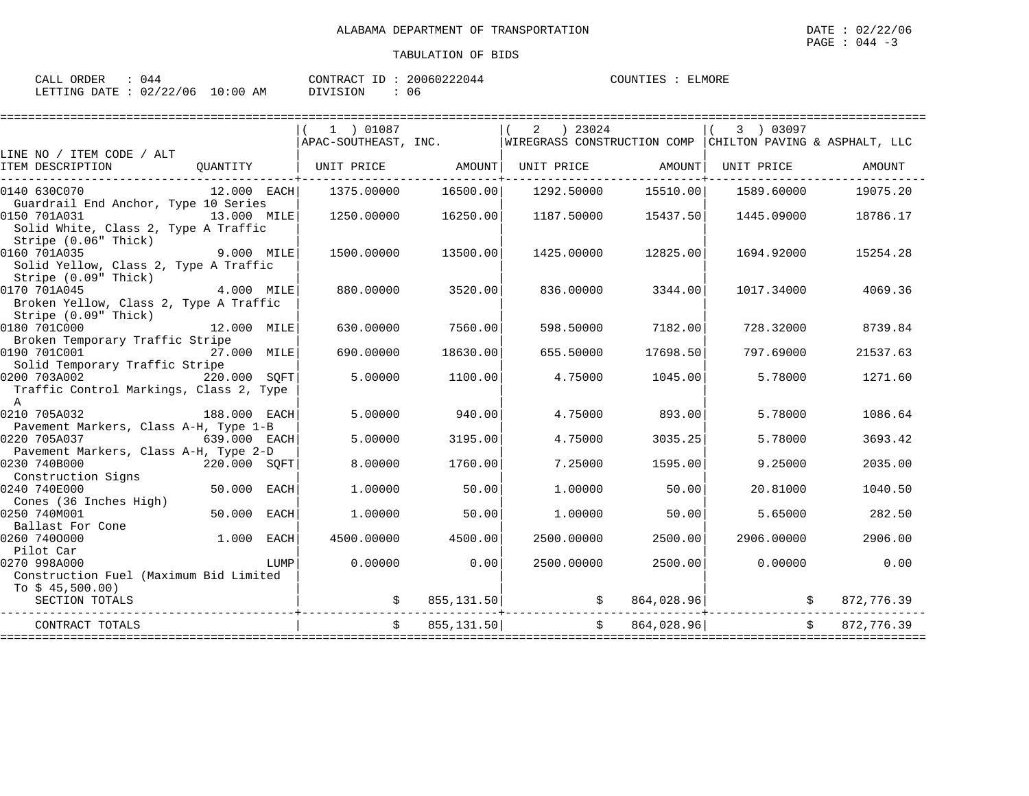ALABAMA DEPARTMENT OF TRANSPORTATION

DATE : 02/22/06

TABULATION OF BIDS

CALL ORDER : 044 CONTRACT ID : 20060222044 COUNTIES : ELMORE
LETTING DATE : 02/22/06 10:00 AM DIVISION : 06

| LINE NO / ITEM CODE / ALT ITEM DESCRIPTION | QUANTITY | ( 1 ) 01087 APAC-SOUTHEAST, INC. UNIT PRICE | AMOUNT | ( 2 ) 23024 WIREGRASS CONSTRUCTION COMP UNIT PRICE | AMOUNT | ( 3 ) 03097 CHILTON PAVING & ASPHALT, LLC UNIT PRICE | AMOUNT |
|---|---|---|---|---|---|---|---|
| 0140 630C070 Guardrail End Anchor, Type 10 Series | 12.000 EACH | 1375.00000 | 16500.00 | 1292.50000 | 15510.00 | 1589.60000 | 19075.20 |
| 0150 701A031 Solid White, Class 2, Type A Traffic Stripe (0.06" Thick) | 13.000 MILE | 1250.00000 | 16250.00 | 1187.50000 | 15437.50 | 1445.09000 | 18786.17 |
| 0160 701A035 Solid Yellow, Class 2, Type A Traffic Stripe (0.09" Thick) | 9.000 MILE | 1500.00000 | 13500.00 | 1425.00000 | 12825.00 | 1694.92000 | 15254.28 |
| 0170 701A045 Broken Yellow, Class 2, Type A Traffic Stripe (0.09" Thick) | 4.000 MILE | 880.00000 | 3520.00 | 836.00000 | 3344.00 | 1017.34000 | 4069.36 |
| 0180 701C000 Broken Temporary Traffic Stripe | 12.000 MILE | 630.00000 | 7560.00 | 598.50000 | 7182.00 | 728.32000 | 8739.84 |
| 0190 701C001 Solid Temporary Traffic Stripe | 27.000 MILE | 690.00000 | 18630.00 | 655.50000 | 17698.50 | 797.69000 | 21537.63 |
| 0200 703A002 Traffic Control Markings, Class 2, Type A | 220.000 SQFT | 5.00000 | 1100.00 | 4.75000 | 1045.00 | 5.78000 | 1271.60 |
| 0210 705A032 Pavement Markers, Class A-H, Type 1-B | 188.000 EACH | 5.00000 | 940.00 | 4.75000 | 893.00 | 5.78000 | 1086.64 |
| 0220 705A037 Pavement Markers, Class A-H, Type 2-D | 639.000 EACH | 5.00000 | 3195.00 | 4.75000 | 3035.25 | 5.78000 | 3693.42 |
| 0230 740B000 Construction Signs | 220.000 SQFT | 8.00000 | 1760.00 | 7.25000 | 1595.00 | 9.25000 | 2035.00 |
| 0240 740E000 Cones (36 Inches High) | 50.000 EACH | 1.00000 | 50.00 | 1.00000 | 50.00 | 20.81000 | 1040.50 |
| 0250 740M001 Ballast For Cone | 50.000 EACH | 1.00000 | 50.00 | 1.00000 | 50.00 | 5.65000 | 282.50 |
| 0260 740O000 Pilot Car | 1.000 EACH | 4500.00000 | 4500.00 | 2500.00000 | 2500.00 | 2906.00000 | 2906.00 |
| 0270 998A000 Construction Fuel (Maximum Bid Limited To $ 45,500.00) | LUMP | 0.00000 | 0.00 | 2500.00000 | 2500.00 | 0.00000 | 0.00 |
| SECTION TOTALS | | $ | 855,131.50 | $ | 864,028.96 | $ | 872,776.39 |
| CONTRACT TOTALS | | $ | 855,131.50 | $ | 864,028.96 | $ | 872,776.39 |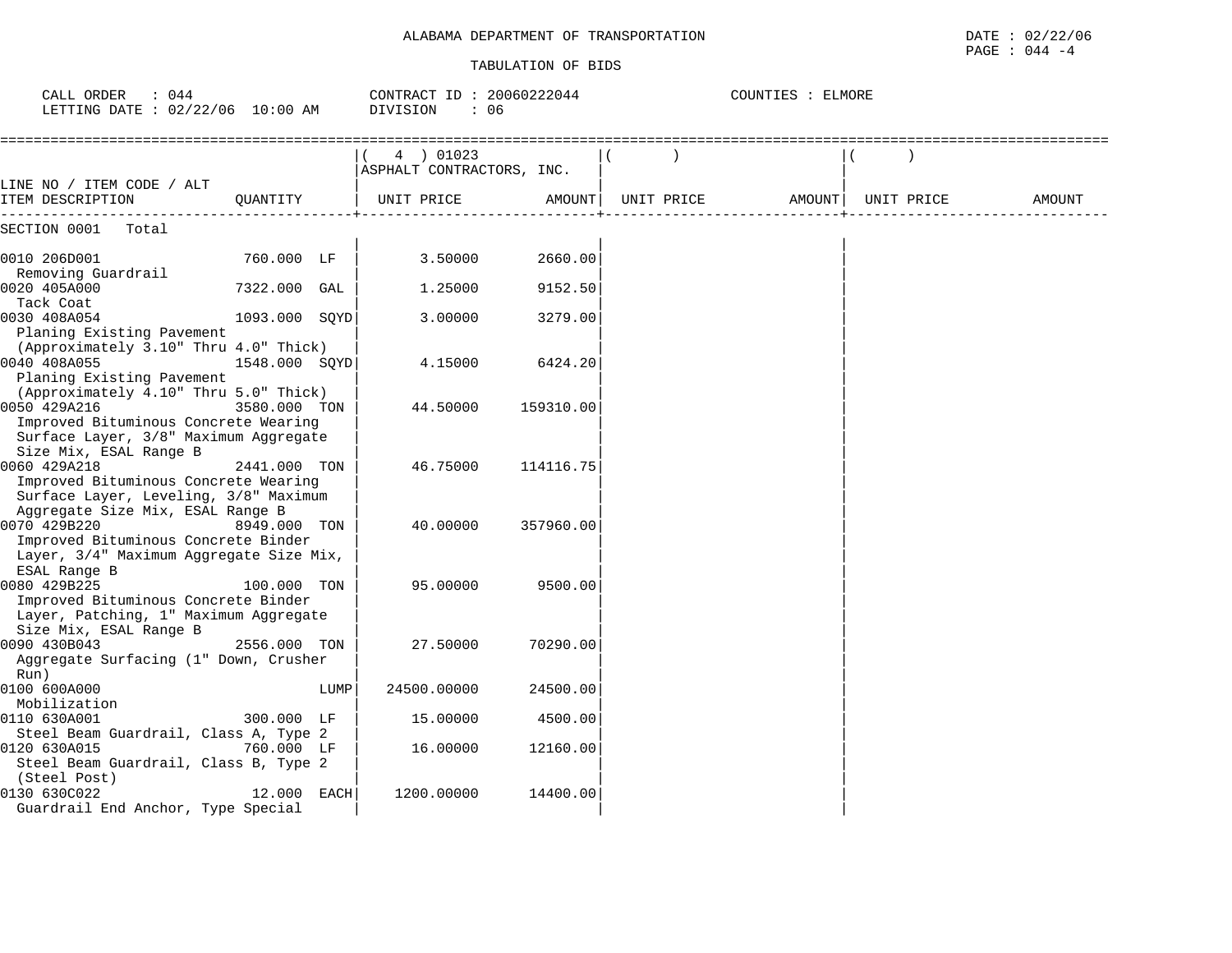ALABAMA DEPARTMENT OF TRANSPORTATION

DATE : 02/22/06

TABULATION OF BIDS

CALL ORDER : 044 | CONTRACT ID : 20060222044 | COUNTIES : ELMORE

LETTING DATE : 02/22/06 10:00 AM | DIVISION : 06

| LINE NO / ITEM CODE / ALT ITEM DESCRIPTION | QUANTITY | ( 4 ) 01023 ASPHALT CONTRACTORS, INC. UNIT PRICE | AMOUNT | ( ) UNIT PRICE | AMOUNT | ( ) UNIT PRICE | AMOUNT |
|---|---|---|---|---|---|---|---|
| SECTION 0001 Total | | | | | | | |
| 0010 206D001 Removing Guardrail | 760.000 LF | 3.50000 | 2660.00 | | | | |
| 0020 405A000 Tack Coat | 7322.000 GAL | 1.25000 | 9152.50 | | | | |
| 0030 408A054 Planing Existing Pavement (Approximately 3.10" Thru 4.0" Thick) | 1093.000 SQYD | 3.00000 | 3279.00 | | | | |
| 0040 408A055 Planing Existing Pavement (Approximately 4.10" Thru 5.0" Thick) | 1548.000 SQYD | 4.15000 | 6424.20 | | | | |
| 0050 429A216 Improved Bituminous Concrete Wearing Surface Layer, 3/8" Maximum Aggregate Size Mix, ESAL Range B | 3580.000 TON | 44.50000 | 159310.00 | | | | |
| 0060 429A218 Improved Bituminous Concrete Wearing Surface Layer, Leveling, 3/8" Maximum Aggregate Size Mix, ESAL Range B | 2441.000 TON | 46.75000 | 114116.75 | | | | |
| 0070 429B220 Improved Bituminous Concrete Binder Layer, 3/4" Maximum Aggregate Size Mix, ESAL Range B | 8949.000 TON | 40.00000 | 357960.00 | | | | |
| 0080 429B225 Improved Bituminous Concrete Binder Layer, Patching, 1" Maximum Aggregate Size Mix, ESAL Range B | 100.000 TON | 95.00000 | 9500.00 | | | | |
| 0090 430B043 Aggregate Surfacing (1" Down, Crusher Run) | 2556.000 TON | 27.50000 | 70290.00 | | | | |
| 0100 600A000 Mobilization | LUMP | 24500.00000 | 24500.00 | | | | |
| 0110 630A001 Steel Beam Guardrail, Class A, Type 2 | 300.000 LF | 15.00000 | 4500.00 | | | | |
| 0120 630A015 Steel Beam Guardrail, Class B, Type 2 (Steel Post) | 760.000 LF | 16.00000 | 12160.00 | | | | |
| 0130 630C022 Guardrail End Anchor, Type Special | 12.000 EACH | 1200.00000 | 14400.00 | | | | |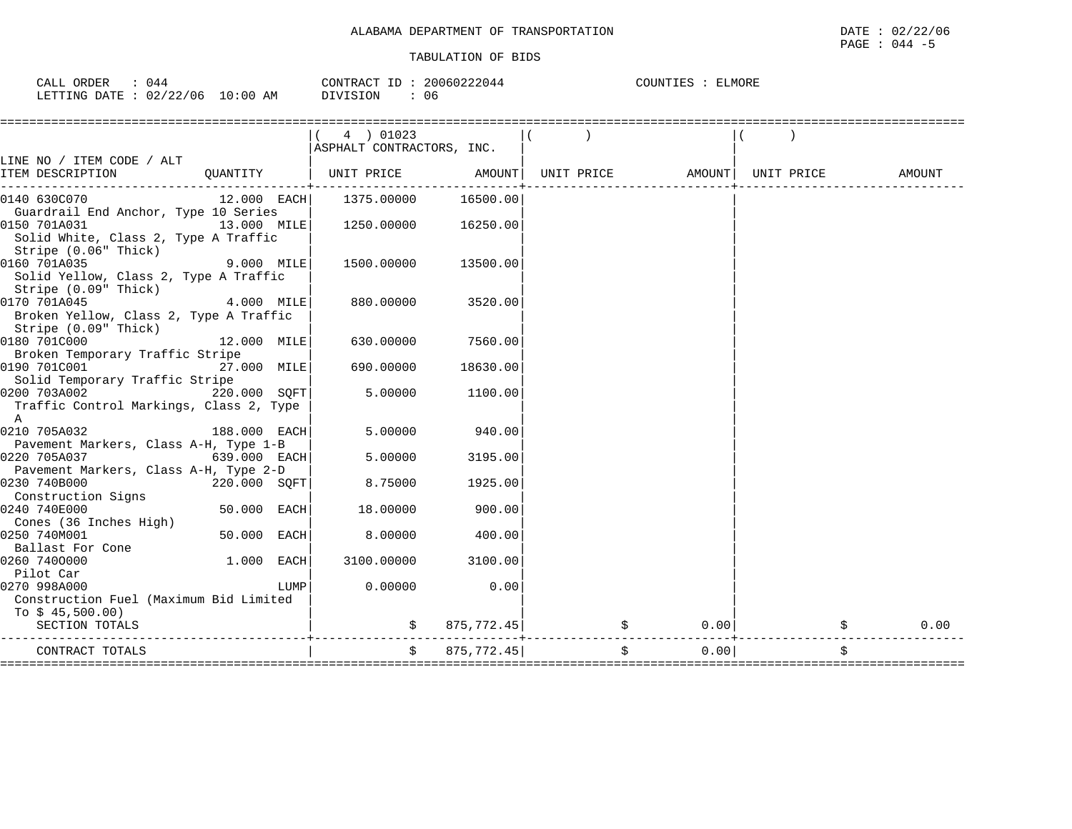ALABAMA DEPARTMENT OF TRANSPORTATION

DATE : 02/22/06

PAGE : 044 -5

TABULATION OF BIDS

CALL ORDER : 044 &nbsp;&nbsp;&nbsp; CONTRACT ID : 20060222044 &nbsp;&nbsp;&nbsp; COUNTIES : ELMORE

LETTING DATE : 02/22/06 10:00 AM &nbsp;&nbsp;&nbsp; DIVISION : 06

| LINE NO / ITEM CODE / ALT ITEM DESCRIPTION | QUANTITY | ( 4 ) 01023 ASPHALT CONTRACTORS, INC. UNIT PRICE | AMOUNT | ( ) UNIT PRICE | AMOUNT | ( ) UNIT PRICE | AMOUNT |
|---|---|---|---|---|---|---|---|
| 0140 630C070 Guardrail End Anchor, Type 10 Series | 12.000 EACH | 1375.00000 | 16500.00 | | | | |
| 0150 701A031 Solid White, Class 2, Type A Traffic Stripe (0.06" Thick) | 13.000 MILE | 1250.00000 | 16250.00 | | | | |
| 0160 701A035 Solid Yellow, Class 2, Type A Traffic Stripe (0.09" Thick) | 9.000 MILE | 1500.00000 | 13500.00 | | | | |
| 0170 701A045 Broken Yellow, Class 2, Type A Traffic Stripe (0.09" Thick) | 4.000 MILE | 880.00000 | 3520.00 | | | | |
| 0180 701C000 Broken Temporary Traffic Stripe | 12.000 MILE | 630.00000 | 7560.00 | | | | |
| 0190 701C001 Solid Temporary Traffic Stripe | 27.000 MILE | 690.00000 | 18630.00 | | | | |
| 0200 703A002 Traffic Control Markings, Class 2, Type A | 220.000 SQFT | 5.00000 | 1100.00 | | | | |
| 0210 705A032 Pavement Markers, Class A-H, Type 1-B | 188.000 EACH | 5.00000 | 940.00 | | | | |
| 0220 705A037 Pavement Markers, Class A-H, Type 2-D | 639.000 EACH | 5.00000 | 3195.00 | | | | |
| 0230 740B000 Construction Signs | 220.000 SQFT | 8.75000 | 1925.00 | | | | |
| 0240 740E000 Cones (36 Inches High) | 50.000 EACH | 18.00000 | 900.00 | | | | |
| 0250 740M001 Ballast For Cone | 50.000 EACH | 8.00000 | 400.00 | | | | |
| 0260 740O000 Pilot Car | 1.000 EACH | 3100.00000 | 3100.00 | | | | |
| 0270 998A000 Construction Fuel (Maximum Bid Limited To $ 45,500.00) | LUMP | 0.00000 | 0.00 | | | | |
| SECTION TOTALS | | $ | 875,772.45 | $ | 0.00 | $ | 0.00 |
| CONTRACT TOTALS | | $ | 875,772.45 | $ | 0.00 | $ | |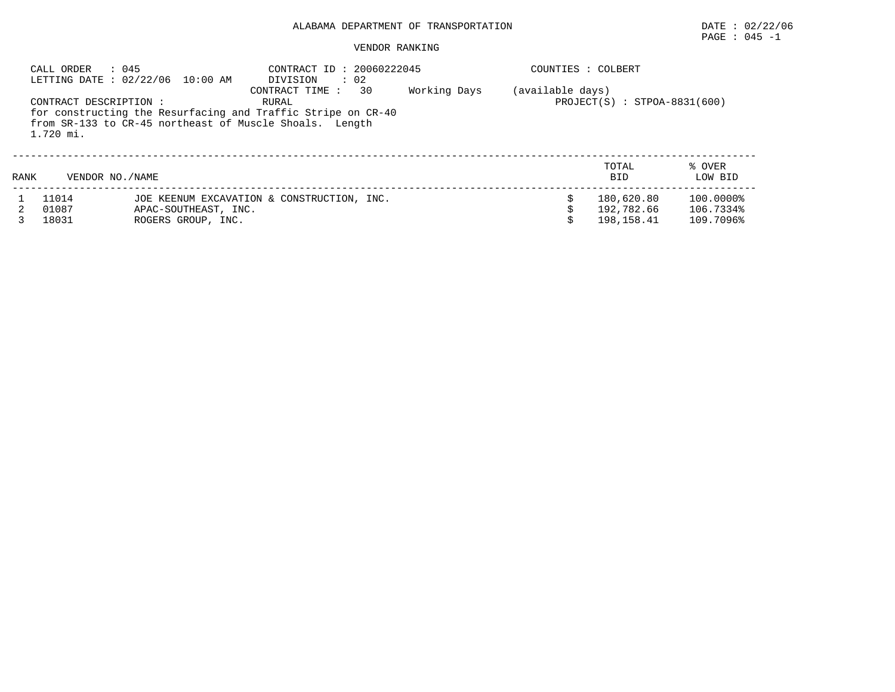ALABAMA DEPARTMENT OF TRANSPORTATION

DATE : 02/22/06

PAGE : 045 -1

VENDOR RANKING

CALL ORDER : 045
LETTING DATE : 02/22/06 10:00 AM

CONTRACT ID : 20060222045
DIVISION : 02
CONTRACT TIME : 30 Working Days (available days)

COUNTIES : COLBERT

CONTRACT DESCRIPTION : RURAL
for constructing the Resurfacing and Traffic Stripe on CR-40 from SR-133 to CR-45 northeast of Muscle Shoals. Length 1.720 mi.

PROJECT(S) : STPOA-8831(600)

| RANK | VENDOR NO./NAME | | TOTAL BID | % OVER LOW BID |
|---|---|---|---|---|
| 1 | 11014 | JOE KEENUM EXCAVATION & CONSTRUCTION, INC. | $ 180,620.80 | 100.0000% |
| 2 | 01087 | APAC-SOUTHEAST, INC. | $ 192,782.66 | 106.7334% |
| 3 | 18031 | ROGERS GROUP, INC. | $ 198,158.41 | 109.7096% |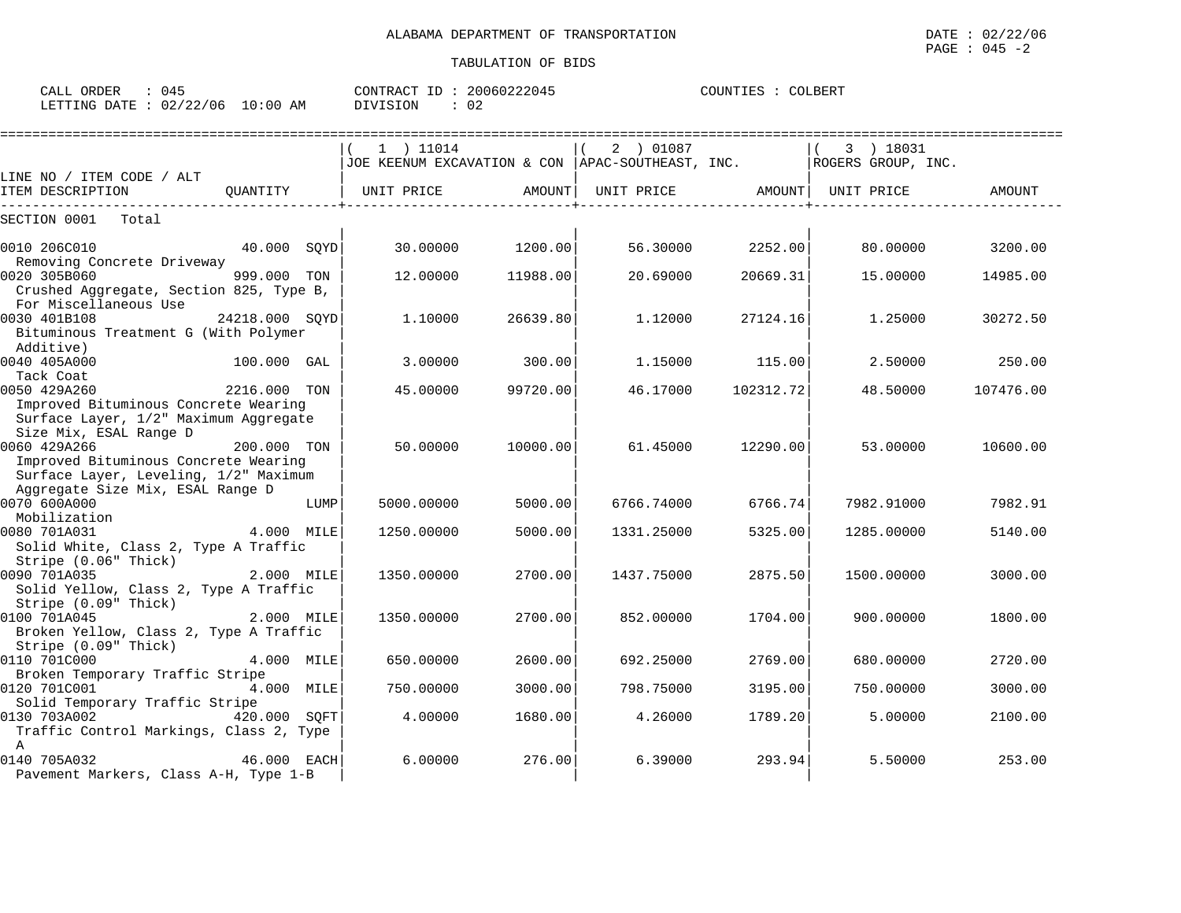ALABAMA DEPARTMENT OF TRANSPORTATION

DATE : 02/22/06
PAGE : 045 -2

TABULATION OF BIDS

CALL ORDER : 045
LETTING DATE : 02/22/06 10:00 AM

CONTRACT ID : 20060222045
DIVISION : 02

COUNTIES : COLBERT

| LINE NO / ITEM CODE / ALT ITEM DESCRIPTION | QUANTITY | ( 1 ) 11014 JOE KEENUM EXCAVATION & CON UNIT PRICE | AMOUNT | ( 2 ) 01087 APAC-SOUTHEAST, INC. UNIT PRICE | AMOUNT | ( 3 ) 18031 ROGERS GROUP, INC. UNIT PRICE | AMOUNT |
|---|---|---|---|---|---|---|---|
| SECTION 0001 Total | | | | | | | |
| 0010 206C010 Removing Concrete Driveway | 40.000 SQYD | 30.00000 | 1200.00 | 56.30000 | 2252.00 | 80.00000 | 3200.00 |
| 0020 305B060 Crushed Aggregate, Section 825, Type B, For Miscellaneous Use | 999.000 TON | 12.00000 | 11988.00 | 20.69000 | 20669.31 | 15.00000 | 14985.00 |
| 0030 401B108 Bituminous Treatment G (With Polymer Additive) | 24218.000 SQYD | 1.10000 | 26639.80 | 1.12000 | 27124.16 | 1.25000 | 30272.50 |
| 0040 405A000 Tack Coat | 100.000 GAL | 3.00000 | 300.00 | 1.15000 | 115.00 | 2.50000 | 250.00 |
| 0050 429A260 Improved Bituminous Concrete Wearing Surface Layer, 1/2" Maximum Aggregate Size Mix, ESAL Range D | 2216.000 TON | 45.00000 | 99720.00 | 46.17000 | 102312.72 | 48.50000 | 107476.00 |
| 0060 429A266 Improved Bituminous Concrete Wearing Surface Layer, Leveling, 1/2" Maximum Aggregate Size Mix, ESAL Range D | 200.000 TON | 50.00000 | 10000.00 | 61.45000 | 12290.00 | 53.00000 | 10600.00 |
| 0070 600A000 Mobilization | LUMP | 5000.00000 | 5000.00 | 6766.74000 | 6766.74 | 7982.91000 | 7982.91 |
| 0080 701A031 Solid White, Class 2, Type A Traffic Stripe (0.06" Thick) | 4.000 MILE | 1250.00000 | 5000.00 | 1331.25000 | 5325.00 | 1285.00000 | 5140.00 |
| 0090 701A035 Solid Yellow, Class 2, Type A Traffic Stripe (0.09" Thick) | 2.000 MILE | 1350.00000 | 2700.00 | 1437.75000 | 2875.50 | 1500.00000 | 3000.00 |
| 0100 701A045 Broken Yellow, Class 2, Type A Traffic Stripe (0.09" Thick) | 2.000 MILE | 1350.00000 | 2700.00 | 852.00000 | 1704.00 | 900.00000 | 1800.00 |
| 0110 701C000 Broken Temporary Traffic Stripe | 4.000 MILE | 650.00000 | 2600.00 | 692.25000 | 2769.00 | 680.00000 | 2720.00 |
| 0120 701C001 Solid Temporary Traffic Stripe | 4.000 MILE | 750.00000 | 3000.00 | 798.75000 | 3195.00 | 750.00000 | 3000.00 |
| 0130 703A002 Traffic Control Markings, Class 2, Type A | 420.000 SQFT | 4.00000 | 1680.00 | 4.26000 | 1789.20 | 5.00000 | 2100.00 |
| 0140 705A032 Pavement Markers, Class A-H, Type 1-B | 46.000 EACH | 6.00000 | 276.00 | 6.39000 | 293.94 | 5.50000 | 253.00 |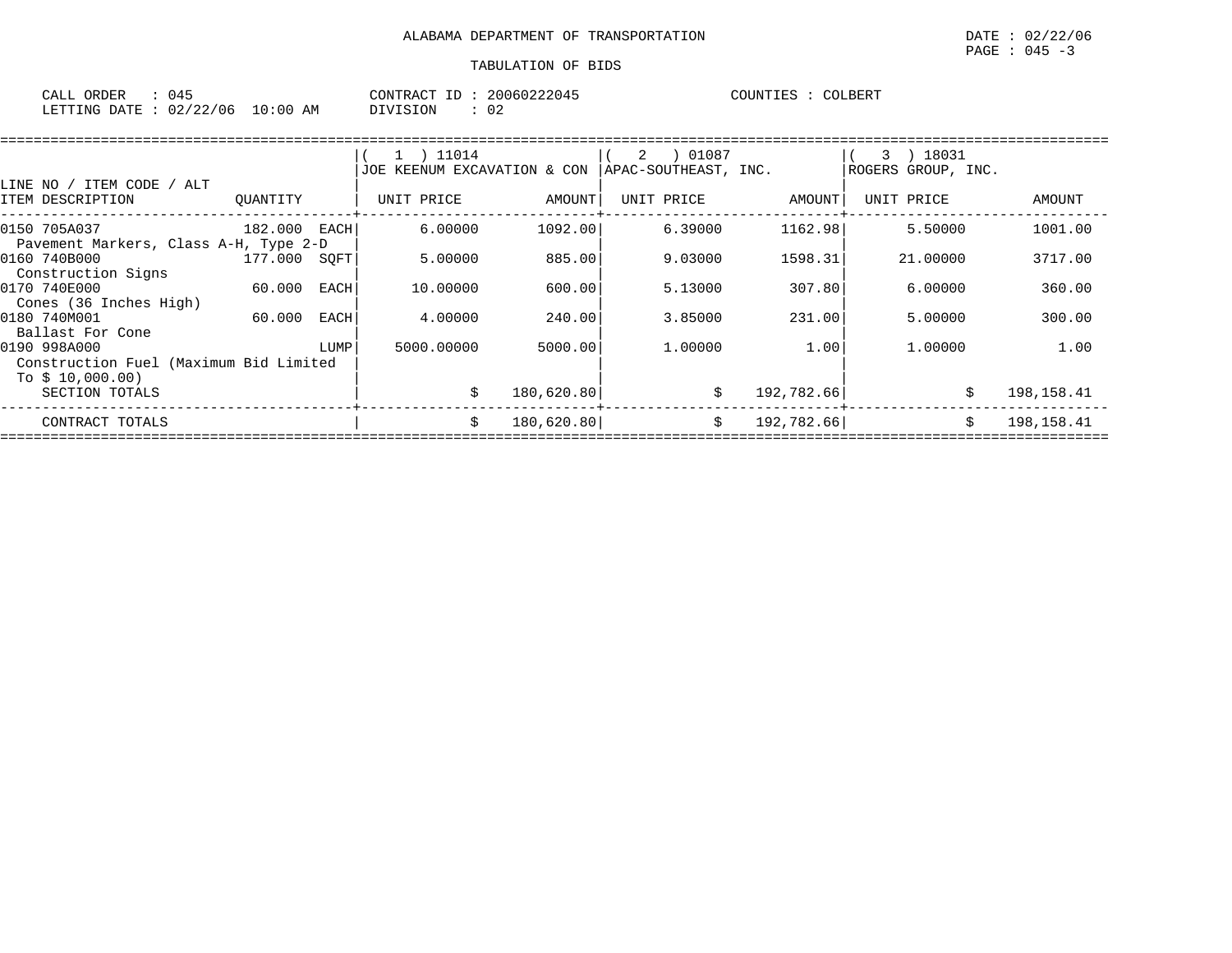ALABAMA DEPARTMENT OF TRANSPORTATION

DATE : 02/22/06

PAGE : 045 -3

TABULATION OF BIDS

CALL ORDER : 045 &nbsp;&nbsp;&nbsp; CONTRACT ID : 20060222045 &nbsp;&nbsp;&nbsp; COUNTIES : COLBERT

LETTING DATE : 02/22/06 10:00 AM &nbsp;&nbsp;&nbsp; DIVISION : 02

| LINE NO / ITEM CODE / ALT<br>ITEM DESCRIPTION | QUANTITY | ( 1 ) 11014<br>JOE KEENUM EXCAVATION & CON<br>UNIT PRICE | AMOUNT | ( 2 ) 01087<br>APAC-SOUTHEAST, INC.<br>UNIT PRICE | AMOUNT | ( 3 ) 18031<br>ROGERS GROUP, INC.<br>UNIT PRICE | AMOUNT |
|---|---|---|---|---|---|---|---|
| 0150 705A037<br>Pavement Markers, Class A-H, Type 2-D | 182.000 EACH | 6.00000 | 1092.00 | 6.39000 | 1162.98 | 5.50000 | 1001.00 |
| 0160 740B000<br>Construction Signs | 177.000 SQFT | 5.00000 | 885.00 | 9.03000 | 1598.31 | 21.00000 | 3717.00 |
| 0170 740E000<br>Cones (36 Inches High) | 60.000 EACH | 10.00000 | 600.00 | 5.13000 | 307.80 | 6.00000 | 360.00 |
| 0180 740M001<br>Ballast For Cone | 60.000 EACH | 4.00000 | 240.00 | 3.85000 | 231.00 | 5.00000 | 300.00 |
| 0190 998A000<br>Construction Fuel (Maximum Bid Limited To $ 10,000.00) | LUMP | 5000.00000 | 5000.00 | 1.00000 | 1.00 | 1.00000 | 1.00 |
| SECTION TOTALS | | $ | 180,620.80 | $ | 192,782.66 | $ | 198,158.41 |
| CONTRACT TOTALS | | $ | 180,620.80 | $ | 192,782.66 | $ | 198,158.41 |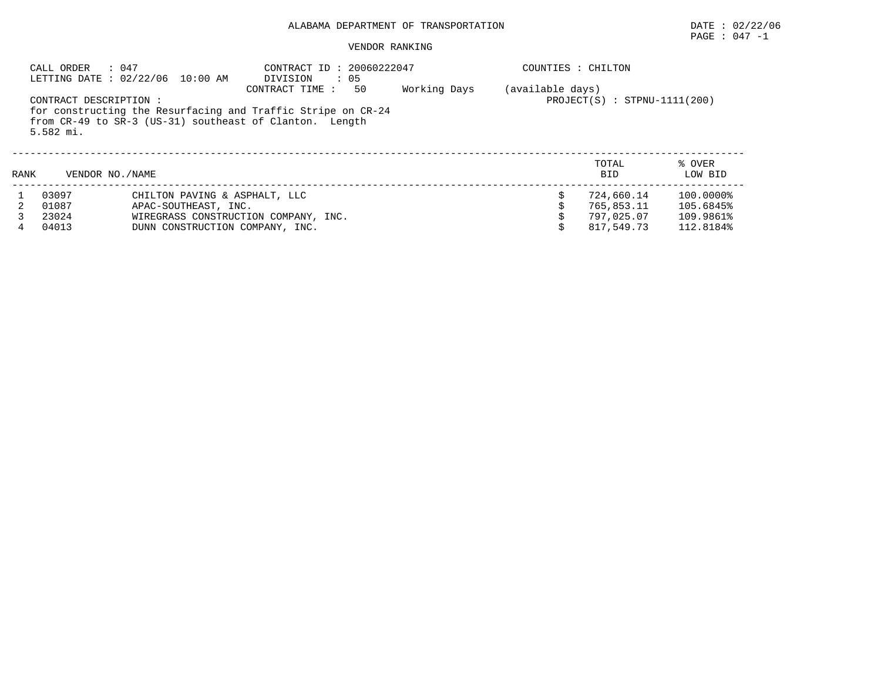ALABAMA DEPARTMENT OF TRANSPORTATION

DATE : 02/22/06

PAGE : 047 -1

VENDOR RANKING

CALL ORDER : 047
LETTING DATE : 02/22/06 10:00 AM

CONTRACT ID : 20060222047
DIVISION : 05
CONTRACT TIME : 50 Working Days (available days)

COUNTIES : CHILTON

PROJECT(S) : STPNU-1111(200)

CONTRACT DESCRIPTION :
for constructing the Resurfacing and Traffic Stripe on CR-24 from CR-49 to SR-3 (US-31) southeast of Clanton. Length 5.582 mi.

| RANK | VENDOR NO./NAME | | | TOTAL BID | % OVER LOW BID |
|---|---|---|---|---|---|
| 1 | 03097 | CHILTON PAVING & ASPHALT, LLC | $ | 724,660.14 | 100.0000% |
| 2 | 01087 | APAC-SOUTHEAST, INC. | $ | 765,853.11 | 105.6845% |
| 3 | 23024 | WIREGRASS CONSTRUCTION COMPANY, INC. | $ | 797,025.07 | 109.9861% |
| 4 | 04013 | DUNN CONSTRUCTION COMPANY, INC. | $ | 817,549.73 | 112.8184% |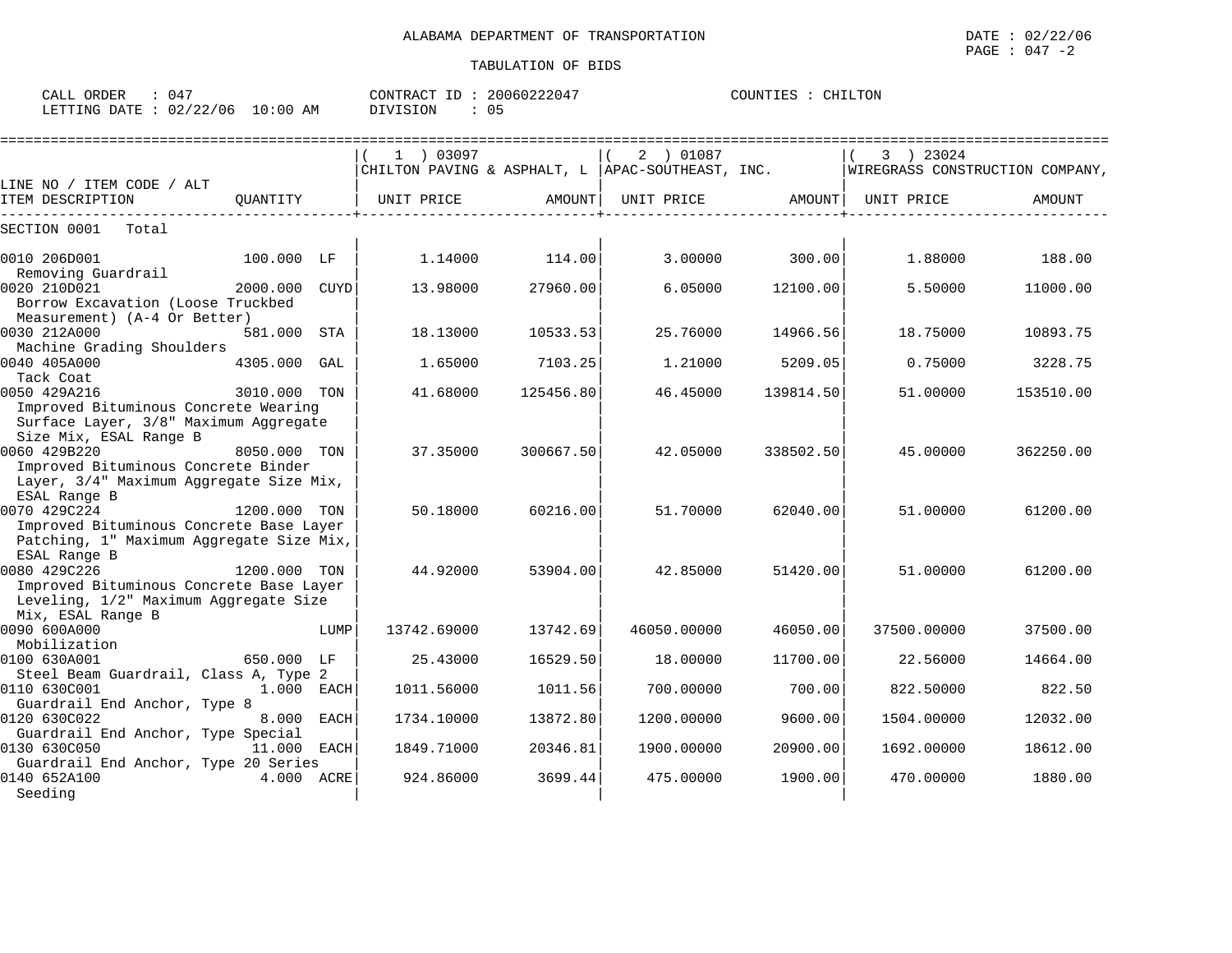ALABAMA DEPARTMENT OF TRANSPORTATION

DATE : 02/22/06

TABULATION OF BIDS

CALL ORDER : 047    CONTRACT ID : 20060222047    COUNTIES : CHILTON
LETTING DATE : 02/22/06 10:00 AM    DIVISION : 05

| LINE NO / ITEM CODE / ALT ITEM DESCRIPTION | QUANTITY | ( 1 ) 03097 CHILTON PAVING & ASPHALT, L UNIT PRICE | AMOUNT | ( 2 ) 01087 APAC-SOUTHEAST, INC. UNIT PRICE | AMOUNT | ( 3 ) 23024 WIREGRASS CONSTRUCTION COMPANY, UNIT PRICE | AMOUNT |
|---|---|---|---|---|---|---|---|
| SECTION 0001 Total | | | | | | | |
| 0010 206D001 Removing Guardrail | 100.000 LF | 1.14000 | 114.00 | 3.00000 | 300.00 | 1.88000 | 188.00 |
| 0020 210D021 Borrow Excavation (Loose Truckbed Measurement) (A-4 Or Better) | 2000.000 CUYD | 13.98000 | 27960.00 | 6.05000 | 12100.00 | 5.50000 | 11000.00 |
| 0030 212A000 Machine Grading Shoulders | 581.000 STA | 18.13000 | 10533.53 | 25.76000 | 14966.56 | 18.75000 | 10893.75 |
| 0040 405A000 Tack Coat | 4305.000 GAL | 1.65000 | 7103.25 | 1.21000 | 5209.05 | 0.75000 | 3228.75 |
| 0050 429A216 Improved Bituminous Concrete Wearing Surface Layer, 3/8" Maximum Aggregate Size Mix, ESAL Range B | 3010.000 TON | 41.68000 | 125456.80 | 46.45000 | 139814.50 | 51.00000 | 153510.00 |
| 0060 429B220 Improved Bituminous Concrete Binder Layer, 3/4" Maximum Aggregate Size Mix, ESAL Range B | 8050.000 TON | 37.35000 | 300667.50 | 42.05000 | 338502.50 | 45.00000 | 362250.00 |
| 0070 429C224 Improved Bituminous Concrete Base Layer Patching, 1" Maximum Aggregate Size Mix, ESAL Range B | 1200.000 TON | 50.18000 | 60216.00 | 51.70000 | 62040.00 | 51.00000 | 61200.00 |
| 0080 429C226 Improved Bituminous Concrete Base Layer Leveling, 1/2" Maximum Aggregate Size Mix, ESAL Range B | 1200.000 TON | 44.92000 | 53904.00 | 42.85000 | 51420.00 | 51.00000 | 61200.00 |
| 0090 600A000 Mobilization | LUMP | 13742.69000 | 13742.69 | 46050.00000 | 46050.00 | 37500.00000 | 37500.00 |
| 0100 630A001 Steel Beam Guardrail, Class A, Type 2 | 650.000 LF | 25.43000 | 16529.50 | 18.00000 | 11700.00 | 22.56000 | 14664.00 |
| 0110 630C001 Guardrail End Anchor, Type 8 | 1.000 EACH | 1011.56000 | 1011.56 | 700.00000 | 700.00 | 822.50000 | 822.50 |
| 0120 630C022 Guardrail End Anchor, Type Special | 8.000 EACH | 1734.10000 | 13872.80 | 1200.00000 | 9600.00 | 1504.00000 | 12032.00 |
| 0130 630C050 Guardrail End Anchor, Type 20 Series | 11.000 EACH | 1849.71000 | 20346.81 | 1900.00000 | 20900.00 | 1692.00000 | 18612.00 |
| 0140 652A100 Seeding | 4.000 ACRE | 924.86000 | 3699.44 | 475.00000 | 1900.00 | 470.00000 | 1880.00 |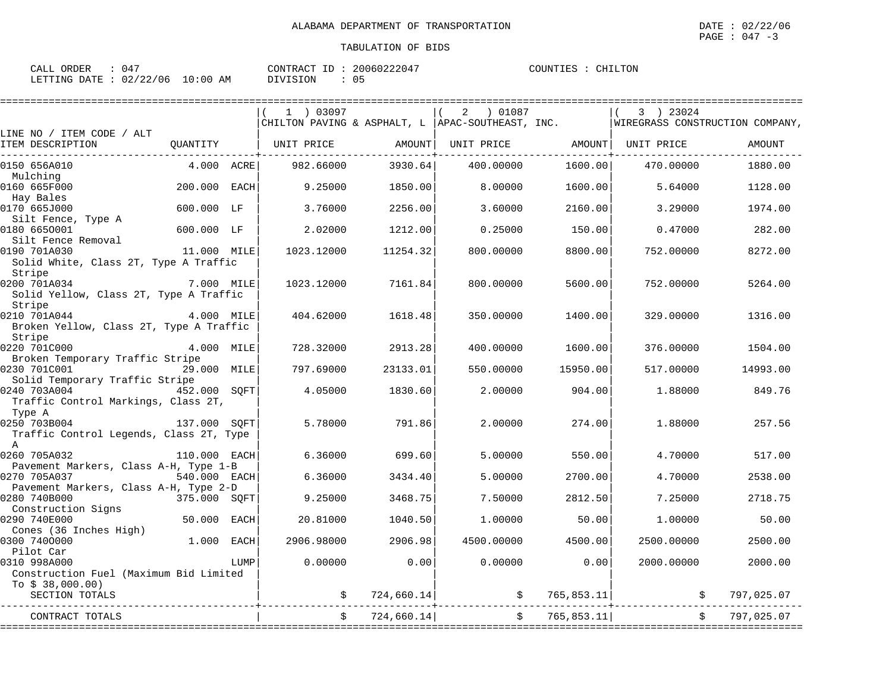ALABAMA DEPARTMENT OF TRANSPORTATION

DATE : 02/22/06

TABULATION OF BIDS

CALL ORDER : 047 CONTRACT ID : 20060222047 COUNTIES : CHILTON
LETTING DATE : 02/22/06 10:00 AM DIVISION : 05

| LINE NO / ITEM CODE / ALT ITEM DESCRIPTION | QUANTITY | (1) 03097 CHILTON PAVING & ASPHALT, L UNIT PRICE | AMOUNT | (2) 01087 APAC-SOUTHEAST, INC. UNIT PRICE | AMOUNT | (3) 23024 WIREGRASS CONSTRUCTION COMPANY, UNIT PRICE | AMOUNT |
|---|---|---|---|---|---|---|---|
| 0150 656A010 Mulching | 4.000 ACRE | 982.66000 | 3930.64 | 400.00000 | 1600.00 | 470.00000 | 1880.00 |
| 0160 665F000 Hay Bales | 200.000 EACH | 9.25000 | 1850.00 | 8.00000 | 1600.00 | 5.64000 | 1128.00 |
| 0170 665J000 Silt Fence, Type A | 600.000 LF | 3.76000 | 2256.00 | 3.60000 | 2160.00 | 3.29000 | 1974.00 |
| 0180 665O001 Silt Fence Removal | 600.000 LF | 2.02000 | 1212.00 | 0.25000 | 150.00 | 0.47000 | 282.00 |
| 0190 701A030 Solid White, Class 2T, Type A Traffic Stripe | 11.000 MILE | 1023.12000 | 11254.32 | 800.00000 | 8800.00 | 752.00000 | 8272.00 |
| 0200 701A034 Solid Yellow, Class 2T, Type A Traffic Stripe | 7.000 MILE | 1023.12000 | 7161.84 | 800.00000 | 5600.00 | 752.00000 | 5264.00 |
| 0210 701A044 Broken Yellow, Class 2T, Type A Traffic Stripe | 4.000 MILE | 404.62000 | 1618.48 | 350.00000 | 1400.00 | 329.00000 | 1316.00 |
| 0220 701C000 Broken Temporary Traffic Stripe | 4.000 MILE | 728.32000 | 2913.28 | 400.00000 | 1600.00 | 376.00000 | 1504.00 |
| 0230 701C001 Solid Temporary Traffic Stripe | 29.000 MILE | 797.69000 | 23133.01 | 550.00000 | 15950.00 | 517.00000 | 14993.00 |
| 0240 703A004 Traffic Control Markings, Class 2T, Type A | 452.000 SQFT | 4.05000 | 1830.60 | 2.00000 | 904.00 | 1.88000 | 849.76 |
| 0250 703B004 Traffic Control Legends, Class 2T, Type A | 137.000 SQFT | 5.78000 | 791.86 | 2.00000 | 274.00 | 1.88000 | 257.56 |
| 0260 705A032 Pavement Markers, Class A-H, Type 1-B | 110.000 EACH | 6.36000 | 699.60 | 5.00000 | 550.00 | 4.70000 | 517.00 |
| 0270 705A037 Pavement Markers, Class A-H, Type 2-D | 540.000 EACH | 6.36000 | 3434.40 | 5.00000 | 2700.00 | 4.70000 | 2538.00 |
| 0280 740B000 Construction Signs | 375.000 SQFT | 9.25000 | 3468.75 | 7.50000 | 2812.50 | 7.25000 | 2718.75 |
| 0290 740E000 Cones (36 Inches High) | 50.000 EACH | 20.81000 | 1040.50 | 1.00000 | 50.00 | 1.00000 | 50.00 |
| 0300 740O000 Pilot Car | 1.000 EACH | 2906.98000 | 2906.98 | 4500.00000 | 4500.00 | 2500.00000 | 2500.00 |
| 0310 998A000 Construction Fuel (Maximum Bid Limited To $ 38,000.00) | LUMP | 0.00000 | 0.00 | 0.00000 | 0.00 | 2000.00000 | 2000.00 |
| SECTION TOTALS | | | $ 724,660.14 | | $ 765,853.11 | | $ 797,025.07 |
| CONTRACT TOTALS | | | $ 724,660.14 | | $ 765,853.11 | | $ 797,025.07 |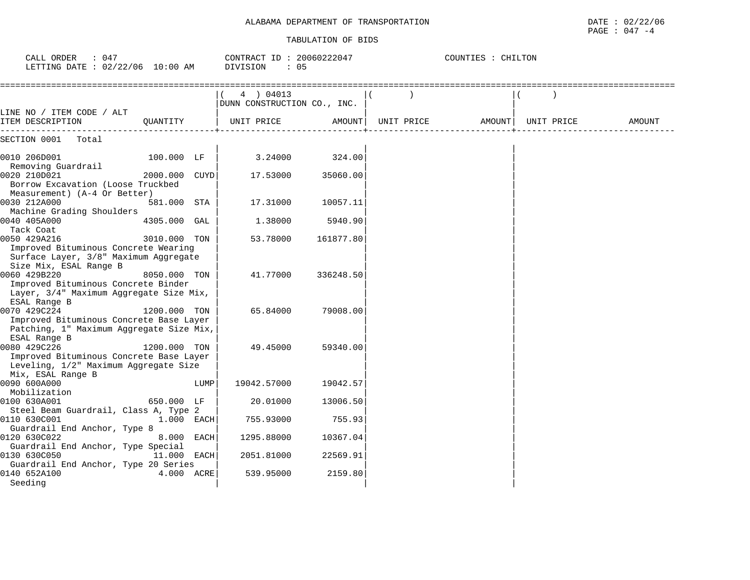ALABAMA DEPARTMENT OF TRANSPORTATION

TABULATION OF BIDS

DATE : 02/22/06

CALL ORDER : 047    CONTRACT ID : 20060222047    COUNTIES : CHILTON
LETTING DATE : 02/22/06 10:00 AM    DIVISION : 05

| LINE NO / ITEM CODE / ALT ITEM DESCRIPTION | QUANTITY | ( 4 ) 04013 DUNN CONSTRUCTION CO., INC. UNIT PRICE | AMOUNT | ( ) UNIT PRICE | AMOUNT | ( ) UNIT PRICE | AMOUNT |
|---|---|---|---|---|---|---|---|
| SECTION 0001 Total | | | | | | | |
| 0010 206D001 Removing Guardrail | 100.000 LF | 3.24000 | 324.00 | | | | |
| 0020 210D021 Borrow Excavation (Loose Truckbed Measurement) (A-4 Or Better) | 2000.000 CUYD | 17.53000 | 35060.00 | | | | |
| 0030 212A000 Machine Grading Shoulders | 581.000 STA | 17.31000 | 10057.11 | | | | |
| 0040 405A000 Tack Coat | 4305.000 GAL | 1.38000 | 5940.90 | | | | |
| 0050 429A216 Improved Bituminous Concrete Wearing Surface Layer, 3/8" Maximum Aggregate Size Mix, ESAL Range B | 3010.000 TON | 53.78000 | 161877.80 | | | | |
| 0060 429B220 Improved Bituminous Concrete Binder Layer, 3/4" Maximum Aggregate Size Mix, ESAL Range B | 8050.000 TON | 41.77000 | 336248.50 | | | | |
| 0070 429C224 Improved Bituminous Concrete Base Layer Patching, 1" Maximum Aggregate Size Mix, ESAL Range B | 1200.000 TON | 65.84000 | 79008.00 | | | | |
| 0080 429C226 Improved Bituminous Concrete Base Layer Leveling, 1/2" Maximum Aggregate Size Mix, ESAL Range B | 1200.000 TON | 49.45000 | 59340.00 | | | | |
| 0090 600A000 Mobilization | LUMP | 19042.57000 | 19042.57 | | | | |
| 0100 630A001 Steel Beam Guardrail, Class A, Type 2 | 650.000 LF | 20.01000 | 13006.50 | | | | |
| 0110 630C001 Guardrail End Anchor, Type 8 | 1.000 EACH | 755.93000 | 755.93 | | | | |
| 0120 630C022 Guardrail End Anchor, Type Special | 8.000 EACH | 1295.88000 | 10367.04 | | | | |
| 0130 630C050 Guardrail End Anchor, Type 20 Series | 11.000 EACH | 2051.81000 | 22569.91 | | | | |
| 0140 652A100 Seeding | 4.000 ACRE | 539.95000 | 2159.80 | | | | |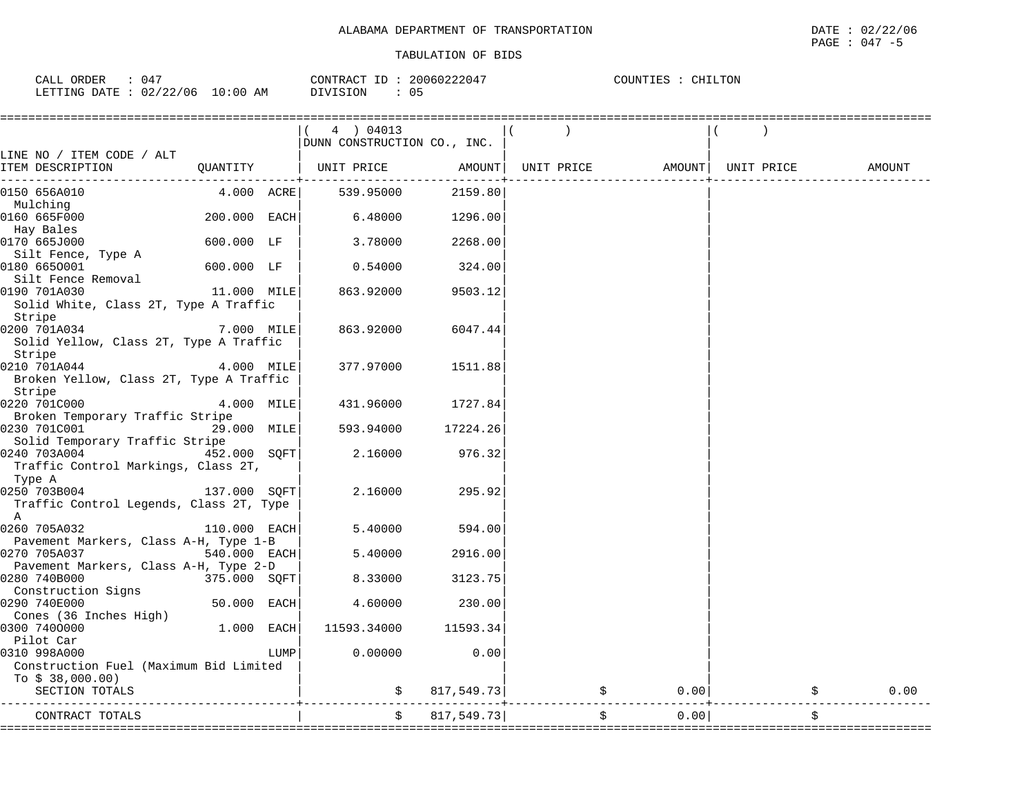ALABAMA DEPARTMENT OF TRANSPORTATION

TABULATION OF BIDS

DATE : 02/22/06
PAGE : 047 -5

CALL ORDER : 047
LETTING DATE : 02/22/06 10:00 AM

CONTRACT ID : 20060222047
DIVISION : 05

COUNTIES : CHILTON

| LINE NO / ITEM CODE / ALT ITEM DESCRIPTION | QUANTITY | ( 4 ) 04013 DUNN CONSTRUCTION CO., INC. UNIT PRICE | AMOUNT | ( ) UNIT PRICE | AMOUNT | ( ) UNIT PRICE | AMOUNT |
|---|---|---|---|---|---|---|---|
| 0150 656A010 Mulching | 4.000 ACRE | 539.95000 | 2159.80 | | | | |
| 0160 665F000 Hay Bales | 200.000 EACH | 6.48000 | 1296.00 | | | | |
| 0170 665J000 Silt Fence, Type A | 600.000 LF | 3.78000 | 2268.00 | | | | |
| 0180 665O001 Silt Fence Removal | 600.000 LF | 0.54000 | 324.00 | | | | |
| 0190 701A030 Solid White, Class 2T, Type A Traffic Stripe | 11.000 MILE | 863.92000 | 9503.12 | | | | |
| 0200 701A034 Solid Yellow, Class 2T, Type A Traffic Stripe | 7.000 MILE | 863.92000 | 6047.44 | | | | |
| 0210 701A044 Broken Yellow, Class 2T, Type A Traffic Stripe | 4.000 MILE | 377.97000 | 1511.88 | | | | |
| 0220 701C000 Broken Temporary Traffic Stripe | 4.000 MILE | 431.96000 | 1727.84 | | | | |
| 0230 701C001 Solid Temporary Traffic Stripe | 29.000 MILE | 593.94000 | 17224.26 | | | | |
| 0240 703A004 Traffic Control Markings, Class 2T, Type A | 452.000 SQFT | 2.16000 | 976.32 | | | | |
| 0250 703B004 Traffic Control Legends, Class 2T, Type A | 137.000 SQFT | 2.16000 | 295.92 | | | | |
| 0260 705A032 Pavement Markers, Class A-H, Type 1-B | 110.000 EACH | 5.40000 | 594.00 | | | | |
| 0270 705A037 Pavement Markers, Class A-H, Type 2-D | 540.000 EACH | 5.40000 | 2916.00 | | | | |
| 0280 740B000 Construction Signs | 375.000 SQFT | 8.33000 | 3123.75 | | | | |
| 0290 740E000 Cones (36 Inches High) | 50.000 EACH | 4.60000 | 230.00 | | | | |
| 0300 740O000 Pilot Car | 1.000 EACH | 11593.34000 | 11593.34 | | | | |
| 0310 998A000 Construction Fuel (Maximum Bid Limited To $ 38,000.00) | LUMP | 0.00000 | 0.00 | | | | |
| SECTION TOTALS | | $ | 817,549.73 | $ | 0.00 | $ | 0.00 |
| CONTRACT TOTALS | | $ | 817,549.73 | $ | 0.00 | $ | |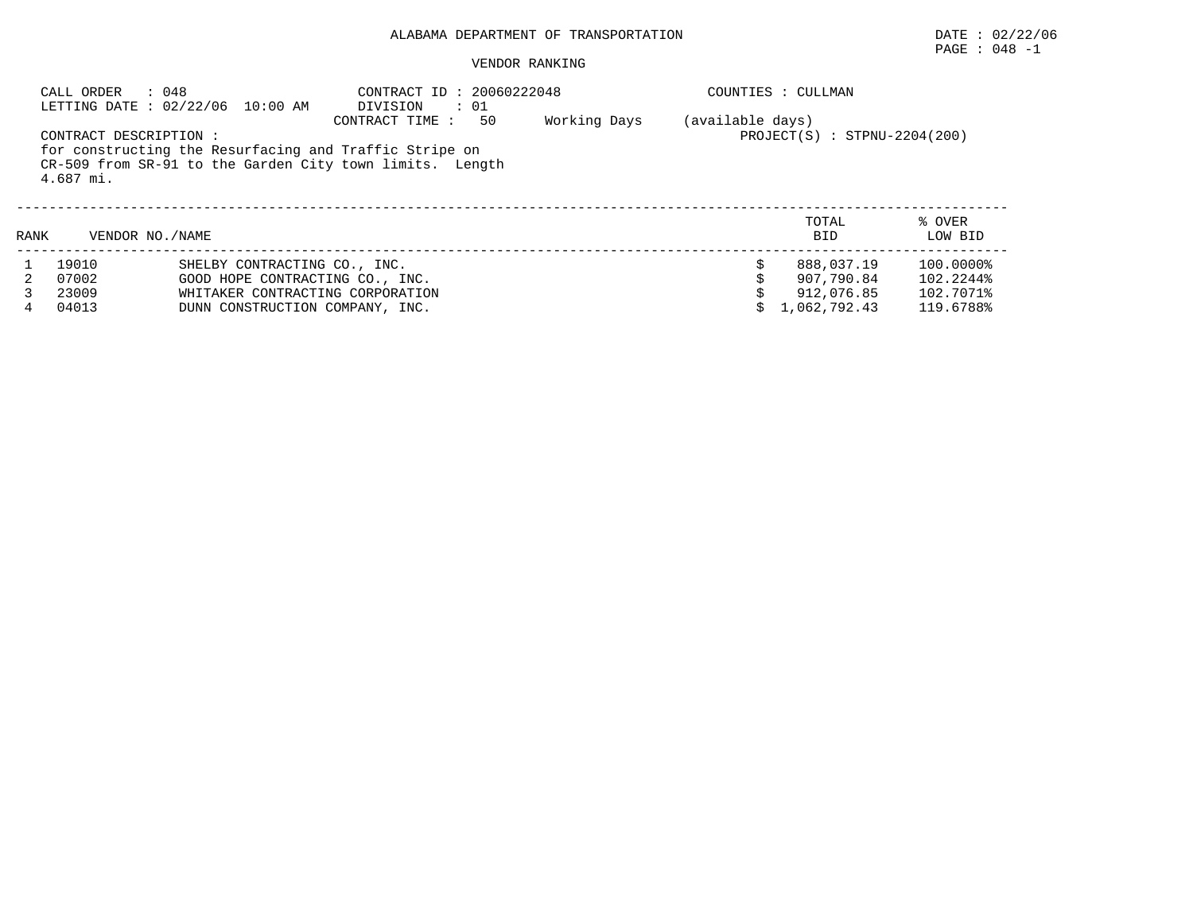ALABAMA DEPARTMENT OF TRANSPORTATION

DATE : 02/22/06

PAGE : 048 -1

VENDOR RANKING

CALL ORDER : 048

LETTING DATE : 02/22/06 10:00 AM

CONTRACT ID : 20060222048

DIVISION : 01

CONTRACT TIME : 50 Working Days (available days)

COUNTIES : CULLMAN

PROJECT(S) : STPNU-2204(200)

CONTRACT DESCRIPTION :
for constructing the Resurfacing and Traffic Stripe on CR-509 from SR-91 to the Garden City town limits. Length 4.687 mi.

| RANK | VENDOR NO. | NAME | TOTAL BID | % OVER LOW BID |
|---|---|---|---|---|
| 1 | 19010 | SHELBY CONTRACTING CO., INC. | $ 888,037.19 | 100.0000% |
| 2 | 07002 | GOOD HOPE CONTRACTING CO., INC. | $ 907,790.84 | 102.2244% |
| 3 | 23009 | WHITAKER CONTRACTING CORPORATION | $ 912,076.85 | 102.7071% |
| 4 | 04013 | DUNN CONSTRUCTION COMPANY, INC. | $ 1,062,792.43 | 119.6788% |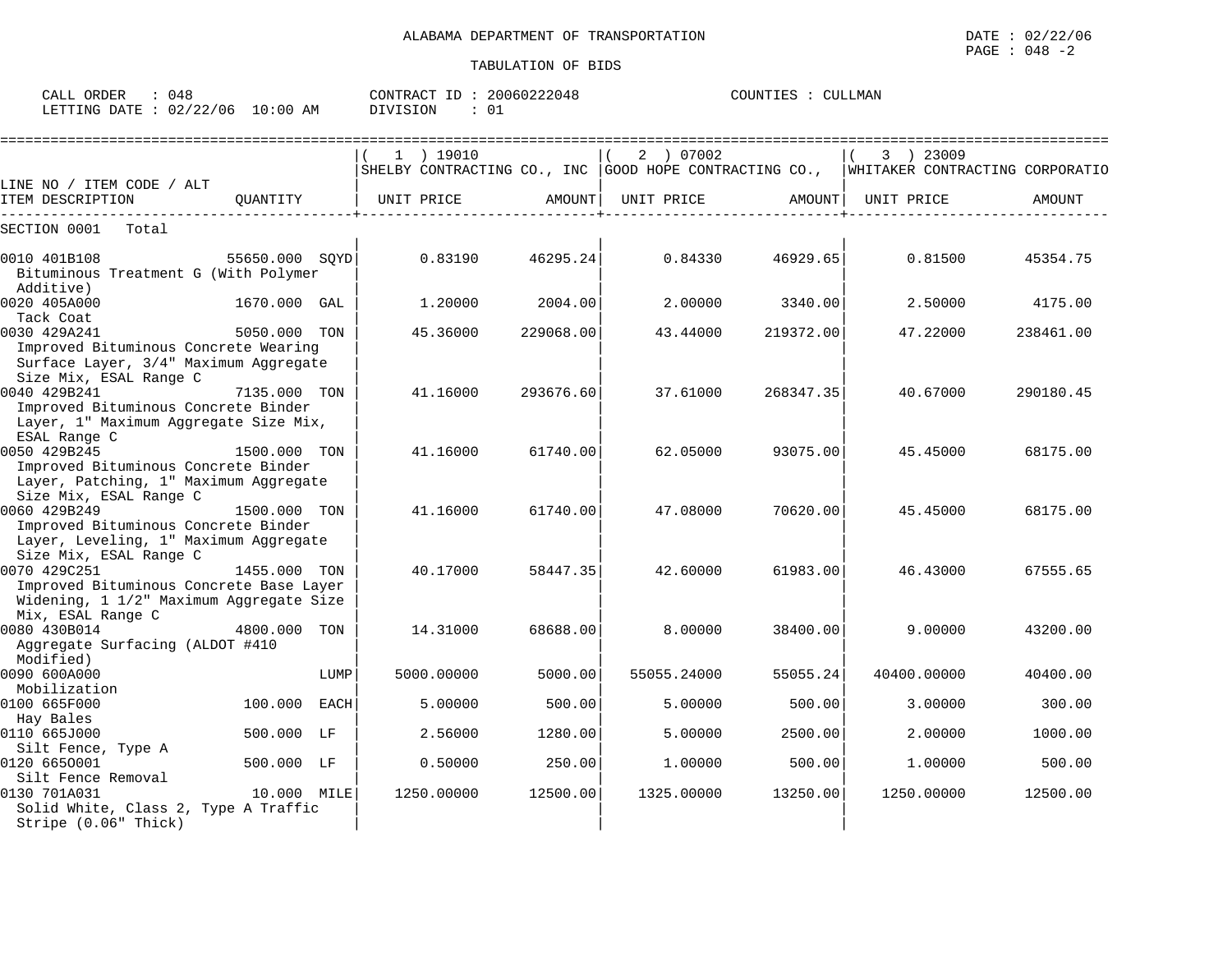ALABAMA DEPARTMENT OF TRANSPORTATION

TABULATION OF BIDS

DATE : 02/22/06

CALL ORDER : 048 CONTRACT ID : 20060222048 COUNTIES : CULLMAN
LETTING DATE : 02/22/06 10:00 AM DIVISION : 01

| LINE NO / ITEM CODE / ALT ITEM DESCRIPTION | QUANTITY | (1) 19010 SHELBY CONTRACTING CO., INC UNIT PRICE | AMOUNT | (2) 07002 GOOD HOPE CONTRACTING CO., UNIT PRICE | AMOUNT | (3) 23009 WHITAKER CONTRACTING CORPORATIO UNIT PRICE | AMOUNT |
|---|---|---|---|---|---|---|---|
| SECTION 0001 Total | | | | | | | |
| 0010 401B108 Bituminous Treatment G (With Polymer Additive) | 55650.000 SQYD | 0.83190 | 46295.24 | 0.84330 | 46929.65 | 0.81500 | 45354.75 |
| 0020 405A000 Tack Coat | 1670.000 GAL | 1.20000 | 2004.00 | 2.00000 | 3340.00 | 2.50000 | 4175.00 |
| 0030 429A241 Improved Bituminous Concrete Wearing Surface Layer, 3/4" Maximum Aggregate Size Mix, ESAL Range C | 5050.000 TON | 45.36000 | 229068.00 | 43.44000 | 219372.00 | 47.22000 | 238461.00 |
| 0040 429B241 Improved Bituminous Concrete Binder Layer, 1" Maximum Aggregate Size Mix, ESAL Range C | 7135.000 TON | 41.16000 | 293676.60 | 37.61000 | 268347.35 | 40.67000 | 290180.45 |
| 0050 429B245 Improved Bituminous Concrete Binder Layer, Patching, 1" Maximum Aggregate Size Mix, ESAL Range C | 1500.000 TON | 41.16000 | 61740.00 | 62.05000 | 93075.00 | 45.45000 | 68175.00 |
| 0060 429B249 Improved Bituminous Concrete Binder Layer, Leveling, 1" Maximum Aggregate Size Mix, ESAL Range C | 1500.000 TON | 41.16000 | 61740.00 | 47.08000 | 70620.00 | 45.45000 | 68175.00 |
| 0070 429C251 Improved Bituminous Concrete Base Layer Widening, 1 1/2" Maximum Aggregate Size Mix, ESAL Range C | 1455.000 TON | 40.17000 | 58447.35 | 42.60000 | 61983.00 | 46.43000 | 67555.65 |
| 0080 430B014 Aggregate Surfacing (ALDOT #410 Modified) | 4800.000 TON | 14.31000 | 68688.00 | 8.00000 | 38400.00 | 9.00000 | 43200.00 |
| 0090 600A000 Mobilization | LUMP | 5000.00000 | 5000.00 | 55055.24000 | 55055.24 | 40400.00000 | 40400.00 |
| 0100 665F000 Hay Bales | 100.000 EACH | 5.00000 | 500.00 | 5.00000 | 500.00 | 3.00000 | 300.00 |
| 0110 665J000 Silt Fence, Type A | 500.000 LF | 2.56000 | 1280.00 | 5.00000 | 2500.00 | 2.00000 | 1000.00 |
| 0120 665O001 Silt Fence Removal | 500.000 LF | 0.50000 | 250.00 | 1.00000 | 500.00 | 1.00000 | 500.00 |
| 0130 701A031 Solid White, Class 2, Type A Traffic Stripe (0.06" Thick) | 10.000 MILE | 1250.00000 | 12500.00 | 1325.00000 | 13250.00 | 1250.00000 | 12500.00 |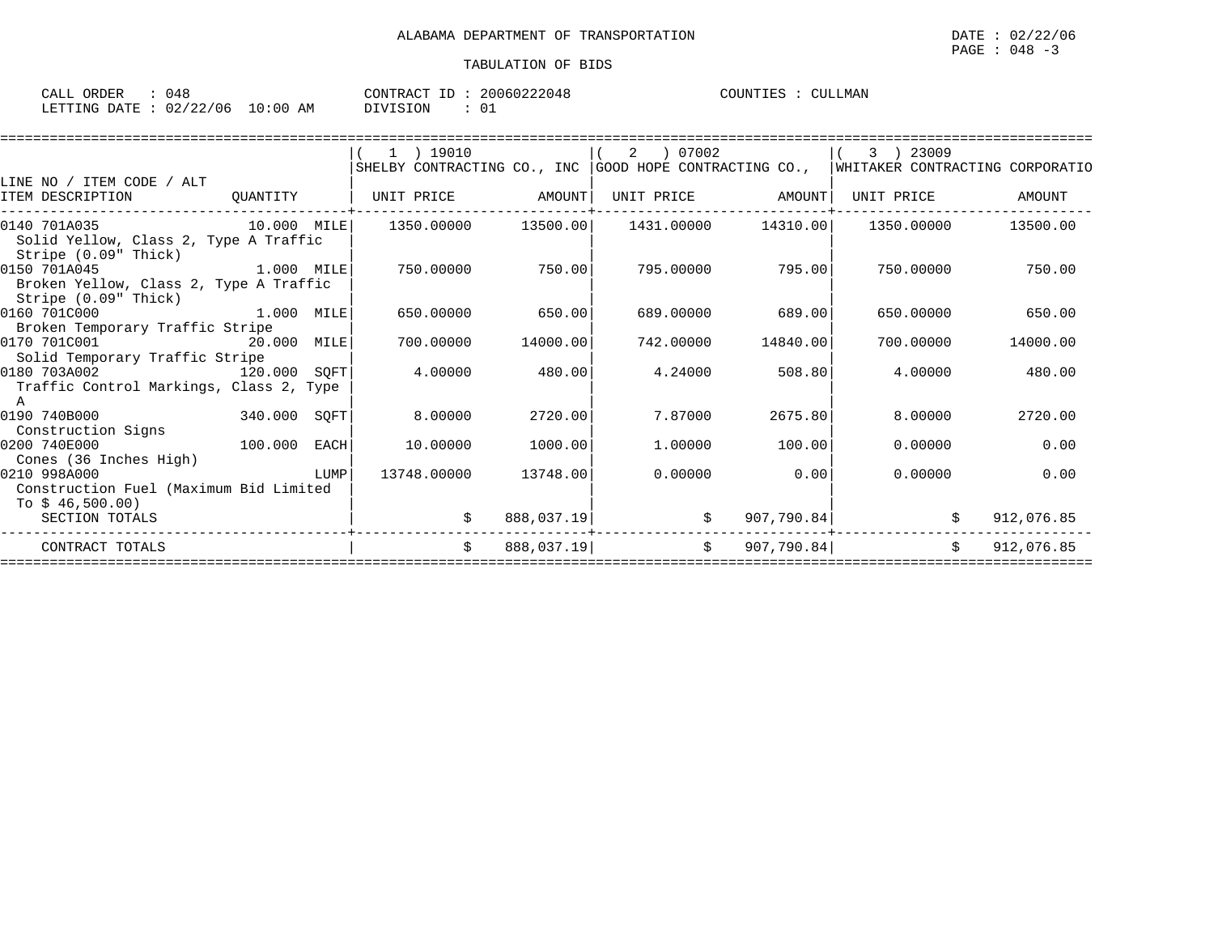ALABAMA DEPARTMENT OF TRANSPORTATION

DATE : 02/22/06

TABULATION OF BIDS

CALL ORDER : 048    CONTRACT ID : 20060222048    COUNTIES : CULLMAN
LETTING DATE : 02/22/06 10:00 AM    DIVISION : 01

| LINE NO / ITEM CODE / ALT ITEM DESCRIPTION | QUANTITY | ( 1 ) 19010 SHELBY CONTRACTING CO., INC UNIT PRICE | AMOUNT | ( 2 ) 07002 GOOD HOPE CONTRACTING CO., UNIT PRICE | AMOUNT | ( 3 ) 23009 WHITAKER CONTRACTING CORPORATIO UNIT PRICE | AMOUNT |
|---|---|---|---|---|---|---|---|
| 0140 701A035 Solid Yellow, Class 2, Type A Traffic Stripe (0.09" Thick) | 10.000 MILE | 1350.00000 | 13500.00 | 1431.00000 | 14310.00 | 1350.00000 | 13500.00 |
| 0150 701A045 Broken Yellow, Class 2, Type A Traffic Stripe (0.09" Thick) | 1.000 MILE | 750.00000 | 750.00 | 795.00000 | 795.00 | 750.00000 | 750.00 |
| 0160 701C000 Broken Temporary Traffic Stripe | 1.000 MILE | 650.00000 | 650.00 | 689.00000 | 689.00 | 650.00000 | 650.00 |
| 0170 701C001 Solid Temporary Traffic Stripe | 20.000 MILE | 700.00000 | 14000.00 | 742.00000 | 14840.00 | 700.00000 | 14000.00 |
| 0180 703A002 Traffic Control Markings, Class 2, Type A | 120.000 SQFT | 4.00000 | 480.00 | 4.24000 | 508.80 | 4.00000 | 480.00 |
| 0190 740B000 Construction Signs | 340.000 SQFT | 8.00000 | 2720.00 | 7.87000 | 2675.80 | 8.00000 | 2720.00 |
| 0200 740E000 Cones (36 Inches High) | 100.000 EACH | 10.00000 | 1000.00 | 1.00000 | 100.00 | 0.00000 | 0.00 |
| 0210 998A000 Construction Fuel (Maximum Bid Limited To $ 46,500.00) | LUMP | 13748.00000 | 13748.00 | 0.00000 | 0.00 | 0.00000 | 0.00 |
| SECTION TOTALS | | $ | 888,037.19 | $ | 907,790.84 | $ | 912,076.85 |
| CONTRACT TOTALS | | $ | 888,037.19 | $ | 907,790.84 | $ | 912,076.85 |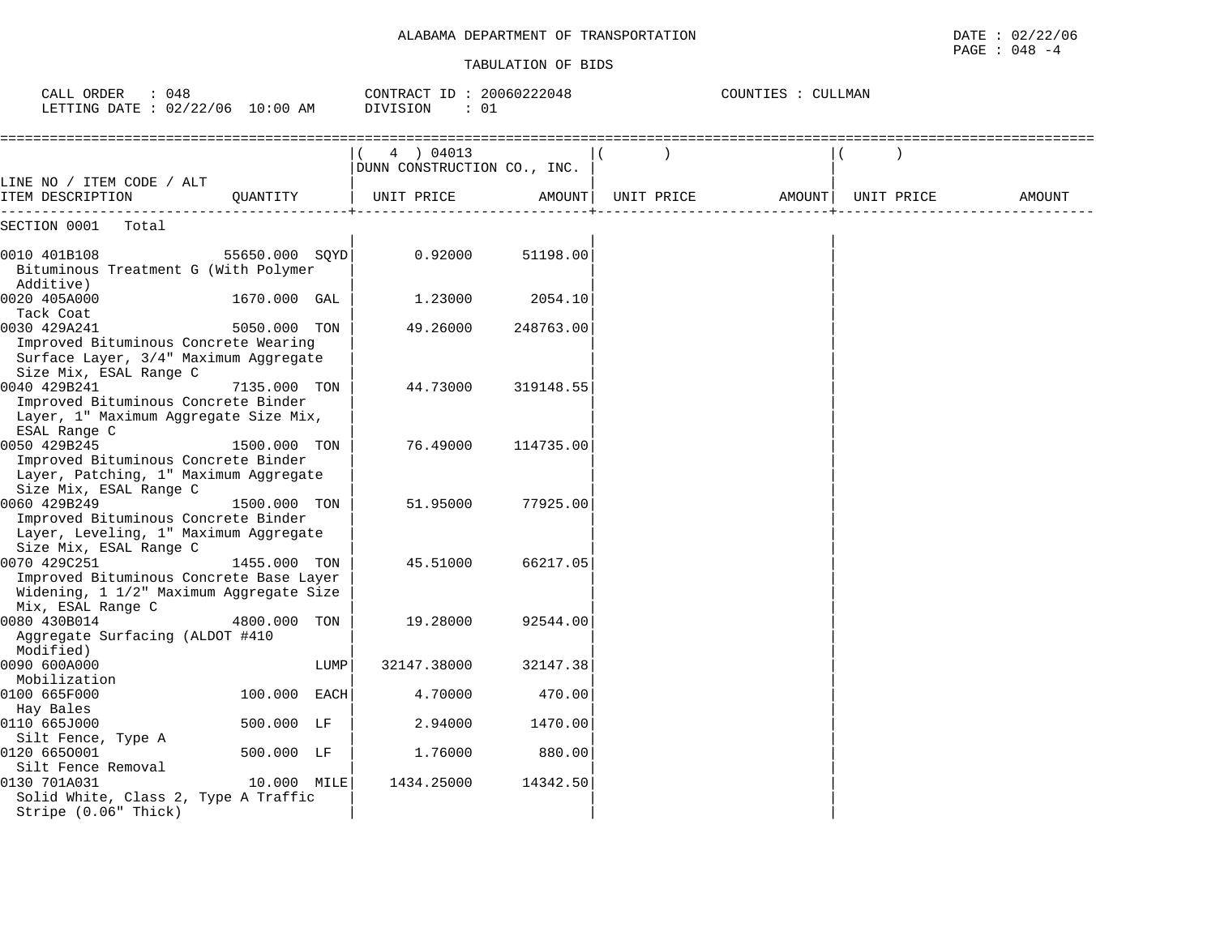ALABAMA DEPARTMENT OF TRANSPORTATION

TABULATION OF BIDS

DATE : 02/22/06
PAGE : 048 -4

CALL ORDER : 048
LETTING DATE : 02/22/06 10:00 AM

CONTRACT ID : 20060222048
DIVISION : 01

COUNTIES : CULLMAN

| LINE NO / ITEM CODE / ALT ITEM DESCRIPTION | QUANTITY | ( 4 ) 04013 DUNN CONSTRUCTION CO., INC. UNIT PRICE | AMOUNT | ( ) UNIT PRICE | AMOUNT | ( ) UNIT PRICE | AMOUNT |
|---|---|---|---|---|---|---|---|
| SECTION 0001 Total | | | | | | | |
| 0010 401B108 Bituminous Treatment G (With Polymer Additive) | 55650.000 SQYD | 0.92000 | 51198.00 | | | | |
| 0020 405A000 Tack Coat | 1670.000 GAL | 1.23000 | 2054.10 | | | | |
| 0030 429A241 Improved Bituminous Concrete Wearing Surface Layer, 3/4" Maximum Aggregate Size Mix, ESAL Range C | 5050.000 TON | 49.26000 | 248763.00 | | | | |
| 0040 429B241 Improved Bituminous Concrete Binder Layer, 1" Maximum Aggregate Size Mix, ESAL Range C | 7135.000 TON | 44.73000 | 319148.55 | | | | |
| 0050 429B245 Improved Bituminous Concrete Binder Layer, Patching, 1" Maximum Aggregate Size Mix, ESAL Range C | 1500.000 TON | 76.49000 | 114735.00 | | | | |
| 0060 429B249 Improved Bituminous Concrete Binder Layer, Leveling, 1" Maximum Aggregate Size Mix, ESAL Range C | 1500.000 TON | 51.95000 | 77925.00 | | | | |
| 0070 429C251 Improved Bituminous Concrete Base Layer Widening, 1 1/2" Maximum Aggregate Size Mix, ESAL Range C | 1455.000 TON | 45.51000 | 66217.05 | | | | |
| 0080 430B014 Aggregate Surfacing (ALDOT #410 Modified) | 4800.000 TON | 19.28000 | 92544.00 | | | | |
| 0090 600A000 Mobilization | LUMP | 32147.38000 | 32147.38 | | | | |
| 0100 665F000 Hay Bales | 100.000 EACH | 4.70000 | 470.00 | | | | |
| 0110 665J000 Silt Fence, Type A | 500.000 LF | 2.94000 | 1470.00 | | | | |
| 0120 665O001 Silt Fence Removal | 500.000 LF | 1.76000 | 880.00 | | | | |
| 0130 701A031 Solid White, Class 2, Type A Traffic Stripe (0.06" Thick) | 10.000 MILE | 1434.25000 | 14342.50 | | | | |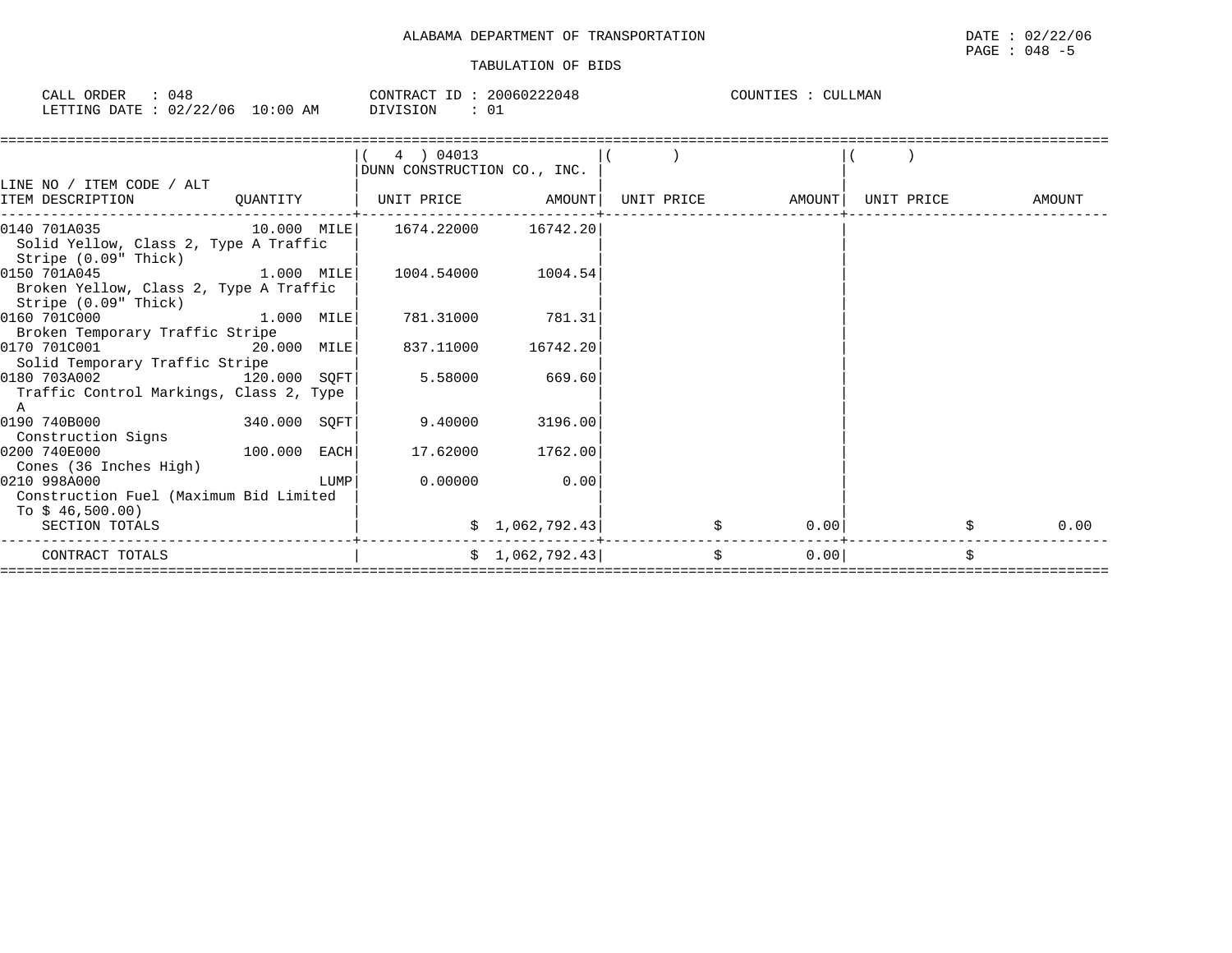ALABAMA DEPARTMENT OF TRANSPORTATION

DATE : 02/22/06

PAGE : 048 -5

TABULATION OF BIDS

CALL ORDER : 048 CONTRACT ID : 20060222048 COUNTIES : CULLMAN

LETTING DATE : 02/22/06 10:00 AM DIVISION : 01

| LINE NO / ITEM CODE / ALT ITEM DESCRIPTION | QUANTITY | ( 4 ) 04013 DUNN CONSTRUCTION CO., INC. UNIT PRICE | AMOUNT | ( ) UNIT PRICE | AMOUNT | ( ) UNIT PRICE | AMOUNT |
|---|---|---|---|---|---|---|---|
| 0140 701A035 Solid Yellow, Class 2, Type A Traffic Stripe (0.09" Thick) | 10.000 MILE | 1674.22000 | 16742.20 | | | | |
| 0150 701A045 Broken Yellow, Class 2, Type A Traffic Stripe (0.09" Thick) | 1.000 MILE | 1004.54000 | 1004.54 | | | | |
| 0160 701C000 Broken Temporary Traffic Stripe | 1.000 MILE | 781.31000 | 781.31 | | | | |
| 0170 701C001 Solid Temporary Traffic Stripe | 20.000 MILE | 837.11000 | 16742.20 | | | | |
| 0180 703A002 Traffic Control Markings, Class 2, Type A | 120.000 SQFT | 5.58000 | 669.60 | | | | |
| 0190 740B000 Construction Signs | 340.000 SQFT | 9.40000 | 3196.00 | | | | |
| 0200 740E000 Cones (36 Inches High) | 100.000 EACH | 17.62000 | 1762.00 | | | | |
| 0210 998A000 Construction Fuel (Maximum Bid Limited To $ 46,500.00) | LUMP | 0.00000 | 0.00 | | | | |
| SECTION TOTALS | | | $ 1,062,792.43 | | $ 0.00 | | $ 0.00 |
| CONTRACT TOTALS | | | $ 1,062,792.43 | | $ 0.00 | | $ |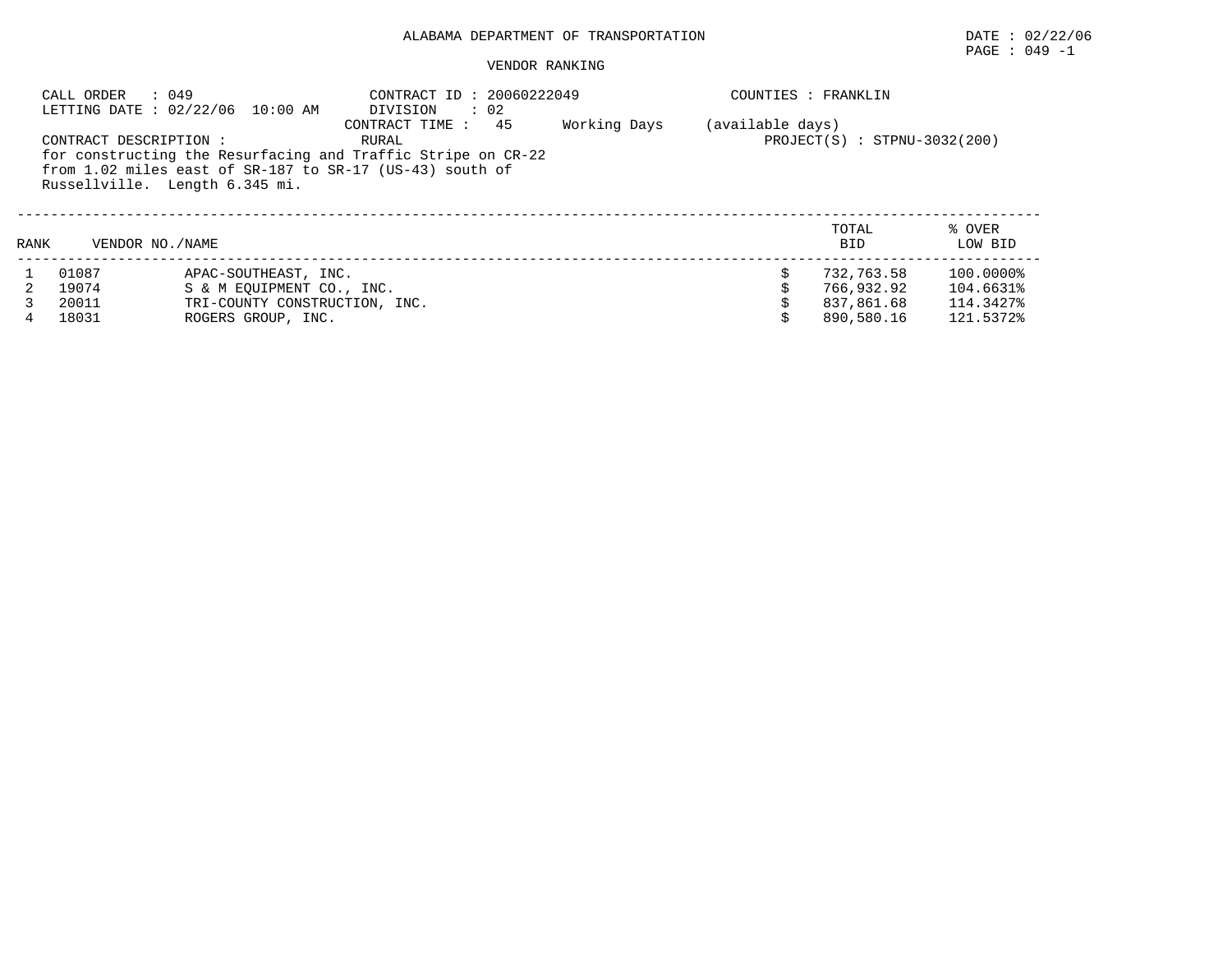ALABAMA DEPARTMENT OF TRANSPORTATION

DATE : 02/22/06

PAGE : 049 -1

VENDOR RANKING

CALL ORDER : 049
LETTING DATE : 02/22/06 10:00 AM

CONTRACT ID : 20060222049
DIVISION : 02
CONTRACT TIME : 45 Working Days (available days)

COUNTIES : FRANKLIN

CONTRACT DESCRIPTION : RURAL
for constructing the Resurfacing and Traffic Stripe on CR-22 from 1.02 miles east of SR-187 to SR-17 (US-43) south of Russellville. Length 6.345 mi.

PROJECT(S) : STPNU-3032(200)

| RANK | VENDOR NO. | NAME | TOTAL BID | % OVER LOW BID |
|---|---|---|---|---|
| 1 | 01087 | APAC-SOUTHEAST, INC. | $ 732,763.58 | 100.0000% |
| 2 | 19074 | S & M EQUIPMENT CO., INC. | $ 766,932.92 | 104.6631% |
| 3 | 20011 | TRI-COUNTY CONSTRUCTION, INC. | $ 837,861.68 | 114.3427% |
| 4 | 18031 | ROGERS GROUP, INC. | $ 890,580.16 | 121.5372% |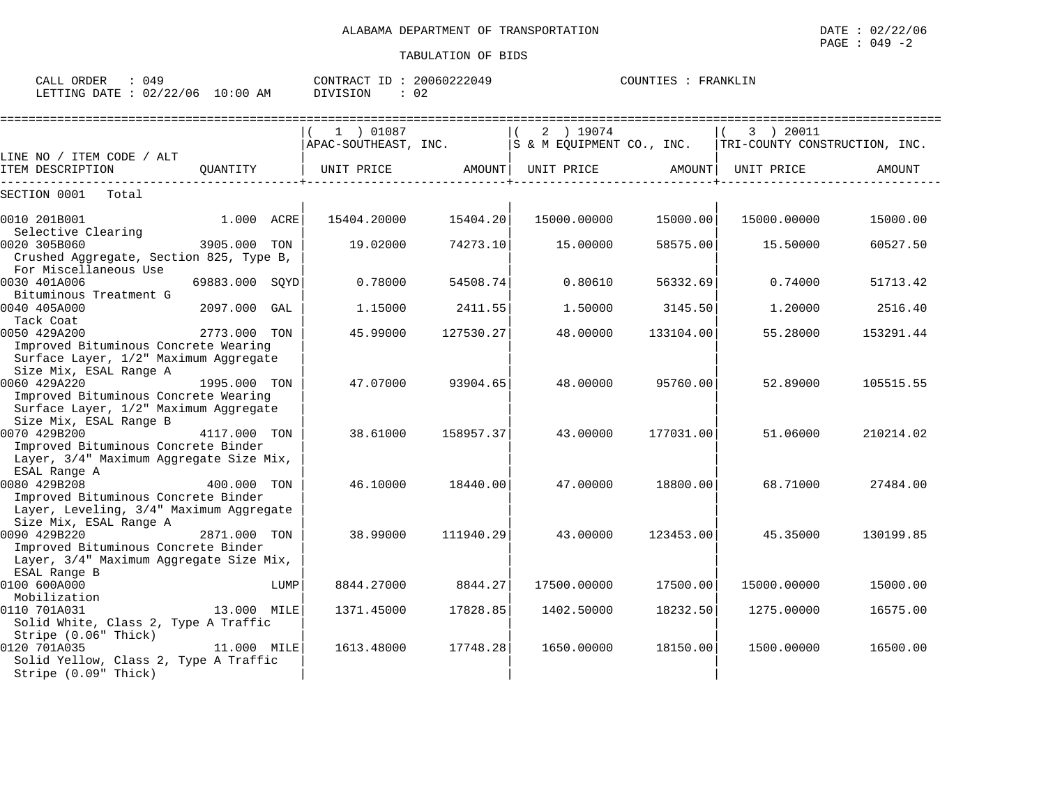ALABAMA DEPARTMENT OF TRANSPORTATION

DATE : 02/22/06

PAGE : 049 -2

TABULATION OF BIDS

CALL ORDER : 049 CONTRACT ID : 20060222049 COUNTIES : FRANKLIN

LETTING DATE : 02/22/06 10:00 AM DIVISION : 02

| LINE NO / ITEM CODE / ALT<br>ITEM DESCRIPTION | QUANTITY | ( 1 ) 01087<br>APAC-SOUTHEAST, INC.<br>UNIT PRICE | AMOUNT | ( 2 ) 19074<br>S & M EQUIPMENT CO., INC.<br>UNIT PRICE | AMOUNT | ( 3 ) 20011<br>TRI-COUNTY CONSTRUCTION, INC.<br>UNIT PRICE | AMOUNT |
|---|---|---|---|---|---|---|---|
| SECTION 0001 Total | | | | | | | |
| 0010 201B001<br>Selective Clearing | 1.000 ACRE | 15404.20000 | 15404.20 | 15000.00000 | 15000.00 | 15000.00000 | 15000.00 |
| 0020 305B060<br>Crushed Aggregate, Section 825, Type B, For Miscellaneous Use | 3905.000 TON | 19.02000 | 74273.10 | 15.00000 | 58575.00 | 15.50000 | 60527.50 |
| 0030 401A006<br>Bituminous Treatment G | 69883.000 SQYD | 0.78000 | 54508.74 | 0.80610 | 56332.69 | 0.74000 | 51713.42 |
| 0040 405A000<br>Tack Coat | 2097.000 GAL | 1.15000 | 2411.55 | 1.50000 | 3145.50 | 1.20000 | 2516.40 |
| 0050 429A200<br>Improved Bituminous Concrete Wearing Surface Layer, 1/2" Maximum Aggregate Size Mix, ESAL Range A | 2773.000 TON | 45.99000 | 127530.27 | 48.00000 | 133104.00 | 55.28000 | 153291.44 |
| 0060 429A220<br>Improved Bituminous Concrete Wearing Surface Layer, 1/2" Maximum Aggregate Size Mix, ESAL Range B | 1995.000 TON | 47.07000 | 93904.65 | 48.00000 | 95760.00 | 52.89000 | 105515.55 |
| 0070 429B200<br>Improved Bituminous Concrete Binder Layer, 3/4" Maximum Aggregate Size Mix, ESAL Range A | 4117.000 TON | 38.61000 | 158957.37 | 43.00000 | 177031.00 | 51.06000 | 210214.02 |
| 0080 429B208<br>Improved Bituminous Concrete Binder Layer, Leveling, 3/4" Maximum Aggregate Size Mix, ESAL Range A | 400.000 TON | 46.10000 | 18440.00 | 47.00000 | 18800.00 | 68.71000 | 27484.00 |
| 0090 429B220<br>Improved Bituminous Concrete Binder Layer, 3/4" Maximum Aggregate Size Mix, ESAL Range B | 2871.000 TON | 38.99000 | 111940.29 | 43.00000 | 123453.00 | 45.35000 | 130199.85 |
| 0100 600A000<br>Mobilization | LUMP | 8844.27000 | 8844.27 | 17500.00000 | 17500.00 | 15000.00000 | 15000.00 |
| 0110 701A031<br>Solid White, Class 2, Type A Traffic Stripe (0.06" Thick) | 13.000 MILE | 1371.45000 | 17828.85 | 1402.50000 | 18232.50 | 1275.00000 | 16575.00 |
| 0120 701A035<br>Solid Yellow, Class 2, Type A Traffic Stripe (0.09" Thick) | 11.000 MILE | 1613.48000 | 17748.28 | 1650.00000 | 18150.00 | 1500.00000 | 16500.00 |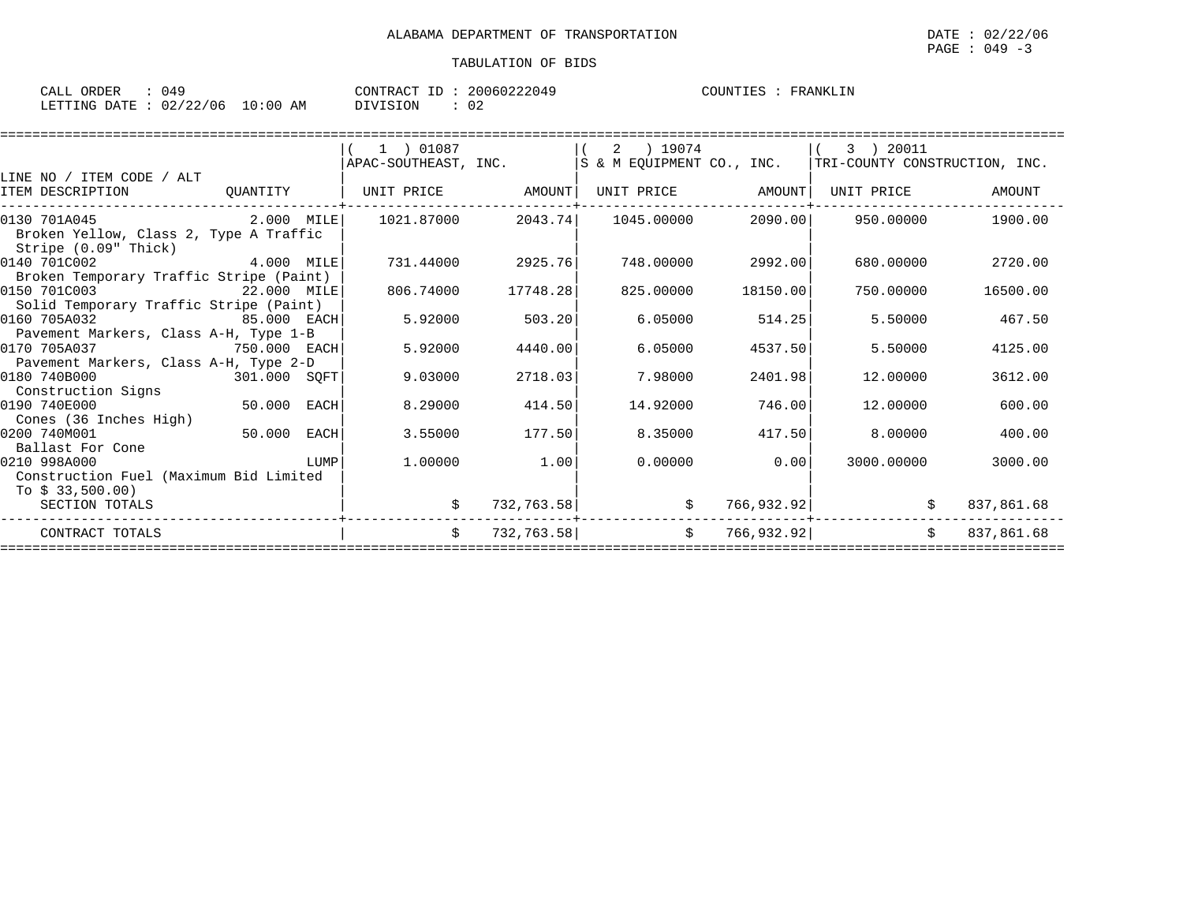ALABAMA DEPARTMENT OF TRANSPORTATION

TABULATION OF BIDS

DATE : 02/22/06

CALL ORDER : 049 CONTRACT ID : 20060222049 COUNTIES : FRANKLIN
LETTING DATE : 02/22/06 10:00 AM DIVISION : 02

| LINE NO / ITEM CODE / ALT ITEM DESCRIPTION | QUANTITY | ( 1 ) 01087 APAC-SOUTHEAST, INC. UNIT PRICE | AMOUNT | ( 2 ) 19074 S & M EQUIPMENT CO., INC. UNIT PRICE | AMOUNT | ( 3 ) 20011 TRI-COUNTY CONSTRUCTION, INC. UNIT PRICE | AMOUNT |
|---|---|---|---|---|---|---|---|
| 0130 701A045 Broken Yellow, Class 2, Type A Traffic Stripe (0.09" Thick) | 2.000 MILE | 1021.87000 | 2043.74 | 1045.00000 | 2090.00 | 950.00000 | 1900.00 |
| 0140 701C002 Broken Temporary Traffic Stripe (Paint) | 4.000 MILE | 731.44000 | 2925.76 | 748.00000 | 2992.00 | 680.00000 | 2720.00 |
| 0150 701C003 Solid Temporary Traffic Stripe (Paint) | 22.000 MILE | 806.74000 | 17748.28 | 825.00000 | 18150.00 | 750.00000 | 16500.00 |
| 0160 705A032 Pavement Markers, Class A-H, Type 1-B | 85.000 EACH | 5.92000 | 503.20 | 6.05000 | 514.25 | 5.50000 | 467.50 |
| 0170 705A037 Pavement Markers, Class A-H, Type 2-D | 750.000 EACH | 5.92000 | 4440.00 | 6.05000 | 4537.50 | 5.50000 | 4125.00 |
| 0180 740B000 Construction Signs | 301.000 SQFT | 9.03000 | 2718.03 | 7.98000 | 2401.98 | 12.00000 | 3612.00 |
| 0190 740E000 Cones (36 Inches High) | 50.000 EACH | 8.29000 | 414.50 | 14.92000 | 746.00 | 12.00000 | 600.00 |
| 0200 740M001 Ballast For Cone | 50.000 EACH | 3.55000 | 177.50 | 8.35000 | 417.50 | 8.00000 | 400.00 |
| 0210 998A000 Construction Fuel (Maximum Bid Limited To $ 33,500.00) | LUMP | 1.00000 | 1.00 | 0.00000 | 0.00 | 3000.00000 | 3000.00 |
| SECTION TOTALS | | | $ 732,763.58 | | $ 766,932.92 | | $ 837,861.68 |
| CONTRACT TOTALS | | | $ 732,763.58 | | $ 766,932.92 | | $ 837,861.68 |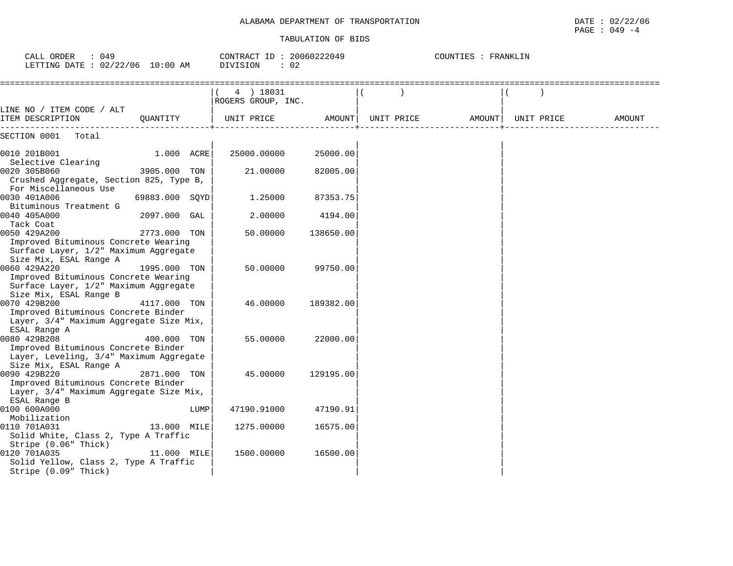ALABAMA DEPARTMENT OF TRANSPORTATION

TABULATION OF BIDS

DATE : 02/22/06
PAGE : 049 -4

CALL ORDER : 049
LETTING DATE : 02/22/06 10:00 AM

CONTRACT ID : 20060222049
DIVISION : 02

COUNTIES : FRANKLIN

| LINE NO / ITEM CODE / ALT<br>ITEM DESCRIPTION | QUANTITY | ( 4 ) 18031<br>ROGERS GROUP, INC.<br>UNIT PRICE | AMOUNT | ( )<br>UNIT PRICE | AMOUNT | ( )<br>UNIT PRICE | AMOUNT |
|---|---|---|---|---|---|---|---|
| SECTION 0001 Total | | | | | | | |
| 0010 201B001<br>Selective Clearing | 1.000 ACRE | 25000.00000 | 25000.00 | | | | |
| 0020 305B060<br>Crushed Aggregate, Section 825, Type B, For Miscellaneous Use | 3905.000 TON | 21.00000 | 82005.00 | | | | |
| 0030 401A006<br>Bituminous Treatment G | 69883.000 SQYD | 1.25000 | 87353.75 | | | | |
| 0040 405A000<br>Tack Coat | 2097.000 GAL | 2.00000 | 4194.00 | | | | |
| 0050 429A200<br>Improved Bituminous Concrete Wearing Surface Layer, 1/2" Maximum Aggregate Size Mix, ESAL Range A | 2773.000 TON | 50.00000 | 138650.00 | | | | |
| 0060 429A220<br>Improved Bituminous Concrete Wearing Surface Layer, 1/2" Maximum Aggregate Size Mix, ESAL Range B | 1995.000 TON | 50.00000 | 99750.00 | | | | |
| 0070 429B200<br>Improved Bituminous Concrete Binder Layer, 3/4" Maximum Aggregate Size Mix, ESAL Range A | 4117.000 TON | 46.00000 | 189382.00 | | | | |
| 0080 429B208<br>Improved Bituminous Concrete Binder Layer, Leveling, 3/4" Maximum Aggregate Size Mix, ESAL Range A | 400.000 TON | 55.00000 | 22000.00 | | | | |
| 0090 429B220<br>Improved Bituminous Concrete Binder Layer, 3/4" Maximum Aggregate Size Mix, ESAL Range B | 2871.000 TON | 45.00000 | 129195.00 | | | | |
| 0100 600A000<br>Mobilization | LUMP | 47190.91000 | 47190.91 | | | | |
| 0110 701A031<br>Solid White, Class 2, Type A Traffic Stripe (0.06" Thick) | 13.000 MILE | 1275.00000 | 16575.00 | | | | |
| 0120 701A035<br>Solid Yellow, Class 2, Type A Traffic Stripe (0.09" Thick) | 11.000 MILE | 1500.00000 | 16500.00 | | | | |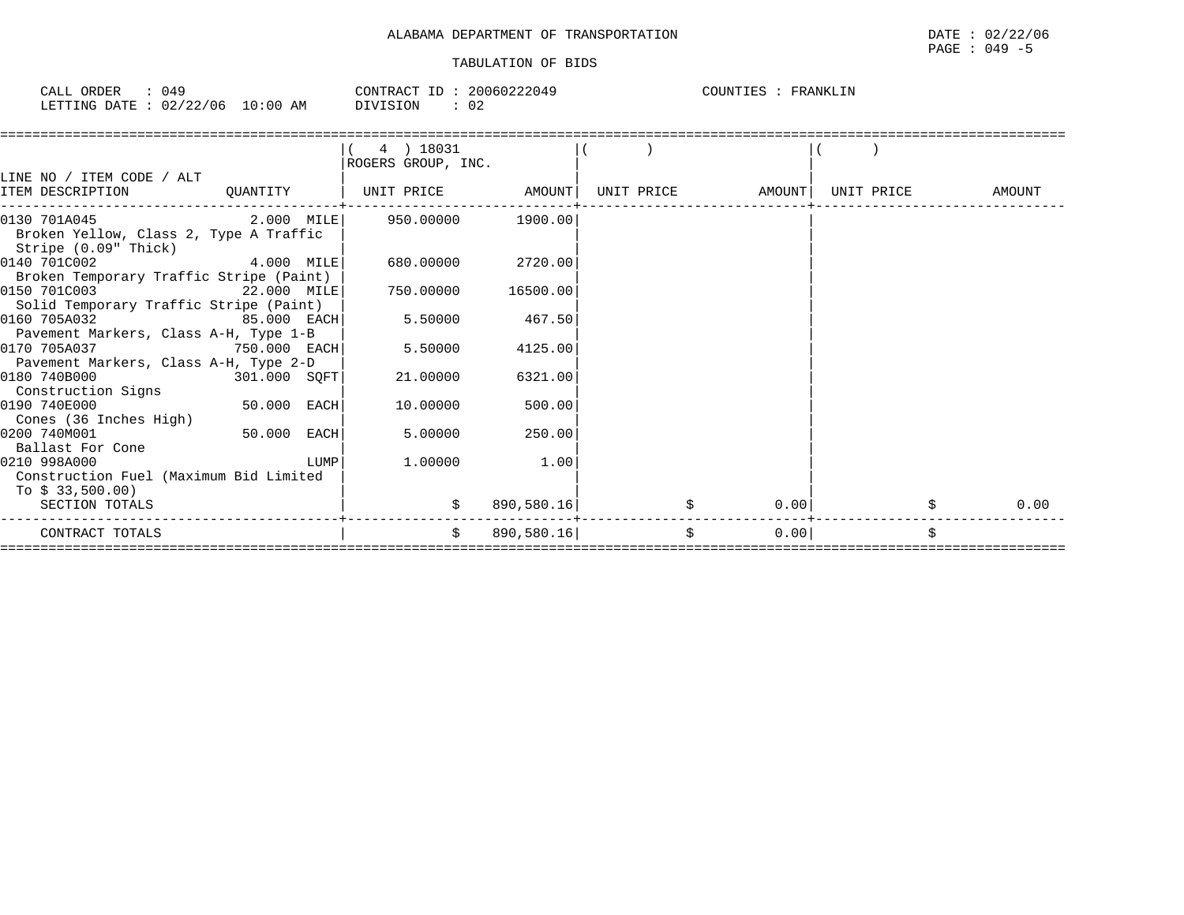ALABAMA DEPARTMENT OF TRANSPORTATION

DATE : 02/22/06

TABULATION OF BIDS

CALL ORDER : 049
LETTING DATE : 02/22/06 10:00 AM

CONTRACT ID : 20060222049
DIVISION : 02

COUNTIES : FRANKLIN

| LINE NO / ITEM CODE / ALT ITEM DESCRIPTION | QUANTITY | ( 4 ) 18031 ROGERS GROUP, INC. UNIT PRICE | AMOUNT | ( ) UNIT PRICE | AMOUNT | ( ) UNIT PRICE | AMOUNT |
|---|---|---|---|---|---|---|---|
| 0130 701A045 Broken Yellow, Class 2, Type A Traffic Stripe (0.09" Thick) | 2.000 MILE | 950.00000 | 1900.00 | | | | |
| 0140 701C002 Broken Temporary Traffic Stripe (Paint) | 4.000 MILE | 680.00000 | 2720.00 | | | | |
| 0150 701C003 Solid Temporary Traffic Stripe (Paint) | 22.000 MILE | 750.00000 | 16500.00 | | | | |
| 0160 705A032 Pavement Markers, Class A-H, Type 1-B | 85.000 EACH | 5.50000 | 467.50 | | | | |
| 0170 705A037 Pavement Markers, Class A-H, Type 2-D | 750.000 EACH | 5.50000 | 4125.00 | | | | |
| 0180 740B000 Construction Signs | 301.000 SQFT | 21.00000 | 6321.00 | | | | |
| 0190 740E000 Cones (36 Inches High) | 50.000 EACH | 10.00000 | 500.00 | | | | |
| 0200 740M001 Ballast For Cone | 50.000 EACH | 5.00000 | 250.00 | | | | |
| 0210 998A000 Construction Fuel (Maximum Bid Limited To $ 33,500.00) | LUMP | 1.00000 | 1.00 | | | | |
| SECTION TOTALS | | | $ 890,580.16 | | $ 0.00 | | $ 0.00 |
| CONTRACT TOTALS | | | $ 890,580.16 | | $ 0.00 | | $ |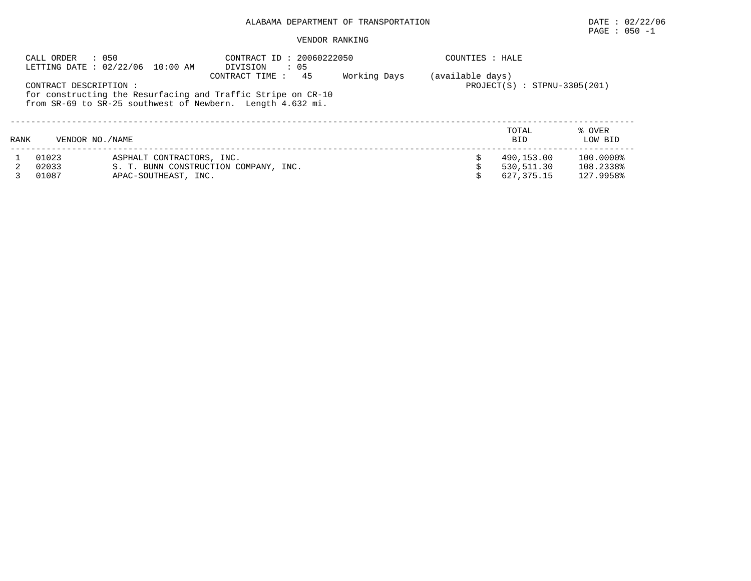ALABAMA DEPARTMENT OF TRANSPORTATION

DATE : 02/22/06

PAGE : 050 -1

VENDOR RANKING

CALL ORDER : 050
LETTING DATE : 02/22/06 10:00 AM

CONTRACT ID : 20060222050
DIVISION : 05
CONTRACT TIME : 45 Working Days (available days)

COUNTIES : HALE

PROJECT(S) : STPNU-3305(201)

CONTRACT DESCRIPTION :
for constructing the Resurfacing and Traffic Stripe on CR-10 from SR-69 to SR-25 southwest of Newbern. Length 4.632 mi.

| RANK | VENDOR NO./NAME | | TOTAL BID | % OVER LOW BID |
|---|---|---|---|---|
| 1 | 01023 | ASPHALT CONTRACTORS, INC. | $ 490,153.00 | 100.0000% |
| 2 | 02033 | S. T. BUNN CONSTRUCTION COMPANY, INC. | $ 530,511.30 | 108.2338% |
| 3 | 01087 | APAC-SOUTHEAST, INC. | $ 627,375.15 | 127.9958% |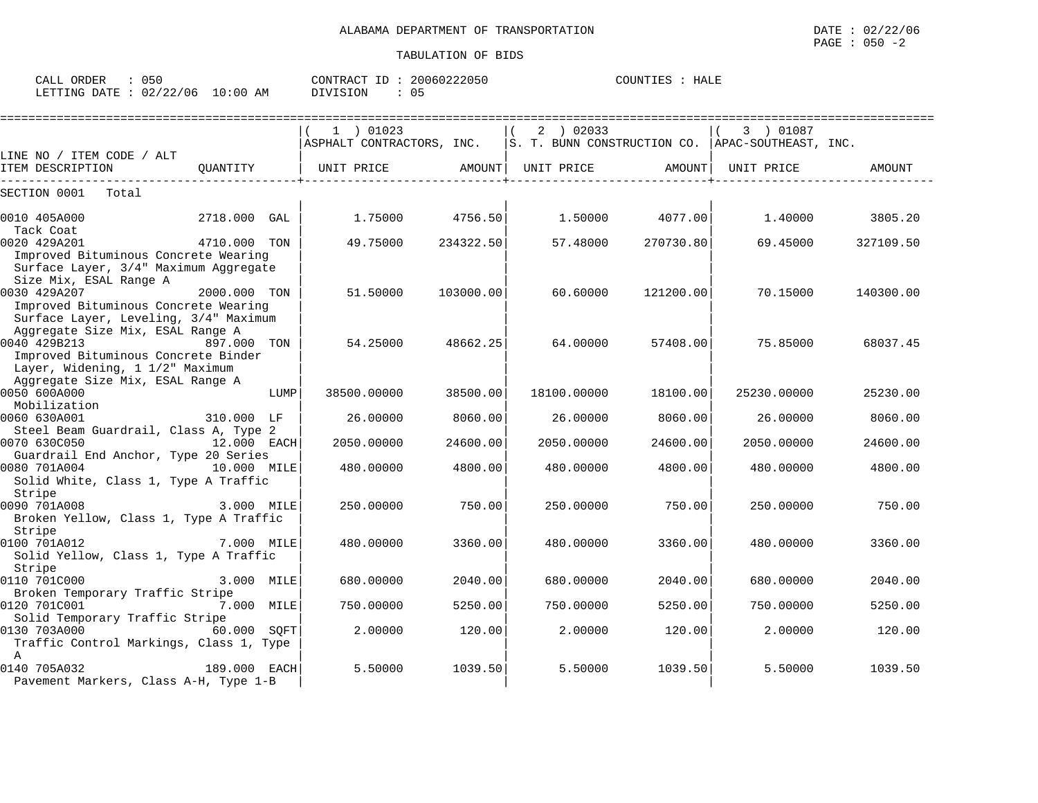ALABAMA DEPARTMENT OF TRANSPORTATION

DATE : 02/22/06

TABULATION OF BIDS

CALL ORDER : 050 | CONTRACT ID : 20060222050 | COUNTIES : HALE
LETTING DATE : 02/22/06 10:00 AM | DIVISION : 05

| LINE NO / ITEM CODE / ALT ITEM DESCRIPTION | QUANTITY | ( 1 ) 01023 ASPHALT CONTRACTORS, INC. UNIT PRICE | AMOUNT | ( 2 ) 02033 S. T. BUNN CONSTRUCTION CO. UNIT PRICE | AMOUNT | ( 3 ) 01087 APAC-SOUTHEAST, INC. UNIT PRICE | AMOUNT |
|---|---|---|---|---|---|---|---|
| SECTION 0001 Total | | | | | | | |
| 0010 405A000 Tack Coat | 2718.000 GAL | 1.75000 | 4756.50 | 1.50000 | 4077.00 | 1.40000 | 3805.20 |
| 0020 429A201 Improved Bituminous Concrete Wearing Surface Layer, 3/4" Maximum Aggregate Size Mix, ESAL Range A | 4710.000 TON | 49.75000 | 234322.50 | 57.48000 | 270730.80 | 69.45000 | 327109.50 |
| 0030 429A207 Improved Bituminous Concrete Wearing Surface Layer, Leveling, 3/4" Maximum Aggregate Size Mix, ESAL Range A | 2000.000 TON | 51.50000 | 103000.00 | 60.60000 | 121200.00 | 70.15000 | 140300.00 |
| 0040 429B213 Improved Bituminous Concrete Binder Layer, Widening, 1 1/2" Maximum Aggregate Size Mix, ESAL Range A | 897.000 TON | 54.25000 | 48662.25 | 64.00000 | 57408.00 | 75.85000 | 68037.45 |
| 0050 600A000 Mobilization | LUMP | 38500.00000 | 38500.00 | 18100.00000 | 18100.00 | 25230.00000 | 25230.00 |
| 0060 630A001 Steel Beam Guardrail, Class A, Type 2 | 310.000 LF | 26.00000 | 8060.00 | 26.00000 | 8060.00 | 26.00000 | 8060.00 |
| 0070 630C050 Guardrail End Anchor, Type 20 Series | 12.000 EACH | 2050.00000 | 24600.00 | 2050.00000 | 24600.00 | 2050.00000 | 24600.00 |
| 0080 701A004 Solid White, Class 1, Type A Traffic Stripe | 10.000 MILE | 480.00000 | 4800.00 | 480.00000 | 4800.00 | 480.00000 | 4800.00 |
| 0090 701A008 Broken Yellow, Class 1, Type A Traffic Stripe | 3.000 MILE | 250.00000 | 750.00 | 250.00000 | 750.00 | 250.00000 | 750.00 |
| 0100 701A012 Solid Yellow, Class 1, Type A Traffic Stripe | 7.000 MILE | 480.00000 | 3360.00 | 480.00000 | 3360.00 | 480.00000 | 3360.00 |
| 0110 701C000 Broken Temporary Traffic Stripe | 3.000 MILE | 680.00000 | 2040.00 | 680.00000 | 2040.00 | 680.00000 | 2040.00 |
| 0120 701C001 Solid Temporary Traffic Stripe | 7.000 MILE | 750.00000 | 5250.00 | 750.00000 | 5250.00 | 750.00000 | 5250.00 |
| 0130 703A000 Traffic Control Markings, Class 1, Type A | 60.000 SQFT | 2.00000 | 120.00 | 2.00000 | 120.00 | 2.00000 | 120.00 |
| 0140 705A032 Pavement Markers, Class A-H, Type 1-B | 189.000 EACH | 5.50000 | 1039.50 | 5.50000 | 1039.50 | 5.50000 | 1039.50 |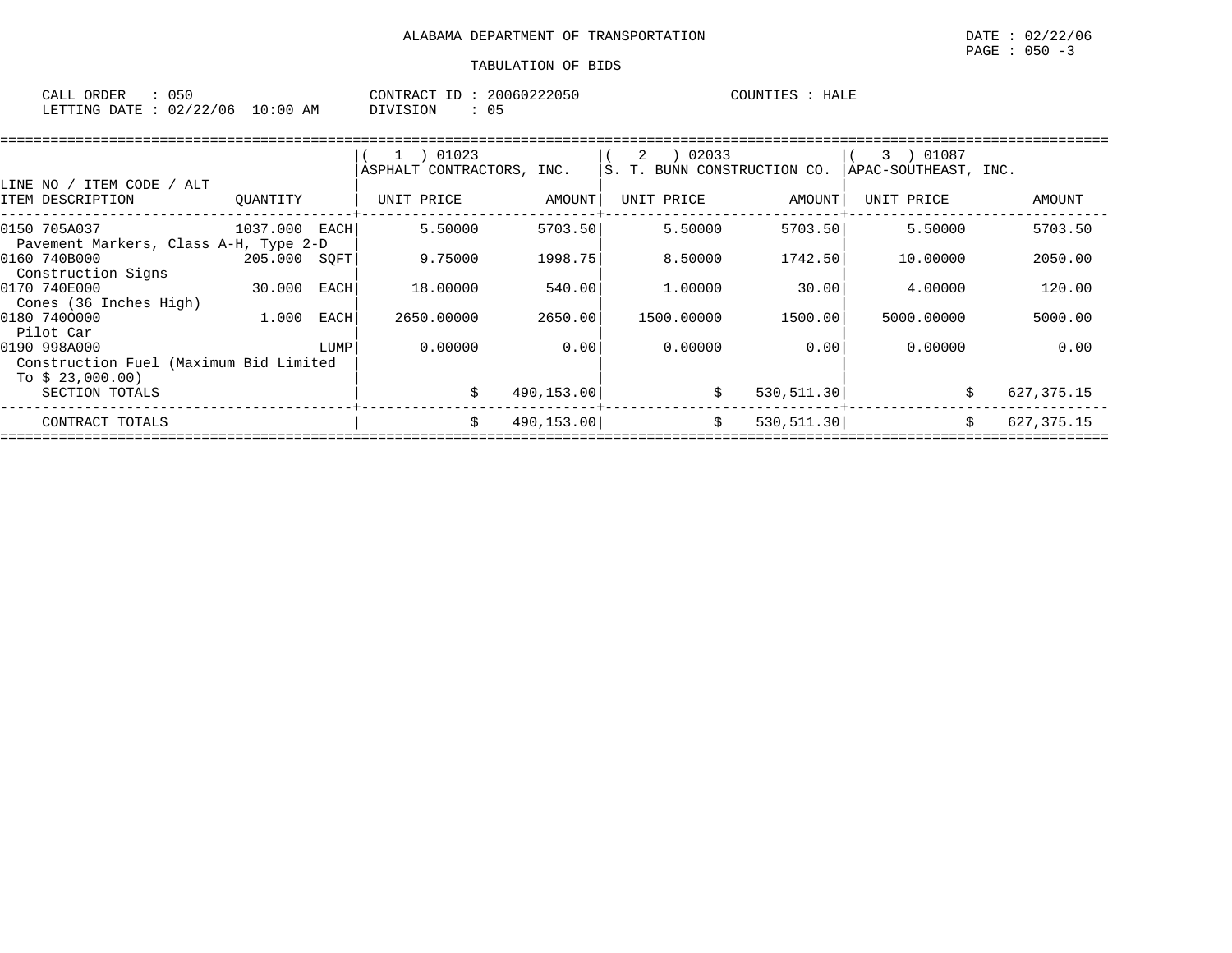ALABAMA DEPARTMENT OF TRANSPORTATION

TABULATION OF BIDS

DATE : 02/22/06
PAGE : 050 -3

CALL ORDER : 050
LETTING DATE : 02/22/06 10:00 AM

CONTRACT ID : 20060222050
DIVISION : 05

COUNTIES : HALE

| LINE NO / ITEM CODE / ALT ITEM DESCRIPTION | QUANTITY | (1) 01023 ASPHALT CONTRACTORS, INC. UNIT PRICE | AMOUNT | (2) 02033 S. T. BUNN CONSTRUCTION CO. UNIT PRICE | AMOUNT | (3) 01087 APAC-SOUTHEAST, INC. UNIT PRICE | AMOUNT |
|---|---|---|---|---|---|---|---|
| 0150 705A037 Pavement Markers, Class A-H, Type 2-D | 1037.000 EACH | 5.50000 | 5703.50 | 5.50000 | 5703.50 | 5.50000 | 5703.50 |
| 0160 740B000 Construction Signs | 205.000 SQFT | 9.75000 | 1998.75 | 8.50000 | 1742.50 | 10.00000 | 2050.00 |
| 0170 740E000 Cones (36 Inches High) | 30.000 EACH | 18.00000 | 540.00 | 1.00000 | 30.00 | 4.00000 | 120.00 |
| 0180 740O000 Pilot Car | 1.000 EACH | 2650.00000 | 2650.00 | 1500.00000 | 1500.00 | 5000.00000 | 5000.00 |
| 0190 998A000 Construction Fuel (Maximum Bid Limited To $ 23,000.00) | LUMP | 0.00000 | 0.00 | 0.00000 | 0.00 | 0.00000 | 0.00 |
| SECTION TOTALS | | $ | 490,153.00 | $ | 530,511.30 | $ | 627,375.15 |
| CONTRACT TOTALS | | $ | 490,153.00 | $ | 530,511.30 | $ | 627,375.15 |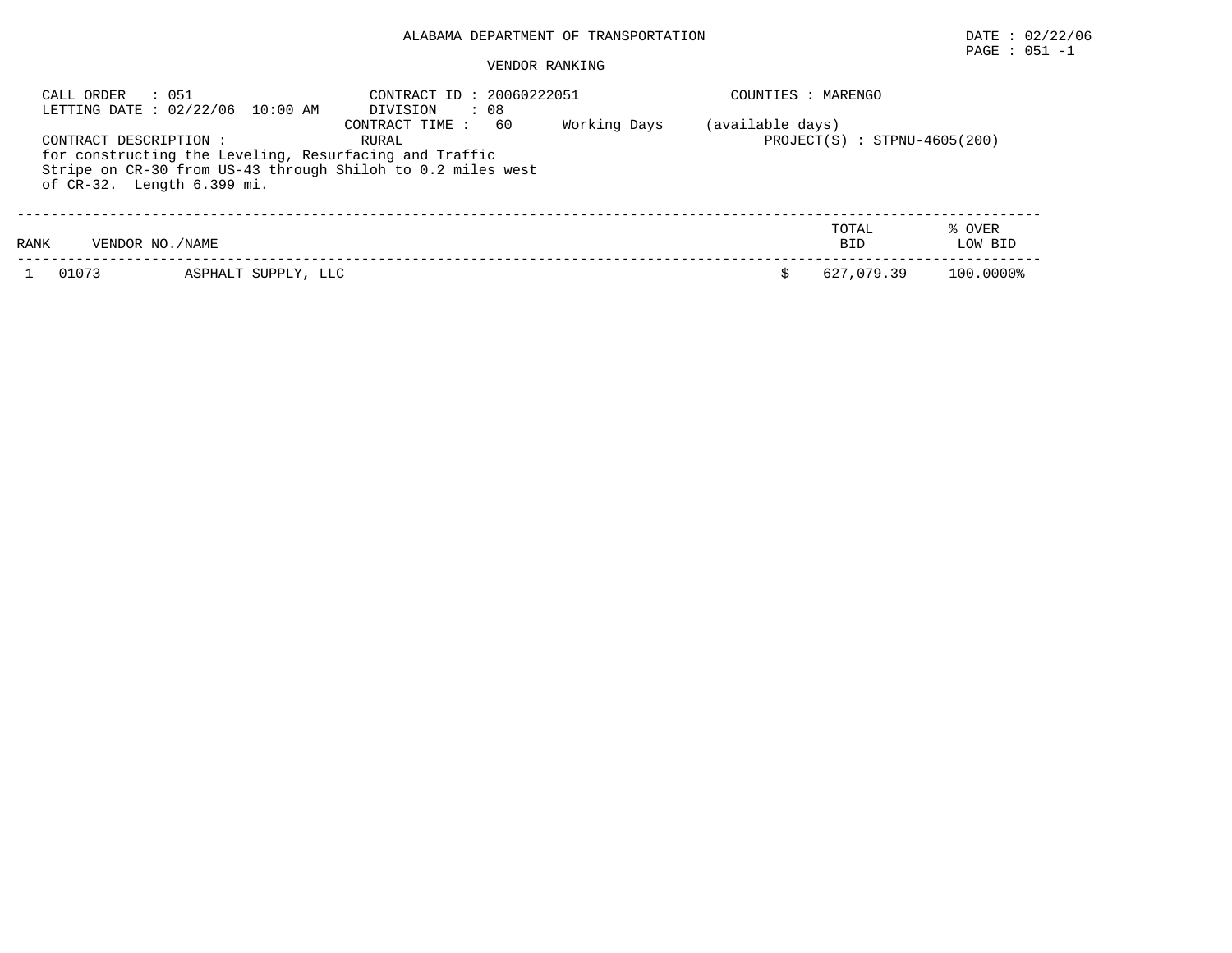ALABAMA DEPARTMENT OF TRANSPORTATION

DATE : 02/22/06

PAGE : 051 -1

VENDOR RANKING

CALL ORDER : 051

LETTING DATE : 02/22/06 10:00 AM

CONTRACT ID : 20060222051

DIVISION : 08

CONTRACT TIME : 60 Working Days (available days)

COUNTIES : MARENGO

CONTRACT DESCRIPTION : RURAL

PROJECT(S) : STPNU-4605(200)

for constructing the Leveling, Resurfacing and Traffic Stripe on CR-30 from US-43 through Shiloh to 0.2 miles west of CR-32. Length 6.399 mi.

| RANK | VENDOR NO./NAME | | TOTAL BID | % OVER LOW BID |
|---|---|---|---|---|
| 1 | 01073 | ASPHALT SUPPLY, LLC | $ 627,079.39 | 100.0000% |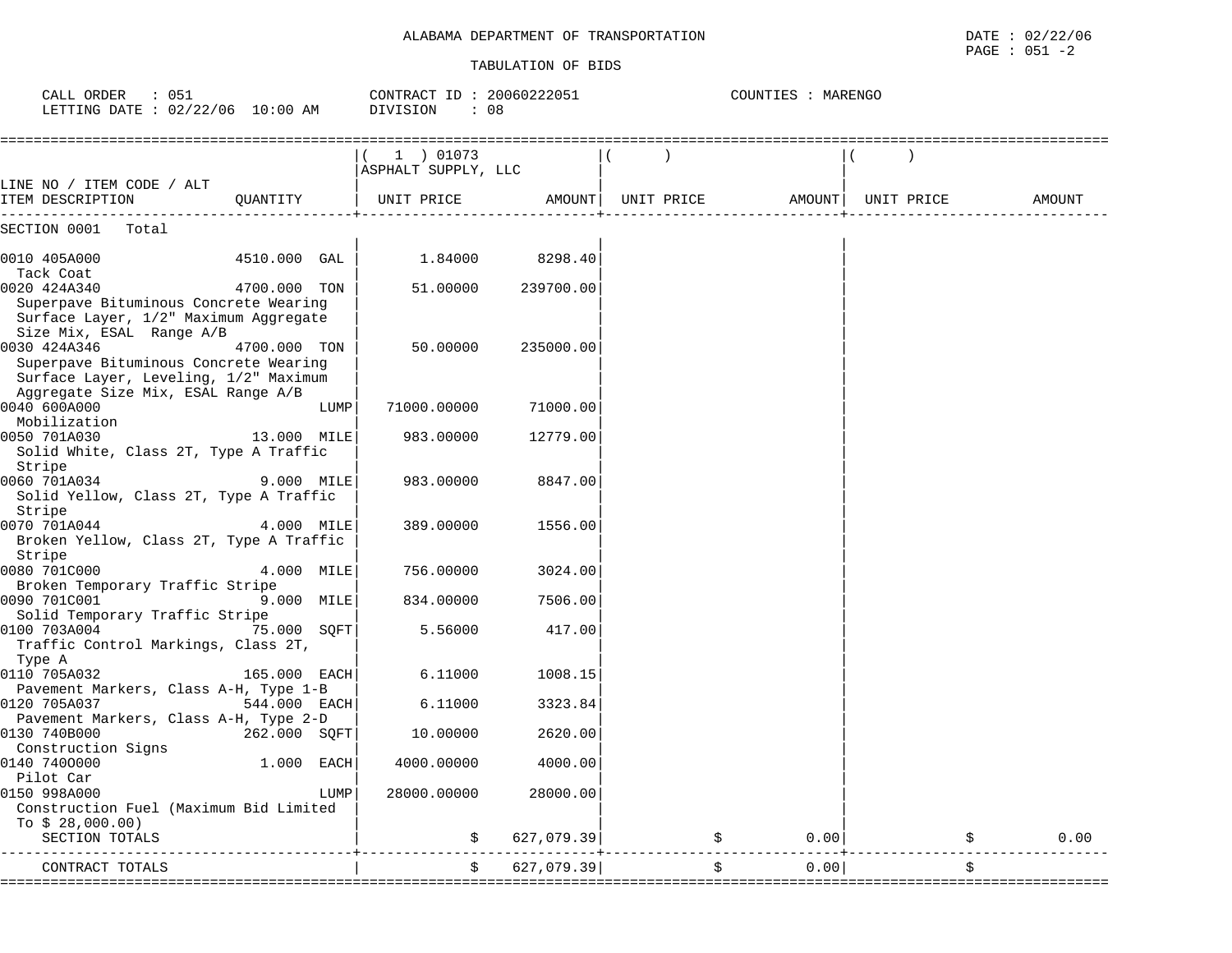ALABAMA DEPARTMENT OF TRANSPORTATION

DATE : 02/22/06
PAGE : 051 -2

TABULATION OF BIDS

CALL ORDER : 051    CONTRACT ID : 20060222051    COUNTIES : MARENGO
LETTING DATE : 02/22/06 10:00 AM    DIVISION : 08

| LINE NO / ITEM CODE / ALT ITEM DESCRIPTION | QUANTITY | ( 1 ) 01073 ASPHALT SUPPLY, LLC UNIT PRICE | AMOUNT | ( ) UNIT PRICE | AMOUNT | ( ) UNIT PRICE | AMOUNT |
|---|---|---|---|---|---|---|---|
| SECTION 0001 Total | | | | | | | |
| 0010 405A000 Tack Coat | 4510.000 GAL | 1.84000 | 8298.40 | | | | |
| 0020 424A340 Superpave Bituminous Concrete Wearing Surface Layer, 1/2" Maximum Aggregate Size Mix, ESAL Range A/B | 4700.000 TON | 51.00000 | 239700.00 | | | | |
| 0030 424A346 Superpave Bituminous Concrete Wearing Surface Layer, Leveling, 1/2" Maximum Aggregate Size Mix, ESAL Range A/B | 4700.000 TON | 50.00000 | 235000.00 | | | | |
| 0040 600A000 Mobilization | LUMP | 71000.00000 | 71000.00 | | | | |
| 0050 701A030 Solid White, Class 2T, Type A Traffic Stripe | 13.000 MILE | 983.00000 | 12779.00 | | | | |
| 0060 701A034 Solid Yellow, Class 2T, Type A Traffic Stripe | 9.000 MILE | 983.00000 | 8847.00 | | | | |
| 0070 701A044 Broken Yellow, Class 2T, Type A Traffic Stripe | 4.000 MILE | 389.00000 | 1556.00 | | | | |
| 0080 701C000 Broken Temporary Traffic Stripe | 4.000 MILE | 756.00000 | 3024.00 | | | | |
| 0090 701C001 Solid Temporary Traffic Stripe | 9.000 MILE | 834.00000 | 7506.00 | | | | |
| 0100 703A004 Traffic Control Markings, Class 2T, Type A | 75.000 SQFT | 5.56000 | 417.00 | | | | |
| 0110 705A032 Pavement Markers, Class A-H, Type 1-B | 165.000 EACH | 6.11000 | 1008.15 | | | | |
| 0120 705A037 Pavement Markers, Class A-H, Type 2-D | 544.000 EACH | 6.11000 | 3323.84 | | | | |
| 0130 740B000 Construction Signs | 262.000 SQFT | 10.00000 | 2620.00 | | | | |
| 0140 740O000 Pilot Car | 1.000 EACH | 4000.00000 | 4000.00 | | | | |
| 0150 998A000 Construction Fuel (Maximum Bid Limited To $ 28,000.00) | LUMP | 28000.00000 | 28000.00 | | | | |
| SECTION TOTALS | | $ | 627,079.39 | $ | 0.00 | $ | 0.00 |
| CONTRACT TOTALS | | $ | 627,079.39 | $ | 0.00 | $ | |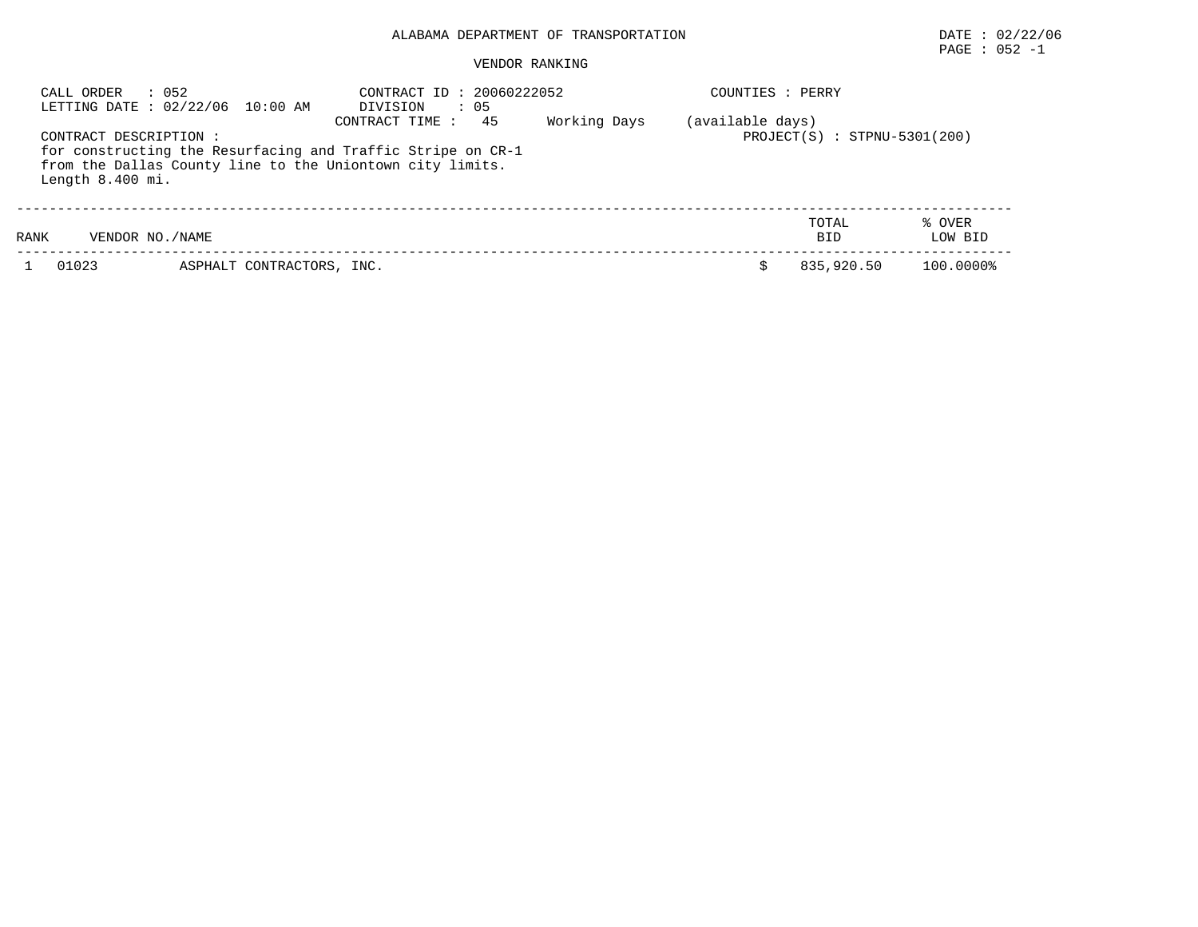ALABAMA DEPARTMENT OF TRANSPORTATION

VENDOR RANKING

DATE : 02/22/06
PAGE : 052 -1

CALL ORDER : 052
LETTING DATE : 02/22/06 10:00 AM

CONTRACT ID : 20060222052
DIVISION : 05
CONTRACT TIME : 45 Working Days (available days)

COUNTIES : PERRY

PROJECT(S) : STPNU-5301(200)

CONTRACT DESCRIPTION :
for constructing the Resurfacing and Traffic Stripe on CR-1
from the Dallas County line to the Uniontown city limits.
Length 8.400 mi.

| RANK | VENDOR NO./NAME | | TOTAL BID | % OVER LOW BID |
|---|---|---|---|---|
| 1 | 01023 | ASPHALT CONTRACTORS, INC. | $ 835,920.50 | 100.0000% |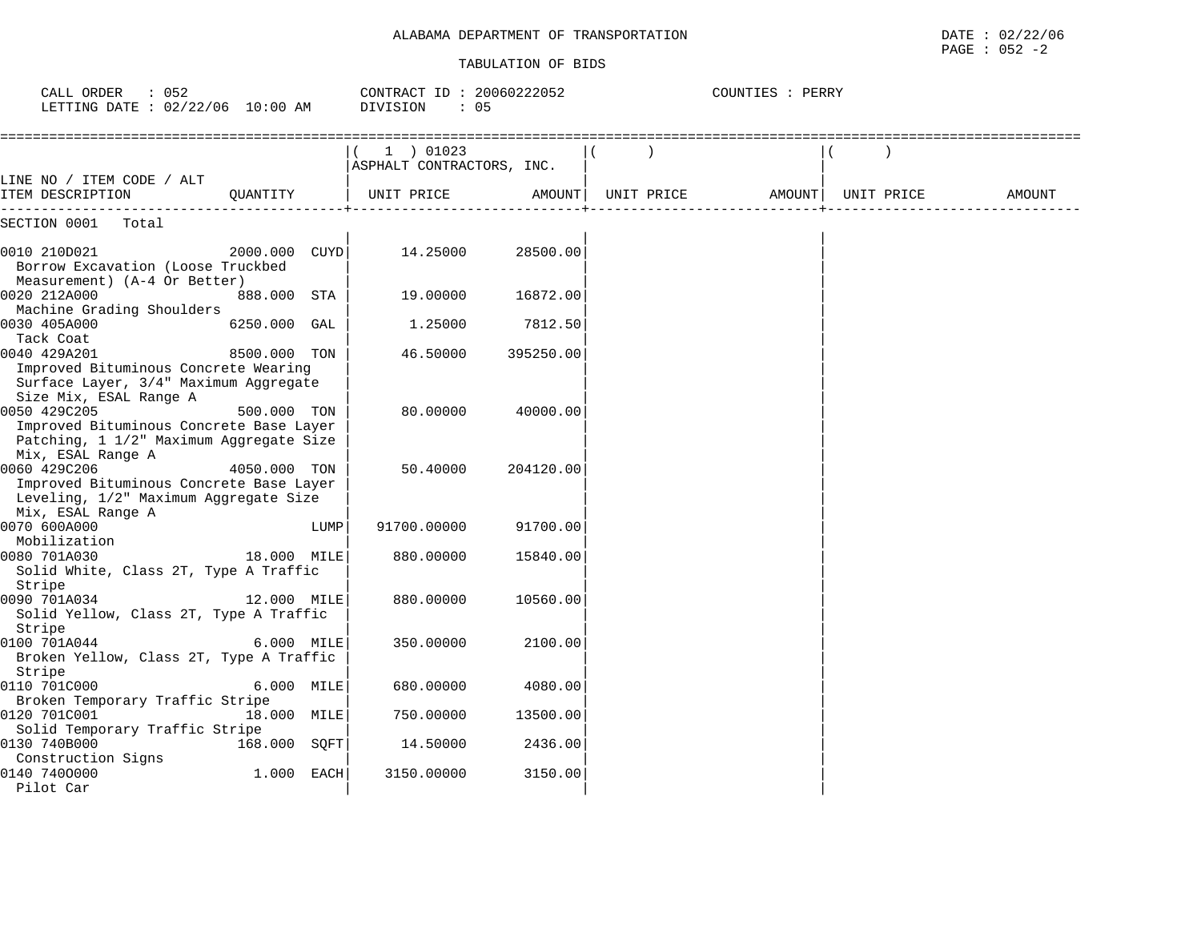ALABAMA DEPARTMENT OF TRANSPORTATION

DATE : 02/22/06

PAGE : 052 -2

TABULATION OF BIDS

CALL ORDER : 052 CONTRACT ID : 20060222052 COUNTIES : PERRY

LETTING DATE : 02/22/06 10:00 AM DIVISION : 05

| LINE NO / ITEM CODE / ALT ITEM DESCRIPTION | QUANTITY | ( 1 ) 01023 ASPHALT CONTRACTORS, INC. UNIT PRICE | AMOUNT | ( ) UNIT PRICE | AMOUNT | ( ) UNIT PRICE | AMOUNT |
|---|---|---|---|---|---|---|---|
| SECTION 0001 Total | | | | | | | |
| 0010 210D021 Borrow Excavation (Loose Truckbed Measurement) (A-4 Or Better) | 2000.000 CUYD | 14.25000 | 28500.00 | | | | |
| 0020 212A000 Machine Grading Shoulders | 888.000 STA | 19.00000 | 16872.00 | | | | |
| 0030 405A000 Tack Coat | 6250.000 GAL | 1.25000 | 7812.50 | | | | |
| 0040 429A201 Improved Bituminous Concrete Wearing Surface Layer, 3/4" Maximum Aggregate Size Mix, ESAL Range A | 8500.000 TON | 46.50000 | 395250.00 | | | | |
| 0050 429C205 Improved Bituminous Concrete Base Layer Patching, 1 1/2" Maximum Aggregate Size Mix, ESAL Range A | 500.000 TON | 80.00000 | 40000.00 | | | | |
| 0060 429C206 Improved Bituminous Concrete Base Layer Leveling, 1/2" Maximum Aggregate Size Mix, ESAL Range A | 4050.000 TON | 50.40000 | 204120.00 | | | | |
| 0070 600A000 Mobilization | LUMP | 91700.00000 | 91700.00 | | | | |
| 0080 701A030 Solid White, Class 2T, Type A Traffic Stripe | 18.000 MILE | 880.00000 | 15840.00 | | | | |
| 0090 701A034 Solid Yellow, Class 2T, Type A Traffic Stripe | 12.000 MILE | 880.00000 | 10560.00 | | | | |
| 0100 701A044 Broken Yellow, Class 2T, Type A Traffic Stripe | 6.000 MILE | 350.00000 | 2100.00 | | | | |
| 0110 701C000 Broken Temporary Traffic Stripe | 6.000 MILE | 680.00000 | 4080.00 | | | | |
| 0120 701C001 Solid Temporary Traffic Stripe | 18.000 MILE | 750.00000 | 13500.00 | | | | |
| 0130 740B000 Construction Signs | 168.000 SQFT | 14.50000 | 2436.00 | | | | |
| 0140 740O000 Pilot Car | 1.000 EACH | 3150.00000 | 3150.00 | | | | |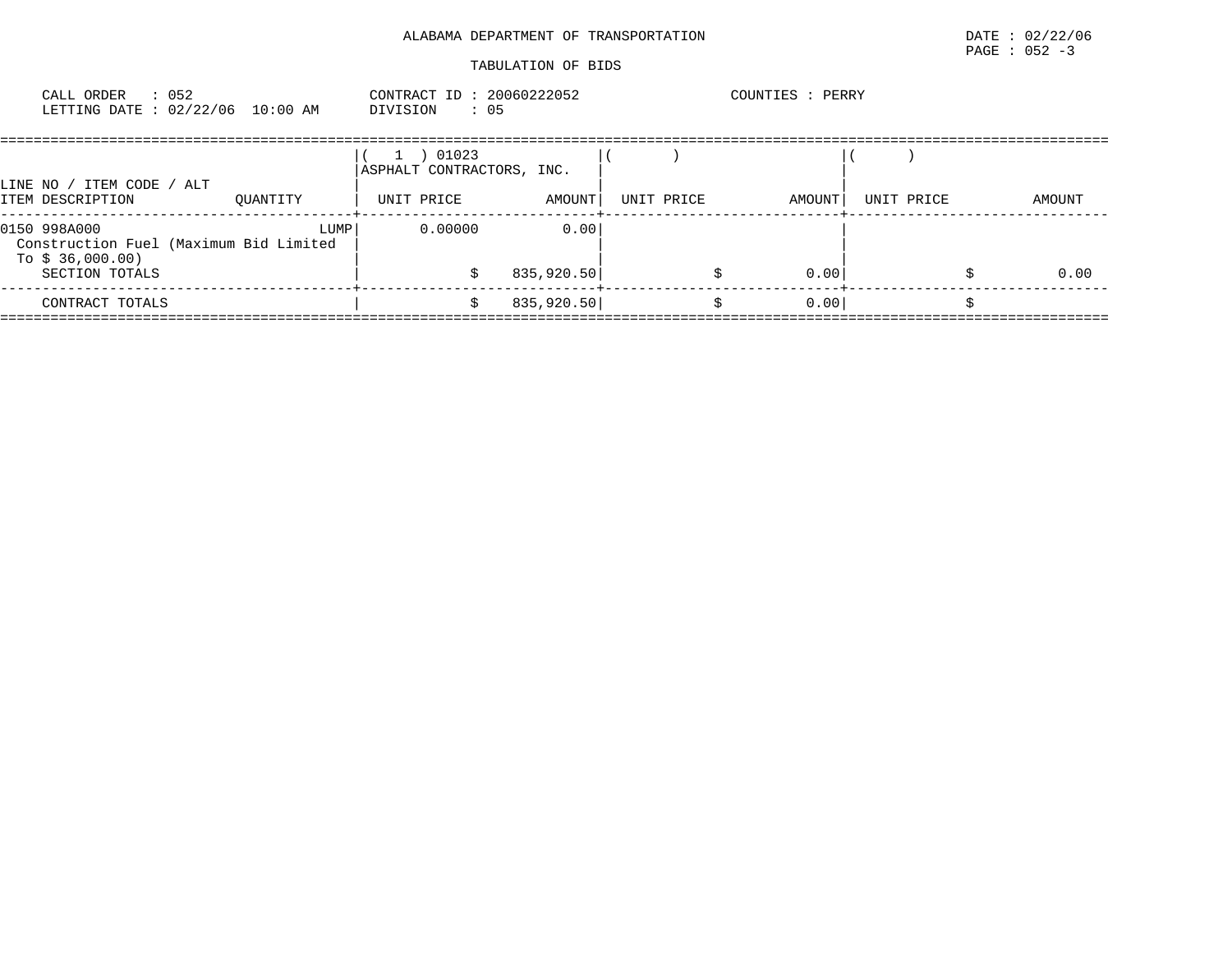ALABAMA DEPARTMENT OF TRANSPORTATION

DATE : 02/22/06
PAGE : 052 -3

TABULATION OF BIDS

CALL ORDER : 052
LETTING DATE : 02/22/06 10:00 AM

CONTRACT ID : 20060222052
DIVISION : 05

COUNTIES : PERRY

| LINE NO / ITEM CODE / ALT | | ( 1 ) 01023 ASPHALT CONTRACTORS, INC. | | ( ) | | ( ) | |
|---|---|---|---|---|---|---|---|
| ITEM DESCRIPTION | QUANTITY | UNIT PRICE | AMOUNT | UNIT PRICE | AMOUNT | UNIT PRICE | AMOUNT |
| 0150 998A000 Construction Fuel (Maximum Bid Limited To $ 36,000.00) | LUMP | 0.00000 | 0.00 | | | | |
| SECTION TOTALS | | $ | 835,920.50 | $ | 0.00 | $ | 0.00 |
| CONTRACT TOTALS | | $ | 835,920.50 | $ | 0.00 | $ | |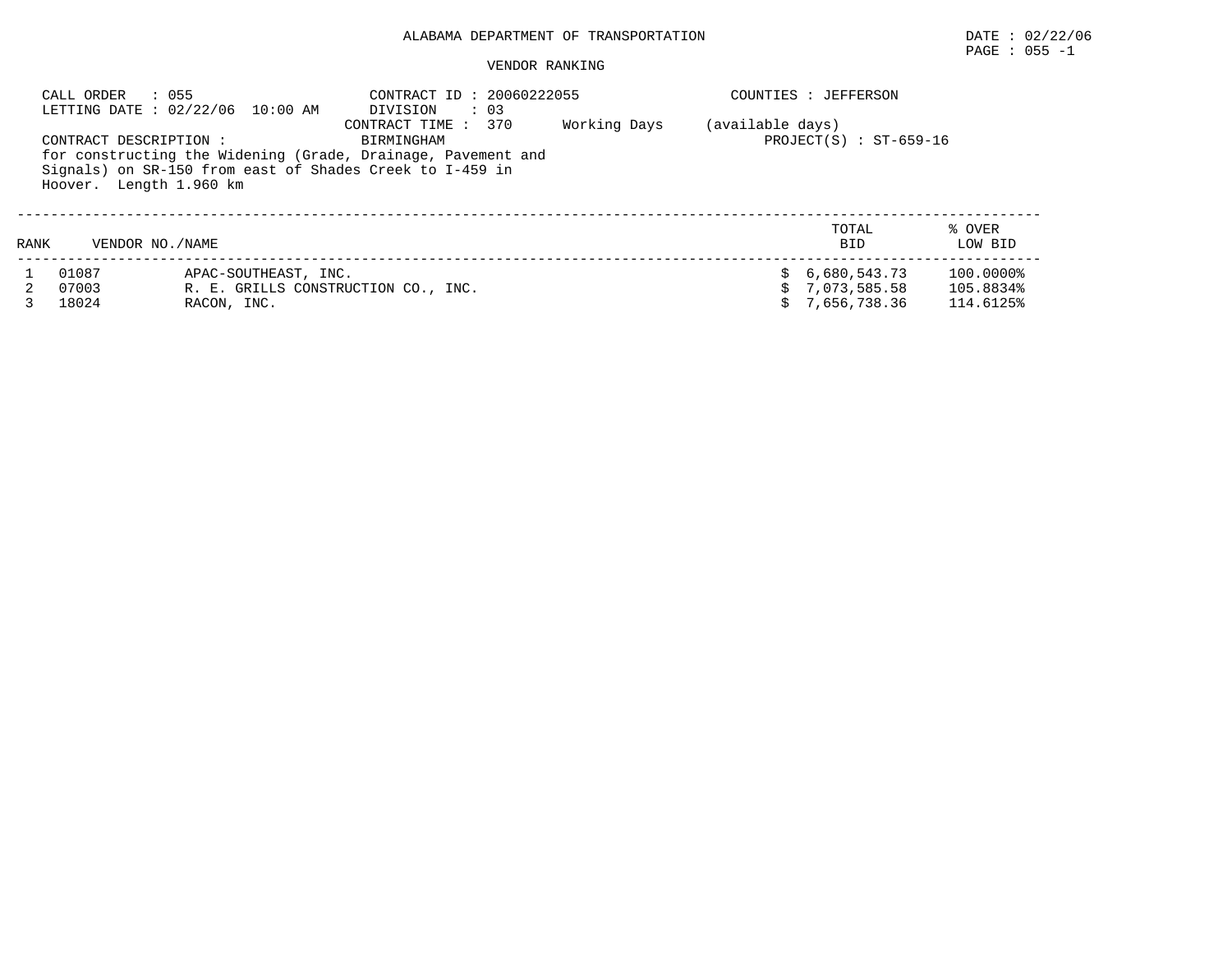ALABAMA DEPARTMENT OF TRANSPORTATION

DATE : 02/22/06

PAGE : 055 -1

VENDOR RANKING

CALL ORDER : 055
LETTING DATE : 02/22/06 10:00 AM

CONTRACT ID : 20060222055
DIVISION : 03
CONTRACT TIME : 370 Working Days (available days)

COUNTIES : JEFFERSON

CONTRACT DESCRIPTION : BIRMINGHAM
for constructing the Widening (Grade, Drainage, Pavement and Signals) on SR-150 from east of Shades Creek to I-459 in Hoover. Length 1.960 km

PROJECT(S) : ST-659-16

| RANK | VENDOR NO./NAME | | TOTAL BID | % OVER LOW BID |
|---|---|---|---|---|
| 1 | 01087 | APAC-SOUTHEAST, INC. | $ 6,680,543.73 | 100.0000% |
| 2 | 07003 | R. E. GRILLS CONSTRUCTION CO., INC. | $ 7,073,585.58 | 105.8834% |
| 3 | 18024 | RACON, INC. | $ 7,656,738.36 | 114.6125% |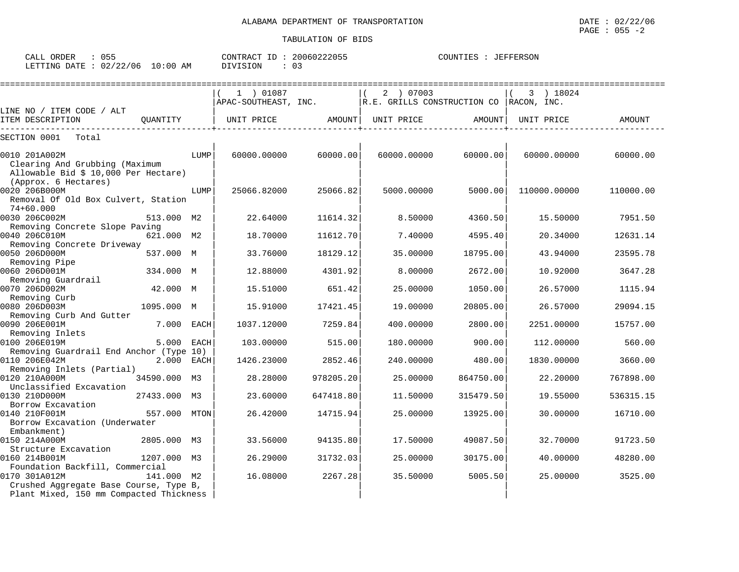ALABAMA DEPARTMENT OF TRANSPORTATION

DATE : 02/22/06

TABULATION OF BIDS

CALL ORDER : 055 CONTRACT ID : 20060222055 COUNTIES : JEFFERSON
LETTING DATE : 02/22/06 10:00 AM DIVISION : 03

| LINE NO / ITEM CODE / ALT ITEM DESCRIPTION | QUANTITY | ( 1 ) 01087 APAC-SOUTHEAST, INC. UNIT PRICE | AMOUNT | ( 2 ) 07003 R.E. GRILLS CONSTRUCTION CO UNIT PRICE | AMOUNT | ( 3 ) 18024 RACON, INC. UNIT PRICE | AMOUNT |
|---|---|---|---|---|---|---|---|
| SECTION 0001 Total | | | | | | | |
| 0010 201A002M Clearing And Grubbing (Maximum Allowable Bid $ 10,000 Per Hectare) (Approx. 6 Hectares) | LUMP | 60000.00000 | 60000.00 | 60000.00000 | 60000.00 | 60000.00000 | 60000.00 |
| 0020 206B000M Removal Of Old Box Culvert, Station 74+60.000 | LUMP | 25066.82000 | 25066.82 | 5000.00000 | 5000.00 | 110000.00000 | 110000.00 |
| 0030 206C002M Removing Concrete Slope Paving | 513.000 M2 | 22.64000 | 11614.32 | 8.50000 | 4360.50 | 15.50000 | 7951.50 |
| 0040 206C010M Removing Concrete Driveway | 621.000 M2 | 18.70000 | 11612.70 | 7.40000 | 4595.40 | 20.34000 | 12631.14 |
| 0050 206D000M Removing Pipe | 537.000 M | 33.76000 | 18129.12 | 35.00000 | 18795.00 | 43.94000 | 23595.78 |
| 0060 206D001M Removing Guardrail | 334.000 M | 12.88000 | 4301.92 | 8.00000 | 2672.00 | 10.92000 | 3647.28 |
| 0070 206D002M Removing Curb | 42.000 M | 15.51000 | 651.42 | 25.00000 | 1050.00 | 26.57000 | 1115.94 |
| 0080 206D003M Removing Curb And Gutter | 1095.000 M | 15.91000 | 17421.45 | 19.00000 | 20805.00 | 26.57000 | 29094.15 |
| 0090 206E001M Removing Inlets | 7.000 EACH | 1037.12000 | 7259.84 | 400.00000 | 2800.00 | 2251.00000 | 15757.00 |
| 0100 206E019M Removing Guardrail End Anchor (Type 10) | 5.000 EACH | 103.00000 | 515.00 | 180.00000 | 900.00 | 112.00000 | 560.00 |
| 0110 206E042M Removing Inlets (Partial) | 2.000 EACH | 1426.23000 | 2852.46 | 240.00000 | 480.00 | 1830.00000 | 3660.00 |
| 0120 210A000M Unclassified Excavation | 34590.000 M3 | 28.28000 | 978205.20 | 25.00000 | 864750.00 | 22.20000 | 767898.00 |
| 0130 210D000M Borrow Excavation | 27433.000 M3 | 23.60000 | 647418.80 | 11.50000 | 315479.50 | 19.55000 | 536315.15 |
| 0140 210F001M Borrow Excavation (Underwater Embankment) | 557.000 MTON | 26.42000 | 14715.94 | 25.00000 | 13925.00 | 30.00000 | 16710.00 |
| 0150 214A000M Structure Excavation | 2805.000 M3 | 33.56000 | 94135.80 | 17.50000 | 49087.50 | 32.70000 | 91723.50 |
| 0160 214B001M Foundation Backfill, Commercial | 1207.000 M3 | 26.29000 | 31732.03 | 25.00000 | 30175.00 | 40.00000 | 48280.00 |
| 0170 301A012M Crushed Aggregate Base Course, Type B, Plant Mixed, 150 mm Compacted Thickness | 141.000 M2 | 16.08000 | 2267.28 | 35.50000 | 5005.50 | 25.00000 | 3525.00 |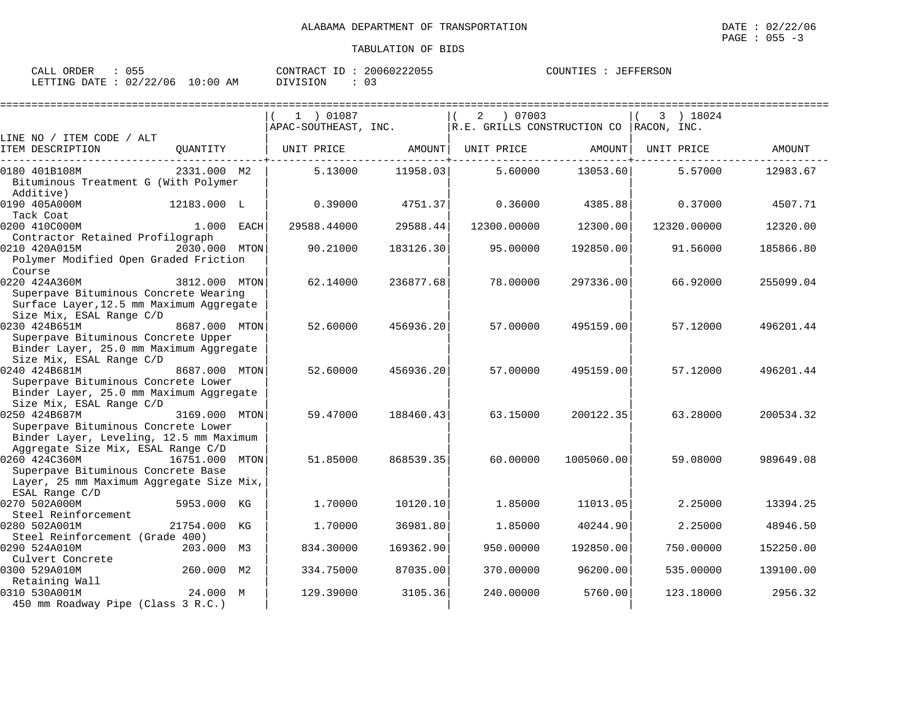ALABAMA DEPARTMENT OF TRANSPORTATION

DATE : 02/22/06

TABULATION OF BIDS

CALL ORDER : 055
LETTING DATE : 02/22/06 10:00 AM

CONTRACT ID : 20060222055
DIVISION : 03

COUNTIES : JEFFERSON

| LINE NO / ITEM CODE / ALT ITEM DESCRIPTION | QUANTITY | (1) 01087 APAC-SOUTHEAST, INC. UNIT PRICE | AMOUNT | (2) 07003 R.E. GRILLS CONSTRUCTION CO UNIT PRICE | AMOUNT | (3) 18024 RACON, INC. UNIT PRICE | AMOUNT |
|---|---|---|---|---|---|---|---|
| 0180 401B108M Bituminous Treatment G (With Polymer Additive) | 2331.000 M2 | 5.13000 | 11958.03 | 5.60000 | 13053.60 | 5.57000 | 12983.67 |
| 0190 405A000M Tack Coat | 12183.000 L | 0.39000 | 4751.37 | 0.36000 | 4385.88 | 0.37000 | 4507.71 |
| 0200 410C000M Contractor Retained Profilograph | 1.000 EACH | 29588.44000 | 29588.44 | 12300.00000 | 12300.00 | 12320.00000 | 12320.00 |
| 0210 420A015M Polymer Modified Open Graded Friction Course | 2030.000 MTON | 90.21000 | 183126.30 | 95.00000 | 192850.00 | 91.56000 | 185866.80 |
| 0220 424A360M Superpave Bituminous Concrete Wearing Surface Layer,12.5 mm Maximum Aggregate Size Mix, ESAL Range C/D | 3812.000 MTON | 62.14000 | 236877.68 | 78.00000 | 297336.00 | 66.92000 | 255099.04 |
| 0230 424B651M Superpave Bituminous Concrete Upper Binder Layer, 25.0 mm Maximum Aggregate Size Mix, ESAL Range C/D | 8687.000 MTON | 52.60000 | 456936.20 | 57.00000 | 495159.00 | 57.12000 | 496201.44 |
| 0240 424B681M Superpave Bituminous Concrete Lower Binder Layer, 25.0 mm Maximum Aggregate Size Mix, ESAL Range C/D | 8687.000 MTON | 52.60000 | 456936.20 | 57.00000 | 495159.00 | 57.12000 | 496201.44 |
| 0250 424B687M Superpave Bituminous Concrete Lower Binder Layer, Leveling, 12.5 mm Maximum Aggregate Size Mix, ESAL Range C/D | 3169.000 MTON | 59.47000 | 188460.43 | 63.15000 | 200122.35 | 63.28000 | 200534.32 |
| 0260 424C360M Superpave Bituminous Concrete Base Layer, 25 mm Maximum Aggregate Size Mix, ESAL Range C/D | 16751.000 MTON | 51.85000 | 868539.35 | 60.00000 | 1005060.00 | 59.08000 | 989649.08 |
| 0270 502A000M Steel Reinforcement | 5953.000 KG | 1.70000 | 10120.10 | 1.85000 | 11013.05 | 2.25000 | 13394.25 |
| 0280 502A001M Steel Reinforcement (Grade 400) | 21754.000 KG | 1.70000 | 36981.80 | 1.85000 | 40244.90 | 2.25000 | 48946.50 |
| 0290 524A010M Culvert Concrete | 203.000 M3 | 834.30000 | 169362.90 | 950.00000 | 192850.00 | 750.00000 | 152250.00 |
| 0300 529A010M Retaining Wall | 260.000 M2 | 334.75000 | 87035.00 | 370.00000 | 96200.00 | 535.00000 | 139100.00 |
| 0310 530A001M 450 mm Roadway Pipe (Class 3 R.C.) | 24.000 M | 129.39000 | 3105.36 | 240.00000 | 5760.00 | 123.18000 | 2956.32 |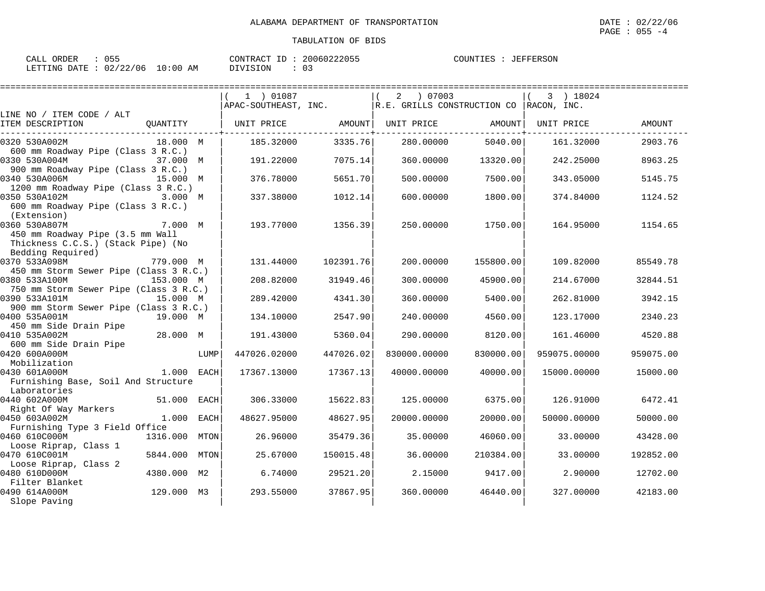ALABAMA DEPARTMENT OF TRANSPORTATION

DATE : 02/22/06

PAGE : 055 -4

TABULATION OF BIDS

CALL ORDER : 055 &nbsp;&nbsp;&nbsp; CONTRACT ID : 20060222055 &nbsp;&nbsp;&nbsp; COUNTIES : JEFFERSON

LETTING DATE : 02/22/06 10:00 AM &nbsp;&nbsp;&nbsp; DIVISION : 03

| LINE NO / ITEM CODE / ALT ITEM DESCRIPTION | QUANTITY | | ( 1 ) 01087 APAC-SOUTHEAST, INC. UNIT PRICE | AMOUNT | ( 2 ) 07003 R.E. GRILLS CONSTRUCTION CO UNIT PRICE | AMOUNT | ( 3 ) 18024 RACON, INC. UNIT PRICE | AMOUNT |
|---|---|---|---|---|---|---|---|---|
| 0320 530A002M 600 mm Roadway Pipe (Class 3 R.C.) | 18.000 | M | 185.32000 | 3335.76 | 280.00000 | 5040.00 | 161.32000 | 2903.76 |
| 0330 530A004M 900 mm Roadway Pipe (Class 3 R.C.) | 37.000 | M | 191.22000 | 7075.14 | 360.00000 | 13320.00 | 242.25000 | 8963.25 |
| 0340 530A006M 1200 mm Roadway Pipe (Class 3 R.C.) | 15.000 | M | 376.78000 | 5651.70 | 500.00000 | 7500.00 | 343.05000 | 5145.75 |
| 0350 530A102M 600 mm Roadway Pipe (Class 3 R.C.) (Extension) | 3.000 | M | 337.38000 | 1012.14 | 600.00000 | 1800.00 | 374.84000 | 1124.52 |
| 0360 530A807M 450 mm Roadway Pipe (3.5 mm Wall Thickness C.C.S.) (Stack Pipe) (No Bedding Required) | 7.000 | M | 193.77000 | 1356.39 | 250.00000 | 1750.00 | 164.95000 | 1154.65 |
| 0370 533A098M 450 mm Storm Sewer Pipe (Class 3 R.C.) | 779.000 | M | 131.44000 | 102391.76 | 200.00000 | 155800.00 | 109.82000 | 85549.78 |
| 0380 533A100M 750 mm Storm Sewer Pipe (Class 3 R.C.) | 153.000 | M | 208.82000 | 31949.46 | 300.00000 | 45900.00 | 214.67000 | 32844.51 |
| 0390 533A101M 900 mm Storm Sewer Pipe (Class 3 R.C.) | 15.000 | M | 289.42000 | 4341.30 | 360.00000 | 5400.00 | 262.81000 | 3942.15 |
| 0400 535A001M 450 mm Side Drain Pipe | 19.000 | M | 134.10000 | 2547.90 | 240.00000 | 4560.00 | 123.17000 | 2340.23 |
| 0410 535A002M 600 mm Side Drain Pipe | 28.000 | M | 191.43000 | 5360.04 | 290.00000 | 8120.00 | 161.46000 | 4520.88 |
| 0420 600A000M Mobilization | | LUMP | 447026.02000 | 447026.02 | 830000.00000 | 830000.00 | 959075.00000 | 959075.00 |
| 0430 601A000M Furnishing Base, Soil And Structure Laboratories | 1.000 | EACH | 17367.13000 | 17367.13 | 40000.00000 | 40000.00 | 15000.00000 | 15000.00 |
| 0440 602A000M Right Of Way Markers | 51.000 | EACH | 306.33000 | 15622.83 | 125.00000 | 6375.00 | 126.91000 | 6472.41 |
| 0450 603A002M Furnishing Type 3 Field Office | 1.000 | EACH | 48627.95000 | 48627.95 | 20000.00000 | 20000.00 | 50000.00000 | 50000.00 |
| 0460 610C000M Loose Riprap, Class 1 | 1316.000 | MTON | 26.96000 | 35479.36 | 35.00000 | 46060.00 | 33.00000 | 43428.00 |
| 0470 610C001M Loose Riprap, Class 2 | 5844.000 | MTON | 25.67000 | 150015.48 | 36.00000 | 210384.00 | 33.00000 | 192852.00 |
| 0480 610D000M Filter Blanket | 4380.000 | M2 | 6.74000 | 29521.20 | 2.15000 | 9417.00 | 2.90000 | 12702.00 |
| 0490 614A000M Slope Paving | 129.000 | M3 | 293.55000 | 37867.95 | 360.00000 | 46440.00 | 327.00000 | 42183.00 |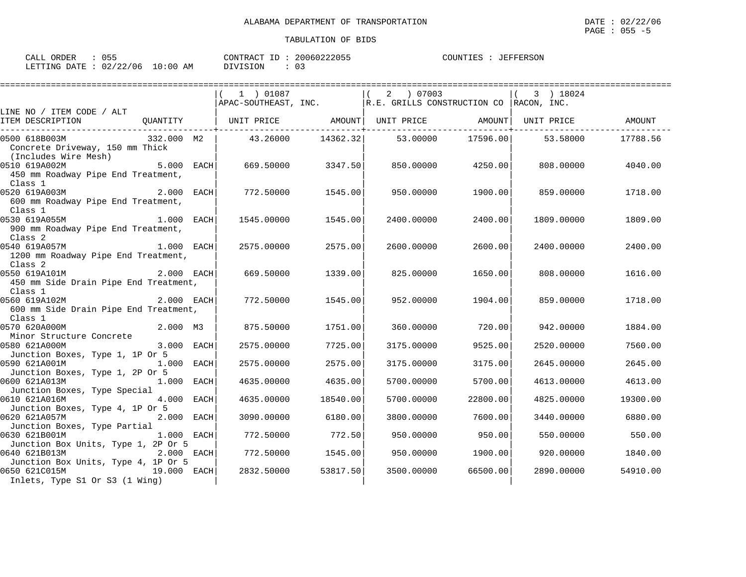ALABAMA DEPARTMENT OF TRANSPORTATION

TABULATION OF BIDS

DATE : 02/22/06
PAGE : 055 -5

CALL ORDER : 055
LETTING DATE : 02/22/06 10:00 AM

CONTRACT ID : 20060222055
DIVISION : 03

COUNTIES : JEFFERSON

| LINE NO / ITEM CODE / ALT ITEM DESCRIPTION | QUANTITY | (1) 01087 APAC-SOUTHEAST, INC. UNIT PRICE | AMOUNT | (2) 07003 R.E. GRILLS CONSTRUCTION CO UNIT PRICE | AMOUNT | (3) 18024 RACON, INC. UNIT PRICE | AMOUNT |
|---|---|---|---|---|---|---|---|
| 0500 618B003M Concrete Driveway, 150 mm Thick (Includes Wire Mesh) | 332.000 M2 | 43.26000 | 14362.32 | 53.00000 | 17596.00 | 53.58000 | 17788.56 |
| 0510 619A002M 450 mm Roadway Pipe End Treatment, Class 1 | 5.000 EACH | 669.50000 | 3347.50 | 850.00000 | 4250.00 | 808.00000 | 4040.00 |
| 0520 619A003M 600 mm Roadway Pipe End Treatment, Class 1 | 2.000 EACH | 772.50000 | 1545.00 | 950.00000 | 1900.00 | 859.00000 | 1718.00 |
| 0530 619A055M 900 mm Roadway Pipe End Treatment, Class 2 | 1.000 EACH | 1545.00000 | 1545.00 | 2400.00000 | 2400.00 | 1809.00000 | 1809.00 |
| 0540 619A057M 1200 mm Roadway Pipe End Treatment, Class 2 | 1.000 EACH | 2575.00000 | 2575.00 | 2600.00000 | 2600.00 | 2400.00000 | 2400.00 |
| 0550 619A101M 450 mm Side Drain Pipe End Treatment, Class 1 | 2.000 EACH | 669.50000 | 1339.00 | 825.00000 | 1650.00 | 808.00000 | 1616.00 |
| 0560 619A102M 600 mm Side Drain Pipe End Treatment, Class 1 | 2.000 EACH | 772.50000 | 1545.00 | 952.00000 | 1904.00 | 859.00000 | 1718.00 |
| 0570 620A000M Minor Structure Concrete | 2.000 M3 | 875.50000 | 1751.00 | 360.00000 | 720.00 | 942.00000 | 1884.00 |
| 0580 621A000M Junction Boxes, Type 1, 1P Or 5 | 3.000 EACH | 2575.00000 | 7725.00 | 3175.00000 | 9525.00 | 2520.00000 | 7560.00 |
| 0590 621A001M Junction Boxes, Type 1, 2P Or 5 | 1.000 EACH | 2575.00000 | 2575.00 | 3175.00000 | 3175.00 | 2645.00000 | 2645.00 |
| 0600 621A013M Junction Boxes, Type Special | 1.000 EACH | 4635.00000 | 4635.00 | 5700.00000 | 5700.00 | 4613.00000 | 4613.00 |
| 0610 621A016M Junction Boxes, Type 4, 1P Or 5 | 4.000 EACH | 4635.00000 | 18540.00 | 5700.00000 | 22800.00 | 4825.00000 | 19300.00 |
| 0620 621A057M Junction Boxes, Type Partial | 2.000 EACH | 3090.00000 | 6180.00 | 3800.00000 | 7600.00 | 3440.00000 | 6880.00 |
| 0630 621B001M Junction Box Units, Type 1, 2P Or 5 | 1.000 EACH | 772.50000 | 772.50 | 950.00000 | 950.00 | 550.00000 | 550.00 |
| 0640 621B013M Junction Box Units, Type 4, 1P Or 5 | 2.000 EACH | 772.50000 | 1545.00 | 950.00000 | 1900.00 | 920.00000 | 1840.00 |
| 0650 621C015M Inlets, Type S1 Or S3 (1 Wing) | 19.000 EACH | 2832.50000 | 53817.50 | 3500.00000 | 66500.00 | 2890.00000 | 54910.00 |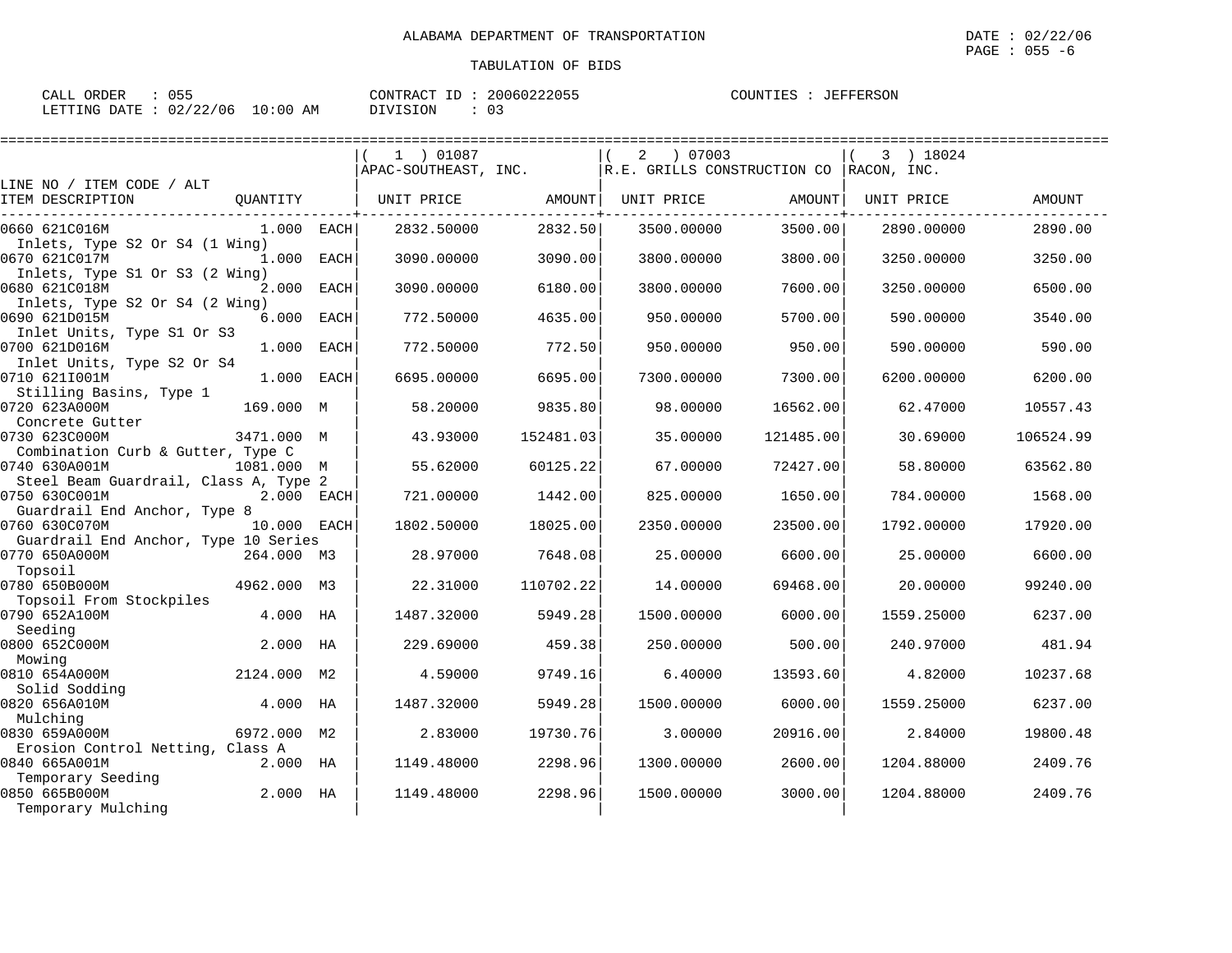ALABAMA DEPARTMENT OF TRANSPORTATION

TABULATION OF BIDS

DATE : 02/22/06
PAGE : 055 -6

CALL ORDER : 055
LETTING DATE : 02/22/06 10:00 AM

CONTRACT ID : 20060222055
DIVISION : 03

COUNTIES : JEFFERSON

| LINE NO / ITEM CODE / ALT ITEM DESCRIPTION | QUANTITY | | ( 1 ) 01087 APAC-SOUTHEAST, INC. UNIT PRICE | AMOUNT | ( 2 ) 07003 R.E. GRILLS CONSTRUCTION CO UNIT PRICE | AMOUNT | ( 3 ) 18024 RACON, INC. UNIT PRICE | AMOUNT |
|---|---|---|---|---|---|---|---|---|
| 0660 621C016M Inlets, Type S2 Or S4 (1 Wing) | 1.000 | EACH | 2832.50000 | 2832.50 | 3500.00000 | 3500.00 | 2890.00000 | 2890.00 |
| 0670 621C017M Inlets, Type S1 Or S3 (2 Wing) | 1.000 | EACH | 3090.00000 | 3090.00 | 3800.00000 | 3800.00 | 3250.00000 | 3250.00 |
| 0680 621C018M Inlets, Type S2 Or S4 (2 Wing) | 2.000 | EACH | 3090.00000 | 6180.00 | 3800.00000 | 7600.00 | 3250.00000 | 6500.00 |
| 0690 621D015M Inlet Units, Type S1 Or S3 | 6.000 | EACH | 772.50000 | 4635.00 | 950.00000 | 5700.00 | 590.00000 | 3540.00 |
| 0700 621D016M Inlet Units, Type S2 Or S4 | 1.000 | EACH | 772.50000 | 772.50 | 950.00000 | 950.00 | 590.00000 | 590.00 |
| 0710 621I001M Stilling Basins, Type 1 | 1.000 | EACH | 6695.00000 | 6695.00 | 7300.00000 | 7300.00 | 6200.00000 | 6200.00 |
| 0720 623A000M Concrete Gutter | 169.000 | M | 58.20000 | 9835.80 | 98.00000 | 16562.00 | 62.47000 | 10557.43 |
| 0730 623C000M Combination Curb & Gutter, Type C | 3471.000 | M | 43.93000 | 152481.03 | 35.00000 | 121485.00 | 30.69000 | 106524.99 |
| 0740 630A001M Steel Beam Guardrail, Class A, Type 2 | 1081.000 | M | 55.62000 | 60125.22 | 67.00000 | 72427.00 | 58.80000 | 63562.80 |
| 0750 630C001M Guardrail End Anchor, Type 8 | 2.000 | EACH | 721.00000 | 1442.00 | 825.00000 | 1650.00 | 784.00000 | 1568.00 |
| 0760 630C070M Guardrail End Anchor, Type 10 Series | 10.000 | EACH | 1802.50000 | 18025.00 | 2350.00000 | 23500.00 | 1792.00000 | 17920.00 |
| 0770 650A000M Topsoil | 264.000 | M3 | 28.97000 | 7648.08 | 25.00000 | 6600.00 | 25.00000 | 6600.00 |
| 0780 650B000M Topsoil From Stockpiles | 4962.000 | M3 | 22.31000 | 110702.22 | 14.00000 | 69468.00 | 20.00000 | 99240.00 |
| 0790 652A100M Seeding | 4.000 | HA | 1487.32000 | 5949.28 | 1500.00000 | 6000.00 | 1559.25000 | 6237.00 |
| 0800 652C000M Mowing | 2.000 | HA | 229.69000 | 459.38 | 250.00000 | 500.00 | 240.97000 | 481.94 |
| 0810 654A000M Solid Sodding | 2124.000 | M2 | 4.59000 | 9749.16 | 6.40000 | 13593.60 | 4.82000 | 10237.68 |
| 0820 656A010M Mulching | 4.000 | HA | 1487.32000 | 5949.28 | 1500.00000 | 6000.00 | 1559.25000 | 6237.00 |
| 0830 659A000M Erosion Control Netting, Class A | 6972.000 | M2 | 2.83000 | 19730.76 | 3.00000 | 20916.00 | 2.84000 | 19800.48 |
| 0840 665A001M Temporary Seeding | 2.000 | HA | 1149.48000 | 2298.96 | 1300.00000 | 2600.00 | 1204.88000 | 2409.76 |
| 0850 665B000M Temporary Mulching | 2.000 | HA | 1149.48000 | 2298.96 | 1500.00000 | 3000.00 | 1204.88000 | 2409.76 |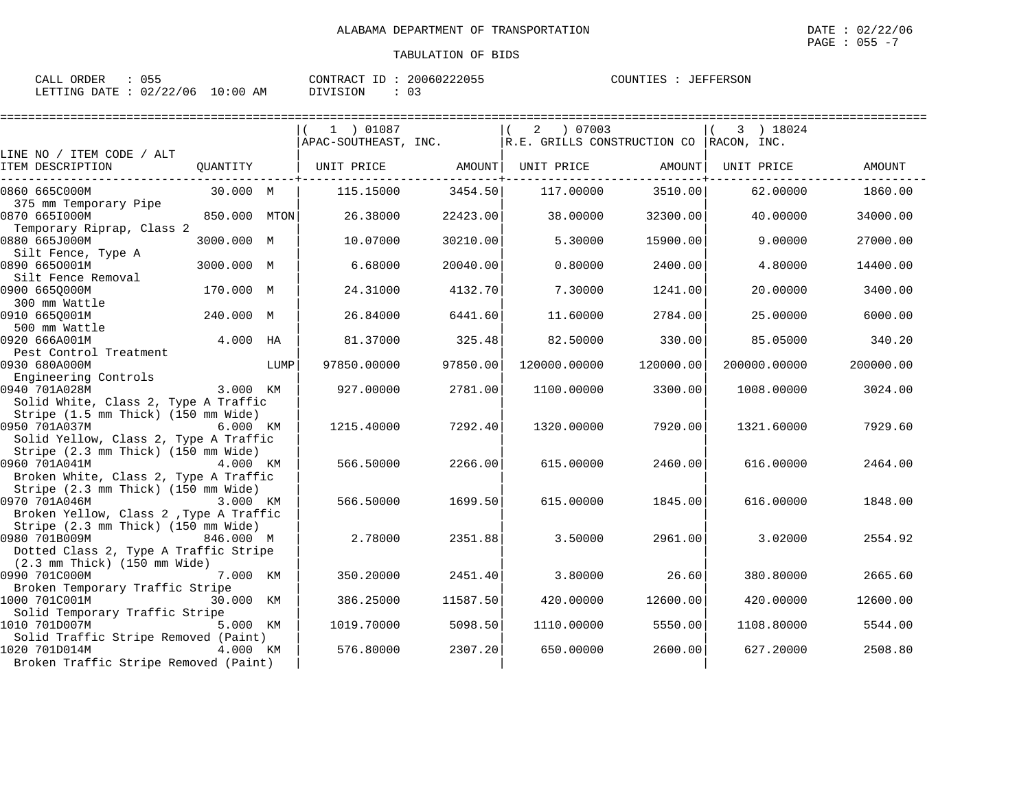ALABAMA DEPARTMENT OF TRANSPORTATION

DATE : 02/22/06

TABULATION OF BIDS

CALL ORDER : 055 CONTRACT ID : 20060222055 COUNTIES : JEFFERSON
LETTING DATE : 02/22/06 10:00 AM DIVISION : 03

| LINE NO / ITEM CODE / ALT ITEM DESCRIPTION | QUANTITY | (1) 01087 APAC-SOUTHEAST, INC. UNIT PRICE | AMOUNT | (2) 07003 R.E. GRILLS CONSTRUCTION CO UNIT PRICE | AMOUNT | (3) 18024 RACON, INC. UNIT PRICE | AMOUNT |
|---|---|---|---|---|---|---|---|
| 0860 665C000M 375 mm Temporary Pipe | 30.000 M | 115.15000 | 3454.50 | 117.00000 | 3510.00 | 62.00000 | 1860.00 |
| 0870 665I000M Temporary Riprap, Class 2 | 850.000 MTON | 26.38000 | 22423.00 | 38.00000 | 32300.00 | 40.00000 | 34000.00 |
| 0880 665J000M Silt Fence, Type A | 3000.000 M | 10.07000 | 30210.00 | 5.30000 | 15900.00 | 9.00000 | 27000.00 |
| 0890 665O001M Silt Fence Removal | 3000.000 M | 6.68000 | 20040.00 | 0.80000 | 2400.00 | 4.80000 | 14400.00 |
| 0900 665Q000M 300 mm Wattle | 170.000 M | 24.31000 | 4132.70 | 7.30000 | 1241.00 | 20.00000 | 3400.00 |
| 0910 665Q001M 500 mm Wattle | 240.000 M | 26.84000 | 6441.60 | 11.60000 | 2784.00 | 25.00000 | 6000.00 |
| 0920 666A001M Pest Control Treatment | 4.000 HA | 81.37000 | 325.48 | 82.50000 | 330.00 | 85.05000 | 340.20 |
| 0930 680A000M Engineering Controls | LUMP | 97850.00000 | 97850.00 | 120000.00000 | 120000.00 | 200000.00000 | 200000.00 |
| 0940 701A028M Solid White, Class 2, Type A Traffic Stripe (1.5 mm Thick) (150 mm Wide) | 3.000 KM | 927.00000 | 2781.00 | 1100.00000 | 3300.00 | 1008.00000 | 3024.00 |
| 0950 701A037M Solid Yellow, Class 2, Type A Traffic Stripe (2.3 mm Thick) (150 mm Wide) | 6.000 KM | 1215.40000 | 7292.40 | 1320.00000 | 7920.00 | 1321.60000 | 7929.60 |
| 0960 701A041M Broken White, Class 2, Type A Traffic Stripe (2.3 mm Thick) (150 mm Wide) | 4.000 KM | 566.50000 | 2266.00 | 615.00000 | 2460.00 | 616.00000 | 2464.00 |
| 0970 701A046M Broken Yellow, Class 2 ,Type A Traffic Stripe (2.3 mm Thick) (150 mm Wide) | 3.000 KM | 566.50000 | 1699.50 | 615.00000 | 1845.00 | 616.00000 | 1848.00 |
| 0980 701B009M Dotted Class 2, Type A Traffic Stripe (2.3 mm Thick) (150 mm Wide) | 846.000 M | 2.78000 | 2351.88 | 3.50000 | 2961.00 | 3.02000 | 2554.92 |
| 0990 701C000M Broken Temporary Traffic Stripe | 7.000 KM | 350.20000 | 2451.40 | 3.80000 | 26.60 | 380.80000 | 2665.60 |
| 1000 701C001M Solid Temporary Traffic Stripe | 30.000 KM | 386.25000 | 11587.50 | 420.00000 | 12600.00 | 420.00000 | 12600.00 |
| 1010 701D007M Solid Traffic Stripe Removed (Paint) | 5.000 KM | 1019.70000 | 5098.50 | 1110.00000 | 5550.00 | 1108.80000 | 5544.00 |
| 1020 701D014M Broken Traffic Stripe Removed (Paint) | 4.000 KM | 576.80000 | 2307.20 | 650.00000 | 2600.00 | 627.20000 | 2508.80 |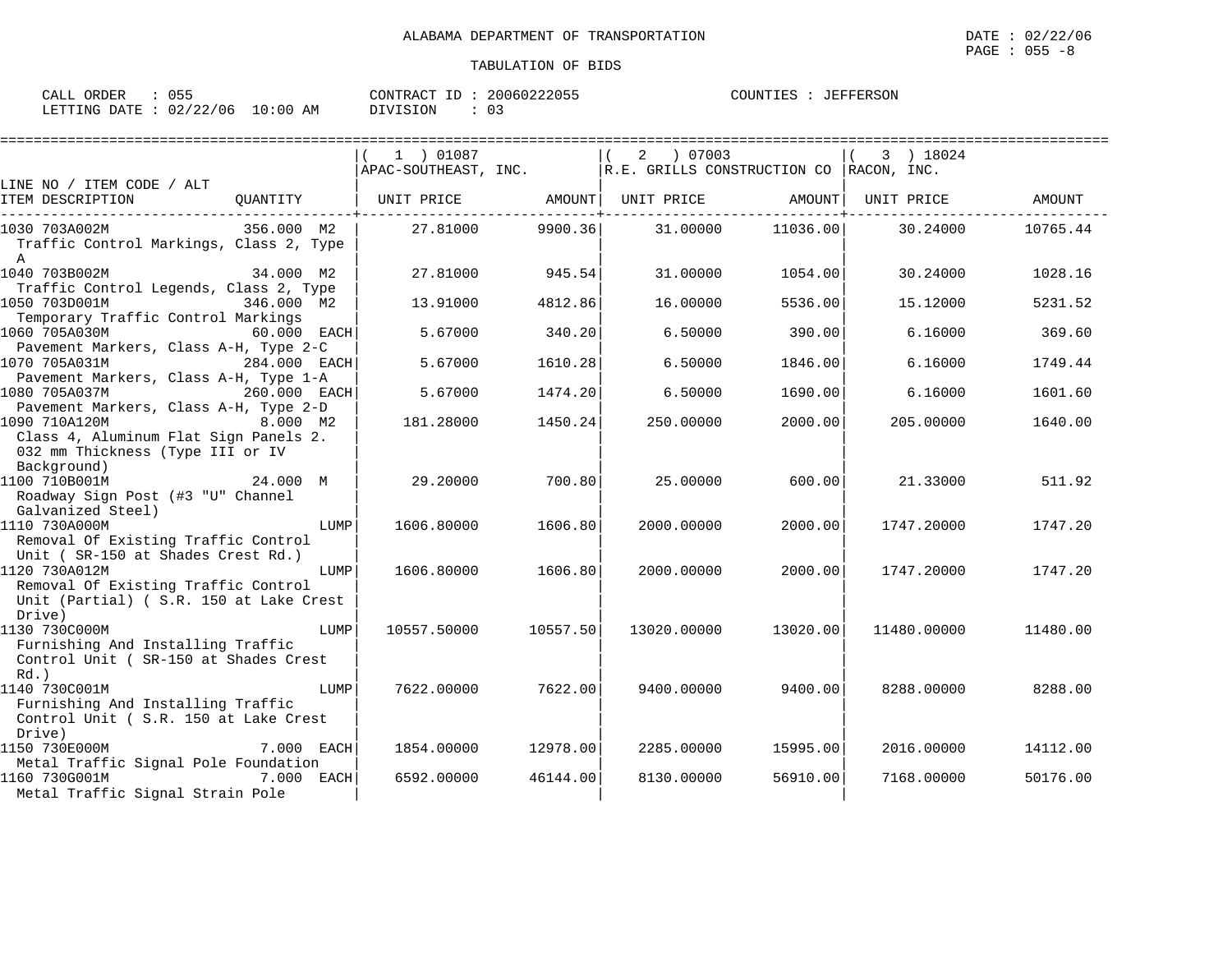ALABAMA DEPARTMENT OF TRANSPORTATION

TABULATION OF BIDS

DATE : 02/22/06
PAGE : 055 -8

CALL ORDER : 055 CONTRACT ID : 20060222055 COUNTIES : JEFFERSON
LETTING DATE : 02/22/06 10:00 AM DIVISION : 03

| LINE NO / ITEM CODE / ALT ITEM DESCRIPTION | QUANTITY | ( 1 ) 01087 APAC-SOUTHEAST, INC. UNIT PRICE | AMOUNT | ( 2 ) 07003 R.E. GRILLS CONSTRUCTION CO UNIT PRICE | AMOUNT | ( 3 ) 18024 RACON, INC. UNIT PRICE | AMOUNT |
|---|---|---|---|---|---|---|---|
| 1030 703A002M Traffic Control Markings, Class 2, Type A | 356.000 M2 | 27.81000 | 9900.36 | 31.00000 | 11036.00 | 30.24000 | 10765.44 |
| 1040 703B002M Traffic Control Legends, Class 2, Type | 34.000 M2 | 27.81000 | 945.54 | 31.00000 | 1054.00 | 30.24000 | 1028.16 |
| 1050 703D001M Temporary Traffic Control Markings | 346.000 M2 | 13.91000 | 4812.86 | 16.00000 | 5536.00 | 15.12000 | 5231.52 |
| 1060 705A030M Pavement Markers, Class A-H, Type 2-C | 60.000 EACH | 5.67000 | 340.20 | 6.50000 | 390.00 | 6.16000 | 369.60 |
| 1070 705A031M Pavement Markers, Class A-H, Type 1-A | 284.000 EACH | 5.67000 | 1610.28 | 6.50000 | 1846.00 | 6.16000 | 1749.44 |
| 1080 705A037M Pavement Markers, Class A-H, Type 2-D | 260.000 EACH | 5.67000 | 1474.20 | 6.50000 | 1690.00 | 6.16000 | 1601.60 |
| 1090 710A120M Class 4, Aluminum Flat Sign Panels 2. 032 mm Thickness (Type III or IV Background) | 8.000 M2 | 181.28000 | 1450.24 | 250.00000 | 2000.00 | 205.00000 | 1640.00 |
| 1100 710B001M Roadway Sign Post (#3 "U" Channel Galvanized Steel) | 24.000 M | 29.20000 | 700.80 | 25.00000 | 600.00 | 21.33000 | 511.92 |
| 1110 730A000M Removal Of Existing Traffic Control Unit ( SR-150 at Shades Crest Rd.) | LUMP | 1606.80000 | 1606.80 | 2000.00000 | 2000.00 | 1747.20000 | 1747.20 |
| 1120 730A012M Removal Of Existing Traffic Control Unit (Partial) ( S.R. 150 at Lake Crest Drive) | LUMP | 1606.80000 | 1606.80 | 2000.00000 | 2000.00 | 1747.20000 | 1747.20 |
| 1130 730C000M Furnishing And Installing Traffic Control Unit ( SR-150 at Shades Crest Rd.) | LUMP | 10557.50000 | 10557.50 | 13020.00000 | 13020.00 | 11480.00000 | 11480.00 |
| 1140 730C001M Furnishing And Installing Traffic Control Unit ( S.R. 150 at Lake Crest Drive) | LUMP | 7622.00000 | 7622.00 | 9400.00000 | 9400.00 | 8288.00000 | 8288.00 |
| 1150 730E000M Metal Traffic Signal Pole Foundation | 7.000 EACH | 1854.00000 | 12978.00 | 2285.00000 | 15995.00 | 2016.00000 | 14112.00 |
| 1160 730G001M Metal Traffic Signal Strain Pole | 7.000 EACH | 6592.00000 | 46144.00 | 8130.00000 | 56910.00 | 7168.00000 | 50176.00 |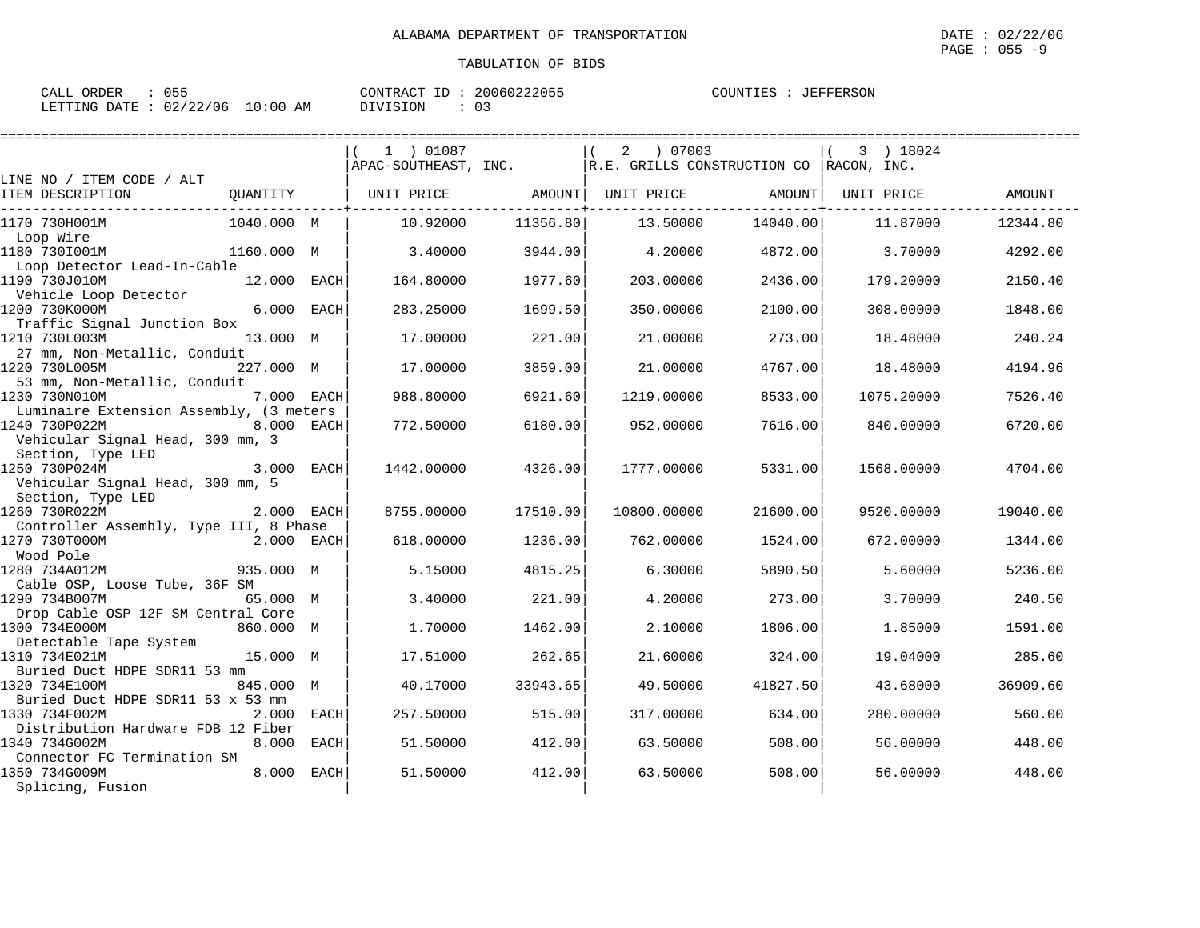ALABAMA DEPARTMENT OF TRANSPORTATION

TABULATION OF BIDS

CALL ORDER : 055 CONTRACT ID : 20060222055 COUNTIES : JEFFERSON
LETTING DATE : 02/22/06 10:00 AM DIVISION : 03

| LINE NO / ITEM CODE / ALT ITEM DESCRIPTION | QUANTITY | ( 1 ) 01087 APAC-SOUTHEAST, INC. UNIT PRICE | AMOUNT | ( 2 ) 07003 R.E. GRILLS CONSTRUCTION CO UNIT PRICE | AMOUNT | ( 3 ) 18024 RACON, INC. UNIT PRICE | AMOUNT |
|---|---|---|---|---|---|---|---|
| 1170 730H001M Loop Wire | 1040.000 M | 10.92000 | 11356.80 | 13.50000 | 14040.00 | 11.87000 | 12344.80 |
| 1180 730I001M Loop Detector Lead-In-Cable | 1160.000 M | 3.40000 | 3944.00 | 4.20000 | 4872.00 | 3.70000 | 4292.00 |
| 1190 730J010M Vehicle Loop Detector | 12.000 EACH | 164.80000 | 1977.60 | 203.00000 | 2436.00 | 179.20000 | 2150.40 |
| 1200 730K000M Traffic Signal Junction Box | 6.000 EACH | 283.25000 | 1699.50 | 350.00000 | 2100.00 | 308.00000 | 1848.00 |
| 1210 730L003M 27 mm, Non-Metallic, Conduit | 13.000 M | 17.00000 | 221.00 | 21.00000 | 273.00 | 18.48000 | 240.24 |
| 1220 730L005M 53 mm, Non-Metallic, Conduit | 227.000 M | 17.00000 | 3859.00 | 21.00000 | 4767.00 | 18.48000 | 4194.96 |
| 1230 730N010M Luminaire Extension Assembly, (3 meters | 7.000 EACH | 988.80000 | 6921.60 | 1219.00000 | 8533.00 | 1075.20000 | 7526.40 |
| 1240 730P022M Vehicular Signal Head, 300 mm, 3 Section, Type LED | 8.000 EACH | 772.50000 | 6180.00 | 952.00000 | 7616.00 | 840.00000 | 6720.00 |
| 1250 730P024M Vehicular Signal Head, 300 mm, 5 Section, Type LED | 3.000 EACH | 1442.00000 | 4326.00 | 1777.00000 | 5331.00 | 1568.00000 | 4704.00 |
| 1260 730R022M Controller Assembly, Type III, 8 Phase | 2.000 EACH | 8755.00000 | 17510.00 | 10800.00000 | 21600.00 | 9520.00000 | 19040.00 |
| 1270 730T000M Wood Pole | 2.000 EACH | 618.00000 | 1236.00 | 762.00000 | 1524.00 | 672.00000 | 1344.00 |
| 1280 734A012M Cable OSP, Loose Tube, 36F SM | 935.000 M | 5.15000 | 4815.25 | 6.30000 | 5890.50 | 5.60000 | 5236.00 |
| 1290 734B007M Drop Cable OSP 12F SM Central Core | 65.000 M | 3.40000 | 221.00 | 4.20000 | 273.00 | 3.70000 | 240.50 |
| 1300 734E000M Detectable Tape System | 860.000 M | 1.70000 | 1462.00 | 2.10000 | 1806.00 | 1.85000 | 1591.00 |
| 1310 734E021M Buried Duct HDPE SDR11 53 mm | 15.000 M | 17.51000 | 262.65 | 21.60000 | 324.00 | 19.04000 | 285.60 |
| 1320 734E100M Buried Duct HDPE SDR11 53 x 53 mm | 845.000 M | 40.17000 | 33943.65 | 49.50000 | 41827.50 | 43.68000 | 36909.60 |
| 1330 734F002M Distribution Hardware FDB 12 Fiber | 2.000 EACH | 257.50000 | 515.00 | 317.00000 | 634.00 | 280.00000 | 560.00 |
| 1340 734G002M Connector FC Termination SM | 8.000 EACH | 51.50000 | 412.00 | 63.50000 | 508.00 | 56.00000 | 448.00 |
| 1350 734G009M Splicing, Fusion | 8.000 EACH | 51.50000 | 412.00 | 63.50000 | 508.00 | 56.00000 | 448.00 |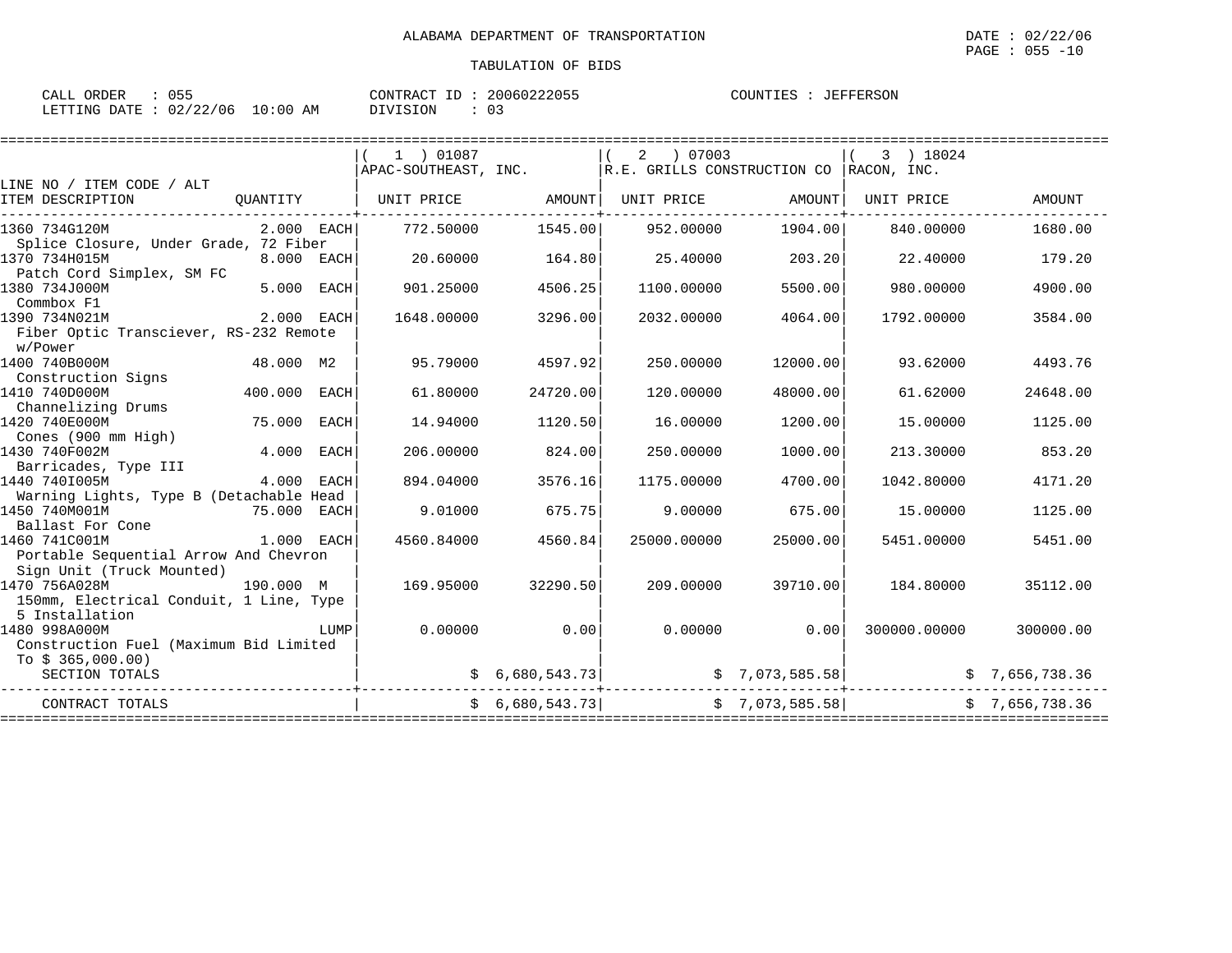ALABAMA DEPARTMENT OF TRANSPORTATION

DATE : 02/22/06
PAGE : 055 -10

TABULATION OF BIDS

CALL ORDER : 055
LETTING DATE : 02/22/06 10:00 AM

CONTRACT ID : 20060222055
DIVISION : 03

COUNTIES : JEFFERSON

| LINE NO / ITEM CODE / ALT ITEM DESCRIPTION | QUANTITY | (1) 01087 APAC-SOUTHEAST, INC. UNIT PRICE | AMOUNT | (2) 07003 R.E. GRILLS CONSTRUCTION CO UNIT PRICE | AMOUNT | (3) 18024 RACON, INC. UNIT PRICE | AMOUNT |
|---|---|---|---|---|---|---|---|
| 1360 734G120M Splice Closure, Under Grade, 72 Fiber | 2.000 EACH | 772.50000 | 1545.00 | 952.00000 | 1904.00 | 840.00000 | 1680.00 |
| 1370 734H015M Patch Cord Simplex, SM FC | 8.000 EACH | 20.60000 | 164.80 | 25.40000 | 203.20 | 22.40000 | 179.20 |
| 1380 734J000M Commbox F1 | 5.000 EACH | 901.25000 | 4506.25 | 1100.00000 | 5500.00 | 980.00000 | 4900.00 |
| 1390 734N021M Fiber Optic Transciever, RS-232 Remote w/Power | 2.000 EACH | 1648.00000 | 3296.00 | 2032.00000 | 4064.00 | 1792.00000 | 3584.00 |
| 1400 740B000M Construction Signs | 48.000 M2 | 95.79000 | 4597.92 | 250.00000 | 12000.00 | 93.62000 | 4493.76 |
| 1410 740D000M Channelizing Drums | 400.000 EACH | 61.80000 | 24720.00 | 120.00000 | 48000.00 | 61.62000 | 24648.00 |
| 1420 740E000M Cones (900 mm High) | 75.000 EACH | 14.94000 | 1120.50 | 16.00000 | 1200.00 | 15.00000 | 1125.00 |
| 1430 740F002M Barricades, Type III | 4.000 EACH | 206.00000 | 824.00 | 250.00000 | 1000.00 | 213.30000 | 853.20 |
| 1440 740I005M Warning Lights, Type B (Detachable Head | 4.000 EACH | 894.04000 | 3576.16 | 1175.00000 | 4700.00 | 1042.80000 | 4171.20 |
| 1450 740M001M Ballast For Cone | 75.000 EACH | 9.01000 | 675.75 | 9.00000 | 675.00 | 15.00000 | 1125.00 |
| 1460 741C001M Portable Sequential Arrow And Chevron Sign Unit (Truck Mounted) | 1.000 EACH | 4560.84000 | 4560.84 | 25000.00000 | 25000.00 | 5451.00000 | 5451.00 |
| 1470 756A028M 150mm, Electrical Conduit, 1 Line, Type 5 Installation | 190.000 M | 169.95000 | 32290.50 | 209.00000 | 39710.00 | 184.80000 | 35112.00 |
| 1480 998A000M Construction Fuel (Maximum Bid Limited To $ 365,000.00) | LUMP | 0.00000 | 0.00 | 0.00000 | 0.00 | 300000.00000 | 300000.00 |
| SECTION TOTALS | | | $ 6,680,543.73 | | $ 7,073,585.58 | | $ 7,656,738.36 |
| CONTRACT TOTALS | | | $ 6,680,543.73 | | $ 7,073,585.58 | | $ 7,656,738.36 |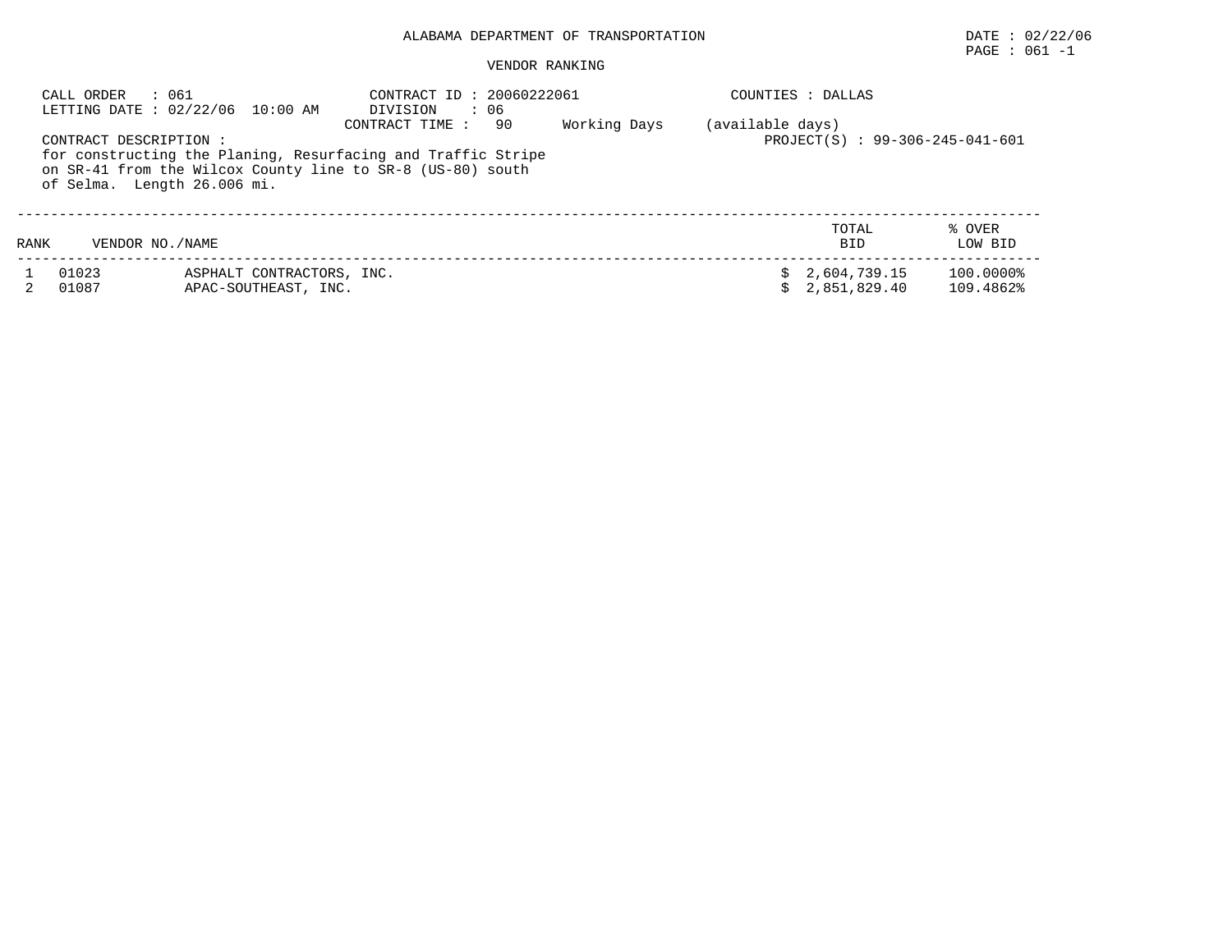ALABAMA DEPARTMENT OF TRANSPORTATION

DATE : 02/22/06

VENDOR RANKING

CALL ORDER : 061
LETTING DATE : 02/22/06 10:00 AM

CONTRACT ID : 20060222061
DIVISION : 06
CONTRACT TIME : 90 Working Days (available days)

COUNTIES : DALLAS

PROJECT(S) : 99-306-245-041-601

CONTRACT DESCRIPTION :
for constructing the Planing, Resurfacing and Traffic Stripe on SR-41 from the Wilcox County line to SR-8 (US-80) south of Selma. Length 26.006 mi.

| RANK | VENDOR NO./NAME | | TOTAL BID | % OVER LOW BID |
|---|---|---|---|---|
| 1 | 01023 | ASPHALT CONTRACTORS, INC. | $ 2,604,739.15 | 100.0000% |
| 2 | 01087 | APAC-SOUTHEAST, INC. | $ 2,851,829.40 | 109.4862% |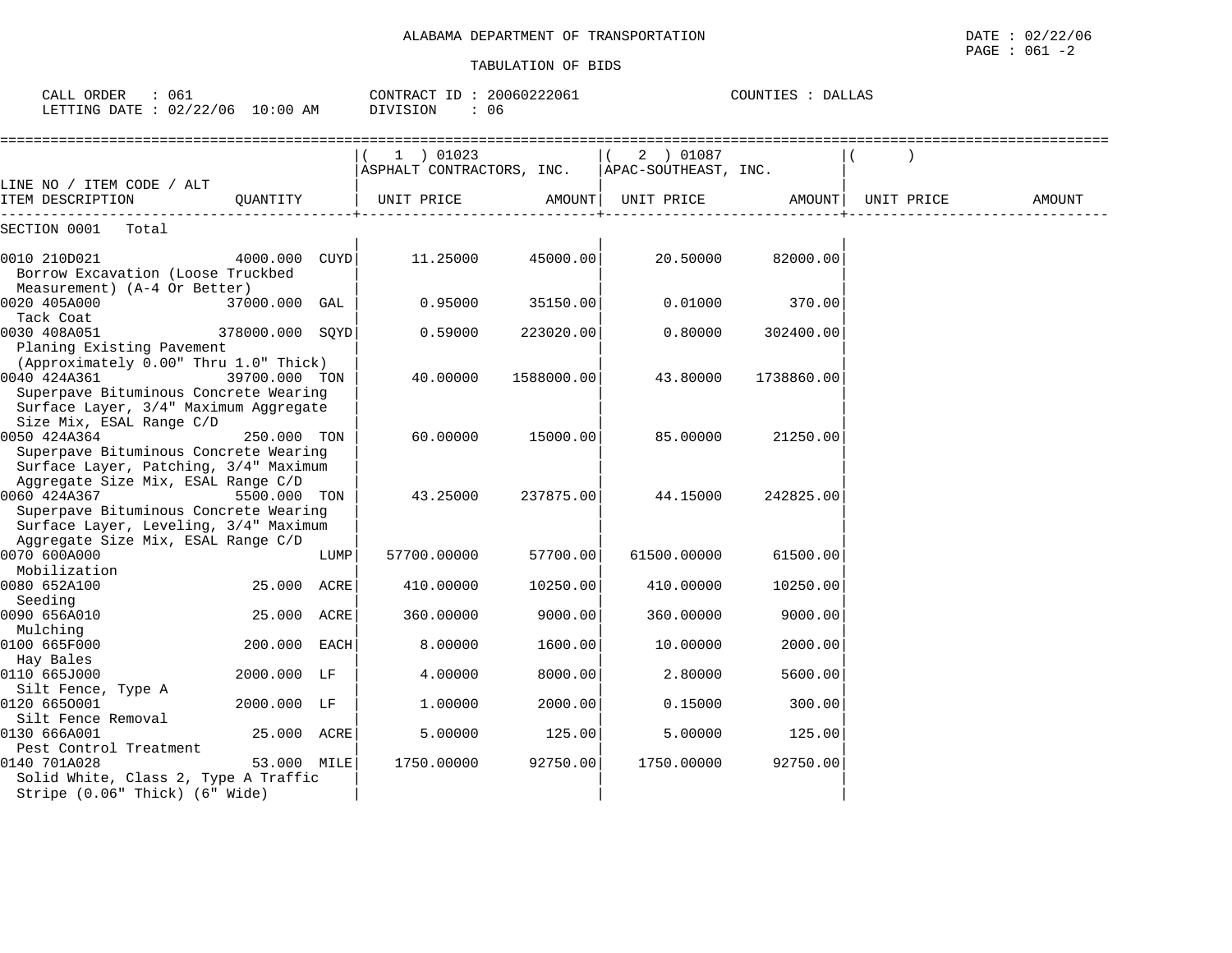ALABAMA DEPARTMENT OF TRANSPORTATION

DATE : 02/22/06
PAGE : 061 -2

TABULATION OF BIDS

CALL ORDER : 061
LETTING DATE : 02/22/06 10:00 AM

CONTRACT ID : 20060222061
DIVISION : 06

COUNTIES : DALLAS

| LINE NO / ITEM CODE / ALT<br>ITEM DESCRIPTION | QUANTITY | ( 1 ) 01023<br>ASPHALT CONTRACTORS, INC.<br>UNIT PRICE | AMOUNT | ( 2 ) 01087<br>APAC-SOUTHEAST, INC.<br>UNIT PRICE | AMOUNT | ( )<br>UNIT PRICE | AMOUNT |
|---|---|---|---|---|---|---|---|
| SECTION 0001 Total | | | | | | | |
| 0010 210D021<br>Borrow Excavation (Loose Truckbed Measurement) (A-4 Or Better) | 4000.000 CUYD | 11.25000 | 45000.00 | 20.50000 | 82000.00 | | |
| 0020 405A000<br>Tack Coat | 37000.000 GAL | 0.95000 | 35150.00 | 0.01000 | 370.00 | | |
| 0030 408A051<br>Planing Existing Pavement (Approximately 0.00" Thru 1.0" Thick) | 378000.000 SQYD | 0.59000 | 223020.00 | 0.80000 | 302400.00 | | |
| 0040 424A361<br>Superpave Bituminous Concrete Wearing Surface Layer, 3/4" Maximum Aggregate Size Mix, ESAL Range C/D | 39700.000 TON | 40.00000 | 1588000.00 | 43.80000 | 1738860.00 | | |
| 0050 424A364<br>Superpave Bituminous Concrete Wearing Surface Layer, Patching, 3/4" Maximum Aggregate Size Mix, ESAL Range C/D | 250.000 TON | 60.00000 | 15000.00 | 85.00000 | 21250.00 | | |
| 0060 424A367<br>Superpave Bituminous Concrete Wearing Surface Layer, Leveling, 3/4" Maximum Aggregate Size Mix, ESAL Range C/D | 5500.000 TON | 43.25000 | 237875.00 | 44.15000 | 242825.00 | | |
| 0070 600A000<br>Mobilization | LUMP | 57700.00000 | 57700.00 | 61500.00000 | 61500.00 | | |
| 0080 652A100<br>Seeding | 25.000 ACRE | 410.00000 | 10250.00 | 410.00000 | 10250.00 | | |
| 0090 656A010<br>Mulching | 25.000 ACRE | 360.00000 | 9000.00 | 360.00000 | 9000.00 | | |
| 0100 665F000<br>Hay Bales | 200.000 EACH | 8.00000 | 1600.00 | 10.00000 | 2000.00 | | |
| 0110 665J000<br>Silt Fence, Type A | 2000.000 LF | 4.00000 | 8000.00 | 2.80000 | 5600.00 | | |
| 0120 665O001<br>Silt Fence Removal | 2000.000 LF | 1.00000 | 2000.00 | 0.15000 | 300.00 | | |
| 0130 666A001<br>Pest Control Treatment | 25.000 ACRE | 5.00000 | 125.00 | 5.00000 | 125.00 | | |
| 0140 701A028<br>Solid White, Class 2, Type A Traffic Stripe (0.06" Thick) (6" Wide) | 53.000 MILE | 1750.00000 | 92750.00 | 1750.00000 | 92750.00 | | |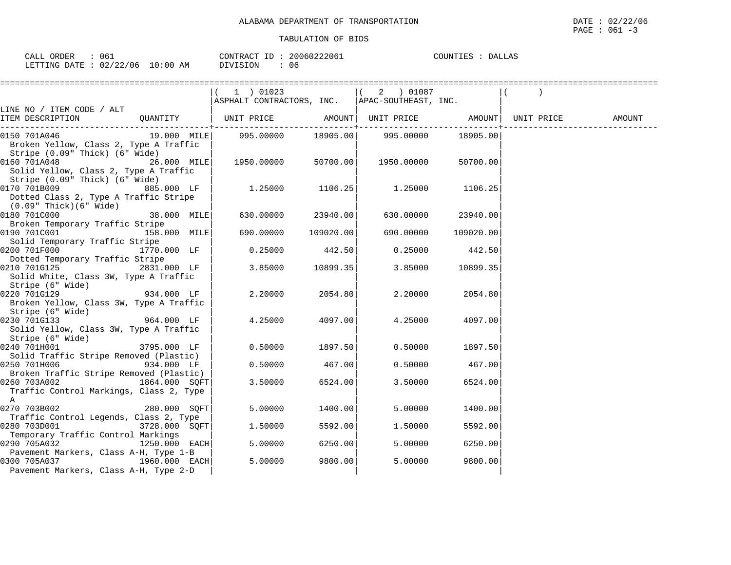ALABAMA DEPARTMENT OF TRANSPORTATION

TABULATION OF BIDS

DATE : 02/22/06
PAGE : 061 -3

CALL ORDER : 061
LETTING DATE : 02/22/06 10:00 AM

CONTRACT ID : 20060222061
DIVISION : 06

COUNTIES : DALLAS

| LINE NO / ITEM CODE / ALT<br>ITEM DESCRIPTION | QUANTITY | ( 1 ) 01023<br>ASPHALT CONTRACTORS, INC.<br>UNIT PRICE | AMOUNT | ( 2 ) 01087<br>APAC-SOUTHEAST, INC.<br>UNIT PRICE | AMOUNT | ( )<br>UNIT PRICE | AMOUNT |
|---|---|---|---|---|---|---|---|
| 0150 701A046<br>Broken Yellow, Class 2, Type A Traffic Stripe (0.09" Thick) (6" Wide) | 19.000 MILE | 995.00000 | 18905.00 | 995.00000 | 18905.00 | | |
| 0160 701A048<br>Solid Yellow, Class 2, Type A Traffic Stripe (0.09" Thick) (6" Wide) | 26.000 MILE | 1950.00000 | 50700.00 | 1950.00000 | 50700.00 | | |
| 0170 701B009<br>Dotted Class 2, Type A Traffic Stripe (0.09" Thick)(6" Wide) | 885.000 LF | 1.25000 | 1106.25 | 1.25000 | 1106.25 | | |
| 0180 701C000<br>Broken Temporary Traffic Stripe | 38.000 MILE | 630.00000 | 23940.00 | 630.00000 | 23940.00 | | |
| 0190 701C001<br>Solid Temporary Traffic Stripe | 158.000 MILE | 690.00000 | 109020.00 | 690.00000 | 109020.00 | | |
| 0200 701F000<br>Dotted Temporary Traffic Stripe | 1770.000 LF | 0.25000 | 442.50 | 0.25000 | 442.50 | | |
| 0210 701G125<br>Solid White, Class 3W, Type A Traffic Stripe (6" Wide) | 2831.000 LF | 3.85000 | 10899.35 | 3.85000 | 10899.35 | | |
| 0220 701G129<br>Broken Yellow, Class 3W, Type A Traffic Stripe (6" Wide) | 934.000 LF | 2.20000 | 2054.80 | 2.20000 | 2054.80 | | |
| 0230 701G133<br>Solid Yellow, Class 3W, Type A Traffic Stripe (6" Wide) | 964.000 LF | 4.25000 | 4097.00 | 4.25000 | 4097.00 | | |
| 0240 701H001<br>Solid Traffic Stripe Removed (Plastic) | 3795.000 LF | 0.50000 | 1897.50 | 0.50000 | 1897.50 | | |
| 0250 701H006<br>Broken Traffic Stripe Removed (Plastic) | 934.000 LF | 0.50000 | 467.00 | 0.50000 | 467.00 | | |
| 0260 703A002<br>Traffic Control Markings, Class 2, Type A | 1864.000 SQFT | 3.50000 | 6524.00 | 3.50000 | 6524.00 | | |
| 0270 703B002<br>Traffic Control Legends, Class 2, Type | 280.000 SQFT | 5.00000 | 1400.00 | 5.00000 | 1400.00 | | |
| 0280 703D001<br>Temporary Traffic Control Markings | 3728.000 SQFT | 1.50000 | 5592.00 | 1.50000 | 5592.00 | | |
| 0290 705A032<br>Pavement Markers, Class A-H, Type 1-B | 1250.000 EACH | 5.00000 | 6250.00 | 5.00000 | 6250.00 | | |
| 0300 705A037<br>Pavement Markers, Class A-H, Type 2-D | 1960.000 EACH | 5.00000 | 9800.00 | 5.00000 | 9800.00 | | |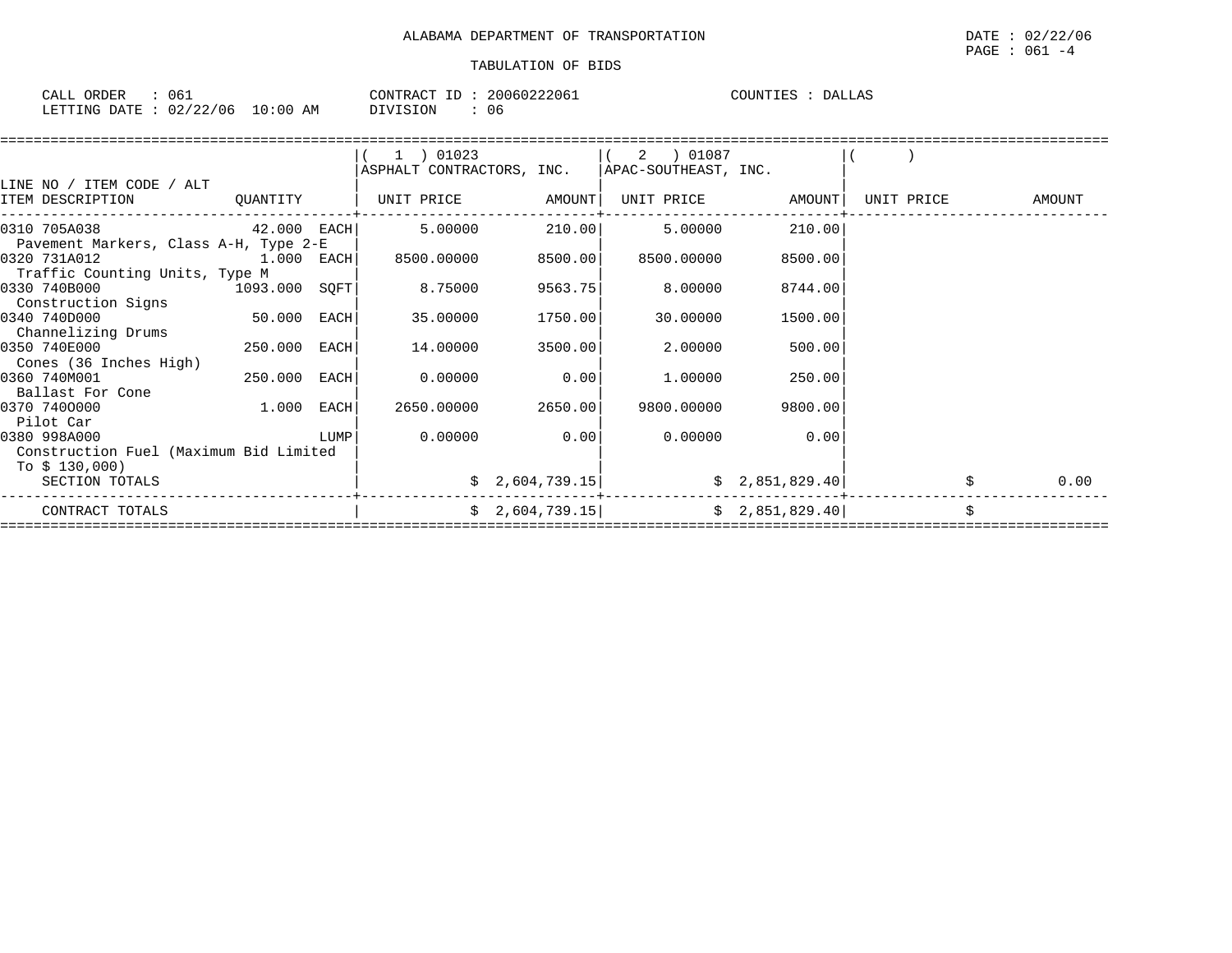ALABAMA DEPARTMENT OF TRANSPORTATION

DATE : 02/22/06

PAGE : 061 -4

TABULATION OF BIDS

CALL ORDER : 061
LETTING DATE : 02/22/06 10:00 AM

CONTRACT ID : 20060222061
DIVISION : 06

COUNTIES : DALLAS

| LINE NO / ITEM CODE / ALT ITEM DESCRIPTION | QUANTITY | (1) 01023 ASPHALT CONTRACTORS, INC. UNIT PRICE | AMOUNT | (2) 01087 APAC-SOUTHEAST, INC. UNIT PRICE | AMOUNT | ( ) UNIT PRICE | AMOUNT |
|---|---|---|---|---|---|---|---|
| 0310 705A038 Pavement Markers, Class A-H, Type 2-E | 42.000 EACH | 5.00000 | 210.00 | 5.00000 | 210.00 | | |
| 0320 731A012 Traffic Counting Units, Type M | 1.000 EACH | 8500.00000 | 8500.00 | 8500.00000 | 8500.00 | | |
| 0330 740B000 Construction Signs | 1093.000 SQFT | 8.75000 | 9563.75 | 8.00000 | 8744.00 | | |
| 0340 740D000 Channelizing Drums | 50.000 EACH | 35.00000 | 1750.00 | 30.00000 | 1500.00 | | |
| 0350 740E000 Cones (36 Inches High) | 250.000 EACH | 14.00000 | 3500.00 | 2.00000 | 500.00 | | |
| 0360 740M001 Ballast For Cone | 250.000 EACH | 0.00000 | 0.00 | 1.00000 | 250.00 | | |
| 0370 740O000 Pilot Car | 1.000 EACH | 2650.00000 | 2650.00 | 9800.00000 | 9800.00 | | |
| 0380 998A000 Construction Fuel (Maximum Bid Limited To $ 130,000) | LUMP | 0.00000 | 0.00 | 0.00000 | 0.00 | | |
| SECTION TOTALS | | | $ 2,604,739.15 | | $ 2,851,829.40 | | $ 0.00 |
| CONTRACT TOTALS | | | $ 2,604,739.15 | | $ 2,851,829.40 | | $ |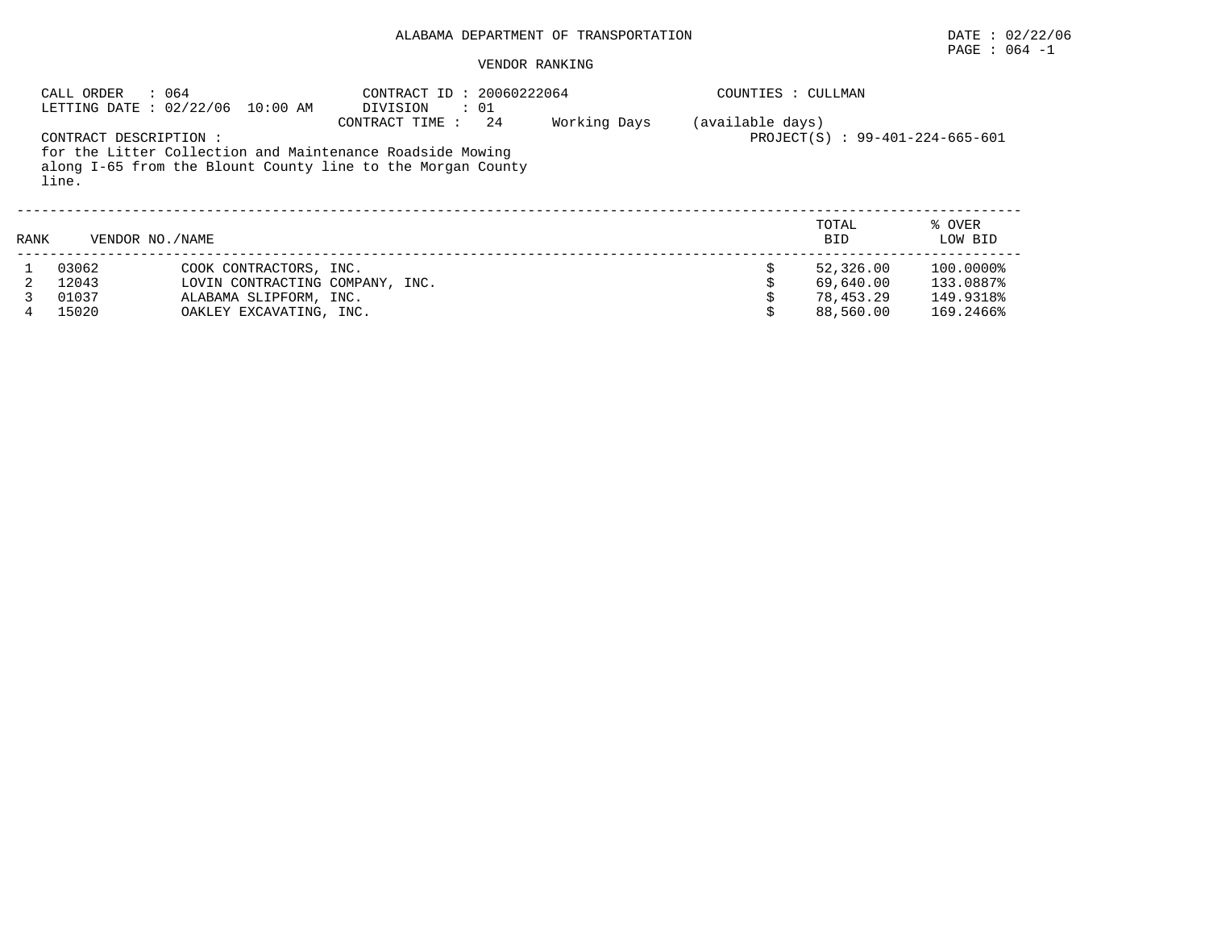ALABAMA DEPARTMENT OF TRANSPORTATION

DATE : 02/22/06

PAGE : 064 -1

VENDOR RANKING

CALL ORDER : 064
LETTING DATE : 02/22/06 10:00 AM

CONTRACT ID : 20060222064
DIVISION : 01
CONTRACT TIME : 24 Working Days (available days)

COUNTIES : CULLMAN

PROJECT(S) : 99-401-224-665-601

CONTRACT DESCRIPTION :
for the Litter Collection and Maintenance Roadside Mowing along I-65 from the Blount County line to the Morgan County line.

| RANK | VENDOR NO./NAME | | TOTAL BID | % OVER LOW BID |
|---|---|---|---|---|
| 1 | 03062 | COOK CONTRACTORS, INC. | $ 52,326.00 | 100.0000% |
| 2 | 12043 | LOVIN CONTRACTING COMPANY, INC. | $ 69,640.00 | 133.0887% |
| 3 | 01037 | ALABAMA SLIPFORM, INC. | $ 78,453.29 | 149.9318% |
| 4 | 15020 | OAKLEY EXCAVATING, INC. | $ 88,560.00 | 169.2466% |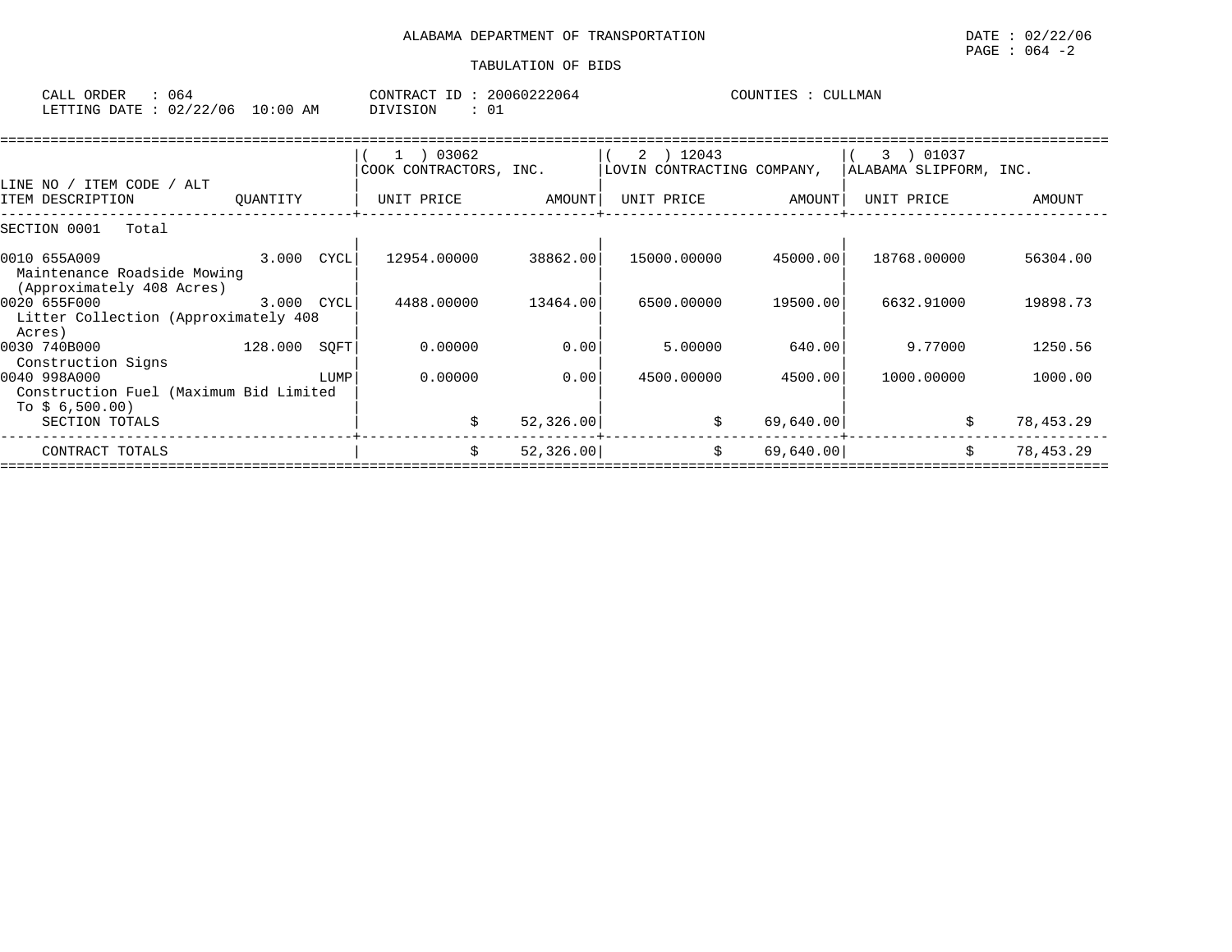ALABAMA DEPARTMENT OF TRANSPORTATION

TABULATION OF BIDS

DATE : 02/22/06
PAGE : 064 -2

CALL ORDER : 064
LETTING DATE : 02/22/06 10:00 AM

CONTRACT ID : 20060222064
DIVISION : 01

COUNTIES : CULLMAN

| LINE NO / ITEM CODE / ALT ITEM DESCRIPTION | QUANTITY | ( 1 ) 03062 COOK CONTRACTORS, INC. UNIT PRICE | AMOUNT | ( 2 ) 12043 LOVIN CONTRACTING COMPANY, UNIT PRICE | AMOUNT | ( 3 ) 01037 ALABAMA SLIPFORM, INC. UNIT PRICE | AMOUNT |
|---|---|---|---|---|---|---|---|
| SECTION 0001 Total | | | | | | | |
| 0010 655A009 Maintenance Roadside Mowing (Approximately 408 Acres) | 3.000 CYCL | 12954.00000 | 38862.00 | 15000.00000 | 45000.00 | 18768.00000 | 56304.00 |
| 0020 655F000 Litter Collection (Approximately 408 Acres) | 3.000 CYCL | 4488.00000 | 13464.00 | 6500.00000 | 19500.00 | 6632.91000 | 19898.73 |
| 0030 740B000 Construction Signs | 128.000 SQFT | 0.00000 | 0.00 | 5.00000 | 640.00 | 9.77000 | 1250.56 |
| 0040 998A000 Construction Fuel (Maximum Bid Limited To $ 6,500.00) | LUMP | 0.00000 | 0.00 | 4500.00000 | 4500.00 | 1000.00000 | 1000.00 |
| SECTION TOTALS | | | $ 52,326.00 | | $ 69,640.00 | | $ 78,453.29 |
| CONTRACT TOTALS | | | $ 52,326.00 | | $ 69,640.00 | | $ 78,453.29 |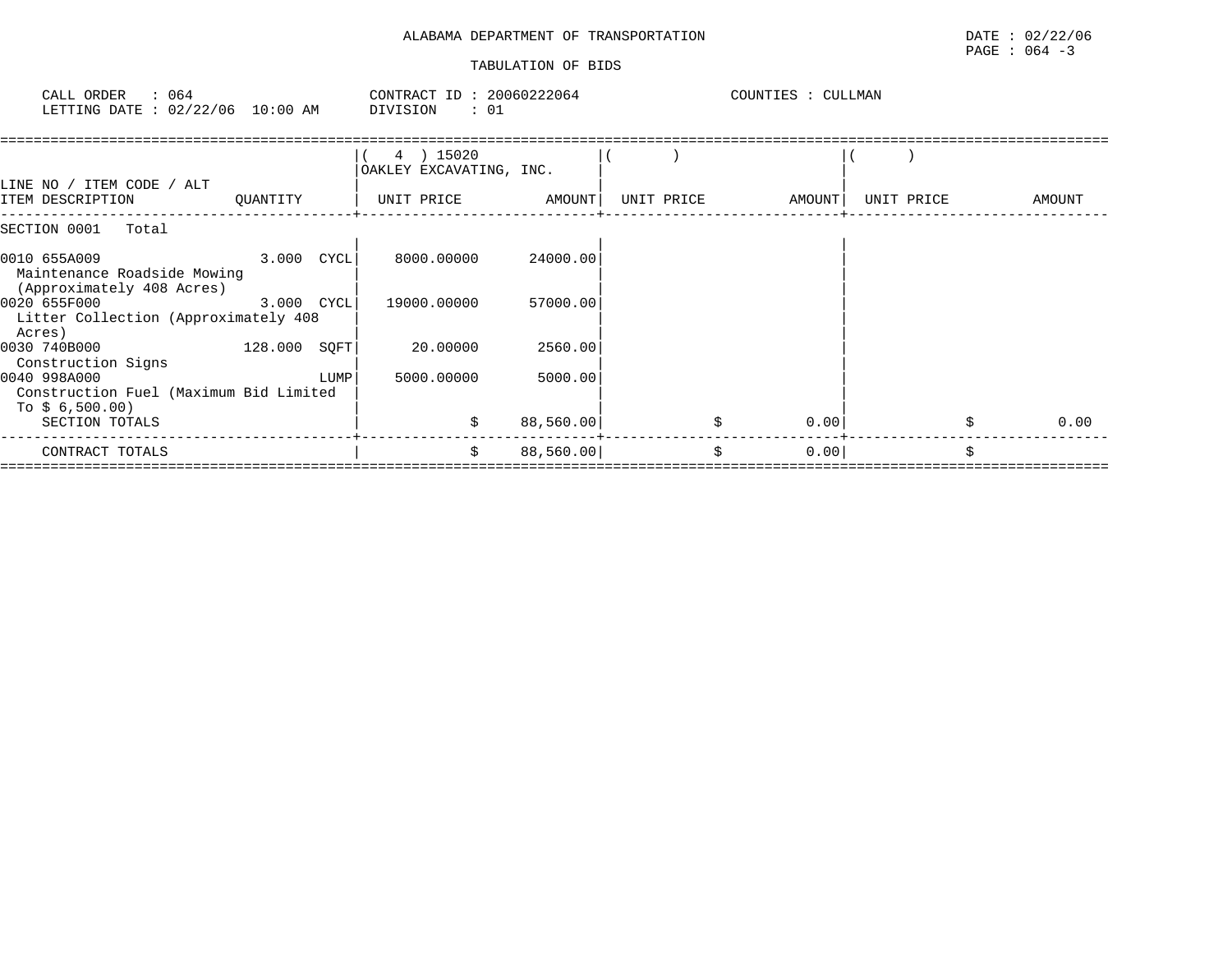ALABAMA DEPARTMENT OF TRANSPORTATION

DATE : 02/22/06
PAGE : 064 -3

TABULATION OF BIDS

CALL ORDER : 064
LETTING DATE : 02/22/06 10:00 AM

CONTRACT ID : 20060222064
DIVISION : 01

COUNTIES : CULLMAN

| LINE NO / ITEM CODE / ALT ITEM DESCRIPTION | QUANTITY | ( 4 ) 15020 OAKLEY EXCAVATING, INC. UNIT PRICE | AMOUNT | ( ) UNIT PRICE | AMOUNT | ( ) UNIT PRICE | AMOUNT |
|---|---|---|---|---|---|---|---|
| SECTION 0001 Total | | | | | | | |
| 0010 655A009 Maintenance Roadside Mowing (Approximately 408 Acres) | 3.000 CYCL | 8000.00000 | 24000.00 | | | | |
| 0020 655F000 Litter Collection (Approximately 408 Acres) | 3.000 CYCL | 19000.00000 | 57000.00 | | | | |
| 0030 740B000 Construction Signs | 128.000 SQFT | 20.00000 | 2560.00 | | | | |
| 0040 998A000 Construction Fuel (Maximum Bid Limited To $ 6,500.00) | LUMP | 5000.00000 | 5000.00 | | | | |
| SECTION TOTALS | | $ | 88,560.00 | $ | 0.00 | $ | 0.00 |
| CONTRACT TOTALS | | $ | 88,560.00 | $ | 0.00 | $ | |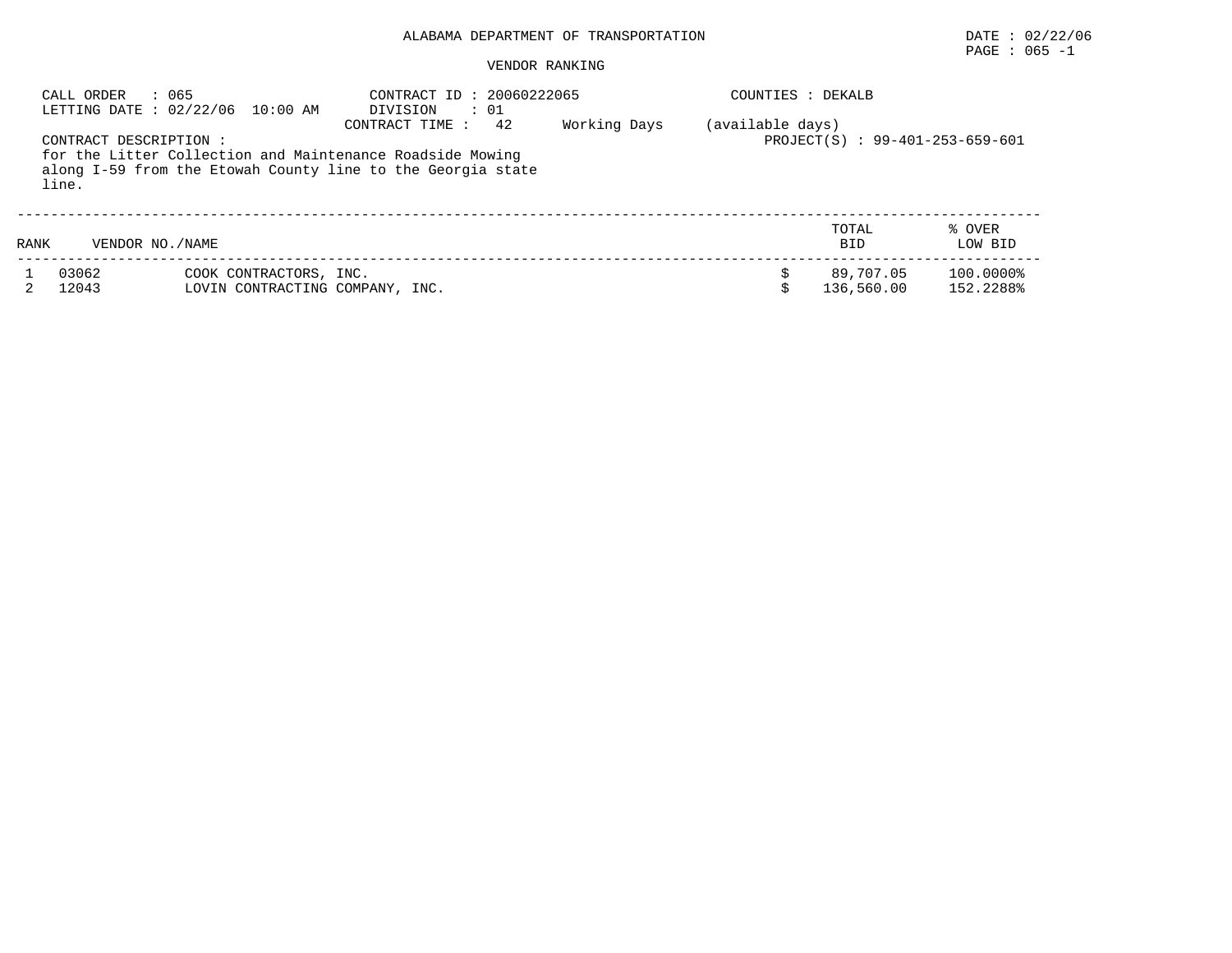ALABAMA DEPARTMENT OF TRANSPORTATION

DATE : 02/22/06

PAGE : 065 -1

VENDOR RANKING

CALL ORDER : 065
LETTING DATE : 02/22/06 10:00 AM

CONTRACT ID : 20060222065
DIVISION : 01
CONTRACT TIME : 42 Working Days (available days)

COUNTIES : DEKALB

PROJECT(S) : 99-401-253-659-601

CONTRACT DESCRIPTION :
for the Litter Collection and Maintenance Roadside Mowing along I-59 from the Etowah County line to the Georgia state line.

| RANK | VENDOR NO. | NAME | TOTAL BID | % OVER LOW BID |
|---|---|---|---|---|
| 1 | 03062 | COOK CONTRACTORS, INC. | $ 89,707.05 | 100.0000% |
| 2 | 12043 | LOVIN CONTRACTING COMPANY, INC. | $ 136,560.00 | 152.2288% |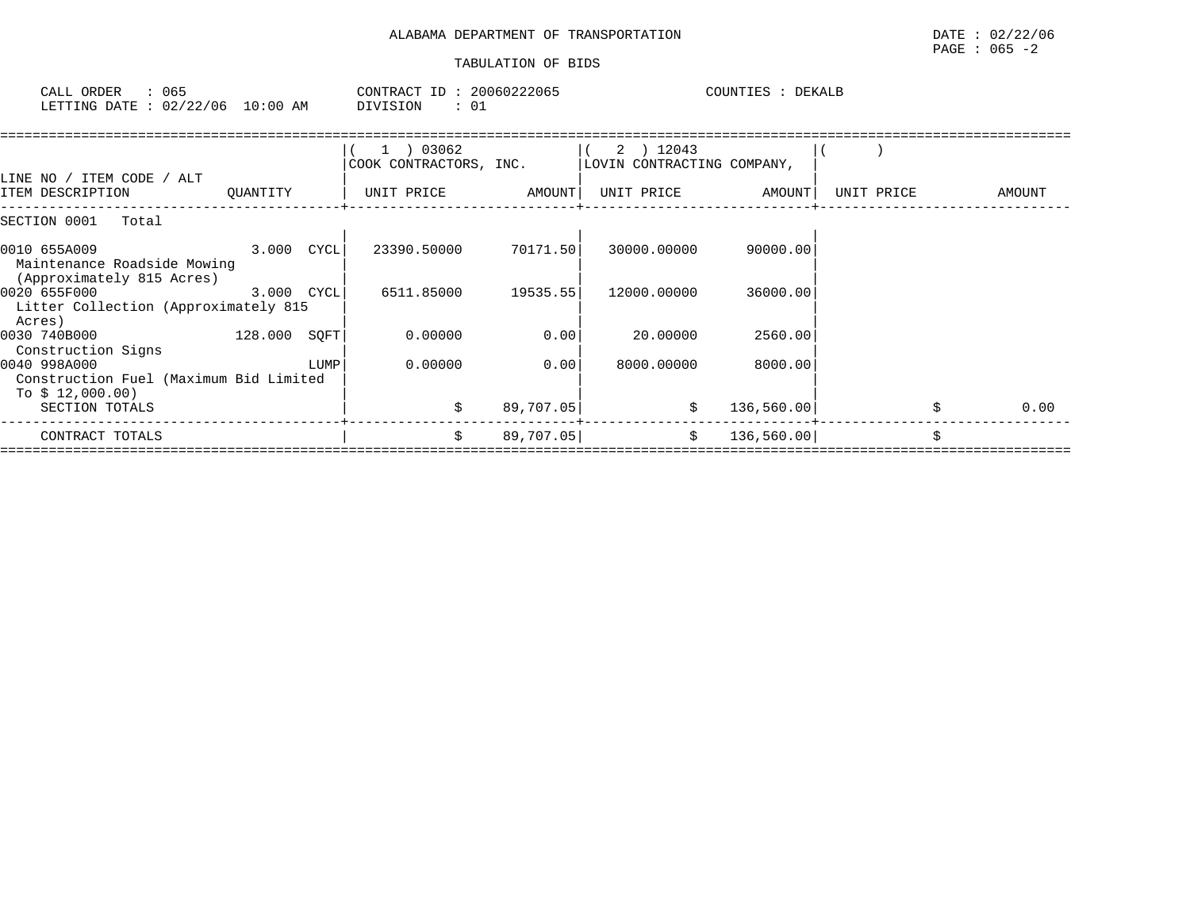ALABAMA DEPARTMENT OF TRANSPORTATION

TABULATION OF BIDS

DATE : 02/22/06
PAGE : 065 -2

CALL ORDER : 065
LETTING DATE : 02/22/06 10:00 AM

CONTRACT ID : 20060222065
DIVISION : 01

COUNTIES : DEKALB

| LINE NO / ITEM CODE / ALT ITEM DESCRIPTION | QUANTITY | ( 1 ) 03062 COOK CONTRACTORS, INC. UNIT PRICE | AMOUNT | ( 2 ) 12043 LOVIN CONTRACTING COMPANY, UNIT PRICE | AMOUNT | ( ) UNIT PRICE | AMOUNT |
|---|---|---|---|---|---|---|---|
| SECTION 0001 Total | | | | | | | |
| 0010 655A009 Maintenance Roadside Mowing (Approximately 815 Acres) | 3.000 CYCL | 23390.50000 | 70171.50 | 30000.00000 | 90000.00 | | |
| 0020 655F000 Litter Collection (Approximately 815 Acres) | 3.000 CYCL | 6511.85000 | 19535.55 | 12000.00000 | 36000.00 | | |
| 0030 740B000 Construction Signs | 128.000 SQFT | 0.00000 | 0.00 | 20.00000 | 2560.00 | | |
| 0040 998A000 Construction Fuel (Maximum Bid Limited To $ 12,000.00) | LUMP | 0.00000 | 0.00 | 8000.00000 | 8000.00 | | |
| SECTION TOTALS | | | $ 89,707.05 | | $ 136,560.00 | | $ 0.00 |
| CONTRACT TOTALS | | | $ 89,707.05 | | $ 136,560.00 | | $ |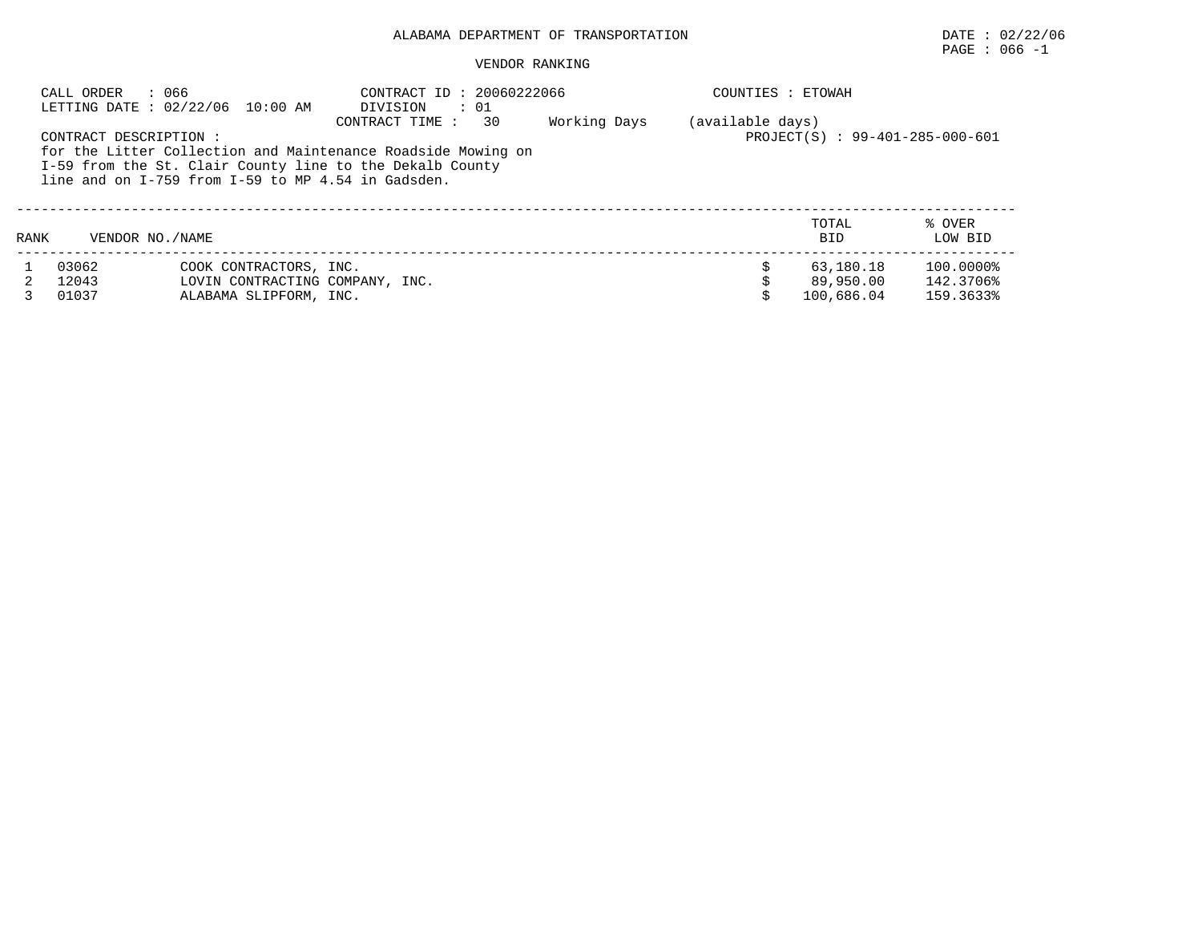ALABAMA DEPARTMENT OF TRANSPORTATION

DATE : 02/22/06

PAGE : 066 -1

VENDOR RANKING

CALL ORDER : 066
LETTING DATE : 02/22/06 10:00 AM

CONTRACT ID : 20060222066
DIVISION : 01
CONTRACT TIME : 30 Working Days (available days)

COUNTIES : ETOWAH

PROJECT(S) : 99-401-285-000-601

CONTRACT DESCRIPTION :
for the Litter Collection and Maintenance Roadside Mowing on I-59 from the St. Clair County line to the Dekalb County line and on I-759 from I-59 to MP 4.54 in Gadsden.

| RANK | VENDOR NO./NAME | | TOTAL BID | % OVER LOW BID |
|---|---|---|---|---|
| 1 | 03062 | COOK CONTRACTORS, INC. | $ 63,180.18 | 100.0000% |
| 2 | 12043 | LOVIN CONTRACTING COMPANY, INC. | $ 89,950.00 | 142.3706% |
| 3 | 01037 | ALABAMA SLIPFORM, INC. | $ 100,686.04 | 159.3633% |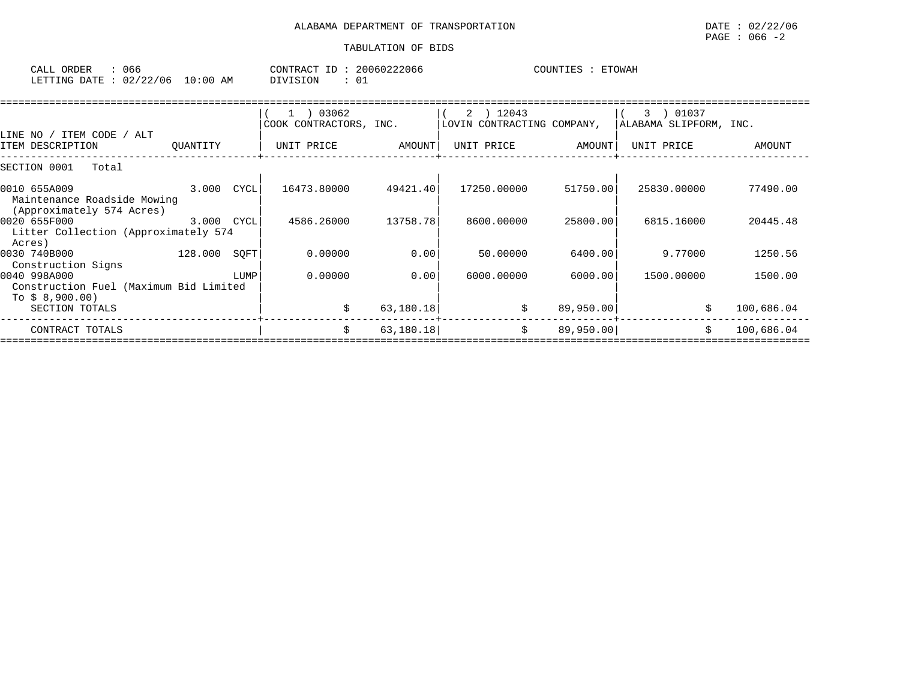ALABAMA DEPARTMENT OF TRANSPORTATION

DATE : 02/22/06

PAGE : 066 -2

TABULATION OF BIDS

CALL ORDER : 066 CONTRACT ID : 20060222066 COUNTIES : ETOWAH

LETTING DATE : 02/22/06 10:00 AM DIVISION : 01

| LINE NO / ITEM CODE / ALT ITEM DESCRIPTION | QUANTITY | ( 1 ) 03062 COOK CONTRACTORS, INC. UNIT PRICE | AMOUNT | ( 2 ) 12043 LOVIN CONTRACTING COMPANY, UNIT PRICE | AMOUNT | ( 3 ) 01037 ALABAMA SLIPFORM, INC. UNIT PRICE | AMOUNT |
|---|---|---|---|---|---|---|---|
| SECTION 0001 Total | | | | | | | |
| 0010 655A009 Maintenance Roadside Mowing (Approximately 574 Acres) | 3.000 CYCL | 16473.80000 | 49421.40 | 17250.00000 | 51750.00 | 25830.00000 | 77490.00 |
| 0020 655F000 Litter Collection (Approximately 574 Acres) | 3.000 CYCL | 4586.26000 | 13758.78 | 8600.00000 | 25800.00 | 6815.16000 | 20445.48 |
| 0030 740B000 Construction Signs | 128.000 SQFT | 0.00000 | 0.00 | 50.00000 | 6400.00 | 9.77000 | 1250.56 |
| 0040 998A000 Construction Fuel (Maximum Bid Limited To $ 8,900.00) | LUMP | 0.00000 | 0.00 | 6000.00000 | 6000.00 | 1500.00000 | 1500.00 |
| SECTION TOTALS | | | $ 63,180.18 | | $ 89,950.00 | | $ 100,686.04 |
| CONTRACT TOTALS | | | $ 63,180.18 | | $ 89,950.00 | | $ 100,686.04 |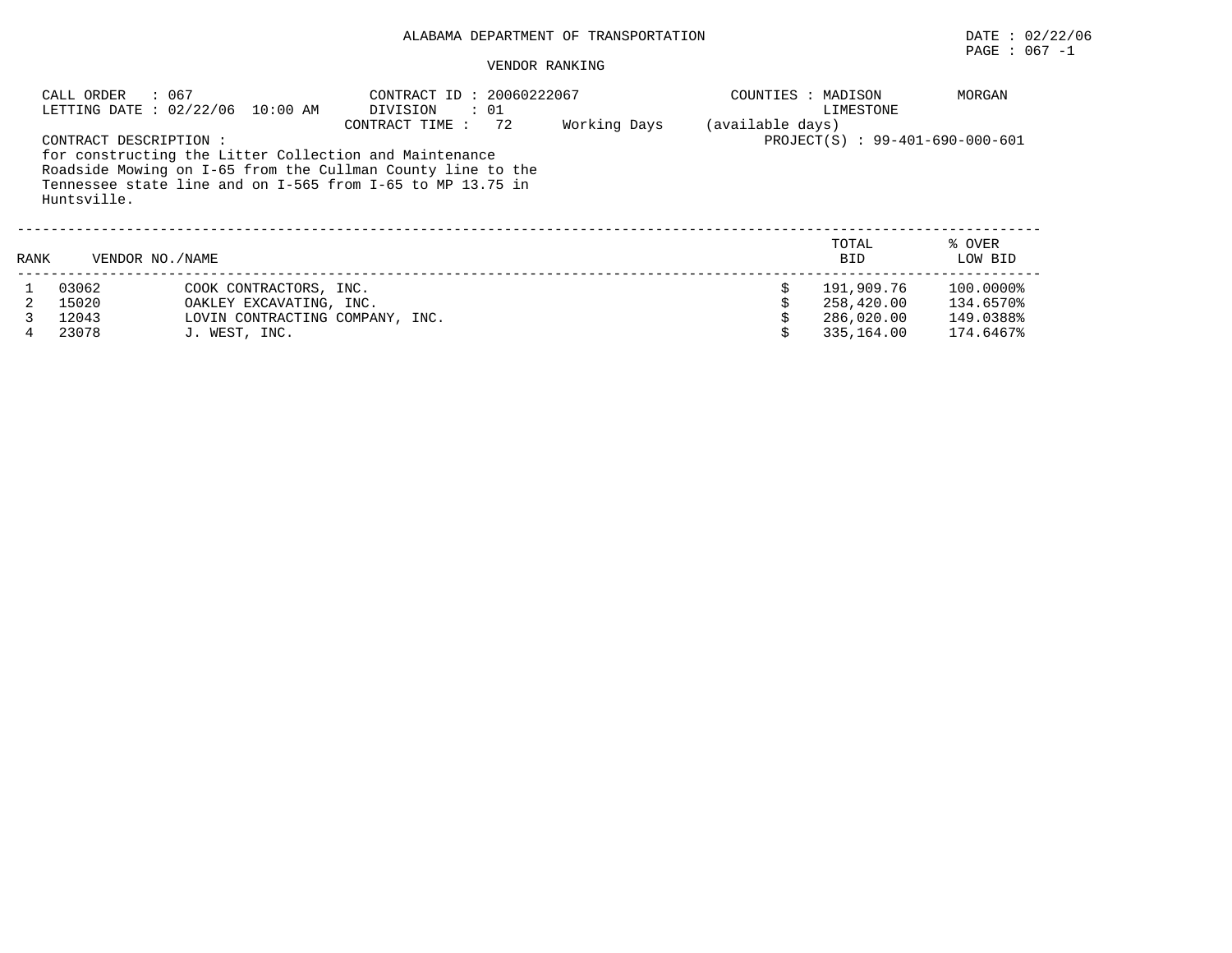ALABAMA DEPARTMENT OF TRANSPORTATION

DATE : 02/22/06

PAGE : 067 -1

VENDOR RANKING

CALL ORDER : 067
LETTING DATE : 02/22/06 10:00 AM

CONTRACT ID : 20060222067
DIVISION : 01
CONTRACT TIME : 72 Working Days (available days)

COUNTIES : MADISON MORGAN LIMESTONE

PROJECT(S) : 99-401-690-000-601

CONTRACT DESCRIPTION :
for constructing the Litter Collection and Maintenance Roadside Mowing on I-65 from the Cullman County line to the Tennessee state line and on I-565 from I-65 to MP 13.75 in Huntsville.

| RANK | VENDOR NO./NAME | | TOTAL BID | % OVER LOW BID |
|---|---|---|---|---|
| 1 | 03062 | COOK CONTRACTORS, INC. | $ 191,909.76 | 100.0000% |
| 2 | 15020 | OAKLEY EXCAVATING, INC. | $ 258,420.00 | 134.6570% |
| 3 | 12043 | LOVIN CONTRACTING COMPANY, INC. | $ 286,020.00 | 149.0388% |
| 4 | 23078 | J. WEST, INC. | $ 335,164.00 | 174.6467% |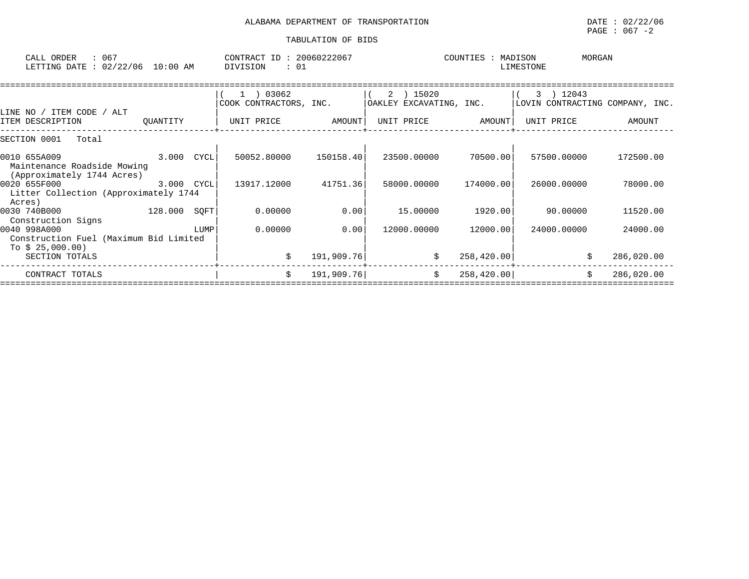ALABAMA DEPARTMENT OF TRANSPORTATION

DATE : 02/22/06

PAGE : 067 -2

TABULATION OF BIDS

CALL ORDER : 067
LETTING DATE : 02/22/06 10:00 AM

CONTRACT ID : 20060222067
DIVISION : 01

COUNTIES : MADISON MORGAN LIMESTONE

| LINE NO / ITEM CODE / ALT ITEM DESCRIPTION | QUANTITY | ( 1 ) 03062 COOK CONTRACTORS, INC. UNIT PRICE | AMOUNT | ( 2 ) 15020 OAKLEY EXCAVATING, INC. UNIT PRICE | AMOUNT | ( 3 ) 12043 LOVIN CONTRACTING COMPANY, INC. UNIT PRICE | AMOUNT |
|---|---|---|---|---|---|---|---|
| SECTION 0001 Total | | | | | | | |
| 0010 655A009 Maintenance Roadside Mowing (Approximately 1744 Acres) | 3.000 CYCL | 50052.80000 | 150158.40 | 23500.00000 | 70500.00 | 57500.00000 | 172500.00 |
| 0020 655F000 Litter Collection (Approximately 1744 Acres) | 3.000 CYCL | 13917.12000 | 41751.36 | 58000.00000 | 174000.00 | 26000.00000 | 78000.00 |
| 0030 740B000 Construction Signs | 128.000 SQFT | 0.00000 | 0.00 | 15.00000 | 1920.00 | 90.00000 | 11520.00 |
| 0040 998A000 Construction Fuel (Maximum Bid Limited To $ 25,000.00) | LUMP | 0.00000 | 0.00 | 12000.00000 | 12000.00 | 24000.00000 | 24000.00 |
| SECTION TOTALS | | | $ 191,909.76 | | $ 258,420.00 | | $ 286,020.00 |
| CONTRACT TOTALS | | | $ 191,909.76 | | $ 258,420.00 | | $ 286,020.00 |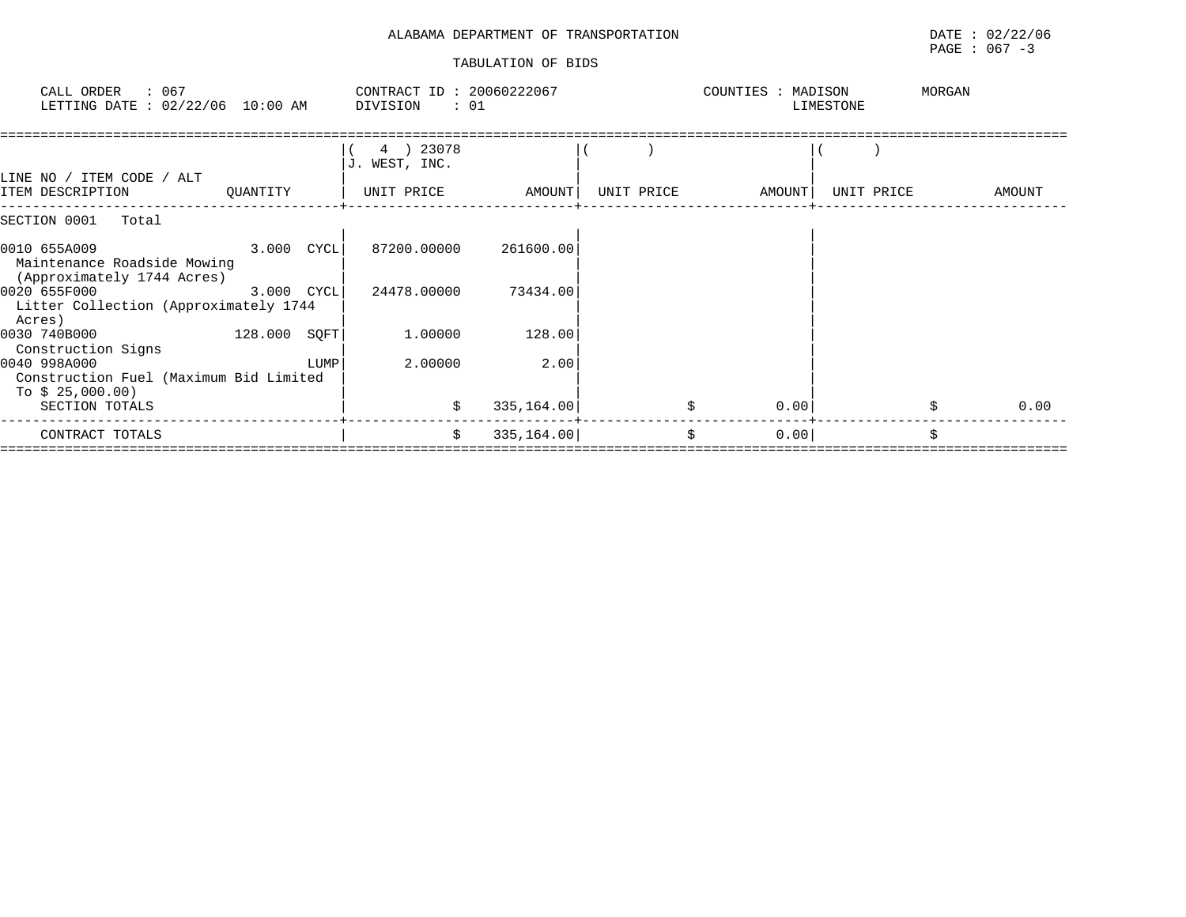ALABAMA DEPARTMENT OF TRANSPORTATION

TABULATION OF BIDS

DATE : 02/22/06
PAGE : 067 -3

CALL ORDER : 067
LETTING DATE : 02/22/06 10:00 AM

CONTRACT ID : 20060222067
DIVISION : 01

COUNTIES : MADISON MORGAN LIMESTONE

| LINE NO / ITEM CODE / ALT ITEM DESCRIPTION | QUANTITY | ( 4 ) 23078 J. WEST, INC. UNIT PRICE | AMOUNT | ( ) UNIT PRICE | AMOUNT | ( ) UNIT PRICE | AMOUNT |
|---|---|---|---|---|---|---|---|
| SECTION 0001 Total | | | | | | | |
| 0010 655A009 Maintenance Roadside Mowing (Approximately 1744 Acres) | 3.000 CYCL | 87200.00000 | 261600.00 | | | | |
| 0020 655F000 Litter Collection (Approximately 1744 Acres) | 3.000 CYCL | 24478.00000 | 73434.00 | | | | |
| 0030 740B000 Construction Signs | 128.000 SQFT | 1.00000 | 128.00 | | | | |
| 0040 998A000 Construction Fuel (Maximum Bid Limited To $ 25,000.00) | LUMP | 2.00000 | 2.00 | | | | |
| SECTION TOTALS | | | $ 335,164.00 | | $ 0.00 | | $ 0.00 |
| CONTRACT TOTALS | | | $ 335,164.00 | | $ 0.00 | | $ |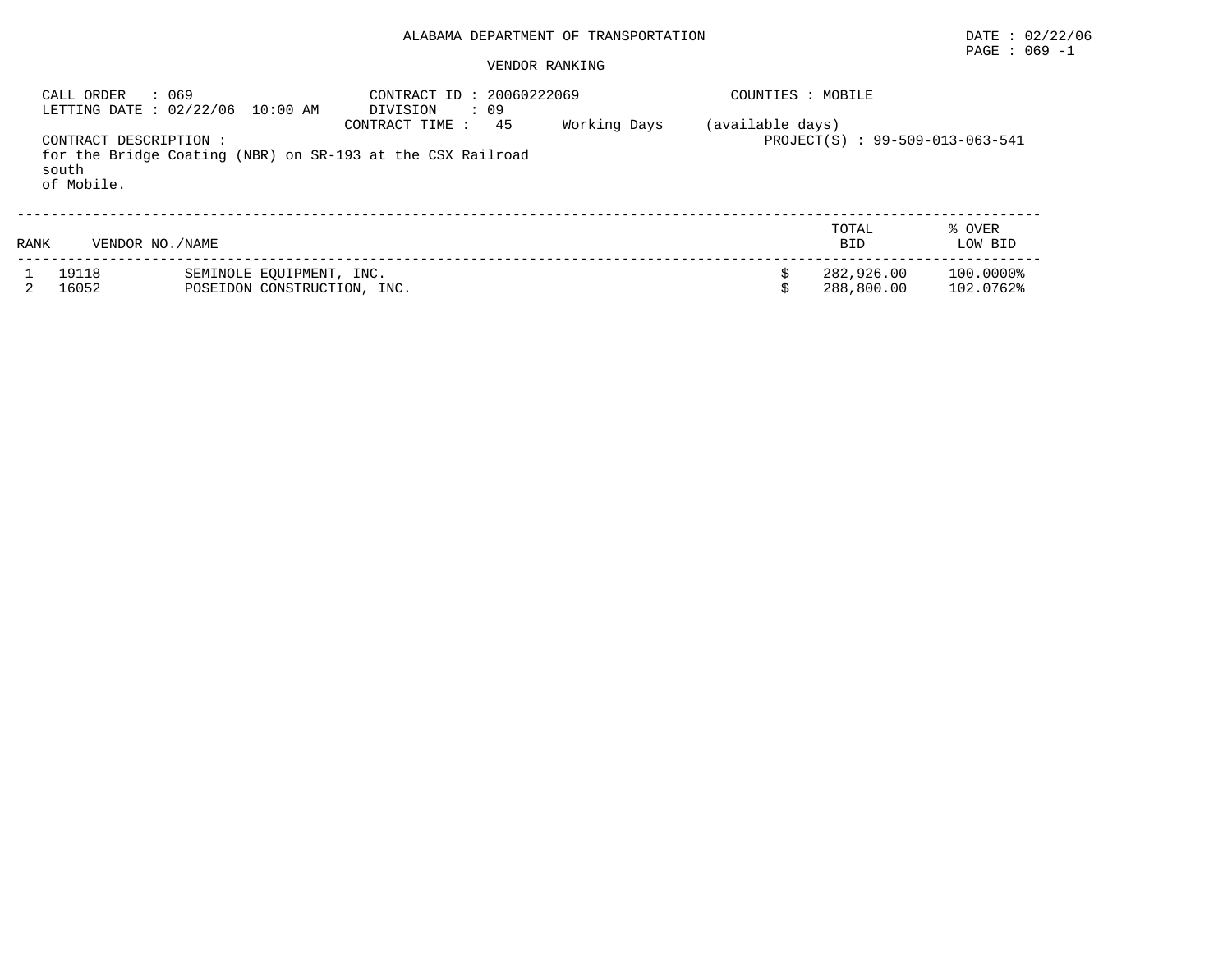ALABAMA DEPARTMENT OF TRANSPORTATION

DATE : 02/22/06
PAGE : 069 -1

VENDOR RANKING

CALL ORDER : 069
LETTING DATE : 02/22/06 10:00 AM

CONTRACT ID : 20060222069
DIVISION : 09
CONTRACT TIME : 45 Working Days (available days)

COUNTIES : MOBILE

PROJECT(S) : 99-509-013-063-541

CONTRACT DESCRIPTION :
for the Bridge Coating (NBR) on SR-193 at the CSX Railroad south of Mobile.

| RANK | VENDOR NO./NAME | | TOTAL BID | % OVER LOW BID |
|---|---|---|---|---|
| 1 | 19118 | SEMINOLE EQUIPMENT, INC. | $ 282,926.00 | 100.0000% |
| 2 | 16052 | POSEIDON CONSTRUCTION, INC. | $ 288,800.00 | 102.0762% |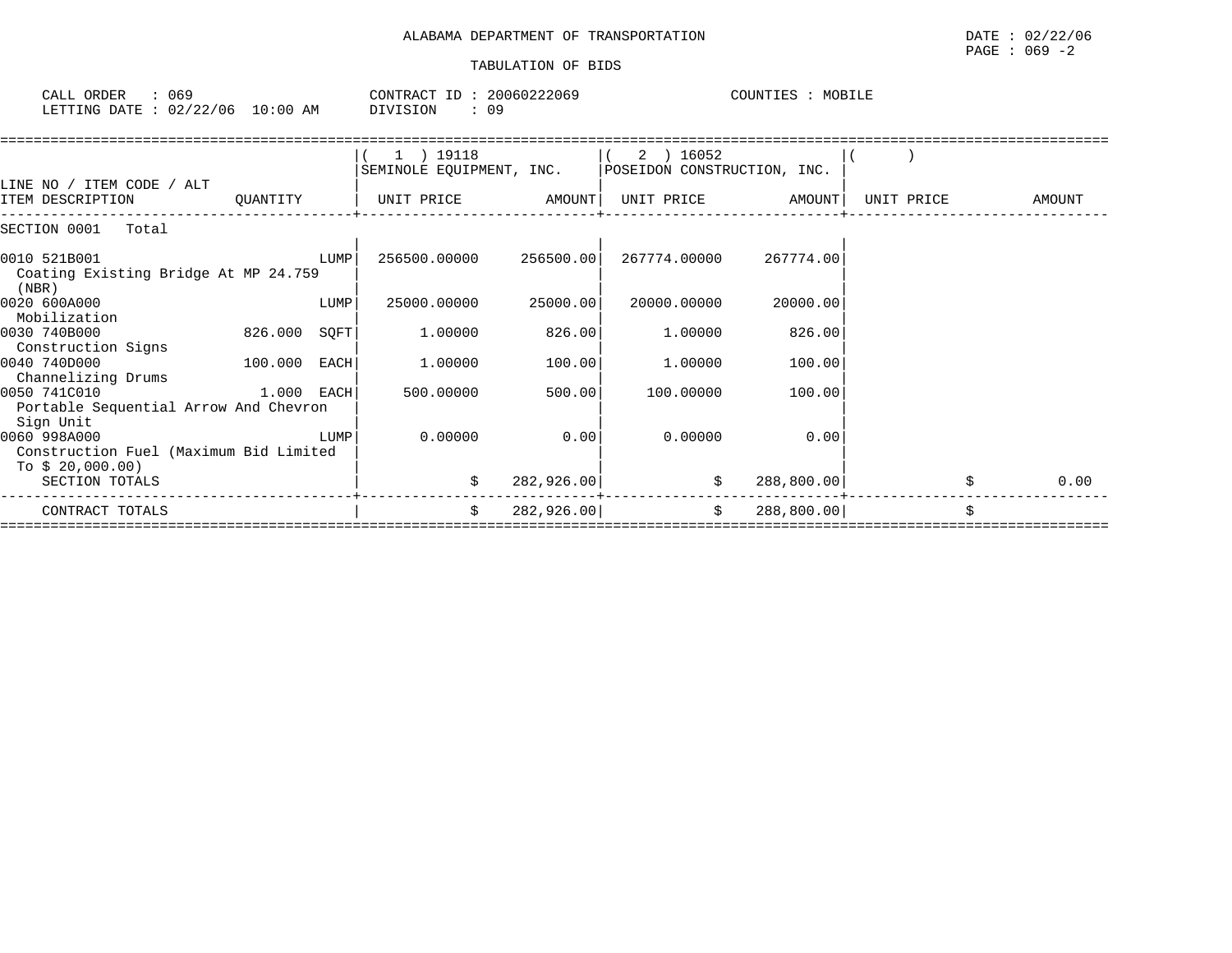ALABAMA DEPARTMENT OF TRANSPORTATION

TABULATION OF BIDS

CALL ORDER : 069
LETTING DATE : 02/22/06 10:00 AM

CONTRACT ID : 20060222069
DIVISION : 09

COUNTIES : MOBILE

| LINE NO / ITEM CODE / ALT ITEM DESCRIPTION | QUANTITY | ( 1 ) 19118 SEMINOLE EQUIPMENT, INC. UNIT PRICE | AMOUNT | ( 2 ) 16052 POSEIDON CONSTRUCTION, INC. UNIT PRICE | AMOUNT | ( ) UNIT PRICE | AMOUNT |
|---|---|---|---|---|---|---|---|
| SECTION 0001 Total | | | | | | | |
| 0010 521B001 Coating Existing Bridge At MP 24.759 (NBR) | LUMP | 256500.00000 | 256500.00 | 267774.00000 | 267774.00 | | |
| 0020 600A000 Mobilization | LUMP | 25000.00000 | 25000.00 | 20000.00000 | 20000.00 | | |
| 0030 740B000 Construction Signs | 826.000 SQFT | 1.00000 | 826.00 | 1.00000 | 826.00 | | |
| 0040 740D000 Channelizing Drums | 100.000 EACH | 1.00000 | 100.00 | 1.00000 | 100.00 | | |
| 0050 741C010 Portable Sequential Arrow And Chevron Sign Unit | 1.000 EACH | 500.00000 | 500.00 | 100.00000 | 100.00 | | |
| 0060 998A000 Construction Fuel (Maximum Bid Limited To $ 20,000.00) | LUMP | 0.00000 | 0.00 | 0.00000 | 0.00 | | |
| SECTION TOTALS | | | $ 282,926.00 | | $ 288,800.00 | | $ 0.00 |
| CONTRACT TOTALS | | | $ 282,926.00 | | $ 288,800.00 | | $ |